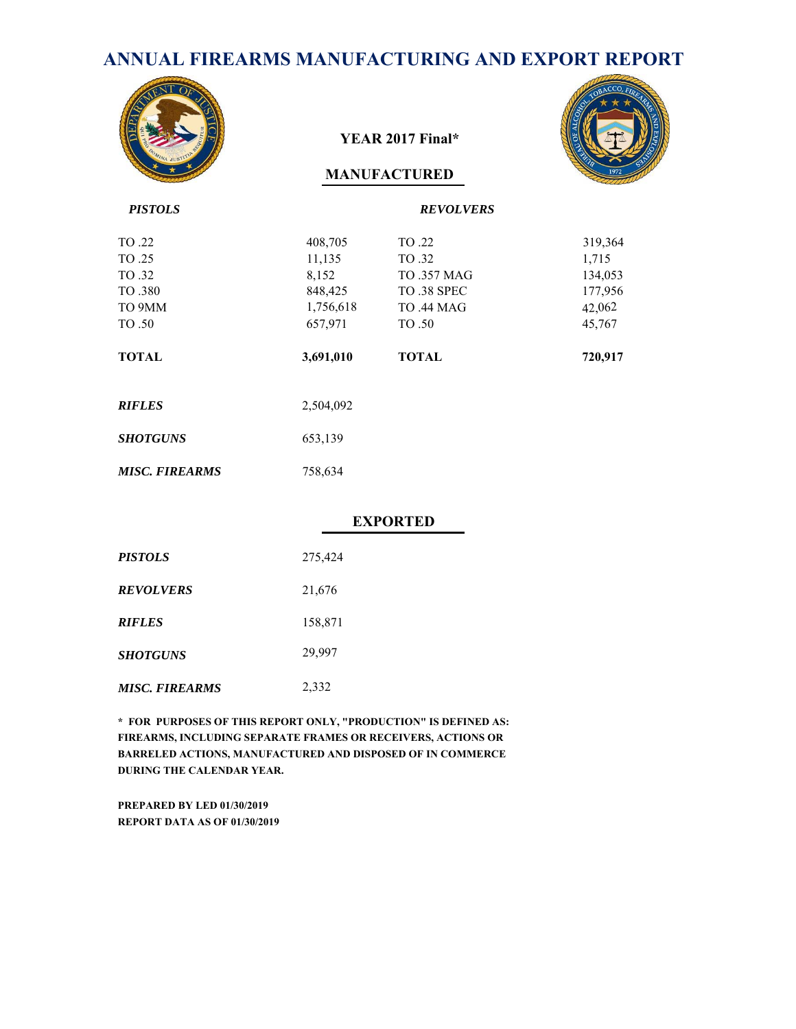# ANNUAL FIREARMS MANUFACTURING AND EXPORT REPORT

**YEAR 2017 Final***

## MANUFACTURED

| *PISTOLS* | | *REVOLVERS* | |
|---|---|---|---|
| TO .22 | 408,705 | TO .22 | 319,364 |
| TO .25 | 11,135 | TO .32 | 1,715 |
| TO .32 | 8,152 | TO .357 MAG | 134,053 |
| TO .380 | 848,425 | TO .38 SPEC | 177,956 |
| TO 9MM | 1,756,618 | TO .44 MAG | 42,062 |
| TO .50 | 657,971 | TO .50 | 45,767 |
| **TOTAL** | **3,691,010** | **TOTAL** | **720,917** |

| | |
|---|---|
| ***RIFLES*** | 2,504,092 |
| ***SHOTGUNS*** | 653,139 |
| ***MISC. FIREARMS*** | 758,634 |

## EXPORTED

| | |
|---|---|
| ***PISTOLS*** | 275,424 |
| ***REVOLVERS*** | 21,676 |
| ***RIFLES*** | 158,871 |
| ***SHOTGUNS*** | 29,997 |
| ***MISC. FIREARMS*** | 2,332 |

**\* FOR PURPOSES OF THIS REPORT ONLY, "PRODUCTION" IS DEFINED AS: FIREARMS, INCLUDING SEPARATE FRAMES OR RECEIVERS, ACTIONS OR BARRELED ACTIONS, MANUFACTURED AND DISPOSED OF IN COMMERCE DURING THE CALENDAR YEAR.**

**PREPARED BY LED 01/30/2019**
**REPORT DATA AS OF 01/30/2019**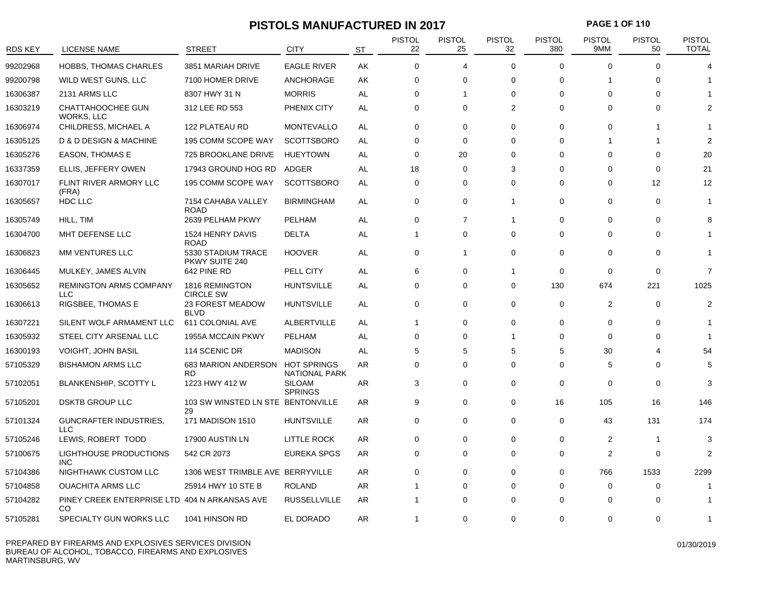# PISTOLS MANUFACTURED IN 2017

| RDS KEY | LICENSE NAME | STREET | CITY | ST | PISTOL 22 | PISTOL 25 | PISTOL 32 | PISTOL 380 | PISTOL 9MM | PISTOL 50 | PISTOL TOTAL |
|---|---|---|---|---|---|---|---|---|---|---|---|
| 99202968 | HOBBS, THOMAS CHARLES | 3851 MARIAH DRIVE | EAGLE RIVER | AK | 0 | 4 | 0 | 0 | 0 | 0 | 4 |
| 99200798 | WILD WEST GUNS, LLC | 7100 HOMER DRIVE | ANCHORAGE | AK | 0 | 0 | 0 | 0 | 1 | 0 | 1 |
| 16306387 | 2131 ARMS LLC | 8307 HWY 31 N | MORRIS | AL | 0 | 1 | 0 | 0 | 0 | 0 | 1 |
| 16303219 | CHATTAHOOCHEE GUN WORKS, LLC | 312 LEE RD 553 | PHENIX CITY | AL | 0 | 0 | 2 | 0 | 0 | 0 | 2 |
| 16306974 | CHILDRESS, MICHAEL A | 122 PLATEAU RD | MONTEVALLO | AL | 0 | 0 | 0 | 0 | 0 | 1 | 1 |
| 16305125 | D & D DESIGN & MACHINE | 195 COMM SCOPE WAY | SCOTTSBORO | AL | 0 | 0 | 0 | 0 | 1 | 1 | 2 |
| 16305276 | EASON, THOMAS E | 725 BROOKLANE DRIVE | HUEYTOWN | AL | 0 | 20 | 0 | 0 | 0 | 0 | 20 |
| 16337359 | ELLIS, JEFFERY OWEN | 17943 GROUND HOG RD | ADGER | AL | 18 | 0 | 3 | 0 | 0 | 0 | 21 |
| 16307017 | FLINT RIVER ARMORY LLC (FRA) | 195 COMM SCOPE WAY | SCOTTSBORO | AL | 0 | 0 | 0 | 0 | 0 | 12 | 12 |
| 16305657 | HDC LLC | 7154 CAHABA VALLEY ROAD | BIRMINGHAM | AL | 0 | 0 | 1 | 0 | 0 | 0 | 1 |
| 16305749 | HILL, TIM | 2639 PELHAM PKWY | PELHAM | AL | 0 | 7 | 1 | 0 | 0 | 0 | 8 |
| 16304700 | MHT DEFENSE LLC | 1524 HENRY DAVIS ROAD | DELTA | AL | 1 | 0 | 0 | 0 | 0 | 0 | 1 |
| 16306823 | MM VENTURES LLC | 5330 STADIUM TRACE PKWY SUITE 240 | HOOVER | AL | 0 | 1 | 0 | 0 | 0 | 0 | 1 |
| 16306445 | MULKEY, JAMES ALVIN | 642 PINE RD | PELL CITY | AL | 6 | 0 | 1 | 0 | 0 | 0 | 7 |
| 16305652 | REMINGTON ARMS COMPANY LLC | 1816 REMINGTON CIRCLE SW | HUNTSVILLE | AL | 0 | 0 | 0 | 130 | 674 | 221 | 1025 |
| 16306613 | RIGSBEE, THOMAS E | 23 FOREST MEADOW BLVD | HUNTSVILLE | AL | 0 | 0 | 0 | 0 | 2 | 0 | 2 |
| 16307221 | SILENT WOLF ARMAMENT LLC | 611 COLONIAL AVE | ALBERTVILLE | AL | 1 | 0 | 0 | 0 | 0 | 0 | 1 |
| 16305932 | STEEL CITY ARSENAL LLC | 1955A MCCAIN PKWY | PELHAM | AL | 0 | 0 | 1 | 0 | 0 | 0 | 1 |
| 16300193 | VOIGHT, JOHN BASIL | 114 SCENIC DR | MADISON | AL | 5 | 5 | 5 | 5 | 30 | 4 | 54 |
| 57105329 | BISHAMON ARMS LLC | 683 MARION ANDERSON RD | HOT SPRINGS NATIONAL PARK | AR | 0 | 0 | 0 | 0 | 5 | 0 | 5 |
| 57102051 | BLANKENSHIP, SCOTTY L | 1223 HWY 412 W | SILOAM SPRINGS | AR | 3 | 0 | 0 | 0 | 0 | 0 | 3 |
| 57105201 | DSKTB GROUP LLC | 103 SW WINSTED LN STE 29 | BENTONVILLE | AR | 9 | 0 | 0 | 16 | 105 | 16 | 146 |
| 57101324 | GUNCRAFTER INDUSTRIES, LLC | 171 MADISON 1510 | HUNTSVILLE | AR | 0 | 0 | 0 | 0 | 43 | 131 | 174 |
| 57105246 | LEWIS, ROBERT TODD | 17900 AUSTIN LN | LITTLE ROCK | AR | 0 | 0 | 0 | 0 | 2 | 1 | 3 |
| 57100675 | LIGHTHOUSE PRODUCTIONS INC | 542 CR 2073 | EUREKA SPGS | AR | 0 | 0 | 0 | 0 | 2 | 0 | 2 |
| 57104386 | NIGHTHAWK CUSTOM LLC | 1306 WEST TRIMBLE AVE | BERRYVILLE | AR | 0 | 0 | 0 | 0 | 766 | 1533 | 2299 |
| 57104858 | OUACHITA ARMS LLC | 25914 HWY 10 STE B | ROLAND | AR | 1 | 0 | 0 | 0 | 0 | 0 | 1 |
| 57104282 | PINEY CREEK ENTERPRISE LTD CO | 404 N ARKANSAS AVE | RUSSELLVILLE | AR | 1 | 0 | 0 | 0 | 0 | 0 | 1 |
| 57105281 | SPECIALTY GUN WORKS LLC | 1041 HINSON RD | EL DORADO | AR | 1 | 0 | 0 | 0 | 0 | 0 | 1 |

PREPARED BY FIREARMS AND EXPLOSIVES SERVICES DIVISION
BUREAU OF ALCOHOL, TOBACCO, FIREARMS AND EXPLOSIVES
MARTINSBURG, WV

01/30/2019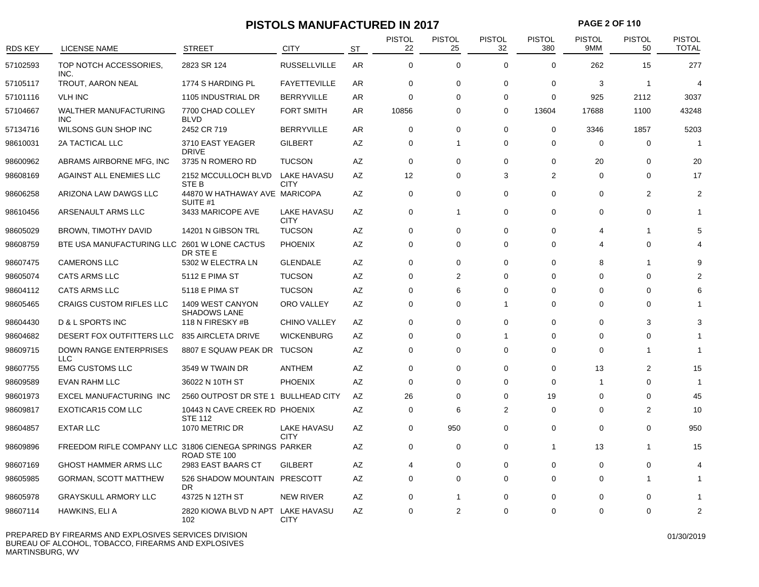# PISTOLS MANUFACTURED IN 2017

| RDS KEY | LICENSE NAME | STREET | CITY | ST | PISTOL 22 | PISTOL 25 | PISTOL 32 | PISTOL 380 | PISTOL 9MM | PISTOL 50 | PISTOL TOTAL |
|---|---|---|---|---|---|---|---|---|---|---|---|
| 57102593 | TOP NOTCH ACCESSORIES, INC. | 2823 SR 124 | RUSSELLVILLE | AR | 0 | 0 | 0 | 0 | 262 | 15 | 277 |
| 57105117 | TROUT, AARON NEAL | 1774 S HARDING PL | FAYETTEVILLE | AR | 0 | 0 | 0 | 0 | 3 | 1 | 4 |
| 57101116 | VLH INC | 1105 INDUSTRIAL DR | BERRYVILLE | AR | 0 | 0 | 0 | 0 | 925 | 2112 | 3037 |
| 57104667 | WALTHER MANUFACTURING INC | 7700 CHAD COLLEY BLVD | FORT SMITH | AR | 10856 | 0 | 0 | 13604 | 17688 | 1100 | 43248 |
| 57134716 | WILSONS GUN SHOP INC | 2452 CR 719 | BERRYVILLE | AR | 0 | 0 | 0 | 0 | 3346 | 1857 | 5203 |
| 98610031 | 2A TACTICAL LLC | 3710 EAST YEAGER DRIVE | GILBERT | AZ | 0 | 1 | 0 | 0 | 0 | 0 | 1 |
| 98600962 | ABRAMS AIRBORNE MFG, INC | 3735 N ROMERO RD | TUCSON | AZ | 0 | 0 | 0 | 0 | 20 | 0 | 20 |
| 98608169 | AGAINST ALL ENEMIES LLC | 2152 MCCULLOCH BLVD STE B | LAKE HAVASU CITY | AZ | 12 | 0 | 3 | 2 | 0 | 0 | 17 |
| 98606258 | ARIZONA LAW DAWGS LLC | 44870 W HATHAWAY AVE SUITE #1 | MARICOPA | AZ | 0 | 0 | 0 | 0 | 0 | 2 | 2 |
| 98610456 | ARSENAULT ARMS LLC | 3433 MARICOPE AVE | LAKE HAVASU CITY | AZ | 0 | 1 | 0 | 0 | 0 | 0 | 1 |
| 98605029 | BROWN, TIMOTHY DAVID | 14201 N GIBSON TRL | TUCSON | AZ | 0 | 0 | 0 | 0 | 4 | 1 | 5 |
| 98608759 | BTE USA MANUFACTURING LLC | 2601 W LONE CACTUS DR STE E | PHOENIX | AZ | 0 | 0 | 0 | 0 | 4 | 0 | 4 |
| 98607475 | CAMERONS LLC | 5302 W ELECTRA LN | GLENDALE | AZ | 0 | 0 | 0 | 0 | 8 | 1 | 9 |
| 98605074 | CATS ARMS LLC | 5112 E PIMA ST | TUCSON | AZ | 0 | 2 | 0 | 0 | 0 | 0 | 2 |
| 98604112 | CATS ARMS LLC | 5118 E PIMA ST | TUCSON | AZ | 0 | 6 | 0 | 0 | 0 | 0 | 6 |
| 98605465 | CRAIGS CUSTOM RIFLES LLC | 1409 WEST CANYON SHADOWS LANE | ORO VALLEY | AZ | 0 | 0 | 1 | 0 | 0 | 0 | 1 |
| 98604430 | D & L SPORTS INC | 118 N FIRESKY #B | CHINO VALLEY | AZ | 0 | 0 | 0 | 0 | 0 | 3 | 3 |
| 98604682 | DESERT FOX OUTFITTERS LLC | 835 AIRCLETA DRIVE | WICKENBURG | AZ | 0 | 0 | 1 | 0 | 0 | 0 | 1 |
| 98609715 | DOWN RANGE ENTERPRISES LLC | 8807 E SQUAW PEAK DR | TUCSON | AZ | 0 | 0 | 0 | 0 | 0 | 1 | 1 |
| 98607755 | EMG CUSTOMS LLC | 3549 W TWAIN DR | ANTHEM | AZ | 0 | 0 | 0 | 0 | 13 | 2 | 15 |
| 98609589 | EVAN RAHM LLC | 36022 N 10TH ST | PHOENIX | AZ | 0 | 0 | 0 | 0 | 1 | 0 | 1 |
| 98601973 | EXCEL MANUFACTURING INC | 2560 OUTPOST DR STE 1 | BULLHEAD CITY | AZ | 26 | 0 | 0 | 19 | 0 | 0 | 45 |
| 98609817 | EXOTICAR15 COM LLC | 10443 N CAVE CREEK RD STE 112 | PHOENIX | AZ | 0 | 6 | 2 | 0 | 0 | 2 | 10 |
| 98604857 | EXTAR LLC | 1070 METRIC DR | LAKE HAVASU CITY | AZ | 0 | 950 | 0 | 0 | 0 | 0 | 950 |
| 98609896 | FREEDOM RIFLE COMPANY LLC | 31806 CIENEGA SPRINGS ROAD STE 100 | PARKER | AZ | 0 | 0 | 0 | 1 | 13 | 1 | 15 |
| 98607169 | GHOST HAMMER ARMS LLC | 2983 EAST BAARS CT | GILBERT | AZ | 4 | 0 | 0 | 0 | 0 | 0 | 4 |
| 98605985 | GORMAN, SCOTT MATTHEW | 526 SHADOW MOUNTAIN DR | PRESCOTT | AZ | 0 | 0 | 0 | 0 | 0 | 1 | 1 |
| 98605978 | GRAYSKULL ARMORY LLC | 43725 N 12TH ST | NEW RIVER | AZ | 0 | 1 | 0 | 0 | 0 | 0 | 1 |
| 98607114 | HAWKINS, ELI A | 2820 KIOWA BLVD N APT 102 | LAKE HAVASU CITY | AZ | 0 | 2 | 0 | 0 | 0 | 0 | 2 |

PREPARED BY FIREARMS AND EXPLOSIVES SERVICES DIVISION
BUREAU OF ALCOHOL, TOBACCO, FIREARMS AND EXPLOSIVES
MARTINSBURG, WV

01/30/2019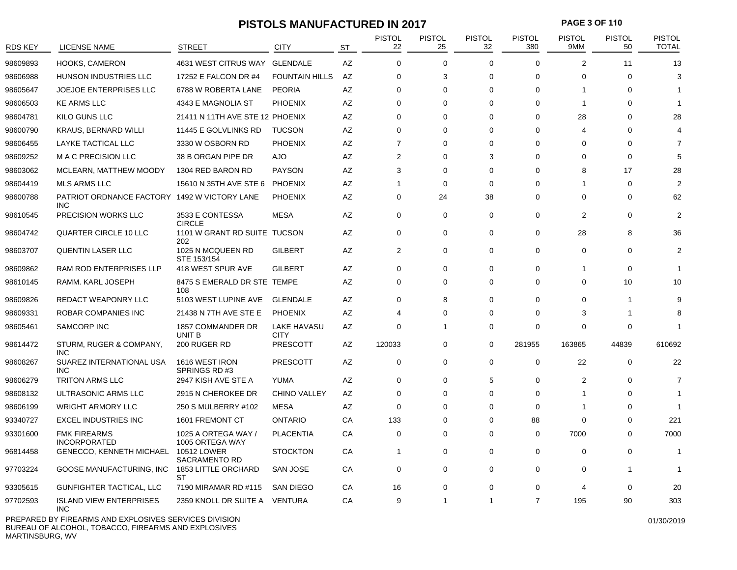# PISTOLS MANUFACTURED IN 2017

| RDS KEY | LICENSE NAME | STREET | CITY | ST | PISTOL 22 | PISTOL 25 | PISTOL 32 | PISTOL 380 | PISTOL 9MM | PISTOL 50 | PISTOL TOTAL |
|---|---|---|---|---|---|---|---|---|---|---|---|
| 98609893 | HOOKS, CAMERON | 4631 WEST CITRUS WAY | GLENDALE | AZ | 0 | 0 | 0 | 0 | 2 | 11 | 13 |
| 98606988 | HUNSON INDUSTRIES LLC | 17252 E FALCON DR #4 | FOUNTAIN HILLS | AZ | 0 | 3 | 0 | 0 | 0 | 0 | 3 |
| 98605647 | JOEJOE ENTERPRISES LLC | 6788 W ROBERTA LANE | PEORIA | AZ | 0 | 0 | 0 | 0 | 1 | 0 | 1 |
| 98606503 | KE ARMS LLC | 4343 E MAGNOLIA ST | PHOENIX | AZ | 0 | 0 | 0 | 0 | 1 | 0 | 1 |
| 98604781 | KILO GUNS LLC | 21411 N 11TH AVE STE 12 | PHOENIX | AZ | 0 | 0 | 0 | 0 | 28 | 0 | 28 |
| 98600790 | KRAUS, BERNARD WILLI | 11445 E GOLVLINKS RD | TUCSON | AZ | 0 | 0 | 0 | 0 | 4 | 0 | 4 |
| 98606455 | LAYKE TACTICAL LLC | 3330 W OSBORN RD | PHOENIX | AZ | 7 | 0 | 0 | 0 | 0 | 0 | 7 |
| 98609252 | M A C PRECISION LLC | 38 B ORGAN PIPE DR | AJO | AZ | 2 | 0 | 3 | 0 | 0 | 0 | 5 |
| 98603062 | MCLEARN, MATTHEW MOODY | 1304 RED BARON RD | PAYSON | AZ | 3 | 0 | 0 | 0 | 8 | 17 | 28 |
| 98604419 | MLS ARMS LLC | 15610 N 35TH AVE STE 6 | PHOENIX | AZ | 1 | 0 | 0 | 0 | 1 | 0 | 2 |
| 98600788 | PATRIOT ORDNANCE FACTORY INC | 1492 W VICTORY LANE | PHOENIX | AZ | 0 | 24 | 38 | 0 | 0 | 0 | 62 |
| 98610545 | PRECISION WORKS LLC | 3533 E CONTESSA CIRCLE | MESA | AZ | 0 | 0 | 0 | 0 | 2 | 0 | 2 |
| 98604742 | QUARTER CIRCLE 10 LLC | 1101 W GRANT RD SUITE 202 | TUCSON | AZ | 0 | 0 | 0 | 0 | 28 | 8 | 36 |
| 98603707 | QUENTIN LASER LLC | 1025 N MCQUEEN RD STE 153/154 | GILBERT | AZ | 2 | 0 | 0 | 0 | 0 | 0 | 2 |
| 98609862 | RAM ROD ENTERPRISES LLP | 418 WEST SPUR AVE | GILBERT | AZ | 0 | 0 | 0 | 0 | 1 | 0 | 1 |
| 98610145 | RAMM. KARL JOSEPH | 8475 S EMERALD DR STE 108 | TEMPE | AZ | 0 | 0 | 0 | 0 | 0 | 10 | 10 |
| 98609826 | REDACT WEAPONRY LLC | 5103 WEST LUPINE AVE | GLENDALE | AZ | 0 | 8 | 0 | 0 | 0 | 1 | 9 |
| 98609331 | ROBAR COMPANIES INC | 21438 N 7TH AVE STE E | PHOENIX | AZ | 4 | 0 | 0 | 0 | 3 | 1 | 8 |
| 98605461 | SAMCORP INC | 1857 COMMANDER DR UNIT B | LAKE HAVASU CITY | AZ | 0 | 1 | 0 | 0 | 0 | 0 | 1 |
| 98614472 | STURM, RUGER & COMPANY, INC | 200 RUGER RD | PRESCOTT | AZ | 120033 | 0 | 0 | 281955 | 163865 | 44839 | 610692 |
| 98608267 | SUAREZ INTERNATIONAL USA INC | 1616 WEST IRON SPRINGS RD #3 | PRESCOTT | AZ | 0 | 0 | 0 | 0 | 22 | 0 | 22 |
| 98606279 | TRITON ARMS LLC | 2947 KISH AVE STE A | YUMA | AZ | 0 | 0 | 5 | 0 | 2 | 0 | 7 |
| 98608132 | ULTRASONIC ARMS LLC | 2915 N CHEROKEE DR | CHINO VALLEY | AZ | 0 | 0 | 0 | 0 | 1 | 0 | 1 |
| 98606199 | WRIGHT ARMORY LLC | 250 S MULBERRY #102 | MESA | AZ | 0 | 0 | 0 | 0 | 1 | 0 | 1 |
| 93340727 | EXCEL INDUSTRIES INC | 1601 FREMONT CT | ONTARIO | CA | 133 | 0 | 0 | 88 | 0 | 0 | 221 |
| 93301600 | FMK FIREARMS INCORPORATED | 1025 A ORTEGA WAY / 1005 ORTEGA WAY | PLACENTIA | CA | 0 | 0 | 0 | 0 | 7000 | 0 | 7000 |
| 96814458 | GENECCO, KENNETH MICHAEL | 10512 LOWER SACRAMENTO RD | STOCKTON | CA | 1 | 0 | 0 | 0 | 0 | 0 | 1 |
| 97703224 | GOOSE MANUFACTURING, INC | 1853 LITTLE ORCHARD ST | SAN JOSE | CA | 0 | 0 | 0 | 0 | 0 | 1 | 1 |
| 93305615 | GUNFIGHTER TACTICAL, LLC | 7190 MIRAMAR RD #115 | SAN DIEGO | CA | 16 | 0 | 0 | 0 | 4 | 0 | 20 |
| 97702593 | ISLAND VIEW ENTERPRISES INC | 2359 KNOLL DR SUITE A | VENTURA | CA | 9 | 1 | 1 | 7 | 195 | 90 | 303 |

PREPARED BY FIREARMS AND EXPLOSIVES SERVICES DIVISION
BUREAU OF ALCOHOL, TOBACCO, FIREARMS AND EXPLOSIVES
MARTINSBURG, WV

01/30/2019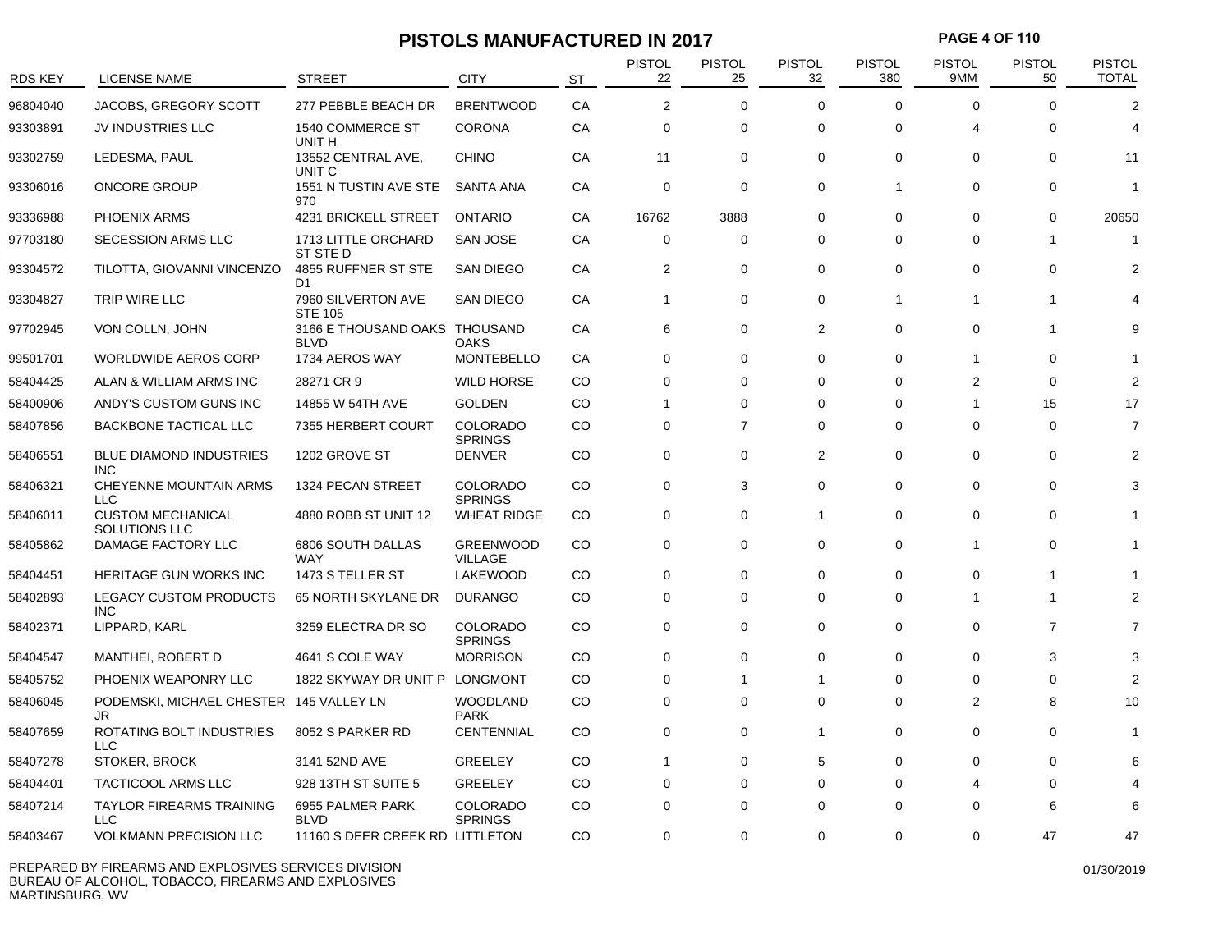# PISTOLS MANUFACTURED IN 2017

| RDS KEY | LICENSE NAME | STREET | CITY | ST | PISTOL 22 | PISTOL 25 | PISTOL 32 | PISTOL 380 | PISTOL 9MM | PISTOL 50 | PISTOL TOTAL |
|---|---|---|---|---|---|---|---|---|---|---|---|
| 96804040 | JACOBS, GREGORY SCOTT | 277 PEBBLE BEACH DR | BRENTWOOD | CA | 2 | 0 | 0 | 0 | 0 | 0 | 2 |
| 93303891 | JV INDUSTRIES LLC | 1540 COMMERCE ST UNIT H | CORONA | CA | 0 | 0 | 0 | 0 | 4 | 0 | 4 |
| 93302759 | LEDESMA, PAUL | 13552 CENTRAL AVE, UNIT C | CHINO | CA | 11 | 0 | 0 | 0 | 0 | 0 | 11 |
| 93306016 | ONCORE GROUP | 1551 N TUSTIN AVE STE 970 | SANTA ANA | CA | 0 | 0 | 0 | 1 | 0 | 0 | 1 |
| 93336988 | PHOENIX ARMS | 4231 BRICKELL STREET | ONTARIO | CA | 16762 | 3888 | 0 | 0 | 0 | 0 | 20650 |
| 97703180 | SECESSION ARMS LLC | 1713 LITTLE ORCHARD ST STE D | SAN JOSE | CA | 0 | 0 | 0 | 0 | 0 | 1 | 1 |
| 93304572 | TILOTTA, GIOVANNI VINCENZO | 4855 RUFFNER ST STE D1 | SAN DIEGO | CA | 2 | 0 | 0 | 0 | 0 | 0 | 2 |
| 93304827 | TRIP WIRE LLC | 7960 SILVERTON AVE STE 105 | SAN DIEGO | CA | 1 | 0 | 0 | 1 | 1 | 1 | 4 |
| 97702945 | VON COLLN, JOHN | 3166 E THOUSAND OAKS BLVD | THOUSAND OAKS | CA | 6 | 0 | 2 | 0 | 0 | 1 | 9 |
| 99501701 | WORLDWIDE AEROS CORP | 1734 AEROS WAY | MONTEBELLO | CA | 0 | 0 | 0 | 0 | 1 | 0 | 1 |
| 58404425 | ALAN & WILLIAM ARMS INC | 28271 CR 9 | WILD HORSE | CO | 0 | 0 | 0 | 0 | 2 | 0 | 2 |
| 58400906 | ANDY'S CUSTOM GUNS INC | 14855 W 54TH AVE | GOLDEN | CO | 1 | 0 | 0 | 0 | 1 | 15 | 17 |
| 58407856 | BACKBONE TACTICAL LLC | 7355 HERBERT COURT | COLORADO SPRINGS | CO | 0 | 7 | 0 | 0 | 0 | 0 | 7 |
| 58406551 | BLUE DIAMOND INDUSTRIES INC | 1202 GROVE ST | DENVER | CO | 0 | 0 | 2 | 0 | 0 | 0 | 2 |
| 58406321 | CHEYENNE MOUNTAIN ARMS LLC | 1324 PECAN STREET | COLORADO SPRINGS | CO | 0 | 3 | 0 | 0 | 0 | 0 | 3 |
| 58406011 | CUSTOM MECHANICAL SOLUTIONS LLC | 4880 ROBB ST UNIT 12 | WHEAT RIDGE | CO | 0 | 0 | 1 | 0 | 0 | 0 | 1 |
| 58405862 | DAMAGE FACTORY LLC | 6806 SOUTH DALLAS WAY | GREENWOOD VILLAGE | CO | 0 | 0 | 0 | 0 | 1 | 0 | 1 |
| 58404451 | HERITAGE GUN WORKS INC | 1473 S TELLER ST | LAKEWOOD | CO | 0 | 0 | 0 | 0 | 0 | 1 | 1 |
| 58402893 | LEGACY CUSTOM PRODUCTS INC | 65 NORTH SKYLANE DR | DURANGO | CO | 0 | 0 | 0 | 0 | 1 | 1 | 2 |
| 58402371 | LIPPARD, KARL | 3259 ELECTRA DR SO | COLORADO SPRINGS | CO | 0 | 0 | 0 | 0 | 0 | 7 | 7 |
| 58404547 | MANTHEI, ROBERT D | 4641 S COLE WAY | MORRISON | CO | 0 | 0 | 0 | 0 | 0 | 3 | 3 |
| 58405752 | PHOENIX WEAPONRY LLC | 1822 SKYWAY DR UNIT P | LONGMONT | CO | 0 | 1 | 1 | 0 | 0 | 0 | 2 |
| 58406045 | PODEMSKI, MICHAEL CHESTER JR | 145 VALLEY LN | WOODLAND PARK | CO | 0 | 0 | 0 | 0 | 2 | 8 | 10 |
| 58407659 | ROTATING BOLT INDUSTRIES LLC | 8052 S PARKER RD | CENTENNIAL | CO | 0 | 0 | 1 | 0 | 0 | 0 | 1 |
| 58407278 | STOKER, BROCK | 3141 52ND AVE | GREELEY | CO | 1 | 0 | 5 | 0 | 0 | 0 | 6 |
| 58404401 | TACTICOOL ARMS LLC | 928 13TH ST SUITE 5 | GREELEY | CO | 0 | 0 | 0 | 0 | 4 | 0 | 4 |
| 58407214 | TAYLOR FIREARMS TRAINING LLC | 6955 PALMER PARK BLVD | COLORADO SPRINGS | CO | 0 | 0 | 0 | 0 | 0 | 6 | 6 |
| 58403467 | VOLKMANN PRECISION LLC | 11160 S DEER CREEK RD | LITTLETON | CO | 0 | 0 | 0 | 0 | 0 | 47 | 47 |

PREPARED BY FIREARMS AND EXPLOSIVES SERVICES DIVISION
BUREAU OF ALCOHOL, TOBACCO, FIREARMS AND EXPLOSIVES
MARTINSBURG, WV

01/30/2019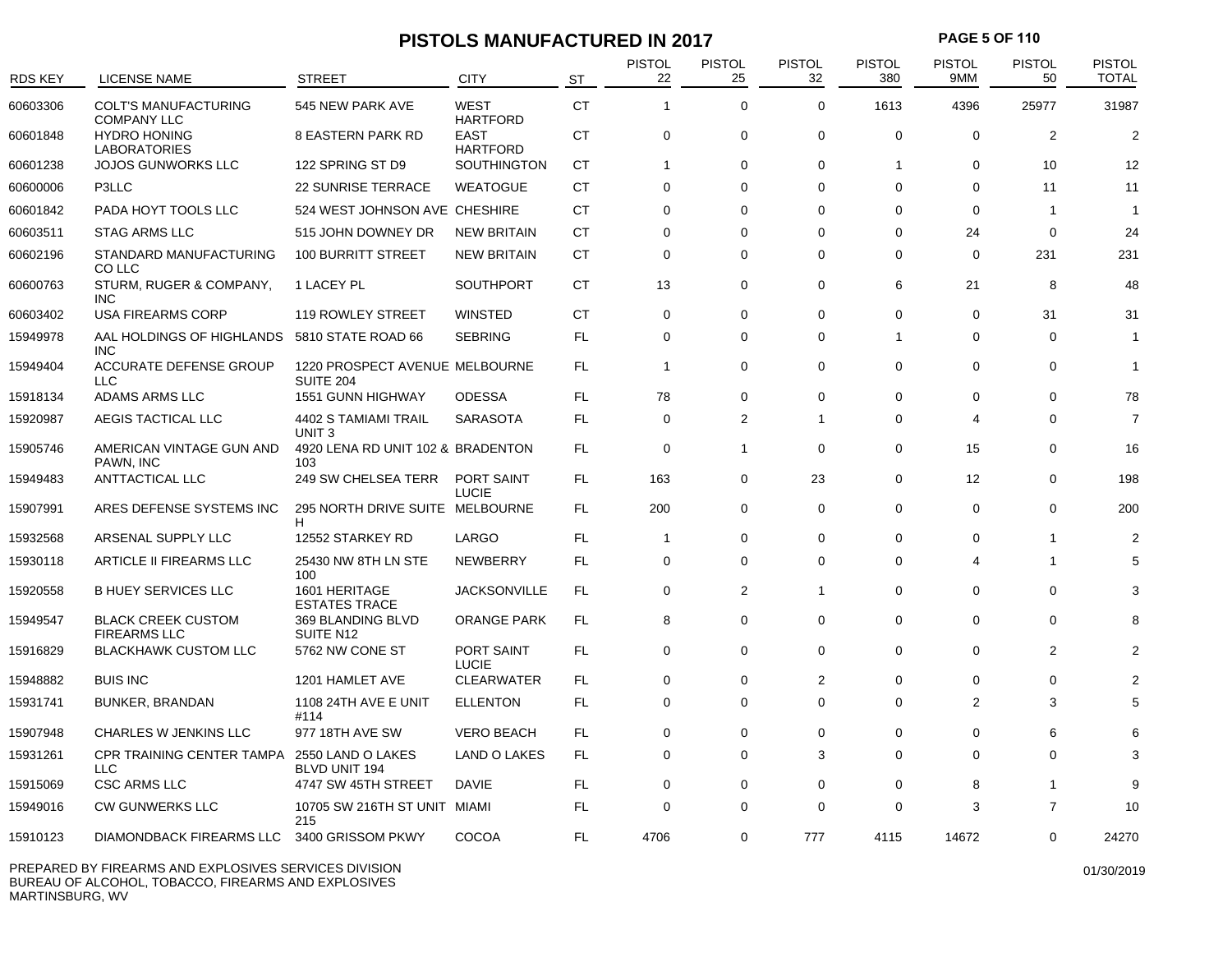# PISTOLS MANUFACTURED IN 2017

| RDS KEY | LICENSE NAME | STREET | CITY | ST | PISTOL 22 | PISTOL 25 | PISTOL 32 | PISTOL 380 | PISTOL 9MM | PISTOL 50 | PISTOL TOTAL |
|---|---|---|---|---|---|---|---|---|---|---|---|
| 60603306 | COLT'S MANUFACTURING COMPANY LLC | 545 NEW PARK AVE | WEST HARTFORD | CT | 1 | 0 | 0 | 1613 | 4396 | 25977 | 31987 |
| 60601848 | HYDRO HONING LABORATORIES | 8 EASTERN PARK RD | EAST HARTFORD | CT | 0 | 0 | 0 | 0 | 0 | 2 | 2 |
| 60601238 | JOJOS GUNWORKS LLC | 122 SPRING ST D9 | SOUTHINGTON | CT | 1 | 0 | 0 | 1 | 0 | 10 | 12 |
| 60600006 | P3LLC | 22 SUNRISE TERRACE | WEATOGUE | CT | 0 | 0 | 0 | 0 | 0 | 11 | 11 |
| 60601842 | PADA HOYT TOOLS LLC | 524 WEST JOHNSON AVE | CHESHIRE | CT | 0 | 0 | 0 | 0 | 0 | 1 | 1 |
| 60603511 | STAG ARMS LLC | 515 JOHN DOWNEY DR | NEW BRITAIN | CT | 0 | 0 | 0 | 0 | 24 | 0 | 24 |
| 60602196 | STANDARD MANUFACTURING CO LLC | 100 BURRITT STREET | NEW BRITAIN | CT | 0 | 0 | 0 | 0 | 0 | 231 | 231 |
| 60600763 | STURM, RUGER & COMPANY, INC | 1 LACEY PL | SOUTHPORT | CT | 13 | 0 | 0 | 6 | 21 | 8 | 48 |
| 60603402 | USA FIREARMS CORP | 119 ROWLEY STREET | WINSTED | CT | 0 | 0 | 0 | 0 | 0 | 31 | 31 |
| 15949978 | AAL HOLDINGS OF HIGHLANDS INC | 5810 STATE ROAD 66 | SEBRING | FL | 0 | 0 | 0 | 1 | 0 | 0 | 1 |
| 15949404 | ACCURATE DEFENSE GROUP LLC | 1220 PROSPECT AVENUE SUITE 204 | MELBOURNE | FL | 1 | 0 | 0 | 0 | 0 | 0 | 1 |
| 15918134 | ADAMS ARMS LLC | 1551 GUNN HIGHWAY | ODESSA | FL | 78 | 0 | 0 | 0 | 0 | 0 | 78 |
| 15920987 | AEGIS TACTICAL LLC | 4402 S TAMIAMI TRAIL UNIT 3 | SARASOTA | FL | 0 | 2 | 1 | 0 | 4 | 0 | 7 |
| 15905746 | AMERICAN VINTAGE GUN AND PAWN, INC | 4920 LENA RD UNIT 102 & 103 | BRADENTON | FL | 0 | 1 | 0 | 0 | 15 | 0 | 16 |
| 15949483 | ANTTACTICAL LLC | 249 SW CHELSEA TERR | PORT SAINT LUCIE | FL | 163 | 0 | 23 | 0 | 12 | 0 | 198 |
| 15907991 | ARES DEFENSE SYSTEMS INC | 295 NORTH DRIVE SUITE H | MELBOURNE | FL | 200 | 0 | 0 | 0 | 0 | 0 | 200 |
| 15932568 | ARSENAL SUPPLY LLC | 12552 STARKEY RD | LARGO | FL | 1 | 0 | 0 | 0 | 0 | 1 | 2 |
| 15930118 | ARTICLE II FIREARMS LLC | 25430 NW 8TH LN STE 100 | NEWBERRY | FL | 0 | 0 | 0 | 0 | 4 | 1 | 5 |
| 15920558 | B HUEY SERVICES LLC | 1601 HERITAGE ESTATES TRACE | JACKSONVILLE | FL | 0 | 2 | 1 | 0 | 0 | 0 | 3 |
| 15949547 | BLACK CREEK CUSTOM FIREARMS LLC | 369 BLANDING BLVD SUITE N12 | ORANGE PARK | FL | 8 | 0 | 0 | 0 | 0 | 0 | 8 |
| 15916829 | BLACKHAWK CUSTOM LLC | 5762 NW CONE ST | PORT SAINT LUCIE | FL | 0 | 0 | 0 | 0 | 0 | 2 | 2 |
| 15948882 | BUIS INC | 1201 HAMLET AVE | CLEARWATER | FL | 0 | 0 | 2 | 0 | 0 | 0 | 2 |
| 15931741 | BUNKER, BRANDAN | 1108 24TH AVE E UNIT #114 | ELLENTON | FL | 0 | 0 | 0 | 0 | 2 | 3 | 5 |
| 15907948 | CHARLES W JENKINS LLC | 977 18TH AVE SW | VERO BEACH | FL | 0 | 0 | 0 | 0 | 0 | 6 | 6 |
| 15931261 | CPR TRAINING CENTER TAMPA LLC | 2550 LAND O LAKES BLVD UNIT 194 | LAND O LAKES | FL | 0 | 0 | 3 | 0 | 0 | 0 | 3 |
| 15915069 | CSC ARMS LLC | 4747 SW 45TH STREET | DAVIE | FL | 0 | 0 | 0 | 0 | 8 | 1 | 9 |
| 15949016 | CW GUNWERKS LLC | 10705 SW 216TH ST UNIT 215 | MIAMI | FL | 0 | 0 | 0 | 0 | 3 | 7 | 10 |
| 15910123 | DIAMONDBACK FIREARMS LLC | 3400 GRISSOM PKWY | COCOA | FL | 4706 | 0 | 777 | 4115 | 14672 | 0 | 24270 |

PREPARED BY FIREARMS AND EXPLOSIVES SERVICES DIVISION
BUREAU OF ALCOHOL, TOBACCO, FIREARMS AND EXPLOSIVES
MARTINSBURG, WV

01/30/2019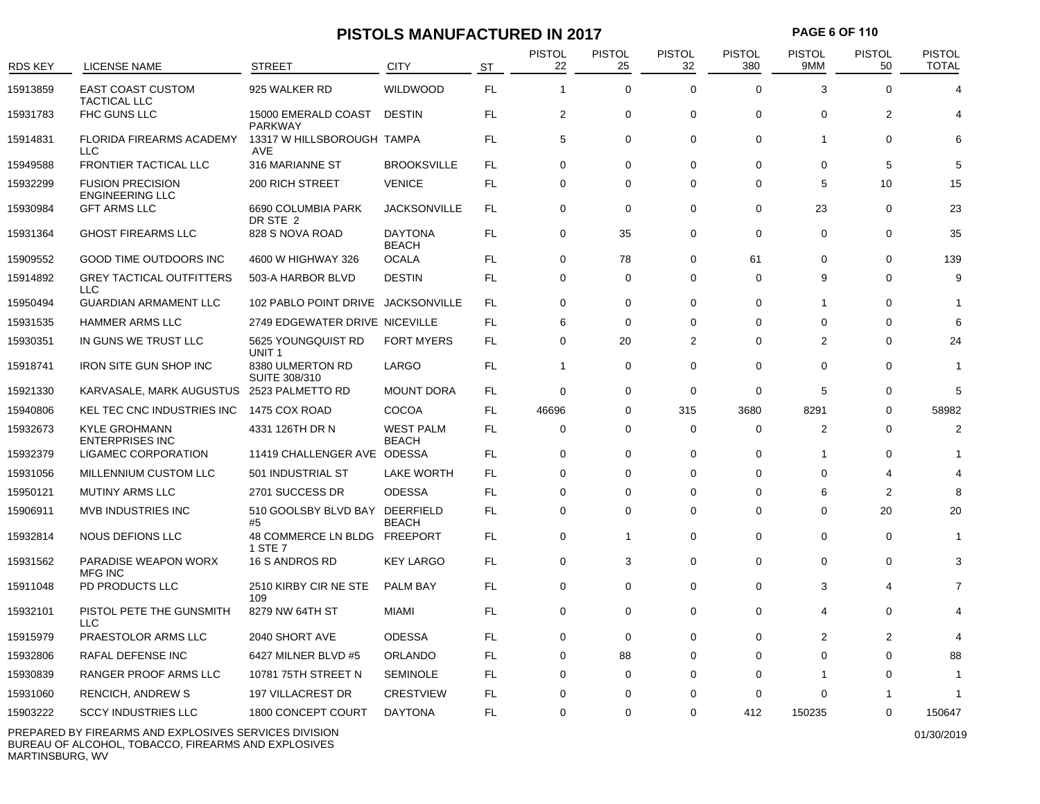# PISTOLS MANUFACTURED IN 2017

| RDS KEY | LICENSE NAME | STREET | CITY | ST | PISTOL 22 | PISTOL 25 | PISTOL 32 | PISTOL 380 | PISTOL 9MM | PISTOL 50 | PISTOL TOTAL |
|---|---|---|---|---|---|---|---|---|---|---|---|
| 15913859 | EAST COAST CUSTOM TACTICAL LLC | 925 WALKER RD | WILDWOOD | FL | 1 | 0 | 0 | 0 | 3 | 0 | 4 |
| 15931783 | FHC GUNS LLC | 15000 EMERALD COAST PARKWAY | DESTIN | FL | 2 | 0 | 0 | 0 | 0 | 2 | 4 |
| 15914831 | FLORIDA FIREARMS ACADEMY LLC | 13317 W HILLSBOROUGH AVE | TAMPA | FL | 5 | 0 | 0 | 0 | 1 | 0 | 6 |
| 15949588 | FRONTIER TACTICAL LLC | 316 MARIANNE ST | BROOKSVILLE | FL | 0 | 0 | 0 | 0 | 0 | 5 | 5 |
| 15932299 | FUSION PRECISION ENGINEERING LLC | 200 RICH STREET | VENICE | FL | 0 | 0 | 0 | 0 | 5 | 10 | 15 |
| 15930984 | GFT ARMS LLC | 6690 COLUMBIA PARK DR STE 2 | JACKSONVILLE | FL | 0 | 0 | 0 | 0 | 23 | 0 | 23 |
| 15931364 | GHOST FIREARMS LLC | 828 S NOVA ROAD | DAYTONA BEACH | FL | 0 | 35 | 0 | 0 | 0 | 0 | 35 |
| 15909552 | GOOD TIME OUTDOORS INC | 4600 W HIGHWAY 326 | OCALA | FL | 0 | 78 | 0 | 61 | 0 | 0 | 139 |
| 15914892 | GREY TACTICAL OUTFITTERS LLC | 503-A HARBOR BLVD | DESTIN | FL | 0 | 0 | 0 | 0 | 9 | 0 | 9 |
| 15950494 | GUARDIAN ARMAMENT LLC | 102 PABLO POINT DRIVE | JACKSONVILLE | FL | 0 | 0 | 0 | 0 | 1 | 0 | 1 |
| 15931535 | HAMMER ARMS LLC | 2749 EDGEWATER DRIVE | NICEVILLE | FL | 6 | 0 | 0 | 0 | 0 | 0 | 6 |
| 15930351 | IN GUNS WE TRUST LLC | 5625 YOUNGQUIST RD UNIT 1 | FORT MYERS | FL | 0 | 20 | 2 | 0 | 2 | 0 | 24 |
| 15918741 | IRON SITE GUN SHOP INC | 8380 ULMERTON RD SUITE 308/310 | LARGO | FL | 1 | 0 | 0 | 0 | 0 | 0 | 1 |
| 15921330 | KARVASALE, MARK AUGUSTUS | 2523 PALMETTO RD | MOUNT DORA | FL | 0 | 0 | 0 | 0 | 5 | 0 | 5 |
| 15940806 | KEL TEC CNC INDUSTRIES INC | 1475 COX ROAD | COCOA | FL | 46696 | 0 | 315 | 3680 | 8291 | 0 | 58982 |
| 15932673 | KYLE GROHMANN ENTERPRISES INC | 4331 126TH DR N | WEST PALM BEACH | FL | 0 | 0 | 0 | 0 | 2 | 0 | 2 |
| 15932379 | LIGAMEC CORPORATION | 11419 CHALLENGER AVE | ODESSA | FL | 0 | 0 | 0 | 0 | 1 | 0 | 1 |
| 15931056 | MILLENNIUM CUSTOM LLC | 501 INDUSTRIAL ST | LAKE WORTH | FL | 0 | 0 | 0 | 0 | 0 | 4 | 4 |
| 15950121 | MUTINY ARMS LLC | 2701 SUCCESS DR | ODESSA | FL | 0 | 0 | 0 | 0 | 6 | 2 | 8 |
| 15906911 | MVB INDUSTRIES INC | 510 GOOLSBY BLVD BAY #5 | DEERFIELD BEACH | FL | 0 | 0 | 0 | 0 | 0 | 20 | 20 |
| 15932814 | NOUS DEFIONS LLC | 48 COMMERCE LN BLDG 1 STE 7 | FREEPORT | FL | 0 | 1 | 0 | 0 | 0 | 0 | 1 |
| 15931562 | PARADISE WEAPON WORX MFG INC | 16 S ANDROS RD | KEY LARGO | FL | 0 | 3 | 0 | 0 | 0 | 0 | 3 |
| 15911048 | PD PRODUCTS LLC | 2510 KIRBY CIR NE STE 109 | PALM BAY | FL | 0 | 0 | 0 | 0 | 3 | 4 | 7 |
| 15932101 | PISTOL PETE THE GUNSMITH LLC | 8279 NW 64TH ST | MIAMI | FL | 0 | 0 | 0 | 0 | 4 | 0 | 4 |
| 15915979 | PRAESTOLOR ARMS LLC | 2040 SHORT AVE | ODESSA | FL | 0 | 0 | 0 | 0 | 2 | 2 | 4 |
| 15932806 | RAFAL DEFENSE INC | 6427 MILNER BLVD #5 | ORLANDO | FL | 0 | 88 | 0 | 0 | 0 | 0 | 88 |
| 15930839 | RANGER PROOF ARMS LLC | 10781 75TH STREET N | SEMINOLE | FL | 0 | 0 | 0 | 0 | 1 | 0 | 1 |
| 15931060 | RENCICH, ANDREW S | 197 VILLACREST DR | CRESTVIEW | FL | 0 | 0 | 0 | 0 | 0 | 1 | 1 |
| 15903222 | SCCY INDUSTRIES LLC | 1800 CONCEPT COURT | DAYTONA | FL | 0 | 0 | 0 | 412 | 150235 | 0 | 150647 |

PREPARED BY FIREARMS AND EXPLOSIVES SERVICES DIVISION
BUREAU OF ALCOHOL, TOBACCO, FIREARMS AND EXPLOSIVES
MARTINSBURG, WV

01/30/2019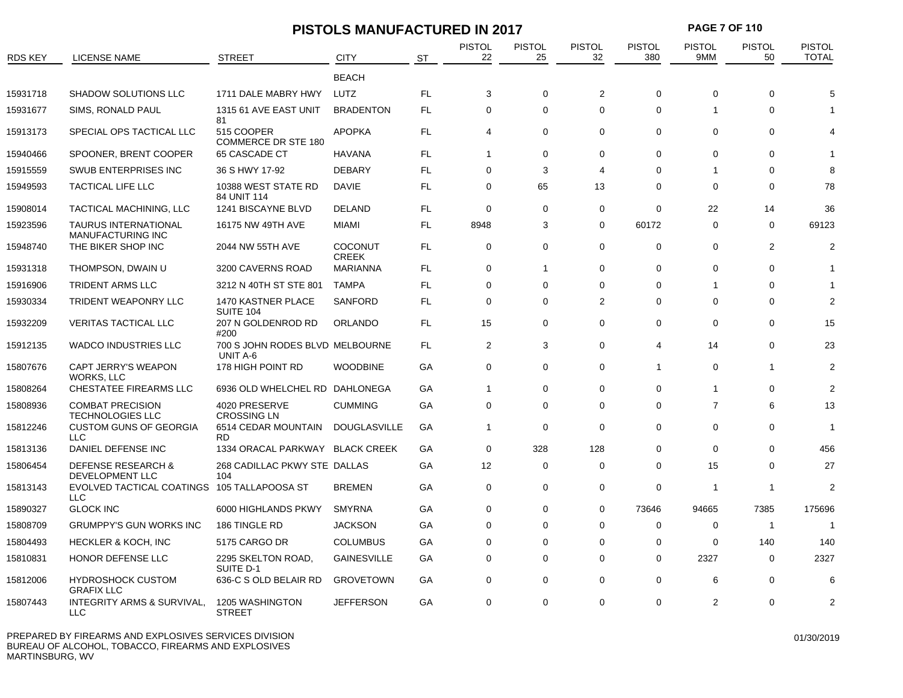# PISTOLS MANUFACTURED IN 2017

| RDS KEY | LICENSE NAME | STREET | CITY | ST | PISTOL 22 | PISTOL 25 | PISTOL 32 | PISTOL 380 | PISTOL 9MM | PISTOL 50 | PISTOL TOTAL |
|---|---|---|---|---|---|---|---|---|---|---|---|
| | | | BEACH | | | | | | | | |
| 15931718 | SHADOW SOLUTIONS LLC | 1711 DALE MABRY HWY | LUTZ | FL | 3 | 0 | 2 | 0 | 0 | 0 | 5 |
| 15931677 | SIMS, RONALD PAUL | 1315 61 AVE EAST UNIT 81 | BRADENTON | FL | 0 | 0 | 0 | 0 | 1 | 0 | 1 |
| 15913173 | SPECIAL OPS TACTICAL LLC | 515 COOPER COMMERCE DR STE 180 | APOPKA | FL | 4 | 0 | 0 | 0 | 0 | 0 | 4 |
| 15940466 | SPOONER, BRENT COOPER | 65 CASCADE CT | HAVANA | FL | 1 | 0 | 0 | 0 | 0 | 0 | 1 |
| 15915559 | SWUB ENTERPRISES INC | 36 S HWY 17-92 | DEBARY | FL | 0 | 3 | 4 | 0 | 1 | 0 | 8 |
| 15949593 | TACTICAL LIFE LLC | 10388 WEST STATE RD 84 UNIT 114 | DAVIE | FL | 0 | 65 | 13 | 0 | 0 | 0 | 78 |
| 15908014 | TACTICAL MACHINING, LLC | 1241 BISCAYNE BLVD | DELAND | FL | 0 | 0 | 0 | 0 | 22 | 14 | 36 |
| 15923596 | TAURUS INTERNATIONAL MANUFACTURING INC | 16175 NW 49TH AVE | MIAMI | FL | 8948 | 3 | 0 | 60172 | 0 | 0 | 69123 |
| 15948740 | THE BIKER SHOP INC | 2044 NW 55TH AVE | COCONUT CREEK | FL | 0 | 0 | 0 | 0 | 0 | 2 | 2 |
| 15931318 | THOMPSON, DWAIN U | 3200 CAVERNS ROAD | MARIANNA | FL | 0 | 1 | 0 | 0 | 0 | 0 | 1 |
| 15916906 | TRIDENT ARMS LLC | 3212 N 40TH ST STE 801 | TAMPA | FL | 0 | 0 | 0 | 0 | 1 | 0 | 1 |
| 15930334 | TRIDENT WEAPONRY LLC | 1470 KASTNER PLACE SUITE 104 | SANFORD | FL | 0 | 0 | 2 | 0 | 0 | 0 | 2 |
| 15932209 | VERITAS TACTICAL LLC | 207 N GOLDENROD RD #200 | ORLANDO | FL | 15 | 0 | 0 | 0 | 0 | 0 | 15 |
| 15912135 | WADCO INDUSTRIES LLC | 700 S JOHN RODES BLVD UNIT A-6 | MELBOURNE | FL | 2 | 3 | 0 | 4 | 14 | 0 | 23 |
| 15807676 | CAPT JERRY'S WEAPON WORKS, LLC | 178 HIGH POINT RD | WOODBINE | GA | 0 | 0 | 0 | 1 | 0 | 1 | 2 |
| 15808264 | CHESTATEE FIREARMS LLC | 6936 OLD WHELCHEL RD | DAHLONEGA | GA | 1 | 0 | 0 | 0 | 1 | 0 | 2 |
| 15808936 | COMBAT PRECISION TECHNOLOGIES LLC | 4020 PRESERVE CROSSING LN | CUMMING | GA | 0 | 0 | 0 | 0 | 7 | 6 | 13 |
| 15812246 | CUSTOM GUNS OF GEORGIA LLC | 6514 CEDAR MOUNTAIN RD | DOUGLASVILLE | GA | 1 | 0 | 0 | 0 | 0 | 0 | 1 |
| 15813136 | DANIEL DEFENSE INC | 1334 ORACAL PARKWAY | BLACK CREEK | GA | 0 | 328 | 128 | 0 | 0 | 0 | 456 |
| 15806454 | DEFENSE RESEARCH & DEVELOPMENT LLC | 268 CADILLAC PKWY STE 104 | DALLAS | GA | 12 | 0 | 0 | 0 | 15 | 0 | 27 |
| 15813143 | EVOLVED TACTICAL COATINGS LLC | 105 TALLAPOOSA ST | BREMEN | GA | 0 | 0 | 0 | 0 | 1 | 1 | 2 |
| 15890327 | GLOCK INC | 6000 HIGHLANDS PKWY | SMYRNA | GA | 0 | 0 | 0 | 73646 | 94665 | 7385 | 175696 |
| 15808709 | GRUMPPY'S GUN WORKS INC | 186 TINGLE RD | JACKSON | GA | 0 | 0 | 0 | 0 | 0 | 1 | 1 |
| 15804493 | HECKLER & KOCH, INC | 5175 CARGO DR | COLUMBUS | GA | 0 | 0 | 0 | 0 | 0 | 140 | 140 |
| 15810831 | HONOR DEFENSE LLC | 2295 SKELTON ROAD, SUITE D-1 | GAINESVILLE | GA | 0 | 0 | 0 | 0 | 2327 | 0 | 2327 |
| 15812006 | HYDROSHOCK CUSTOM GRAFIX LLC | 636-C S OLD BELAIR RD | GROVETOWN | GA | 0 | 0 | 0 | 0 | 6 | 0 | 6 |
| 15807443 | INTEGRITY ARMS & SURVIVAL, LLC | 1205 WASHINGTON STREET | JEFFERSON | GA | 0 | 0 | 0 | 0 | 2 | 0 | 2 |

PREPARED BY FIREARMS AND EXPLOSIVES SERVICES DIVISION
BUREAU OF ALCOHOL, TOBACCO, FIREARMS AND EXPLOSIVES
MARTINSBURG, WV

01/30/2019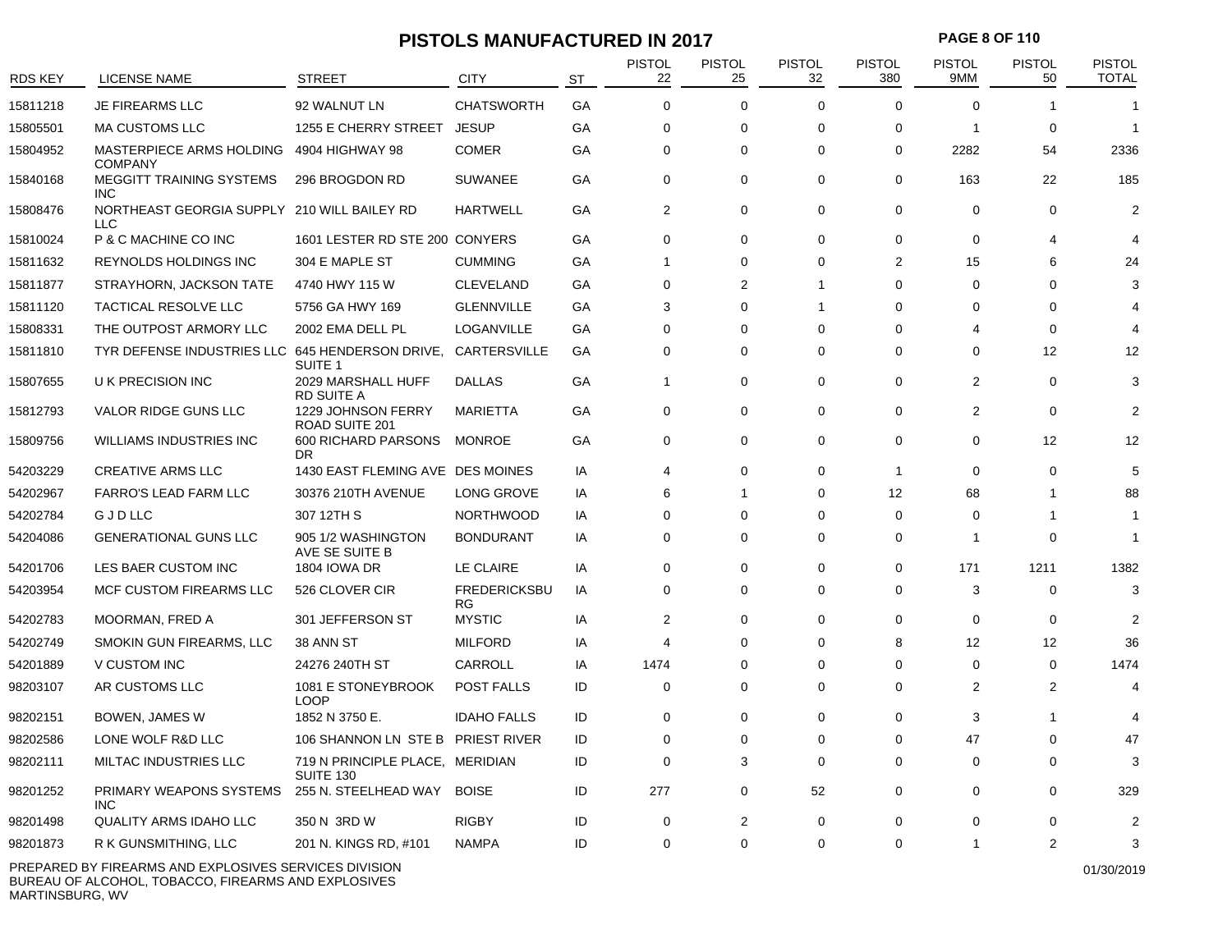# PISTOLS MANUFACTURED IN 2017

| RDS KEY | LICENSE NAME | STREET | CITY | ST | PISTOL 22 | PISTOL 25 | PISTOL 32 | PISTOL 380 | PISTOL 9MM | PISTOL 50 | PISTOL TOTAL |
|---|---|---|---|---|---|---|---|---|---|---|---|
| 15811218 | JE FIREARMS LLC | 92 WALNUT LN | CHATSWORTH | GA | 0 | 0 | 0 | 0 | 0 | 1 | 1 |
| 15805501 | MA CUSTOMS LLC | 1255 E CHERRY STREET | JESUP | GA | 0 | 0 | 0 | 0 | 1 | 0 | 1 |
| 15804952 | MASTERPIECE ARMS HOLDING COMPANY | 4904 HIGHWAY 98 | COMER | GA | 0 | 0 | 0 | 0 | 2282 | 54 | 2336 |
| 15840168 | MEGGITT TRAINING SYSTEMS INC | 296 BROGDON RD | SUWANEE | GA | 0 | 0 | 0 | 0 | 163 | 22 | 185 |
| 15808476 | NORTHEAST GEORGIA SUPPLY LLC | 210 WILL BAILEY RD | HARTWELL | GA | 2 | 0 | 0 | 0 | 0 | 0 | 2 |
| 15810024 | P & C MACHINE CO INC | 1601 LESTER RD STE 200 | CONYERS | GA | 0 | 0 | 0 | 0 | 0 | 4 | 4 |
| 15811632 | REYNOLDS HOLDINGS INC | 304 E MAPLE ST | CUMMING | GA | 1 | 0 | 0 | 2 | 15 | 6 | 24 |
| 15811877 | STRAYHORN, JACKSON TATE | 4740 HWY 115 W | CLEVELAND | GA | 0 | 2 | 1 | 0 | 0 | 0 | 3 |
| 15811120 | TACTICAL RESOLVE LLC | 5756 GA HWY 169 | GLENNVILLE | GA | 3 | 0 | 1 | 0 | 0 | 0 | 4 |
| 15808331 | THE OUTPOST ARMORY LLC | 2002 EMA DELL PL | LOGANVILLE | GA | 0 | 0 | 0 | 0 | 4 | 0 | 4 |
| 15811810 | TYR DEFENSE INDUSTRIES LLC | 645 HENDERSON DRIVE, SUITE 1 | CARTERSVILLE | GA | 0 | 0 | 0 | 0 | 0 | 12 | 12 |
| 15807655 | U K PRECISION INC | 2029 MARSHALL HUFF RD SUITE A | DALLAS | GA | 1 | 0 | 0 | 0 | 2 | 0 | 3 |
| 15812793 | VALOR RIDGE GUNS LLC | 1229 JOHNSON FERRY ROAD SUITE 201 | MARIETTA | GA | 0 | 0 | 0 | 0 | 2 | 0 | 2 |
| 15809756 | WILLIAMS INDUSTRIES INC | 600 RICHARD PARSONS DR | MONROE | GA | 0 | 0 | 0 | 0 | 0 | 12 | 12 |
| 54203229 | CREATIVE ARMS LLC | 1430 EAST FLEMING AVE | DES MOINES | IA | 4 | 0 | 0 | 1 | 0 | 0 | 5 |
| 54202967 | FARRO'S LEAD FARM LLC | 30376 210TH AVENUE | LONG GROVE | IA | 6 | 1 | 0 | 12 | 68 | 1 | 88 |
| 54202784 | G J D LLC | 307 12TH S | NORTHWOOD | IA | 0 | 0 | 0 | 0 | 0 | 1 | 1 |
| 54204086 | GENERATIONAL GUNS LLC | 905 1/2 WASHINGTON AVE SE SUITE B | BONDURANT | IA | 0 | 0 | 0 | 0 | 1 | 0 | 1 |
| 54201706 | LES BAER CUSTOM INC | 1804 IOWA DR | LE CLAIRE | IA | 0 | 0 | 0 | 0 | 171 | 1211 | 1382 |
| 54203954 | MCF CUSTOM FIREARMS LLC | 526 CLOVER CIR | FREDERICKSBURG | IA | 0 | 0 | 0 | 0 | 3 | 0 | 3 |
| 54202783 | MOORMAN, FRED A | 301 JEFFERSON ST | MYSTIC | IA | 2 | 0 | 0 | 0 | 0 | 0 | 2 |
| 54202749 | SMOKIN GUN FIREARMS, LLC | 38 ANN ST | MILFORD | IA | 4 | 0 | 0 | 8 | 12 | 12 | 36 |
| 54201889 | V CUSTOM INC | 24276 240TH ST | CARROLL | IA | 1474 | 0 | 0 | 0 | 0 | 0 | 1474 |
| 98203107 | AR CUSTOMS LLC | 1081 E STONEYBROOK LOOP | POST FALLS | ID | 0 | 0 | 0 | 0 | 2 | 2 | 4 |
| 98202151 | BOWEN, JAMES W | 1852 N 3750 E. | IDAHO FALLS | ID | 0 | 0 | 0 | 0 | 3 | 1 | 4 |
| 98202586 | LONE WOLF R&D LLC | 106 SHANNON LN STE B | PRIEST RIVER | ID | 0 | 0 | 0 | 0 | 47 | 0 | 47 |
| 98202111 | MILTAC INDUSTRIES LLC | 719 N PRINCIPLE PLACE, SUITE 130 | MERIDIAN | ID | 0 | 3 | 0 | 0 | 0 | 0 | 3 |
| 98201252 | PRIMARY WEAPONS SYSTEMS INC | 255 N. STEELHEAD WAY | BOISE | ID | 277 | 0 | 52 | 0 | 0 | 0 | 329 |
| 98201498 | QUALITY ARMS IDAHO LLC | 350 N 3RD W | RIGBY | ID | 0 | 2 | 0 | 0 | 0 | 0 | 2 |
| 98201873 | R K GUNSMITHING, LLC | 201 N. KINGS RD, #101 | NAMPA | ID | 0 | 0 | 0 | 0 | 1 | 2 | 3 |

PREPARED BY FIREARMS AND EXPLOSIVES SERVICES DIVISION
BUREAU OF ALCOHOL, TOBACCO, FIREARMS AND EXPLOSIVES
MARTINSBURG, WV

01/30/2019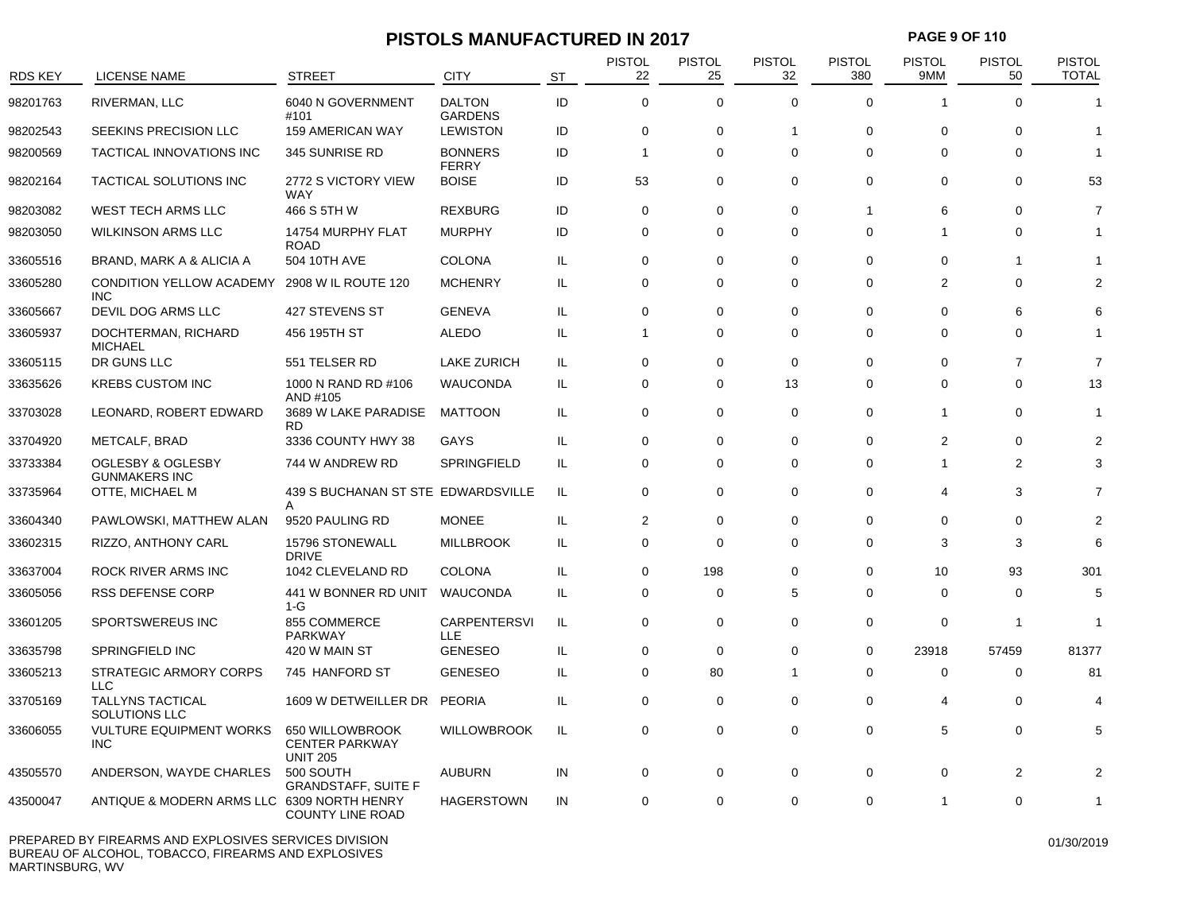# PISTOLS MANUFACTURED IN 2017

| RDS KEY | LICENSE NAME | STREET | CITY | ST | PISTOL 22 | PISTOL 25 | PISTOL 32 | PISTOL 380 | PISTOL 9MM | PISTOL 50 | PISTOL TOTAL |
|---|---|---|---|---|---|---|---|---|---|---|---|
| 98201763 | RIVERMAN, LLC | 6040 N GOVERNMENT #101 | DALTON GARDENS | ID | 0 | 0 | 0 | 0 | 1 | 0 | 1 |
| 98202543 | SEEKINS PRECISION LLC | 159 AMERICAN WAY | LEWISTON | ID | 0 | 0 | 1 | 0 | 0 | 0 | 1 |
| 98200569 | TACTICAL INNOVATIONS INC | 345 SUNRISE RD | BONNERS FERRY | ID | 1 | 0 | 0 | 0 | 0 | 0 | 1 |
| 98202164 | TACTICAL SOLUTIONS INC | 2772 S VICTORY VIEW WAY | BOISE | ID | 53 | 0 | 0 | 0 | 0 | 0 | 53 |
| 98203082 | WEST TECH ARMS LLC | 466 S 5TH W | REXBURG | ID | 0 | 0 | 0 | 1 | 6 | 0 | 7 |
| 98203050 | WILKINSON ARMS LLC | 14754 MURPHY FLAT ROAD | MURPHY | ID | 0 | 0 | 0 | 0 | 1 | 0 | 1 |
| 33605516 | BRAND, MARK A & ALICIA A | 504 10TH AVE | COLONA | IL | 0 | 0 | 0 | 0 | 0 | 1 | 1 |
| 33605280 | CONDITION YELLOW ACADEMY INC | 2908 W IL ROUTE 120 | MCHENRY | IL | 0 | 0 | 0 | 0 | 2 | 0 | 2 |
| 33605667 | DEVIL DOG ARMS LLC | 427 STEVENS ST | GENEVA | IL | 0 | 0 | 0 | 0 | 0 | 6 | 6 |
| 33605937 | DOCHTERMAN, RICHARD MICHAEL | 456 195TH ST | ALEDO | IL | 1 | 0 | 0 | 0 | 0 | 0 | 1 |
| 33605115 | DR GUNS LLC | 551 TELSER RD | LAKE ZURICH | IL | 0 | 0 | 0 | 0 | 0 | 7 | 7 |
| 33635626 | KREBS CUSTOM INC | 1000 N RAND RD #106 AND #105 | WAUCONDA | IL | 0 | 0 | 13 | 0 | 0 | 0 | 13 |
| 33703028 | LEONARD, ROBERT EDWARD | 3689 W LAKE PARADISE RD | MATTOON | IL | 0 | 0 | 0 | 0 | 1 | 0 | 1 |
| 33704920 | METCALF, BRAD | 3336 COUNTY HWY 38 | GAYS | IL | 0 | 0 | 0 | 0 | 2 | 0 | 2 |
| 33733384 | OGLESBY & OGLESBY GUNMAKERS INC | 744 W ANDREW RD | SPRINGFIELD | IL | 0 | 0 | 0 | 0 | 1 | 2 | 3 |
| 33735964 | OTTE, MICHAEL M | 439 S BUCHANAN ST STE A | EDWARDSVILLE | IL | 0 | 0 | 0 | 0 | 4 | 3 | 7 |
| 33604340 | PAWLOWSKI, MATTHEW ALAN | 9520 PAULING RD | MONEE | IL | 2 | 0 | 0 | 0 | 0 | 0 | 2 |
| 33602315 | RIZZO, ANTHONY CARL | 15796 STONEWALL DRIVE | MILLBROOK | IL | 0 | 0 | 0 | 0 | 3 | 3 | 6 |
| 33637004 | ROCK RIVER ARMS INC | 1042 CLEVELAND RD | COLONA | IL | 0 | 198 | 0 | 0 | 10 | 93 | 301 |
| 33605056 | RSS DEFENSE CORP | 441 W BONNER RD UNIT 1-G | WAUCONDA | IL | 0 | 0 | 5 | 0 | 0 | 0 | 5 |
| 33601205 | SPORTSWEREUS INC | 855 COMMERCE PARKWAY | CARPENTERSVILLE | IL | 0 | 0 | 0 | 0 | 0 | 1 | 1 |
| 33635798 | SPRINGFIELD INC | 420 W MAIN ST | GENESEO | IL | 0 | 0 | 0 | 0 | 23918 | 57459 | 81377 |
| 33605213 | STRATEGIC ARMORY CORPS LLC | 745 HANFORD ST | GENESEO | IL | 0 | 80 | 1 | 0 | 0 | 0 | 81 |
| 33705169 | TALLYNS TACTICAL SOLUTIONS LLC | 1609 W DETWEILLER DR | PEORIA | IL | 0 | 0 | 0 | 0 | 4 | 0 | 4 |
| 33606055 | VULTURE EQUIPMENT WORKS INC | 650 WILLOWBROOK CENTER PARKWAY UNIT 205 | WILLOWBROOK | IL | 0 | 0 | 0 | 0 | 5 | 0 | 5 |
| 43505570 | ANDERSON, WAYDE CHARLES | 500 SOUTH GRANDSTAFF, SUITE F | AUBURN | IN | 0 | 0 | 0 | 0 | 0 | 2 | 2 |
| 43500047 | ANTIQUE & MODERN ARMS LLC | 6309 NORTH HENRY COUNTY LINE ROAD | HAGERSTOWN | IN | 0 | 0 | 0 | 0 | 1 | 0 | 1 |

PREPARED BY FIREARMS AND EXPLOSIVES SERVICES DIVISION
BUREAU OF ALCOHOL, TOBACCO, FIREARMS AND EXPLOSIVES
MARTINSBURG, WV

01/30/2019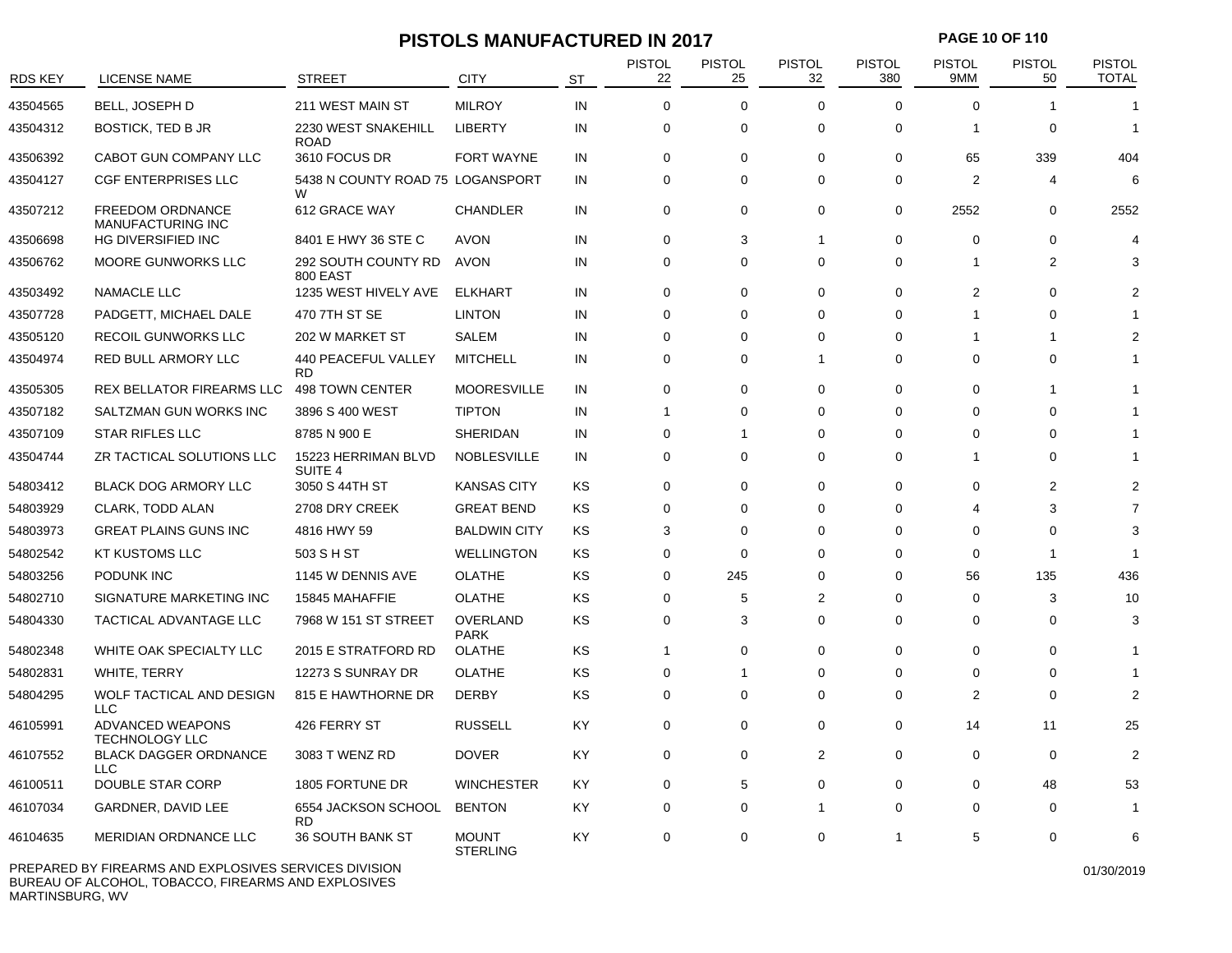# PISTOLS MANUFACTURED IN 2017

| RDS KEY | LICENSE NAME | STREET | CITY | ST | PISTOL 22 | PISTOL 25 | PISTOL 32 | PISTOL 380 | PISTOL 9MM | PISTOL 50 | PISTOL TOTAL |
|---|---|---|---|---|---|---|---|---|---|---|---|
| 43504565 | BELL, JOSEPH D | 211 WEST MAIN ST | MILROY | IN | 0 | 0 | 0 | 0 | 0 | 1 | 1 |
| 43504312 | BOSTICK, TED B JR | 2230 WEST SNAKEHILL ROAD | LIBERTY | IN | 0 | 0 | 0 | 0 | 1 | 0 | 1 |
| 43506392 | CABOT GUN COMPANY LLC | 3610 FOCUS DR | FORT WAYNE | IN | 0 | 0 | 0 | 0 | 65 | 339 | 404 |
| 43504127 | CGF ENTERPRISES LLC | 5438 N COUNTY ROAD 75 W | LOGANSPORT | IN | 0 | 0 | 0 | 0 | 2 | 4 | 6 |
| 43507212 | FREEDOM ORDNANCE MANUFACTURING INC | 612 GRACE WAY | CHANDLER | IN | 0 | 0 | 0 | 0 | 2552 | 0 | 2552 |
| 43506698 | HG DIVERSIFIED INC | 8401 E HWY 36 STE C | AVON | IN | 0 | 3 | 1 | 0 | 0 | 0 | 4 |
| 43506762 | MOORE GUNWORKS LLC | 292 SOUTH COUNTY RD 800 EAST | AVON | IN | 0 | 0 | 0 | 0 | 1 | 2 | 3 |
| 43503492 | NAMACLE LLC | 1235 WEST HIVELY AVE | ELKHART | IN | 0 | 0 | 0 | 0 | 2 | 0 | 2 |
| 43507728 | PADGETT, MICHAEL DALE | 470 7TH ST SE | LINTON | IN | 0 | 0 | 0 | 0 | 1 | 0 | 1 |
| 43505120 | RECOIL GUNWORKS LLC | 202 W MARKET ST | SALEM | IN | 0 | 0 | 0 | 0 | 1 | 1 | 2 |
| 43504974 | RED BULL ARMORY LLC | 440 PEACEFUL VALLEY RD | MITCHELL | IN | 0 | 0 | 1 | 0 | 0 | 0 | 1 |
| 43505305 | REX BELLATOR FIREARMS LLC | 498 TOWN CENTER | MOORESVILLE | IN | 0 | 0 | 0 | 0 | 0 | 1 | 1 |
| 43507182 | SALTZMAN GUN WORKS INC | 3896 S 400 WEST | TIPTON | IN | 1 | 0 | 0 | 0 | 0 | 0 | 1 |
| 43507109 | STAR RIFLES LLC | 8785 N 900 E | SHERIDAN | IN | 0 | 1 | 0 | 0 | 0 | 0 | 1 |
| 43504744 | ZR TACTICAL SOLUTIONS LLC | 15223 HERRIMAN BLVD SUITE 4 | NOBLESVILLE | IN | 0 | 0 | 0 | 0 | 1 | 0 | 1 |
| 54803412 | BLACK DOG ARMORY LLC | 3050 S 44TH ST | KANSAS CITY | KS | 0 | 0 | 0 | 0 | 0 | 2 | 2 |
| 54803929 | CLARK, TODD ALAN | 2708 DRY CREEK | GREAT BEND | KS | 0 | 0 | 0 | 0 | 4 | 3 | 7 |
| 54803973 | GREAT PLAINS GUNS INC | 4816 HWY 59 | BALDWIN CITY | KS | 3 | 0 | 0 | 0 | 0 | 0 | 3 |
| 54802542 | KT KUSTOMS LLC | 503 S H ST | WELLINGTON | KS | 0 | 0 | 0 | 0 | 0 | 1 | 1 |
| 54803256 | PODUNK INC | 1145 W DENNIS AVE | OLATHE | KS | 0 | 245 | 0 | 0 | 56 | 135 | 436 |
| 54802710 | SIGNATURE MARKETING INC | 15845 MAHAFFIE | OLATHE | KS | 0 | 5 | 2 | 0 | 0 | 3 | 10 |
| 54804330 | TACTICAL ADVANTAGE LLC | 7968 W 151 ST STREET | OVERLAND PARK | KS | 0 | 3 | 0 | 0 | 0 | 0 | 3 |
| 54802348 | WHITE OAK SPECIALTY LLC | 2015 E STRATFORD RD | OLATHE | KS | 1 | 0 | 0 | 0 | 0 | 0 | 1 |
| 54802831 | WHITE, TERRY | 12273 S SUNRAY DR | OLATHE | KS | 0 | 1 | 0 | 0 | 0 | 0 | 1 |
| 54804295 | WOLF TACTICAL AND DESIGN LLC | 815 E HAWTHORNE DR | DERBY | KS | 0 | 0 | 0 | 0 | 2 | 0 | 2 |
| 46105991 | ADVANCED WEAPONS TECHNOLOGY LLC | 426 FERRY ST | RUSSELL | KY | 0 | 0 | 0 | 0 | 14 | 11 | 25 |
| 46107552 | BLACK DAGGER ORDNANCE LLC | 3083 T WENZ RD | DOVER | KY | 0 | 0 | 2 | 0 | 0 | 0 | 2 |
| 46100511 | DOUBLE STAR CORP | 1805 FORTUNE DR | WINCHESTER | KY | 0 | 5 | 0 | 0 | 0 | 48 | 53 |
| 46107034 | GARDNER, DAVID LEE | 6554 JACKSON SCHOOL RD | BENTON | KY | 0 | 0 | 1 | 0 | 0 | 0 | 1 |
| 46104635 | MERIDIAN ORDNANCE LLC | 36 SOUTH BANK ST | MOUNT STERLING | KY | 0 | 0 | 0 | 1 | 5 | 0 | 6 |

PREPARED BY FIREARMS AND EXPLOSIVES SERVICES DIVISION
BUREAU OF ALCOHOL, TOBACCO, FIREARMS AND EXPLOSIVES
MARTINSBURG, WV

01/30/2019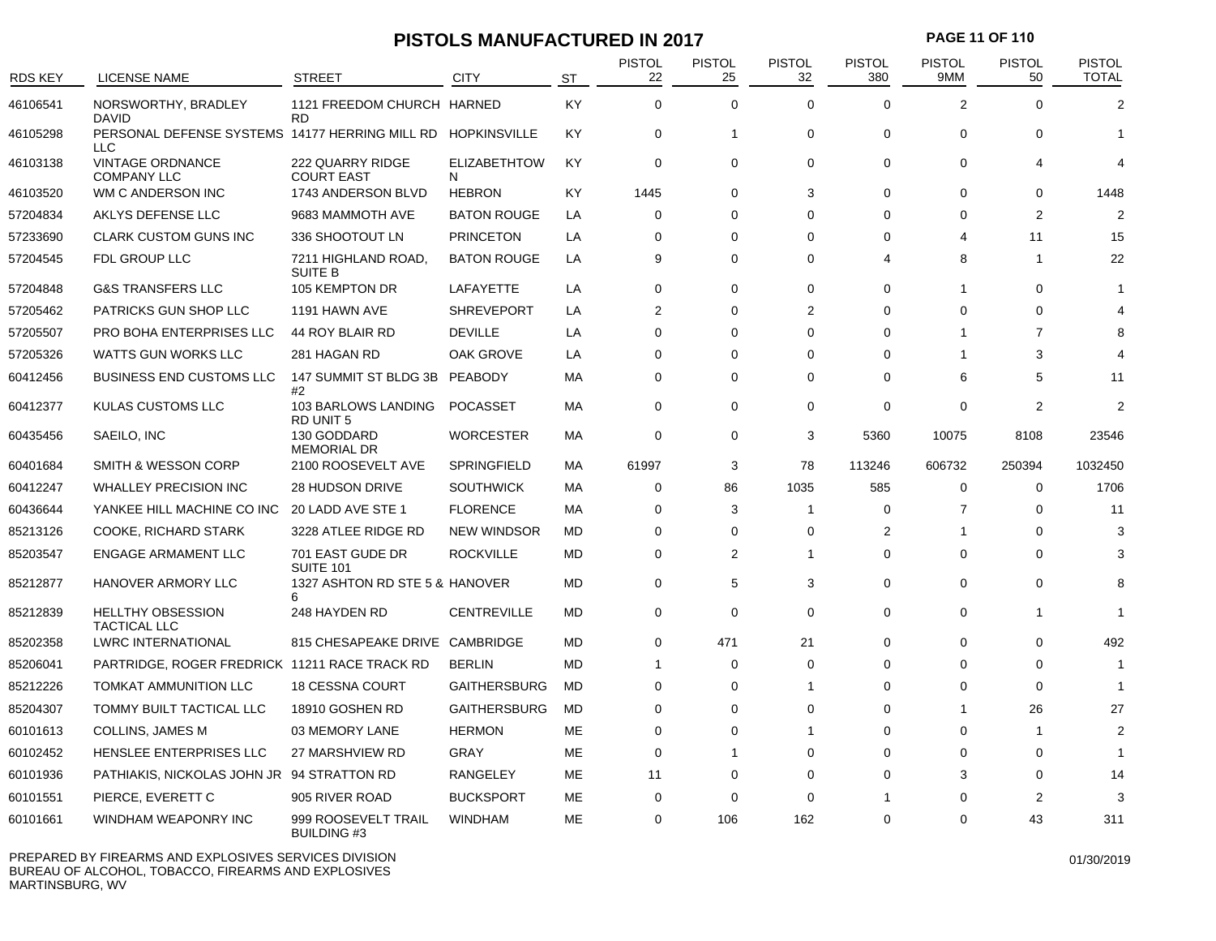# PISTOLS MANUFACTURED IN 2017

| RDS KEY | LICENSE NAME | STREET | CITY | ST | PISTOL 22 | PISTOL 25 | PISTOL 32 | PISTOL 380 | PISTOL 9MM | PISTOL 50 | PISTOL TOTAL |
|---|---|---|---|---|---|---|---|---|---|---|---|
| 46106541 | NORSWORTHY, BRADLEY DAVID | 1121 FREEDOM CHURCH RD | HARNED | KY | 0 | 0 | 0 | 0 | 2 | 0 | 2 |
| 46105298 | PERSONAL DEFENSE SYSTEMS LLC | 14177 HERRING MILL RD | HOPKINSVILLE | KY | 0 | 1 | 0 | 0 | 0 | 0 | 1 |
| 46103138 | VINTAGE ORDNANCE COMPANY LLC | 222 QUARRY RIDGE COURT EAST | ELIZABETHTOWN | KY | 0 | 0 | 0 | 0 | 0 | 4 | 4 |
| 46103520 | WM C ANDERSON INC | 1743 ANDERSON BLVD | HEBRON | KY | 1445 | 0 | 3 | 0 | 0 | 0 | 1448 |
| 57204834 | AKLYS DEFENSE LLC | 9683 MAMMOTH AVE | BATON ROUGE | LA | 0 | 0 | 0 | 0 | 0 | 2 | 2 |
| 57233690 | CLARK CUSTOM GUNS INC | 336 SHOOTOUT LN | PRINCETON | LA | 0 | 0 | 0 | 0 | 4 | 11 | 15 |
| 57204545 | FDL GROUP LLC | 7211 HIGHLAND ROAD, SUITE B | BATON ROUGE | LA | 9 | 0 | 0 | 4 | 8 | 1 | 22 |
| 57204848 | G&S TRANSFERS LLC | 105 KEMPTON DR | LAFAYETTE | LA | 0 | 0 | 0 | 0 | 1 | 0 | 1 |
| 57205462 | PATRICKS GUN SHOP LLC | 1191 HAWN AVE | SHREVEPORT | LA | 2 | 0 | 2 | 0 | 0 | 0 | 4 |
| 57205507 | PRO BOHA ENTERPRISES LLC | 44 ROY BLAIR RD | DEVILLE | LA | 0 | 0 | 0 | 0 | 1 | 7 | 8 |
| 57205326 | WATTS GUN WORKS LLC | 281 HAGAN RD | OAK GROVE | LA | 0 | 0 | 0 | 0 | 1 | 3 | 4 |
| 60412456 | BUSINESS END CUSTOMS LLC | 147 SUMMIT ST BLDG 3B #2 | PEABODY | MA | 0 | 0 | 0 | 0 | 6 | 5 | 11 |
| 60412377 | KULAS CUSTOMS LLC | 103 BARLOWS LANDING RD UNIT 5 | POCASSET | MA | 0 | 0 | 0 | 0 | 0 | 2 | 2 |
| 60435456 | SAEILO, INC | 130 GODDARD MEMORIAL DR | WORCESTER | MA | 0 | 0 | 3 | 5360 | 10075 | 8108 | 23546 |
| 60401684 | SMITH & WESSON CORP | 2100 ROOSEVELT AVE | SPRINGFIELD | MA | 61997 | 3 | 78 | 113246 | 606732 | 250394 | 1032450 |
| 60412247 | WHALLEY PRECISION INC | 28 HUDSON DRIVE | SOUTHWICK | MA | 0 | 86 | 1035 | 585 | 0 | 0 | 1706 |
| 60436644 | YANKEE HILL MACHINE CO INC | 20 LADD AVE STE 1 | FLORENCE | MA | 0 | 3 | 1 | 0 | 7 | 0 | 11 |
| 85213126 | COOKE, RICHARD STARK | 3228 ATLEE RIDGE RD | NEW WINDSOR | MD | 0 | 0 | 0 | 2 | 1 | 0 | 3 |
| 85203547 | ENGAGE ARMAMENT LLC | 701 EAST GUDE DR SUITE 101 | ROCKVILLE | MD | 0 | 2 | 1 | 0 | 0 | 0 | 3 |
| 85212877 | HANOVER ARMORY LLC | 1327 ASHTON RD STE 5 & 6 | HANOVER | MD | 0 | 5 | 3 | 0 | 0 | 0 | 8 |
| 85212839 | HELLTHY OBSESSION TACTICAL LLC | 248 HAYDEN RD | CENTREVILLE | MD | 0 | 0 | 0 | 0 | 0 | 1 | 1 |
| 85202358 | LWRC INTERNATIONAL | 815 CHESAPEAKE DRIVE | CAMBRIDGE | MD | 0 | 471 | 21 | 0 | 0 | 0 | 492 |
| 85206041 | PARTRIDGE, ROGER FREDRICK | 11211 RACE TRACK RD | BERLIN | MD | 1 | 0 | 0 | 0 | 0 | 0 | 1 |
| 85212226 | TOMKAT AMMUNITION LLC | 18 CESSNA COURT | GAITHERSBURG | MD | 0 | 0 | 1 | 0 | 0 | 0 | 1 |
| 85204307 | TOMMY BUILT TACTICAL LLC | 18910 GOSHEN RD | GAITHERSBURG | MD | 0 | 0 | 0 | 0 | 1 | 26 | 27 |
| 60101613 | COLLINS, JAMES M | 03 MEMORY LANE | HERMON | ME | 0 | 0 | 1 | 0 | 0 | 1 | 2 |
| 60102452 | HENSLEE ENTERPRISES LLC | 27 MARSHVIEW RD | GRAY | ME | 0 | 1 | 0 | 0 | 0 | 0 | 1 |
| 60101936 | PATHIAKIS, NICKOLAS JOHN JR | 94 STRATTON RD | RANGELEY | ME | 11 | 0 | 0 | 0 | 3 | 0 | 14 |
| 60101551 | PIERCE, EVERETT C | 905 RIVER ROAD | BUCKSPORT | ME | 0 | 0 | 0 | 1 | 0 | 2 | 3 |
| 60101661 | WINDHAM WEAPONRY INC | 999 ROOSEVELT TRAIL BUILDING #3 | WINDHAM | ME | 0 | 106 | 162 | 0 | 0 | 43 | 311 |

PREPARED BY FIREARMS AND EXPLOSIVES SERVICES DIVISION
BUREAU OF ALCOHOL, TOBACCO, FIREARMS AND EXPLOSIVES
MARTINSBURG, WV

01/30/2019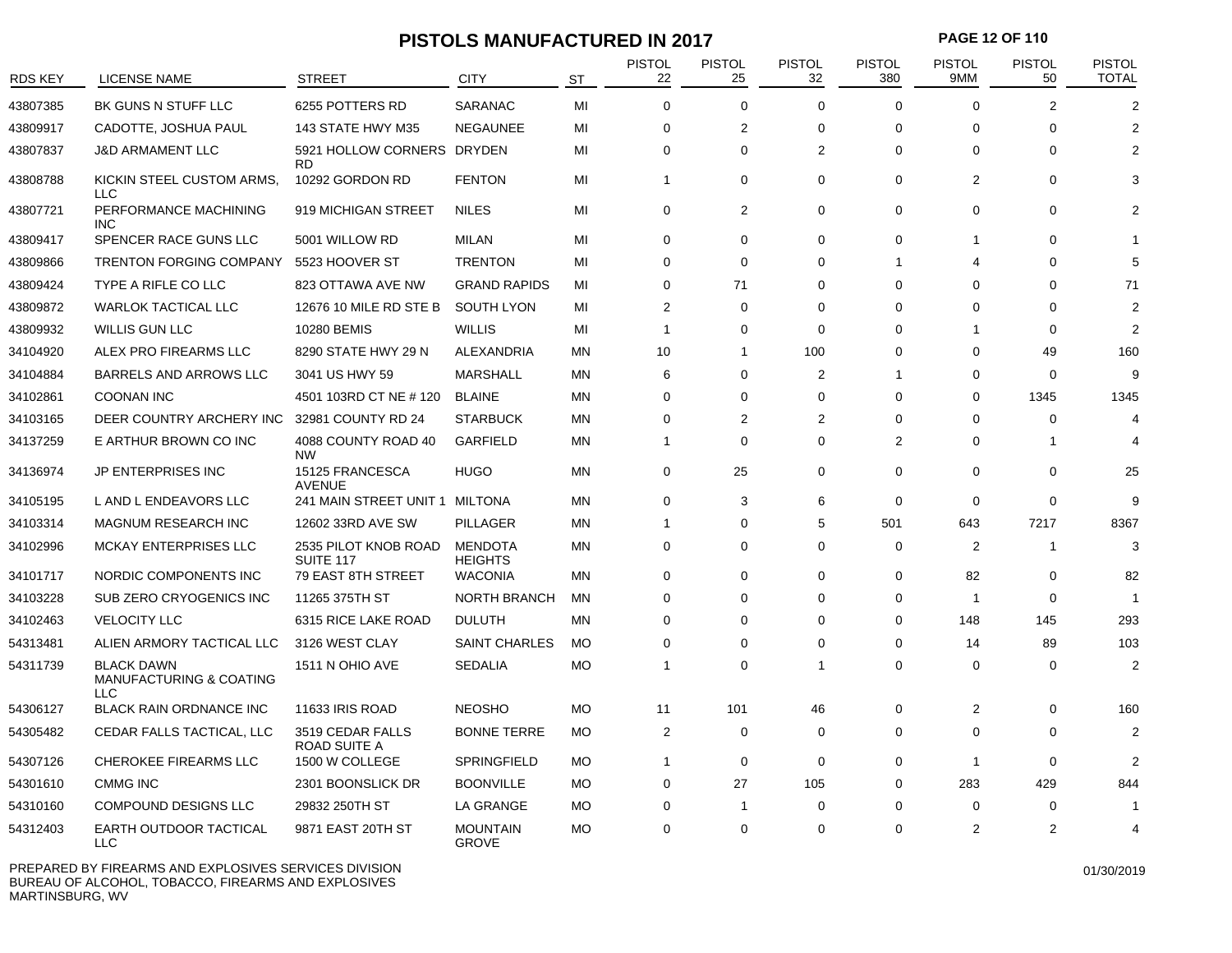# PISTOLS MANUFACTURED IN 2017

| RDS KEY | LICENSE NAME | STREET | CITY | ST | PISTOL 22 | PISTOL 25 | PISTOL 32 | PISTOL 380 | PISTOL 9MM | PISTOL 50 | PISTOL TOTAL |
|---|---|---|---|---|---|---|---|---|---|---|---|
| 43807385 | BK GUNS N STUFF LLC | 6255 POTTERS RD | SARANAC | MI | 0 | 0 | 0 | 0 | 0 | 2 | 2 |
| 43809917 | CADOTTE, JOSHUA PAUL | 143 STATE HWY M35 | NEGAUNEE | MI | 0 | 2 | 0 | 0 | 0 | 0 | 2 |
| 43807837 | J&D ARMAMENT LLC | 5921 HOLLOW CORNERS RD | DRYDEN | MI | 0 | 0 | 2 | 0 | 0 | 0 | 2 |
| 43808788 | KICKIN STEEL CUSTOM ARMS, LLC | 10292 GORDON RD | FENTON | MI | 1 | 0 | 0 | 0 | 2 | 0 | 3 |
| 43807721 | PERFORMANCE MACHINING INC | 919 MICHIGAN STREET | NILES | MI | 0 | 2 | 0 | 0 | 0 | 0 | 2 |
| 43809417 | SPENCER RACE GUNS LLC | 5001 WILLOW RD | MILAN | MI | 0 | 0 | 0 | 0 | 1 | 0 | 1 |
| 43809866 | TRENTON FORGING COMPANY | 5523 HOOVER ST | TRENTON | MI | 0 | 0 | 0 | 1 | 4 | 0 | 5 |
| 43809424 | TYPE A RIFLE CO LLC | 823 OTTAWA AVE NW | GRAND RAPIDS | MI | 0 | 71 | 0 | 0 | 0 | 0 | 71 |
| 43809872 | WARLOK TACTICAL LLC | 12676 10 MILE RD STE B | SOUTH LYON | MI | 2 | 0 | 0 | 0 | 0 | 0 | 2 |
| 43809932 | WILLIS GUN LLC | 10280 BEMIS | WILLIS | MI | 1 | 0 | 0 | 0 | 1 | 0 | 2 |
| 34104920 | ALEX PRO FIREARMS LLC | 8290 STATE HWY 29 N | ALEXANDRIA | MN | 10 | 1 | 100 | 0 | 0 | 49 | 160 |
| 34104884 | BARRELS AND ARROWS LLC | 3041 US HWY 59 | MARSHALL | MN | 6 | 0 | 2 | 1 | 0 | 0 | 9 |
| 34102861 | COONAN INC | 4501 103RD CT NE # 120 | BLAINE | MN | 0 | 0 | 0 | 0 | 0 | 1345 | 1345 |
| 34103165 | DEER COUNTRY ARCHERY INC | 32981 COUNTY RD 24 | STARBUCK | MN | 0 | 2 | 2 | 0 | 0 | 0 | 4 |
| 34137259 | E ARTHUR BROWN CO INC | 4088 COUNTY ROAD 40 NW | GARFIELD | MN | 1 | 0 | 0 | 2 | 0 | 1 | 4 |
| 34136974 | JP ENTERPRISES INC | 15125 FRANCESCA AVENUE | HUGO | MN | 0 | 25 | 0 | 0 | 0 | 0 | 25 |
| 34105195 | L AND L ENDEAVORS LLC | 241 MAIN STREET UNIT 1 | MILTONA | MN | 0 | 3 | 6 | 0 | 0 | 0 | 9 |
| 34103314 | MAGNUM RESEARCH INC | 12602 33RD AVE SW | PILLAGER | MN | 1 | 0 | 5 | 501 | 643 | 7217 | 8367 |
| 34102996 | MCKAY ENTERPRISES LLC | 2535 PILOT KNOB ROAD SUITE 117 | MENDOTA HEIGHTS | MN | 0 | 0 | 0 | 0 | 2 | 1 | 3 |
| 34101717 | NORDIC COMPONENTS INC | 79 EAST 8TH STREET | WACONIA | MN | 0 | 0 | 0 | 0 | 82 | 0 | 82 |
| 34103228 | SUB ZERO CRYOGENICS INC | 11265 375TH ST | NORTH BRANCH | MN | 0 | 0 | 0 | 0 | 1 | 0 | 1 |
| 34102463 | VELOCITY LLC | 6315 RICE LAKE ROAD | DULUTH | MN | 0 | 0 | 0 | 0 | 148 | 145 | 293 |
| 54313481 | ALIEN ARMORY TACTICAL LLC | 3126 WEST CLAY | SAINT CHARLES | MO | 0 | 0 | 0 | 0 | 14 | 89 | 103 |
| 54311739 | BLACK DAWN MANUFACTURING & COATING LLC | 1511 N OHIO AVE | SEDALIA | MO | 1 | 0 | 1 | 0 | 0 | 0 | 2 |
| 54306127 | BLACK RAIN ORDNANCE INC | 11633 IRIS ROAD | NEOSHO | MO | 11 | 101 | 46 | 0 | 2 | 0 | 160 |
| 54305482 | CEDAR FALLS TACTICAL, LLC | 3519 CEDAR FALLS ROAD SUITE A | BONNE TERRE | MO | 2 | 0 | 0 | 0 | 0 | 0 | 2 |
| 54307126 | CHEROKEE FIREARMS LLC | 1500 W COLLEGE | SPRINGFIELD | MO | 1 | 0 | 0 | 0 | 1 | 0 | 2 |
| 54301610 | CMMG INC | 2301 BOONSLICK DR | BOONVILLE | MO | 0 | 27 | 105 | 0 | 283 | 429 | 844 |
| 54310160 | COMPOUND DESIGNS LLC | 29832 250TH ST | LA GRANGE | MO | 0 | 1 | 0 | 0 | 0 | 0 | 1 |
| 54312403 | EARTH OUTDOOR TACTICAL LLC | 9871 EAST 20TH ST | MOUNTAIN GROVE | MO | 0 | 0 | 0 | 0 | 2 | 2 | 4 |

PREPARED BY FIREARMS AND EXPLOSIVES SERVICES DIVISION
BUREAU OF ALCOHOL, TOBACCO, FIREARMS AND EXPLOSIVES
MARTINSBURG, WV

01/30/2019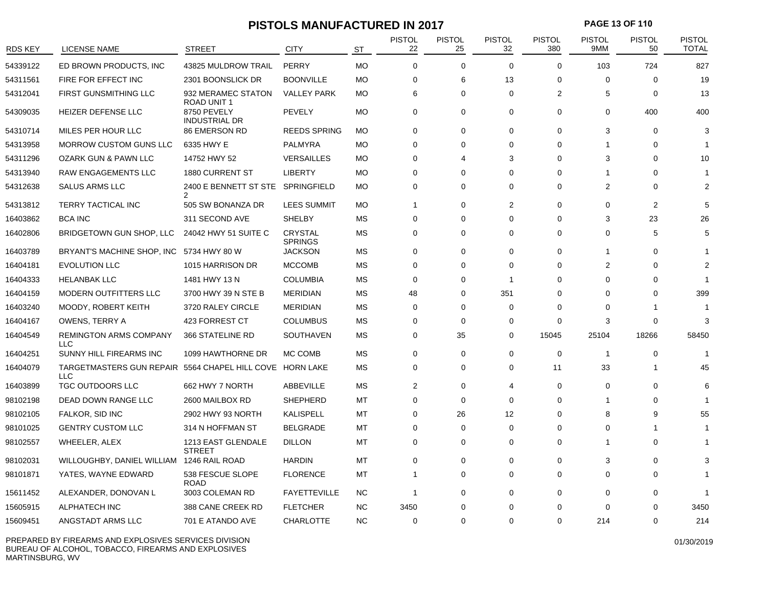# PISTOLS MANUFACTURED IN 2017

| RDS KEY | LICENSE NAME | STREET | CITY | ST | PISTOL 22 | PISTOL 25 | PISTOL 32 | PISTOL 380 | PISTOL 9MM | PISTOL 50 | PISTOL TOTAL |
|---|---|---|---|---|---|---|---|---|---|---|---|
| 54339122 | ED BROWN PRODUCTS, INC | 43825 MULDROW TRAIL | PERRY | MO | 0 | 0 | 0 | 0 | 103 | 724 | 827 |
| 54311561 | FIRE FOR EFFECT INC | 2301 BOONSLICK DR | BOONVILLE | MO | 0 | 6 | 13 | 0 | 0 | 0 | 19 |
| 54312041 | FIRST GUNSMITHING LLC | 932 MERAMEC STATON ROAD UNIT 1 | VALLEY PARK | MO | 6 | 0 | 0 | 2 | 5 | 0 | 13 |
| 54309035 | HEIZER DEFENSE LLC | 8750 PEVELY INDUSTRIAL DR | PEVELY | MO | 0 | 0 | 0 | 0 | 0 | 400 | 400 |
| 54310714 | MILES PER HOUR LLC | 86 EMERSON RD | REEDS SPRING | MO | 0 | 0 | 0 | 0 | 3 | 0 | 3 |
| 54313958 | MORROW CUSTOM GUNS LLC | 6335 HWY E | PALMYRA | MO | 0 | 0 | 0 | 0 | 1 | 0 | 1 |
| 54311296 | OZARK GUN & PAWN LLC | 14752 HWY 52 | VERSAILLES | MO | 0 | 4 | 3 | 0 | 3 | 0 | 10 |
| 54313940 | RAW ENGAGEMENTS LLC | 1880 CURRENT ST | LIBERTY | MO | 0 | 0 | 0 | 0 | 1 | 0 | 1 |
| 54312638 | SALUS ARMS LLC | 2400 E BENNETT ST STE 2 | SPRINGFIELD | MO | 0 | 0 | 0 | 0 | 2 | 0 | 2 |
| 54313812 | TERRY TACTICAL INC | 505 SW BONANZA DR | LEES SUMMIT | MO | 1 | 0 | 2 | 0 | 0 | 2 | 5 |
| 16403862 | BCA INC | 311 SECOND AVE | SHELBY | MS | 0 | 0 | 0 | 0 | 3 | 23 | 26 |
| 16402806 | BRIDGETOWN GUN SHOP, LLC | 24042 HWY 51 SUITE C | CRYSTAL SPRINGS | MS | 0 | 0 | 0 | 0 | 0 | 5 | 5 |
| 16403789 | BRYANT'S MACHINE SHOP, INC | 5734 HWY 80 W | JACKSON | MS | 0 | 0 | 0 | 0 | 1 | 0 | 1 |
| 16404181 | EVOLUTION LLC | 1015 HARRISON DR | MCCOMB | MS | 0 | 0 | 0 | 0 | 2 | 0 | 2 |
| 16404333 | HELANBAK LLC | 1481 HWY 13 N | COLUMBIA | MS | 0 | 0 | 1 | 0 | 0 | 0 | 1 |
| 16404159 | MODERN OUTFITTERS LLC | 3700 HWY 39 N STE B | MERIDIAN | MS | 48 | 0 | 351 | 0 | 0 | 0 | 399 |
| 16403240 | MOODY, ROBERT KEITH | 3720 RALEY CIRCLE | MERIDIAN | MS | 0 | 0 | 0 | 0 | 0 | 1 | 1 |
| 16404167 | OWENS, TERRY A | 423 FORREST CT | COLUMBUS | MS | 0 | 0 | 0 | 0 | 3 | 0 | 3 |
| 16404549 | REMINGTON ARMS COMPANY LLC | 366 STATELINE RD | SOUTHAVEN | MS | 0 | 35 | 0 | 15045 | 25104 | 18266 | 58450 |
| 16404251 | SUNNY HILL FIREARMS INC | 1099 HAWTHORNE DR | MC COMB | MS | 0 | 0 | 0 | 0 | 1 | 0 | 1 |
| 16404079 | TARGETMASTERS GUN REPAIR LLC | 5564 CHAPEL HILL COVE | HORN LAKE | MS | 0 | 0 | 0 | 11 | 33 | 1 | 45 |
| 16403899 | TGC OUTDOORS LLC | 662 HWY 7 NORTH | ABBEVILLE | MS | 2 | 0 | 4 | 0 | 0 | 0 | 6 |
| 98102198 | DEAD DOWN RANGE LLC | 2600 MAILBOX RD | SHEPHERD | MT | 0 | 0 | 0 | 0 | 1 | 0 | 1 |
| 98102105 | FALKOR, SID INC | 2902 HWY 93 NORTH | KALISPELL | MT | 0 | 26 | 12 | 0 | 8 | 9 | 55 |
| 98101025 | GENTRY CUSTOM LLC | 314 N HOFFMAN ST | BELGRADE | MT | 0 | 0 | 0 | 0 | 0 | 1 | 1 |
| 98102557 | WHEELER, ALEX | 1213 EAST GLENDALE STREET | DILLON | MT | 0 | 0 | 0 | 0 | 1 | 0 | 1 |
| 98102031 | WILLOUGHBY, DANIEL WILLIAM | 1246 RAIL ROAD | HARDIN | MT | 0 | 0 | 0 | 0 | 3 | 0 | 3 |
| 98101871 | YATES, WAYNE EDWARD | 538 FESCUE SLOPE ROAD | FLORENCE | MT | 1 | 0 | 0 | 0 | 0 | 0 | 1 |
| 15611452 | ALEXANDER, DONOVAN L | 3003 COLEMAN RD | FAYETTEVILLE | NC | 1 | 0 | 0 | 0 | 0 | 0 | 1 |
| 15605915 | ALPHATECH INC | 388 CANE CREEK RD | FLETCHER | NC | 3450 | 0 | 0 | 0 | 0 | 0 | 3450 |
| 15609451 | ANGSTADT ARMS LLC | 701 E ATANDO AVE | CHARLOTTE | NC | 0 | 0 | 0 | 0 | 214 | 0 | 214 |

PREPARED BY FIREARMS AND EXPLOSIVES SERVICES DIVISION
BUREAU OF ALCOHOL, TOBACCO, FIREARMS AND EXPLOSIVES
MARTINSBURG, WV

01/30/2019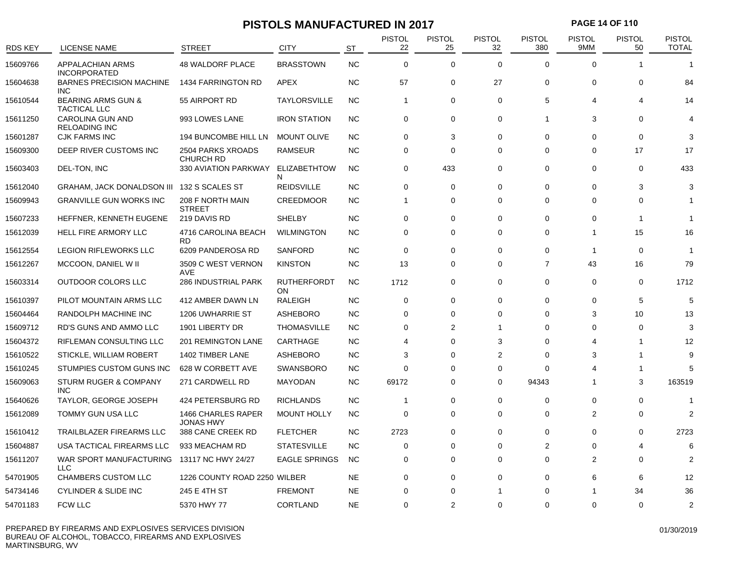# PISTOLS MANUFACTURED IN 2017

| RDS KEY | LICENSE NAME | STREET | CITY | ST | PISTOL 22 | PISTOL 25 | PISTOL 32 | PISTOL 380 | PISTOL 9MM | PISTOL 50 | PISTOL TOTAL |
|---|---|---|---|---|---|---|---|---|---|---|---|
| 15609766 | APPALACHIAN ARMS INCORPORATED | 48 WALDORF PLACE | BRASSTOWN | NC | 0 | 0 | 0 | 0 | 0 | 1 | 1 |
| 15604638 | BARNES PRECISION MACHINE INC | 1434 FARRINGTON RD | APEX | NC | 57 | 0 | 27 | 0 | 0 | 0 | 84 |
| 15610544 | BEARING ARMS GUN & TACTICAL LLC | 55 AIRPORT RD | TAYLORSVILLE | NC | 1 | 0 | 0 | 5 | 4 | 4 | 14 |
| 15611250 | CAROLINA GUN AND RELOADING INC | 993 LOWES LANE | IRON STATION | NC | 0 | 0 | 0 | 1 | 3 | 0 | 4 |
| 15601287 | CJK FARMS INC | 194 BUNCOMBE HILL LN | MOUNT OLIVE | NC | 0 | 3 | 0 | 0 | 0 | 0 | 3 |
| 15609300 | DEEP RIVER CUSTOMS INC | 2504 PARKS XROADS CHURCH RD | RAMSEUR | NC | 0 | 0 | 0 | 0 | 0 | 17 | 17 |
| 15603403 | DEL-TON, INC | 330 AVIATION PARKWAY | ELIZABETHTOWN | NC | 0 | 433 | 0 | 0 | 0 | 0 | 433 |
| 15612040 | GRAHAM, JACK DONALDSON III | 132 S SCALES ST | REIDSVILLE | NC | 0 | 0 | 0 | 0 | 0 | 3 | 3 |
| 15609943 | GRANVILLE GUN WORKS INC | 208 F NORTH MAIN STREET | CREEDMOOR | NC | 1 | 0 | 0 | 0 | 0 | 0 | 1 |
| 15607233 | HEFFNER, KENNETH EUGENE | 219 DAVIS RD | SHELBY | NC | 0 | 0 | 0 | 0 | 0 | 1 | 1 |
| 15612039 | HELL FIRE ARMORY LLC | 4716 CAROLINA BEACH RD | WILMINGTON | NC | 0 | 0 | 0 | 0 | 1 | 15 | 16 |
| 15612554 | LEGION RIFLEWORKS LLC | 6209 PANDEROSA RD | SANFORD | NC | 0 | 0 | 0 | 0 | 1 | 0 | 1 |
| 15612267 | MCCOON, DANIEL W II | 3509 C WEST VERNON AVE | KINSTON | NC | 13 | 0 | 0 | 7 | 43 | 16 | 79 |
| 15603314 | OUTDOOR COLORS LLC | 286 INDUSTRIAL PARK | RUTHERFORDTON | NC | 1712 | 0 | 0 | 0 | 0 | 0 | 1712 |
| 15610397 | PILOT MOUNTAIN ARMS LLC | 412 AMBER DAWN LN | RALEIGH | NC | 0 | 0 | 0 | 0 | 0 | 5 | 5 |
| 15604464 | RANDOLPH MACHINE INC | 1206 UWHARRIE ST | ASHEBORO | NC | 0 | 0 | 0 | 0 | 3 | 10 | 13 |
| 15609712 | RD'S GUNS AND AMMO LLC | 1901 LIBERTY DR | THOMASVILLE | NC | 0 | 2 | 1 | 0 | 0 | 0 | 3 |
| 15604372 | RIFLEMAN CONSULTING LLC | 201 REMINGTON LANE | CARTHAGE | NC | 4 | 0 | 3 | 0 | 4 | 1 | 12 |
| 15610522 | STICKLE, WILLIAM ROBERT | 1402 TIMBER LANE | ASHEBORO | NC | 3 | 0 | 2 | 0 | 3 | 1 | 9 |
| 15610245 | STUMPIES CUSTOM GUNS INC | 628 W CORBETT AVE | SWANSBORO | NC | 0 | 0 | 0 | 0 | 4 | 1 | 5 |
| 15609063 | STURM RUGER & COMPANY INC | 271 CARDWELL RD | MAYODAN | NC | 69172 | 0 | 0 | 94343 | 1 | 3 | 163519 |
| 15640626 | TAYLOR, GEORGE JOSEPH | 424 PETERSBURG RD | RICHLANDS | NC | 1 | 0 | 0 | 0 | 0 | 0 | 1 |
| 15612089 | TOMMY GUN USA LLC | 1466 CHARLES RAPER JONAS HWY | MOUNT HOLLY | NC | 0 | 0 | 0 | 0 | 2 | 0 | 2 |
| 15610412 | TRAILBLAZER FIREARMS LLC | 388 CANE CREEK RD | FLETCHER | NC | 2723 | 0 | 0 | 0 | 0 | 0 | 2723 |
| 15604887 | USA TACTICAL FIREARMS LLC | 933 MEACHAM RD | STATESVILLE | NC | 0 | 0 | 0 | 2 | 0 | 4 | 6 |
| 15611207 | WAR SPORT MANUFACTURING LLC | 13117 NC HWY 24/27 | EAGLE SPRINGS | NC | 0 | 0 | 0 | 0 | 2 | 0 | 2 |
| 54701905 | CHAMBERS CUSTOM LLC | 1226 COUNTY ROAD 2250 | WILBER | NE | 0 | 0 | 0 | 0 | 6 | 6 | 12 |
| 54734146 | CYLINDER & SLIDE INC | 245 E 4TH ST | FREMONT | NE | 0 | 0 | 1 | 0 | 1 | 34 | 36 |
| 54701183 | FCW LLC | 5370 HWY 77 | CORTLAND | NE | 0 | 2 | 0 | 0 | 0 | 0 | 2 |

PREPARED BY FIREARMS AND EXPLOSIVES SERVICES DIVISION
BUREAU OF ALCOHOL, TOBACCO, FIREARMS AND EXPLOSIVES
MARTINSBURG, WV

01/30/2019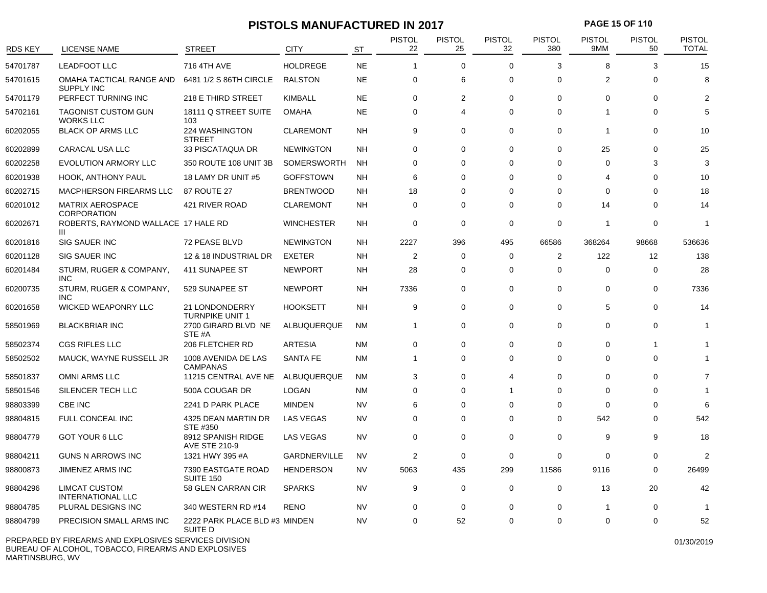# PISTOLS MANUFACTURED IN 2017

| RDS KEY | LICENSE NAME | STREET | CITY | ST | PISTOL 22 | PISTOL 25 | PISTOL 32 | PISTOL 380 | PISTOL 9MM | PISTOL 50 | PISTOL TOTAL |
|---|---|---|---|---|---|---|---|---|---|---|---|
| 54701787 | LEADFOOT LLC | 716 4TH AVE | HOLDREGE | NE | 1 | 0 | 0 | 3 | 8 | 3 | 15 |
| 54701615 | OMAHA TACTICAL RANGE AND SUPPLY INC | 6481 1/2 S 86TH CIRCLE | RALSTON | NE | 0 | 6 | 0 | 0 | 2 | 0 | 8 |
| 54701179 | PERFECT TURNING INC | 218 E THIRD STREET | KIMBALL | NE | 0 | 2 | 0 | 0 | 0 | 0 | 2 |
| 54702161 | TAGONIST CUSTOM GUN WORKS LLC | 18111 Q STREET SUITE 103 | OMAHA | NE | 0 | 4 | 0 | 0 | 1 | 0 | 5 |
| 60202055 | BLACK OP ARMS LLC | 224 WASHINGTON STREET | CLAREMONT | NH | 9 | 0 | 0 | 0 | 1 | 0 | 10 |
| 60202899 | CARACAL USA LLC | 33 PISCATAQUA DR | NEWINGTON | NH | 0 | 0 | 0 | 0 | 25 | 0 | 25 |
| 60202258 | EVOLUTION ARMORY LLC | 350 ROUTE 108 UNIT 3B | SOMERSWORTH | NH | 0 | 0 | 0 | 0 | 0 | 3 | 3 |
| 60201938 | HOOK, ANTHONY PAUL | 18 LAMY DR UNIT #5 | GOFFSTOWN | NH | 6 | 0 | 0 | 0 | 4 | 0 | 10 |
| 60202715 | MACPHERSON FIREARMS LLC | 87 ROUTE 27 | BRENTWOOD | NH | 18 | 0 | 0 | 0 | 0 | 0 | 18 |
| 60201012 | MATRIX AEROSPACE CORPORATION | 421 RIVER ROAD | CLAREMONT | NH | 0 | 0 | 0 | 0 | 14 | 0 | 14 |
| 60202671 | ROBERTS, RAYMOND WALLACE III | 17 HALE RD | WINCHESTER | NH | 0 | 0 | 0 | 0 | 1 | 0 | 1 |
| 60201816 | SIG SAUER INC | 72 PEASE BLVD | NEWINGTON | NH | 2227 | 396 | 495 | 66586 | 368264 | 98668 | 536636 |
| 60201128 | SIG SAUER INC | 12 & 18 INDUSTRIAL DR | EXETER | NH | 2 | 0 | 0 | 2 | 122 | 12 | 138 |
| 60201484 | STURM, RUGER & COMPANY, INC | 411 SUNAPEE ST | NEWPORT | NH | 28 | 0 | 0 | 0 | 0 | 0 | 28 |
| 60200735 | STURM, RUGER & COMPANY, INC | 529 SUNAPEE ST | NEWPORT | NH | 7336 | 0 | 0 | 0 | 0 | 0 | 7336 |
| 60201658 | WICKED WEAPONRY LLC | 21 LONDONDERRY TURNPIKE UNIT 1 | HOOKSETT | NH | 9 | 0 | 0 | 0 | 5 | 0 | 14 |
| 58501969 | BLACKBRIAR INC | 2700 GIRARD BLVD NE STE #A | ALBUQUERQUE | NM | 1 | 0 | 0 | 0 | 0 | 0 | 1 |
| 58502374 | CGS RIFLES LLC | 206 FLETCHER RD | ARTESIA | NM | 0 | 0 | 0 | 0 | 0 | 1 | 1 |
| 58502502 | MAUCK, WAYNE RUSSELL JR | 1008 AVENIDA DE LAS CAMPANAS | SANTA FE | NM | 1 | 0 | 0 | 0 | 0 | 0 | 1 |
| 58501837 | OMNI ARMS LLC | 11215 CENTRAL AVE NE | ALBUQUERQUE | NM | 3 | 0 | 4 | 0 | 0 | 0 | 7 |
| 58501546 | SILENCER TECH LLC | 500A COUGAR DR | LOGAN | NM | 0 | 0 | 1 | 0 | 0 | 0 | 1 |
| 98803399 | CBE INC | 2241 D PARK PLACE | MINDEN | NV | 6 | 0 | 0 | 0 | 0 | 0 | 6 |
| 98804815 | FULL CONCEAL INC | 4325 DEAN MARTIN DR STE #350 | LAS VEGAS | NV | 0 | 0 | 0 | 0 | 542 | 0 | 542 |
| 98804779 | GOT YOUR 6 LLC | 8912 SPANISH RIDGE AVE STE 210-9 | LAS VEGAS | NV | 0 | 0 | 0 | 0 | 9 | 9 | 18 |
| 98804211 | GUNS N ARROWS INC | 1321 HWY 395 #A | GARDNERVILLE | NV | 2 | 0 | 0 | 0 | 0 | 0 | 2 |
| 98800873 | JIMENEZ ARMS INC | 7390 EASTGATE ROAD SUITE 150 | HENDERSON | NV | 5063 | 435 | 299 | 11586 | 9116 | 0 | 26499 |
| 98804296 | LIMCAT CUSTOM INTERNATIONAL LLC | 58 GLEN CARRAN CIR | SPARKS | NV | 9 | 0 | 0 | 0 | 13 | 20 | 42 |
| 98804785 | PLURAL DESIGNS INC | 340 WESTERN RD #14 | RENO | NV | 0 | 0 | 0 | 0 | 1 | 0 | 1 |
| 98804799 | PRECISION SMALL ARMS INC | 2222 PARK PLACE BLD #3 SUITE D | MINDEN | NV | 0 | 52 | 0 | 0 | 0 | 0 | 52 |

PREPARED BY FIREARMS AND EXPLOSIVES SERVICES DIVISION
BUREAU OF ALCOHOL, TOBACCO, FIREARMS AND EXPLOSIVES
MARTINSBURG, WV

01/30/2019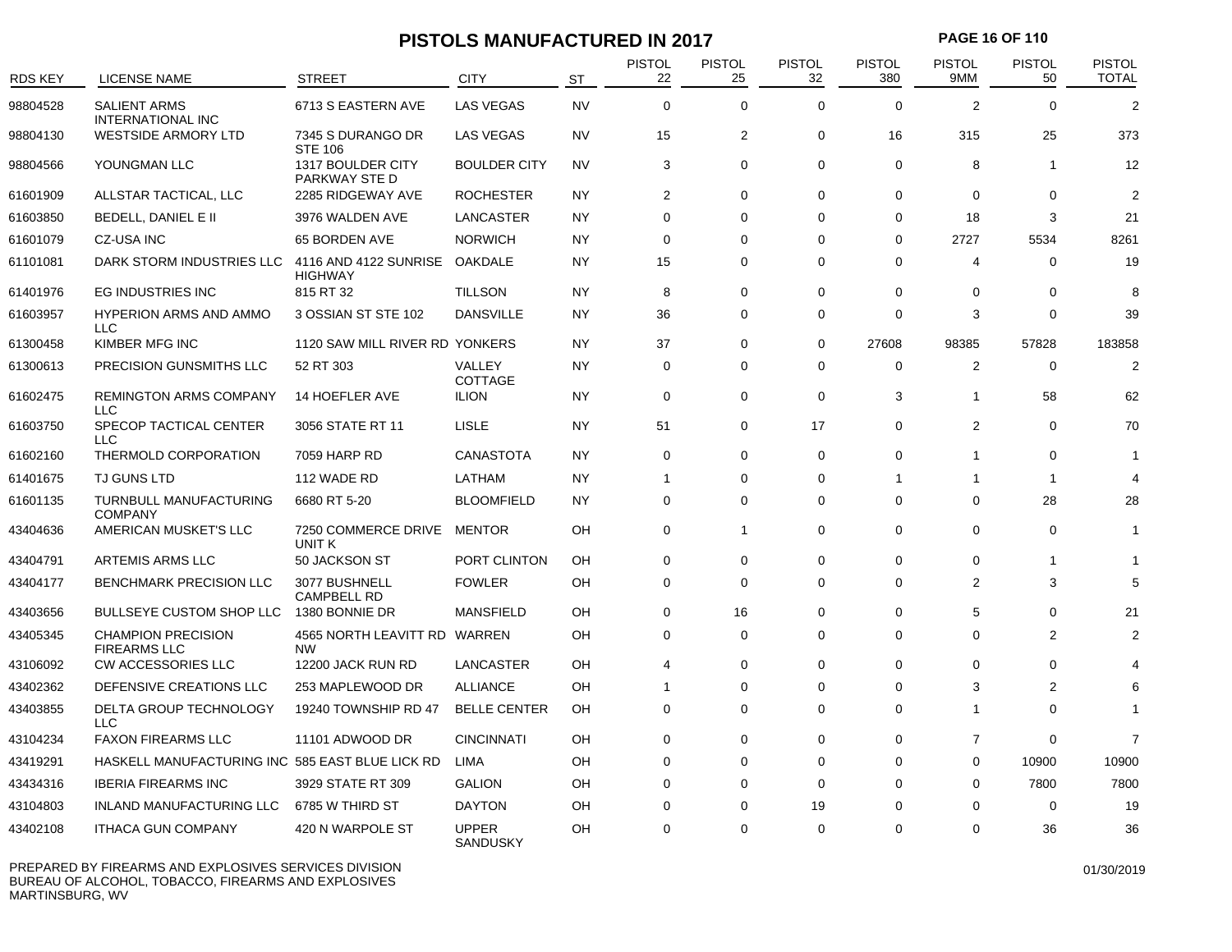# PISTOLS MANUFACTURED IN 2017

| RDS KEY | LICENSE NAME | STREET | CITY | ST | PISTOL 22 | PISTOL 25 | PISTOL 32 | PISTOL 380 | PISTOL 9MM | PISTOL 50 | PISTOL TOTAL |
|---|---|---|---|---|---|---|---|---|---|---|---|
| 98804528 | SALIENT ARMS INTERNATIONAL INC | 6713 S EASTERN AVE | LAS VEGAS | NV | 0 | 0 | 0 | 0 | 2 | 0 | 2 |
| 98804130 | WESTSIDE ARMORY LTD | 7345 S DURANGO DR STE 106 | LAS VEGAS | NV | 15 | 2 | 0 | 16 | 315 | 25 | 373 |
| 98804566 | YOUNGMAN LLC | 1317 BOULDER CITY PARKWAY STE D | BOULDER CITY | NV | 3 | 0 | 0 | 0 | 8 | 1 | 12 |
| 61601909 | ALLSTAR TACTICAL, LLC | 2285 RIDGEWAY AVE | ROCHESTER | NY | 2 | 0 | 0 | 0 | 0 | 0 | 2 |
| 61603850 | BEDELL, DANIEL E II | 3976 WALDEN AVE | LANCASTER | NY | 0 | 0 | 0 | 0 | 18 | 3 | 21 |
| 61601079 | CZ-USA INC | 65 BORDEN AVE | NORWICH | NY | 0 | 0 | 0 | 0 | 2727 | 5534 | 8261 |
| 61101081 | DARK STORM INDUSTRIES LLC | 4116 AND 4122 SUNRISE HIGHWAY | OAKDALE | NY | 15 | 0 | 0 | 0 | 4 | 0 | 19 |
| 61401976 | EG INDUSTRIES INC | 815 RT 32 | TILLSON | NY | 8 | 0 | 0 | 0 | 0 | 0 | 8 |
| 61603957 | HYPERION ARMS AND AMMO LLC | 3 OSSIAN ST STE 102 | DANSVILLE | NY | 36 | 0 | 0 | 0 | 3 | 0 | 39 |
| 61300458 | KIMBER MFG INC | 1120 SAW MILL RIVER RD | YONKERS | NY | 37 | 0 | 0 | 27608 | 98385 | 57828 | 183858 |
| 61300613 | PRECISION GUNSMITHS LLC | 52 RT 303 | VALLEY COTTAGE | NY | 0 | 0 | 0 | 0 | 2 | 0 | 2 |
| 61602475 | REMINGTON ARMS COMPANY LLC | 14 HOEFLER AVE | ILION | NY | 0 | 0 | 0 | 3 | 1 | 58 | 62 |
| 61603750 | SPECOP TACTICAL CENTER LLC | 3056 STATE RT 11 | LISLE | NY | 51 | 0 | 17 | 0 | 2 | 0 | 70 |
| 61602160 | THERMOLD CORPORATION | 7059 HARP RD | CANASTOTA | NY | 0 | 0 | 0 | 0 | 1 | 0 | 1 |
| 61401675 | TJ GUNS LTD | 112 WADE RD | LATHAM | NY | 1 | 0 | 0 | 1 | 1 | 1 | 4 |
| 61601135 | TURNBULL MANUFACTURING COMPANY | 6680 RT 5-20 | BLOOMFIELD | NY | 0 | 0 | 0 | 0 | 0 | 28 | 28 |
| 43404636 | AMERICAN MUSKET'S LLC | 7250 COMMERCE DRIVE UNIT K | MENTOR | OH | 0 | 1 | 0 | 0 | 0 | 0 | 1 |
| 43404791 | ARTEMIS ARMS LLC | 50 JACKSON ST | PORT CLINTON | OH | 0 | 0 | 0 | 0 | 0 | 1 | 1 |
| 43404177 | BENCHMARK PRECISION LLC | 3077 BUSHNELL CAMPBELL RD | FOWLER | OH | 0 | 0 | 0 | 0 | 2 | 3 | 5 |
| 43403656 | BULLSEYE CUSTOM SHOP LLC | 1380 BONNIE DR | MANSFIELD | OH | 0 | 16 | 0 | 0 | 5 | 0 | 21 |
| 43405345 | CHAMPION PRECISION FIREARMS LLC | 4565 NORTH LEAVITT RD NW | WARREN | OH | 0 | 0 | 0 | 0 | 0 | 2 | 2 |
| 43106092 | CW ACCESSORIES LLC | 12200 JACK RUN RD | LANCASTER | OH | 4 | 0 | 0 | 0 | 0 | 0 | 4 |
| 43402362 | DEFENSIVE CREATIONS LLC | 253 MAPLEWOOD DR | ALLIANCE | OH | 1 | 0 | 0 | 0 | 3 | 2 | 6 |
| 43403855 | DELTA GROUP TECHNOLOGY LLC | 19240 TOWNSHIP RD 47 | BELLE CENTER | OH | 0 | 0 | 0 | 0 | 1 | 0 | 1 |
| 43104234 | FAXON FIREARMS LLC | 11101 ADWOOD DR | CINCINNATI | OH | 0 | 0 | 0 | 0 | 7 | 0 | 7 |
| 43419291 | HASKELL MANUFACTURING INC | 585 EAST BLUE LICK RD | LIMA | OH | 0 | 0 | 0 | 0 | 0 | 10900 | 10900 |
| 43434316 | IBERIA FIREARMS INC | 3929 STATE RT 309 | GALION | OH | 0 | 0 | 0 | 0 | 0 | 7800 | 7800 |
| 43104803 | INLAND MANUFACTURING LLC | 6785 W THIRD ST | DAYTON | OH | 0 | 0 | 19 | 0 | 0 | 0 | 19 |
| 43402108 | ITHACA GUN COMPANY | 420 N WARPOLE ST | UPPER SANDUSKY | OH | 0 | 0 | 0 | 0 | 0 | 36 | 36 |

PREPARED BY FIREARMS AND EXPLOSIVES SERVICES DIVISION
BUREAU OF ALCOHOL, TOBACCO, FIREARMS AND EXPLOSIVES
MARTINSBURG, WV

01/30/2019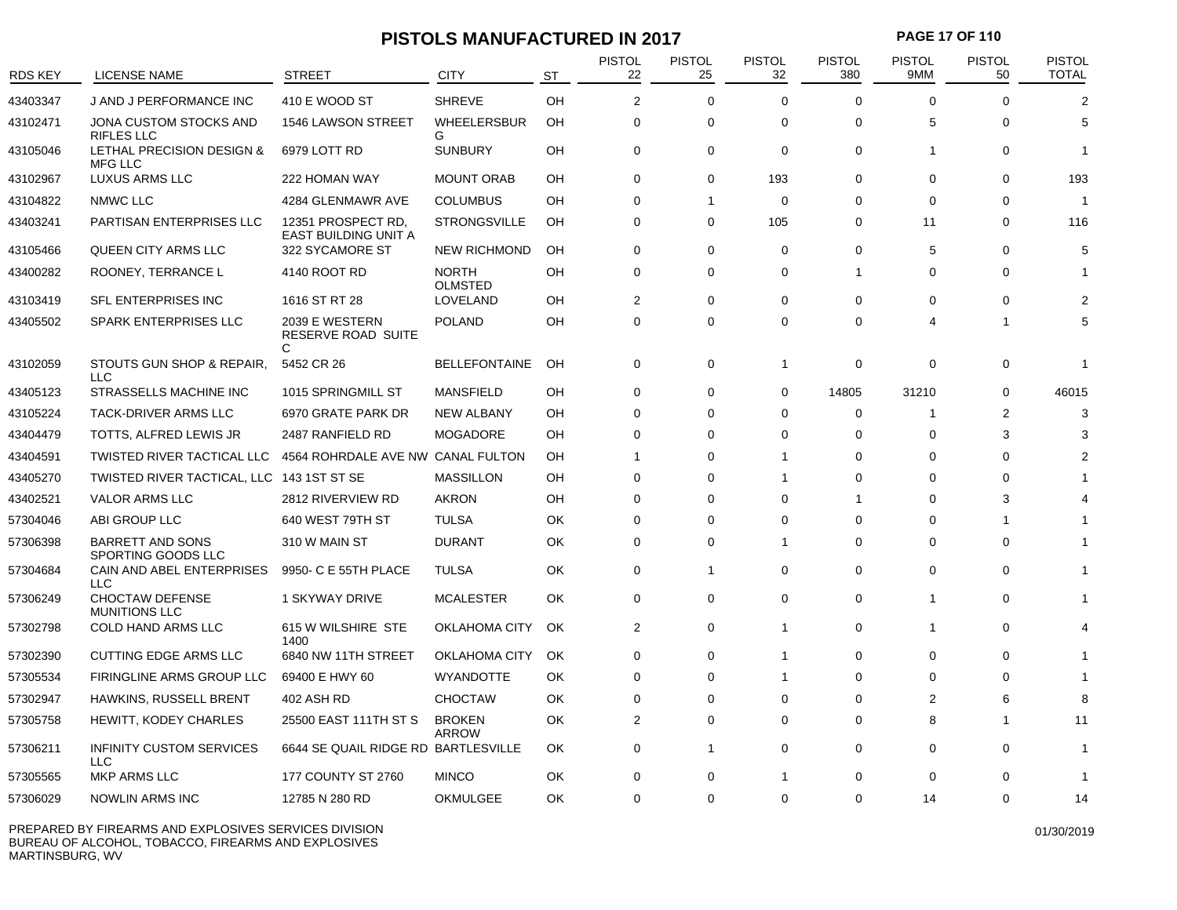# PISTOLS MANUFACTURED IN 2017

| RDS KEY | LICENSE NAME | STREET | CITY | ST | PISTOL 22 | PISTOL 25 | PISTOL 32 | PISTOL 380 | PISTOL 9MM | PISTOL 50 | PISTOL TOTAL |
|---|---|---|---|---|---|---|---|---|---|---|---|
| 43403347 | J AND J PERFORMANCE INC | 410 E WOOD ST | SHREVE | OH | 2 | 0 | 0 | 0 | 0 | 0 | 2 |
| 43102471 | JONA CUSTOM STOCKS AND RIFLES LLC | 1546 LAWSON STREET | WHEELERSBURG | OH | 0 | 0 | 0 | 0 | 5 | 0 | 5 |
| 43105046 | LETHAL PRECISION DESIGN & MFG LLC | 6979 LOTT RD | SUNBURY | OH | 0 | 0 | 0 | 0 | 1 | 0 | 1 |
| 43102967 | LUXUS ARMS LLC | 222 HOMAN WAY | MOUNT ORAB | OH | 0 | 0 | 193 | 0 | 0 | 0 | 193 |
| 43104822 | NMWC LLC | 4284 GLENMAWR AVE | COLUMBUS | OH | 0 | 1 | 0 | 0 | 0 | 0 | 1 |
| 43403241 | PARTISAN ENTERPRISES LLC | 12351 PROSPECT RD, EAST BUILDING UNIT A | STRONGSVILLE | OH | 0 | 0 | 105 | 0 | 11 | 0 | 116 |
| 43105466 | QUEEN CITY ARMS LLC | 322 SYCAMORE ST | NEW RICHMOND | OH | 0 | 0 | 0 | 0 | 5 | 0 | 5 |
| 43400282 | ROONEY, TERRANCE L | 4140 ROOT RD | NORTH OLMSTED | OH | 0 | 0 | 0 | 1 | 0 | 0 | 1 |
| 43103419 | SFL ENTERPRISES INC | 1616 ST RT 28 | LOVELAND | OH | 2 | 0 | 0 | 0 | 0 | 0 | 2 |
| 43405502 | SPARK ENTERPRISES LLC | 2039 E WESTERN RESERVE ROAD SUITE C | POLAND | OH | 0 | 0 | 0 | 0 | 4 | 1 | 5 |
| 43102059 | STOUTS GUN SHOP & REPAIR, LLC | 5452 CR 26 | BELLEFONTAINE | OH | 0 | 0 | 1 | 0 | 0 | 0 | 1 |
| 43405123 | STRASSELLS MACHINE INC | 1015 SPRINGMILL ST | MANSFIELD | OH | 0 | 0 | 0 | 14805 | 31210 | 0 | 46015 |
| 43105224 | TACK-DRIVER ARMS LLC | 6970 GRATE PARK DR | NEW ALBANY | OH | 0 | 0 | 0 | 0 | 1 | 2 | 3 |
| 43404479 | TOTTS, ALFRED LEWIS JR | 2487 RANFIELD RD | MOGADORE | OH | 0 | 0 | 0 | 0 | 0 | 3 | 3 |
| 43404591 | TWISTED RIVER TACTICAL LLC | 4564 ROHRDALE AVE NW | CANAL FULTON | OH | 1 | 0 | 1 | 0 | 0 | 0 | 2 |
| 43405270 | TWISTED RIVER TACTICAL, LLC | 143 1ST ST SE | MASSILLON | OH | 0 | 0 | 1 | 0 | 0 | 0 | 1 |
| 43402521 | VALOR ARMS LLC | 2812 RIVERVIEW RD | AKRON | OH | 0 | 0 | 0 | 1 | 0 | 3 | 4 |
| 57304046 | ABI GROUP LLC | 640 WEST 79TH ST | TULSA | OK | 0 | 0 | 0 | 0 | 0 | 1 | 1 |
| 57306398 | BARRETT AND SONS SPORTING GOODS LLC | 310 W MAIN ST | DURANT | OK | 0 | 0 | 1 | 0 | 0 | 0 | 1 |
| 57304684 | CAIN AND ABEL ENTERPRISES LLC | 9950- C E 55TH PLACE | TULSA | OK | 0 | 1 | 0 | 0 | 0 | 0 | 1 |
| 57306249 | CHOCTAW DEFENSE MUNITIONS LLC | 1 SKYWAY DRIVE | MCALESTER | OK | 0 | 0 | 0 | 0 | 1 | 0 | 1 |
| 57302798 | COLD HAND ARMS LLC | 615 W WILSHIRE STE 1400 | OKLAHOMA CITY | OK | 2 | 0 | 1 | 0 | 1 | 0 | 4 |
| 57302390 | CUTTING EDGE ARMS LLC | 6840 NW 11TH STREET | OKLAHOMA CITY | OK | 0 | 0 | 1 | 0 | 0 | 0 | 1 |
| 57305534 | FIRINGLINE ARMS GROUP LLC | 69400 E HWY 60 | WYANDOTTE | OK | 0 | 0 | 1 | 0 | 0 | 0 | 1 |
| 57302947 | HAWKINS, RUSSELL BRENT | 402 ASH RD | CHOCTAW | OK | 0 | 0 | 0 | 0 | 2 | 6 | 8 |
| 57305758 | HEWITT, KODEY CHARLES | 25500 EAST 111TH ST S | BROKEN ARROW | OK | 2 | 0 | 0 | 0 | 8 | 1 | 11 |
| 57306211 | INFINITY CUSTOM SERVICES LLC | 6644 SE QUAIL RIDGE RD | BARTLESVILLE | OK | 0 | 1 | 0 | 0 | 0 | 0 | 1 |
| 57305565 | MKP ARMS LLC | 177 COUNTY ST 2760 | MINCO | OK | 0 | 0 | 1 | 0 | 0 | 0 | 1 |
| 57306029 | NOWLIN ARMS INC | 12785 N 280 RD | OKMULGEE | OK | 0 | 0 | 0 | 0 | 14 | 0 | 14 |

PREPARED BY FIREARMS AND EXPLOSIVES SERVICES DIVISION
BUREAU OF ALCOHOL, TOBACCO, FIREARMS AND EXPLOSIVES
MARTINSBURG, WV

01/30/2019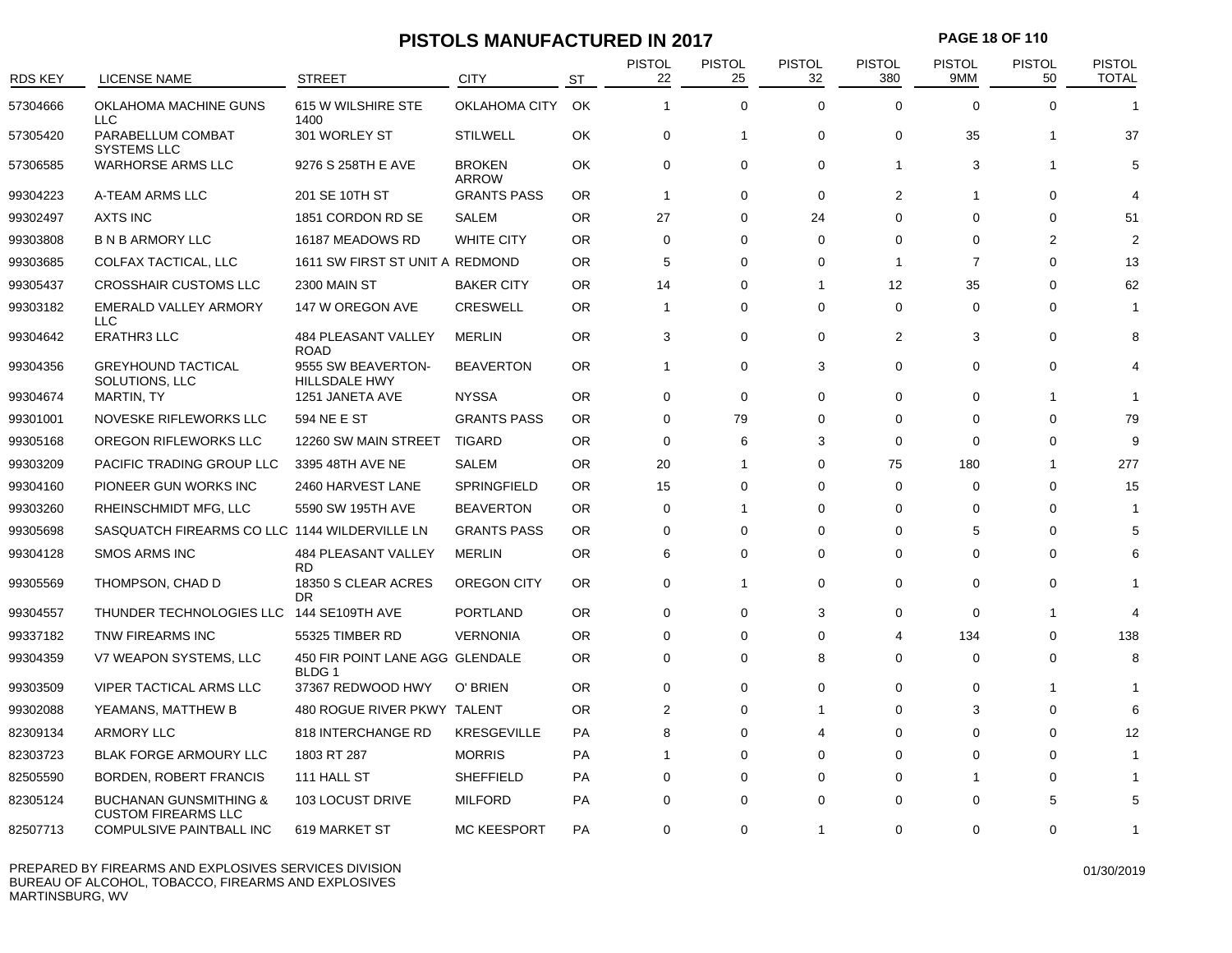# PISTOLS MANUFACTURED IN 2017

| RDS KEY | LICENSE NAME | STREET | CITY | ST | PISTOL 22 | PISTOL 25 | PISTOL 32 | PISTOL 380 | PISTOL 9MM | PISTOL 50 | PISTOL TOTAL |
|---|---|---|---|---|---|---|---|---|---|---|---|
| 57304666 | OKLAHOMA MACHINE GUNS LLC | 615 W WILSHIRE STE 1400 | OKLAHOMA CITY | OK | 1 | 0 | 0 | 0 | 0 | 0 | 1 |
| 57305420 | PARABELLUM COMBAT SYSTEMS LLC | 301 WORLEY ST | STILWELL | OK | 0 | 1 | 0 | 0 | 35 | 1 | 37 |
| 57306585 | WARHORSE ARMS LLC | 9276 S 258TH E AVE | BROKEN ARROW | OK | 0 | 0 | 0 | 1 | 3 | 1 | 5 |
| 99304223 | A-TEAM ARMS LLC | 201 SE 10TH ST | GRANTS PASS | OR | 1 | 0 | 0 | 2 | 1 | 0 | 4 |
| 99302497 | AXTS INC | 1851 CORDON RD SE | SALEM | OR | 27 | 0 | 24 | 0 | 0 | 0 | 51 |
| 99303808 | B N B ARMORY LLC | 16187 MEADOWS RD | WHITE CITY | OR | 0 | 0 | 0 | 0 | 0 | 2 | 2 |
| 99303685 | COLFAX TACTICAL, LLC | 1611 SW FIRST ST UNIT A | REDMOND | OR | 5 | 0 | 0 | 1 | 7 | 0 | 13 |
| 99305437 | CROSSHAIR CUSTOMS LLC | 2300 MAIN ST | BAKER CITY | OR | 14 | 0 | 1 | 12 | 35 | 0 | 62 |
| 99303182 | EMERALD VALLEY ARMORY LLC | 147 W OREGON AVE | CRESWELL | OR | 1 | 0 | 0 | 0 | 0 | 0 | 1 |
| 99304642 | ERATHR3 LLC | 484 PLEASANT VALLEY ROAD | MERLIN | OR | 3 | 0 | 0 | 2 | 3 | 0 | 8 |
| 99304356 | GREYHOUND TACTICAL SOLUTIONS, LLC | 9555 SW BEAVERTON-HILLSDALE HWY | BEAVERTON | OR | 1 | 0 | 3 | 0 | 0 | 0 | 4 |
| 99304674 | MARTIN, TY | 1251 JANETA AVE | NYSSA | OR | 0 | 0 | 0 | 0 | 0 | 1 | 1 |
| 99301001 | NOVESKE RIFLEWORKS LLC | 594 NE E ST | GRANTS PASS | OR | 0 | 79 | 0 | 0 | 0 | 0 | 79 |
| 99305168 | OREGON RIFLEWORKS LLC | 12260 SW MAIN STREET | TIGARD | OR | 0 | 6 | 3 | 0 | 0 | 0 | 9 |
| 99303209 | PACIFIC TRADING GROUP LLC | 3395 48TH AVE NE | SALEM | OR | 20 | 1 | 0 | 75 | 180 | 1 | 277 |
| 99304160 | PIONEER GUN WORKS INC | 2460 HARVEST LANE | SPRINGFIELD | OR | 15 | 0 | 0 | 0 | 0 | 0 | 15 |
| 99303260 | RHEINSCHMIDT MFG, LLC | 5590 SW 195TH AVE | BEAVERTON | OR | 0 | 1 | 0 | 0 | 0 | 0 | 1 |
| 99305698 | SASQUATCH FIREARMS CO LLC | 1144 WILDERVILLE LN | GRANTS PASS | OR | 0 | 0 | 0 | 0 | 5 | 0 | 5 |
| 99304128 | SMOS ARMS INC | 484 PLEASANT VALLEY RD | MERLIN | OR | 6 | 0 | 0 | 0 | 0 | 0 | 6 |
| 99305569 | THOMPSON, CHAD D | 18350 S CLEAR ACRES DR | OREGON CITY | OR | 0 | 1 | 0 | 0 | 0 | 0 | 1 |
| 99304557 | THUNDER TECHNOLOGIES LLC | 144 SE109TH AVE | PORTLAND | OR | 0 | 0 | 3 | 0 | 0 | 1 | 4 |
| 99337182 | TNW FIREARMS INC | 55325 TIMBER RD | VERNONIA | OR | 0 | 0 | 0 | 4 | 134 | 0 | 138 |
| 99304359 | V7 WEAPON SYSTEMS, LLC | 450 FIR POINT LANE AGG BLDG 1 | GLENDALE | OR | 0 | 0 | 8 | 0 | 0 | 0 | 8 |
| 99303509 | VIPER TACTICAL ARMS LLC | 37367 REDWOOD HWY | O' BRIEN | OR | 0 | 0 | 0 | 0 | 0 | 1 | 1 |
| 99302088 | YEAMANS, MATTHEW B | 480 ROGUE RIVER PKWY | TALENT | OR | 2 | 0 | 1 | 0 | 3 | 0 | 6 |
| 82309134 | ARMORY LLC | 818 INTERCHANGE RD | KRESGEVILLE | PA | 8 | 0 | 4 | 0 | 0 | 0 | 12 |
| 82303723 | BLAK FORGE ARMOURY LLC | 1803 RT 287 | MORRIS | PA | 1 | 0 | 0 | 0 | 0 | 0 | 1 |
| 82505590 | BORDEN, ROBERT FRANCIS | 111 HALL ST | SHEFFIELD | PA | 0 | 0 | 0 | 0 | 1 | 0 | 1 |
| 82305124 | BUCHANAN GUNSMITHING & CUSTOM FIREARMS LLC | 103 LOCUST DRIVE | MILFORD | PA | 0 | 0 | 0 | 0 | 0 | 5 | 5 |
| 82507713 | COMPULSIVE PAINTBALL INC | 619 MARKET ST | MC KEESPORT | PA | 0 | 0 | 1 | 0 | 0 | 0 | 1 |

PREPARED BY FIREARMS AND EXPLOSIVES SERVICES DIVISION
BUREAU OF ALCOHOL, TOBACCO, FIREARMS AND EXPLOSIVES
MARTINSBURG, WV

01/30/2019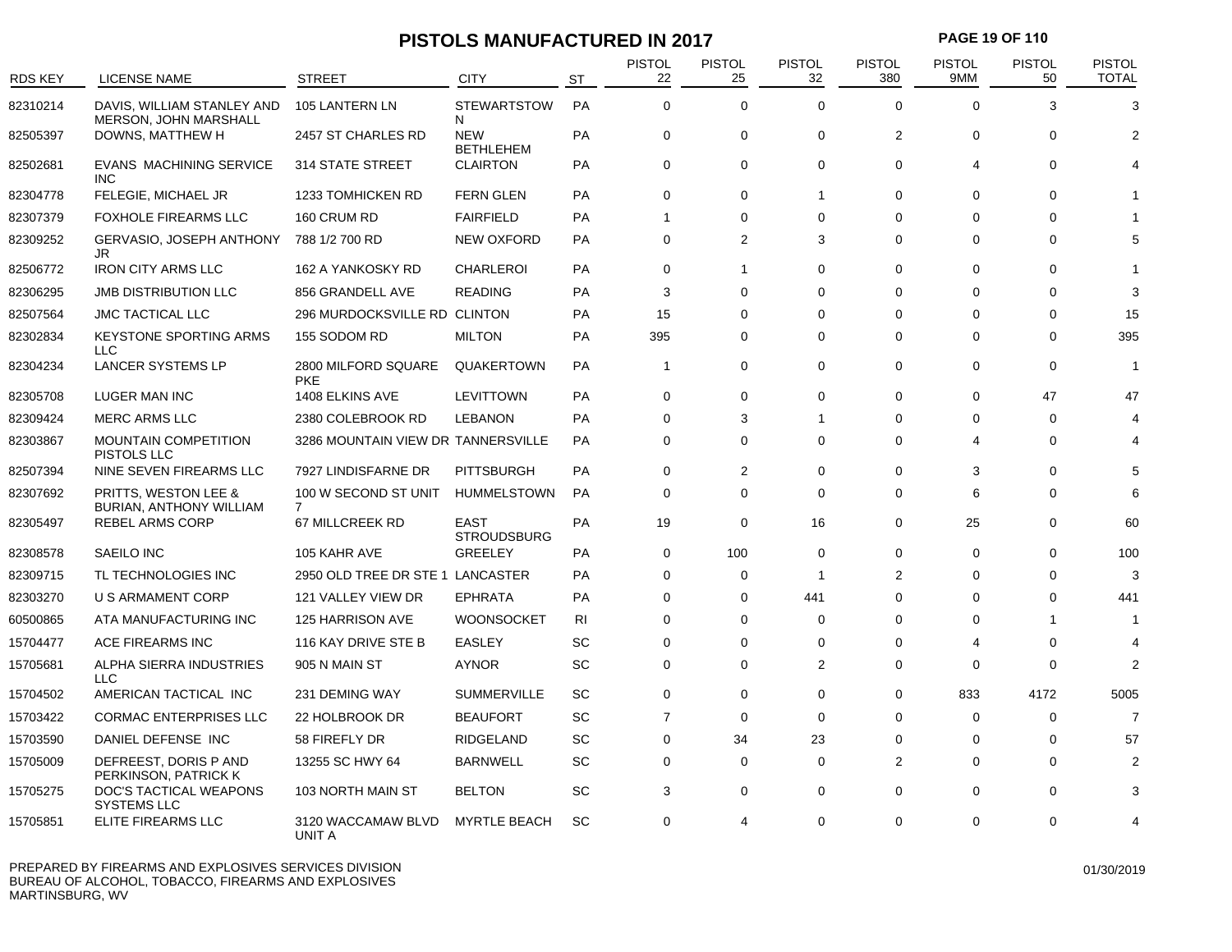# PISTOLS MANUFACTURED IN 2017

| RDS KEY | LICENSE NAME | STREET | CITY | ST | PISTOL 22 | PISTOL 25 | PISTOL 32 | PISTOL 380 | PISTOL 9MM | PISTOL 50 | PISTOL TOTAL |
|---|---|---|---|---|---|---|---|---|---|---|---|
| 82310214 | DAVIS, WILLIAM STANLEY AND MERSON, JOHN MARSHALL | 105 LANTERN LN | STEWARTSTOWN | PA | 0 | 0 | 0 | 0 | 0 | 3 | 3 |
| 82505397 | DOWNS, MATTHEW H | 2457 ST CHARLES RD | NEW BETHLEHEM | PA | 0 | 0 | 0 | 2 | 0 | 0 | 2 |
| 82502681 | EVANS MACHINING SERVICE INC | 314 STATE STREET | CLAIRTON | PA | 0 | 0 | 0 | 0 | 4 | 0 | 4 |
| 82304778 | FELEGIE, MICHAEL JR | 1233 TOMHICKEN RD | FERN GLEN | PA | 0 | 0 | 1 | 0 | 0 | 0 | 1 |
| 82307379 | FOXHOLE FIREARMS LLC | 160 CRUM RD | FAIRFIELD | PA | 1 | 0 | 0 | 0 | 0 | 0 | 1 |
| 82309252 | GERVASIO, JOSEPH ANTHONY JR | 788 1/2 700 RD | NEW OXFORD | PA | 0 | 2 | 3 | 0 | 0 | 0 | 5 |
| 82506772 | IRON CITY ARMS LLC | 162 A YANKOSKY RD | CHARLEROI | PA | 0 | 1 | 0 | 0 | 0 | 0 | 1 |
| 82306295 | JMB DISTRIBUTION LLC | 856 GRANDELL AVE | READING | PA | 3 | 0 | 0 | 0 | 0 | 0 | 3 |
| 82507564 | JMC TACTICAL LLC | 296 MURDOCKSVILLE RD | CLINTON | PA | 15 | 0 | 0 | 0 | 0 | 0 | 15 |
| 82302834 | KEYSTONE SPORTING ARMS LLC | 155 SODOM RD | MILTON | PA | 395 | 0 | 0 | 0 | 0 | 0 | 395 |
| 82304234 | LANCER SYSTEMS LP | 2800 MILFORD SQUARE PKE | QUAKERTOWN | PA | 1 | 0 | 0 | 0 | 0 | 0 | 1 |
| 82305708 | LUGER MAN INC | 1408 ELKINS AVE | LEVITTOWN | PA | 0 | 0 | 0 | 0 | 0 | 47 | 47 |
| 82309424 | MERC ARMS LLC | 2380 COLEBROOK RD | LEBANON | PA | 0 | 3 | 1 | 0 | 0 | 0 | 4 |
| 82303867 | MOUNTAIN COMPETITION PISTOLS LLC | 3286 MOUNTAIN VIEW DR | TANNERSVILLE | PA | 0 | 0 | 0 | 0 | 4 | 0 | 4 |
| 82507394 | NINE SEVEN FIREARMS LLC | 7927 LINDISFARNE DR | PITTSBURGH | PA | 0 | 2 | 0 | 0 | 3 | 0 | 5 |
| 82307692 | PRITTS, WESTON LEE & BURIAN, ANTHONY WILLIAM | 100 W SECOND ST UNIT 7 | HUMMELSTOWN | PA | 0 | 0 | 0 | 0 | 6 | 0 | 6 |
| 82305497 | REBEL ARMS CORP | 67 MILLCREEK RD | EAST STROUDSBURG | PA | 19 | 0 | 16 | 0 | 25 | 0 | 60 |
| 82308578 | SAEILO INC | 105 KAHR AVE | GREELEY | PA | 0 | 100 | 0 | 0 | 0 | 0 | 100 |
| 82309715 | TL TECHNOLOGIES INC | 2950 OLD TREE DR STE 1 | LANCASTER | PA | 0 | 0 | 1 | 2 | 0 | 0 | 3 |
| 82303270 | U S ARMAMENT CORP | 121 VALLEY VIEW DR | EPHRATA | PA | 0 | 0 | 441 | 0 | 0 | 0 | 441 |
| 60500865 | ATA MANUFACTURING INC | 125 HARRISON AVE | WOONSOCKET | RI | 0 | 0 | 0 | 0 | 0 | 1 | 1 |
| 15704477 | ACE FIREARMS INC | 116 KAY DRIVE STE B | EASLEY | SC | 0 | 0 | 0 | 0 | 4 | 0 | 4 |
| 15705681 | ALPHA SIERRA INDUSTRIES LLC | 905 N MAIN ST | AYNOR | SC | 0 | 0 | 2 | 0 | 0 | 0 | 2 |
| 15704502 | AMERICAN TACTICAL INC | 231 DEMING WAY | SUMMERVILLE | SC | 0 | 0 | 0 | 0 | 833 | 4172 | 5005 |
| 15703422 | CORMAC ENTERPRISES LLC | 22 HOLBROOK DR | BEAUFORT | SC | 7 | 0 | 0 | 0 | 0 | 0 | 7 |
| 15703590 | DANIEL DEFENSE INC | 58 FIREFLY DR | RIDGELAND | SC | 0 | 34 | 23 | 0 | 0 | 0 | 57 |
| 15705009 | DEFREEST, DORIS P AND PERKINSON, PATRICK K | 13255 SC HWY 64 | BARNWELL | SC | 0 | 0 | 0 | 2 | 0 | 0 | 2 |
| 15705275 | DOC'S TACTICAL WEAPONS SYSTEMS LLC | 103 NORTH MAIN ST | BELTON | SC | 3 | 0 | 0 | 0 | 0 | 0 | 3 |
| 15705851 | ELITE FIREARMS LLC | 3120 WACCAMAW BLVD UNIT A | MYRTLE BEACH | SC | 0 | 4 | 0 | 0 | 0 | 0 | 4 |

PREPARED BY FIREARMS AND EXPLOSIVES SERVICES DIVISION
BUREAU OF ALCOHOL, TOBACCO, FIREARMS AND EXPLOSIVES
MARTINSBURG, WV

01/30/2019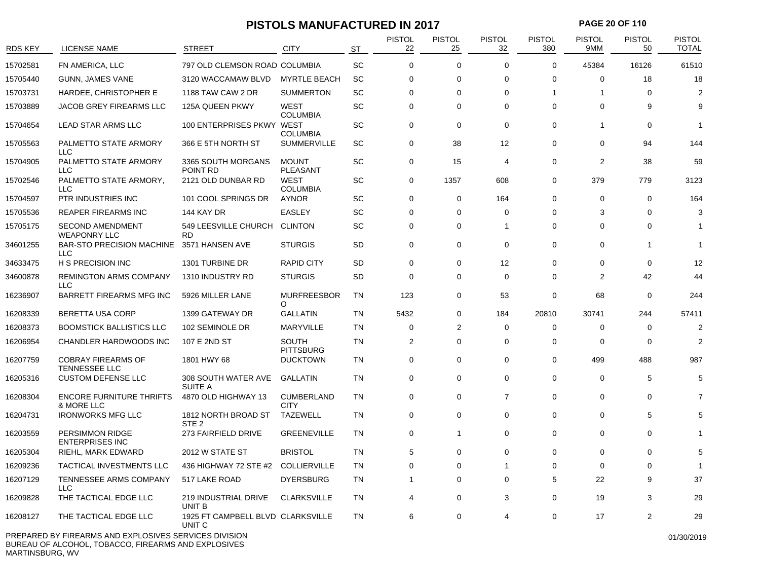# PISTOLS MANUFACTURED IN 2017

| RDS KEY | LICENSE NAME | STREET | CITY | ST | PISTOL 22 | PISTOL 25 | PISTOL 32 | PISTOL 380 | PISTOL 9MM | PISTOL 50 | PISTOL TOTAL |
|---|---|---|---|---|---|---|---|---|---|---|---|
| 15702581 | FN AMERICA, LLC | 797 OLD CLEMSON ROAD | COLUMBIA | SC | 0 | 0 | 0 | 0 | 45384 | 16126 | 61510 |
| 15705440 | GUNN, JAMES VANE | 3120 WACCAMAW BLVD | MYRTLE BEACH | SC | 0 | 0 | 0 | 0 | 0 | 18 | 18 |
| 15703731 | HARDEE, CHRISTOPHER E | 1188 TAW CAW 2 DR | SUMMERTON | SC | 0 | 0 | 0 | 1 | 1 | 0 | 2 |
| 15703889 | JACOB GREY FIREARMS LLC | 125A QUEEN PKWY | WEST COLUMBIA | SC | 0 | 0 | 0 | 0 | 0 | 9 | 9 |
| 15704654 | LEAD STAR ARMS LLC | 100 ENTERPRISES PKWY | WEST COLUMBIA | SC | 0 | 0 | 0 | 0 | 1 | 0 | 1 |
| 15705563 | PALMETTO STATE ARMORY LLC | 366 E 5TH NORTH ST | SUMMERVILLE | SC | 0 | 38 | 12 | 0 | 0 | 94 | 144 |
| 15704905 | PALMETTO STATE ARMORY LLC | 3365 SOUTH MORGANS POINT RD | MOUNT PLEASANT | SC | 0 | 15 | 4 | 0 | 2 | 38 | 59 |
| 15702546 | PALMETTO STATE ARMORY, LLC | 2121 OLD DUNBAR RD | WEST COLUMBIA | SC | 0 | 1357 | 608 | 0 | 379 | 779 | 3123 |
| 15704597 | PTR INDUSTRIES INC | 101 COOL SPRINGS DR | AYNOR | SC | 0 | 0 | 164 | 0 | 0 | 0 | 164 |
| 15705536 | REAPER FIREARMS INC | 144 KAY DR | EASLEY | SC | 0 | 0 | 0 | 0 | 3 | 0 | 3 |
| 15705175 | SECOND AMENDMENT WEAPONRY LLC | 549 LEESVILLE CHURCH RD | CLINTON | SC | 0 | 0 | 1 | 0 | 0 | 0 | 1 |
| 34601255 | BAR-STO PRECISION MACHINE LLC | 3571 HANSEN AVE | STURGIS | SD | 0 | 0 | 0 | 0 | 0 | 1 | 1 |
| 34633475 | H S PRECISION INC | 1301 TURBINE DR | RAPID CITY | SD | 0 | 0 | 12 | 0 | 0 | 0 | 12 |
| 34600878 | REMINGTON ARMS COMPANY LLC | 1310 INDUSTRY RD | STURGIS | SD | 0 | 0 | 0 | 0 | 2 | 42 | 44 |
| 16236907 | BARRETT FIREARMS MFG INC | 5926 MILLER LANE | MURFREESBORO | TN | 123 | 0 | 53 | 0 | 68 | 0 | 244 |
| 16208339 | BERETTA USA CORP | 1399 GATEWAY DR | GALLATIN | TN | 5432 | 0 | 184 | 20810 | 30741 | 244 | 57411 |
| 16208373 | BOOMSTICK BALLISTICS LLC | 102 SEMINOLE DR | MARYVILLE | TN | 0 | 2 | 0 | 0 | 0 | 0 | 2 |
| 16206954 | CHANDLER HARDWOODS INC | 107 E 2ND ST | SOUTH PITTSBURG | TN | 2 | 0 | 0 | 0 | 0 | 0 | 2 |
| 16207759 | COBRAY FIREARMS OF TENNESSEE LLC | 1801 HWY 68 | DUCKTOWN | TN | 0 | 0 | 0 | 0 | 499 | 488 | 987 |
| 16205316 | CUSTOM DEFENSE LLC | 308 SOUTH WATER AVE SUITE A | GALLATIN | TN | 0 | 0 | 0 | 0 | 0 | 5 | 5 |
| 16208304 | ENCORE FURNITURE THRIFTS & MORE LLC | 4870 OLD HIGHWAY 13 | CUMBERLAND CITY | TN | 0 | 0 | 7 | 0 | 0 | 0 | 7 |
| 16204731 | IRONWORKS MFG LLC | 1812 NORTH BROAD ST STE 2 | TAZEWELL | TN | 0 | 0 | 0 | 0 | 0 | 5 | 5 |
| 16203559 | PERSIMMON RIDGE ENTERPRISES INC | 273 FAIRFIELD DRIVE | GREENEVILLE | TN | 0 | 1 | 0 | 0 | 0 | 0 | 1 |
| 16205304 | RIEHL, MARK EDWARD | 2012 W STATE ST | BRISTOL | TN | 5 | 0 | 0 | 0 | 0 | 0 | 5 |
| 16209236 | TACTICAL INVESTMENTS LLC | 436 HIGHWAY 72 STE #2 | COLLIERVILLE | TN | 0 | 0 | 1 | 0 | 0 | 0 | 1 |
| 16207129 | TENNESSEE ARMS COMPANY LLC | 517 LAKE ROAD | DYERSBURG | TN | 1 | 0 | 0 | 5 | 22 | 9 | 37 |
| 16209828 | THE TACTICAL EDGE LLC | 219 INDUSTRIAL DRIVE UNIT B | CLARKSVILLE | TN | 4 | 0 | 3 | 0 | 19 | 3 | 29 |
| 16208127 | THE TACTICAL EDGE LLC | 1925 FT CAMPBELL BLVD UNIT C | CLARKSVILLE | TN | 6 | 0 | 4 | 0 | 17 | 2 | 29 |

PREPARED BY FIREARMS AND EXPLOSIVES SERVICES DIVISION
BUREAU OF ALCOHOL, TOBACCO, FIREARMS AND EXPLOSIVES
MARTINSBURG, WV

01/30/2019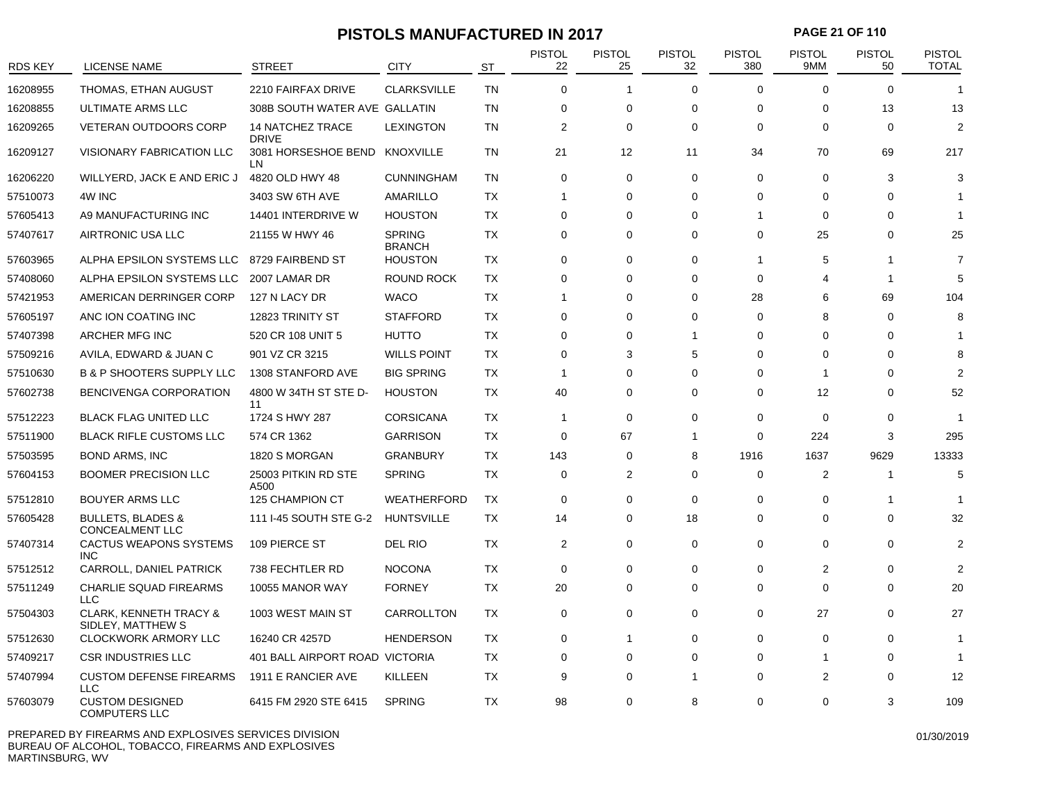# PISTOLS MANUFACTURED IN 2017

| RDS KEY | LICENSE NAME | STREET | CITY | ST | PISTOL 22 | PISTOL 25 | PISTOL 32 | PISTOL 380 | PISTOL 9MM | PISTOL 50 | PISTOL TOTAL |
|---|---|---|---|---|---|---|---|---|---|---|---|
| 16208955 | THOMAS, ETHAN AUGUST | 2210 FAIRFAX DRIVE | CLARKSVILLE | TN | 0 | 1 | 0 | 0 | 0 | 0 | 1 |
| 16208855 | ULTIMATE ARMS LLC | 308B SOUTH WATER AVE | GALLATIN | TN | 0 | 0 | 0 | 0 | 0 | 13 | 13 |
| 16209265 | VETERAN OUTDOORS CORP | 14 NATCHEZ TRACE DRIVE | LEXINGTON | TN | 2 | 0 | 0 | 0 | 0 | 0 | 2 |
| 16209127 | VISIONARY FABRICATION LLC | 3081 HORSESHOE BEND LN | KNOXVILLE | TN | 21 | 12 | 11 | 34 | 70 | 69 | 217 |
| 16206220 | WILLYERD, JACK E AND ERIC J | 4820 OLD HWY 48 | CUNNINGHAM | TN | 0 | 0 | 0 | 0 | 0 | 3 | 3 |
| 57510073 | 4W INC | 3403 SW 6TH AVE | AMARILLO | TX | 1 | 0 | 0 | 0 | 0 | 0 | 1 |
| 57605413 | A9 MANUFACTURING INC | 14401 INTERDRIVE W | HOUSTON | TX | 0 | 0 | 0 | 1 | 0 | 0 | 1 |
| 57407617 | AIRTRONIC USA LLC | 21155 W HWY 46 | SPRING BRANCH | TX | 0 | 0 | 0 | 0 | 25 | 0 | 25 |
| 57603965 | ALPHA EPSILON SYSTEMS LLC | 8729 FAIRBEND ST | HOUSTON | TX | 0 | 0 | 0 | 1 | 5 | 1 | 7 |
| 57408060 | ALPHA EPSILON SYSTEMS LLC | 2007 LAMAR DR | ROUND ROCK | TX | 0 | 0 | 0 | 0 | 4 | 1 | 5 |
| 57421953 | AMERICAN DERRINGER CORP | 127 N LACY DR | WACO | TX | 1 | 0 | 0 | 28 | 6 | 69 | 104 |
| 57605197 | ANC ION COATING INC | 12823 TRINITY ST | STAFFORD | TX | 0 | 0 | 0 | 0 | 8 | 0 | 8 |
| 57407398 | ARCHER MFG INC | 520 CR 108 UNIT 5 | HUTTO | TX | 0 | 0 | 1 | 0 | 0 | 0 | 1 |
| 57509216 | AVILA, EDWARD & JUAN C | 901 VZ CR 3215 | WILLS POINT | TX | 0 | 3 | 5 | 0 | 0 | 0 | 8 |
| 57510630 | B & P SHOOTERS SUPPLY LLC | 1308 STANFORD AVE | BIG SPRING | TX | 1 | 0 | 0 | 0 | 1 | 0 | 2 |
| 57602738 | BENCIVENGA CORPORATION | 4800 W 34TH ST STE D-11 | HOUSTON | TX | 40 | 0 | 0 | 0 | 12 | 0 | 52 |
| 57512223 | BLACK FLAG UNITED LLC | 1724 S HWY 287 | CORSICANA | TX | 1 | 0 | 0 | 0 | 0 | 0 | 1 |
| 57511900 | BLACK RIFLE CUSTOMS LLC | 574 CR 1362 | GARRISON | TX | 0 | 67 | 1 | 0 | 224 | 3 | 295 |
| 57503595 | BOND ARMS, INC | 1820 S MORGAN | GRANBURY | TX | 143 | 0 | 8 | 1916 | 1637 | 9629 | 13333 |
| 57604153 | BOOMER PRECISION LLC | 25003 PITKIN RD STE A500 | SPRING | TX | 0 | 2 | 0 | 0 | 2 | 1 | 5 |
| 57512810 | BOUYER ARMS LLC | 125 CHAMPION CT | WEATHERFORD | TX | 0 | 0 | 0 | 0 | 0 | 1 | 1 |
| 57605428 | BULLETS, BLADES & CONCEALMENT LLC | 111 I-45 SOUTH STE G-2 | HUNTSVILLE | TX | 14 | 0 | 18 | 0 | 0 | 0 | 32 |
| 57407314 | CACTUS WEAPONS SYSTEMS INC | 109 PIERCE ST | DEL RIO | TX | 2 | 0 | 0 | 0 | 0 | 0 | 2 |
| 57512512 | CARROLL, DANIEL PATRICK | 738 FECHTLER RD | NOCONA | TX | 0 | 0 | 0 | 0 | 2 | 0 | 2 |
| 57511249 | CHARLIE SQUAD FIREARMS LLC | 10055 MANOR WAY | FORNEY | TX | 20 | 0 | 0 | 0 | 0 | 0 | 20 |
| 57504303 | CLARK, KENNETH TRACY & SIDLEY, MATTHEW S | 1003 WEST MAIN ST | CARROLLTON | TX | 0 | 0 | 0 | 0 | 27 | 0 | 27 |
| 57512630 | CLOCKWORK ARMORY LLC | 16240 CR 4257D | HENDERSON | TX | 0 | 1 | 0 | 0 | 0 | 0 | 1 |
| 57409217 | CSR INDUSTRIES LLC | 401 BALL AIRPORT ROAD | VICTORIA | TX | 0 | 0 | 0 | 0 | 1 | 0 | 1 |
| 57407994 | CUSTOM DEFENSE FIREARMS LLC | 1911 E RANCIER AVE | KILLEEN | TX | 9 | 0 | 1 | 0 | 2 | 0 | 12 |
| 57603079 | CUSTOM DESIGNED COMPUTERS LLC | 6415 FM 2920 STE 6415 | SPRING | TX | 98 | 0 | 8 | 0 | 0 | 3 | 109 |

PREPARED BY FIREARMS AND EXPLOSIVES SERVICES DIVISION
BUREAU OF ALCOHOL, TOBACCO, FIREARMS AND EXPLOSIVES
MARTINSBURG, WV

01/30/2019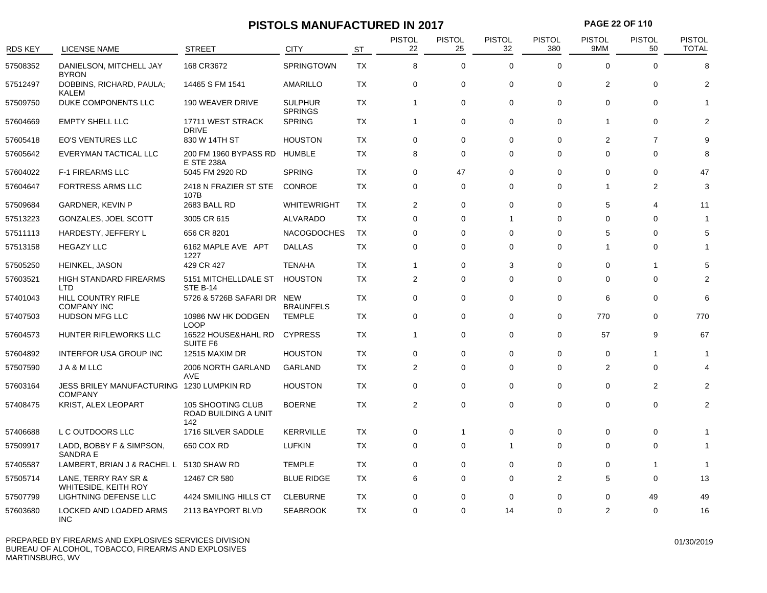# PISTOLS MANUFACTURED IN 2017

| RDS KEY | LICENSE NAME | STREET | CITY | ST | PISTOL 22 | PISTOL 25 | PISTOL 32 | PISTOL 380 | PISTOL 9MM | PISTOL 50 | PISTOL TOTAL |
|---|---|---|---|---|---|---|---|---|---|---|---|
| 57508352 | DANIELSON, MITCHELL JAY BYRON | 168 CR3672 | SPRINGTOWN | TX | 8 | 0 | 0 | 0 | 0 | 0 | 8 |
| 57512497 | DOBBINS, RICHARD, PAULA; KALEM | 14465 S FM 1541 | AMARILLO | TX | 0 | 0 | 0 | 0 | 2 | 0 | 2 |
| 57509750 | DUKE COMPONENTS LLC | 190 WEAVER DRIVE | SULPHUR SPRINGS | TX | 1 | 0 | 0 | 0 | 0 | 0 | 1 |
| 57604669 | EMPTY SHELL LLC | 17711 WEST STRACK DRIVE | SPRING | TX | 1 | 0 | 0 | 0 | 1 | 0 | 2 |
| 57605418 | EO'S VENTURES LLC | 830 W 14TH ST | HOUSTON | TX | 0 | 0 | 0 | 0 | 2 | 7 | 9 |
| 57605642 | EVERYMAN TACTICAL LLC | 200 FM 1960 BYPASS RD E STE 238A | HUMBLE | TX | 8 | 0 | 0 | 0 | 0 | 0 | 8 |
| 57604022 | F-1 FIREARMS LLC | 5045 FM 2920 RD | SPRING | TX | 0 | 47 | 0 | 0 | 0 | 0 | 47 |
| 57604647 | FORTRESS ARMS LLC | 2418 N FRAZIER ST STE 107B | CONROE | TX | 0 | 0 | 0 | 0 | 1 | 2 | 3 |
| 57509684 | GARDNER, KEVIN P | 2683 BALL RD | WHITEWRIGHT | TX | 2 | 0 | 0 | 0 | 5 | 4 | 11 |
| 57513223 | GONZALES, JOEL SCOTT | 3005 CR 615 | ALVARADO | TX | 0 | 0 | 1 | 0 | 0 | 0 | 1 |
| 57511113 | HARDESTY, JEFFERY L | 656 CR 8201 | NACOGDOCHES | TX | 0 | 0 | 0 | 0 | 5 | 0 | 5 |
| 57513158 | HEGAZY LLC | 6162 MAPLE AVE APT 1227 | DALLAS | TX | 0 | 0 | 0 | 0 | 1 | 0 | 1 |
| 57505250 | HEINKEL, JASON | 429 CR 427 | TENAHA | TX | 1 | 0 | 3 | 0 | 0 | 1 | 5 |
| 57603521 | HIGH STANDARD FIREARMS LTD | 5151 MITCHELLDALE ST STE B-14 | HOUSTON | TX | 2 | 0 | 0 | 0 | 0 | 0 | 2 |
| 57401043 | HILL COUNTRY RIFLE COMPANY INC | 5726 & 5726B SAFARI DR | NEW BRAUNFELS | TX | 0 | 0 | 0 | 0 | 6 | 0 | 6 |
| 57407503 | HUDSON MFG LLC | 10986 NW HK DODGEN LOOP | TEMPLE | TX | 0 | 0 | 0 | 0 | 770 | 0 | 770 |
| 57604573 | HUNTER RIFLEWORKS LLC | 16522 HOUSE&HAHL RD SUITE F6 | CYPRESS | TX | 1 | 0 | 0 | 0 | 57 | 9 | 67 |
| 57604892 | INTERFOR USA GROUP INC | 12515 MAXIM DR | HOUSTON | TX | 0 | 0 | 0 | 0 | 0 | 1 | 1 |
| 57507590 | J A & M LLC | 2006 NORTH GARLAND AVE | GARLAND | TX | 2 | 0 | 0 | 0 | 2 | 0 | 4 |
| 57603164 | JESS BRILEY MANUFACTURING COMPANY | 1230 LUMPKIN RD | HOUSTON | TX | 0 | 0 | 0 | 0 | 0 | 2 | 2 |
| 57408475 | KRIST, ALEX LEOPART | 105 SHOOTING CLUB ROAD BUILDING A UNIT 142 | BOERNE | TX | 2 | 0 | 0 | 0 | 0 | 0 | 2 |
| 57406688 | L C OUTDOORS LLC | 1716 SILVER SADDLE | KERRVILLE | TX | 0 | 1 | 0 | 0 | 0 | 0 | 1 |
| 57509917 | LADD, BOBBY F & SIMPSON, SANDRA E | 650 COX RD | LUFKIN | TX | 0 | 0 | 1 | 0 | 0 | 0 | 1 |
| 57405587 | LAMBERT, BRIAN J & RACHEL L | 5130 SHAW RD | TEMPLE | TX | 0 | 0 | 0 | 0 | 0 | 1 | 1 |
| 57505714 | LANE, TERRY RAY SR & WHITESIDE, KEITH ROY | 12467 CR 580 | BLUE RIDGE | TX | 6 | 0 | 0 | 2 | 5 | 0 | 13 |
| 57507799 | LIGHTNING DEFENSE LLC | 4424 SMILING HILLS CT | CLEBURNE | TX | 0 | 0 | 0 | 0 | 0 | 49 | 49 |
| 57603680 | LOCKED AND LOADED ARMS INC | 2113 BAYPORT BLVD | SEABROOK | TX | 0 | 0 | 14 | 0 | 2 | 0 | 16 |

PREPARED BY FIREARMS AND EXPLOSIVES SERVICES DIVISION
BUREAU OF ALCOHOL, TOBACCO, FIREARMS AND EXPLOSIVES
MARTINSBURG, WV

01/30/2019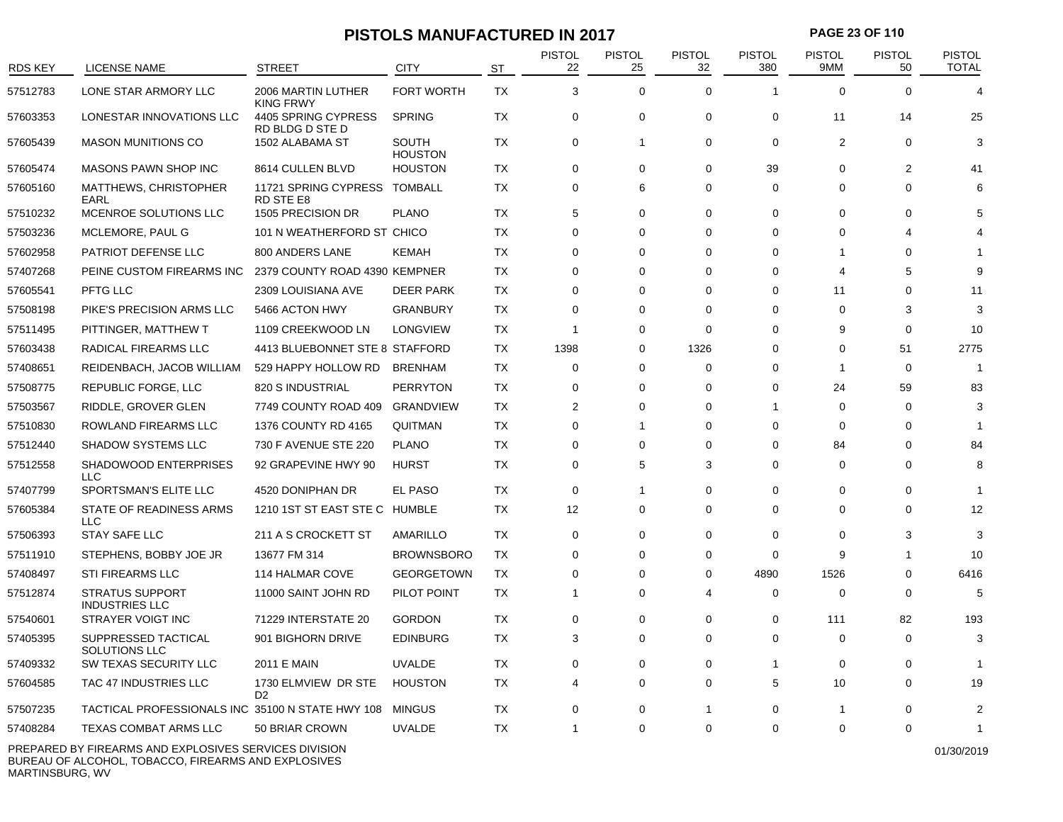# PISTOLS MANUFACTURED IN 2017

| RDS KEY | LICENSE NAME | STREET | CITY | ST | PISTOL 22 | PISTOL 25 | PISTOL 32 | PISTOL 380 | PISTOL 9MM | PISTOL 50 | PISTOL TOTAL |
|---|---|---|---|---|---|---|---|---|---|---|---|
| 57512783 | LONE STAR ARMORY LLC | 2006 MARTIN LUTHER KING FRWY | FORT WORTH | TX | 3 | 0 | 0 | 1 | 0 | 0 | 4 |
| 57603353 | LONESTAR INNOVATIONS LLC | 4405 SPRING CYPRESS RD BLDG D STE D | SPRING | TX | 0 | 0 | 0 | 0 | 11 | 14 | 25 |
| 57605439 | MASON MUNITIONS CO | 1502 ALABAMA ST | SOUTH HOUSTON | TX | 0 | 1 | 0 | 0 | 2 | 0 | 3 |
| 57605474 | MASONS PAWN SHOP INC | 8614 CULLEN BLVD | HOUSTON | TX | 0 | 0 | 0 | 39 | 0 | 2 | 41 |
| 57605160 | MATTHEWS, CHRISTOPHER EARL | 11721 SPRING CYPRESS RD STE E8 | TOMBALL | TX | 0 | 6 | 0 | 0 | 0 | 0 | 6 |
| 57510232 | MCENROE SOLUTIONS LLC | 1505 PRECISION DR | PLANO | TX | 5 | 0 | 0 | 0 | 0 | 0 | 5 |
| 57503236 | MCLEMORE, PAUL G | 101 N WEATHERFORD ST | CHICO | TX | 0 | 0 | 0 | 0 | 0 | 4 | 4 |
| 57602958 | PATRIOT DEFENSE LLC | 800 ANDERS LANE | KEMAH | TX | 0 | 0 | 0 | 0 | 1 | 0 | 1 |
| 57407268 | PEINE CUSTOM FIREARMS INC | 2379 COUNTY ROAD 4390 | KEMPNER | TX | 0 | 0 | 0 | 0 | 4 | 5 | 9 |
| 57605541 | PFTG LLC | 2309 LOUISIANA AVE | DEER PARK | TX | 0 | 0 | 0 | 0 | 11 | 0 | 11 |
| 57508198 | PIKE'S PRECISION ARMS LLC | 5466 ACTON HWY | GRANBURY | TX | 0 | 0 | 0 | 0 | 0 | 3 | 3 |
| 57511495 | PITTINGER, MATTHEW T | 1109 CREEKWOOD LN | LONGVIEW | TX | 1 | 0 | 0 | 0 | 9 | 0 | 10 |
| 57603438 | RADICAL FIREARMS LLC | 4413 BLUEBONNET STE 8 | STAFFORD | TX | 1398 | 0 | 1326 | 0 | 0 | 51 | 2775 |
| 57408651 | REIDENBACH, JACOB WILLIAM | 529 HAPPY HOLLOW RD | BRENHAM | TX | 0 | 0 | 0 | 0 | 1 | 0 | 1 |
| 57508775 | REPUBLIC FORGE, LLC | 820 S INDUSTRIAL | PERRYTON | TX | 0 | 0 | 0 | 0 | 24 | 59 | 83 |
| 57503567 | RIDDLE, GROVER GLEN | 7749 COUNTY ROAD 409 | GRANDVIEW | TX | 2 | 0 | 0 | 1 | 0 | 0 | 3 |
| 57510830 | ROWLAND FIREARMS LLC | 1376 COUNTY RD 4165 | QUITMAN | TX | 0 | 1 | 0 | 0 | 0 | 0 | 1 |
| 57512440 | SHADOW SYSTEMS LLC | 730 F AVENUE STE 220 | PLANO | TX | 0 | 0 | 0 | 0 | 84 | 0 | 84 |
| 57512558 | SHADOWOOD ENTERPRISES LLC | 92 GRAPEVINE HWY 90 | HURST | TX | 0 | 5 | 3 | 0 | 0 | 0 | 8 |
| 57407799 | SPORTSMAN'S ELITE LLC | 4520 DONIPHAN DR | EL PASO | TX | 0 | 1 | 0 | 0 | 0 | 0 | 1 |
| 57605384 | STATE OF READINESS ARMS LLC | 1210 1ST ST EAST STE C | HUMBLE | TX | 12 | 0 | 0 | 0 | 0 | 0 | 12 |
| 57506393 | STAY SAFE LLC | 211 A S CROCKETT ST | AMARILLO | TX | 0 | 0 | 0 | 0 | 0 | 3 | 3 |
| 57511910 | STEPHENS, BOBBY JOE JR | 13677 FM 314 | BROWNSBORO | TX | 0 | 0 | 0 | 0 | 9 | 1 | 10 |
| 57408497 | STI FIREARMS LLC | 114 HALMAR COVE | GEORGETOWN | TX | 0 | 0 | 0 | 4890 | 1526 | 0 | 6416 |
| 57512874 | STRATUS SUPPORT INDUSTRIES LLC | 11000 SAINT JOHN RD | PILOT POINT | TX | 1 | 0 | 4 | 0 | 0 | 0 | 5 |
| 57540601 | STRAYER VOIGT INC | 71229 INTERSTATE 20 | GORDON | TX | 0 | 0 | 0 | 0 | 111 | 82 | 193 |
| 57405395 | SUPPRESSED TACTICAL SOLUTIONS LLC | 901 BIGHORN DRIVE | EDINBURG | TX | 3 | 0 | 0 | 0 | 0 | 0 | 3 |
| 57409332 | SW TEXAS SECURITY LLC | 2011 E MAIN | UVALDE | TX | 0 | 0 | 0 | 1 | 0 | 0 | 1 |
| 57604585 | TAC 47 INDUSTRIES LLC | 1730 ELMVIEW DR STE D2 | HOUSTON | TX | 4 | 0 | 0 | 5 | 10 | 0 | 19 |
| 57507235 | TACTICAL PROFESSIONALS INC | 35100 N STATE HWY 108 | MINGUS | TX | 0 | 0 | 1 | 0 | 1 | 0 | 2 |
| 57408284 | TEXAS COMBAT ARMS LLC | 50 BRIAR CROWN | UVALDE | TX | 1 | 0 | 0 | 0 | 0 | 0 | 1 |

PREPARED BY FIREARMS AND EXPLOSIVES SERVICES DIVISION
BUREAU OF ALCOHOL, TOBACCO, FIREARMS AND EXPLOSIVES
MARTINSBURG, WV

01/30/2019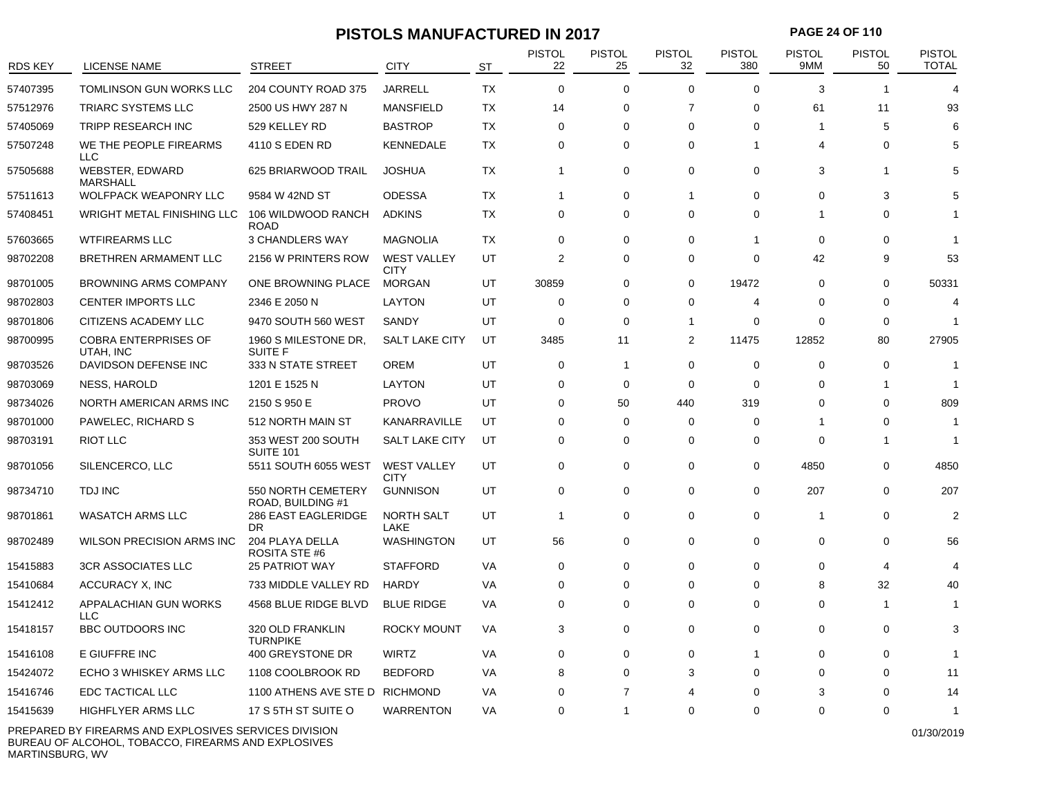# PISTOLS MANUFACTURED IN 2017

| RDS KEY | LICENSE NAME | STREET | CITY | ST | PISTOL 22 | PISTOL 25 | PISTOL 32 | PISTOL 380 | PISTOL 9MM | PISTOL 50 | PISTOL TOTAL |
|---|---|---|---|---|---|---|---|---|---|---|---|
| 57407395 | TOMLINSON GUN WORKS LLC | 204 COUNTY ROAD 375 | JARRELL | TX | 0 | 0 | 0 | 0 | 3 | 1 | 4 |
| 57512976 | TRIARC SYSTEMS LLC | 2500 US HWY 287 N | MANSFIELD | TX | 14 | 0 | 7 | 0 | 61 | 11 | 93 |
| 57405069 | TRIPP RESEARCH INC | 529 KELLEY RD | BASTROP | TX | 0 | 0 | 0 | 0 | 1 | 5 | 6 |
| 57507248 | WE THE PEOPLE FIREARMS LLC | 4110 S EDEN RD | KENNEDALE | TX | 0 | 0 | 0 | 1 | 4 | 0 | 5 |
| 57505688 | WEBSTER, EDWARD MARSHALL | 625 BRIARWOOD TRAIL | JOSHUA | TX | 1 | 0 | 0 | 0 | 3 | 1 | 5 |
| 57511613 | WOLFPACK WEAPONRY LLC | 9584 W 42ND ST | ODESSA | TX | 1 | 0 | 1 | 0 | 0 | 3 | 5 |
| 57408451 | WRIGHT METAL FINISHING LLC | 106 WILDWOOD RANCH ROAD | ADKINS | TX | 0 | 0 | 0 | 0 | 1 | 0 | 1 |
| 57603665 | WTFIREARMS LLC | 3 CHANDLERS WAY | MAGNOLIA | TX | 0 | 0 | 0 | 1 | 0 | 0 | 1 |
| 98702208 | BRETHREN ARMAMENT LLC | 2156 W PRINTERS ROW | WEST VALLEY CITY | UT | 2 | 0 | 0 | 0 | 42 | 9 | 53 |
| 98701005 | BROWNING ARMS COMPANY | ONE BROWNING PLACE | MORGAN | UT | 30859 | 0 | 0 | 19472 | 0 | 0 | 50331 |
| 98702803 | CENTER IMPORTS LLC | 2346 E 2050 N | LAYTON | UT | 0 | 0 | 0 | 4 | 0 | 0 | 4 |
| 98701806 | CITIZENS ACADEMY LLC | 9470 SOUTH 560 WEST | SANDY | UT | 0 | 0 | 1 | 0 | 0 | 0 | 1 |
| 98700995 | COBRA ENTERPRISES OF UTAH, INC | 1960 S MILESTONE DR, SUITE F | SALT LAKE CITY | UT | 3485 | 11 | 2 | 11475 | 12852 | 80 | 27905 |
| 98703526 | DAVIDSON DEFENSE INC | 333 N STATE STREET | OREM | UT | 0 | 1 | 0 | 0 | 0 | 0 | 1 |
| 98703069 | NESS, HAROLD | 1201 E 1525 N | LAYTON | UT | 0 | 0 | 0 | 0 | 0 | 1 | 1 |
| 98734026 | NORTH AMERICAN ARMS INC | 2150 S 950 E | PROVO | UT | 0 | 50 | 440 | 319 | 0 | 0 | 809 |
| 98701000 | PAWELEC, RICHARD S | 512 NORTH MAIN ST | KANARRAVILLE | UT | 0 | 0 | 0 | 0 | 1 | 0 | 1 |
| 98703191 | RIOT LLC | 353 WEST 200 SOUTH SUITE 101 | SALT LAKE CITY | UT | 0 | 0 | 0 | 0 | 0 | 1 | 1 |
| 98701056 | SILENCERCO, LLC | 5511 SOUTH 6055 WEST | WEST VALLEY CITY | UT | 0 | 0 | 0 | 0 | 4850 | 0 | 4850 |
| 98734710 | TDJ INC | 550 NORTH CEMETERY ROAD, BUILDING #1 | GUNNISON | UT | 0 | 0 | 0 | 0 | 207 | 0 | 207 |
| 98701861 | WASATCH ARMS LLC | 286 EAST EAGLERIDGE DR | NORTH SALT LAKE | UT | 1 | 0 | 0 | 0 | 1 | 0 | 2 |
| 98702489 | WILSON PRECISION ARMS INC | 204 PLAYA DELLA ROSITA STE #6 | WASHINGTON | UT | 56 | 0 | 0 | 0 | 0 | 0 | 56 |
| 15415883 | 3CR ASSOCIATES LLC | 25 PATRIOT WAY | STAFFORD | VA | 0 | 0 | 0 | 0 | 0 | 4 | 4 |
| 15410684 | ACCURACY X, INC | 733 MIDDLE VALLEY RD | HARDY | VA | 0 | 0 | 0 | 0 | 8 | 32 | 40 |
| 15412412 | APPALACHIAN GUN WORKS LLC | 4568 BLUE RIDGE BLVD | BLUE RIDGE | VA | 0 | 0 | 0 | 0 | 0 | 1 | 1 |
| 15418157 | BBC OUTDOORS INC | 320 OLD FRANKLIN TURNPIKE | ROCKY MOUNT | VA | 3 | 0 | 0 | 0 | 0 | 0 | 3 |
| 15416108 | E GIUFFRE INC | 400 GREYSTONE DR | WIRTZ | VA | 0 | 0 | 0 | 1 | 0 | 0 | 1 |
| 15424072 | ECHO 3 WHISKEY ARMS LLC | 1108 COOLBROOK RD | BEDFORD | VA | 8 | 0 | 3 | 0 | 0 | 0 | 11 |
| 15416746 | EDC TACTICAL LLC | 1100 ATHENS AVE STE D | RICHMOND | VA | 0 | 7 | 4 | 0 | 3 | 0 | 14 |
| 15415639 | HIGHFLYER ARMS LLC | 17 S 5TH ST SUITE O | WARRENTON | VA | 0 | 1 | 0 | 0 | 0 | 0 | 1 |

PREPARED BY FIREARMS AND EXPLOSIVES SERVICES DIVISION
BUREAU OF ALCOHOL, TOBACCO, FIREARMS AND EXPLOSIVES
MARTINSBURG, WV

01/30/2019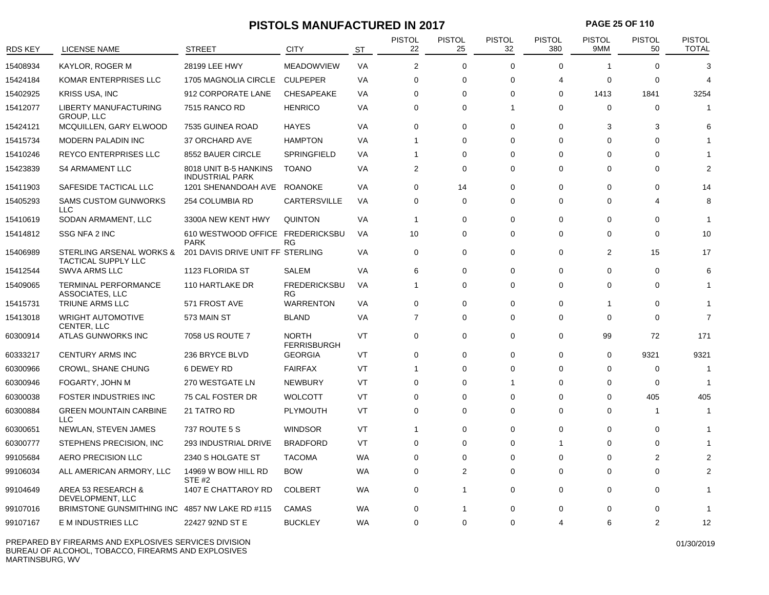# PISTOLS MANUFACTURED IN 2017

| RDS KEY | LICENSE NAME | STREET | CITY | ST | PISTOL 22 | PISTOL 25 | PISTOL 32 | PISTOL 380 | PISTOL 9MM | PISTOL 50 | PISTOL TOTAL |
|---|---|---|---|---|---|---|---|---|---|---|---|
| 15408934 | KAYLOR, ROGER M | 28199 LEE HWY | MEADOWVIEW | VA | 2 | 0 | 0 | 0 | 1 | 0 | 3 |
| 15424184 | KOMAR ENTERPRISES LLC | 1705 MAGNOLIA CIRCLE | CULPEPER | VA | 0 | 0 | 0 | 4 | 0 | 0 | 4 |
| 15402925 | KRISS USA, INC | 912 CORPORATE LANE | CHESAPEAKE | VA | 0 | 0 | 0 | 0 | 1413 | 1841 | 3254 |
| 15412077 | LIBERTY MANUFACTURING GROUP, LLC | 7515 RANCO RD | HENRICO | VA | 0 | 0 | 1 | 0 | 0 | 0 | 1 |
| 15424121 | MCQUILLEN, GARY ELWOOD | 7535 GUINEA ROAD | HAYES | VA | 0 | 0 | 0 | 0 | 3 | 3 | 6 |
| 15415734 | MODERN PALADIN INC | 37 ORCHARD AVE | HAMPTON | VA | 1 | 0 | 0 | 0 | 0 | 0 | 1 |
| 15410246 | REYCO ENTERPRISES LLC | 8552 BAUER CIRCLE | SPRINGFIELD | VA | 1 | 0 | 0 | 0 | 0 | 0 | 1 |
| 15423839 | S4 ARMAMENT LLC | 8018 UNIT B-5 HANKINS INDUSTRIAL PARK | TOANO | VA | 2 | 0 | 0 | 0 | 0 | 0 | 2 |
| 15411903 | SAFESIDE TACTICAL LLC | 1201 SHENANDOAH AVE | ROANOKE | VA | 0 | 14 | 0 | 0 | 0 | 0 | 14 |
| 15405293 | SAMS CUSTOM GUNWORKS LLC | 254 COLUMBIA RD | CARTERSVILLE | VA | 0 | 0 | 0 | 0 | 0 | 4 | 8 |
| 15410619 | SODAN ARMAMENT, LLC | 3300A NEW KENT HWY | QUINTON | VA | 1 | 0 | 0 | 0 | 0 | 0 | 1 |
| 15414812 | SSG NFA 2 INC | 610 WESTWOOD OFFICE PARK | FREDERICKSBURG | VA | 10 | 0 | 0 | 0 | 0 | 0 | 10 |
| 15406989 | STERLING ARSENAL WORKS & TACTICAL SUPPLY LLC | 201 DAVIS DRIVE UNIT FF | STERLING | VA | 0 | 0 | 0 | 0 | 2 | 15 | 17 |
| 15412544 | SWVA ARMS LLC | 1123 FLORIDA ST | SALEM | VA | 6 | 0 | 0 | 0 | 0 | 0 | 6 |
| 15409065 | TERMINAL PERFORMANCE ASSOCIATES, LLC | 110 HARTLAKE DR | FREDERICKSBURG | VA | 1 | 0 | 0 | 0 | 0 | 0 | 1 |
| 15415731 | TRIUNE ARMS LLC | 571 FROST AVE | WARRENTON | VA | 0 | 0 | 0 | 0 | 1 | 0 | 1 |
| 15413018 | WRIGHT AUTOMOTIVE CENTER, LLC | 573 MAIN ST | BLAND | VA | 7 | 0 | 0 | 0 | 0 | 0 | 7 |
| 60300914 | ATLAS GUNWORKS INC | 7058 US ROUTE 7 | NORTH FERRISBURGH | VT | 0 | 0 | 0 | 0 | 99 | 72 | 171 |
| 60333217 | CENTURY ARMS INC | 236 BRYCE BLVD | GEORGIA | VT | 0 | 0 | 0 | 0 | 0 | 9321 | 9321 |
| 60300966 | CROWL, SHANE CHUNG | 6 DEWEY RD | FAIRFAX | VT | 1 | 0 | 0 | 0 | 0 | 0 | 1 |
| 60300946 | FOGARTY, JOHN M | 270 WESTGATE LN | NEWBURY | VT | 0 | 0 | 1 | 0 | 0 | 0 | 1 |
| 60300038 | FOSTER INDUSTRIES INC | 75 CAL FOSTER DR | WOLCOTT | VT | 0 | 0 | 0 | 0 | 0 | 405 | 405 |
| 60300884 | GREEN MOUNTAIN CARBINE LLC | 21 TATRO RD | PLYMOUTH | VT | 0 | 0 | 0 | 0 | 0 | 1 | 1 |
| 60300651 | NEWLAN, STEVEN JAMES | 737 ROUTE 5 S | WINDSOR | VT | 1 | 0 | 0 | 0 | 0 | 0 | 1 |
| 60300777 | STEPHENS PRECISION, INC | 293 INDUSTRIAL DRIVE | BRADFORD | VT | 0 | 0 | 0 | 1 | 0 | 0 | 1 |
| 99105684 | AERO PRECISION LLC | 2340 S HOLGATE ST | TACOMA | WA | 0 | 0 | 0 | 0 | 0 | 2 | 2 |
| 99106034 | ALL AMERICAN ARMORY, LLC | 14969 W BOW HILL RD STE #2 | BOW | WA | 0 | 2 | 0 | 0 | 0 | 0 | 2 |
| 99104649 | AREA 53 RESEARCH & DEVELOPMENT, LLC | 1407 E CHATTAROY RD | COLBERT | WA | 0 | 1 | 0 | 0 | 0 | 0 | 1 |
| 99107016 | BRIMSTONE GUNSMITHING INC | 4857 NW LAKE RD #115 | CAMAS | WA | 0 | 1 | 0 | 0 | 0 | 0 | 1 |
| 99107167 | E M INDUSTRIES LLC | 22427 92ND ST E | BUCKLEY | WA | 0 | 0 | 0 | 4 | 6 | 2 | 12 |

PREPARED BY FIREARMS AND EXPLOSIVES SERVICES DIVISION
BUREAU OF ALCOHOL, TOBACCO, FIREARMS AND EXPLOSIVES
MARTINSBURG, WV

01/30/2019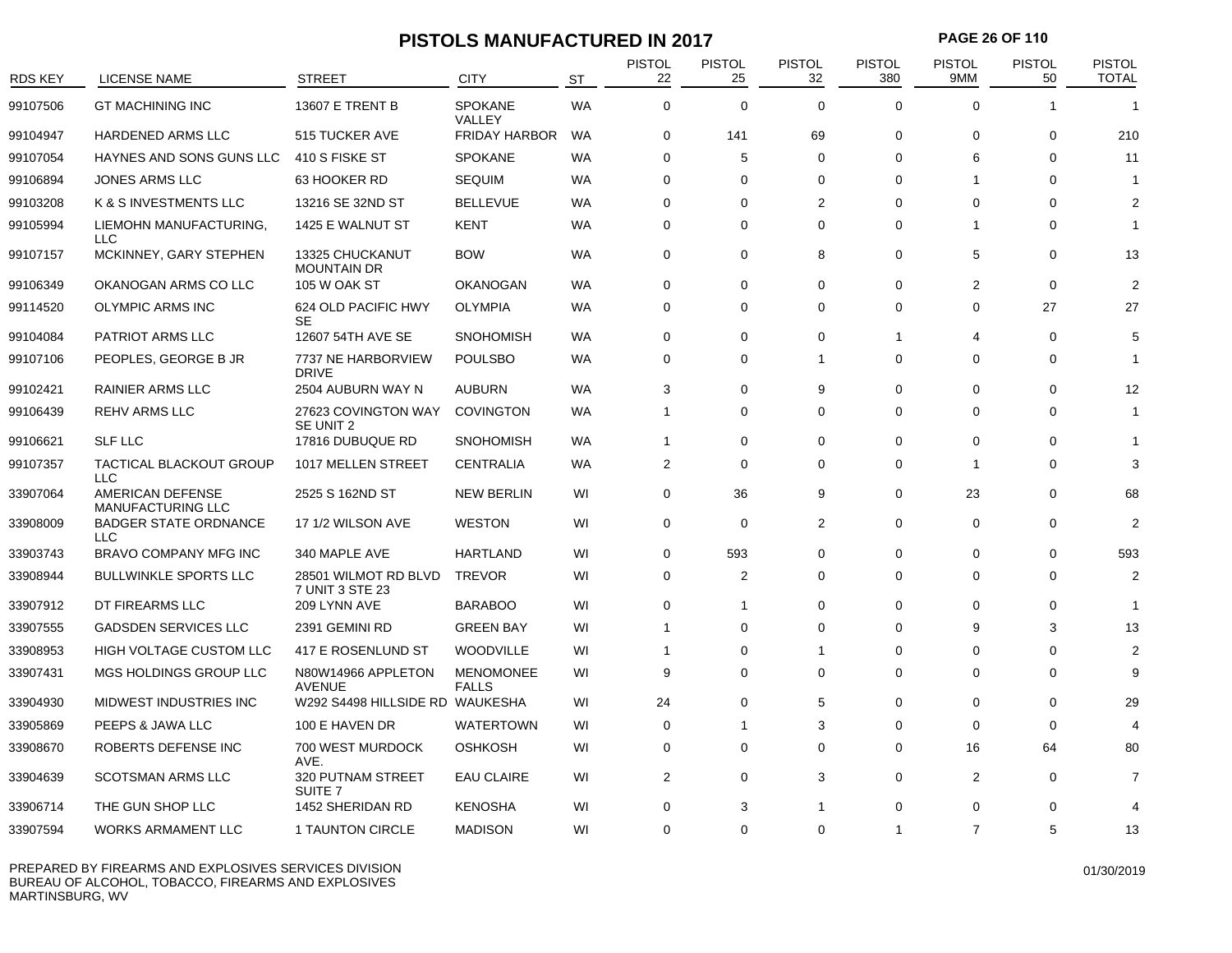# PISTOLS MANUFACTURED IN 2017

| RDS KEY | LICENSE NAME | STREET | CITY | ST | PISTOL 22 | PISTOL 25 | PISTOL 32 | PISTOL 380 | PISTOL 9MM | PISTOL 50 | PISTOL TOTAL |
|---|---|---|---|---|---|---|---|---|---|---|---|
| 99107506 | GT MACHINING INC | 13607 E TRENT B | SPOKANE VALLEY | WA | 0 | 0 | 0 | 0 | 0 | 1 | 1 |
| 99104947 | HARDENED ARMS LLC | 515 TUCKER AVE | FRIDAY HARBOR | WA | 0 | 141 | 69 | 0 | 0 | 0 | 210 |
| 99107054 | HAYNES AND SONS GUNS LLC | 410 S FISKE ST | SPOKANE | WA | 0 | 5 | 0 | 0 | 6 | 0 | 11 |
| 99106894 | JONES ARMS LLC | 63 HOOKER RD | SEQUIM | WA | 0 | 0 | 0 | 0 | 1 | 0 | 1 |
| 99103208 | K & S INVESTMENTS LLC | 13216 SE 32ND ST | BELLEVUE | WA | 0 | 0 | 2 | 0 | 0 | 0 | 2 |
| 99105994 | LIEMOHN MANUFACTURING, LLC | 1425 E WALNUT ST | KENT | WA | 0 | 0 | 0 | 0 | 1 | 0 | 1 |
| 99107157 | MCKINNEY, GARY STEPHEN | 13325 CHUCKANUT MOUNTAIN DR | BOW | WA | 0 | 0 | 8 | 0 | 5 | 0 | 13 |
| 99106349 | OKANOGAN ARMS CO LLC | 105 W OAK ST | OKANOGAN | WA | 0 | 0 | 0 | 0 | 2 | 0 | 2 |
| 99114520 | OLYMPIC ARMS INC | 624 OLD PACIFIC HWY SE | OLYMPIA | WA | 0 | 0 | 0 | 0 | 0 | 27 | 27 |
| 99104084 | PATRIOT ARMS LLC | 12607 54TH AVE SE | SNOHOMISH | WA | 0 | 0 | 0 | 1 | 4 | 0 | 5 |
| 99107106 | PEOPLES, GEORGE B JR | 7737 NE HARBORVIEW DRIVE | POULSBO | WA | 0 | 0 | 1 | 0 | 0 | 0 | 1 |
| 99102421 | RAINIER ARMS LLC | 2504 AUBURN WAY N | AUBURN | WA | 3 | 0 | 9 | 0 | 0 | 0 | 12 |
| 99106439 | REHV ARMS LLC | 27623 COVINGTON WAY SE UNIT 2 | COVINGTON | WA | 1 | 0 | 0 | 0 | 0 | 0 | 1 |
| 99106621 | SLF LLC | 17816 DUBUQUE RD | SNOHOMISH | WA | 1 | 0 | 0 | 0 | 0 | 0 | 1 |
| 99107357 | TACTICAL BLACKOUT GROUP LLC | 1017 MELLEN STREET | CENTRALIA | WA | 2 | 0 | 0 | 0 | 1 | 0 | 3 |
| 33907064 | AMERICAN DEFENSE MANUFACTURING LLC | 2525 S 162ND ST | NEW BERLIN | WI | 0 | 36 | 9 | 0 | 23 | 0 | 68 |
| 33908009 | BADGER STATE ORDNANCE LLC | 17 1/2 WILSON AVE | WESTON | WI | 0 | 0 | 2 | 0 | 0 | 0 | 2 |
| 33903743 | BRAVO COMPANY MFG INC | 340 MAPLE AVE | HARTLAND | WI | 0 | 593 | 0 | 0 | 0 | 0 | 593 |
| 33908944 | BULLWINKLE SPORTS LLC | 28501 WILMOT RD BLVD 7 UNIT 3 STE 23 | TREVOR | WI | 0 | 2 | 0 | 0 | 0 | 0 | 2 |
| 33907912 | DT FIREARMS LLC | 209 LYNN AVE | BARABOO | WI | 0 | 1 | 0 | 0 | 0 | 0 | 1 |
| 33907555 | GADSDEN SERVICES LLC | 2391 GEMINI RD | GREEN BAY | WI | 1 | 0 | 0 | 0 | 9 | 3 | 13 |
| 33908953 | HIGH VOLTAGE CUSTOM LLC | 417 E ROSENLUND ST | WOODVILLE | WI | 1 | 0 | 1 | 0 | 0 | 0 | 2 |
| 33907431 | MGS HOLDINGS GROUP LLC | N80W14966 APPLETON AVENUE | MENOMONEE FALLS | WI | 9 | 0 | 0 | 0 | 0 | 0 | 9 |
| 33904930 | MIDWEST INDUSTRIES INC | W292 S4498 HILLSIDE RD | WAUKESHA | WI | 24 | 0 | 5 | 0 | 0 | 0 | 29 |
| 33905869 | PEEPS & JAWA LLC | 100 E HAVEN DR | WATERTOWN | WI | 0 | 1 | 3 | 0 | 0 | 0 | 4 |
| 33908670 | ROBERTS DEFENSE INC | 700 WEST MURDOCK AVE. | OSHKOSH | WI | 0 | 0 | 0 | 0 | 16 | 64 | 80 |
| 33904639 | SCOTSMAN ARMS LLC | 320 PUTNAM STREET SUITE 7 | EAU CLAIRE | WI | 2 | 0 | 3 | 0 | 2 | 0 | 7 |
| 33906714 | THE GUN SHOP LLC | 1452 SHERIDAN RD | KENOSHA | WI | 0 | 3 | 1 | 0 | 0 | 0 | 4 |
| 33907594 | WORKS ARMAMENT LLC | 1 TAUNTON CIRCLE | MADISON | WI | 0 | 0 | 0 | 1 | 7 | 5 | 13 |

PREPARED BY FIREARMS AND EXPLOSIVES SERVICES DIVISION
BUREAU OF ALCOHOL, TOBACCO, FIREARMS AND EXPLOSIVES
MARTINSBURG, WV

01/30/2019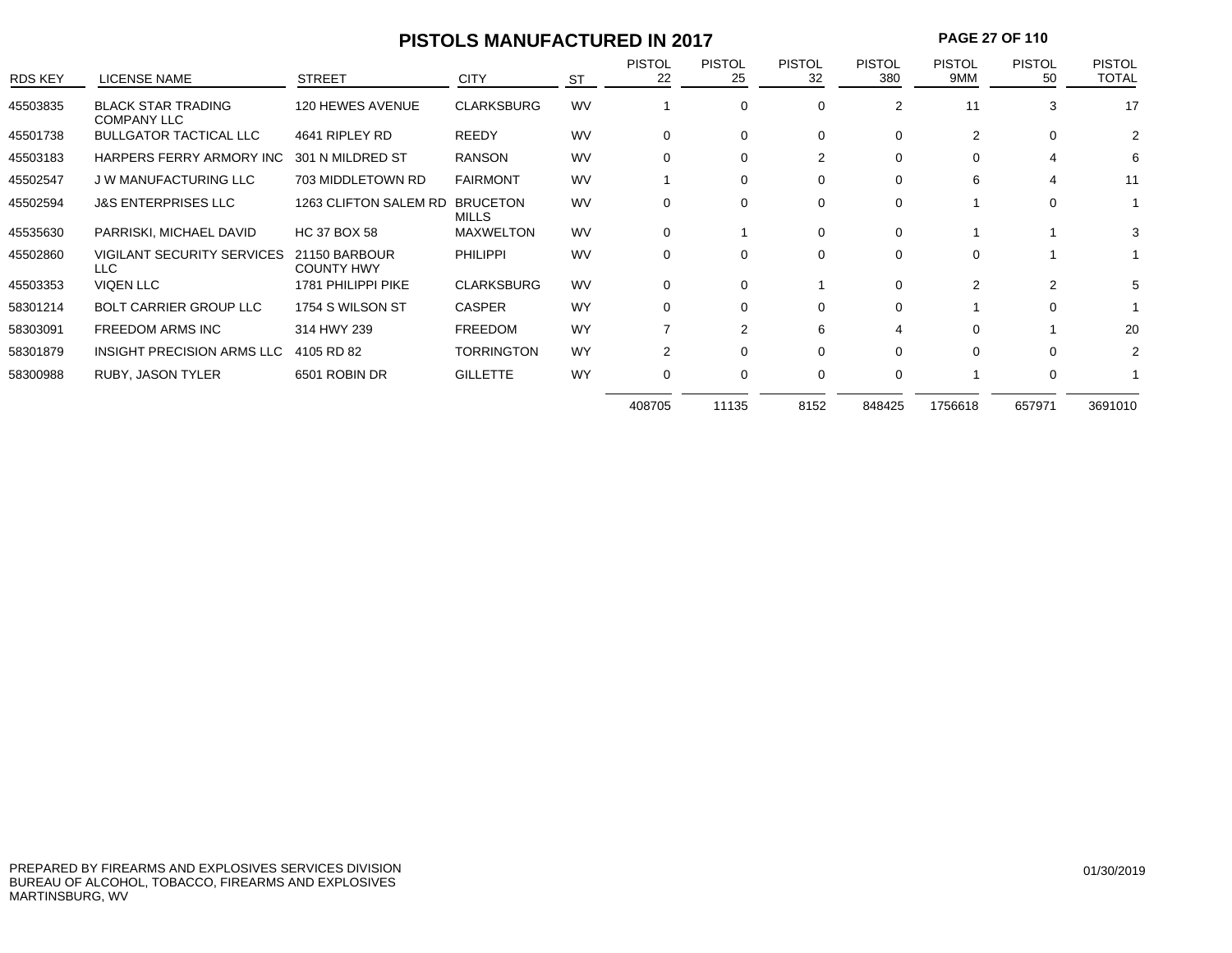# PISTOLS MANUFACTURED IN 2017

| RDS KEY | LICENSE NAME | STREET | CITY | ST | PISTOL 22 | PISTOL 25 | PISTOL 32 | PISTOL 380 | PISTOL 9MM | PISTOL 50 | PISTOL TOTAL |
|---|---|---|---|---|---|---|---|---|---|---|---|
| 45503835 | BLACK STAR TRADING COMPANY LLC | 120 HEWES AVENUE | CLARKSBURG | WV | 1 | 0 | 0 | 2 | 11 | 3 | 17 |
| 45501738 | BULLGATOR TACTICAL LLC | 4641 RIPLEY RD | REEDY | WV | 0 | 0 | 0 | 0 | 2 | 0 | 2 |
| 45503183 | HARPERS FERRY ARMORY INC | 301 N MILDRED ST | RANSON | WV | 0 | 0 | 2 | 0 | 0 | 4 | 6 |
| 45502547 | J W MANUFACTURING LLC | 703 MIDDLETOWN RD | FAIRMONT | WV | 1 | 0 | 0 | 0 | 6 | 4 | 11 |
| 45502594 | J&S ENTERPRISES LLC | 1263 CLIFTON SALEM RD | BRUCETON MILLS | WV | 0 | 0 | 0 | 0 | 1 | 0 | 1 |
| 45535630 | PARRISKI, MICHAEL DAVID | HC 37 BOX 58 | MAXWELTON | WV | 0 | 1 | 0 | 0 | 1 | 1 | 3 |
| 45502860 | VIGILANT SECURITY SERVICES LLC | 21150 BARBOUR COUNTY HWY | PHILIPPI | WV | 0 | 0 | 0 | 0 | 0 | 1 | 1 |
| 45503353 | VIQEN LLC | 1781 PHILIPPI PIKE | CLARKSBURG | WV | 0 | 0 | 1 | 0 | 2 | 2 | 5 |
| 58301214 | BOLT CARRIER GROUP LLC | 1754 S WILSON ST | CASPER | WY | 0 | 0 | 0 | 0 | 1 | 0 | 1 |
| 58303091 | FREEDOM ARMS INC | 314 HWY 239 | FREEDOM | WY | 7 | 2 | 6 | 4 | 0 | 1 | 20 |
| 58301879 | INSIGHT PRECISION ARMS LLC | 4105 RD 82 | TORRINGTON | WY | 2 | 0 | 0 | 0 | 0 | 0 | 2 |
| 58300988 | RUBY, JASON TYLER | 6501 ROBIN DR | GILLETTE | WY | 0 | 0 | 0 | 0 | 1 | 0 | 1 |
| | | | | | 408705 | 11135 | 8152 | 848425 | 1756618 | 657971 | 3691010 |

PREPARED BY FIREARMS AND EXPLOSIVES SERVICES DIVISION
BUREAU OF ALCOHOL, TOBACCO, FIREARMS AND EXPLOSIVES
MARTINSBURG, WV

01/30/2019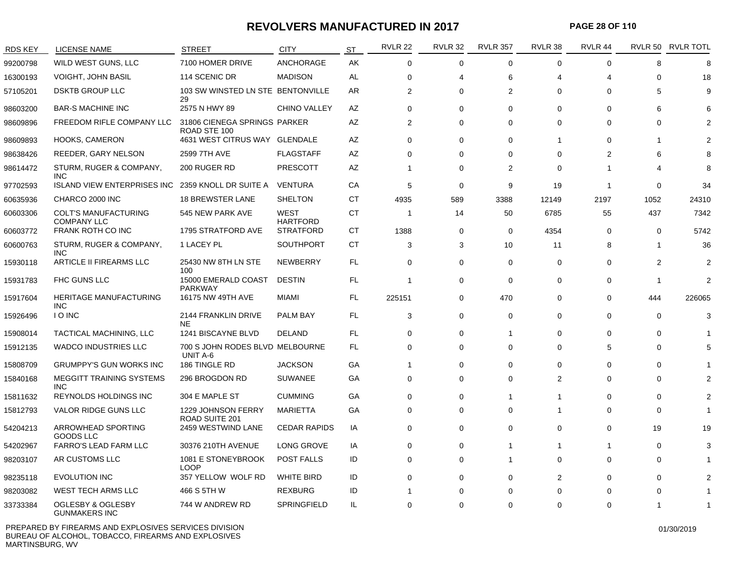# REVOLVERS MANUFACTURED IN 2017

| RDS KEY | LICENSE NAME | STREET | CITY | ST | RVLR 22 | RVLR 32 | RVLR 357 | RVLR 38 | RVLR 44 | RVLR 50 | RVLR TOTL |
|---|---|---|---|---|---|---|---|---|---|---|---|
| 99200798 | WILD WEST GUNS, LLC | 7100 HOMER DRIVE | ANCHORAGE | AK | 0 | 0 | 0 | 0 | 0 | 8 | 8 |
| 16300193 | VOIGHT, JOHN BASIL | 114 SCENIC DR | MADISON | AL | 0 | 4 | 6 | 4 | 4 | 0 | 18 |
| 57105201 | DSKTB GROUP LLC | 103 SW WINSTED LN STE 29 | BENTONVILLE | AR | 2 | 0 | 2 | 0 | 0 | 5 | 9 |
| 98603200 | BAR-S MACHINE INC | 2575 N HWY 89 | CHINO VALLEY | AZ | 0 | 0 | 0 | 0 | 0 | 6 | 6 |
| 98609896 | FREEDOM RIFLE COMPANY LLC | 31806 CIENEGA SPRINGS ROAD STE 100 | PARKER | AZ | 2 | 0 | 0 | 0 | 0 | 0 | 2 |
| 98609893 | HOOKS, CAMERON | 4631 WEST CITRUS WAY | GLENDALE | AZ | 0 | 0 | 0 | 1 | 0 | 1 | 2 |
| 98638426 | REEDER, GARY NELSON | 2599 7TH AVE | FLAGSTAFF | AZ | 0 | 0 | 0 | 0 | 2 | 6 | 8 |
| 98614472 | STURM, RUGER & COMPANY, INC | 200 RUGER RD | PRESCOTT | AZ | 1 | 0 | 2 | 0 | 1 | 4 | 8 |
| 97702593 | ISLAND VIEW ENTERPRISES INC | 2359 KNOLL DR SUITE A | VENTURA | CA | 5 | 0 | 9 | 19 | 1 | 0 | 34 |
| 60635936 | CHARCO 2000 INC | 18 BREWSTER LANE | SHELTON | CT | 4935 | 589 | 3388 | 12149 | 2197 | 1052 | 24310 |
| 60603306 | COLT'S MANUFACTURING COMPANY LLC | 545 NEW PARK AVE | WEST HARTFORD | CT | 1 | 14 | 50 | 6785 | 55 | 437 | 7342 |
| 60603772 | FRANK ROTH CO INC | 1795 STRATFORD AVE | STRATFORD | CT | 1388 | 0 | 0 | 4354 | 0 | 0 | 5742 |
| 60600763 | STURM, RUGER & COMPANY, INC | 1 LACEY PL | SOUTHPORT | CT | 3 | 3 | 10 | 11 | 8 | 1 | 36 |
| 15930118 | ARTICLE II FIREARMS LLC | 25430 NW 8TH LN STE 100 | NEWBERRY | FL | 0 | 0 | 0 | 0 | 0 | 2 | 2 |
| 15931783 | FHC GUNS LLC | 15000 EMERALD COAST PARKWAY | DESTIN | FL | 1 | 0 | 0 | 0 | 0 | 1 | 2 |
| 15917604 | HERITAGE MANUFACTURING INC | 16175 NW 49TH AVE | MIAMI | FL | 225151 | 0 | 470 | 0 | 0 | 444 | 226065 |
| 15926496 | I O INC | 2144 FRANKLIN DRIVE NE | PALM BAY | FL | 3 | 0 | 0 | 0 | 0 | 0 | 3 |
| 15908014 | TACTICAL MACHINING, LLC | 1241 BISCAYNE BLVD | DELAND | FL | 0 | 0 | 1 | 0 | 0 | 0 | 1 |
| 15912135 | WADCO INDUSTRIES LLC | 700 S JOHN RODES BLVD UNIT A-6 | MELBOURNE | FL | 0 | 0 | 0 | 0 | 5 | 0 | 5 |
| 15808709 | GRUMPPY'S GUN WORKS INC | 186 TINGLE RD | JACKSON | GA | 1 | 0 | 0 | 0 | 0 | 0 | 1 |
| 15840168 | MEGGITT TRAINING SYSTEMS INC | 296 BROGDON RD | SUWANEE | GA | 0 | 0 | 0 | 2 | 0 | 0 | 2 |
| 15811632 | REYNOLDS HOLDINGS INC | 304 E MAPLE ST | CUMMING | GA | 0 | 0 | 1 | 1 | 0 | 0 | 2 |
| 15812793 | VALOR RIDGE GUNS LLC | 1229 JOHNSON FERRY ROAD SUITE 201 | MARIETTA | GA | 0 | 0 | 0 | 1 | 0 | 0 | 1 |
| 54204213 | ARROWHEAD SPORTING GOODS LLC | 2459 WESTWIND LANE | CEDAR RAPIDS | IA | 0 | 0 | 0 | 0 | 0 | 19 | 19 |
| 54202967 | FARRO'S LEAD FARM LLC | 30376 210TH AVENUE | LONG GROVE | IA | 0 | 0 | 1 | 1 | 1 | 0 | 3 |
| 98203107 | AR CUSTOMS LLC | 1081 E STONEYBROOK LOOP | POST FALLS | ID | 0 | 0 | 1 | 0 | 0 | 0 | 1 |
| 98235118 | EVOLUTION INC | 357 YELLOW WOLF RD | WHITE BIRD | ID | 0 | 0 | 0 | 2 | 0 | 0 | 2 |
| 98203082 | WEST TECH ARMS LLC | 466 S 5TH W | REXBURG | ID | 1 | 0 | 0 | 0 | 0 | 0 | 1 |
| 33733384 | OGLESBY & OGLESBY GUNMAKERS INC | 744 W ANDREW RD | SPRINGFIELD | IL | 0 | 0 | 0 | 0 | 0 | 1 | 1 |

PREPARED BY FIREARMS AND EXPLOSIVES SERVICES DIVISION
BUREAU OF ALCOHOL, TOBACCO, FIREARMS AND EXPLOSIVES
MARTINSBURG, WV

01/30/2019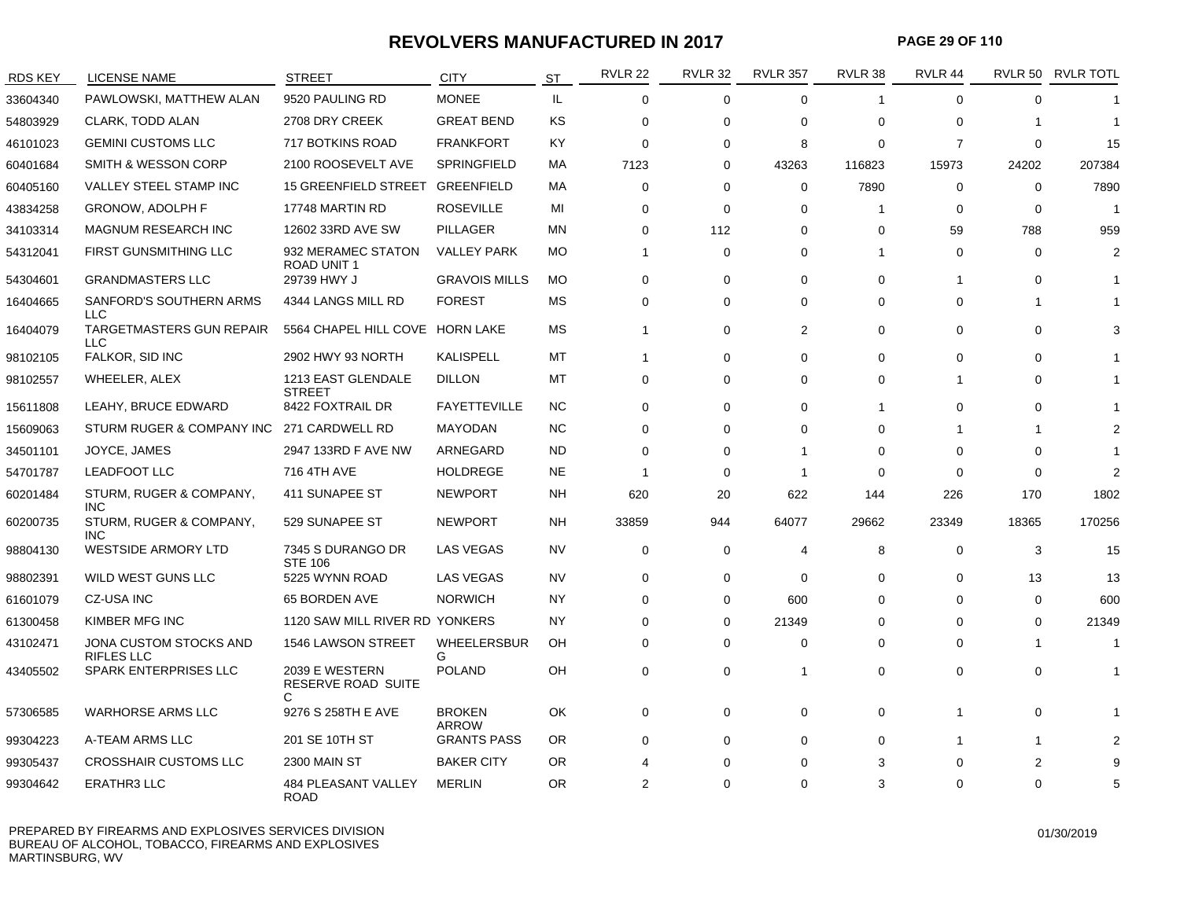# REVOLVERS MANUFACTURED IN 2017

| RDS KEY | LICENSE NAME | STREET | CITY | ST | RVLR 22 | RVLR 32 | RVLR 357 | RVLR 38 | RVLR 44 | RVLR 50 | RVLR TOTL |
|---|---|---|---|---|---|---|---|---|---|---|---|
| 33604340 | PAWLOWSKI, MATTHEW ALAN | 9520 PAULING RD | MONEE | IL | 0 | 0 | 0 | 1 | 0 | 0 | 1 |
| 54803929 | CLARK, TODD ALAN | 2708 DRY CREEK | GREAT BEND | KS | 0 | 0 | 0 | 0 | 0 | 1 | 1 |
| 46101023 | GEMINI CUSTOMS LLC | 717 BOTKINS ROAD | FRANKFORT | KY | 0 | 0 | 8 | 0 | 7 | 0 | 15 |
| 60401684 | SMITH & WESSON CORP | 2100 ROOSEVELT AVE | SPRINGFIELD | MA | 7123 | 0 | 43263 | 116823 | 15973 | 24202 | 207384 |
| 60405160 | VALLEY STEEL STAMP INC | 15 GREENFIELD STREET | GREENFIELD | MA | 0 | 0 | 0 | 7890 | 0 | 0 | 7890 |
| 43834258 | GRONOW, ADOLPH F | 17748 MARTIN RD | ROSEVILLE | MI | 0 | 0 | 0 | 1 | 0 | 0 | 1 |
| 34103314 | MAGNUM RESEARCH INC | 12602 33RD AVE SW | PILLAGER | MN | 0 | 112 | 0 | 0 | 59 | 788 | 959 |
| 54312041 | FIRST GUNSMITHING LLC | 932 MERAMEC STATON ROAD UNIT 1 | VALLEY PARK | MO | 1 | 0 | 0 | 1 | 0 | 0 | 2 |
| 54304601 | GRANDMASTERS LLC | 29739 HWY J | GRAVOIS MILLS | MO | 0 | 0 | 0 | 0 | 1 | 0 | 1 |
| 16404665 | SANFORD'S SOUTHERN ARMS LLC | 4344 LANGS MILL RD | FOREST | MS | 0 | 0 | 0 | 0 | 0 | 1 | 1 |
| 16404079 | TARGETMASTERS GUN REPAIR LLC | 5564 CHAPEL HILL COVE | HORN LAKE | MS | 1 | 0 | 2 | 0 | 0 | 0 | 3 |
| 98102105 | FALKOR, SID INC | 2902 HWY 93 NORTH | KALISPELL | MT | 1 | 0 | 0 | 0 | 0 | 0 | 1 |
| 98102557 | WHEELER, ALEX | 1213 EAST GLENDALE STREET | DILLON | MT | 0 | 0 | 0 | 0 | 1 | 0 | 1 |
| 15611808 | LEAHY, BRUCE EDWARD | 8422 FOXTRAIL DR | FAYETTEVILLE | NC | 0 | 0 | 0 | 1 | 0 | 0 | 1 |
| 15609063 | STURM RUGER & COMPANY INC | 271 CARDWELL RD | MAYODAN | NC | 0 | 0 | 0 | 0 | 1 | 1 | 2 |
| 34501101 | JOYCE, JAMES | 2947 133RD F AVE NW | ARNEGARD | ND | 0 | 0 | 1 | 0 | 0 | 0 | 1 |
| 54701787 | LEADFOOT LLC | 716 4TH AVE | HOLDREGE | NE | 1 | 0 | 1 | 0 | 0 | 0 | 2 |
| 60201484 | STURM, RUGER & COMPANY, INC | 411 SUNAPEE ST | NEWPORT | NH | 620 | 20 | 622 | 144 | 226 | 170 | 1802 |
| 60200735 | STURM, RUGER & COMPANY, INC | 529 SUNAPEE ST | NEWPORT | NH | 33859 | 944 | 64077 | 29662 | 23349 | 18365 | 170256 |
| 98804130 | WESTSIDE ARMORY LTD | 7345 S DURANGO DR STE 106 | LAS VEGAS | NV | 0 | 0 | 4 | 8 | 0 | 3 | 15 |
| 98802391 | WILD WEST GUNS LLC | 5225 WYNN ROAD | LAS VEGAS | NV | 0 | 0 | 0 | 0 | 0 | 13 | 13 |
| 61601079 | CZ-USA INC | 65 BORDEN AVE | NORWICH | NY | 0 | 0 | 600 | 0 | 0 | 0 | 600 |
| 61300458 | KIMBER MFG INC | 1120 SAW MILL RIVER RD | YONKERS | NY | 0 | 0 | 21349 | 0 | 0 | 0 | 21349 |
| 43102471 | JONA CUSTOM STOCKS AND RIFLES LLC | 1546 LAWSON STREET | WHEELERSBURG | OH | 0 | 0 | 0 | 0 | 0 | 1 | 1 |
| 43405502 | SPARK ENTERPRISES LLC | 2039 E WESTERN RESERVE ROAD SUITE C | POLAND | OH | 0 | 0 | 1 | 0 | 0 | 0 | 1 |
| 57306585 | WARHORSE ARMS LLC | 9276 S 258TH E AVE | BROKEN ARROW | OK | 0 | 0 | 0 | 0 | 1 | 0 | 1 |
| 99304223 | A-TEAM ARMS LLC | 201 SE 10TH ST | GRANTS PASS | OR | 0 | 0 | 0 | 0 | 1 | 1 | 2 |
| 99305437 | CROSSHAIR CUSTOMS LLC | 2300 MAIN ST | BAKER CITY | OR | 4 | 0 | 0 | 3 | 0 | 2 | 9 |
| 99304642 | ERATHR3 LLC | 484 PLEASANT VALLEY ROAD | MERLIN | OR | 2 | 0 | 0 | 3 | 0 | 0 | 5 |

PREPARED BY FIREARMS AND EXPLOSIVES SERVICES DIVISION
BUREAU OF ALCOHOL, TOBACCO, FIREARMS AND EXPLOSIVES
MARTINSBURG, WV

01/30/2019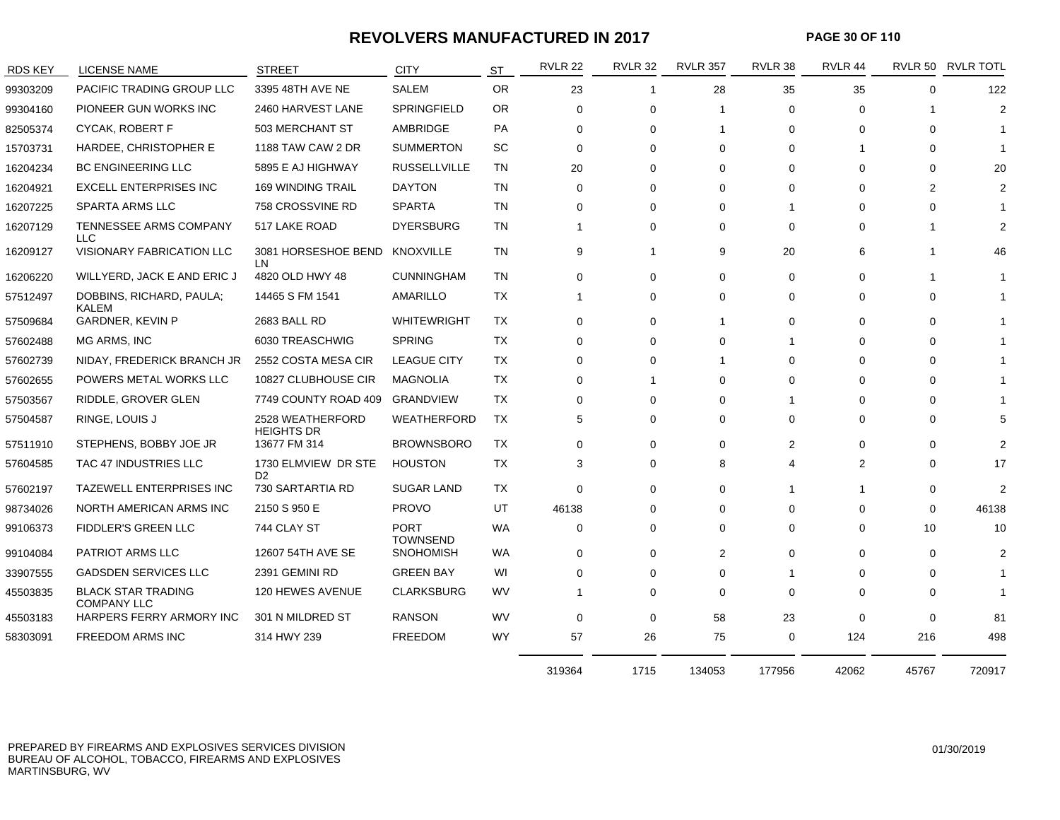# REVOLVERS MANUFACTURED IN 2017

| RDS KEY | LICENSE NAME | STREET | CITY | ST | RVLR 22 | RVLR 32 | RVLR 357 | RVLR 38 | RVLR 44 | RVLR 50 | RVLR TOTL |
|---|---|---|---|---|---|---|---|---|---|---|---|
| 99303209 | PACIFIC TRADING GROUP LLC | 3395 48TH AVE NE | SALEM | OR | 23 | 1 | 28 | 35 | 35 | 0 | 122 |
| 99304160 | PIONEER GUN WORKS INC | 2460 HARVEST LANE | SPRINGFIELD | OR | 0 | 0 | 1 | 0 | 0 | 1 | 2 |
| 82505374 | CYCAK, ROBERT F | 503 MERCHANT ST | AMBRIDGE | PA | 0 | 0 | 1 | 0 | 0 | 0 | 1 |
| 15703731 | HARDEE, CHRISTOPHER E | 1188 TAW CAW 2 DR | SUMMERTON | SC | 0 | 0 | 0 | 0 | 1 | 0 | 1 |
| 16204234 | BC ENGINEERING LLC | 5895 E AJ HIGHWAY | RUSSELLVILLE | TN | 20 | 0 | 0 | 0 | 0 | 0 | 20 |
| 16204921 | EXCELL ENTERPRISES INC | 169 WINDING TRAIL | DAYTON | TN | 0 | 0 | 0 | 0 | 0 | 2 | 2 |
| 16207225 | SPARTA ARMS LLC | 758 CROSSVINE RD | SPARTA | TN | 0 | 0 | 0 | 1 | 0 | 0 | 1 |
| 16207129 | TENNESSEE ARMS COMPANY LLC | 517 LAKE ROAD | DYERSBURG | TN | 1 | 0 | 0 | 0 | 0 | 1 | 2 |
| 16209127 | VISIONARY FABRICATION LLC | 3081 HORSESHOE BEND LN | KNOXVILLE | TN | 9 | 1 | 9 | 20 | 6 | 1 | 46 |
| 16206220 | WILLYERD, JACK E AND ERIC J | 4820 OLD HWY 48 | CUNNINGHAM | TN | 0 | 0 | 0 | 0 | 0 | 1 | 1 |
| 57512497 | DOBBINS, RICHARD, PAULA; KALEM | 14465 S FM 1541 | AMARILLO | TX | 1 | 0 | 0 | 0 | 0 | 0 | 1 |
| 57509684 | GARDNER, KEVIN P | 2683 BALL RD | WHITEWRIGHT | TX | 0 | 0 | 1 | 0 | 0 | 0 | 1 |
| 57602488 | MG ARMS, INC | 6030 TREASCHWIG | SPRING | TX | 0 | 0 | 0 | 1 | 0 | 0 | 1 |
| 57602739 | NIDAY, FREDERICK BRANCH JR | 2552 COSTA MESA CIR | LEAGUE CITY | TX | 0 | 0 | 1 | 0 | 0 | 0 | 1 |
| 57602655 | POWERS METAL WORKS LLC | 10827 CLUBHOUSE CIR | MAGNOLIA | TX | 0 | 1 | 0 | 0 | 0 | 0 | 1 |
| 57503567 | RIDDLE, GROVER GLEN | 7749 COUNTY ROAD 409 | GRANDVIEW | TX | 0 | 0 | 0 | 1 | 0 | 0 | 1 |
| 57504587 | RINGE, LOUIS J | 2528 WEATHERFORD HEIGHTS DR | WEATHERFORD | TX | 5 | 0 | 0 | 0 | 0 | 0 | 5 |
| 57511910 | STEPHENS, BOBBY JOE JR | 13677 FM 314 | BROWNSBORO | TX | 0 | 0 | 0 | 2 | 0 | 0 | 2 |
| 57604585 | TAC 47 INDUSTRIES LLC | 1730 ELMVIEW DR STE D2 | HOUSTON | TX | 3 | 0 | 8 | 4 | 2 | 0 | 17 |
| 57602197 | TAZEWELL ENTERPRISES INC | 730 SARTARTIA RD | SUGAR LAND | TX | 0 | 0 | 0 | 1 | 1 | 0 | 2 |
| 98734026 | NORTH AMERICAN ARMS INC | 2150 S 950 E | PROVO | UT | 46138 | 0 | 0 | 0 | 0 | 0 | 46138 |
| 99106373 | FIDDLER'S GREEN LLC | 744 CLAY ST | PORT TOWNSEND | WA | 0 | 0 | 0 | 0 | 0 | 10 | 10 |
| 99104084 | PATRIOT ARMS LLC | 12607 54TH AVE SE | SNOHOMISH | WA | 0 | 0 | 2 | 0 | 0 | 0 | 2 |
| 33907555 | GADSDEN SERVICES LLC | 2391 GEMINI RD | GREEN BAY | WI | 0 | 0 | 0 | 1 | 0 | 0 | 1 |
| 45503835 | BLACK STAR TRADING COMPANY LLC | 120 HEWES AVENUE | CLARKSBURG | WV | 1 | 0 | 0 | 0 | 0 | 0 | 1 |
| 45503183 | HARPERS FERRY ARMORY INC | 301 N MILDRED ST | RANSON | WV | 0 | 0 | 58 | 23 | 0 | 0 | 81 |
| 58303091 | FREEDOM ARMS INC | 314 HWY 239 | FREEDOM | WY | 57 | 26 | 75 | 0 | 124 | 216 | 498 |
| | | | | | 319364 | 1715 | 134053 | 177956 | 42062 | 45767 | 720917 |

PREPARED BY FIREARMS AND EXPLOSIVES SERVICES DIVISION
BUREAU OF ALCOHOL, TOBACCO, FIREARMS AND EXPLOSIVES
MARTINSBURG, WV

01/30/2019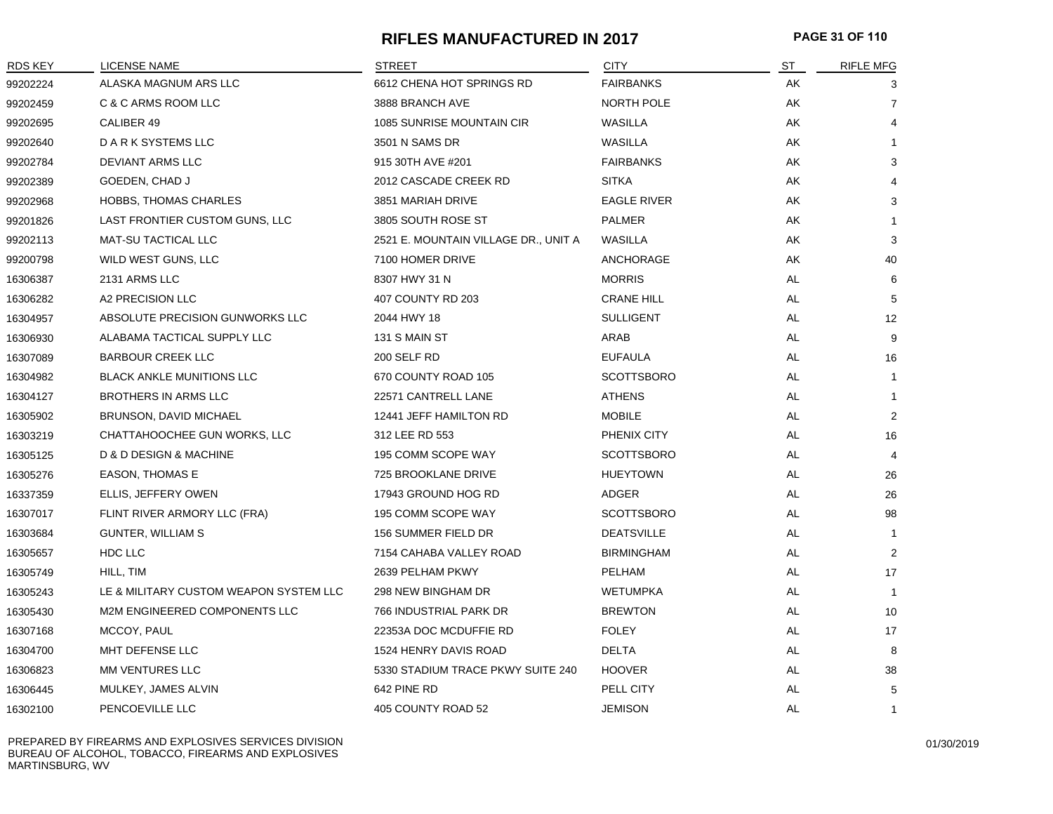# RIFLES MANUFACTURED IN 2017

| RDS KEY | LICENSE NAME | STREET | CITY | ST | RIFLE MFG |
|---|---|---|---|---|---|
| 99202224 | ALASKA MAGNUM ARS LLC | 6612 CHENA HOT SPRINGS RD | FAIRBANKS | AK | 3 |
| 99202459 | C & C ARMS ROOM LLC | 3888 BRANCH AVE | NORTH POLE | AK | 7 |
| 99202695 | CALIBER 49 | 1085 SUNRISE MOUNTAIN CIR | WASILLA | AK | 4 |
| 99202640 | D A R K SYSTEMS LLC | 3501 N SAMS DR | WASILLA | AK | 1 |
| 99202784 | DEVIANT ARMS LLC | 915 30TH AVE #201 | FAIRBANKS | AK | 3 |
| 99202389 | GOEDEN, CHAD J | 2012 CASCADE CREEK RD | SITKA | AK | 4 |
| 99202968 | HOBBS, THOMAS CHARLES | 3851 MARIAH DRIVE | EAGLE RIVER | AK | 3 |
| 99201826 | LAST FRONTIER CUSTOM GUNS, LLC | 3805 SOUTH ROSE ST | PALMER | AK | 1 |
| 99202113 | MAT-SU TACTICAL LLC | 2521 E. MOUNTAIN VILLAGE DR., UNIT A | WASILLA | AK | 3 |
| 99200798 | WILD WEST GUNS, LLC | 7100 HOMER DRIVE | ANCHORAGE | AK | 40 |
| 16306387 | 2131 ARMS LLC | 8307 HWY 31 N | MORRIS | AL | 6 |
| 16306282 | A2 PRECISION LLC | 407 COUNTY RD 203 | CRANE HILL | AL | 5 |
| 16304957 | ABSOLUTE PRECISION GUNWORKS LLC | 2044 HWY 18 | SULLIGENT | AL | 12 |
| 16306930 | ALABAMA TACTICAL SUPPLY LLC | 131 S MAIN ST | ARAB | AL | 9 |
| 16307089 | BARBOUR CREEK LLC | 200 SELF RD | EUFAULA | AL | 16 |
| 16304982 | BLACK ANKLE MUNITIONS LLC | 670 COUNTY ROAD 105 | SCOTTSBORO | AL | 1 |
| 16304127 | BROTHERS IN ARMS LLC | 22571 CANTRELL LANE | ATHENS | AL | 1 |
| 16305902 | BRUNSON, DAVID MICHAEL | 12441 JEFF HAMILTON RD | MOBILE | AL | 2 |
| 16303219 | CHATTAHOOCHEE GUN WORKS, LLC | 312 LEE RD 553 | PHENIX CITY | AL | 16 |
| 16305125 | D & D DESIGN & MACHINE | 195 COMM SCOPE WAY | SCOTTSBORO | AL | 4 |
| 16305276 | EASON, THOMAS E | 725 BROOKLANE DRIVE | HUEYTOWN | AL | 26 |
| 16337359 | ELLIS, JEFFERY OWEN | 17943 GROUND HOG RD | ADGER | AL | 26 |
| 16307017 | FLINT RIVER ARMORY LLC (FRA) | 195 COMM SCOPE WAY | SCOTTSBORO | AL | 98 |
| 16303684 | GUNTER, WILLIAM S | 156 SUMMER FIELD DR | DEATSVILLE | AL | 1 |
| 16305657 | HDC LLC | 7154 CAHABA VALLEY ROAD | BIRMINGHAM | AL | 2 |
| 16305749 | HILL, TIM | 2639 PELHAM PKWY | PELHAM | AL | 17 |
| 16305243 | LE & MILITARY CUSTOM WEAPON SYSTEM LLC | 298 NEW BINGHAM DR | WETUMPKA | AL | 1 |
| 16305430 | M2M ENGINEERED COMPONENTS LLC | 766 INDUSTRIAL PARK DR | BREWTON | AL | 10 |
| 16307168 | MCCOY, PAUL | 22353A DOC MCDUFFIE RD | FOLEY | AL | 17 |
| 16304700 | MHT DEFENSE LLC | 1524 HENRY DAVIS ROAD | DELTA | AL | 8 |
| 16306823 | MM VENTURES LLC | 5330 STADIUM TRACE PKWY SUITE 240 | HOOVER | AL | 38 |
| 16306445 | MULKEY, JAMES ALVIN | 642 PINE RD | PELL CITY | AL | 5 |
| 16302100 | PENCOEVILLE LLC | 405 COUNTY ROAD 52 | JEMISON | AL | 1 |

PREPARED BY FIREARMS AND EXPLOSIVES SERVICES DIVISION
BUREAU OF ALCOHOL, TOBACCO, FIREARMS AND EXPLOSIVES
MARTINSBURG, WV

01/30/2019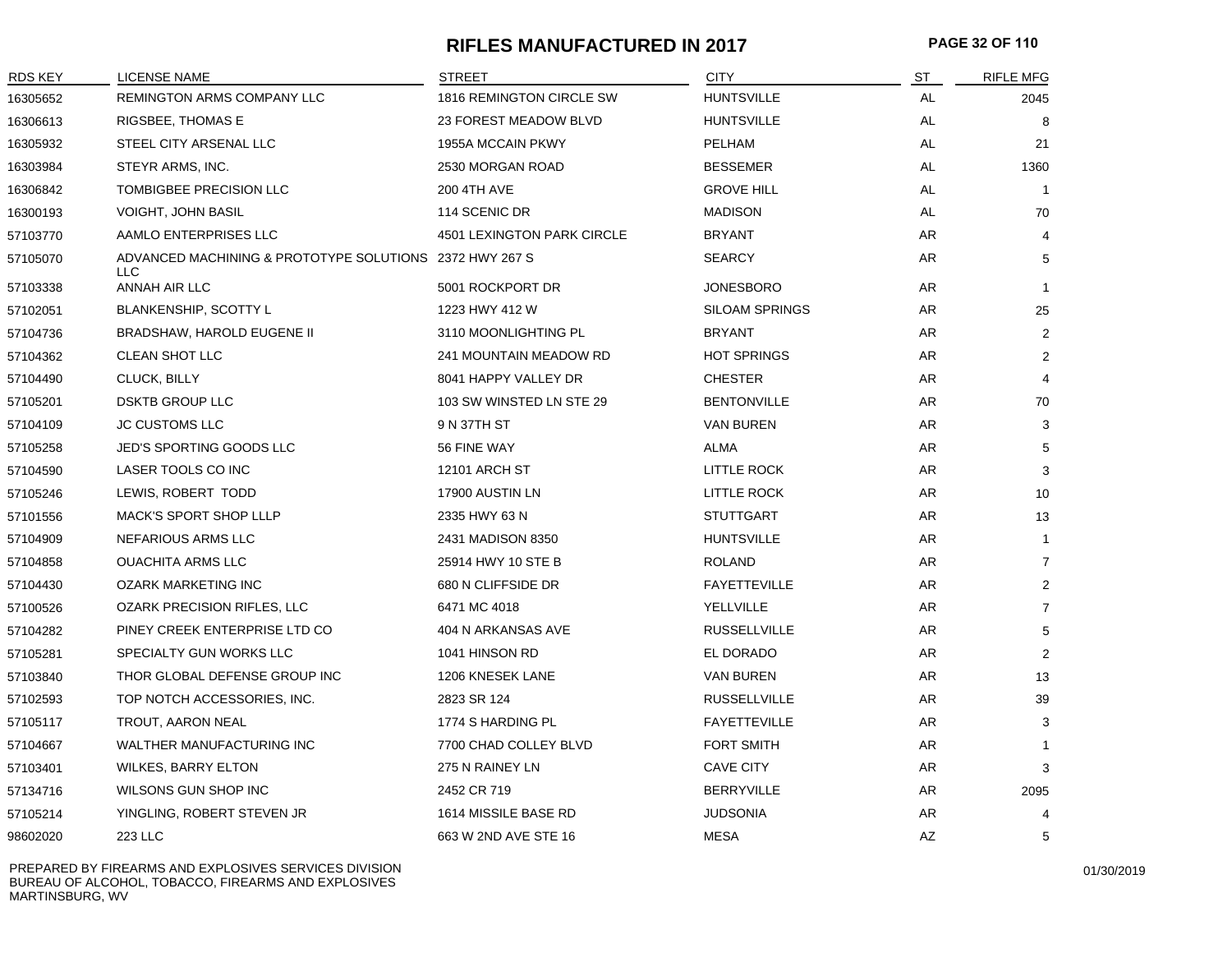# RIFLES MANUFACTURED IN 2017

| RDS KEY | LICENSE NAME | STREET | CITY | ST | RIFLE MFG |
|---|---|---|---|---|---|
| 16305652 | REMINGTON ARMS COMPANY LLC | 1816 REMINGTON CIRCLE SW | HUNTSVILLE | AL | 2045 |
| 16306613 | RIGSBEE, THOMAS E | 23 FOREST MEADOW BLVD | HUNTSVILLE | AL | 8 |
| 16305932 | STEEL CITY ARSENAL LLC | 1955A MCCAIN PKWY | PELHAM | AL | 21 |
| 16303984 | STEYR ARMS, INC. | 2530 MORGAN ROAD | BESSEMER | AL | 1360 |
| 16306842 | TOMBIGBEE PRECISION LLC | 200 4TH AVE | GROVE HILL | AL | 1 |
| 16300193 | VOIGHT, JOHN BASIL | 114 SCENIC DR | MADISON | AL | 70 |
| 57103770 | AAMLO ENTERPRISES LLC | 4501 LEXINGTON PARK CIRCLE | BRYANT | AR | 4 |
| 57105070 | ADVANCED MACHINING & PROTOTYPE SOLUTIONS LLC | 2372 HWY 267 S | SEARCY | AR | 5 |
| 57103338 | ANNAH AIR LLC | 5001 ROCKPORT DR | JONESBORO | AR | 1 |
| 57102051 | BLANKENSHIP, SCOTTY L | 1223 HWY 412 W | SILOAM SPRINGS | AR | 25 |
| 57104736 | BRADSHAW, HAROLD EUGENE II | 3110 MOONLIGHTING PL | BRYANT | AR | 2 |
| 57104362 | CLEAN SHOT LLC | 241 MOUNTAIN MEADOW RD | HOT SPRINGS | AR | 2 |
| 57104490 | CLUCK, BILLY | 8041 HAPPY VALLEY DR | CHESTER | AR | 4 |
| 57105201 | DSKTB GROUP LLC | 103 SW WINSTED LN STE 29 | BENTONVILLE | AR | 70 |
| 57104109 | JC CUSTOMS LLC | 9 N 37TH ST | VAN BUREN | AR | 3 |
| 57105258 | JED'S SPORTING GOODS LLC | 56 FINE WAY | ALMA | AR | 5 |
| 57104590 | LASER TOOLS CO INC | 12101 ARCH ST | LITTLE ROCK | AR | 3 |
| 57105246 | LEWIS, ROBERT TODD | 17900 AUSTIN LN | LITTLE ROCK | AR | 10 |
| 57101556 | MACK'S SPORT SHOP LLLP | 2335 HWY 63 N | STUTTGART | AR | 13 |
| 57104909 | NEFARIOUS ARMS LLC | 2431 MADISON 8350 | HUNTSVILLE | AR | 1 |
| 57104858 | OUACHITA ARMS LLC | 25914 HWY 10 STE B | ROLAND | AR | 7 |
| 57104430 | OZARK MARKETING INC | 680 N CLIFFSIDE DR | FAYETTEVILLE | AR | 2 |
| 57100526 | OZARK PRECISION RIFLES, LLC | 6471 MC 4018 | YELLVILLE | AR | 7 |
| 57104282 | PINEY CREEK ENTERPRISE LTD CO | 404 N ARKANSAS AVE | RUSSELLVILLE | AR | 5 |
| 57105281 | SPECIALTY GUN WORKS LLC | 1041 HINSON RD | EL DORADO | AR | 2 |
| 57103840 | THOR GLOBAL DEFENSE GROUP INC | 1206 KNESEK LANE | VAN BUREN | AR | 13 |
| 57102593 | TOP NOTCH ACCESSORIES, INC. | 2823 SR 124 | RUSSELLVILLE | AR | 39 |
| 57105117 | TROUT, AARON NEAL | 1774 S HARDING PL | FAYETTEVILLE | AR | 3 |
| 57104667 | WALTHER MANUFACTURING INC | 7700 CHAD COLLEY BLVD | FORT SMITH | AR | 1 |
| 57103401 | WILKES, BARRY ELTON | 275 N RAINEY LN | CAVE CITY | AR | 3 |
| 57134716 | WILSONS GUN SHOP INC | 2452 CR 719 | BERRYVILLE | AR | 2095 |
| 57105214 | YINGLING, ROBERT STEVEN JR | 1614 MISSILE BASE RD | JUDSONIA | AR | 4 |
| 98602020 | 223 LLC | 663 W 2ND AVE STE 16 | MESA | AZ | 5 |

PREPARED BY FIREARMS AND EXPLOSIVES SERVICES DIVISION
BUREAU OF ALCOHOL, TOBACCO, FIREARMS AND EXPLOSIVES
MARTINSBURG, WV

01/30/2019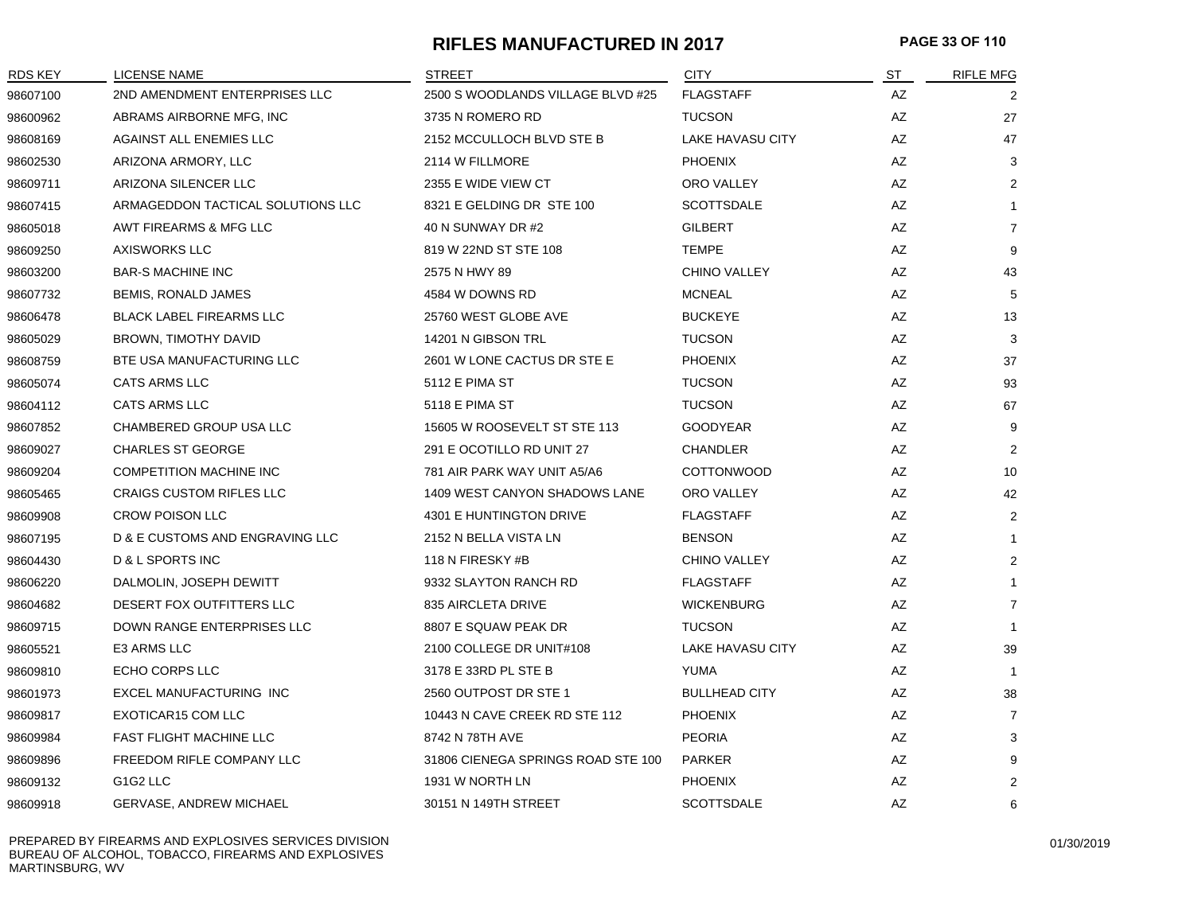# RIFLES MANUFACTURED IN 2017

| RDS KEY | LICENSE NAME | STREET | CITY | ST | RIFLE MFG |
|---|---|---|---|---|---|
| 98607100 | 2ND AMENDMENT ENTERPRISES LLC | 2500 S WOODLANDS VILLAGE BLVD #25 | FLAGSTAFF | AZ | 2 |
| 98600962 | ABRAMS AIRBORNE MFG, INC | 3735 N ROMERO RD | TUCSON | AZ | 27 |
| 98608169 | AGAINST ALL ENEMIES LLC | 2152 MCCULLOCH BLVD STE B | LAKE HAVASU CITY | AZ | 47 |
| 98602530 | ARIZONA ARMORY, LLC | 2114 W FILLMORE | PHOENIX | AZ | 3 |
| 98609711 | ARIZONA SILENCER LLC | 2355 E WIDE VIEW CT | ORO VALLEY | AZ | 2 |
| 98607415 | ARMAGEDDON TACTICAL SOLUTIONS LLC | 8321 E GELDING DR STE 100 | SCOTTSDALE | AZ | 1 |
| 98605018 | AWT FIREARMS & MFG LLC | 40 N SUNWAY DR #2 | GILBERT | AZ | 7 |
| 98609250 | AXISWORKS LLC | 819 W 22ND ST STE 108 | TEMPE | AZ | 9 |
| 98603200 | BAR-S MACHINE INC | 2575 N HWY 89 | CHINO VALLEY | AZ | 43 |
| 98607732 | BEMIS, RONALD JAMES | 4584 W DOWNS RD | MCNEAL | AZ | 5 |
| 98606478 | BLACK LABEL FIREARMS LLC | 25760 WEST GLOBE AVE | BUCKEYE | AZ | 13 |
| 98605029 | BROWN, TIMOTHY DAVID | 14201 N GIBSON TRL | TUCSON | AZ | 3 |
| 98608759 | BTE USA MANUFACTURING LLC | 2601 W LONE CACTUS DR STE E | PHOENIX | AZ | 37 |
| 98605074 | CATS ARMS LLC | 5112 E PIMA ST | TUCSON | AZ | 93 |
| 98604112 | CATS ARMS LLC | 5118 E PIMA ST | TUCSON | AZ | 67 |
| 98607852 | CHAMBERED GROUP USA LLC | 15605 W ROOSEVELT ST STE 113 | GOODYEAR | AZ | 9 |
| 98609027 | CHARLES ST GEORGE | 291 E OCOTILLO RD UNIT 27 | CHANDLER | AZ | 2 |
| 98609204 | COMPETITION MACHINE INC | 781 AIR PARK WAY UNIT A5/A6 | COTTONWOOD | AZ | 10 |
| 98605465 | CRAIGS CUSTOM RIFLES LLC | 1409 WEST CANYON SHADOWS LANE | ORO VALLEY | AZ | 42 |
| 98609908 | CROW POISON LLC | 4301 E HUNTINGTON DRIVE | FLAGSTAFF | AZ | 2 |
| 98607195 | D & E CUSTOMS AND ENGRAVING LLC | 2152 N BELLA VISTA LN | BENSON | AZ | 1 |
| 98604430 | D & L SPORTS INC | 118 N FIRESKY #B | CHINO VALLEY | AZ | 2 |
| 98606220 | DALMOLIN, JOSEPH DEWITT | 9332 SLAYTON RANCH RD | FLAGSTAFF | AZ | 1 |
| 98604682 | DESERT FOX OUTFITTERS LLC | 835 AIRCLETA DRIVE | WICKENBURG | AZ | 7 |
| 98609715 | DOWN RANGE ENTERPRISES LLC | 8807 E SQUAW PEAK DR | TUCSON | AZ | 1 |
| 98605521 | E3 ARMS LLC | 2100 COLLEGE DR UNIT#108 | LAKE HAVASU CITY | AZ | 39 |
| 98609810 | ECHO CORPS LLC | 3178 E 33RD PL STE B | YUMA | AZ | 1 |
| 98601973 | EXCEL MANUFACTURING INC | 2560 OUTPOST DR STE 1 | BULLHEAD CITY | AZ | 38 |
| 98609817 | EXOTICAR15 COM LLC | 10443 N CAVE CREEK RD STE 112 | PHOENIX | AZ | 7 |
| 98609984 | FAST FLIGHT MACHINE LLC | 8742 N 78TH AVE | PEORIA | AZ | 3 |
| 98609896 | FREEDOM RIFLE COMPANY LLC | 31806 CIENEGA SPRINGS ROAD STE 100 | PARKER | AZ | 9 |
| 98609132 | G1G2 LLC | 1931 W NORTH LN | PHOENIX | AZ | 2 |
| 98609918 | GERVASE, ANDREW MICHAEL | 30151 N 149TH STREET | SCOTTSDALE | AZ | 6 |

PREPARED BY FIREARMS AND EXPLOSIVES SERVICES DIVISION
BUREAU OF ALCOHOL, TOBACCO, FIREARMS AND EXPLOSIVES
MARTINSBURG, WV

01/30/2019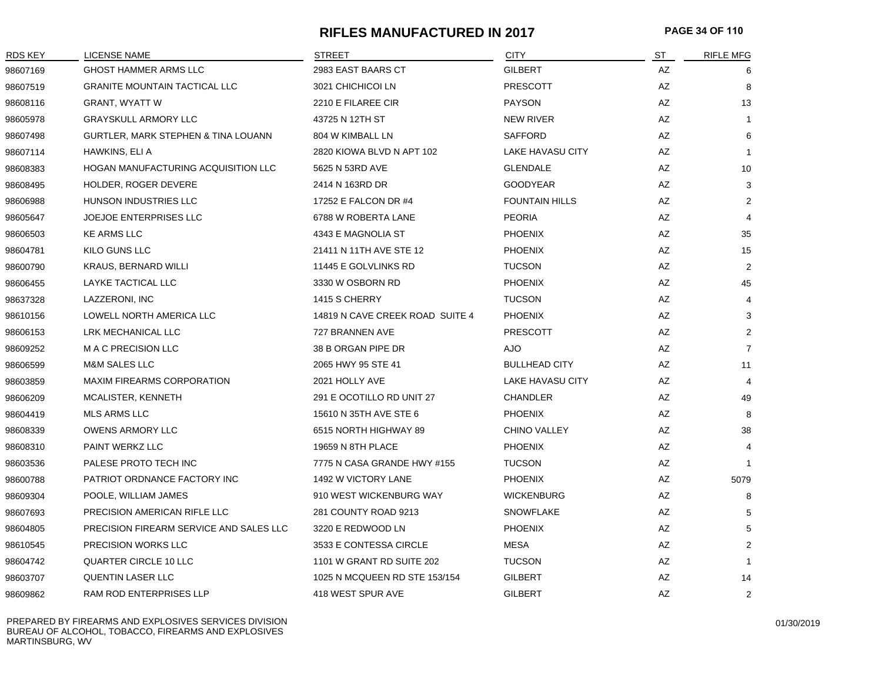# RIFLES MANUFACTURED IN 2017

| RDS KEY | LICENSE NAME | STREET | CITY | ST | RIFLE MFG |
|---|---|---|---|---|---|
| 98607169 | GHOST HAMMER ARMS LLC | 2983 EAST BAARS CT | GILBERT | AZ | 6 |
| 98607519 | GRANITE MOUNTAIN TACTICAL LLC | 3021 CHICHICOI LN | PRESCOTT | AZ | 8 |
| 98608116 | GRANT, WYATT W | 2210 E FILAREE CIR | PAYSON | AZ | 13 |
| 98605978 | GRAYSKULL ARMORY LLC | 43725 N 12TH ST | NEW RIVER | AZ | 1 |
| 98607498 | GURTLER, MARK STEPHEN & TINA LOUANN | 804 W KIMBALL LN | SAFFORD | AZ | 6 |
| 98607114 | HAWKINS, ELI A | 2820 KIOWA BLVD N APT 102 | LAKE HAVASU CITY | AZ | 1 |
| 98608383 | HOGAN MANUFACTURING ACQUISITION LLC | 5625 N 53RD AVE | GLENDALE | AZ | 10 |
| 98608495 | HOLDER, ROGER DEVERE | 2414 N 163RD DR | GOODYEAR | AZ | 3 |
| 98606988 | HUNSON INDUSTRIES LLC | 17252 E FALCON DR #4 | FOUNTAIN HILLS | AZ | 2 |
| 98605647 | JOEJOE ENTERPRISES LLC | 6788 W ROBERTA LANE | PEORIA | AZ | 4 |
| 98606503 | KE ARMS LLC | 4343 E MAGNOLIA ST | PHOENIX | AZ | 35 |
| 98604781 | KILO GUNS LLC | 21411 N 11TH AVE STE 12 | PHOENIX | AZ | 15 |
| 98600790 | KRAUS, BERNARD WILLI | 11445 E GOLVLINKS RD | TUCSON | AZ | 2 |
| 98606455 | LAYKE TACTICAL LLC | 3330 W OSBORN RD | PHOENIX | AZ | 45 |
| 98637328 | LAZZERONI, INC | 1415 S CHERRY | TUCSON | AZ | 4 |
| 98610156 | LOWELL NORTH AMERICA LLC | 14819 N CAVE CREEK ROAD SUITE 4 | PHOENIX | AZ | 3 |
| 98606153 | LRK MECHANICAL LLC | 727 BRANNEN AVE | PRESCOTT | AZ | 2 |
| 98609252 | M A C PRECISION LLC | 38 B ORGAN PIPE DR | AJO | AZ | 7 |
| 98606599 | M&M SALES LLC | 2065 HWY 95 STE 41 | BULLHEAD CITY | AZ | 11 |
| 98603859 | MAXIM FIREARMS CORPORATION | 2021 HOLLY AVE | LAKE HAVASU CITY | AZ | 4 |
| 98606209 | MCALISTER, KENNETH | 291 E OCOTILLO RD UNIT 27 | CHANDLER | AZ | 49 |
| 98604419 | MLS ARMS LLC | 15610 N 35TH AVE STE 6 | PHOENIX | AZ | 8 |
| 98608339 | OWENS ARMORY LLC | 6515 NORTH HIGHWAY 89 | CHINO VALLEY | AZ | 38 |
| 98608310 | PAINT WERKZ LLC | 19659 N 8TH PLACE | PHOENIX | AZ | 4 |
| 98603536 | PALESE PROTO TECH INC | 7775 N CASA GRANDE HWY #155 | TUCSON | AZ | 1 |
| 98600788 | PATRIOT ORDNANCE FACTORY INC | 1492 W VICTORY LANE | PHOENIX | AZ | 5079 |
| 98609304 | POOLE, WILLIAM JAMES | 910 WEST WICKENBURG WAY | WICKENBURG | AZ | 8 |
| 98607693 | PRECISION AMERICAN RIFLE LLC | 281 COUNTY ROAD 9213 | SNOWFLAKE | AZ | 5 |
| 98604805 | PRECISION FIREARM SERVICE AND SALES LLC | 3220 E REDWOOD LN | PHOENIX | AZ | 5 |
| 98610545 | PRECISION WORKS LLC | 3533 E CONTESSA CIRCLE | MESA | AZ | 2 |
| 98604742 | QUARTER CIRCLE 10 LLC | 1101 W GRANT RD SUITE 202 | TUCSON | AZ | 1 |
| 98603707 | QUENTIN LASER LLC | 1025 N MCQUEEN RD STE 153/154 | GILBERT | AZ | 14 |
| 98609862 | RAM ROD ENTERPRISES LLP | 418 WEST SPUR AVE | GILBERT | AZ | 2 |

PREPARED BY FIREARMS AND EXPLOSIVES SERVICES DIVISION
BUREAU OF ALCOHOL, TOBACCO, FIREARMS AND EXPLOSIVES
MARTINSBURG, WV

01/30/2019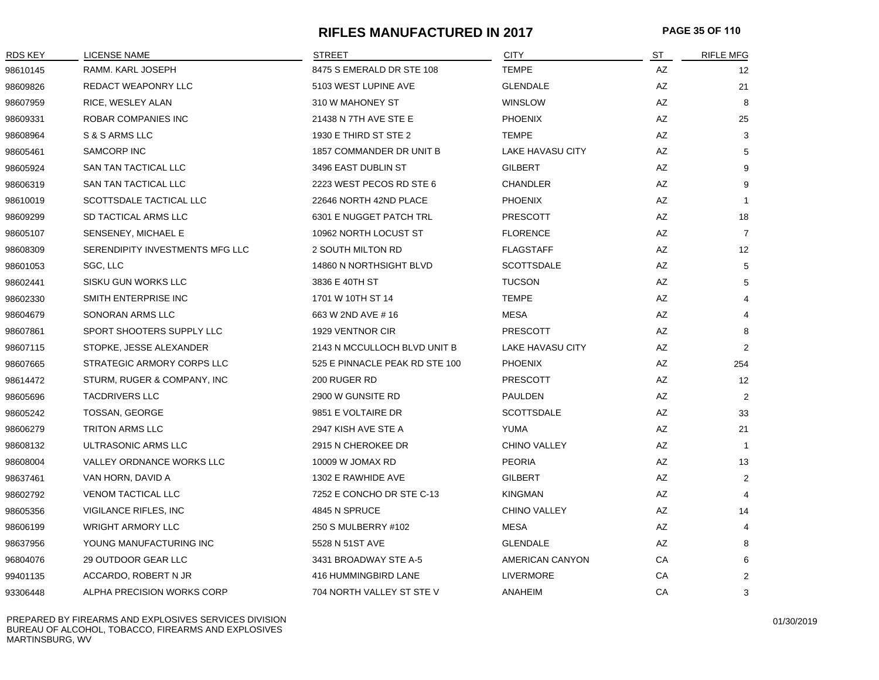# RIFLES MANUFACTURED IN 2017

| RDS KEY | LICENSE NAME | STREET | CITY | ST | RIFLE MFG |
|---|---|---|---|---|---|
| 98610145 | RAMM. KARL JOSEPH | 8475 S EMERALD DR STE 108 | TEMPE | AZ | 12 |
| 98609826 | REDACT WEAPONRY LLC | 5103 WEST LUPINE AVE | GLENDALE | AZ | 21 |
| 98607959 | RICE, WESLEY ALAN | 310 W MAHONEY ST | WINSLOW | AZ | 8 |
| 98609331 | ROBAR COMPANIES INC | 21438 N 7TH AVE STE E | PHOENIX | AZ | 25 |
| 98608964 | S & S ARMS LLC | 1930 E THIRD ST STE 2 | TEMPE | AZ | 3 |
| 98605461 | SAMCORP INC | 1857 COMMANDER DR UNIT B | LAKE HAVASU CITY | AZ | 5 |
| 98605924 | SAN TAN TACTICAL LLC | 3496 EAST DUBLIN ST | GILBERT | AZ | 9 |
| 98606319 | SAN TAN TACTICAL LLC | 2223 WEST PECOS RD STE 6 | CHANDLER | AZ | 9 |
| 98610019 | SCOTTSDALE TACTICAL LLC | 22646 NORTH 42ND PLACE | PHOENIX | AZ | 1 |
| 98609299 | SD TACTICAL ARMS LLC | 6301 E NUGGET PATCH TRL | PRESCOTT | AZ | 18 |
| 98605107 | SENSENEY, MICHAEL E | 10962 NORTH LOCUST ST | FLORENCE | AZ | 7 |
| 98608309 | SERENDIPITY INVESTMENTS MFG LLC | 2 SOUTH MILTON RD | FLAGSTAFF | AZ | 12 |
| 98601053 | SGC, LLC | 14860 N NORTHSIGHT BLVD | SCOTTSDALE | AZ | 5 |
| 98602441 | SISKU GUN WORKS LLC | 3836 E 40TH ST | TUCSON | AZ | 5 |
| 98602330 | SMITH ENTERPRISE INC | 1701 W 10TH ST 14 | TEMPE | AZ | 4 |
| 98604679 | SONORAN ARMS LLC | 663 W 2ND AVE # 16 | MESA | AZ | 4 |
| 98607861 | SPORT SHOOTERS SUPPLY LLC | 1929 VENTNOR CIR | PRESCOTT | AZ | 8 |
| 98607115 | STOPKE, JESSE ALEXANDER | 2143 N MCCULLOCH BLVD UNIT B | LAKE HAVASU CITY | AZ | 2 |
| 98607665 | STRATEGIC ARMORY CORPS LLC | 525 E PINNACLE PEAK RD STE 100 | PHOENIX | AZ | 254 |
| 98614472 | STURM, RUGER & COMPANY, INC | 200 RUGER RD | PRESCOTT | AZ | 12 |
| 98605696 | TACDRIVERS LLC | 2900 W GUNSITE RD | PAULDEN | AZ | 2 |
| 98605242 | TOSSAN, GEORGE | 9851 E VOLTAIRE DR | SCOTTSDALE | AZ | 33 |
| 98606279 | TRITON ARMS LLC | 2947 KISH AVE STE A | YUMA | AZ | 21 |
| 98608132 | ULTRASONIC ARMS LLC | 2915 N CHEROKEE DR | CHINO VALLEY | AZ | 1 |
| 98608004 | VALLEY ORDNANCE WORKS LLC | 10009 W JOMAX RD | PEORIA | AZ | 13 |
| 98637461 | VAN HORN, DAVID A | 1302 E RAWHIDE AVE | GILBERT | AZ | 2 |
| 98602792 | VENOM TACTICAL LLC | 7252 E CONCHO DR STE C-13 | KINGMAN | AZ | 4 |
| 98605356 | VIGILANCE RIFLES, INC | 4845 N SPRUCE | CHINO VALLEY | AZ | 14 |
| 98606199 | WRIGHT ARMORY LLC | 250 S MULBERRY #102 | MESA | AZ | 4 |
| 98637956 | YOUNG MANUFACTURING INC | 5528 N 51ST AVE | GLENDALE | AZ | 8 |
| 96804076 | 29 OUTDOOR GEAR LLC | 3431 BROADWAY STE A-5 | AMERICAN CANYON | CA | 6 |
| 99401135 | ACCARDO, ROBERT N JR | 416 HUMMINGBIRD LANE | LIVERMORE | CA | 2 |
| 93306448 | ALPHA PRECISION WORKS CORP | 704 NORTH VALLEY ST STE V | ANAHEIM | CA | 3 |

PREPARED BY FIREARMS AND EXPLOSIVES SERVICES DIVISION
BUREAU OF ALCOHOL, TOBACCO, FIREARMS AND EXPLOSIVES
MARTINSBURG, WV

01/30/2019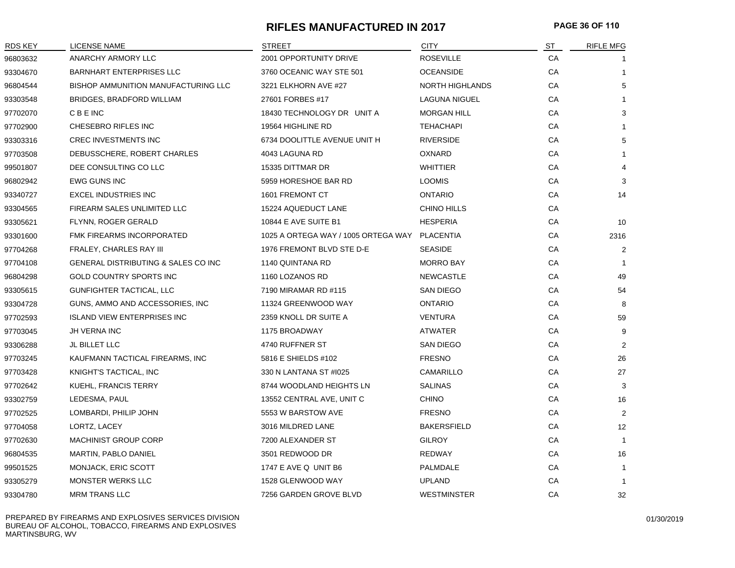# RIFLES MANUFACTURED IN 2017

| RDS KEY | LICENSE NAME | STREET | CITY | ST | RIFLE MFG |
|---|---|---|---|---|---|
| 96803632 | ANARCHY ARMORY LLC | 2001 OPPORTUNITY DRIVE | ROSEVILLE | CA | 1 |
| 93304670 | BARNHART ENTERPRISES LLC | 3760 OCEANIC WAY STE 501 | OCEANSIDE | CA | 1 |
| 96804544 | BISHOP AMMUNITION MANUFACTURING LLC | 3221 ELKHORN AVE #27 | NORTH HIGHLANDS | CA | 5 |
| 93303548 | BRIDGES, BRADFORD WILLIAM | 27601 FORBES #17 | LAGUNA NIGUEL | CA | 1 |
| 97702070 | C B E INC | 18430 TECHNOLOGY DR UNIT A | MORGAN HILL | CA | 3 |
| 97702900 | CHESEBRO RIFLES INC | 19564 HIGHLINE RD | TEHACHAPI | CA | 1 |
| 93303316 | CREC INVESTMENTS INC | 6734 DOOLITTLE AVENUE UNIT H | RIVERSIDE | CA | 5 |
| 97703508 | DEBUSSCHERE, ROBERT CHARLES | 4043 LAGUNA RD | OXNARD | CA | 1 |
| 99501807 | DEE CONSULTING CO LLC | 15335 DITTMAR DR | WHITTIER | CA | 4 |
| 96802942 | EWG GUNS INC | 5959 HORESHOE BAR RD | LOOMIS | CA | 3 |
| 93340727 | EXCEL INDUSTRIES INC | 1601 FREMONT CT | ONTARIO | CA | 14 |
| 93304565 | FIREARM SALES UNLIMITED LLC | 15224 AQUEDUCT LANE | CHINO HILLS | CA | |
| 93305621 | FLYNN, ROGER GERALD | 10844 E AVE SUITE B1 | HESPERIA | CA | 10 |
| 93301600 | FMK FIREARMS INCORPORATED | 1025 A ORTEGA WAY / 1005 ORTEGA WAY | PLACENTIA | CA | 2316 |
| 97704268 | FRALEY, CHARLES RAY III | 1976 FREMONT BLVD STE D-E | SEASIDE | CA | 2 |
| 97704108 | GENERAL DISTRIBUTING & SALES CO INC | 1140 QUINTANA RD | MORRO BAY | CA | 1 |
| 96804298 | GOLD COUNTRY SPORTS INC | 1160 LOZANOS RD | NEWCASTLE | CA | 49 |
| 93305615 | GUNFIGHTER TACTICAL, LLC | 7190 MIRAMAR RD #115 | SAN DIEGO | CA | 54 |
| 93304728 | GUNS, AMMO AND ACCESSORIES, INC | 11324 GREENWOOD WAY | ONTARIO | CA | 8 |
| 97702593 | ISLAND VIEW ENTERPRISES INC | 2359 KNOLL DR SUITE A | VENTURA | CA | 59 |
| 97703045 | JH VERNA INC | 1175 BROADWAY | ATWATER | CA | 9 |
| 93306288 | JL BILLET LLC | 4740 RUFFNER ST | SAN DIEGO | CA | 2 |
| 97703245 | KAUFMANN TACTICAL FIREARMS, INC | 5816 E SHIELDS #102 | FRESNO | CA | 26 |
| 97703428 | KNIGHT'S TACTICAL, INC | 330 N LANTANA ST #I025 | CAMARILLO | CA | 27 |
| 97702642 | KUEHL, FRANCIS TERRY | 8744 WOODLAND HEIGHTS LN | SALINAS | CA | 3 |
| 93302759 | LEDESMA, PAUL | 13552 CENTRAL AVE, UNIT C | CHINO | CA | 16 |
| 97702525 | LOMBARDI, PHILIP JOHN | 5553 W BARSTOW AVE | FRESNO | CA | 2 |
| 97704058 | LORTZ, LACEY | 3016 MILDRED LANE | BAKERSFIELD | CA | 12 |
| 97702630 | MACHINIST GROUP CORP | 7200 ALEXANDER ST | GILROY | CA | 1 |
| 96804535 | MARTIN, PABLO DANIEL | 3501 REDWOOD DR | REDWAY | CA | 16 |
| 99501525 | MONJACK, ERIC SCOTT | 1747 E AVE Q UNIT B6 | PALMDALE | CA | 1 |
| 93305279 | MONSTER WERKS LLC | 1528 GLENWOOD WAY | UPLAND | CA | 1 |
| 93304780 | MRM TRANS LLC | 7256 GARDEN GROVE BLVD | WESTMINSTER | CA | 32 |

PREPARED BY FIREARMS AND EXPLOSIVES SERVICES DIVISION
BUREAU OF ALCOHOL, TOBACCO, FIREARMS AND EXPLOSIVES
MARTINSBURG, WV

01/30/2019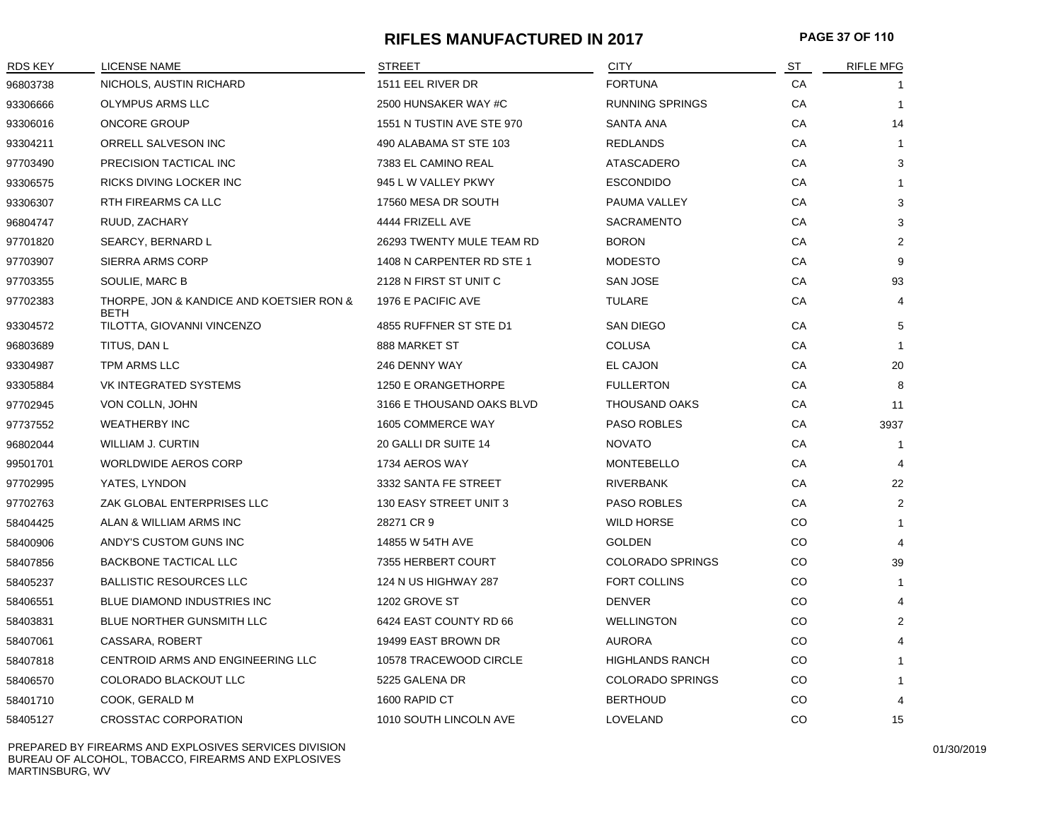# RIFLES MANUFACTURED IN 2017

| RDS KEY | LICENSE NAME | STREET | CITY | ST | RIFLE MFG |
|---|---|---|---|---|---|
| 96803738 | NICHOLS, AUSTIN RICHARD | 1511 EEL RIVER DR | FORTUNA | CA | 1 |
| 93306666 | OLYMPUS ARMS LLC | 2500 HUNSAKER WAY #C | RUNNING SPRINGS | CA | 1 |
| 93306016 | ONCORE GROUP | 1551 N TUSTIN AVE STE 970 | SANTA ANA | CA | 14 |
| 93304211 | ORRELL SALVESON INC | 490 ALABAMA ST STE 103 | REDLANDS | CA | 1 |
| 97703490 | PRECISION TACTICAL INC | 7383 EL CAMINO REAL | ATASCADERO | CA | 3 |
| 93306575 | RICKS DIVING LOCKER INC | 945 L W VALLEY PKWY | ESCONDIDO | CA | 1 |
| 93306307 | RTH FIREARMS CA LLC | 17560 MESA DR SOUTH | PAUMA VALLEY | CA | 3 |
| 96804747 | RUUD, ZACHARY | 4444 FRIZELL AVE | SACRAMENTO | CA | 3 |
| 97701820 | SEARCY, BERNARD L | 26293 TWENTY MULE TEAM RD | BORON | CA | 2 |
| 97703907 | SIERRA ARMS CORP | 1408 N CARPENTER RD STE 1 | MODESTO | CA | 9 |
| 97703355 | SOULIE, MARC B | 2128 N FIRST ST UNIT C | SAN JOSE | CA | 93 |
| 97702383 | THORPE, JON & KANDICE AND KOETSIER RON & BETH | 1976 E PACIFIC AVE | TULARE | CA | 4 |
| 93304572 | TILOTTA, GIOVANNI VINCENZO | 4855 RUFFNER ST STE D1 | SAN DIEGO | CA | 5 |
| 96803689 | TITUS, DAN L | 888 MARKET ST | COLUSA | CA | 1 |
| 93304987 | TPM ARMS LLC | 246 DENNY WAY | EL CAJON | CA | 20 |
| 93305884 | VK INTEGRATED SYSTEMS | 1250 E ORANGETHORPE | FULLERTON | CA | 8 |
| 97702945 | VON COLLN, JOHN | 3166 E THOUSAND OAKS BLVD | THOUSAND OAKS | CA | 11 |
| 97737552 | WEATHERBY INC | 1605 COMMERCE WAY | PASO ROBLES | CA | 3937 |
| 96802044 | WILLIAM J. CURTIN | 20 GALLI DR SUITE 14 | NOVATO | CA | 1 |
| 99501701 | WORLDWIDE AEROS CORP | 1734 AEROS WAY | MONTEBELLO | CA | 4 |
| 97702995 | YATES, LYNDON | 3332 SANTA FE STREET | RIVERBANK | CA | 22 |
| 97702763 | ZAK GLOBAL ENTERPRISES LLC | 130 EASY STREET UNIT 3 | PASO ROBLES | CA | 2 |
| 58404425 | ALAN & WILLIAM ARMS INC | 28271 CR 9 | WILD HORSE | CO | 1 |
| 58400906 | ANDY'S CUSTOM GUNS INC | 14855 W 54TH AVE | GOLDEN | CO | 4 |
| 58407856 | BACKBONE TACTICAL LLC | 7355 HERBERT COURT | COLORADO SPRINGS | CO | 39 |
| 58405237 | BALLISTIC RESOURCES LLC | 124 N US HIGHWAY 287 | FORT COLLINS | CO | 1 |
| 58406551 | BLUE DIAMOND INDUSTRIES INC | 1202 GROVE ST | DENVER | CO | 4 |
| 58403831 | BLUE NORTHER GUNSMITH LLC | 6424 EAST COUNTY RD 66 | WELLINGTON | CO | 2 |
| 58407061 | CASSARA, ROBERT | 19499 EAST BROWN DR | AURORA | CO | 4 |
| 58407818 | CENTROID ARMS AND ENGINEERING LLC | 10578 TRACEWOOD CIRCLE | HIGHLANDS RANCH | CO | 1 |
| 58406570 | COLORADO BLACKOUT LLC | 5225 GALENA DR | COLORADO SPRINGS | CO | 1 |
| 58401710 | COOK, GERALD M | 1600 RAPID CT | BERTHOUD | CO | 4 |
| 58405127 | CROSSTAC CORPORATION | 1010 SOUTH LINCOLN AVE | LOVELAND | CO | 15 |

PREPARED BY FIREARMS AND EXPLOSIVES SERVICES DIVISION
BUREAU OF ALCOHOL, TOBACCO, FIREARMS AND EXPLOSIVES
MARTINSBURG, WV

01/30/2019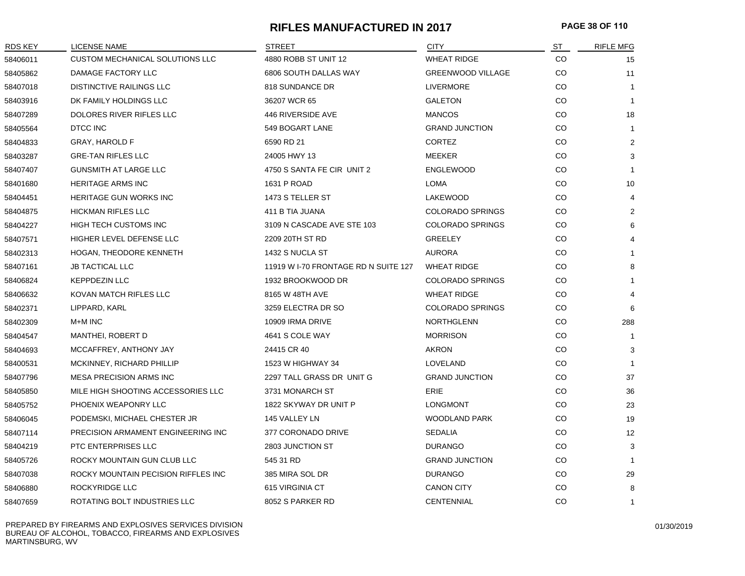# RIFLES MANUFACTURED IN 2017

| RDS KEY | LICENSE NAME | STREET | CITY | ST | RIFLE MFG |
|---|---|---|---|---|---|
| 58406011 | CUSTOM MECHANICAL SOLUTIONS LLC | 4880 ROBB ST UNIT 12 | WHEAT RIDGE | CO | 15 |
| 58405862 | DAMAGE FACTORY LLC | 6806 SOUTH DALLAS WAY | GREENWOOD VILLAGE | CO | 11 |
| 58407018 | DISTINCTIVE RAILINGS LLC | 818 SUNDANCE DR | LIVERMORE | CO | 1 |
| 58403916 | DK FAMILY HOLDINGS LLC | 36207 WCR 65 | GALETON | CO | 1 |
| 58407289 | DOLORES RIVER RIFLES LLC | 446 RIVERSIDE AVE | MANCOS | CO | 18 |
| 58405564 | DTCC INC | 549 BOGART LANE | GRAND JUNCTION | CO | 1 |
| 58404833 | GRAY, HAROLD F | 6590 RD 21 | CORTEZ | CO | 2 |
| 58403287 | GRE-TAN RIFLES LLC | 24005 HWY 13 | MEEKER | CO | 3 |
| 58407407 | GUNSMITH AT LARGE LLC | 4750 S SANTA FE CIR UNIT 2 | ENGLEWOOD | CO | 1 |
| 58401680 | HERITAGE ARMS INC | 1631 P ROAD | LOMA | CO | 10 |
| 58404451 | HERITAGE GUN WORKS INC | 1473 S TELLER ST | LAKEWOOD | CO | 4 |
| 58404875 | HICKMAN RIFLES LLC | 411 B TIA JUANA | COLORADO SPRINGS | CO | 2 |
| 58404227 | HIGH TECH CUSTOMS INC | 3109 N CASCADE AVE STE 103 | COLORADO SPRINGS | CO | 6 |
| 58407571 | HIGHER LEVEL DEFENSE LLC | 2209 20TH ST RD | GREELEY | CO | 4 |
| 58402313 | HOGAN, THEODORE KENNETH | 1432 S NUCLA ST | AURORA | CO | 1 |
| 58407161 | JB TACTICAL LLC | 11919 W I-70 FRONTAGE RD N SUITE 127 | WHEAT RIDGE | CO | 8 |
| 58406824 | KEPPDEZIN LLC | 1932 BROOKWOOD DR | COLORADO SPRINGS | CO | 1 |
| 58406632 | KOVAN MATCH RIFLES LLC | 8165 W 48TH AVE | WHEAT RIDGE | CO | 4 |
| 58402371 | LIPPARD, KARL | 3259 ELECTRA DR SO | COLORADO SPRINGS | CO | 6 |
| 58402309 | M+M INC | 10909 IRMA DRIVE | NORTHGLENN | CO | 288 |
| 58404547 | MANTHEI, ROBERT D | 4641 S COLE WAY | MORRISON | CO | 1 |
| 58404693 | MCCAFFREY, ANTHONY JAY | 24415 CR 40 | AKRON | CO | 3 |
| 58400531 | MCKINNEY, RICHARD PHILLIP | 1523 W HIGHWAY 34 | LOVELAND | CO | 1 |
| 58407796 | MESA PRECISION ARMS INC | 2297 TALL GRASS DR UNIT G | GRAND JUNCTION | CO | 37 |
| 58405850 | MILE HIGH SHOOTING ACCESSORIES LLC | 3731 MONARCH ST | ERIE | CO | 36 |
| 58405752 | PHOENIX WEAPONRY LLC | 1822 SKYWAY DR UNIT P | LONGMONT | CO | 23 |
| 58406045 | PODEMSKI, MICHAEL CHESTER JR | 145 VALLEY LN | WOODLAND PARK | CO | 19 |
| 58407114 | PRECISION ARMAMENT ENGINEERING INC | 377 CORONADO DRIVE | SEDALIA | CO | 12 |
| 58404219 | PTC ENTERPRISES LLC | 2803 JUNCTION ST | DURANGO | CO | 3 |
| 58405726 | ROCKY MOUNTAIN GUN CLUB LLC | 545 31 RD | GRAND JUNCTION | CO | 1 |
| 58407038 | ROCKY MOUNTAIN PECISION RIFFLES INC | 385 MIRA SOL DR | DURANGO | CO | 29 |
| 58406880 | ROCKYRIDGE LLC | 615 VIRGINIA CT | CANON CITY | CO | 8 |
| 58407659 | ROTATING BOLT INDUSTRIES LLC | 8052 S PARKER RD | CENTENNIAL | CO | 1 |

PREPARED BY FIREARMS AND EXPLOSIVES SERVICES DIVISION
BUREAU OF ALCOHOL, TOBACCO, FIREARMS AND EXPLOSIVES
MARTINSBURG, WV

01/30/2019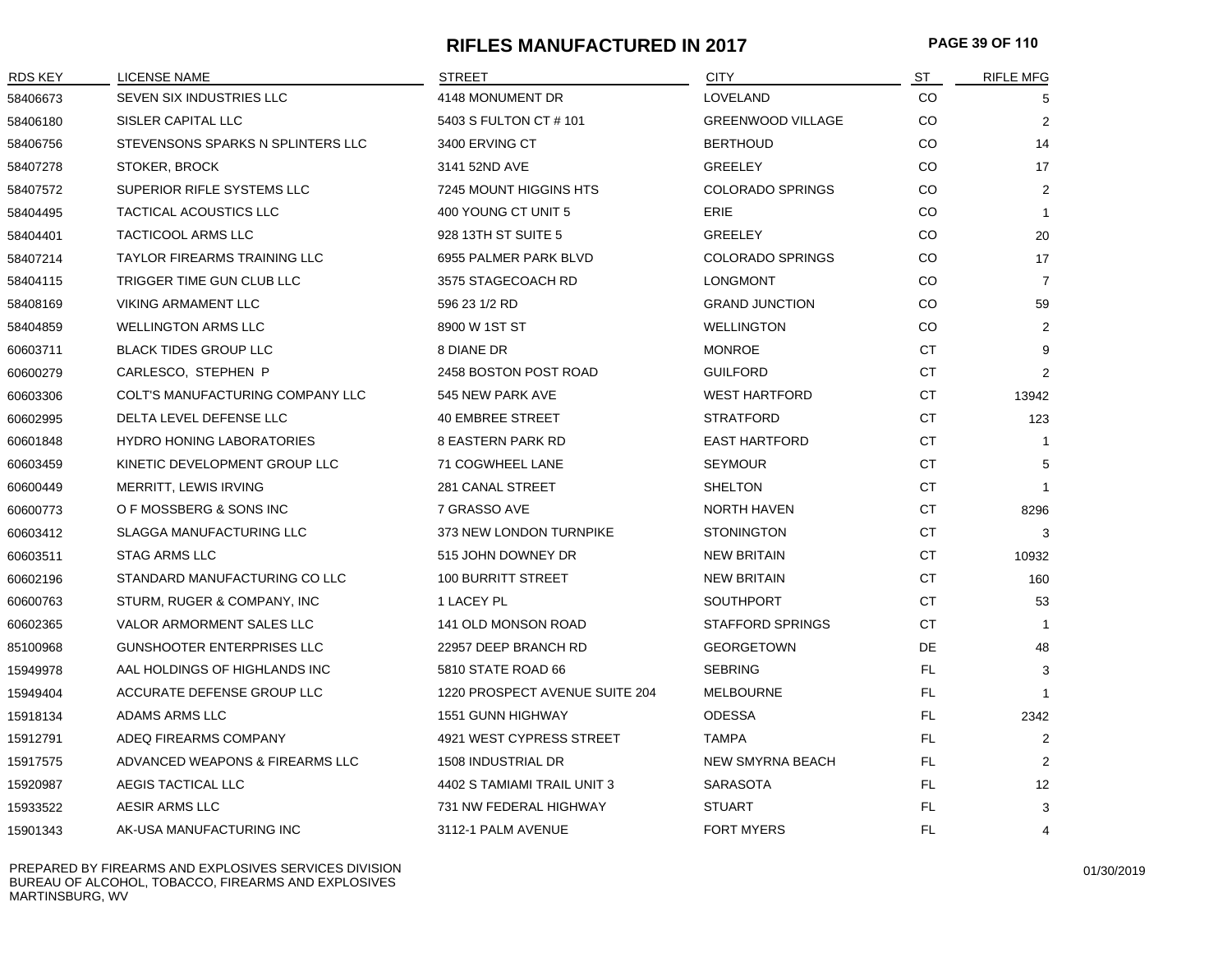# RIFLES MANUFACTURED IN 2017

| RDS KEY | LICENSE NAME | STREET | CITY | ST | RIFLE MFG |
|---|---|---|---|---|---|
| 58406673 | SEVEN SIX INDUSTRIES LLC | 4148 MONUMENT DR | LOVELAND | CO | 5 |
| 58406180 | SISLER CAPITAL LLC | 5403 S FULTON CT # 101 | GREENWOOD VILLAGE | CO | 2 |
| 58406756 | STEVENSONS SPARKS N SPLINTERS LLC | 3400 ERVING CT | BERTHOUD | CO | 14 |
| 58407278 | STOKER, BROCK | 3141 52ND AVE | GREELEY | CO | 17 |
| 58407572 | SUPERIOR RIFLE SYSTEMS LLC | 7245 MOUNT HIGGINS HTS | COLORADO SPRINGS | CO | 2 |
| 58404495 | TACTICAL ACOUSTICS LLC | 400 YOUNG CT UNIT 5 | ERIE | CO | 1 |
| 58404401 | TACTICOOL ARMS LLC | 928 13TH ST SUITE 5 | GREELEY | CO | 20 |
| 58407214 | TAYLOR FIREARMS TRAINING LLC | 6955 PALMER PARK BLVD | COLORADO SPRINGS | CO | 17 |
| 58404115 | TRIGGER TIME GUN CLUB LLC | 3575 STAGECOACH RD | LONGMONT | CO | 7 |
| 58408169 | VIKING ARMAMENT LLC | 596 23 1/2 RD | GRAND JUNCTION | CO | 59 |
| 58404859 | WELLINGTON ARMS LLC | 8900 W 1ST ST | WELLINGTON | CO | 2 |
| 60603711 | BLACK TIDES GROUP LLC | 8 DIANE DR | MONROE | CT | 9 |
| 60600279 | CARLESCO, STEPHEN P | 2458 BOSTON POST ROAD | GUILFORD | CT | 2 |
| 60603306 | COLT'S MANUFACTURING COMPANY LLC | 545 NEW PARK AVE | WEST HARTFORD | CT | 13942 |
| 60602995 | DELTA LEVEL DEFENSE LLC | 40 EMBREE STREET | STRATFORD | CT | 123 |
| 60601848 | HYDRO HONING LABORATORIES | 8 EASTERN PARK RD | EAST HARTFORD | CT | 1 |
| 60603459 | KINETIC DEVELOPMENT GROUP LLC | 71 COGWHEEL LANE | SEYMOUR | CT | 5 |
| 60600449 | MERRITT, LEWIS IRVING | 281 CANAL STREET | SHELTON | CT | 1 |
| 60600773 | O F MOSSBERG & SONS INC | 7 GRASSO AVE | NORTH HAVEN | CT | 8296 |
| 60603412 | SLAGGA MANUFACTURING LLC | 373 NEW LONDON TURNPIKE | STONINGTON | CT | 3 |
| 60603511 | STAG ARMS LLC | 515 JOHN DOWNEY DR | NEW BRITAIN | CT | 10932 |
| 60602196 | STANDARD MANUFACTURING CO LLC | 100 BURRITT STREET | NEW BRITAIN | CT | 160 |
| 60600763 | STURM, RUGER & COMPANY, INC | 1 LACEY PL | SOUTHPORT | CT | 53 |
| 60602365 | VALOR ARMORMENT SALES LLC | 141 OLD MONSON ROAD | STAFFORD SPRINGS | CT | 1 |
| 85100968 | GUNSHOOTER ENTERPRISES LLC | 22957 DEEP BRANCH RD | GEORGETOWN | DE | 48 |
| 15949978 | AAL HOLDINGS OF HIGHLANDS INC | 5810 STATE ROAD 66 | SEBRING | FL | 3 |
| 15949404 | ACCURATE DEFENSE GROUP LLC | 1220 PROSPECT AVENUE SUITE 204 | MELBOURNE | FL | 1 |
| 15918134 | ADAMS ARMS LLC | 1551 GUNN HIGHWAY | ODESSA | FL | 2342 |
| 15912791 | ADEQ FIREARMS COMPANY | 4921 WEST CYPRESS STREET | TAMPA | FL | 2 |
| 15917575 | ADVANCED WEAPONS & FIREARMS LLC | 1508 INDUSTRIAL DR | NEW SMYRNA BEACH | FL | 2 |
| 15920987 | AEGIS TACTICAL LLC | 4402 S TAMIAMI TRAIL UNIT 3 | SARASOTA | FL | 12 |
| 15933522 | AESIR ARMS LLC | 731 NW FEDERAL HIGHWAY | STUART | FL | 3 |
| 15901343 | AK-USA MANUFACTURING INC | 3112-1 PALM AVENUE | FORT MYERS | FL | 4 |

PREPARED BY FIREARMS AND EXPLOSIVES SERVICES DIVISION
BUREAU OF ALCOHOL, TOBACCO, FIREARMS AND EXPLOSIVES
MARTINSBURG, WV

01/30/2019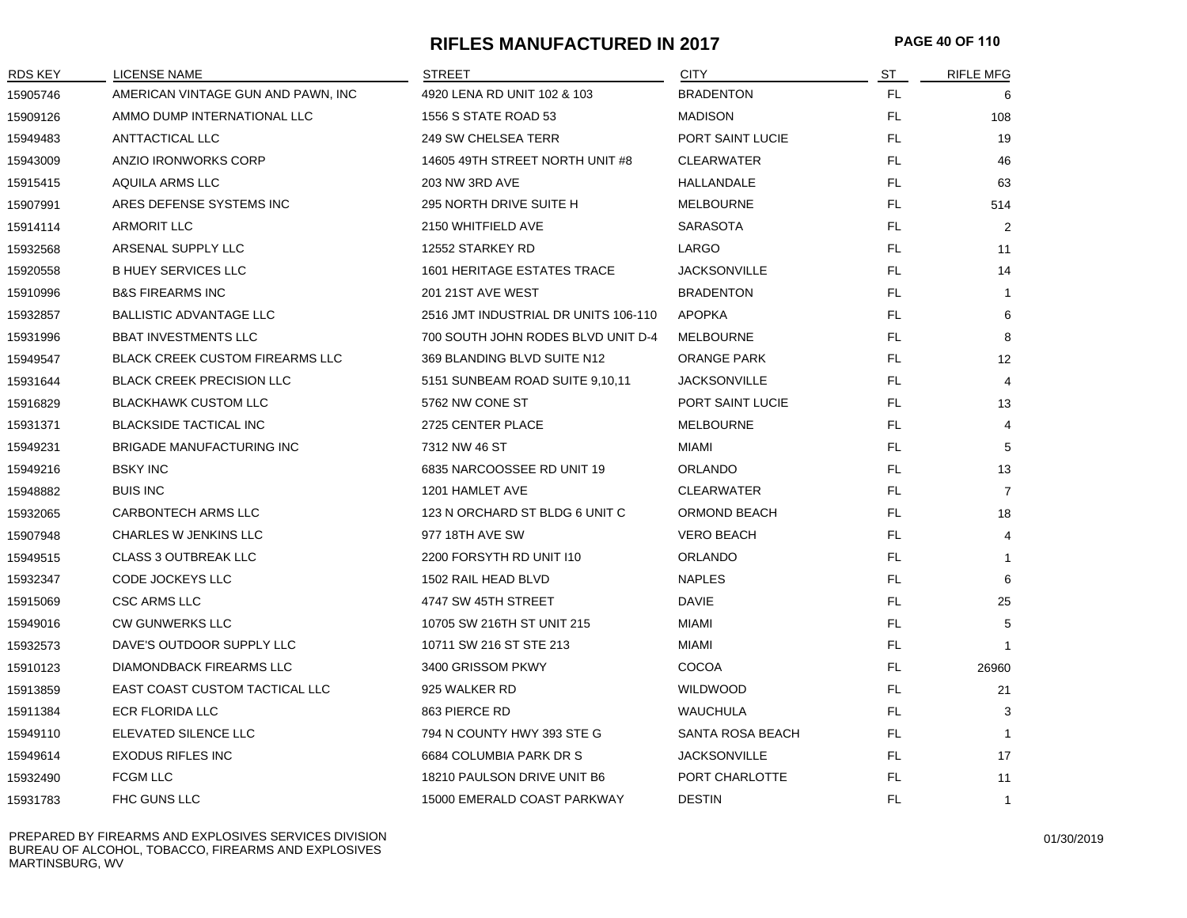# RIFLES MANUFACTURED IN 2017

| RDS KEY | LICENSE NAME | STREET | CITY | ST | RIFLE MFG |
|---|---|---|---|---|---|
| 15905746 | AMERICAN VINTAGE GUN AND PAWN, INC | 4920 LENA RD UNIT 102 & 103 | BRADENTON | FL | 6 |
| 15909126 | AMMO DUMP INTERNATIONAL LLC | 1556 S STATE ROAD 53 | MADISON | FL | 108 |
| 15949483 | ANTTACTICAL LLC | 249 SW CHELSEA TERR | PORT SAINT LUCIE | FL | 19 |
| 15943009 | ANZIO IRONWORKS CORP | 14605 49TH STREET NORTH UNIT #8 | CLEARWATER | FL | 46 |
| 15915415 | AQUILA ARMS LLC | 203 NW 3RD AVE | HALLANDALE | FL | 63 |
| 15907991 | ARES DEFENSE SYSTEMS INC | 295 NORTH DRIVE SUITE H | MELBOURNE | FL | 514 |
| 15914114 | ARMORIT LLC | 2150 WHITFIELD AVE | SARASOTA | FL | 2 |
| 15932568 | ARSENAL SUPPLY LLC | 12552 STARKEY RD | LARGO | FL | 11 |
| 15920558 | B HUEY SERVICES LLC | 1601 HERITAGE ESTATES TRACE | JACKSONVILLE | FL | 14 |
| 15910996 | B&S FIREARMS INC | 201 21ST AVE WEST | BRADENTON | FL | 1 |
| 15932857 | BALLISTIC ADVANTAGE LLC | 2516 JMT INDUSTRIAL DR UNITS 106-110 | APOPKA | FL | 6 |
| 15931996 | BBAT INVESTMENTS LLC | 700 SOUTH JOHN RODES BLVD UNIT D-4 | MELBOURNE | FL | 8 |
| 15949547 | BLACK CREEK CUSTOM FIREARMS LLC | 369 BLANDING BLVD SUITE N12 | ORANGE PARK | FL | 12 |
| 15931644 | BLACK CREEK PRECISION LLC | 5151 SUNBEAM ROAD SUITE 9,10,11 | JACKSONVILLE | FL | 4 |
| 15916829 | BLACKHAWK CUSTOM LLC | 5762 NW CONE ST | PORT SAINT LUCIE | FL | 13 |
| 15931371 | BLACKSIDE TACTICAL INC | 2725 CENTER PLACE | MELBOURNE | FL | 4 |
| 15949231 | BRIGADE MANUFACTURING INC | 7312 NW 46 ST | MIAMI | FL | 5 |
| 15949216 | BSKY INC | 6835 NARCOOSSEE RD UNIT 19 | ORLANDO | FL | 13 |
| 15948882 | BUIS INC | 1201 HAMLET AVE | CLEARWATER | FL | 7 |
| 15932065 | CARBONTECH ARMS LLC | 123 N ORCHARD ST BLDG 6 UNIT C | ORMOND BEACH | FL | 18 |
| 15907948 | CHARLES W JENKINS LLC | 977 18TH AVE SW | VERO BEACH | FL | 4 |
| 15949515 | CLASS 3 OUTBREAK LLC | 2200 FORSYTH RD UNIT I10 | ORLANDO | FL | 1 |
| 15932347 | CODE JOCKEYS LLC | 1502 RAIL HEAD BLVD | NAPLES | FL | 6 |
| 15915069 | CSC ARMS LLC | 4747 SW 45TH STREET | DAVIE | FL | 25 |
| 15949016 | CW GUNWERKS LLC | 10705 SW 216TH ST UNIT 215 | MIAMI | FL | 5 |
| 15932573 | DAVE'S OUTDOOR SUPPLY LLC | 10711 SW 216 ST STE 213 | MIAMI | FL | 1 |
| 15910123 | DIAMONDBACK FIREARMS LLC | 3400 GRISSOM PKWY | COCOA | FL | 26960 |
| 15913859 | EAST COAST CUSTOM TACTICAL LLC | 925 WALKER RD | WILDWOOD | FL | 21 |
| 15911384 | ECR FLORIDA LLC | 863 PIERCE RD | WAUCHULA | FL | 3 |
| 15949110 | ELEVATED SILENCE LLC | 794 N COUNTY HWY 393 STE G | SANTA ROSA BEACH | FL | 1 |
| 15949614 | EXODUS RIFLES INC | 6684 COLUMBIA PARK DR S | JACKSONVILLE | FL | 17 |
| 15932490 | FCGM LLC | 18210 PAULSON DRIVE UNIT B6 | PORT CHARLOTTE | FL | 11 |
| 15931783 | FHC GUNS LLC | 15000 EMERALD COAST PARKWAY | DESTIN | FL | 1 |

PREPARED BY FIREARMS AND EXPLOSIVES SERVICES DIVISION
BUREAU OF ALCOHOL, TOBACCO, FIREARMS AND EXPLOSIVES
MARTINSBURG, WV

01/30/2019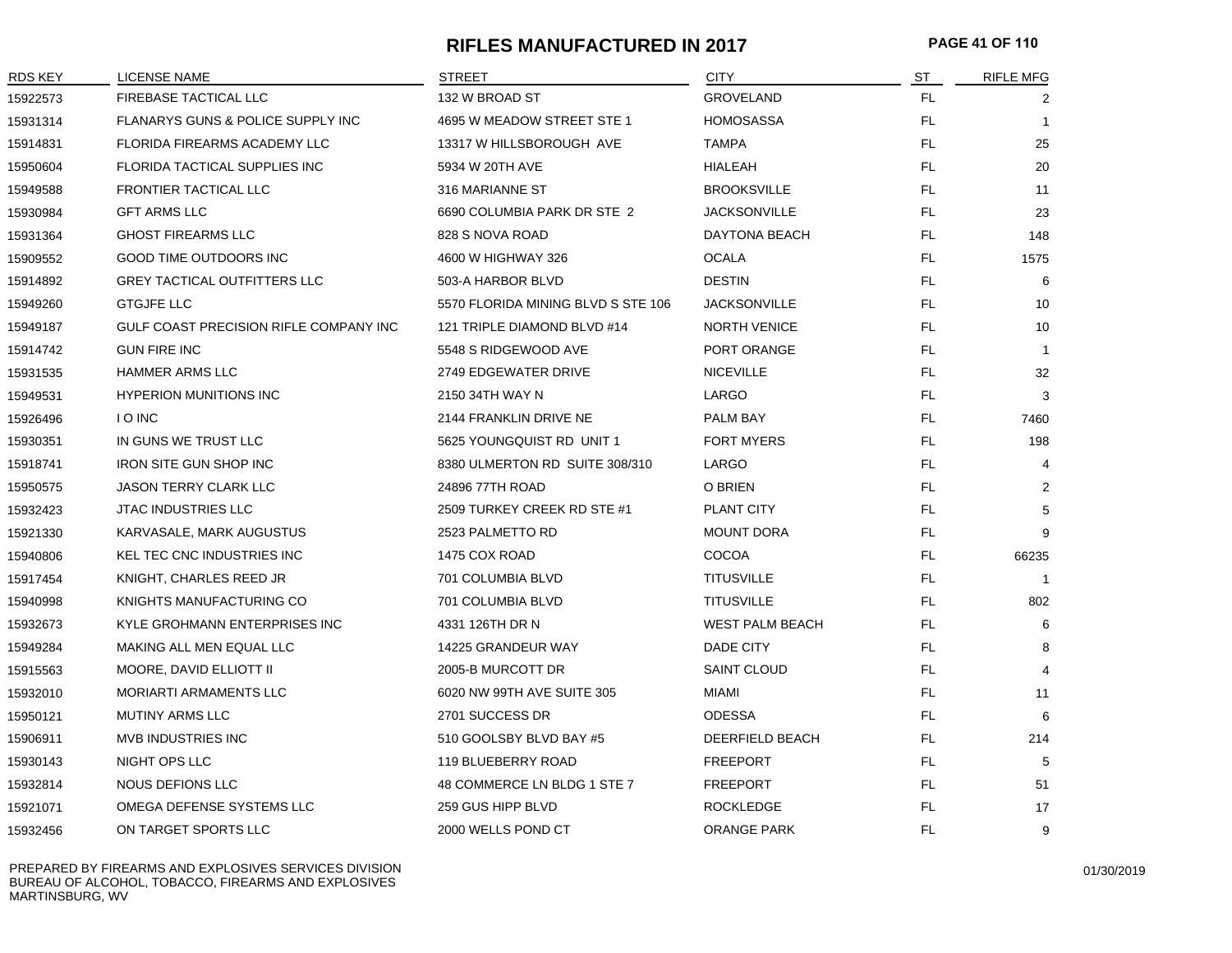# RIFLES MANUFACTURED IN 2017

| RDS KEY | LICENSE NAME | STREET | CITY | ST | RIFLE MFG |
|---|---|---|---|---|---|
| 15922573 | FIREBASE TACTICAL LLC | 132 W BROAD ST | GROVELAND | FL | 2 |
| 15931314 | FLANARYS GUNS & POLICE SUPPLY INC | 4695 W MEADOW STREET STE 1 | HOMOSASSA | FL | 1 |
| 15914831 | FLORIDA FIREARMS ACADEMY LLC | 13317 W HILLSBOROUGH AVE | TAMPA | FL | 25 |
| 15950604 | FLORIDA TACTICAL SUPPLIES INC | 5934 W 20TH AVE | HIALEAH | FL | 20 |
| 15949588 | FRONTIER TACTICAL LLC | 316 MARIANNE ST | BROOKSVILLE | FL | 11 |
| 15930984 | GFT ARMS LLC | 6690 COLUMBIA PARK DR STE 2 | JACKSONVILLE | FL | 23 |
| 15931364 | GHOST FIREARMS LLC | 828 S NOVA ROAD | DAYTONA BEACH | FL | 148 |
| 15909552 | GOOD TIME OUTDOORS INC | 4600 W HIGHWAY 326 | OCALA | FL | 1575 |
| 15914892 | GREY TACTICAL OUTFITTERS LLC | 503-A HARBOR BLVD | DESTIN | FL | 6 |
| 15949260 | GTGJFE LLC | 5570 FLORIDA MINING BLVD S STE 106 | JACKSONVILLE | FL | 10 |
| 15949187 | GULF COAST PRECISION RIFLE COMPANY INC | 121 TRIPLE DIAMOND BLVD #14 | NORTH VENICE | FL | 10 |
| 15914742 | GUN FIRE INC | 5548 S RIDGEWOOD AVE | PORT ORANGE | FL | 1 |
| 15931535 | HAMMER ARMS LLC | 2749 EDGEWATER DRIVE | NICEVILLE | FL | 32 |
| 15949531 | HYPERION MUNITIONS INC | 2150 34TH WAY N | LARGO | FL | 3 |
| 15926496 | I O INC | 2144 FRANKLIN DRIVE NE | PALM BAY | FL | 7460 |
| 15930351 | IN GUNS WE TRUST LLC | 5625 YOUNGQUIST RD UNIT 1 | FORT MYERS | FL | 198 |
| 15918741 | IRON SITE GUN SHOP INC | 8380 ULMERTON RD SUITE 308/310 | LARGO | FL | 4 |
| 15950575 | JASON TERRY CLARK LLC | 24896 77TH ROAD | O BRIEN | FL | 2 |
| 15932423 | JTAC INDUSTRIES LLC | 2509 TURKEY CREEK RD STE #1 | PLANT CITY | FL | 5 |
| 15921330 | KARVASALE, MARK AUGUSTUS | 2523 PALMETTO RD | MOUNT DORA | FL | 9 |
| 15940806 | KEL TEC CNC INDUSTRIES INC | 1475 COX ROAD | COCOA | FL | 66235 |
| 15917454 | KNIGHT, CHARLES REED JR | 701 COLUMBIA BLVD | TITUSVILLE | FL | 1 |
| 15940998 | KNIGHTS MANUFACTURING CO | 701 COLUMBIA BLVD | TITUSVILLE | FL | 802 |
| 15932673 | KYLE GROHMANN ENTERPRISES INC | 4331 126TH DR N | WEST PALM BEACH | FL | 6 |
| 15949284 | MAKING ALL MEN EQUAL LLC | 14225 GRANDEUR WAY | DADE CITY | FL | 8 |
| 15915563 | MOORE, DAVID ELLIOTT II | 2005-B MURCOTT DR | SAINT CLOUD | FL | 4 |
| 15932010 | MORIARTI ARMAMENTS LLC | 6020 NW 99TH AVE SUITE 305 | MIAMI | FL | 11 |
| 15950121 | MUTINY ARMS LLC | 2701 SUCCESS DR | ODESSA | FL | 6 |
| 15906911 | MVB INDUSTRIES INC | 510 GOOLSBY BLVD BAY #5 | DEERFIELD BEACH | FL | 214 |
| 15930143 | NIGHT OPS LLC | 119 BLUEBERRY ROAD | FREEPORT | FL | 5 |
| 15932814 | NOUS DEFIONS LLC | 48 COMMERCE LN BLDG 1 STE 7 | FREEPORT | FL | 51 |
| 15921071 | OMEGA DEFENSE SYSTEMS LLC | 259 GUS HIPP BLVD | ROCKLEDGE | FL | 17 |
| 15932456 | ON TARGET SPORTS LLC | 2000 WELLS POND CT | ORANGE PARK | FL | 9 |

PREPARED BY FIREARMS AND EXPLOSIVES SERVICES DIVISION
BUREAU OF ALCOHOL, TOBACCO, FIREARMS AND EXPLOSIVES
MARTINSBURG, WV

01/30/2019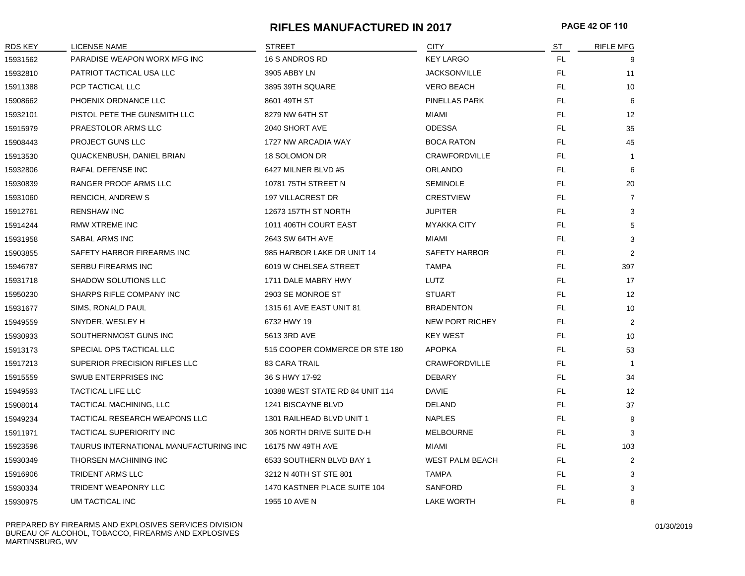# RIFLES MANUFACTURED IN 2017

| RDS KEY | LICENSE NAME | STREET | CITY | ST | RIFLE MFG |
|---|---|---|---|---|---|
| 15931562 | PARADISE WEAPON WORX MFG INC | 16 S ANDROS RD | KEY LARGO | FL | 9 |
| 15932810 | PATRIOT TACTICAL USA LLC | 3905 ABBY LN | JACKSONVILLE | FL | 11 |
| 15911388 | PCP TACTICAL LLC | 3895 39TH SQUARE | VERO BEACH | FL | 10 |
| 15908662 | PHOENIX ORDNANCE LLC | 8601 49TH ST | PINELLAS PARK | FL | 6 |
| 15932101 | PISTOL PETE THE GUNSMITH LLC | 8279 NW 64TH ST | MIAMI | FL | 12 |
| 15915979 | PRAESTOLOR ARMS LLC | 2040 SHORT AVE | ODESSA | FL | 35 |
| 15908443 | PROJECT GUNS LLC | 1727 NW ARCADIA WAY | BOCA RATON | FL | 45 |
| 15913530 | QUACKENBUSH, DANIEL BRIAN | 18 SOLOMON DR | CRAWFORDVILLE | FL | 1 |
| 15932806 | RAFAL DEFENSE INC | 6427 MILNER BLVD #5 | ORLANDO | FL | 6 |
| 15930839 | RANGER PROOF ARMS LLC | 10781 75TH STREET N | SEMINOLE | FL | 20 |
| 15931060 | RENCICH, ANDREW S | 197 VILLACREST DR | CRESTVIEW | FL | 7 |
| 15912761 | RENSHAW INC | 12673 157TH ST NORTH | JUPITER | FL | 3 |
| 15914244 | RMW XTREME INC | 1011 406TH COURT EAST | MYAKKA CITY | FL | 5 |
| 15931958 | SABAL ARMS INC | 2643 SW 64TH AVE | MIAMI | FL | 3 |
| 15903855 | SAFETY HARBOR FIREARMS INC | 985 HARBOR LAKE DR UNIT 14 | SAFETY HARBOR | FL | 2 |
| 15946787 | SERBU FIREARMS INC | 6019 W CHELSEA STREET | TAMPA | FL | 397 |
| 15931718 | SHADOW SOLUTIONS LLC | 1711 DALE MABRY HWY | LUTZ | FL | 17 |
| 15950230 | SHARPS RIFLE COMPANY INC | 2903 SE MONROE ST | STUART | FL | 12 |
| 15931677 | SIMS, RONALD PAUL | 1315 61 AVE EAST UNIT 81 | BRADENTON | FL | 10 |
| 15949559 | SNYDER, WESLEY H | 6732 HWY 19 | NEW PORT RICHEY | FL | 2 |
| 15930933 | SOUTHERNMOST GUNS INC | 5613 3RD AVE | KEY WEST | FL | 10 |
| 15913173 | SPECIAL OPS TACTICAL LLC | 515 COOPER COMMERCE DR STE 180 | APOPKA | FL | 53 |
| 15917213 | SUPERIOR PRECISION RIFLES LLC | 83 CARA TRAIL | CRAWFORDVILLE | FL | 1 |
| 15915559 | SWUB ENTERPRISES INC | 36 S HWY 17-92 | DEBARY | FL | 34 |
| 15949593 | TACTICAL LIFE LLC | 10388 WEST STATE RD 84 UNIT 114 | DAVIE | FL | 12 |
| 15908014 | TACTICAL MACHINING, LLC | 1241 BISCAYNE BLVD | DELAND | FL | 37 |
| 15949234 | TACTICAL RESEARCH WEAPONS LLC | 1301 RAILHEAD BLVD UNIT 1 | NAPLES | FL | 9 |
| 15911971 | TACTICAL SUPERIORITY INC | 305 NORTH DRIVE SUITE D-H | MELBOURNE | FL | 3 |
| 15923596 | TAURUS INTERNATIONAL MANUFACTURING INC | 16175 NW 49TH AVE | MIAMI | FL | 103 |
| 15930349 | THORSEN MACHINING INC | 6533 SOUTHERN BLVD BAY 1 | WEST PALM BEACH | FL | 2 |
| 15916906 | TRIDENT ARMS LLC | 3212 N 40TH ST STE 801 | TAMPA | FL | 3 |
| 15930334 | TRIDENT WEAPONRY LLC | 1470 KASTNER PLACE SUITE 104 | SANFORD | FL | 3 |
| 15930975 | UM TACTICAL INC | 1955 10 AVE N | LAKE WORTH | FL | 8 |

PREPARED BY FIREARMS AND EXPLOSIVES SERVICES DIVISION
BUREAU OF ALCOHOL, TOBACCO, FIREARMS AND EXPLOSIVES
MARTINSBURG, WV

01/30/2019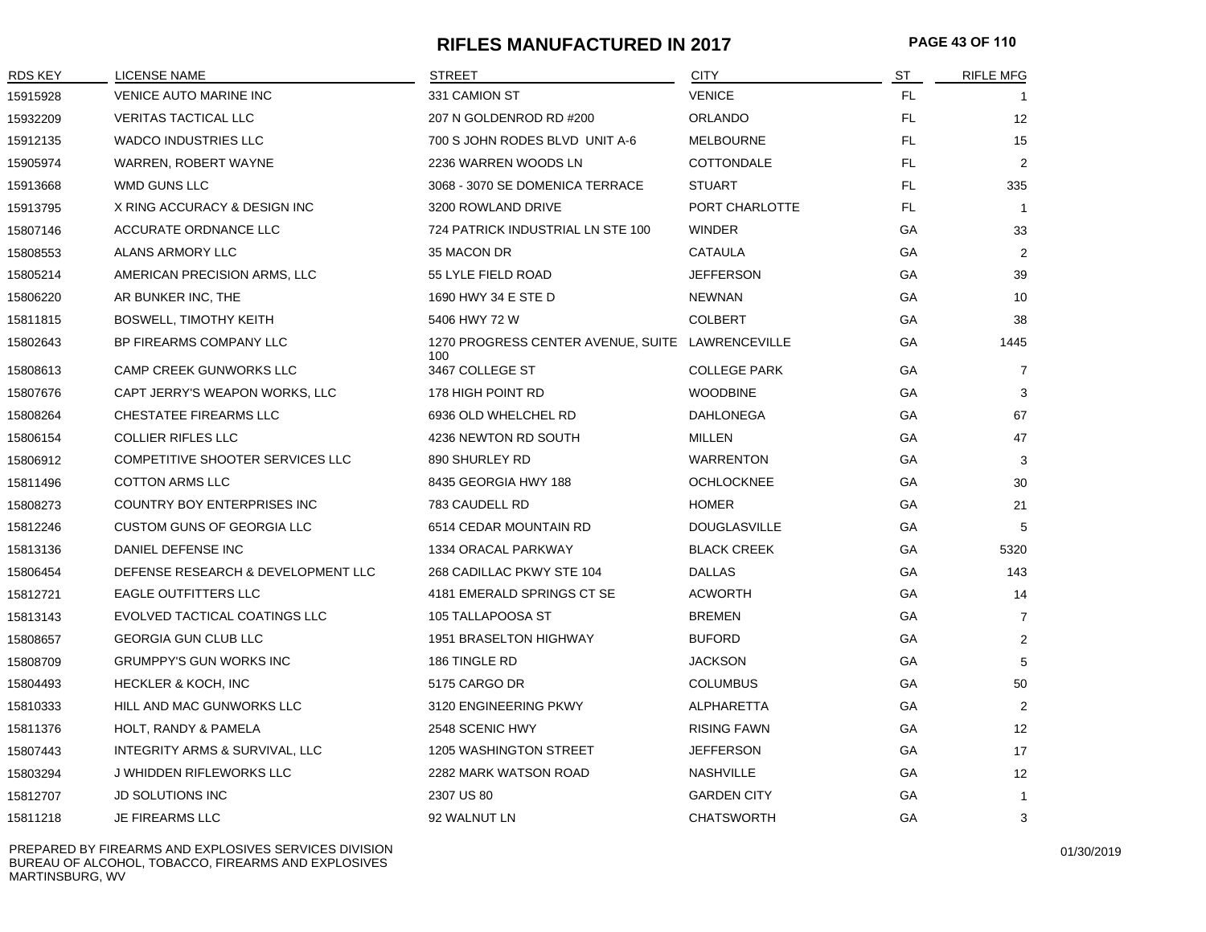# RIFLES MANUFACTURED IN 2017

| RDS KEY | LICENSE NAME | STREET | CITY | ST | RIFLE MFG |
|---|---|---|---|---|---|
| 15915928 | VENICE AUTO MARINE INC | 331 CAMION ST | VENICE | FL | 1 |
| 15932209 | VERITAS TACTICAL LLC | 207 N GOLDENROD RD #200 | ORLANDO | FL | 12 |
| 15912135 | WADCO INDUSTRIES LLC | 700 S JOHN RODES BLVD UNIT A-6 | MELBOURNE | FL | 15 |
| 15905974 | WARREN, ROBERT WAYNE | 2236 WARREN WOODS LN | COTTONDALE | FL | 2 |
| 15913668 | WMD GUNS LLC | 3068 - 3070 SE DOMENICA TERRACE | STUART | FL | 335 |
| 15913795 | X RING ACCURACY & DESIGN INC | 3200 ROWLAND DRIVE | PORT CHARLOTTE | FL | 1 |
| 15807146 | ACCURATE ORDNANCE LLC | 724 PATRICK INDUSTRIAL LN STE 100 | WINDER | GA | 33 |
| 15808553 | ALANS ARMORY LLC | 35 MACON DR | CATAULA | GA | 2 |
| 15805214 | AMERICAN PRECISION ARMS, LLC | 55 LYLE FIELD ROAD | JEFFERSON | GA | 39 |
| 15806220 | AR BUNKER INC, THE | 1690 HWY 34 E STE D | NEWNAN | GA | 10 |
| 15811815 | BOSWELL, TIMOTHY KEITH | 5406 HWY 72 W | COLBERT | GA | 38 |
| 15802643 | BP FIREARMS COMPANY LLC | 1270 PROGRESS CENTER AVENUE, SUITE 100 | LAWRENCEVILLE | GA | 1445 |
| 15808613 | CAMP CREEK GUNWORKS LLC | 3467 COLLEGE ST | COLLEGE PARK | GA | 7 |
| 15807676 | CAPT JERRY'S WEAPON WORKS, LLC | 178 HIGH POINT RD | WOODBINE | GA | 3 |
| 15808264 | CHESTATEE FIREARMS LLC | 6936 OLD WHELCHEL RD | DAHLONEGA | GA | 67 |
| 15806154 | COLLIER RIFLES LLC | 4236 NEWTON RD SOUTH | MILLEN | GA | 47 |
| 15806912 | COMPETITIVE SHOOTER SERVICES LLC | 890 SHURLEY RD | WARRENTON | GA | 3 |
| 15811496 | COTTON ARMS LLC | 8435 GEORGIA HWY 188 | OCHLOCKNEE | GA | 30 |
| 15808273 | COUNTRY BOY ENTERPRISES INC | 783 CAUDELL RD | HOMER | GA | 21 |
| 15812246 | CUSTOM GUNS OF GEORGIA LLC | 6514 CEDAR MOUNTAIN RD | DOUGLASVILLE | GA | 5 |
| 15813136 | DANIEL DEFENSE INC | 1334 ORACAL PARKWAY | BLACK CREEK | GA | 5320 |
| 15806454 | DEFENSE RESEARCH & DEVELOPMENT LLC | 268 CADILLAC PKWY STE 104 | DALLAS | GA | 143 |
| 15812721 | EAGLE OUTFITTERS LLC | 4181 EMERALD SPRINGS CT SE | ACWORTH | GA | 14 |
| 15813143 | EVOLVED TACTICAL COATINGS LLC | 105 TALLAPOOSA ST | BREMEN | GA | 7 |
| 15808657 | GEORGIA GUN CLUB LLC | 1951 BRASELTON HIGHWAY | BUFORD | GA | 2 |
| 15808709 | GRUMPPY'S GUN WORKS INC | 186 TINGLE RD | JACKSON | GA | 5 |
| 15804493 | HECKLER & KOCH, INC | 5175 CARGO DR | COLUMBUS | GA | 50 |
| 15810333 | HILL AND MAC GUNWORKS LLC | 3120 ENGINEERING PKWY | ALPHARETTA | GA | 2 |
| 15811376 | HOLT, RANDY & PAMELA | 2548 SCENIC HWY | RISING FAWN | GA | 12 |
| 15807443 | INTEGRITY ARMS & SURVIVAL, LLC | 1205 WASHINGTON STREET | JEFFERSON | GA | 17 |
| 15803294 | J WHIDDEN RIFLEWORKS LLC | 2282 MARK WATSON ROAD | NASHVILLE | GA | 12 |
| 15812707 | JD SOLUTIONS INC | 2307 US 80 | GARDEN CITY | GA | 1 |
| 15811218 | JE FIREARMS LLC | 92 WALNUT LN | CHATSWORTH | GA | 3 |

PREPARED BY FIREARMS AND EXPLOSIVES SERVICES DIVISION
BUREAU OF ALCOHOL, TOBACCO, FIREARMS AND EXPLOSIVES
MARTINSBURG, WV

01/30/2019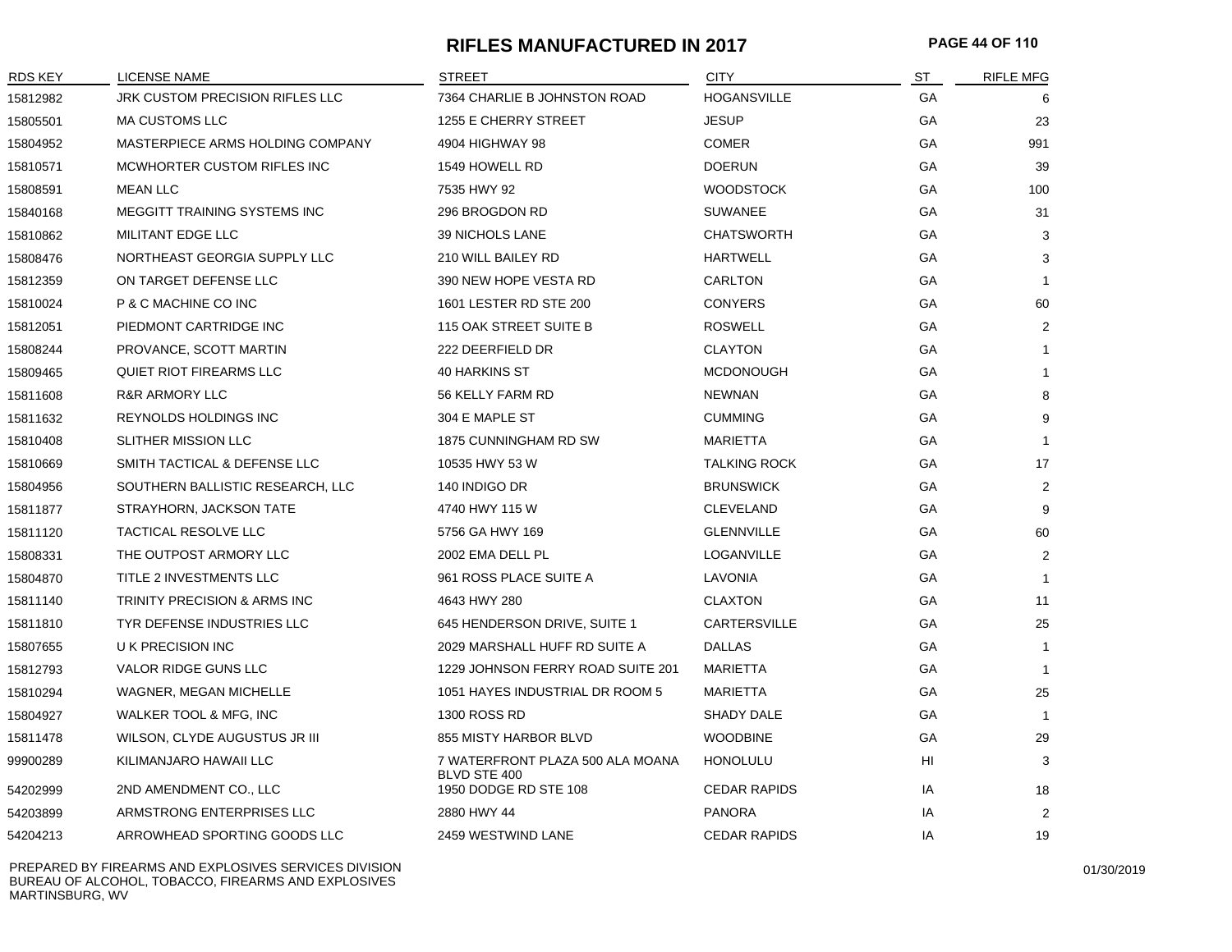# RIFLES MANUFACTURED IN 2017

| RDS KEY | LICENSE NAME | STREET | CITY | ST | RIFLE MFG |
|---|---|---|---|---|---|
| 15812982 | JRK CUSTOM PRECISION RIFLES LLC | 7364 CHARLIE B JOHNSTON ROAD | HOGANSVILLE | GA | 6 |
| 15805501 | MA CUSTOMS LLC | 1255 E CHERRY STREET | JESUP | GA | 23 |
| 15804952 | MASTERPIECE ARMS HOLDING COMPANY | 4904 HIGHWAY 98 | COMER | GA | 991 |
| 15810571 | MCWHORTER CUSTOM RIFLES INC | 1549 HOWELL RD | DOERUN | GA | 39 |
| 15808591 | MEAN LLC | 7535 HWY 92 | WOODSTOCK | GA | 100 |
| 15840168 | MEGGITT TRAINING SYSTEMS INC | 296 BROGDON RD | SUWANEE | GA | 31 |
| 15810862 | MILITANT EDGE LLC | 39 NICHOLS LANE | CHATSWORTH | GA | 3 |
| 15808476 | NORTHEAST GEORGIA SUPPLY LLC | 210 WILL BAILEY RD | HARTWELL | GA | 3 |
| 15812359 | ON TARGET DEFENSE LLC | 390 NEW HOPE VESTA RD | CARLTON | GA | 1 |
| 15810024 | P & C MACHINE CO INC | 1601 LESTER RD STE 200 | CONYERS | GA | 60 |
| 15812051 | PIEDMONT CARTRIDGE INC | 115 OAK STREET SUITE B | ROSWELL | GA | 2 |
| 15808244 | PROVANCE, SCOTT MARTIN | 222 DEERFIELD DR | CLAYTON | GA | 1 |
| 15809465 | QUIET RIOT FIREARMS LLC | 40 HARKINS ST | MCDONOUGH | GA | 1 |
| 15811608 | R&R ARMORY LLC | 56 KELLY FARM RD | NEWNAN | GA | 8 |
| 15811632 | REYNOLDS HOLDINGS INC | 304 E MAPLE ST | CUMMING | GA | 9 |
| 15810408 | SLITHER MISSION LLC | 1875 CUNNINGHAM RD SW | MARIETTA | GA | 1 |
| 15810669 | SMITH TACTICAL & DEFENSE LLC | 10535 HWY 53 W | TALKING ROCK | GA | 17 |
| 15804956 | SOUTHERN BALLISTIC RESEARCH, LLC | 140 INDIGO DR | BRUNSWICK | GA | 2 |
| 15811877 | STRAYHORN, JACKSON TATE | 4740 HWY 115 W | CLEVELAND | GA | 9 |
| 15811120 | TACTICAL RESOLVE LLC | 5756 GA HWY 169 | GLENNVILLE | GA | 60 |
| 15808331 | THE OUTPOST ARMORY LLC | 2002 EMA DELL PL | LOGANVILLE | GA | 2 |
| 15804870 | TITLE 2 INVESTMENTS LLC | 961 ROSS PLACE SUITE A | LAVONIA | GA | 1 |
| 15811140 | TRINITY PRECISION & ARMS INC | 4643 HWY 280 | CLAXTON | GA | 11 |
| 15811810 | TYR DEFENSE INDUSTRIES LLC | 645 HENDERSON DRIVE, SUITE 1 | CARTERSVILLE | GA | 25 |
| 15807655 | U K PRECISION INC | 2029 MARSHALL HUFF RD SUITE A | DALLAS | GA | 1 |
| 15812793 | VALOR RIDGE GUNS LLC | 1229 JOHNSON FERRY ROAD SUITE 201 | MARIETTA | GA | 1 |
| 15810294 | WAGNER, MEGAN MICHELLE | 1051 HAYES INDUSTRIAL DR ROOM 5 | MARIETTA | GA | 25 |
| 15804927 | WALKER TOOL & MFG, INC | 1300 ROSS RD | SHADY DALE | GA | 1 |
| 15811478 | WILSON, CLYDE AUGUSTUS JR III | 855 MISTY HARBOR BLVD | WOODBINE | GA | 29 |
| 99900289 | KILIMANJARO HAWAII LLC | 7 WATERFRONT PLAZA 500 ALA MOANA BLVD STE 400 | HONOLULU | HI | 3 |
| 54202999 | 2ND AMENDMENT CO., LLC | 1950 DODGE RD STE 108 | CEDAR RAPIDS | IA | 18 |
| 54203899 | ARMSTRONG ENTERPRISES LLC | 2880 HWY 44 | PANORA | IA | 2 |
| 54204213 | ARROWHEAD SPORTING GOODS LLC | 2459 WESTWIND LANE | CEDAR RAPIDS | IA | 19 |

PREPARED BY FIREARMS AND EXPLOSIVES SERVICES DIVISION
BUREAU OF ALCOHOL, TOBACCO, FIREARMS AND EXPLOSIVES
MARTINSBURG, WV

01/30/2019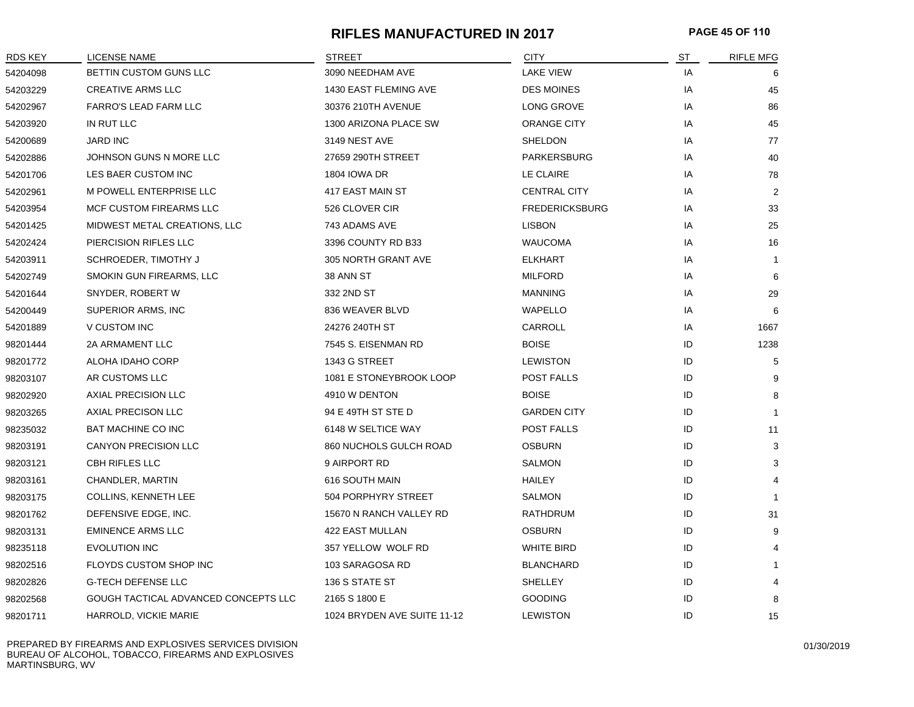# RIFLES MANUFACTURED IN 2017

| RDS KEY | LICENSE NAME | STREET | CITY | ST | RIFLE MFG |
|---|---|---|---|---|---|
| 54204098 | BETTIN CUSTOM GUNS LLC | 3090 NEEDHAM AVE | LAKE VIEW | IA | 6 |
| 54203229 | CREATIVE ARMS LLC | 1430 EAST FLEMING AVE | DES MOINES | IA | 45 |
| 54202967 | FARRO'S LEAD FARM LLC | 30376 210TH AVENUE | LONG GROVE | IA | 86 |
| 54203920 | IN RUT LLC | 1300 ARIZONA PLACE SW | ORANGE CITY | IA | 45 |
| 54200689 | JARD INC | 3149 NEST AVE | SHELDON | IA | 77 |
| 54202886 | JOHNSON GUNS N MORE LLC | 27659 290TH STREET | PARKERSBURG | IA | 40 |
| 54201706 | LES BAER CUSTOM INC | 1804 IOWA DR | LE CLAIRE | IA | 78 |
| 54202961 | M POWELL ENTERPRISE LLC | 417 EAST MAIN ST | CENTRAL CITY | IA | 2 |
| 54203954 | MCF CUSTOM FIREARMS LLC | 526 CLOVER CIR | FREDERICKSBURG | IA | 33 |
| 54201425 | MIDWEST METAL CREATIONS, LLC | 743 ADAMS AVE | LISBON | IA | 25 |
| 54202424 | PIERCISION RIFLES LLC | 3396 COUNTY RD B33 | WAUCOMA | IA | 16 |
| 54203911 | SCHROEDER, TIMOTHY J | 305 NORTH GRANT AVE | ELKHART | IA | 1 |
| 54202749 | SMOKIN GUN FIREARMS, LLC | 38 ANN ST | MILFORD | IA | 6 |
| 54201644 | SNYDER, ROBERT W | 332 2ND ST | MANNING | IA | 29 |
| 54200449 | SUPERIOR ARMS, INC | 836 WEAVER BLVD | WAPELLO | IA | 6 |
| 54201889 | V CUSTOM INC | 24276 240TH ST | CARROLL | IA | 1667 |
| 98201444 | 2A ARMAMENT LLC | 7545 S. EISENMAN RD | BOISE | ID | 1238 |
| 98201772 | ALOHA IDAHO CORP | 1343 G STREET | LEWISTON | ID | 5 |
| 98203107 | AR CUSTOMS LLC | 1081 E STONEYBROOK LOOP | POST FALLS | ID | 9 |
| 98202920 | AXIAL PRECISION LLC | 4910 W DENTON | BOISE | ID | 8 |
| 98203265 | AXIAL PRECISON LLC | 94 E 49TH ST STE D | GARDEN CITY | ID | 1 |
| 98235032 | BAT MACHINE CO INC | 6148 W SELTICE WAY | POST FALLS | ID | 11 |
| 98203191 | CANYON PRECISION LLC | 860 NUCHOLS GULCH ROAD | OSBURN | ID | 3 |
| 98203121 | CBH RIFLES LLC | 9 AIRPORT RD | SALMON | ID | 3 |
| 98203161 | CHANDLER, MARTIN | 616 SOUTH MAIN | HAILEY | ID | 4 |
| 98203175 | COLLINS, KENNETH LEE | 504 PORPHYRY STREET | SALMON | ID | 1 |
| 98201762 | DEFENSIVE EDGE, INC. | 15670 N RANCH VALLEY RD | RATHDRUM | ID | 31 |
| 98203131 | EMINENCE ARMS LLC | 422 EAST MULLAN | OSBURN | ID | 9 |
| 98235118 | EVOLUTION INC | 357 YELLOW WOLF RD | WHITE BIRD | ID | 4 |
| 98202516 | FLOYDS CUSTOM SHOP INC | 103 SARAGOSA RD | BLANCHARD | ID | 1 |
| 98202826 | G-TECH DEFENSE LLC | 136 S STATE ST | SHELLEY | ID | 4 |
| 98202568 | GOUGH TACTICAL ADVANCED CONCEPTS LLC | 2165 S 1800 E | GOODING | ID | 8 |
| 98201711 | HARROLD, VICKIE MARIE | 1024 BRYDEN AVE SUITE 11-12 | LEWISTON | ID | 15 |

PREPARED BY FIREARMS AND EXPLOSIVES SERVICES DIVISION
BUREAU OF ALCOHOL, TOBACCO, FIREARMS AND EXPLOSIVES
MARTINSBURG, WV

01/30/2019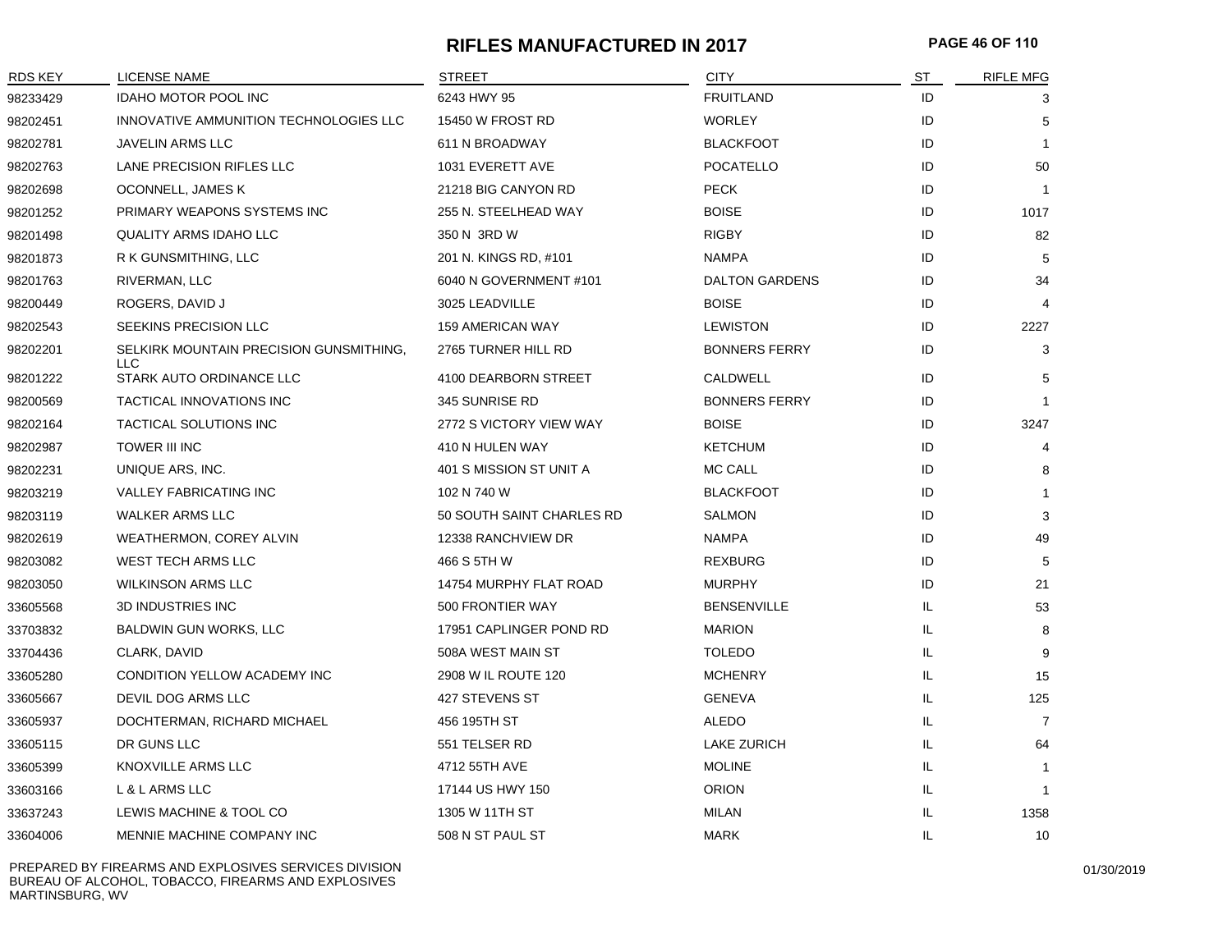# RIFLES MANUFACTURED IN 2017

| RDS KEY | LICENSE NAME | STREET | CITY | ST | RIFLE MFG |
|---|---|---|---|---|---|
| 98233429 | IDAHO MOTOR POOL INC | 6243 HWY 95 | FRUITLAND | ID | 3 |
| 98202451 | INNOVATIVE AMMUNITION TECHNOLOGIES LLC | 15450 W FROST RD | WORLEY | ID | 5 |
| 98202781 | JAVELIN ARMS LLC | 611 N BROADWAY | BLACKFOOT | ID | 1 |
| 98202763 | LANE PRECISION RIFLES LLC | 1031 EVERETT AVE | POCATELLO | ID | 50 |
| 98202698 | OCONNELL, JAMES K | 21218 BIG CANYON RD | PECK | ID | 1 |
| 98201252 | PRIMARY WEAPONS SYSTEMS INC | 255 N. STEELHEAD WAY | BOISE | ID | 1017 |
| 98201498 | QUALITY ARMS IDAHO LLC | 350 N 3RD W | RIGBY | ID | 82 |
| 98201873 | R K GUNSMITHING, LLC | 201 N. KINGS RD, #101 | NAMPA | ID | 5 |
| 98201763 | RIVERMAN, LLC | 6040 N GOVERNMENT #101 | DALTON GARDENS | ID | 34 |
| 98200449 | ROGERS, DAVID J | 3025 LEADVILLE | BOISE | ID | 4 |
| 98202543 | SEEKINS PRECISION LLC | 159 AMERICAN WAY | LEWISTON | ID | 2227 |
| 98202201 | SELKIRK MOUNTAIN PRECISION GUNSMITHING, LLC | 2765 TURNER HILL RD | BONNERS FERRY | ID | 3 |
| 98201222 | STARK AUTO ORDINANCE LLC | 4100 DEARBORN STREET | CALDWELL | ID | 5 |
| 98200569 | TACTICAL INNOVATIONS INC | 345 SUNRISE RD | BONNERS FERRY | ID | 1 |
| 98202164 | TACTICAL SOLUTIONS INC | 2772 S VICTORY VIEW WAY | BOISE | ID | 3247 |
| 98202987 | TOWER III INC | 410 N HULEN WAY | KETCHUM | ID | 4 |
| 98202231 | UNIQUE ARS, INC. | 401 S MISSION ST UNIT A | MC CALL | ID | 8 |
| 98203219 | VALLEY FABRICATING INC | 102 N 740 W | BLACKFOOT | ID | 1 |
| 98203119 | WALKER ARMS LLC | 50 SOUTH SAINT CHARLES RD | SALMON | ID | 3 |
| 98202619 | WEATHERMON, COREY ALVIN | 12338 RANCHVIEW DR | NAMPA | ID | 49 |
| 98203082 | WEST TECH ARMS LLC | 466 S 5TH W | REXBURG | ID | 5 |
| 98203050 | WILKINSON ARMS LLC | 14754 MURPHY FLAT ROAD | MURPHY | ID | 21 |
| 33605568 | 3D INDUSTRIES INC | 500 FRONTIER WAY | BENSENVILLE | IL | 53 |
| 33703832 | BALDWIN GUN WORKS, LLC | 17951 CAPLINGER POND RD | MARION | IL | 8 |
| 33704436 | CLARK, DAVID | 508A WEST MAIN ST | TOLEDO | IL | 9 |
| 33605280 | CONDITION YELLOW ACADEMY INC | 2908 W IL ROUTE 120 | MCHENRY | IL | 15 |
| 33605667 | DEVIL DOG ARMS LLC | 427 STEVENS ST | GENEVA | IL | 125 |
| 33605937 | DOCHTERMAN, RICHARD MICHAEL | 456 195TH ST | ALEDO | IL | 7 |
| 33605115 | DR GUNS LLC | 551 TELSER RD | LAKE ZURICH | IL | 64 |
| 33605399 | KNOXVILLE ARMS LLC | 4712 55TH AVE | MOLINE | IL | 1 |
| 33603166 | L & L ARMS LLC | 17144 US HWY 150 | ORION | IL | 1 |
| 33637243 | LEWIS MACHINE & TOOL CO | 1305 W 11TH ST | MILAN | IL | 1358 |
| 33604006 | MENNIE MACHINE COMPANY INC | 508 N ST PAUL ST | MARK | IL | 10 |

PREPARED BY FIREARMS AND EXPLOSIVES SERVICES DIVISION
BUREAU OF ALCOHOL, TOBACCO, FIREARMS AND EXPLOSIVES
MARTINSBURG, WV

01/30/2019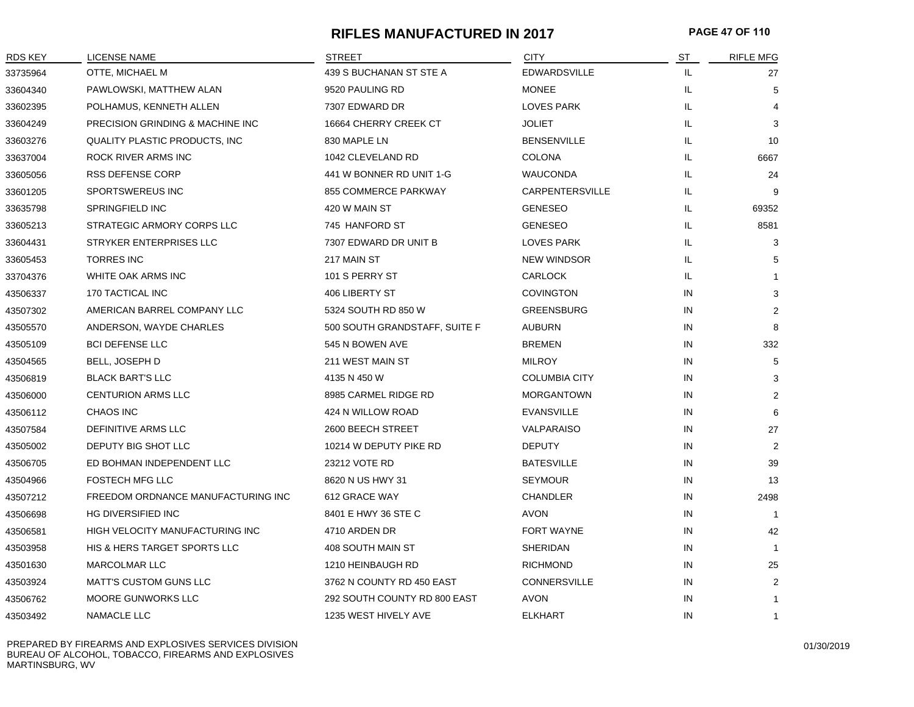# RIFLES MANUFACTURED IN 2017

| RDS KEY | LICENSE NAME | STREET | CITY | ST | RIFLE MFG |
|---|---|---|---|---|---|
| 33735964 | OTTE, MICHAEL M | 439 S BUCHANAN ST STE A | EDWARDSVILLE | IL | 27 |
| 33604340 | PAWLOWSKI, MATTHEW ALAN | 9520 PAULING RD | MONEE | IL | 5 |
| 33602395 | POLHAMUS, KENNETH ALLEN | 7307 EDWARD DR | LOVES PARK | IL | 4 |
| 33604249 | PRECISION GRINDING & MACHINE INC | 16664 CHERRY CREEK CT | JOLIET | IL | 3 |
| 33603276 | QUALITY PLASTIC PRODUCTS, INC | 830 MAPLE LN | BENSENVILLE | IL | 10 |
| 33637004 | ROCK RIVER ARMS INC | 1042 CLEVELAND RD | COLONA | IL | 6667 |
| 33605056 | RSS DEFENSE CORP | 441 W BONNER RD UNIT 1-G | WAUCONDA | IL | 24 |
| 33601205 | SPORTSWEREUS INC | 855 COMMERCE PARKWAY | CARPENTERSVILLE | IL | 9 |
| 33635798 | SPRINGFIELD INC | 420 W MAIN ST | GENESEO | IL | 69352 |
| 33605213 | STRATEGIC ARMORY CORPS LLC | 745 HANFORD ST | GENESEO | IL | 8581 |
| 33604431 | STRYKER ENTERPRISES LLC | 7307 EDWARD DR UNIT B | LOVES PARK | IL | 3 |
| 33605453 | TORRES INC | 217 MAIN ST | NEW WINDSOR | IL | 5 |
| 33704376 | WHITE OAK ARMS INC | 101 S PERRY ST | CARLOCK | IL | 1 |
| 43506337 | 170 TACTICAL INC | 406 LIBERTY ST | COVINGTON | IN | 3 |
| 43507302 | AMERICAN BARREL COMPANY LLC | 5324 SOUTH RD 850 W | GREENSBURG | IN | 2 |
| 43505570 | ANDERSON, WAYDE CHARLES | 500 SOUTH GRANDSTAFF, SUITE F | AUBURN | IN | 8 |
| 43505109 | BCI DEFENSE LLC | 545 N BOWEN AVE | BREMEN | IN | 332 |
| 43504565 | BELL, JOSEPH D | 211 WEST MAIN ST | MILROY | IN | 5 |
| 43506819 | BLACK BART'S LLC | 4135 N 450 W | COLUMBIA CITY | IN | 3 |
| 43506000 | CENTURION ARMS LLC | 8985 CARMEL RIDGE RD | MORGANTOWN | IN | 2 |
| 43506112 | CHAOS INC | 424 N WILLOW ROAD | EVANSVILLE | IN | 6 |
| 43507584 | DEFINITIVE ARMS LLC | 2600 BEECH STREET | VALPARAISO | IN | 27 |
| 43505002 | DEPUTY BIG SHOT LLC | 10214 W DEPUTY PIKE RD | DEPUTY | IN | 2 |
| 43506705 | ED BOHMAN INDEPENDENT LLC | 23212 VOTE RD | BATESVILLE | IN | 39 |
| 43504966 | FOSTECH MFG LLC | 8620 N US HWY 31 | SEYMOUR | IN | 13 |
| 43507212 | FREEDOM ORDNANCE MANUFACTURING INC | 612 GRACE WAY | CHANDLER | IN | 2498 |
| 43506698 | HG DIVERSIFIED INC | 8401 E HWY 36 STE C | AVON | IN | 1 |
| 43506581 | HIGH VELOCITY MANUFACTURING INC | 4710 ARDEN DR | FORT WAYNE | IN | 42 |
| 43503958 | HIS & HERS TARGET SPORTS LLC | 408 SOUTH MAIN ST | SHERIDAN | IN | 1 |
| 43501630 | MARCOLMAR LLC | 1210 HEINBAUGH RD | RICHMOND | IN | 25 |
| 43503924 | MATT'S CUSTOM GUNS LLC | 3762 N COUNTY RD 450 EAST | CONNERSVILLE | IN | 2 |
| 43506762 | MOORE GUNWORKS LLC | 292 SOUTH COUNTY RD 800 EAST | AVON | IN | 1 |
| 43503492 | NAMACLE LLC | 1235 WEST HIVELY AVE | ELKHART | IN | 1 |

PREPARED BY FIREARMS AND EXPLOSIVES SERVICES DIVISION
BUREAU OF ALCOHOL, TOBACCO, FIREARMS AND EXPLOSIVES
MARTINSBURG, WV

01/30/2019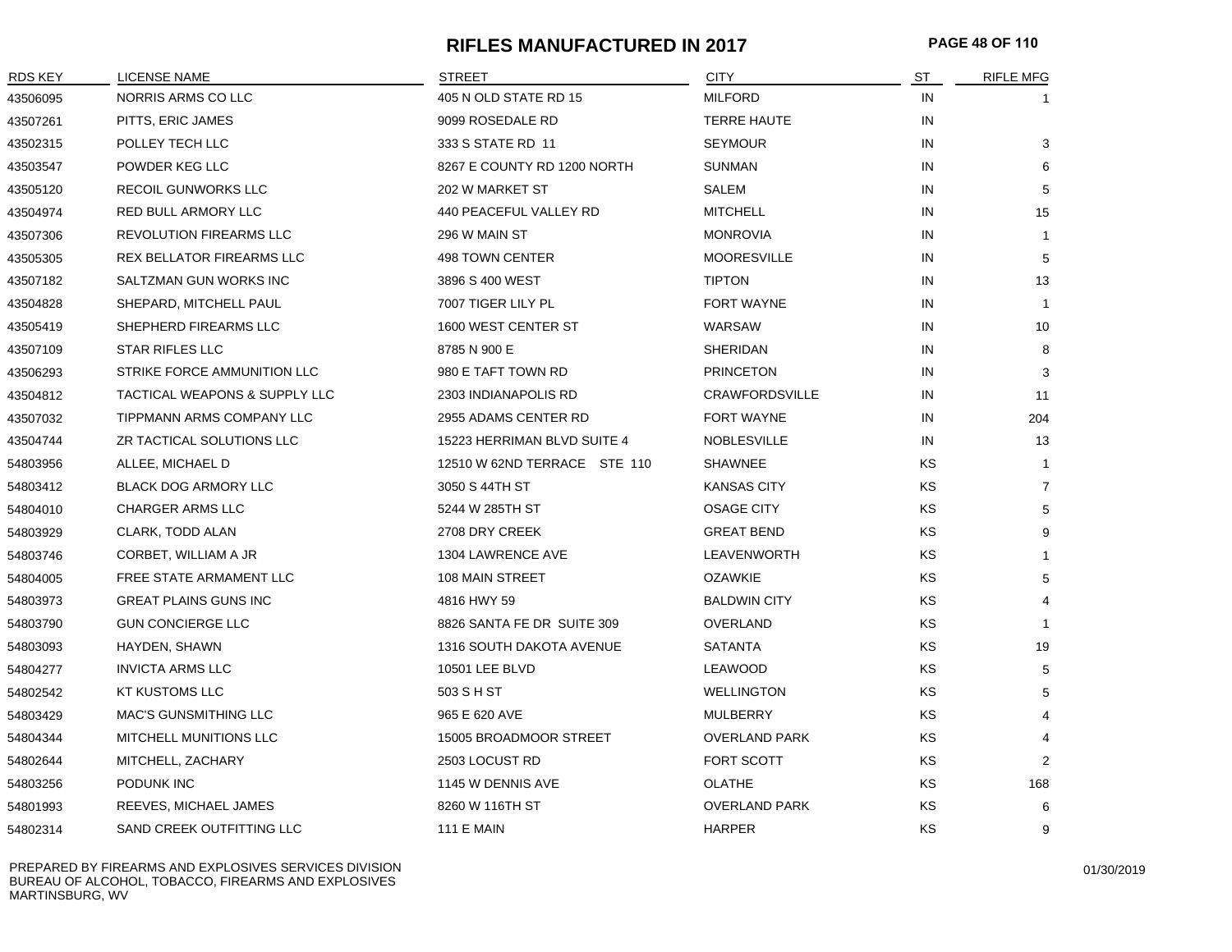# RIFLES MANUFACTURED IN 2017

| RDS KEY | LICENSE NAME | STREET | CITY | ST | RIFLE MFG |
|---|---|---|---|---|---|
| 43506095 | NORRIS ARMS CO LLC | 405 N OLD STATE RD 15 | MILFORD | IN | 1 |
| 43507261 | PITTS, ERIC JAMES | 9099 ROSEDALE RD | TERRE HAUTE | IN | |
| 43502315 | POLLEY TECH LLC | 333 S STATE RD 11 | SEYMOUR | IN | 3 |
| 43503547 | POWDER KEG LLC | 8267 E COUNTY RD 1200 NORTH | SUNMAN | IN | 6 |
| 43505120 | RECOIL GUNWORKS LLC | 202 W MARKET ST | SALEM | IN | 5 |
| 43504974 | RED BULL ARMORY LLC | 440 PEACEFUL VALLEY RD | MITCHELL | IN | 15 |
| 43507306 | REVOLUTION FIREARMS LLC | 296 W MAIN ST | MONROVIA | IN | 1 |
| 43505305 | REX BELLATOR FIREARMS LLC | 498 TOWN CENTER | MOORESVILLE | IN | 5 |
| 43507182 | SALTZMAN GUN WORKS INC | 3896 S 400 WEST | TIPTON | IN | 13 |
| 43504828 | SHEPARD, MITCHELL PAUL | 7007 TIGER LILY PL | FORT WAYNE | IN | 1 |
| 43505419 | SHEPHERD FIREARMS LLC | 1600 WEST CENTER ST | WARSAW | IN | 10 |
| 43507109 | STAR RIFLES LLC | 8785 N 900 E | SHERIDAN | IN | 8 |
| 43506293 | STRIKE FORCE AMMUNITION LLC | 980 E TAFT TOWN RD | PRINCETON | IN | 3 |
| 43504812 | TACTICAL WEAPONS & SUPPLY LLC | 2303 INDIANAPOLIS RD | CRAWFORDSVILLE | IN | 11 |
| 43507032 | TIPPMANN ARMS COMPANY LLC | 2955 ADAMS CENTER RD | FORT WAYNE | IN | 204 |
| 43504744 | ZR TACTICAL SOLUTIONS LLC | 15223 HERRIMAN BLVD SUITE 4 | NOBLESVILLE | IN | 13 |
| 54803956 | ALLEE, MICHAEL D | 12510 W 62ND TERRACE STE 110 | SHAWNEE | KS | 1 |
| 54803412 | BLACK DOG ARMORY LLC | 3050 S 44TH ST | KANSAS CITY | KS | 7 |
| 54804010 | CHARGER ARMS LLC | 5244 W 285TH ST | OSAGE CITY | KS | 5 |
| 54803929 | CLARK, TODD ALAN | 2708 DRY CREEK | GREAT BEND | KS | 9 |
| 54803746 | CORBET, WILLIAM A JR | 1304 LAWRENCE AVE | LEAVENWORTH | KS | 1 |
| 54804005 | FREE STATE ARMAMENT LLC | 108 MAIN STREET | OZAWKIE | KS | 5 |
| 54803973 | GREAT PLAINS GUNS INC | 4816 HWY 59 | BALDWIN CITY | KS | 4 |
| 54803790 | GUN CONCIERGE LLC | 8826 SANTA FE DR SUITE 309 | OVERLAND | KS | 1 |
| 54803093 | HAYDEN, SHAWN | 1316 SOUTH DAKOTA AVENUE | SATANTA | KS | 19 |
| 54804277 | INVICTA ARMS LLC | 10501 LEE BLVD | LEAWOOD | KS | 5 |
| 54802542 | KT KUSTOMS LLC | 503 S H ST | WELLINGTON | KS | 5 |
| 54803429 | MAC'S GUNSMITHING LLC | 965 E 620 AVE | MULBERRY | KS | 4 |
| 54804344 | MITCHELL MUNITIONS LLC | 15005 BROADMOOR STREET | OVERLAND PARK | KS | 4 |
| 54802644 | MITCHELL, ZACHARY | 2503 LOCUST RD | FORT SCOTT | KS | 2 |
| 54803256 | PODUNK INC | 1145 W DENNIS AVE | OLATHE | KS | 168 |
| 54801993 | REEVES, MICHAEL JAMES | 8260 W 116TH ST | OVERLAND PARK | KS | 6 |
| 54802314 | SAND CREEK OUTFITTING LLC | 111 E MAIN | HARPER | KS | 9 |

PREPARED BY FIREARMS AND EXPLOSIVES SERVICES DIVISION
BUREAU OF ALCOHOL, TOBACCO, FIREARMS AND EXPLOSIVES
MARTINSBURG, WV

01/30/2019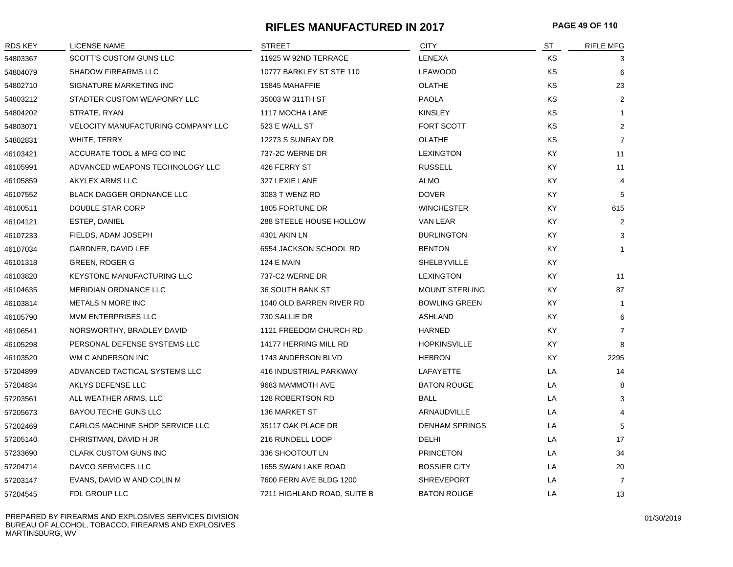# RIFLES MANUFACTURED IN 2017

| RDS KEY | LICENSE NAME | STREET | CITY | ST | RIFLE MFG |
|---|---|---|---|---|---|
| 54803367 | SCOTT'S CUSTOM GUNS LLC | 11925 W 92ND TERRACE | LENEXA | KS | 3 |
| 54804079 | SHADOW FIREARMS LLC | 10777 BARKLEY ST STE 110 | LEAWOOD | KS | 6 |
| 54802710 | SIGNATURE MARKETING INC | 15845 MAHAFFIE | OLATHE | KS | 23 |
| 54803212 | STADTER CUSTOM WEAPONRY LLC | 35003 W 311TH ST | PAOLA | KS | 2 |
| 54804202 | STRATE, RYAN | 1117 MOCHA LANE | KINSLEY | KS | 1 |
| 54803071 | VELOCITY MANUFACTURING COMPANY LLC | 523 E WALL ST | FORT SCOTT | KS | 2 |
| 54802831 | WHITE, TERRY | 12273 S SUNRAY DR | OLATHE | KS | 7 |
| 46103421 | ACCURATE TOOL & MFG CO INC | 737-2C WERNE DR | LEXINGTON | KY | 11 |
| 46105991 | ADVANCED WEAPONS TECHNOLOGY LLC | 426 FERRY ST | RUSSELL | KY | 11 |
| 46105859 | AKYLEX ARMS LLC | 327 LEXIE LANE | ALMO | KY | 4 |
| 46107552 | BLACK DAGGER ORDNANCE LLC | 3083 T WENZ RD | DOVER | KY | 5 |
| 46100511 | DOUBLE STAR CORP | 1805 FORTUNE DR | WINCHESTER | KY | 615 |
| 46104121 | ESTEP, DANIEL | 288 STEELE HOUSE HOLLOW | VAN LEAR | KY | 2 |
| 46107233 | FIELDS, ADAM JOSEPH | 4301 AKIN LN | BURLINGTON | KY | 3 |
| 46107034 | GARDNER, DAVID LEE | 6554 JACKSON SCHOOL RD | BENTON | KY | 1 |
| 46101318 | GREEN, ROGER G | 124 E MAIN | SHELBYVILLE | KY | |
| 46103820 | KEYSTONE MANUFACTURING LLC | 737-C2 WERNE DR | LEXINGTON | KY | 11 |
| 46104635 | MERIDIAN ORDNANCE LLC | 36 SOUTH BANK ST | MOUNT STERLING | KY | 87 |
| 46103814 | METALS N MORE INC | 1040 OLD BARREN RIVER RD | BOWLING GREEN | KY | 1 |
| 46105790 | MVM ENTERPRISES LLC | 730 SALLIE DR | ASHLAND | KY | 6 |
| 46106541 | NORSWORTHY, BRADLEY DAVID | 1121 FREEDOM CHURCH RD | HARNED | KY | 7 |
| 46105298 | PERSONAL DEFENSE SYSTEMS LLC | 14177 HERRING MILL RD | HOPKINSVILLE | KY | 8 |
| 46103520 | WM C ANDERSON INC | 1743 ANDERSON BLVD | HEBRON | KY | 2295 |
| 57204899 | ADVANCED TACTICAL SYSTEMS LLC | 416 INDUSTRIAL PARKWAY | LAFAYETTE | LA | 14 |
| 57204834 | AKLYS DEFENSE LLC | 9683 MAMMOTH AVE | BATON ROUGE | LA | 8 |
| 57203561 | ALL WEATHER ARMS, LLC | 128 ROBERTSON RD | BALL | LA | 3 |
| 57205673 | BAYOU TECHE GUNS LLC | 136 MARKET ST | ARNAUDVILLE | LA | 4 |
| 57202469 | CARLOS MACHINE SHOP SERVICE LLC | 35117 OAK PLACE DR | DENHAM SPRINGS | LA | 5 |
| 57205140 | CHRISTMAN, DAVID H JR | 216 RUNDELL LOOP | DELHI | LA | 17 |
| 57233690 | CLARK CUSTOM GUNS INC | 336 SHOOTOUT LN | PRINCETON | LA | 34 |
| 57204714 | DAVCO SERVICES LLC | 1655 SWAN LAKE ROAD | BOSSIER CITY | LA | 20 |
| 57203147 | EVANS, DAVID W AND COLIN M | 7600 FERN AVE BLDG 1200 | SHREVEPORT | LA | 7 |
| 57204545 | FDL GROUP LLC | 7211 HIGHLAND ROAD, SUITE B | BATON ROUGE | LA | 13 |

PREPARED BY FIREARMS AND EXPLOSIVES SERVICES DIVISION
BUREAU OF ALCOHOL, TOBACCO, FIREARMS AND EXPLOSIVES
MARTINSBURG, WV

01/30/2019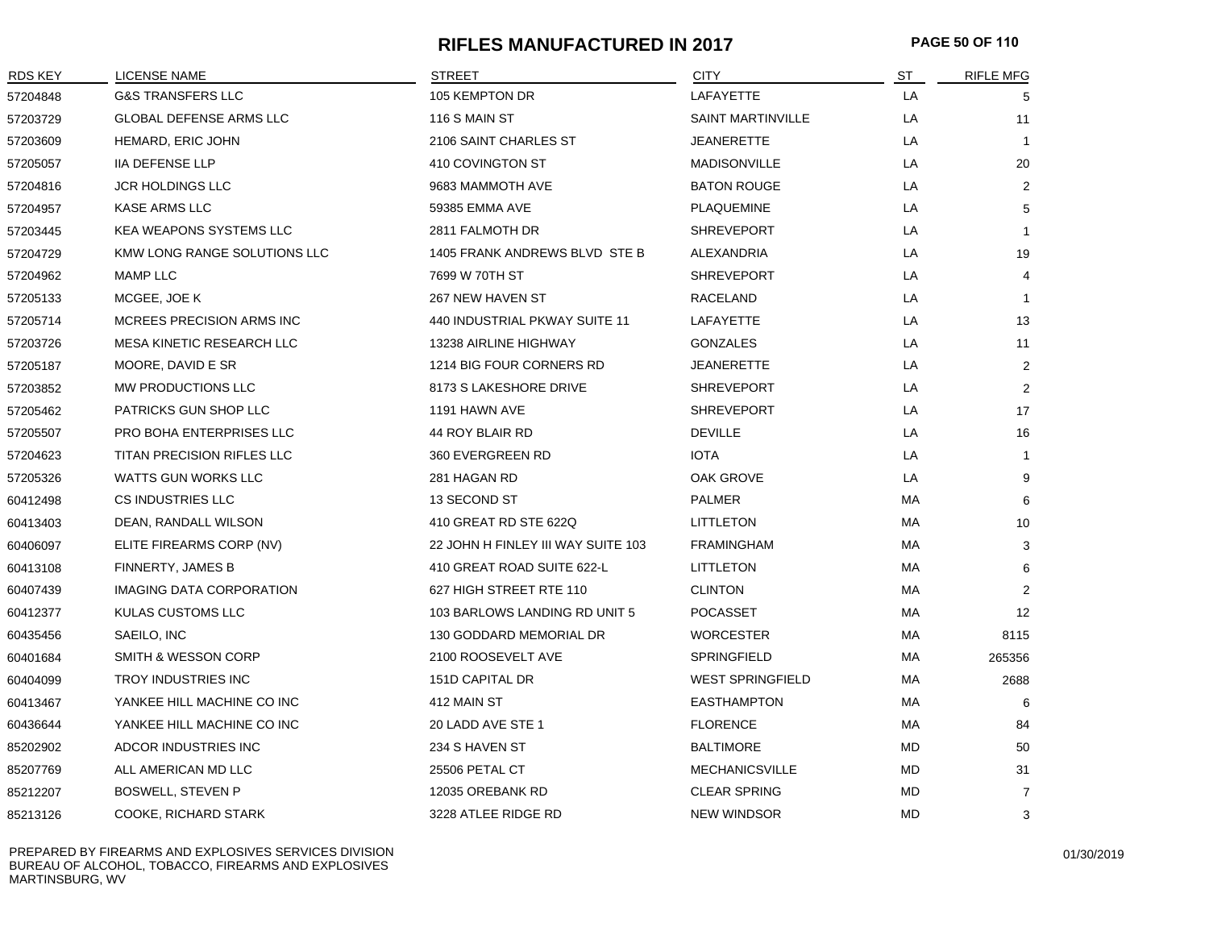# RIFLES MANUFACTURED IN 2017

| RDS KEY | LICENSE NAME | STREET | CITY | ST | RIFLE MFG |
|---|---|---|---|---|---|
| 57204848 | G&S TRANSFERS LLC | 105 KEMPTON DR | LAFAYETTE | LA | 5 |
| 57203729 | GLOBAL DEFENSE ARMS LLC | 116 S MAIN ST | SAINT MARTINVILLE | LA | 11 |
| 57203609 | HEMARD, ERIC JOHN | 2106 SAINT CHARLES ST | JEANERETTE | LA | 1 |
| 57205057 | IIA DEFENSE LLP | 410 COVINGTON ST | MADISONVILLE | LA | 20 |
| 57204816 | JCR HOLDINGS LLC | 9683 MAMMOTH AVE | BATON ROUGE | LA | 2 |
| 57204957 | KASE ARMS LLC | 59385 EMMA AVE | PLAQUEMINE | LA | 5 |
| 57203445 | KEA WEAPONS SYSTEMS LLC | 2811 FALMOTH DR | SHREVEPORT | LA | 1 |
| 57204729 | KMW LONG RANGE SOLUTIONS LLC | 1405 FRANK ANDREWS BLVD STE B | ALEXANDRIA | LA | 19 |
| 57204962 | MAMP LLC | 7699 W 70TH ST | SHREVEPORT | LA | 4 |
| 57205133 | MCGEE, JOE K | 267 NEW HAVEN ST | RACELAND | LA | 1 |
| 57205714 | MCREES PRECISION ARMS INC | 440 INDUSTRIAL PKWAY SUITE 11 | LAFAYETTE | LA | 13 |
| 57203726 | MESA KINETIC RESEARCH LLC | 13238 AIRLINE HIGHWAY | GONZALES | LA | 11 |
| 57205187 | MOORE, DAVID E SR | 1214 BIG FOUR CORNERS RD | JEANERETTE | LA | 2 |
| 57203852 | MW PRODUCTIONS LLC | 8173 S LAKESHORE DRIVE | SHREVEPORT | LA | 2 |
| 57205462 | PATRICKS GUN SHOP LLC | 1191 HAWN AVE | SHREVEPORT | LA | 17 |
| 57205507 | PRO BOHA ENTERPRISES LLC | 44 ROY BLAIR RD | DEVILLE | LA | 16 |
| 57204623 | TITAN PRECISION RIFLES LLC | 360 EVERGREEN RD | IOTA | LA | 1 |
| 57205326 | WATTS GUN WORKS LLC | 281 HAGAN RD | OAK GROVE | LA | 9 |
| 60412498 | CS INDUSTRIES LLC | 13 SECOND ST | PALMER | MA | 6 |
| 60413403 | DEAN, RANDALL WILSON | 410 GREAT RD STE 622Q | LITTLETON | MA | 10 |
| 60406097 | ELITE FIREARMS CORP (NV) | 22 JOHN H FINLEY III WAY SUITE 103 | FRAMINGHAM | MA | 3 |
| 60413108 | FINNERTY, JAMES B | 410 GREAT ROAD SUITE 622-L | LITTLETON | MA | 6 |
| 60407439 | IMAGING DATA CORPORATION | 627 HIGH STREET RTE 110 | CLINTON | MA | 2 |
| 60412377 | KULAS CUSTOMS LLC | 103 BARLOWS LANDING RD UNIT 5 | POCASSET | MA | 12 |
| 60435456 | SAEILO, INC | 130 GODDARD MEMORIAL DR | WORCESTER | MA | 8115 |
| 60401684 | SMITH & WESSON CORP | 2100 ROOSEVELT AVE | SPRINGFIELD | MA | 265356 |
| 60404099 | TROY INDUSTRIES INC | 151D CAPITAL DR | WEST SPRINGFIELD | MA | 2688 |
| 60413467 | YANKEE HILL MACHINE CO INC | 412 MAIN ST | EASTHAMPTON | MA | 6 |
| 60436644 | YANKEE HILL MACHINE CO INC | 20 LADD AVE STE 1 | FLORENCE | MA | 84 |
| 85202902 | ADCOR INDUSTRIES INC | 234 S HAVEN ST | BALTIMORE | MD | 50 |
| 85207769 | ALL AMERICAN MD LLC | 25506 PETAL CT | MECHANICSVILLE | MD | 31 |
| 85212207 | BOSWELL, STEVEN P | 12035 OREBANK RD | CLEAR SPRING | MD | 7 |
| 85213126 | COOKE, RICHARD STARK | 3228 ATLEE RIDGE RD | NEW WINDSOR | MD | 3 |

PREPARED BY FIREARMS AND EXPLOSIVES SERVICES DIVISION
BUREAU OF ALCOHOL, TOBACCO, FIREARMS AND EXPLOSIVES
MARTINSBURG, WV

01/30/2019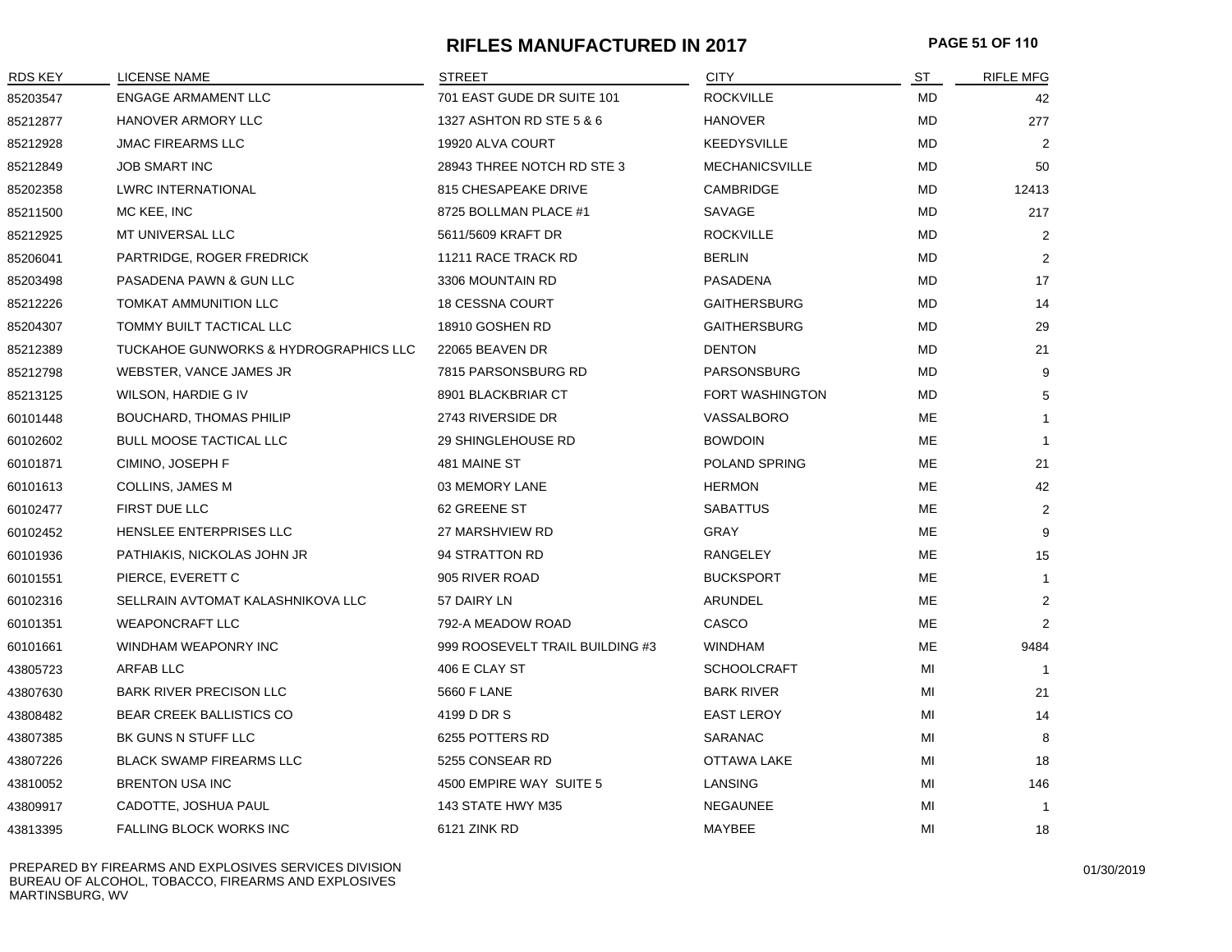# RIFLES MANUFACTURED IN 2017

| RDS KEY | LICENSE NAME | STREET | CITY | ST | RIFLE MFG |
|---|---|---|---|---|---|
| 85203547 | ENGAGE ARMAMENT LLC | 701 EAST GUDE DR SUITE 101 | ROCKVILLE | MD | 42 |
| 85212877 | HANOVER ARMORY LLC | 1327 ASHTON RD STE 5 & 6 | HANOVER | MD | 277 |
| 85212928 | JMAC FIREARMS LLC | 19920 ALVA COURT | KEEDYSVILLE | MD | 2 |
| 85212849 | JOB SMART INC | 28943 THREE NOTCH RD STE 3 | MECHANICSVILLE | MD | 50 |
| 85202358 | LWRC INTERNATIONAL | 815 CHESAPEAKE DRIVE | CAMBRIDGE | MD | 12413 |
| 85211500 | MC KEE, INC | 8725 BOLLMAN PLACE #1 | SAVAGE | MD | 217 |
| 85212925 | MT UNIVERSAL LLC | 5611/5609 KRAFT DR | ROCKVILLE | MD | 2 |
| 85206041 | PARTRIDGE, ROGER FREDRICK | 11211 RACE TRACK RD | BERLIN | MD | 2 |
| 85203498 | PASADENA PAWN & GUN LLC | 3306 MOUNTAIN RD | PASADENA | MD | 17 |
| 85212226 | TOMKAT AMMUNITION LLC | 18 CESSNA COURT | GAITHERSBURG | MD | 14 |
| 85204307 | TOMMY BUILT TACTICAL LLC | 18910 GOSHEN RD | GAITHERSBURG | MD | 29 |
| 85212389 | TUCKAHOE GUNWORKS & HYDROGRAPHICS LLC | 22065 BEAVEN DR | DENTON | MD | 21 |
| 85212798 | WEBSTER, VANCE JAMES JR | 7815 PARSONSBURG RD | PARSONSBURG | MD | 9 |
| 85213125 | WILSON, HARDIE G IV | 8901 BLACKBRIAR CT | FORT WASHINGTON | MD | 5 |
| 60101448 | BOUCHARD, THOMAS PHILIP | 2743 RIVERSIDE DR | VASSALBORO | ME | 1 |
| 60102602 | BULL MOOSE TACTICAL LLC | 29 SHINGLEHOUSE RD | BOWDOIN | ME | 1 |
| 60101871 | CIMINO, JOSEPH F | 481 MAINE ST | POLAND SPRING | ME | 21 |
| 60101613 | COLLINS, JAMES M | 03 MEMORY LANE | HERMON | ME | 42 |
| 60102477 | FIRST DUE LLC | 62 GREENE ST | SABATTUS | ME | 2 |
| 60102452 | HENSLEE ENTERPRISES LLC | 27 MARSHVIEW RD | GRAY | ME | 9 |
| 60101936 | PATHIAKIS, NICKOLAS JOHN JR | 94 STRATTON RD | RANGELEY | ME | 15 |
| 60101551 | PIERCE, EVERETT C | 905 RIVER ROAD | BUCKSPORT | ME | 1 |
| 60102316 | SELLRAIN AVTOMAT KALASHNIKOVA LLC | 57 DAIRY LN | ARUNDEL | ME | 2 |
| 60101351 | WEAPONCRAFT LLC | 792-A MEADOW ROAD | CASCO | ME | 2 |
| 60101661 | WINDHAM WEAPONRY INC | 999 ROOSEVELT TRAIL BUILDING #3 | WINDHAM | ME | 9484 |
| 43805723 | ARFAB LLC | 406 E CLAY ST | SCHOOLCRAFT | MI | 1 |
| 43807630 | BARK RIVER PRECISON LLC | 5660 F LANE | BARK RIVER | MI | 21 |
| 43808482 | BEAR CREEK BALLISTICS CO | 4199 D DR S | EAST LEROY | MI | 14 |
| 43807385 | BK GUNS N STUFF LLC | 6255 POTTERS RD | SARANAC | MI | 8 |
| 43807226 | BLACK SWAMP FIREARMS LLC | 5255 CONSEAR RD | OTTAWA LAKE | MI | 18 |
| 43810052 | BRENTON USA INC | 4500 EMPIRE WAY SUITE 5 | LANSING | MI | 146 |
| 43809917 | CADOTTE, JOSHUA PAUL | 143 STATE HWY M35 | NEGAUNEE | MI | 1 |
| 43813395 | FALLING BLOCK WORKS INC | 6121 ZINK RD | MAYBEE | MI | 18 |

PREPARED BY FIREARMS AND EXPLOSIVES SERVICES DIVISION
BUREAU OF ALCOHOL, TOBACCO, FIREARMS AND EXPLOSIVES
MARTINSBURG, WV

01/30/2019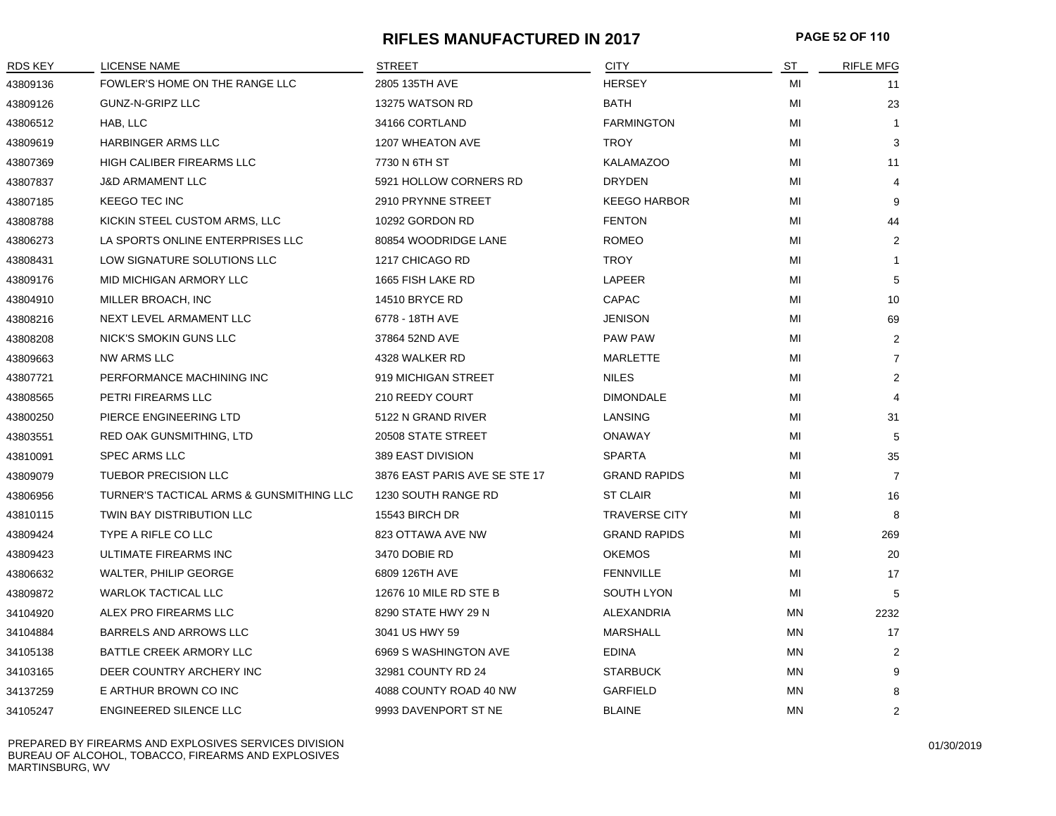# RIFLES MANUFACTURED IN 2017

| RDS KEY | LICENSE NAME | STREET | CITY | ST | RIFLE MFG |
|---|---|---|---|---|---|
| 43809136 | FOWLER'S HOME ON THE RANGE LLC | 2805 135TH AVE | HERSEY | MI | 11 |
| 43809126 | GUNZ-N-GRIPZ LLC | 13275 WATSON RD | BATH | MI | 23 |
| 43806512 | HAB, LLC | 34166 CORTLAND | FARMINGTON | MI | 1 |
| 43809619 | HARBINGER ARMS LLC | 1207 WHEATON AVE | TROY | MI | 3 |
| 43807369 | HIGH CALIBER FIREARMS LLC | 7730 N 6TH ST | KALAMAZOO | MI | 11 |
| 43807837 | J&D ARMAMENT LLC | 5921 HOLLOW CORNERS RD | DRYDEN | MI | 4 |
| 43807185 | KEEGO TEC INC | 2910 PRYNNE STREET | KEEGO HARBOR | MI | 9 |
| 43808788 | KICKIN STEEL CUSTOM ARMS, LLC | 10292 GORDON RD | FENTON | MI | 44 |
| 43806273 | LA SPORTS ONLINE ENTERPRISES LLC | 80854 WOODRIDGE LANE | ROMEO | MI | 2 |
| 43808431 | LOW SIGNATURE SOLUTIONS LLC | 1217 CHICAGO RD | TROY | MI | 1 |
| 43809176 | MID MICHIGAN ARMORY LLC | 1665 FISH LAKE RD | LAPEER | MI | 5 |
| 43804910 | MILLER BROACH, INC | 14510 BRYCE RD | CAPAC | MI | 10 |
| 43808216 | NEXT LEVEL ARMAMENT LLC | 6778 - 18TH AVE | JENISON | MI | 69 |
| 43808208 | NICK'S SMOKIN GUNS LLC | 37864 52ND AVE | PAW PAW | MI | 2 |
| 43809663 | NW ARMS LLC | 4328 WALKER RD | MARLETTE | MI | 7 |
| 43807721 | PERFORMANCE MACHINING INC | 919 MICHIGAN STREET | NILES | MI | 2 |
| 43808565 | PETRI FIREARMS LLC | 210 REEDY COURT | DIMONDALE | MI | 4 |
| 43800250 | PIERCE ENGINEERING LTD | 5122 N GRAND RIVER | LANSING | MI | 31 |
| 43803551 | RED OAK GUNSMITHING, LTD | 20508 STATE STREET | ONAWAY | MI | 5 |
| 43810091 | SPEC ARMS LLC | 389 EAST DIVISION | SPARTA | MI | 35 |
| 43809079 | TUEBOR PRECISION LLC | 3876 EAST PARIS AVE SE STE 17 | GRAND RAPIDS | MI | 7 |
| 43806956 | TURNER'S TACTICAL ARMS & GUNSMITHING LLC | 1230 SOUTH RANGE RD | ST CLAIR | MI | 16 |
| 43810115 | TWIN BAY DISTRIBUTION LLC | 15543 BIRCH DR | TRAVERSE CITY | MI | 8 |
| 43809424 | TYPE A RIFLE CO LLC | 823 OTTAWA AVE NW | GRAND RAPIDS | MI | 269 |
| 43809423 | ULTIMATE FIREARMS INC | 3470 DOBIE RD | OKEMOS | MI | 20 |
| 43806632 | WALTER, PHILIP GEORGE | 6809 126TH AVE | FENNVILLE | MI | 17 |
| 43809872 | WARLOK TACTICAL LLC | 12676 10 MILE RD STE B | SOUTH LYON | MI | 5 |
| 34104920 | ALEX PRO FIREARMS LLC | 8290 STATE HWY 29 N | ALEXANDRIA | MN | 2232 |
| 34104884 | BARRELS AND ARROWS LLC | 3041 US HWY 59 | MARSHALL | MN | 17 |
| 34105138 | BATTLE CREEK ARMORY LLC | 6969 S WASHINGTON AVE | EDINA | MN | 2 |
| 34103165 | DEER COUNTRY ARCHERY INC | 32981 COUNTY RD 24 | STARBUCK | MN | 9 |
| 34137259 | E ARTHUR BROWN CO INC | 4088 COUNTY ROAD 40 NW | GARFIELD | MN | 8 |
| 34105247 | ENGINEERED SILENCE LLC | 9993 DAVENPORT ST NE | BLAINE | MN | 2 |

PREPARED BY FIREARMS AND EXPLOSIVES SERVICES DIVISION
BUREAU OF ALCOHOL, TOBACCO, FIREARMS AND EXPLOSIVES
MARTINSBURG, WV

01/30/2019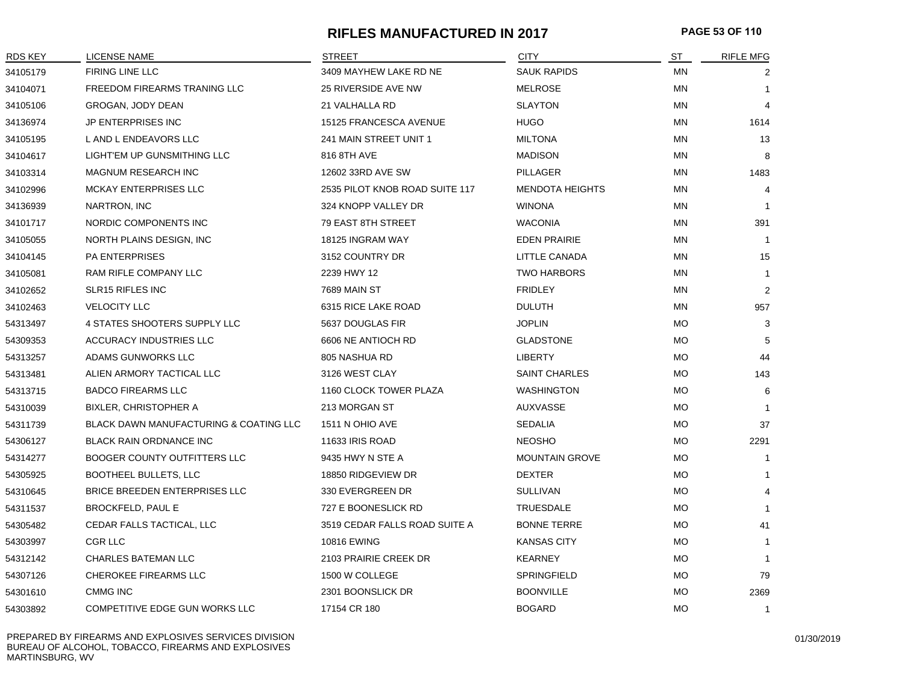# RIFLES MANUFACTURED IN 2017

| RDS KEY | LICENSE NAME | STREET | CITY | ST | RIFLE MFG |
|---|---|---|---|---|---|
| 34105179 | FIRING LINE LLC | 3409 MAYHEW LAKE RD NE | SAUK RAPIDS | MN | 2 |
| 34104071 | FREEDOM FIREARMS TRANING LLC | 25 RIVERSIDE AVE NW | MELROSE | MN | 1 |
| 34105106 | GROGAN, JODY DEAN | 21 VALHALLA RD | SLAYTON | MN | 4 |
| 34136974 | JP ENTERPRISES INC | 15125 FRANCESCA AVENUE | HUGO | MN | 1614 |
| 34105195 | L AND L ENDEAVORS LLC | 241 MAIN STREET UNIT 1 | MILTONA | MN | 13 |
| 34104617 | LIGHT'EM UP GUNSMITHING LLC | 816 8TH AVE | MADISON | MN | 8 |
| 34103314 | MAGNUM RESEARCH INC | 12602 33RD AVE SW | PILLAGER | MN | 1483 |
| 34102996 | MCKAY ENTERPRISES LLC | 2535 PILOT KNOB ROAD SUITE 117 | MENDOTA HEIGHTS | MN | 4 |
| 34136939 | NARTRON, INC | 324 KNOPP VALLEY DR | WINONA | MN | 1 |
| 34101717 | NORDIC COMPONENTS INC | 79 EAST 8TH STREET | WACONIA | MN | 391 |
| 34105055 | NORTH PLAINS DESIGN, INC | 18125 INGRAM WAY | EDEN PRAIRIE | MN | 1 |
| 34104145 | PA ENTERPRISES | 3152 COUNTRY DR | LITTLE CANADA | MN | 15 |
| 34105081 | RAM RIFLE COMPANY LLC | 2239 HWY 12 | TWO HARBORS | MN | 1 |
| 34102652 | SLR15 RIFLES INC | 7689 MAIN ST | FRIDLEY | MN | 2 |
| 34102463 | VELOCITY LLC | 6315 RICE LAKE ROAD | DULUTH | MN | 957 |
| 54313497 | 4 STATES SHOOTERS SUPPLY LLC | 5637 DOUGLAS FIR | JOPLIN | MO | 3 |
| 54309353 | ACCURACY INDUSTRIES LLC | 6606 NE ANTIOCH RD | GLADSTONE | MO | 5 |
| 54313257 | ADAMS GUNWORKS LLC | 805 NASHUA RD | LIBERTY | MO | 44 |
| 54313481 | ALIEN ARMORY TACTICAL LLC | 3126 WEST CLAY | SAINT CHARLES | MO | 143 |
| 54313715 | BADCO FIREARMS LLC | 1160 CLOCK TOWER PLAZA | WASHINGTON | MO | 6 |
| 54310039 | BIXLER, CHRISTOPHER A | 213 MORGAN ST | AUXVASSE | MO | 1 |
| 54311739 | BLACK DAWN MANUFACTURING & COATING LLC | 1511 N OHIO AVE | SEDALIA | MO | 37 |
| 54306127 | BLACK RAIN ORDNANCE INC | 11633 IRIS ROAD | NEOSHO | MO | 2291 |
| 54314277 | BOOGER COUNTY OUTFITTERS LLC | 9435 HWY N STE A | MOUNTAIN GROVE | MO | 1 |
| 54305925 | BOOTHEEL BULLETS, LLC | 18850 RIDGEVIEW DR | DEXTER | MO | 1 |
| 54310645 | BRICE BREEDEN ENTERPRISES LLC | 330 EVERGREEN DR | SULLIVAN | MO | 4 |
| 54311537 | BROCKFELD, PAUL E | 727 E BOONESLICK RD | TRUESDALE | MO | 1 |
| 54305482 | CEDAR FALLS TACTICAL, LLC | 3519 CEDAR FALLS ROAD SUITE A | BONNE TERRE | MO | 41 |
| 54303997 | CGR LLC | 10816 EWING | KANSAS CITY | MO | 1 |
| 54312142 | CHARLES BATEMAN LLC | 2103 PRAIRIE CREEK DR | KEARNEY | MO | 1 |
| 54307126 | CHEROKEE FIREARMS LLC | 1500 W COLLEGE | SPRINGFIELD | MO | 79 |
| 54301610 | CMMG INC | 2301 BOONSLICK DR | BOONVILLE | MO | 2369 |
| 54303892 | COMPETITIVE EDGE GUN WORKS LLC | 17154 CR 180 | BOGARD | MO | 1 |

PREPARED BY FIREARMS AND EXPLOSIVES SERVICES DIVISION
BUREAU OF ALCOHOL, TOBACCO, FIREARMS AND EXPLOSIVES
MARTINSBURG, WV

01/30/2019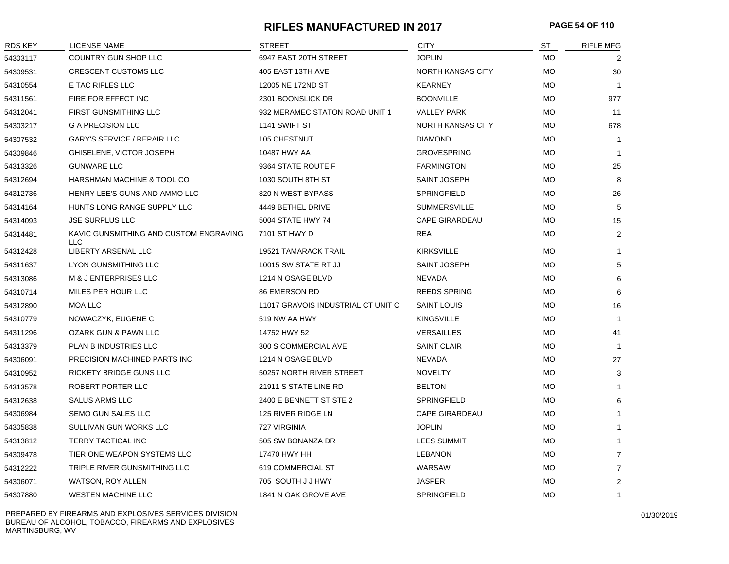# RIFLES MANUFACTURED IN 2017

| RDS KEY | LICENSE NAME | STREET | CITY | ST | RIFLE MFG |
|---|---|---|---|---|---|
| 54303117 | COUNTRY GUN SHOP LLC | 6947 EAST 20TH STREET | JOPLIN | MO | 2 |
| 54309531 | CRESCENT CUSTOMS LLC | 405 EAST 13TH AVE | NORTH KANSAS CITY | MO | 30 |
| 54310554 | E TAC RIFLES LLC | 12005 NE 172ND ST | KEARNEY | MO | 1 |
| 54311561 | FIRE FOR EFFECT INC | 2301 BOONSLICK DR | BOONVILLE | MO | 977 |
| 54312041 | FIRST GUNSMITHING LLC | 932 MERAMEC STATON ROAD UNIT 1 | VALLEY PARK | MO | 11 |
| 54303217 | G A PRECISION LLC | 1141 SWIFT ST | NORTH KANSAS CITY | MO | 678 |
| 54307532 | GARY'S SERVICE / REPAIR LLC | 105 CHESTNUT | DIAMOND | MO | 1 |
| 54309846 | GHISELENE, VICTOR JOSEPH | 10487 HWY AA | GROVESPRING | MO | 1 |
| 54313326 | GUNWARE LLC | 9364 STATE ROUTE F | FARMINGTON | MO | 25 |
| 54312694 | HARSHMAN MACHINE & TOOL CO | 1030 SOUTH 8TH ST | SAINT JOSEPH | MO | 8 |
| 54312736 | HENRY LEE'S GUNS AND AMMO LLC | 820 N WEST BYPASS | SPRINGFIELD | MO | 26 |
| 54314164 | HUNTS LONG RANGE SUPPLY LLC | 4449 BETHEL DRIVE | SUMMERSVILLE | MO | 5 |
| 54314093 | JSE SURPLUS LLC | 5004 STATE HWY 74 | CAPE GIRARDEAU | MO | 15 |
| 54314481 | KAVIC GUNSMITHING AND CUSTOM ENGRAVING LLC | 7101 ST HWY D | REA | MO | 2 |
| 54312428 | LIBERTY ARSENAL LLC | 19521 TAMARACK TRAIL | KIRKSVILLE | MO | 1 |
| 54311637 | LYON GUNSMITHING LLC | 10015 SW STATE RT JJ | SAINT JOSEPH | MO | 5 |
| 54313086 | M & J ENTERPRISES LLC | 1214 N OSAGE BLVD | NEVADA | MO | 6 |
| 54310714 | MILES PER HOUR LLC | 86 EMERSON RD | REEDS SPRING | MO | 6 |
| 54312890 | MOA LLC | 11017 GRAVOIS INDUSTRIAL CT UNIT C | SAINT LOUIS | MO | 16 |
| 54310779 | NOWACZYK, EUGENE C | 519 NW AA HWY | KINGSVILLE | MO | 1 |
| 54311296 | OZARK GUN & PAWN LLC | 14752 HWY 52 | VERSAILLES | MO | 41 |
| 54313379 | PLAN B INDUSTRIES LLC | 300 S COMMERCIAL AVE | SAINT CLAIR | MO | 1 |
| 54306091 | PRECISION MACHINED PARTS INC | 1214 N OSAGE BLVD | NEVADA | MO | 27 |
| 54310952 | RICKETY BRIDGE GUNS LLC | 50257 NORTH RIVER STREET | NOVELTY | MO | 3 |
| 54313578 | ROBERT PORTER LLC | 21911 S STATE LINE RD | BELTON | MO | 1 |
| 54312638 | SALUS ARMS LLC | 2400 E BENNETT ST STE 2 | SPRINGFIELD | MO | 6 |
| 54306984 | SEMO GUN SALES LLC | 125 RIVER RIDGE LN | CAPE GIRARDEAU | MO | 1 |
| 54305838 | SULLIVAN GUN WORKS LLC | 727 VIRGINIA | JOPLIN | MO | 1 |
| 54313812 | TERRY TACTICAL INC | 505 SW BONANZA DR | LEES SUMMIT | MO | 1 |
| 54309478 | TIER ONE WEAPON SYSTEMS LLC | 17470 HWY HH | LEBANON | MO | 7 |
| 54312222 | TRIPLE RIVER GUNSMITHING LLC | 619 COMMERCIAL ST | WARSAW | MO | 7 |
| 54306071 | WATSON, ROY ALLEN | 705 SOUTH J J HWY | JASPER | MO | 2 |
| 54307880 | WESTEN MACHINE LLC | 1841 N OAK GROVE AVE | SPRINGFIELD | MO | 1 |

PREPARED BY FIREARMS AND EXPLOSIVES SERVICES DIVISION
BUREAU OF ALCOHOL, TOBACCO, FIREARMS AND EXPLOSIVES
MARTINSBURG, WV

01/30/2019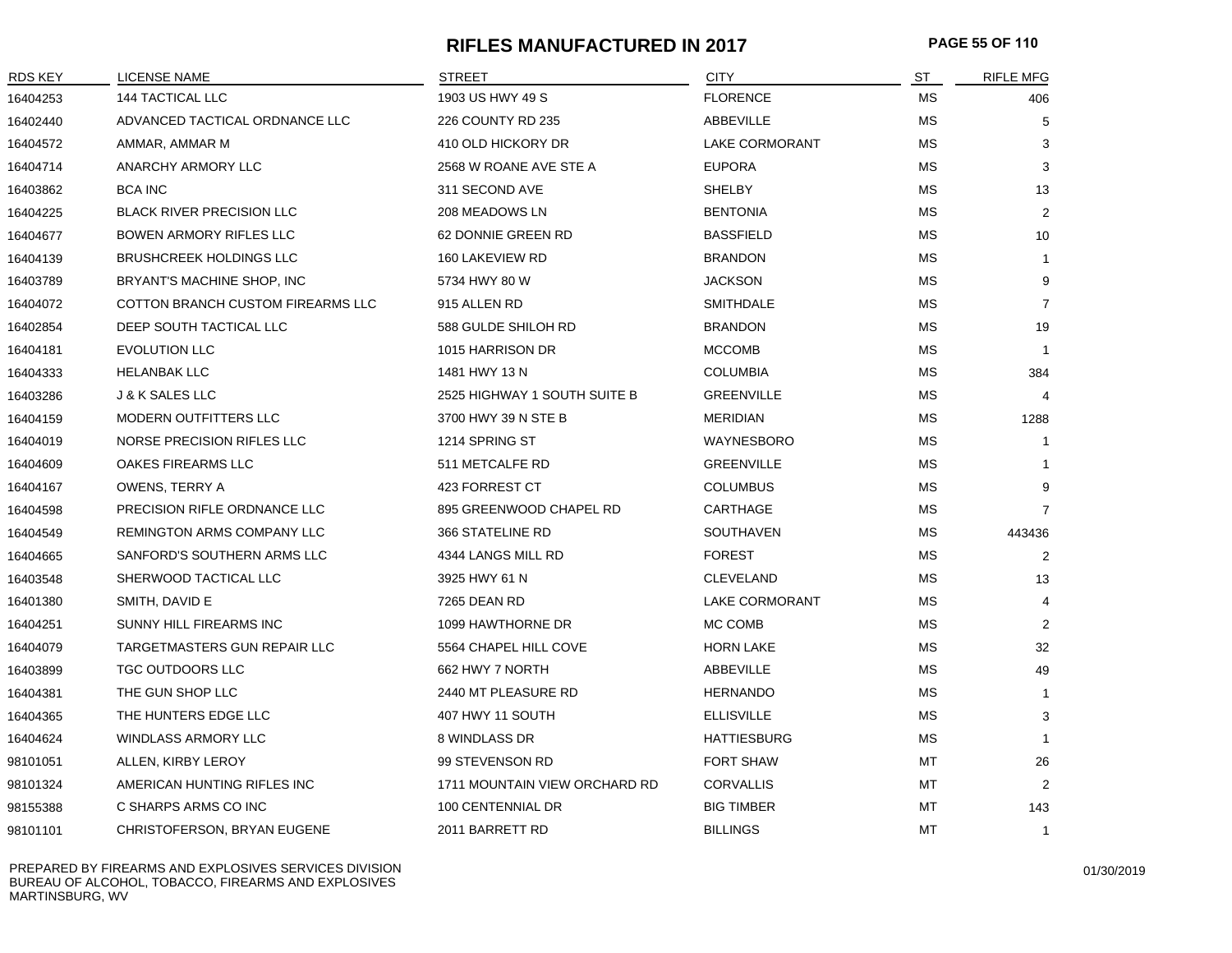# RIFLES MANUFACTURED IN 2017

| RDS KEY | LICENSE NAME | STREET | CITY | ST | RIFLE MFG |
|---|---|---|---|---|---|
| 16404253 | 144 TACTICAL LLC | 1903 US HWY 49 S | FLORENCE | MS | 406 |
| 16402440 | ADVANCED TACTICAL ORDNANCE LLC | 226 COUNTY RD 235 | ABBEVILLE | MS | 5 |
| 16404572 | AMMAR, AMMAR M | 410 OLD HICKORY DR | LAKE CORMORANT | MS | 3 |
| 16404714 | ANARCHY ARMORY LLC | 2568 W ROANE AVE STE A | EUPORA | MS | 3 |
| 16403862 | BCA INC | 311 SECOND AVE | SHELBY | MS | 13 |
| 16404225 | BLACK RIVER PRECISION LLC | 208 MEADOWS LN | BENTONIA | MS | 2 |
| 16404677 | BOWEN ARMORY RIFLES LLC | 62 DONNIE GREEN RD | BASSFIELD | MS | 10 |
| 16404139 | BRUSHCREEK HOLDINGS LLC | 160 LAKEVIEW RD | BRANDON | MS | 1 |
| 16403789 | BRYANT'S MACHINE SHOP, INC | 5734 HWY 80 W | JACKSON | MS | 9 |
| 16404072 | COTTON BRANCH CUSTOM FIREARMS LLC | 915 ALLEN RD | SMITHDALE | MS | 7 |
| 16402854 | DEEP SOUTH TACTICAL LLC | 588 GULDE SHILOH RD | BRANDON | MS | 19 |
| 16404181 | EVOLUTION LLC | 1015 HARRISON DR | MCCOMB | MS | 1 |
| 16404333 | HELANBAK LLC | 1481 HWY 13 N | COLUMBIA | MS | 384 |
| 16403286 | J & K SALES LLC | 2525 HIGHWAY 1 SOUTH SUITE B | GREENVILLE | MS | 4 |
| 16404159 | MODERN OUTFITTERS LLC | 3700 HWY 39 N STE B | MERIDIAN | MS | 1288 |
| 16404019 | NORSE PRECISION RIFLES LLC | 1214 SPRING ST | WAYNESBORO | MS | 1 |
| 16404609 | OAKES FIREARMS LLC | 511 METCALFE RD | GREENVILLE | MS | 1 |
| 16404167 | OWENS, TERRY A | 423 FORREST CT | COLUMBUS | MS | 9 |
| 16404598 | PRECISION RIFLE ORDNANCE LLC | 895 GREENWOOD CHAPEL RD | CARTHAGE | MS | 7 |
| 16404549 | REMINGTON ARMS COMPANY LLC | 366 STATELINE RD | SOUTHAVEN | MS | 443436 |
| 16404665 | SANFORD'S SOUTHERN ARMS LLC | 4344 LANGS MILL RD | FOREST | MS | 2 |
| 16403548 | SHERWOOD TACTICAL LLC | 3925 HWY 61 N | CLEVELAND | MS | 13 |
| 16401380 | SMITH, DAVID E | 7265 DEAN RD | LAKE CORMORANT | MS | 4 |
| 16404251 | SUNNY HILL FIREARMS INC | 1099 HAWTHORNE DR | MC COMB | MS | 2 |
| 16404079 | TARGETMASTERS GUN REPAIR LLC | 5564 CHAPEL HILL COVE | HORN LAKE | MS | 32 |
| 16403899 | TGC OUTDOORS LLC | 662 HWY 7 NORTH | ABBEVILLE | MS | 49 |
| 16404381 | THE GUN SHOP LLC | 2440 MT PLEASURE RD | HERNANDO | MS | 1 |
| 16404365 | THE HUNTERS EDGE LLC | 407 HWY 11 SOUTH | ELLISVILLE | MS | 3 |
| 16404624 | WINDLASS ARMORY LLC | 8 WINDLASS DR | HATTIESBURG | MS | 1 |
| 98101051 | ALLEN, KIRBY LEROY | 99 STEVENSON RD | FORT SHAW | MT | 26 |
| 98101324 | AMERICAN HUNTING RIFLES INC | 1711 MOUNTAIN VIEW ORCHARD RD | CORVALLIS | MT | 2 |
| 98155388 | C SHARPS ARMS CO INC | 100 CENTENNIAL DR | BIG TIMBER | MT | 143 |
| 98101101 | CHRISTOFERSON, BRYAN EUGENE | 2011 BARRETT RD | BILLINGS | MT | 1 |

PREPARED BY FIREARMS AND EXPLOSIVES SERVICES DIVISION
BUREAU OF ALCOHOL, TOBACCO, FIREARMS AND EXPLOSIVES
MARTINSBURG, WV

01/30/2019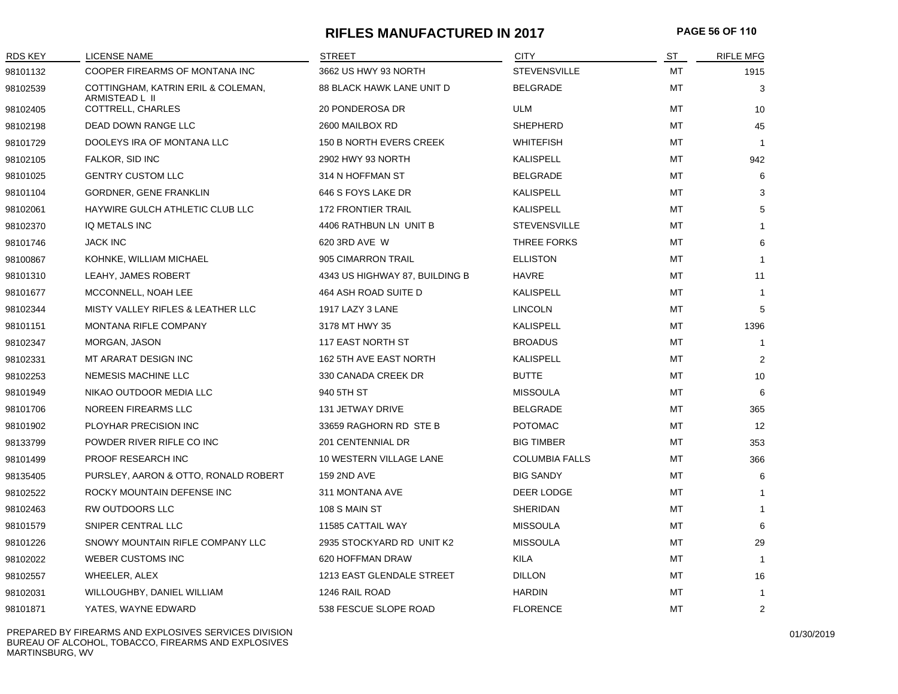# RIFLES MANUFACTURED IN 2017

| RDS KEY | LICENSE NAME | STREET | CITY | ST | RIFLE MFG |
|---|---|---|---|---|---|
| 98101132 | COOPER FIREARMS OF MONTANA INC | 3662 US HWY 93 NORTH | STEVENSVILLE | MT | 1915 |
| 98102539 | COTTINGHAM, KATRIN ERIL & COLEMAN, ARMISTEAD L II | 88 BLACK HAWK LANE UNIT D | BELGRADE | MT | 3 |
| 98102405 | COTTRELL, CHARLES | 20 PONDEROSA DR | ULM | MT | 10 |
| 98102198 | DEAD DOWN RANGE LLC | 2600 MAILBOX RD | SHEPHERD | MT | 45 |
| 98101729 | DOOLEYS IRA OF MONTANA LLC | 150 B NORTH EVERS CREEK | WHITEFISH | MT | 1 |
| 98102105 | FALKOR, SID INC | 2902 HWY 93 NORTH | KALISPELL | MT | 942 |
| 98101025 | GENTRY CUSTOM LLC | 314 N HOFFMAN ST | BELGRADE | MT | 6 |
| 98101104 | GORDNER, GENE FRANKLIN | 646 S FOYS LAKE DR | KALISPELL | MT | 3 |
| 98102061 | HAYWIRE GULCH ATHLETIC CLUB LLC | 172 FRONTIER TRAIL | KALISPELL | MT | 5 |
| 98102370 | IQ METALS INC | 4406 RATHBUN LN UNIT B | STEVENSVILLE | MT | 1 |
| 98101746 | JACK INC | 620 3RD AVE W | THREE FORKS | MT | 6 |
| 98100867 | KOHNKE, WILLIAM MICHAEL | 905 CIMARRON TRAIL | ELLISTON | MT | 1 |
| 98101310 | LEAHY, JAMES ROBERT | 4343 US HIGHWAY 87, BUILDING B | HAVRE | MT | 11 |
| 98101677 | MCCONNELL, NOAH LEE | 464 ASH ROAD SUITE D | KALISPELL | MT | 1 |
| 98102344 | MISTY VALLEY RIFLES & LEATHER LLC | 1917 LAZY 3 LANE | LINCOLN | MT | 5 |
| 98101151 | MONTANA RIFLE COMPANY | 3178 MT HWY 35 | KALISPELL | MT | 1396 |
| 98102347 | MORGAN, JASON | 117 EAST NORTH ST | BROADUS | MT | 1 |
| 98102331 | MT ARARAT DESIGN INC | 162 5TH AVE EAST NORTH | KALISPELL | MT | 2 |
| 98102253 | NEMESIS MACHINE LLC | 330 CANADA CREEK DR | BUTTE | MT | 10 |
| 98101949 | NIKAO OUTDOOR MEDIA LLC | 940 5TH ST | MISSOULA | MT | 6 |
| 98101706 | NOREEN FIREARMS LLC | 131 JETWAY DRIVE | BELGRADE | MT | 365 |
| 98101902 | PLOYHAR PRECISION INC | 33659 RAGHORN RD STE B | POTOMAC | MT | 12 |
| 98133799 | POWDER RIVER RIFLE CO INC | 201 CENTENNIAL DR | BIG TIMBER | MT | 353 |
| 98101499 | PROOF RESEARCH INC | 10 WESTERN VILLAGE LANE | COLUMBIA FALLS | MT | 366 |
| 98135405 | PURSLEY, AARON & OTTO, RONALD ROBERT | 159 2ND AVE | BIG SANDY | MT | 6 |
| 98102522 | ROCKY MOUNTAIN DEFENSE INC | 311 MONTANA AVE | DEER LODGE | MT | 1 |
| 98102463 | RW OUTDOORS LLC | 108 S MAIN ST | SHERIDAN | MT | 1 |
| 98101579 | SNIPER CENTRAL LLC | 11585 CATTAIL WAY | MISSOULA | MT | 6 |
| 98101226 | SNOWY MOUNTAIN RIFLE COMPANY LLC | 2935 STOCKYARD RD UNIT K2 | MISSOULA | MT | 29 |
| 98102022 | WEBER CUSTOMS INC | 620 HOFFMAN DRAW | KILA | MT | 1 |
| 98102557 | WHEELER, ALEX | 1213 EAST GLENDALE STREET | DILLON | MT | 16 |
| 98102031 | WILLOUGHBY, DANIEL WILLIAM | 1246 RAIL ROAD | HARDIN | MT | 1 |
| 98101871 | YATES, WAYNE EDWARD | 538 FESCUE SLOPE ROAD | FLORENCE | MT | 2 |

PREPARED BY FIREARMS AND EXPLOSIVES SERVICES DIVISION
BUREAU OF ALCOHOL, TOBACCO, FIREARMS AND EXPLOSIVES
MARTINSBURG, WV

01/30/2019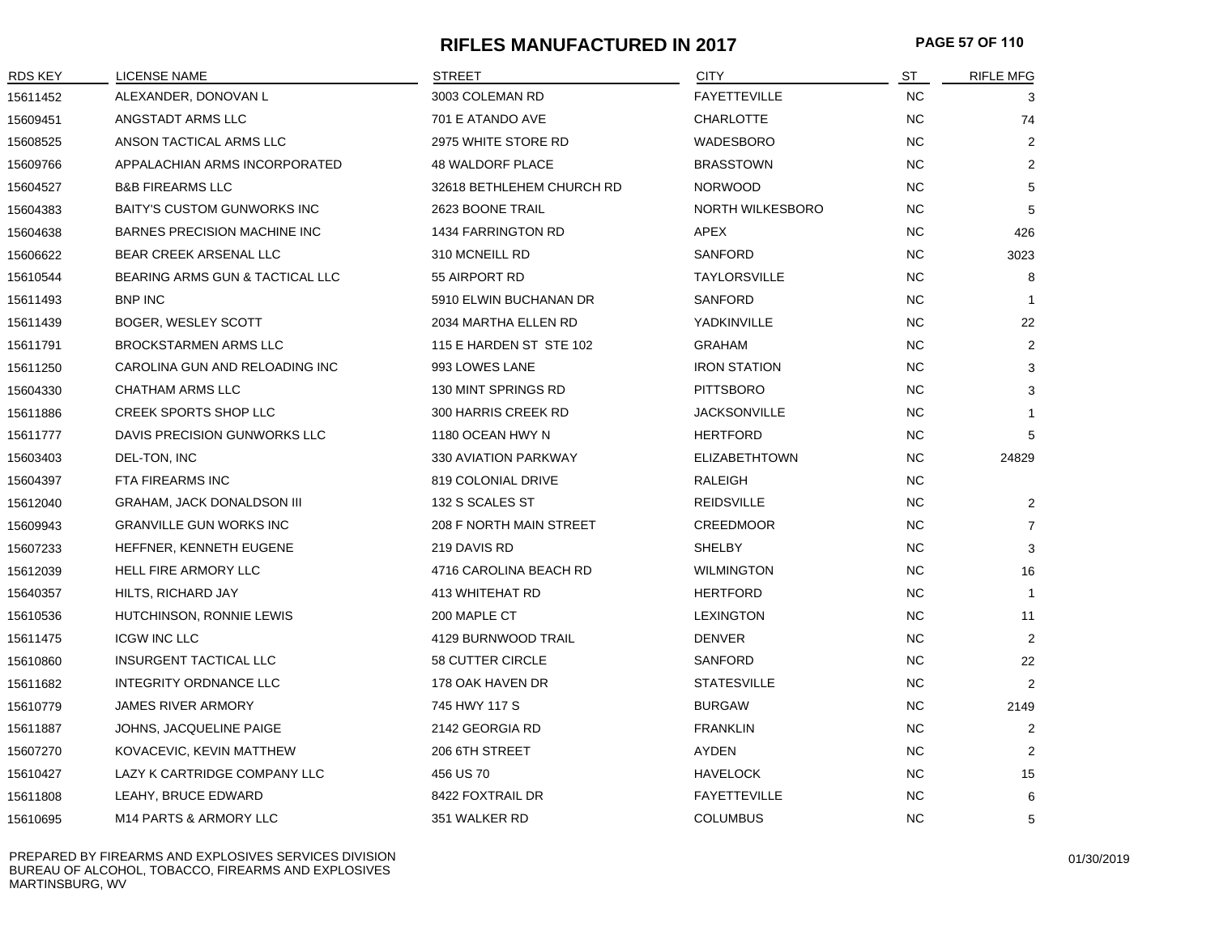# RIFLES MANUFACTURED IN 2017

| RDS KEY | LICENSE NAME | STREET | CITY | ST | RIFLE MFG |
|---|---|---|---|---|---|
| 15611452 | ALEXANDER, DONOVAN L | 3003 COLEMAN RD | FAYETTEVILLE | NC | 3 |
| 15609451 | ANGSTADT ARMS LLC | 701 E ATANDO AVE | CHARLOTTE | NC | 74 |
| 15608525 | ANSON TACTICAL ARMS LLC | 2975 WHITE STORE RD | WADESBORO | NC | 2 |
| 15609766 | APPALACHIAN ARMS INCORPORATED | 48 WALDORF PLACE | BRASSTOWN | NC | 2 |
| 15604527 | B&B FIREARMS LLC | 32618 BETHLEHEM CHURCH RD | NORWOOD | NC | 5 |
| 15604383 | BAITY'S CUSTOM GUNWORKS INC | 2623 BOONE TRAIL | NORTH WILKESBORO | NC | 5 |
| 15604638 | BARNES PRECISION MACHINE INC | 1434 FARRINGTON RD | APEX | NC | 426 |
| 15606622 | BEAR CREEK ARSENAL LLC | 310 MCNEILL RD | SANFORD | NC | 3023 |
| 15610544 | BEARING ARMS GUN & TACTICAL LLC | 55 AIRPORT RD | TAYLORSVILLE | NC | 8 |
| 15611493 | BNP INC | 5910 ELWIN BUCHANAN DR | SANFORD | NC | 1 |
| 15611439 | BOGER, WESLEY SCOTT | 2034 MARTHA ELLEN RD | YADKINVILLE | NC | 22 |
| 15611791 | BROCKSTARMEN ARMS LLC | 115 E HARDEN ST STE 102 | GRAHAM | NC | 2 |
| 15611250 | CAROLINA GUN AND RELOADING INC | 993 LOWES LANE | IRON STATION | NC | 3 |
| 15604330 | CHATHAM ARMS LLC | 130 MINT SPRINGS RD | PITTSBORO | NC | 3 |
| 15611886 | CREEK SPORTS SHOP LLC | 300 HARRIS CREEK RD | JACKSONVILLE | NC | 1 |
| 15611777 | DAVIS PRECISION GUNWORKS LLC | 1180 OCEAN HWY N | HERTFORD | NC | 5 |
| 15603403 | DEL-TON, INC | 330 AVIATION PARKWAY | ELIZABETHTOWN | NC | 24829 |
| 15604397 | FTA FIREARMS INC | 819 COLONIAL DRIVE | RALEIGH | NC | |
| 15612040 | GRAHAM, JACK DONALDSON III | 132 S SCALES ST | REIDSVILLE | NC | 2 |
| 15609943 | GRANVILLE GUN WORKS INC | 208 F NORTH MAIN STREET | CREEDMOOR | NC | 7 |
| 15607233 | HEFFNER, KENNETH EUGENE | 219 DAVIS RD | SHELBY | NC | 3 |
| 15612039 | HELL FIRE ARMORY LLC | 4716 CAROLINA BEACH RD | WILMINGTON | NC | 16 |
| 15640357 | HILTS, RICHARD JAY | 413 WHITEHAT RD | HERTFORD | NC | 1 |
| 15610536 | HUTCHINSON, RONNIE LEWIS | 200 MAPLE CT | LEXINGTON | NC | 11 |
| 15611475 | ICGW INC LLC | 4129 BURNWOOD TRAIL | DENVER | NC | 2 |
| 15610860 | INSURGENT TACTICAL LLC | 58 CUTTER CIRCLE | SANFORD | NC | 22 |
| 15611682 | INTEGRITY ORDNANCE LLC | 178 OAK HAVEN DR | STATESVILLE | NC | 2 |
| 15610779 | JAMES RIVER ARMORY | 745 HWY 117 S | BURGAW | NC | 2149 |
| 15611887 | JOHNS, JACQUELINE PAIGE | 2142 GEORGIA RD | FRANKLIN | NC | 2 |
| 15607270 | KOVACEVIC, KEVIN MATTHEW | 206 6TH STREET | AYDEN | NC | 2 |
| 15610427 | LAZY K CARTRIDGE COMPANY LLC | 456 US 70 | HAVELOCK | NC | 15 |
| 15611808 | LEAHY, BRUCE EDWARD | 8422 FOXTRAIL DR | FAYETTEVILLE | NC | 6 |
| 15610695 | M14 PARTS & ARMORY LLC | 351 WALKER RD | COLUMBUS | NC | 5 |

PREPARED BY FIREARMS AND EXPLOSIVES SERVICES DIVISION
BUREAU OF ALCOHOL, TOBACCO, FIREARMS AND EXPLOSIVES
MARTINSBURG, WV

01/30/2019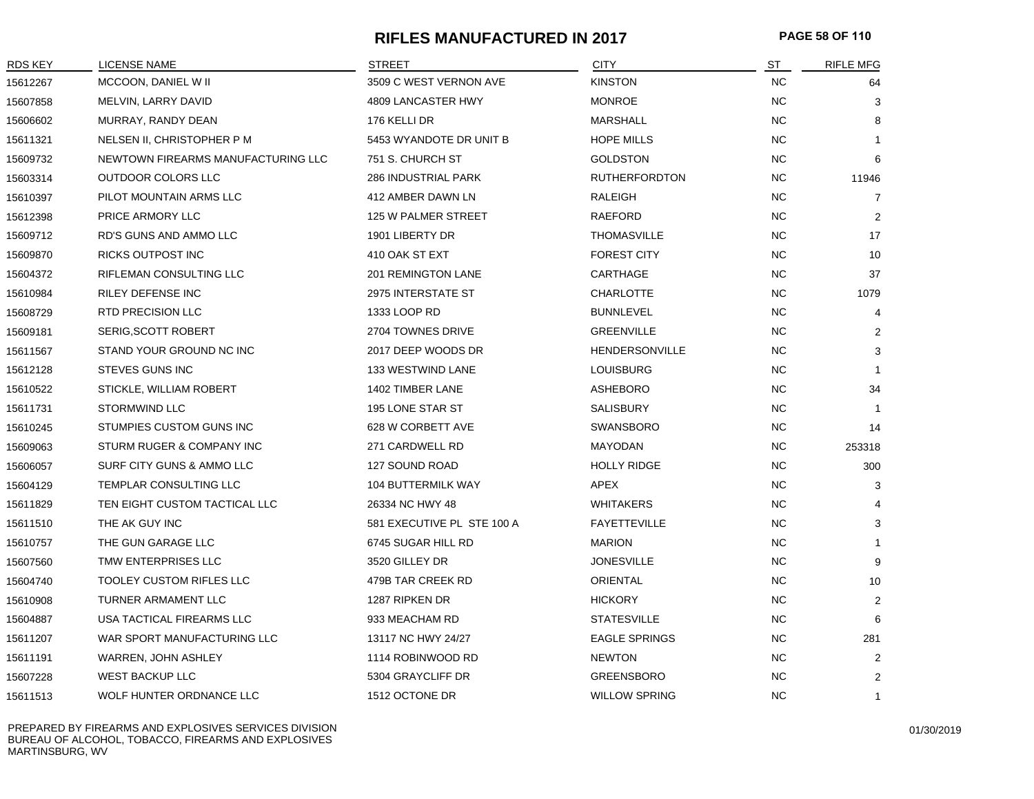# RIFLES MANUFACTURED IN 2017

| RDS KEY | LICENSE NAME | STREET | CITY | ST | RIFLE MFG |
|---|---|---|---|---|---|
| 15612267 | MCCOON, DANIEL W II | 3509 C WEST VERNON AVE | KINSTON | NC | 64 |
| 15607858 | MELVIN, LARRY DAVID | 4809 LANCASTER HWY | MONROE | NC | 3 |
| 15606602 | MURRAY, RANDY DEAN | 176 KELLI DR | MARSHALL | NC | 8 |
| 15611321 | NELSEN II, CHRISTOPHER P M | 5453 WYANDOTE DR UNIT B | HOPE MILLS | NC | 1 |
| 15609732 | NEWTOWN FIREARMS MANUFACTURING LLC | 751 S. CHURCH ST | GOLDSTON | NC | 6 |
| 15603314 | OUTDOOR COLORS LLC | 286 INDUSTRIAL PARK | RUTHERFORDTON | NC | 11946 |
| 15610397 | PILOT MOUNTAIN ARMS LLC | 412 AMBER DAWN LN | RALEIGH | NC | 7 |
| 15612398 | PRICE ARMORY LLC | 125 W PALMER STREET | RAEFORD | NC | 2 |
| 15609712 | RD'S GUNS AND AMMO LLC | 1901 LIBERTY DR | THOMASVILLE | NC | 17 |
| 15609870 | RICKS OUTPOST INC | 410 OAK ST EXT | FOREST CITY | NC | 10 |
| 15604372 | RIFLEMAN CONSULTING LLC | 201 REMINGTON LANE | CARTHAGE | NC | 37 |
| 15610984 | RILEY DEFENSE INC | 2975 INTERSTATE ST | CHARLOTTE | NC | 1079 |
| 15608729 | RTD PRECISION LLC | 1333 LOOP RD | BUNNLEVEL | NC | 4 |
| 15609181 | SERIG,SCOTT ROBERT | 2704 TOWNES DRIVE | GREENVILLE | NC | 2 |
| 15611567 | STAND YOUR GROUND NC INC | 2017 DEEP WOODS DR | HENDERSONVILLE | NC | 3 |
| 15612128 | STEVES GUNS INC | 133 WESTWIND LANE | LOUISBURG | NC | 1 |
| 15610522 | STICKLE, WILLIAM ROBERT | 1402 TIMBER LANE | ASHEBORO | NC | 34 |
| 15611731 | STORMWIND LLC | 195 LONE STAR ST | SALISBURY | NC | 1 |
| 15610245 | STUMPIES CUSTOM GUNS INC | 628 W CORBETT AVE | SWANSBORO | NC | 14 |
| 15609063 | STURM RUGER & COMPANY INC | 271 CARDWELL RD | MAYODAN | NC | 253318 |
| 15606057 | SURF CITY GUNS & AMMO LLC | 127 SOUND ROAD | HOLLY RIDGE | NC | 300 |
| 15604129 | TEMPLAR CONSULTING LLC | 104 BUTTERMILK WAY | APEX | NC | 3 |
| 15611829 | TEN EIGHT CUSTOM TACTICAL LLC | 26334 NC HWY 48 | WHITAKERS | NC | 4 |
| 15611510 | THE AK GUY INC | 581 EXECUTIVE PL STE 100 A | FAYETTEVILLE | NC | 3 |
| 15610757 | THE GUN GARAGE LLC | 6745 SUGAR HILL RD | MARION | NC | 1 |
| 15607560 | TMW ENTERPRISES LLC | 3520 GILLEY DR | JONESVILLE | NC | 9 |
| 15604740 | TOOLEY CUSTOM RIFLES LLC | 479B TAR CREEK RD | ORIENTAL | NC | 10 |
| 15610908 | TURNER ARMAMENT LLC | 1287 RIPKEN DR | HICKORY | NC | 2 |
| 15604887 | USA TACTICAL FIREARMS LLC | 933 MEACHAM RD | STATESVILLE | NC | 6 |
| 15611207 | WAR SPORT MANUFACTURING LLC | 13117 NC HWY 24/27 | EAGLE SPRINGS | NC | 281 |
| 15611191 | WARREN, JOHN ASHLEY | 1114 ROBINWOOD RD | NEWTON | NC | 2 |
| 15607228 | WEST BACKUP LLC | 5304 GRAYCLIFF DR | GREENSBORO | NC | 2 |
| 15611513 | WOLF HUNTER ORDNANCE LLC | 1512 OCTONE DR | WILLOW SPRING | NC | 1 |

PREPARED BY FIREARMS AND EXPLOSIVES SERVICES DIVISION
BUREAU OF ALCOHOL, TOBACCO, FIREARMS AND EXPLOSIVES
MARTINSBURG, WV

01/30/2019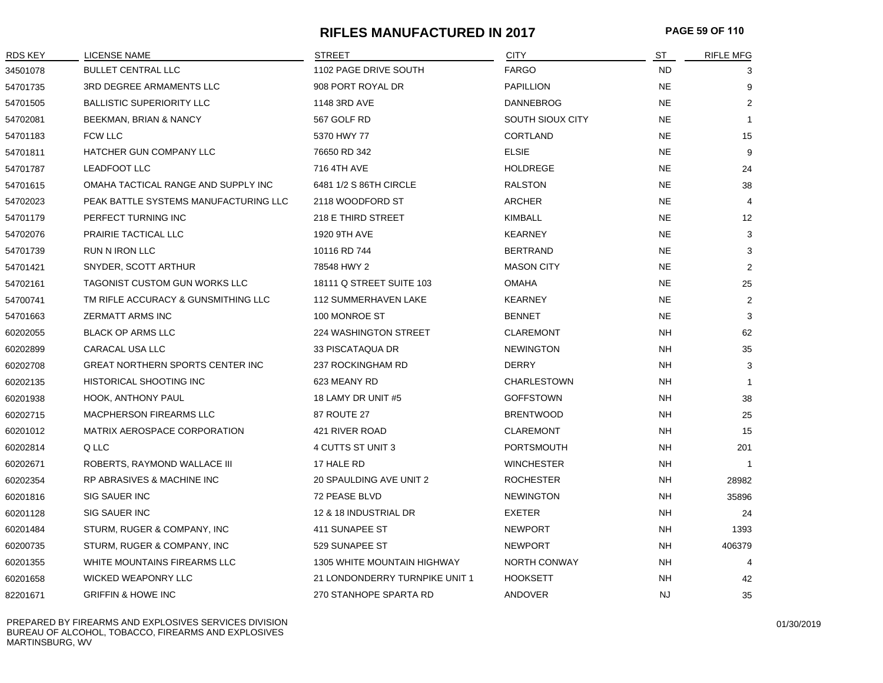# RIFLES MANUFACTURED IN 2017

| RDS KEY | LICENSE NAME | STREET | CITY | ST | RIFLE MFG |
|---|---|---|---|---|---|
| 34501078 | BULLET CENTRAL LLC | 1102 PAGE DRIVE SOUTH | FARGO | ND | 3 |
| 54701735 | 3RD DEGREE ARMAMENTS LLC | 908 PORT ROYAL DR | PAPILLION | NE | 9 |
| 54701505 | BALLISTIC SUPERIORITY LLC | 1148 3RD AVE | DANNEBROG | NE | 2 |
| 54702081 | BEEKMAN, BRIAN & NANCY | 567 GOLF RD | SOUTH SIOUX CITY | NE | 1 |
| 54701183 | FCW LLC | 5370 HWY 77 | CORTLAND | NE | 15 |
| 54701811 | HATCHER GUN COMPANY LLC | 76650 RD 342 | ELSIE | NE | 9 |
| 54701787 | LEADFOOT LLC | 716 4TH AVE | HOLDREGE | NE | 24 |
| 54701615 | OMAHA TACTICAL RANGE AND SUPPLY INC | 6481 1/2 S 86TH CIRCLE | RALSTON | NE | 38 |
| 54702023 | PEAK BATTLE SYSTEMS MANUFACTURING LLC | 2118 WOODFORD ST | ARCHER | NE | 4 |
| 54701179 | PERFECT TURNING INC | 218 E THIRD STREET | KIMBALL | NE | 12 |
| 54702076 | PRAIRIE TACTICAL LLC | 1920 9TH AVE | KEARNEY | NE | 3 |
| 54701739 | RUN N IRON LLC | 10116 RD 744 | BERTRAND | NE | 3 |
| 54701421 | SNYDER, SCOTT ARTHUR | 78548 HWY 2 | MASON CITY | NE | 2 |
| 54702161 | TAGONIST CUSTOM GUN WORKS LLC | 18111 Q STREET SUITE 103 | OMAHA | NE | 25 |
| 54700741 | TM RIFLE ACCURACY & GUNSMITHING LLC | 112 SUMMERHAVEN LAKE | KEARNEY | NE | 2 |
| 54701663 | ZERMATT ARMS INC | 100 MONROE ST | BENNET | NE | 3 |
| 60202055 | BLACK OP ARMS LLC | 224 WASHINGTON STREET | CLAREMONT | NH | 62 |
| 60202899 | CARACAL USA LLC | 33 PISCATAQUA DR | NEWINGTON | NH | 35 |
| 60202708 | GREAT NORTHERN SPORTS CENTER INC | 237 ROCKINGHAM RD | DERRY | NH | 3 |
| 60202135 | HISTORICAL SHOOTING INC | 623 MEANY RD | CHARLESTOWN | NH | 1 |
| 60201938 | HOOK, ANTHONY PAUL | 18 LAMY DR UNIT #5 | GOFFSTOWN | NH | 38 |
| 60202715 | MACPHERSON FIREARMS LLC | 87 ROUTE 27 | BRENTWOOD | NH | 25 |
| 60201012 | MATRIX AEROSPACE CORPORATION | 421 RIVER ROAD | CLAREMONT | NH | 15 |
| 60202814 | Q LLC | 4 CUTTS ST UNIT 3 | PORTSMOUTH | NH | 201 |
| 60202671 | ROBERTS, RAYMOND WALLACE III | 17 HALE RD | WINCHESTER | NH | 1 |
| 60202354 | RP ABRASIVES & MACHINE INC | 20 SPAULDING AVE UNIT 2 | ROCHESTER | NH | 28982 |
| 60201816 | SIG SAUER INC | 72 PEASE BLVD | NEWINGTON | NH | 35896 |
| 60201128 | SIG SAUER INC | 12 & 18 INDUSTRIAL DR | EXETER | NH | 24 |
| 60201484 | STURM, RUGER & COMPANY, INC | 411 SUNAPEE ST | NEWPORT | NH | 1393 |
| 60200735 | STURM, RUGER & COMPANY, INC | 529 SUNAPEE ST | NEWPORT | NH | 406379 |
| 60201355 | WHITE MOUNTAINS FIREARMS LLC | 1305 WHITE MOUNTAIN HIGHWAY | NORTH CONWAY | NH | 4 |
| 60201658 | WICKED WEAPONRY LLC | 21 LONDONDERRY TURNPIKE UNIT 1 | HOOKSETT | NH | 42 |
| 82201671 | GRIFFIN & HOWE INC | 270 STANHOPE SPARTA RD | ANDOVER | NJ | 35 |

PREPARED BY FIREARMS AND EXPLOSIVES SERVICES DIVISION
BUREAU OF ALCOHOL, TOBACCO, FIREARMS AND EXPLOSIVES
MARTINSBURG, WV

01/30/2019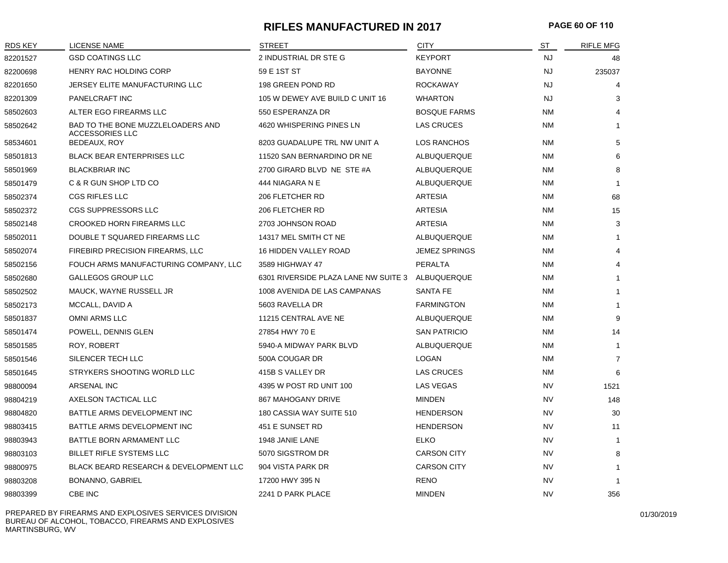# RIFLES MANUFACTURED IN 2017

| RDS KEY | LICENSE NAME | STREET | CITY | ST | RIFLE MFG |
|---|---|---|---|---|---|
| 82201527 | GSD COATINGS LLC | 2 INDUSTRIAL DR STE G | KEYPORT | NJ | 48 |
| 82200698 | HENRY RAC HOLDING CORP | 59 E 1ST ST | BAYONNE | NJ | 235037 |
| 82201650 | JERSEY ELITE MANUFACTURING LLC | 198 GREEN POND RD | ROCKAWAY | NJ | 4 |
| 82201309 | PANELCRAFT INC | 105 W DEWEY AVE BUILD C UNIT 16 | WHARTON | NJ | 3 |
| 58502603 | ALTER EGO FIREARMS LLC | 550 ESPERANZA DR | BOSQUE FARMS | NM | 4 |
| 58502642 | BAD TO THE BONE MUZZLELOADERS AND ACCESSORIES LLC | 4620 WHISPERING PINES LN | LAS CRUCES | NM | 1 |
| 58534601 | BEDEAUX, ROY | 8203 GUADALUPE TRL NW UNIT A | LOS RANCHOS | NM | 5 |
| 58501813 | BLACK BEAR ENTERPRISES LLC | 11520 SAN BERNARDINO DR NE | ALBUQUERQUE | NM | 6 |
| 58501969 | BLACKBRIAR INC | 2700 GIRARD BLVD NE STE #A | ALBUQUERQUE | NM | 8 |
| 58501479 | C & R GUN SHOP LTD CO | 444 NIAGARA N E | ALBUQUERQUE | NM | 1 |
| 58502374 | CGS RIFLES LLC | 206 FLETCHER RD | ARTESIA | NM | 68 |
| 58502372 | CGS SUPPRESSORS LLC | 206 FLETCHER RD | ARTESIA | NM | 15 |
| 58502148 | CROOKED HORN FIREARMS LLC | 2703 JOHNSON ROAD | ARTESIA | NM | 3 |
| 58502011 | DOUBLE T SQUARED FIREARMS LLC | 14317 MEL SMITH CT NE | ALBUQUERQUE | NM | 1 |
| 58502074 | FIREBIRD PRECISION FIREARMS, LLC | 16 HIDDEN VALLEY ROAD | JEMEZ SPRINGS | NM | 4 |
| 58502156 | FOUCH ARMS MANUFACTURING COMPANY, LLC | 3589 HIGHWAY 47 | PERALTA | NM | 4 |
| 58502680 | GALLEGOS GROUP LLC | 6301 RIVERSIDE PLAZA LANE NW SUITE 3 | ALBUQUERQUE | NM | 1 |
| 58502502 | MAUCK, WAYNE RUSSELL JR | 1008 AVENIDA DE LAS CAMPANAS | SANTA FE | NM | 1 |
| 58502173 | MCCALL, DAVID A | 5603 RAVELLA DR | FARMINGTON | NM | 1 |
| 58501837 | OMNI ARMS LLC | 11215 CENTRAL AVE NE | ALBUQUERQUE | NM | 9 |
| 58501474 | POWELL, DENNIS GLEN | 27854 HWY 70 E | SAN PATRICIO | NM | 14 |
| 58501585 | ROY, ROBERT | 5940-A MIDWAY PARK BLVD | ALBUQUERQUE | NM | 1 |
| 58501546 | SILENCER TECH LLC | 500A COUGAR DR | LOGAN | NM | 7 |
| 58501645 | STRYKERS SHOOTING WORLD LLC | 415B S VALLEY DR | LAS CRUCES | NM | 6 |
| 98800094 | ARSENAL INC | 4395 W POST RD UNIT 100 | LAS VEGAS | NV | 1521 |
| 98804219 | AXELSON TACTICAL LLC | 867 MAHOGANY DRIVE | MINDEN | NV | 148 |
| 98804820 | BATTLE ARMS DEVELOPMENT INC | 180 CASSIA WAY SUITE 510 | HENDERSON | NV | 30 |
| 98803415 | BATTLE ARMS DEVELOPMENT INC | 451 E SUNSET RD | HENDERSON | NV | 11 |
| 98803943 | BATTLE BORN ARMAMENT LLC | 1948 JANIE LANE | ELKO | NV | 1 |
| 98803103 | BILLET RIFLE SYSTEMS LLC | 5070 SIGSTROM DR | CARSON CITY | NV | 8 |
| 98800975 | BLACK BEARD RESEARCH & DEVELOPMENT LLC | 904 VISTA PARK DR | CARSON CITY | NV | 1 |
| 98803208 | BONANNO, GABRIEL | 17200 HWY 395 N | RENO | NV | 1 |
| 98803399 | CBE INC | 2241 D PARK PLACE | MINDEN | NV | 356 |

PREPARED BY FIREARMS AND EXPLOSIVES SERVICES DIVISION
BUREAU OF ALCOHOL, TOBACCO, FIREARMS AND EXPLOSIVES
MARTINSBURG, WV

01/30/2019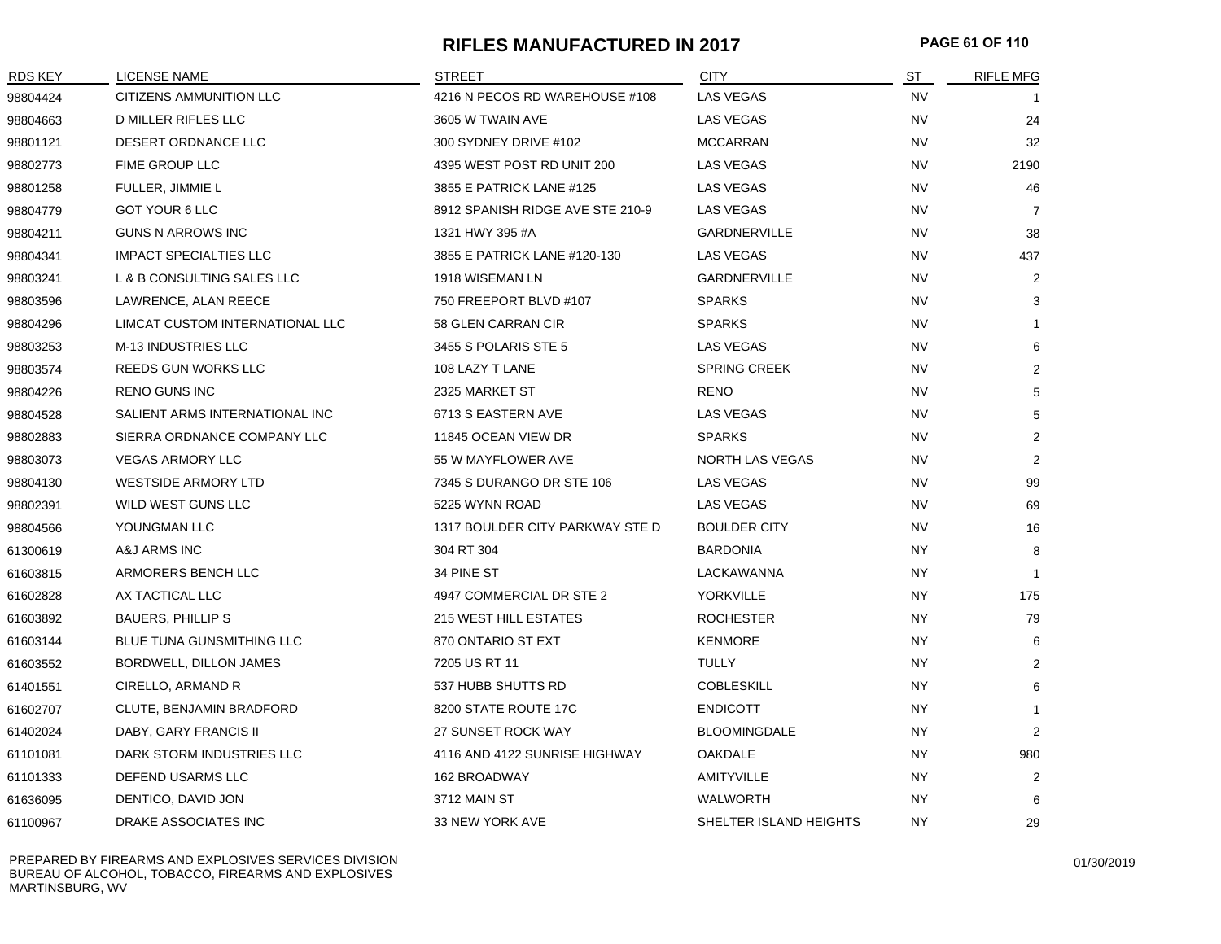# RIFLES MANUFACTURED IN 2017

| RDS KEY | LICENSE NAME | STREET | CITY | ST | RIFLE MFG |
|---|---|---|---|---|---|
| 98804424 | CITIZENS AMMUNITION LLC | 4216 N PECOS RD WAREHOUSE #108 | LAS VEGAS | NV | 1 |
| 98804663 | D MILLER RIFLES LLC | 3605 W TWAIN AVE | LAS VEGAS | NV | 24 |
| 98801121 | DESERT ORDNANCE LLC | 300 SYDNEY DRIVE #102 | MCCARRAN | NV | 32 |
| 98802773 | FIME GROUP LLC | 4395 WEST POST RD UNIT 200 | LAS VEGAS | NV | 2190 |
| 98801258 | FULLER, JIMMIE L | 3855 E PATRICK LANE #125 | LAS VEGAS | NV | 46 |
| 98804779 | GOT YOUR 6 LLC | 8912 SPANISH RIDGE AVE STE 210-9 | LAS VEGAS | NV | 7 |
| 98804211 | GUNS N ARROWS INC | 1321 HWY 395 #A | GARDNERVILLE | NV | 38 |
| 98804341 | IMPACT SPECIALTIES LLC | 3855 E PATRICK LANE #120-130 | LAS VEGAS | NV | 437 |
| 98803241 | L & B CONSULTING SALES LLC | 1918 WISEMAN LN | GARDNERVILLE | NV | 2 |
| 98803596 | LAWRENCE, ALAN REECE | 750 FREEPORT BLVD #107 | SPARKS | NV | 3 |
| 98804296 | LIMCAT CUSTOM INTERNATIONAL LLC | 58 GLEN CARRAN CIR | SPARKS | NV | 1 |
| 98803253 | M-13 INDUSTRIES LLC | 3455 S POLARIS STE 5 | LAS VEGAS | NV | 6 |
| 98803574 | REEDS GUN WORKS LLC | 108 LAZY T LANE | SPRING CREEK | NV | 2 |
| 98804226 | RENO GUNS INC | 2325 MARKET ST | RENO | NV | 5 |
| 98804528 | SALIENT ARMS INTERNATIONAL INC | 6713 S EASTERN AVE | LAS VEGAS | NV | 5 |
| 98802883 | SIERRA ORDNANCE COMPANY LLC | 11845 OCEAN VIEW DR | SPARKS | NV | 2 |
| 98803073 | VEGAS ARMORY LLC | 55 W MAYFLOWER AVE | NORTH LAS VEGAS | NV | 2 |
| 98804130 | WESTSIDE ARMORY LTD | 7345 S DURANGO DR STE 106 | LAS VEGAS | NV | 99 |
| 98802391 | WILD WEST GUNS LLC | 5225 WYNN ROAD | LAS VEGAS | NV | 69 |
| 98804566 | YOUNGMAN LLC | 1317 BOULDER CITY PARKWAY STE D | BOULDER CITY | NV | 16 |
| 61300619 | A&J ARMS INC | 304 RT 304 | BARDONIA | NY | 8 |
| 61603815 | ARMORERS BENCH LLC | 34 PINE ST | LACKAWANNA | NY | 1 |
| 61602828 | AX TACTICAL LLC | 4947 COMMERCIAL DR STE 2 | YORKVILLE | NY | 175 |
| 61603892 | BAUERS, PHILLIP S | 215 WEST HILL ESTATES | ROCHESTER | NY | 79 |
| 61603144 | BLUE TUNA GUNSMITHING LLC | 870 ONTARIO ST EXT | KENMORE | NY | 6 |
| 61603552 | BORDWELL, DILLON JAMES | 7205 US RT 11 | TULLY | NY | 2 |
| 61401551 | CIRELLO, ARMAND R | 537 HUBB SHUTTS RD | COBLESKILL | NY | 6 |
| 61602707 | CLUTE, BENJAMIN BRADFORD | 8200 STATE ROUTE 17C | ENDICOTT | NY | 1 |
| 61402024 | DABY, GARY FRANCIS II | 27 SUNSET ROCK WAY | BLOOMINGDALE | NY | 2 |
| 61101081 | DARK STORM INDUSTRIES LLC | 4116 AND 4122 SUNRISE HIGHWAY | OAKDALE | NY | 980 |
| 61101333 | DEFEND USARMS LLC | 162 BROADWAY | AMITYVILLE | NY | 2 |
| 61636095 | DENTICO, DAVID JON | 3712 MAIN ST | WALWORTH | NY | 6 |
| 61100967 | DRAKE ASSOCIATES INC | 33 NEW YORK AVE | SHELTER ISLAND HEIGHTS | NY | 29 |

PREPARED BY FIREARMS AND EXPLOSIVES SERVICES DIVISION
BUREAU OF ALCOHOL, TOBACCO, FIREARMS AND EXPLOSIVES
MARTINSBURG, WV

01/30/2019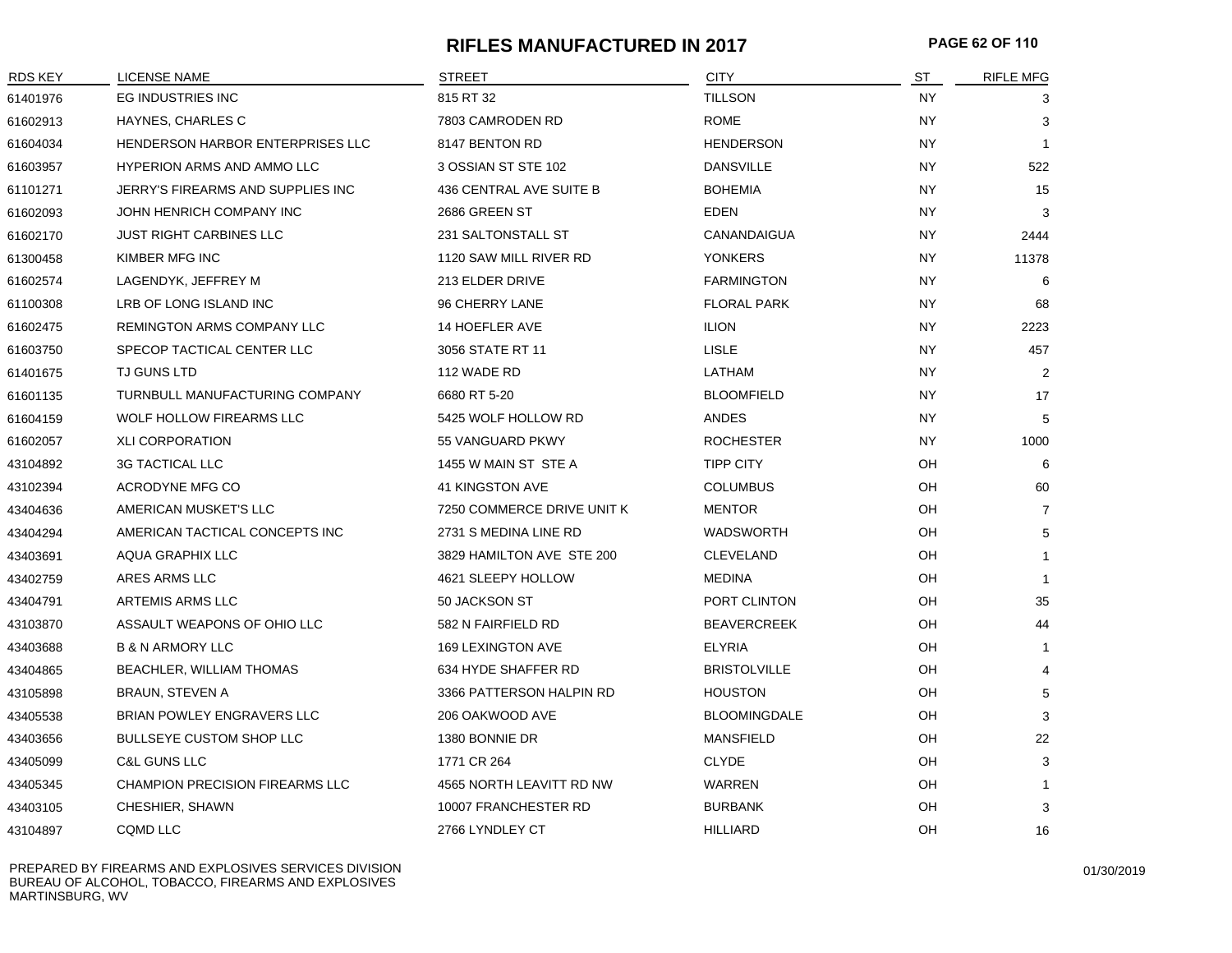# RIFLES MANUFACTURED IN 2017

| RDS KEY | LICENSE NAME | STREET | CITY | ST | RIFLE MFG |
|---|---|---|---|---|---|
| 61401976 | EG INDUSTRIES INC | 815 RT 32 | TILLSON | NY | 3 |
| 61602913 | HAYNES, CHARLES C | 7803 CAMRODEN RD | ROME | NY | 3 |
| 61604034 | HENDERSON HARBOR ENTERPRISES LLC | 8147 BENTON RD | HENDERSON | NY | 1 |
| 61603957 | HYPERION ARMS AND AMMO LLC | 3 OSSIAN ST STE 102 | DANSVILLE | NY | 522 |
| 61101271 | JERRY'S FIREARMS AND SUPPLIES INC | 436 CENTRAL AVE SUITE B | BOHEMIA | NY | 15 |
| 61602093 | JOHN HENRICH COMPANY INC | 2686 GREEN ST | EDEN | NY | 3 |
| 61602170 | JUST RIGHT CARBINES LLC | 231 SALTONSTALL ST | CANANDAIGUA | NY | 2444 |
| 61300458 | KIMBER MFG INC | 1120 SAW MILL RIVER RD | YONKERS | NY | 11378 |
| 61602574 | LAGENDYK, JEFFREY M | 213 ELDER DRIVE | FARMINGTON | NY | 6 |
| 61100308 | LRB OF LONG ISLAND INC | 96 CHERRY LANE | FLORAL PARK | NY | 68 |
| 61602475 | REMINGTON ARMS COMPANY LLC | 14 HOEFLER AVE | ILION | NY | 2223 |
| 61603750 | SPECOP TACTICAL CENTER LLC | 3056 STATE RT 11 | LISLE | NY | 457 |
| 61401675 | TJ GUNS LTD | 112 WADE RD | LATHAM | NY | 2 |
| 61601135 | TURNBULL MANUFACTURING COMPANY | 6680 RT 5-20 | BLOOMFIELD | NY | 17 |
| 61604159 | WOLF HOLLOW FIREARMS LLC | 5425 WOLF HOLLOW RD | ANDES | NY | 5 |
| 61602057 | XLI CORPORATION | 55 VANGUARD PKWY | ROCHESTER | NY | 1000 |
| 43104892 | 3G TACTICAL LLC | 1455 W MAIN ST STE A | TIPP CITY | OH | 6 |
| 43102394 | ACRODYNE MFG CO | 41 KINGSTON AVE | COLUMBUS | OH | 60 |
| 43404636 | AMERICAN MUSKET'S LLC | 7250 COMMERCE DRIVE UNIT K | MENTOR | OH | 7 |
| 43404294 | AMERICAN TACTICAL CONCEPTS INC | 2731 S MEDINA LINE RD | WADSWORTH | OH | 5 |
| 43403691 | AQUA GRAPHIX LLC | 3829 HAMILTON AVE STE 200 | CLEVELAND | OH | 1 |
| 43402759 | ARES ARMS LLC | 4621 SLEEPY HOLLOW | MEDINA | OH | 1 |
| 43404791 | ARTEMIS ARMS LLC | 50 JACKSON ST | PORT CLINTON | OH | 35 |
| 43103870 | ASSAULT WEAPONS OF OHIO LLC | 582 N FAIRFIELD RD | BEAVERCREEK | OH | 44 |
| 43403688 | B & N ARMORY LLC | 169 LEXINGTON AVE | ELYRIA | OH | 1 |
| 43404865 | BEACHLER, WILLIAM THOMAS | 634 HYDE SHAFFER RD | BRISTOLVILLE | OH | 4 |
| 43105898 | BRAUN, STEVEN A | 3366 PATTERSON HALPIN RD | HOUSTON | OH | 5 |
| 43405538 | BRIAN POWLEY ENGRAVERS LLC | 206 OAKWOOD AVE | BLOOMINGDALE | OH | 3 |
| 43403656 | BULLSEYE CUSTOM SHOP LLC | 1380 BONNIE DR | MANSFIELD | OH | 22 |
| 43405099 | C&L GUNS LLC | 1771 CR 264 | CLYDE | OH | 3 |
| 43405345 | CHAMPION PRECISION FIREARMS LLC | 4565 NORTH LEAVITT RD NW | WARREN | OH | 1 |
| 43403105 | CHESHIER, SHAWN | 10007 FRANCHESTER RD | BURBANK | OH | 3 |
| 43104897 | CQMD LLC | 2766 LYNDLEY CT | HILLIARD | OH | 16 |

PREPARED BY FIREARMS AND EXPLOSIVES SERVICES DIVISION
BUREAU OF ALCOHOL, TOBACCO, FIREARMS AND EXPLOSIVES
MARTINSBURG, WV

01/30/2019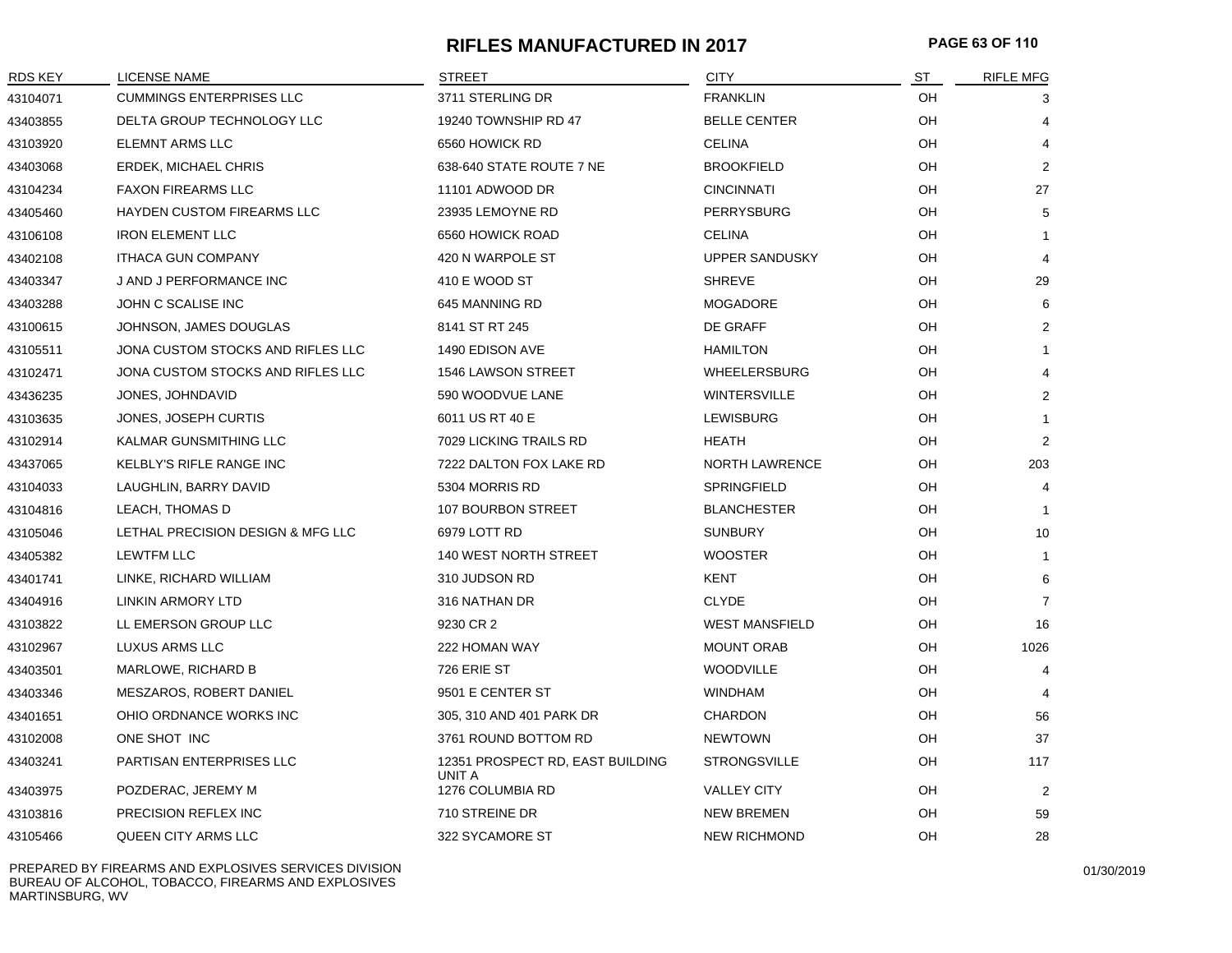# RIFLES MANUFACTURED IN 2017

| RDS KEY | LICENSE NAME | STREET | CITY | ST | RIFLE MFG |
|---|---|---|---|---|---|
| 43104071 | CUMMINGS ENTERPRISES LLC | 3711 STERLING DR | FRANKLIN | OH | 3 |
| 43403855 | DELTA GROUP TECHNOLOGY LLC | 19240 TOWNSHIP RD 47 | BELLE CENTER | OH | 4 |
| 43103920 | ELEMNT ARMS LLC | 6560 HOWICK RD | CELINA | OH | 4 |
| 43403068 | ERDEK, MICHAEL CHRIS | 638-640 STATE ROUTE 7 NE | BROOKFIELD | OH | 2 |
| 43104234 | FAXON FIREARMS LLC | 11101 ADWOOD DR | CINCINNATI | OH | 27 |
| 43405460 | HAYDEN CUSTOM FIREARMS LLC | 23935 LEMOYNE RD | PERRYSBURG | OH | 5 |
| 43106108 | IRON ELEMENT LLC | 6560 HOWICK ROAD | CELINA | OH | 1 |
| 43402108 | ITHACA GUN COMPANY | 420 N WARPOLE ST | UPPER SANDUSKY | OH | 4 |
| 43403347 | J AND J PERFORMANCE INC | 410 E WOOD ST | SHREVE | OH | 29 |
| 43403288 | JOHN C SCALISE INC | 645 MANNING RD | MOGADORE | OH | 6 |
| 43100615 | JOHNSON, JAMES DOUGLAS | 8141 ST RT 245 | DE GRAFF | OH | 2 |
| 43105511 | JONA CUSTOM STOCKS AND RIFLES LLC | 1490 EDISON AVE | HAMILTON | OH | 1 |
| 43102471 | JONA CUSTOM STOCKS AND RIFLES LLC | 1546 LAWSON STREET | WHEELERSBURG | OH | 4 |
| 43436235 | JONES, JOHNDAVID | 590 WOODVUE LANE | WINTERSVILLE | OH | 2 |
| 43103635 | JONES, JOSEPH CURTIS | 6011 US RT 40 E | LEWISBURG | OH | 1 |
| 43102914 | KALMAR GUNSMITHING LLC | 7029 LICKING TRAILS RD | HEATH | OH | 2 |
| 43437065 | KELBLY'S RIFLE RANGE INC | 7222 DALTON FOX LAKE RD | NORTH LAWRENCE | OH | 203 |
| 43104033 | LAUGHLIN, BARRY DAVID | 5304 MORRIS RD | SPRINGFIELD | OH | 4 |
| 43104816 | LEACH, THOMAS D | 107 BOURBON STREET | BLANCHESTER | OH | 1 |
| 43105046 | LETHAL PRECISION DESIGN & MFG LLC | 6979 LOTT RD | SUNBURY | OH | 10 |
| 43405382 | LEWTFM LLC | 140 WEST NORTH STREET | WOOSTER | OH | 1 |
| 43401741 | LINKE, RICHARD WILLIAM | 310 JUDSON RD | KENT | OH | 6 |
| 43404916 | LINKIN ARMORY LTD | 316 NATHAN DR | CLYDE | OH | 7 |
| 43103822 | LL EMERSON GROUP LLC | 9230 CR 2 | WEST MANSFIELD | OH | 16 |
| 43102967 | LUXUS ARMS LLC | 222 HOMAN WAY | MOUNT ORAB | OH | 1026 |
| 43403501 | MARLOWE, RICHARD B | 726 ERIE ST | WOODVILLE | OH | 4 |
| 43403346 | MESZAROS, ROBERT DANIEL | 9501 E CENTER ST | WINDHAM | OH | 4 |
| 43401651 | OHIO ORDNANCE WORKS INC | 305, 310 AND 401 PARK DR | CHARDON | OH | 56 |
| 43102008 | ONE SHOT INC | 3761 ROUND BOTTOM RD | NEWTOWN | OH | 37 |
| 43403241 | PARTISAN ENTERPRISES LLC | 12351 PROSPECT RD, EAST BUILDING UNIT A | STRONGSVILLE | OH | 117 |
| 43403975 | POZDERAC, JEREMY M | 1276 COLUMBIA RD | VALLEY CITY | OH | 2 |
| 43103816 | PRECISION REFLEX INC | 710 STREINE DR | NEW BREMEN | OH | 59 |
| 43105466 | QUEEN CITY ARMS LLC | 322 SYCAMORE ST | NEW RICHMOND | OH | 28 |

PREPARED BY FIREARMS AND EXPLOSIVES SERVICES DIVISION
BUREAU OF ALCOHOL, TOBACCO, FIREARMS AND EXPLOSIVES
MARTINSBURG, WV

01/30/2019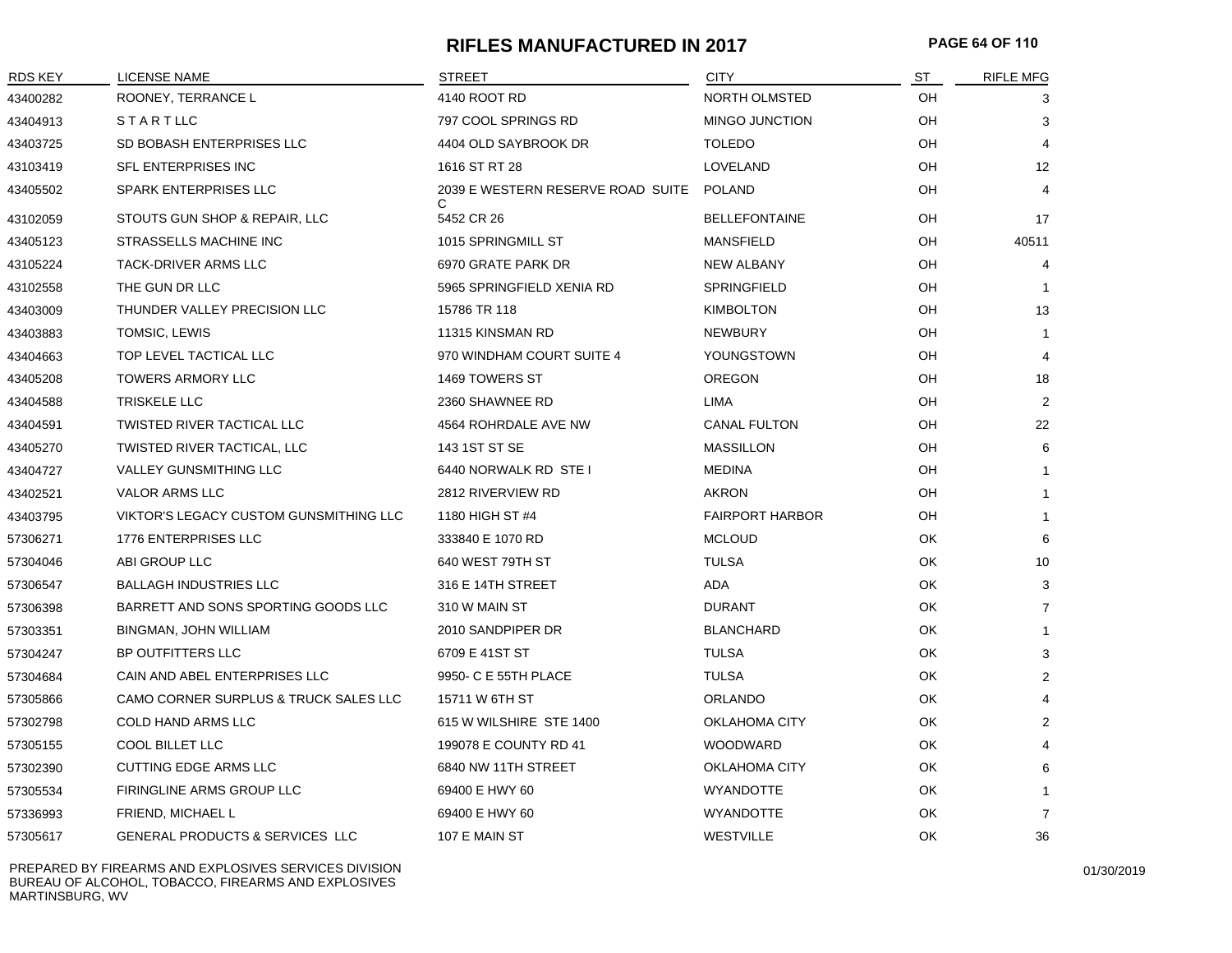# RIFLES MANUFACTURED IN 2017

| RDS KEY | LICENSE NAME | STREET | CITY | ST | RIFLE MFG |
|---|---|---|---|---|---|
| 43400282 | ROONEY, TERRANCE L | 4140 ROOT RD | NORTH OLMSTED | OH | 3 |
| 43404913 | S T A R T LLC | 797 COOL SPRINGS RD | MINGO JUNCTION | OH | 3 |
| 43403725 | SD BOBASH ENTERPRISES LLC | 4404 OLD SAYBROOK DR | TOLEDO | OH | 4 |
| 43103419 | SFL ENTERPRISES INC | 1616 ST RT 28 | LOVELAND | OH | 12 |
| 43405502 | SPARK ENTERPRISES LLC | 2039 E WESTERN RESERVE ROAD SUITE C | POLAND | OH | 4 |
| 43102059 | STOUTS GUN SHOP & REPAIR, LLC | 5452 CR 26 | BELLEFONTAINE | OH | 17 |
| 43405123 | STRASSELLS MACHINE INC | 1015 SPRINGMILL ST | MANSFIELD | OH | 40511 |
| 43105224 | TACK-DRIVER ARMS LLC | 6970 GRATE PARK DR | NEW ALBANY | OH | 4 |
| 43102558 | THE GUN DR LLC | 5965 SPRINGFIELD XENIA RD | SPRINGFIELD | OH | 1 |
| 43403009 | THUNDER VALLEY PRECISION LLC | 15786 TR 118 | KIMBOLTON | OH | 13 |
| 43403883 | TOMSIC, LEWIS | 11315 KINSMAN RD | NEWBURY | OH | 1 |
| 43404663 | TOP LEVEL TACTICAL LLC | 970 WINDHAM COURT SUITE 4 | YOUNGSTOWN | OH | 4 |
| 43405208 | TOWERS ARMORY LLC | 1469 TOWERS ST | OREGON | OH | 18 |
| 43404588 | TRISKELE LLC | 2360 SHAWNEE RD | LIMA | OH | 2 |
| 43404591 | TWISTED RIVER TACTICAL LLC | 4564 ROHRDALE AVE NW | CANAL FULTON | OH | 22 |
| 43405270 | TWISTED RIVER TACTICAL, LLC | 143 1ST ST SE | MASSILLON | OH | 6 |
| 43404727 | VALLEY GUNSMITHING LLC | 6440 NORWALK RD STE I | MEDINA | OH | 1 |
| 43402521 | VALOR ARMS LLC | 2812 RIVERVIEW RD | AKRON | OH | 1 |
| 43403795 | VIKTOR'S LEGACY CUSTOM GUNSMITHING LLC | 1180 HIGH ST #4 | FAIRPORT HARBOR | OH | 1 |
| 57306271 | 1776 ENTERPRISES LLC | 333840 E 1070 RD | MCLOUD | OK | 6 |
| 57304046 | ABI GROUP LLC | 640 WEST 79TH ST | TULSA | OK | 10 |
| 57306547 | BALLAGH INDUSTRIES LLC | 316 E 14TH STREET | ADA | OK | 3 |
| 57306398 | BARRETT AND SONS SPORTING GOODS LLC | 310 W MAIN ST | DURANT | OK | 7 |
| 57303351 | BINGMAN, JOHN WILLIAM | 2010 SANDPIPER DR | BLANCHARD | OK | 1 |
| 57304247 | BP OUTFITTERS LLC | 6709 E 41ST ST | TULSA | OK | 3 |
| 57304684 | CAIN AND ABEL ENTERPRISES LLC | 9950- C E 55TH PLACE | TULSA | OK | 2 |
| 57305866 | CAMO CORNER SURPLUS & TRUCK SALES LLC | 15711 W 6TH ST | ORLANDO | OK | 4 |
| 57302798 | COLD HAND ARMS LLC | 615 W WILSHIRE STE 1400 | OKLAHOMA CITY | OK | 2 |
| 57305155 | COOL BILLET LLC | 199078 E COUNTY RD 41 | WOODWARD | OK | 4 |
| 57302390 | CUTTING EDGE ARMS LLC | 6840 NW 11TH STREET | OKLAHOMA CITY | OK | 6 |
| 57305534 | FIRINGLINE ARMS GROUP LLC | 69400 E HWY 60 | WYANDOTTE | OK | 1 |
| 57336993 | FRIEND, MICHAEL L | 69400 E HWY 60 | WYANDOTTE | OK | 7 |
| 57305617 | GENERAL PRODUCTS & SERVICES LLC | 107 E MAIN ST | WESTVILLE | OK | 36 |

PREPARED BY FIREARMS AND EXPLOSIVES SERVICES DIVISION
BUREAU OF ALCOHOL, TOBACCO, FIREARMS AND EXPLOSIVES
MARTINSBURG, WV

01/30/2019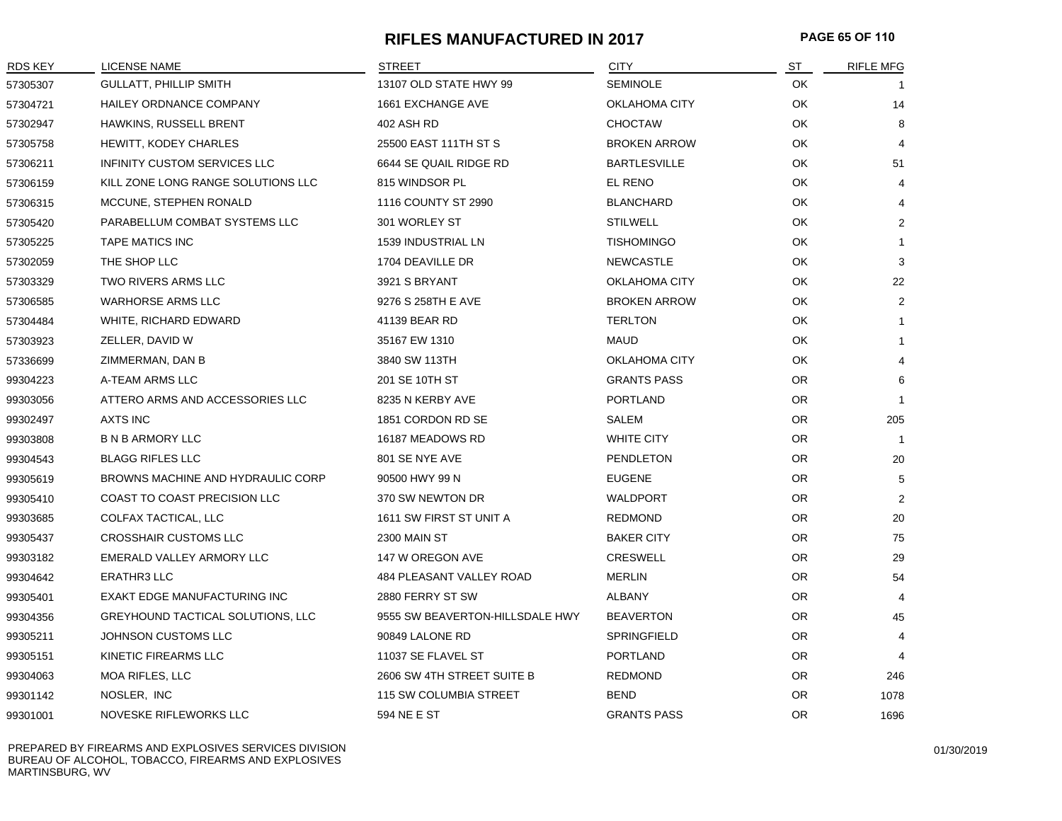# RIFLES MANUFACTURED IN 2017

| RDS KEY | LICENSE NAME | STREET | CITY | ST | RIFLE MFG |
|---|---|---|---|---|---|
| 57305307 | GULLATT, PHILLIP SMITH | 13107 OLD STATE HWY 99 | SEMINOLE | OK | 1 |
| 57304721 | HAILEY ORDNANCE COMPANY | 1661 EXCHANGE AVE | OKLAHOMA CITY | OK | 14 |
| 57302947 | HAWKINS, RUSSELL BRENT | 402 ASH RD | CHOCTAW | OK | 8 |
| 57305758 | HEWITT, KODEY CHARLES | 25500 EAST 111TH ST S | BROKEN ARROW | OK | 4 |
| 57306211 | INFINITY CUSTOM SERVICES LLC | 6644 SE QUAIL RIDGE RD | BARTLESVILLE | OK | 51 |
| 57306159 | KILL ZONE LONG RANGE SOLUTIONS LLC | 815 WINDSOR PL | EL RENO | OK | 4 |
| 57306315 | MCCUNE, STEPHEN RONALD | 1116 COUNTY ST 2990 | BLANCHARD | OK | 4 |
| 57305420 | PARABELLUM COMBAT SYSTEMS LLC | 301 WORLEY ST | STILWELL | OK | 2 |
| 57305225 | TAPE MATICS INC | 1539 INDUSTRIAL LN | TISHOMINGO | OK | 1 |
| 57302059 | THE SHOP LLC | 1704 DEAVILLE DR | NEWCASTLE | OK | 3 |
| 57303329 | TWO RIVERS ARMS LLC | 3921 S BRYANT | OKLAHOMA CITY | OK | 22 |
| 57306585 | WARHORSE ARMS LLC | 9276 S 258TH E AVE | BROKEN ARROW | OK | 2 |
| 57304484 | WHITE, RICHARD EDWARD | 41139 BEAR RD | TERLTON | OK | 1 |
| 57303923 | ZELLER, DAVID W | 35167 EW 1310 | MAUD | OK | 1 |
| 57336699 | ZIMMERMAN, DAN B | 3840 SW 113TH | OKLAHOMA CITY | OK | 4 |
| 99304223 | A-TEAM ARMS LLC | 201 SE 10TH ST | GRANTS PASS | OR | 6 |
| 99303056 | ATTERO ARMS AND ACCESSORIES LLC | 8235 N KERBY AVE | PORTLAND | OR | 1 |
| 99302497 | AXTS INC | 1851 CORDON RD SE | SALEM | OR | 205 |
| 99303808 | B N B ARMORY LLC | 16187 MEADOWS RD | WHITE CITY | OR | 1 |
| 99304543 | BLAGG RIFLES LLC | 801 SE NYE AVE | PENDLETON | OR | 20 |
| 99305619 | BROWNS MACHINE AND HYDRAULIC CORP | 90500 HWY 99 N | EUGENE | OR | 5 |
| 99305410 | COAST TO COAST PRECISION LLC | 370 SW NEWTON DR | WALDPORT | OR | 2 |
| 99303685 | COLFAX TACTICAL, LLC | 1611 SW FIRST ST UNIT A | REDMOND | OR | 20 |
| 99305437 | CROSSHAIR CUSTOMS LLC | 2300 MAIN ST | BAKER CITY | OR | 75 |
| 99303182 | EMERALD VALLEY ARMORY LLC | 147 W OREGON AVE | CRESWELL | OR | 29 |
| 99304642 | ERATHR3 LLC | 484 PLEASANT VALLEY ROAD | MERLIN | OR | 54 |
| 99305401 | EXAKT EDGE MANUFACTURING INC | 2880 FERRY ST SW | ALBANY | OR | 4 |
| 99304356 | GREYHOUND TACTICAL SOLUTIONS, LLC | 9555 SW BEAVERTON-HILLSDALE HWY | BEAVERTON | OR | 45 |
| 99305211 | JOHNSON CUSTOMS LLC | 90849 LALONE RD | SPRINGFIELD | OR | 4 |
| 99305151 | KINETIC FIREARMS LLC | 11037 SE FLAVEL ST | PORTLAND | OR | 4 |
| 99304063 | MOA RIFLES, LLC | 2606 SW 4TH STREET SUITE B | REDMOND | OR | 246 |
| 99301142 | NOSLER, INC | 115 SW COLUMBIA STREET | BEND | OR | 1078 |
| 99301001 | NOVESKE RIFLEWORKS LLC | 594 NE E ST | GRANTS PASS | OR | 1696 |

PREPARED BY FIREARMS AND EXPLOSIVES SERVICES DIVISION
BUREAU OF ALCOHOL, TOBACCO, FIREARMS AND EXPLOSIVES
MARTINSBURG, WV

01/30/2019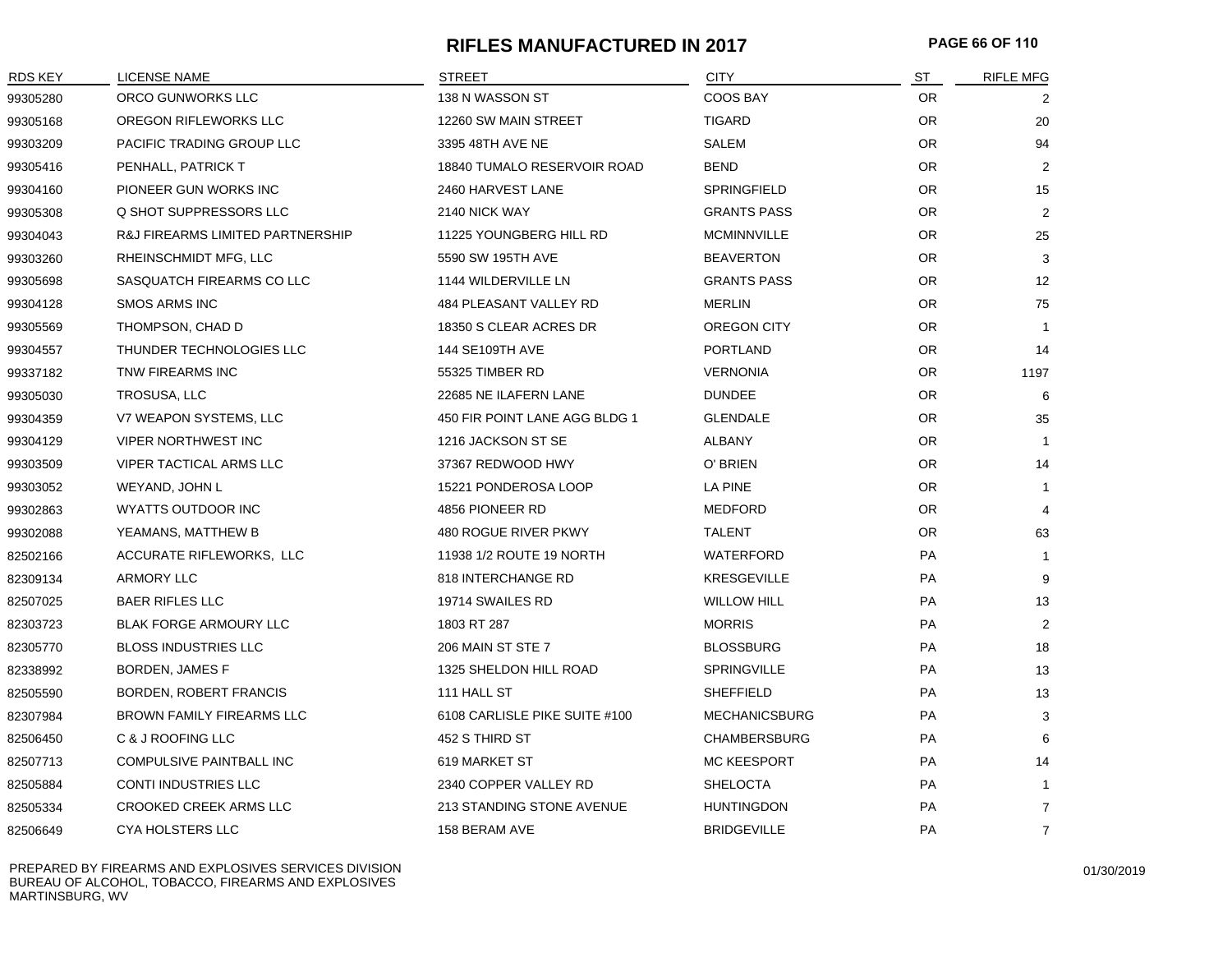# RIFLES MANUFACTURED IN 2017

| RDS KEY | LICENSE NAME | STREET | CITY | ST | RIFLE MFG |
|---|---|---|---|---|---|
| 99305280 | ORCO GUNWORKS LLC | 138 N WASSON ST | COOS BAY | OR | 2 |
| 99305168 | OREGON RIFLEWORKS LLC | 12260 SW MAIN STREET | TIGARD | OR | 20 |
| 99303209 | PACIFIC TRADING GROUP LLC | 3395 48TH AVE NE | SALEM | OR | 94 |
| 99305416 | PENHALL, PATRICK T | 18840 TUMALO RESERVOIR ROAD | BEND | OR | 2 |
| 99304160 | PIONEER GUN WORKS INC | 2460 HARVEST LANE | SPRINGFIELD | OR | 15 |
| 99305308 | Q SHOT SUPPRESSORS LLC | 2140 NICK WAY | GRANTS PASS | OR | 2 |
| 99304043 | R&J FIREARMS LIMITED PARTNERSHIP | 11225 YOUNGBERG HILL RD | MCMINNVILLE | OR | 25 |
| 99303260 | RHEINSCHMIDT MFG, LLC | 5590 SW 195TH AVE | BEAVERTON | OR | 3 |
| 99305698 | SASQUATCH FIREARMS CO LLC | 1144 WILDERVILLE LN | GRANTS PASS | OR | 12 |
| 99304128 | SMOS ARMS INC | 484 PLEASANT VALLEY RD | MERLIN | OR | 75 |
| 99305569 | THOMPSON, CHAD D | 18350 S CLEAR ACRES DR | OREGON CITY | OR | 1 |
| 99304557 | THUNDER TECHNOLOGIES LLC | 144 SE109TH AVE | PORTLAND | OR | 14 |
| 99337182 | TNW FIREARMS INC | 55325 TIMBER RD | VERNONIA | OR | 1197 |
| 99305030 | TROSUSA, LLC | 22685 NE ILAFERN LANE | DUNDEE | OR | 6 |
| 99304359 | V7 WEAPON SYSTEMS, LLC | 450 FIR POINT LANE AGG BLDG 1 | GLENDALE | OR | 35 |
| 99304129 | VIPER NORTHWEST INC | 1216 JACKSON ST SE | ALBANY | OR | 1 |
| 99303509 | VIPER TACTICAL ARMS LLC | 37367 REDWOOD HWY | O' BRIEN | OR | 14 |
| 99303052 | WEYAND, JOHN L | 15221 PONDEROSA LOOP | LA PINE | OR | 1 |
| 99302863 | WYATTS OUTDOOR INC | 4856 PIONEER RD | MEDFORD | OR | 4 |
| 99302088 | YEAMANS, MATTHEW B | 480 ROGUE RIVER PKWY | TALENT | OR | 63 |
| 82502166 | ACCURATE RIFLEWORKS, LLC | 11938 1/2 ROUTE 19 NORTH | WATERFORD | PA | 1 |
| 82309134 | ARMORY LLC | 818 INTERCHANGE RD | KRESGEVILLE | PA | 9 |
| 82507025 | BAER RIFLES LLC | 19714 SWAILES RD | WILLOW HILL | PA | 13 |
| 82303723 | BLAK FORGE ARMOURY LLC | 1803 RT 287 | MORRIS | PA | 2 |
| 82305770 | BLOSS INDUSTRIES LLC | 206 MAIN ST STE 7 | BLOSSBURG | PA | 18 |
| 82338992 | BORDEN, JAMES F | 1325 SHELDON HILL ROAD | SPRINGVILLE | PA | 13 |
| 82505590 | BORDEN, ROBERT FRANCIS | 111 HALL ST | SHEFFIELD | PA | 13 |
| 82307984 | BROWN FAMILY FIREARMS LLC | 6108 CARLISLE PIKE SUITE #100 | MECHANICSBURG | PA | 3 |
| 82506450 | C & J ROOFING LLC | 452 S THIRD ST | CHAMBERSBURG | PA | 6 |
| 82507713 | COMPULSIVE PAINTBALL INC | 619 MARKET ST | MC KEESPORT | PA | 14 |
| 82505884 | CONTI INDUSTRIES LLC | 2340 COPPER VALLEY RD | SHELOCTA | PA | 1 |
| 82505334 | CROOKED CREEK ARMS LLC | 213 STANDING STONE AVENUE | HUNTINGDON | PA | 7 |
| 82506649 | CYA HOLSTERS LLC | 158 BERAM AVE | BRIDGEVILLE | PA | 7 |

PREPARED BY FIREARMS AND EXPLOSIVES SERVICES DIVISION
BUREAU OF ALCOHOL, TOBACCO, FIREARMS AND EXPLOSIVES
MARTINSBURG, WV

01/30/2019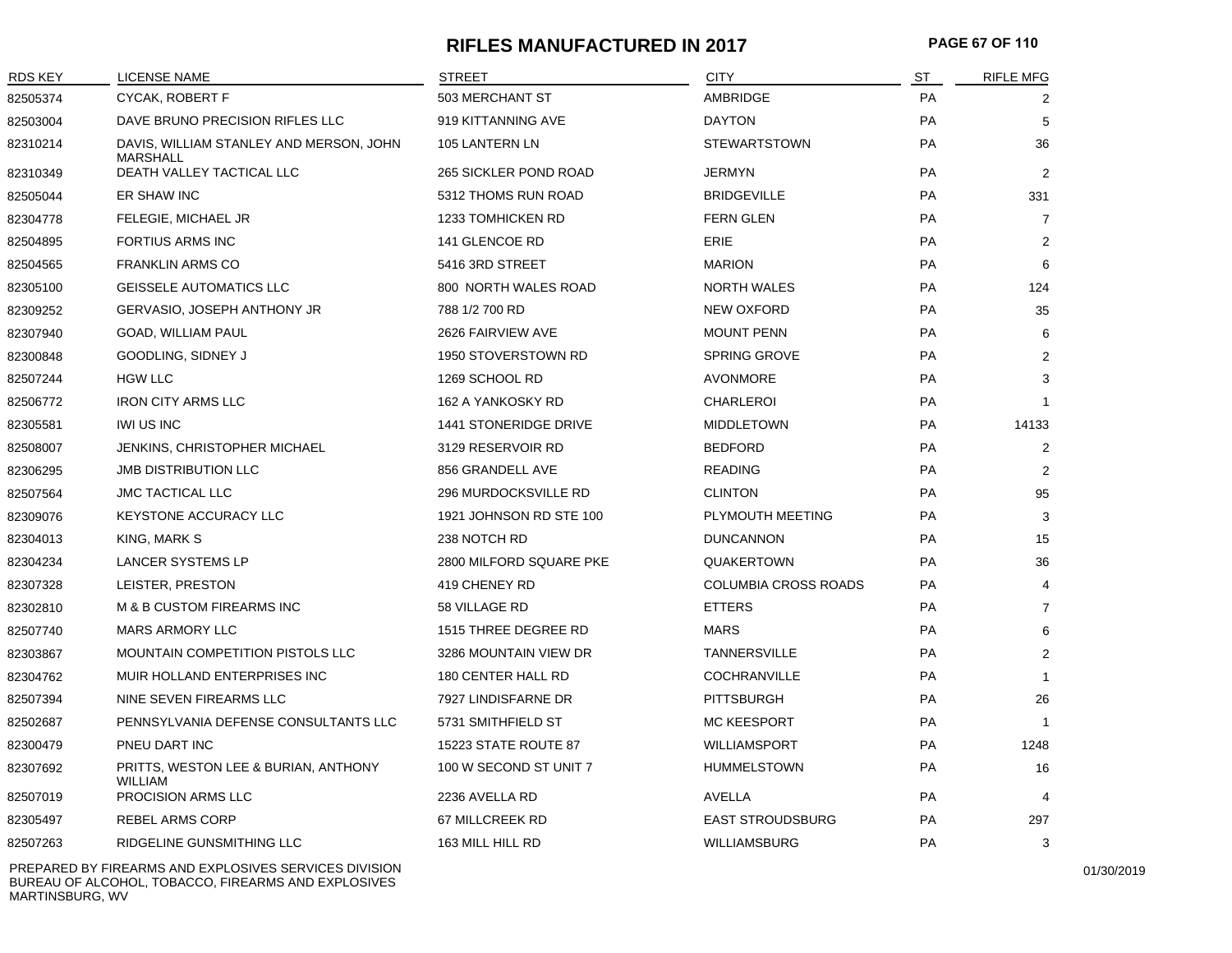# RIFLES MANUFACTURED IN 2017

| RDS KEY | LICENSE NAME | STREET | CITY | ST | RIFLE MFG |
|---|---|---|---|---|---|
| 82505374 | CYCAK, ROBERT F | 503 MERCHANT ST | AMBRIDGE | PA | 2 |
| 82503004 | DAVE BRUNO PRECISION RIFLES LLC | 919 KITTANNING AVE | DAYTON | PA | 5 |
| 82310214 | DAVIS, WILLIAM STANLEY AND MERSON, JOHN MARSHALL | 105 LANTERN LN | STEWARTSTOWN | PA | 36 |
| 82310349 | DEATH VALLEY TACTICAL LLC | 265 SICKLER POND ROAD | JERMYN | PA | 2 |
| 82505044 | ER SHAW INC | 5312 THOMS RUN ROAD | BRIDGEVILLE | PA | 331 |
| 82304778 | FELEGIE, MICHAEL JR | 1233 TOMHICKEN RD | FERN GLEN | PA | 7 |
| 82504895 | FORTIUS ARMS INC | 141 GLENCOE RD | ERIE | PA | 2 |
| 82504565 | FRANKLIN ARMS CO | 5416 3RD STREET | MARION | PA | 6 |
| 82305100 | GEISSELE AUTOMATICS LLC | 800 NORTH WALES ROAD | NORTH WALES | PA | 124 |
| 82309252 | GERVASIO, JOSEPH ANTHONY JR | 788 1/2 700 RD | NEW OXFORD | PA | 35 |
| 82307940 | GOAD, WILLIAM PAUL | 2626 FAIRVIEW AVE | MOUNT PENN | PA | 6 |
| 82300848 | GOODLING, SIDNEY J | 1950 STOVERSTOWN RD | SPRING GROVE | PA | 2 |
| 82507244 | HGW LLC | 1269 SCHOOL RD | AVONMORE | PA | 3 |
| 82506772 | IRON CITY ARMS LLC | 162 A YANKOSKY RD | CHARLEROI | PA | 1 |
| 82305581 | IWI US INC | 1441 STONERIDGE DRIVE | MIDDLETOWN | PA | 14133 |
| 82508007 | JENKINS, CHRISTOPHER MICHAEL | 3129 RESERVOIR RD | BEDFORD | PA | 2 |
| 82306295 | JMB DISTRIBUTION LLC | 856 GRANDELL AVE | READING | PA | 2 |
| 82507564 | JMC TACTICAL LLC | 296 MURDOCKSVILLE RD | CLINTON | PA | 95 |
| 82309076 | KEYSTONE ACCURACY LLC | 1921 JOHNSON RD STE 100 | PLYMOUTH MEETING | PA | 3 |
| 82304013 | KING, MARK S | 238 NOTCH RD | DUNCANNON | PA | 15 |
| 82304234 | LANCER SYSTEMS LP | 2800 MILFORD SQUARE PKE | QUAKERTOWN | PA | 36 |
| 82307328 | LEISTER, PRESTON | 419 CHENEY RD | COLUMBIA CROSS ROADS | PA | 4 |
| 82302810 | M & B CUSTOM FIREARMS INC | 58 VILLAGE RD | ETTERS | PA | 7 |
| 82507740 | MARS ARMORY LLC | 1515 THREE DEGREE RD | MARS | PA | 6 |
| 82303867 | MOUNTAIN COMPETITION PISTOLS LLC | 3286 MOUNTAIN VIEW DR | TANNERSVILLE | PA | 2 |
| 82304762 | MUIR HOLLAND ENTERPRISES INC | 180 CENTER HALL RD | COCHRANVILLE | PA | 1 |
| 82507394 | NINE SEVEN FIREARMS LLC | 7927 LINDISFARNE DR | PITTSBURGH | PA | 26 |
| 82502687 | PENNSYLVANIA DEFENSE CONSULTANTS LLC | 5731 SMITHFIELD ST | MC KEESPORT | PA | 1 |
| 82300479 | PNEU DART INC | 15223 STATE ROUTE 87 | WILLIAMSPORT | PA | 1248 |
| 82307692 | PRITTS, WESTON LEE & BURIAN, ANTHONY WILLIAM | 100 W SECOND ST UNIT 7 | HUMMELSTOWN | PA | 16 |
| 82507019 | PROCISION ARMS LLC | 2236 AVELLA RD | AVELLA | PA | 4 |
| 82305497 | REBEL ARMS CORP | 67 MILLCREEK RD | EAST STROUDSBURG | PA | 297 |
| 82507263 | RIDGELINE GUNSMITHING LLC | 163 MILL HILL RD | WILLIAMSBURG | PA | 3 |

PREPARED BY FIREARMS AND EXPLOSIVES SERVICES DIVISION
BUREAU OF ALCOHOL, TOBACCO, FIREARMS AND EXPLOSIVES
MARTINSBURG, WV

01/30/2019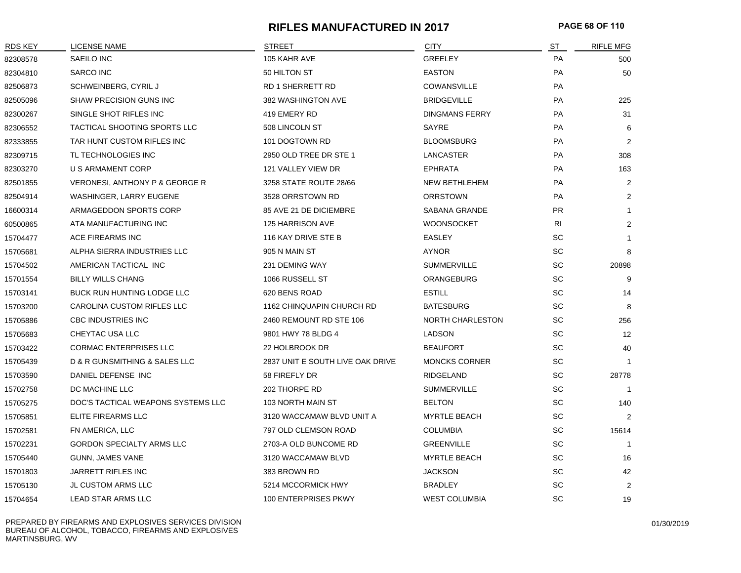# RIFLES MANUFACTURED IN 2017

| RDS KEY | LICENSE NAME | STREET | CITY | ST | RIFLE MFG |
|---|---|---|---|---|---|
| 82308578 | SAEILO INC | 105 KAHR AVE | GREELEY | PA | 500 |
| 82304810 | SARCO INC | 50 HILTON ST | EASTON | PA | 50 |
| 82506873 | SCHWEINBERG, CYRIL J | RD 1 SHERRETT RD | COWANSVILLE | PA | |
| 82505096 | SHAW PRECISION GUNS INC | 382 WASHINGTON AVE | BRIDGEVILLE | PA | 225 |
| 82300267 | SINGLE SHOT RIFLES INC | 419 EMERY RD | DINGMANS FERRY | PA | 31 |
| 82306552 | TACTICAL SHOOTING SPORTS LLC | 508 LINCOLN ST | SAYRE | PA | 6 |
| 82333855 | TAR HUNT CUSTOM RIFLES INC | 101 DOGTOWN RD | BLOOMSBURG | PA | 2 |
| 82309715 | TL TECHNOLOGIES INC | 2950 OLD TREE DR STE 1 | LANCASTER | PA | 308 |
| 82303270 | U S ARMAMENT CORP | 121 VALLEY VIEW DR | EPHRATA | PA | 163 |
| 82501855 | VERONESI, ANTHONY P & GEORGE R | 3258 STATE ROUTE 28/66 | NEW BETHLEHEM | PA | 2 |
| 82504914 | WASHINGER, LARRY EUGENE | 3528 ORRSTOWN RD | ORRSTOWN | PA | 2 |
| 16600314 | ARMAGEDDON SPORTS CORP | 85 AVE 21 DE DICIEMBRE | SABANA GRANDE | PR | 1 |
| 60500865 | ATA MANUFACTURING INC | 125 HARRISON AVE | WOONSOCKET | RI | 2 |
| 15704477 | ACE FIREARMS INC | 116 KAY DRIVE STE B | EASLEY | SC | 1 |
| 15705681 | ALPHA SIERRA INDUSTRIES LLC | 905 N MAIN ST | AYNOR | SC | 8 |
| 15704502 | AMERICAN TACTICAL INC | 231 DEMING WAY | SUMMERVILLE | SC | 20898 |
| 15701554 | BILLY WILLS CHANG | 1066 RUSSELL ST | ORANGEBURG | SC | 9 |
| 15703141 | BUCK RUN HUNTING LODGE LLC | 620 BENS ROAD | ESTILL | SC | 14 |
| 15703200 | CAROLINA CUSTOM RIFLES LLC | 1162 CHINQUAPIN CHURCH RD | BATESBURG | SC | 8 |
| 15705886 | CBC INDUSTRIES INC | 2460 REMOUNT RD STE 106 | NORTH CHARLESTON | SC | 256 |
| 15705683 | CHEYTAC USA LLC | 9801 HWY 78 BLDG 4 | LADSON | SC | 12 |
| 15703422 | CORMAC ENTERPRISES LLC | 22 HOLBROOK DR | BEAUFORT | SC | 40 |
| 15705439 | D & R GUNSMITHING & SALES LLC | 2837 UNIT E SOUTH LIVE OAK DRIVE | MONCKS CORNER | SC | 1 |
| 15703590 | DANIEL DEFENSE INC | 58 FIREFLY DR | RIDGELAND | SC | 28778 |
| 15702758 | DC MACHINE LLC | 202 THORPE RD | SUMMERVILLE | SC | 1 |
| 15705275 | DOC'S TACTICAL WEAPONS SYSTEMS LLC | 103 NORTH MAIN ST | BELTON | SC | 140 |
| 15705851 | ELITE FIREARMS LLC | 3120 WACCAMAW BLVD UNIT A | MYRTLE BEACH | SC | 2 |
| 15702581 | FN AMERICA, LLC | 797 OLD CLEMSON ROAD | COLUMBIA | SC | 15614 |
| 15702231 | GORDON SPECIALTY ARMS LLC | 2703-A OLD BUNCOME RD | GREENVILLE | SC | 1 |
| 15705440 | GUNN, JAMES VANE | 3120 WACCAMAW BLVD | MYRTLE BEACH | SC | 16 |
| 15701803 | JARRETT RIFLES INC | 383 BROWN RD | JACKSON | SC | 42 |
| 15705130 | JL CUSTOM ARMS LLC | 5214 MCCORMICK HWY | BRADLEY | SC | 2 |
| 15704654 | LEAD STAR ARMS LLC | 100 ENTERPRISES PKWY | WEST COLUMBIA | SC | 19 |

PREPARED BY FIREARMS AND EXPLOSIVES SERVICES DIVISION
BUREAU OF ALCOHOL, TOBACCO, FIREARMS AND EXPLOSIVES
MARTINSBURG, WV

01/30/2019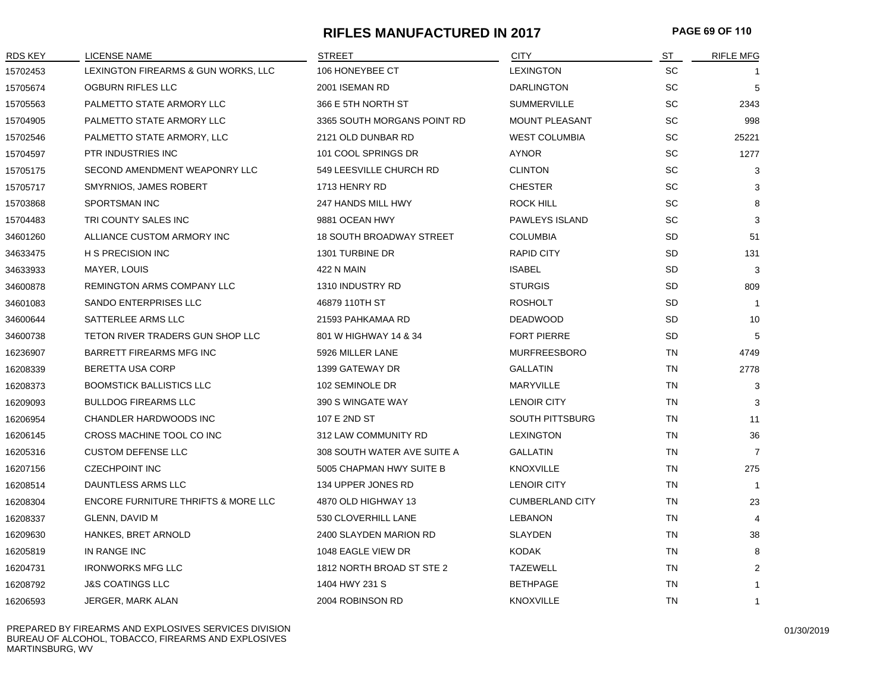# RIFLES MANUFACTURED IN 2017

| RDS KEY | LICENSE NAME | STREET | CITY | ST | RIFLE MFG |
|---|---|---|---|---|---|
| 15702453 | LEXINGTON FIREARMS & GUN WORKS, LLC | 106 HONEYBEE CT | LEXINGTON | SC | 1 |
| 15705674 | OGBURN RIFLES LLC | 2001 ISEMAN RD | DARLINGTON | SC | 5 |
| 15705563 | PALMETTO STATE ARMORY LLC | 366 E 5TH NORTH ST | SUMMERVILLE | SC | 2343 |
| 15704905 | PALMETTO STATE ARMORY LLC | 3365 SOUTH MORGANS POINT RD | MOUNT PLEASANT | SC | 998 |
| 15702546 | PALMETTO STATE ARMORY, LLC | 2121 OLD DUNBAR RD | WEST COLUMBIA | SC | 25221 |
| 15704597 | PTR INDUSTRIES INC | 101 COOL SPRINGS DR | AYNOR | SC | 1277 |
| 15705175 | SECOND AMENDMENT WEAPONRY LLC | 549 LEESVILLE CHURCH RD | CLINTON | SC | 3 |
| 15705717 | SMYRNIOS, JAMES ROBERT | 1713 HENRY RD | CHESTER | SC | 3 |
| 15703868 | SPORTSMAN INC | 247 HANDS MILL HWY | ROCK HILL | SC | 8 |
| 15704483 | TRI COUNTY SALES INC | 9881 OCEAN HWY | PAWLEYS ISLAND | SC | 3 |
| 34601260 | ALLIANCE CUSTOM ARMORY INC | 18 SOUTH BROADWAY STREET | COLUMBIA | SD | 51 |
| 34633475 | H S PRECISION INC | 1301 TURBINE DR | RAPID CITY | SD | 131 |
| 34633933 | MAYER, LOUIS | 422 N MAIN | ISABEL | SD | 3 |
| 34600878 | REMINGTON ARMS COMPANY LLC | 1310 INDUSTRY RD | STURGIS | SD | 809 |
| 34601083 | SANDO ENTERPRISES LLC | 46879 110TH ST | ROSHOLT | SD | 1 |
| 34600644 | SATTERLEE ARMS LLC | 21593 PAHKAMAA RD | DEADWOOD | SD | 10 |
| 34600738 | TETON RIVER TRADERS GUN SHOP LLC | 801 W HIGHWAY 14 & 34 | FORT PIERRE | SD | 5 |
| 16236907 | BARRETT FIREARMS MFG INC | 5926 MILLER LANE | MURFREESBORO | TN | 4749 |
| 16208339 | BERETTA USA CORP | 1399 GATEWAY DR | GALLATIN | TN | 2778 |
| 16208373 | BOOMSTICK BALLISTICS LLC | 102 SEMINOLE DR | MARYVILLE | TN | 3 |
| 16209093 | BULLDOG FIREARMS LLC | 390 S WINGATE WAY | LENOIR CITY | TN | 3 |
| 16206954 | CHANDLER HARDWOODS INC | 107 E 2ND ST | SOUTH PITTSBURG | TN | 11 |
| 16206145 | CROSS MACHINE TOOL CO INC | 312 LAW COMMUNITY RD | LEXINGTON | TN | 36 |
| 16205316 | CUSTOM DEFENSE LLC | 308 SOUTH WATER AVE SUITE A | GALLATIN | TN | 7 |
| 16207156 | CZECHPOINT INC | 5005 CHAPMAN HWY SUITE B | KNOXVILLE | TN | 275 |
| 16208514 | DAUNTLESS ARMS LLC | 134 UPPER JONES RD | LENOIR CITY | TN | 1 |
| 16208304 | ENCORE FURNITURE THRIFTS & MORE LLC | 4870 OLD HIGHWAY 13 | CUMBERLAND CITY | TN | 23 |
| 16208337 | GLENN, DAVID M | 530 CLOVERHILL LANE | LEBANON | TN | 4 |
| 16209630 | HANKES, BRET ARNOLD | 2400 SLAYDEN MARION RD | SLAYDEN | TN | 38 |
| 16205819 | IN RANGE INC | 1048 EAGLE VIEW DR | KODAK | TN | 8 |
| 16204731 | IRONWORKS MFG LLC | 1812 NORTH BROAD ST STE 2 | TAZEWELL | TN | 2 |
| 16208792 | J&S COATINGS LLC | 1404 HWY 231 S | BETHPAGE | TN | 1 |
| 16206593 | JERGER, MARK ALAN | 2004 ROBINSON RD | KNOXVILLE | TN | 1 |

PREPARED BY FIREARMS AND EXPLOSIVES SERVICES DIVISION
BUREAU OF ALCOHOL, TOBACCO, FIREARMS AND EXPLOSIVES
MARTINSBURG, WV

01/30/2019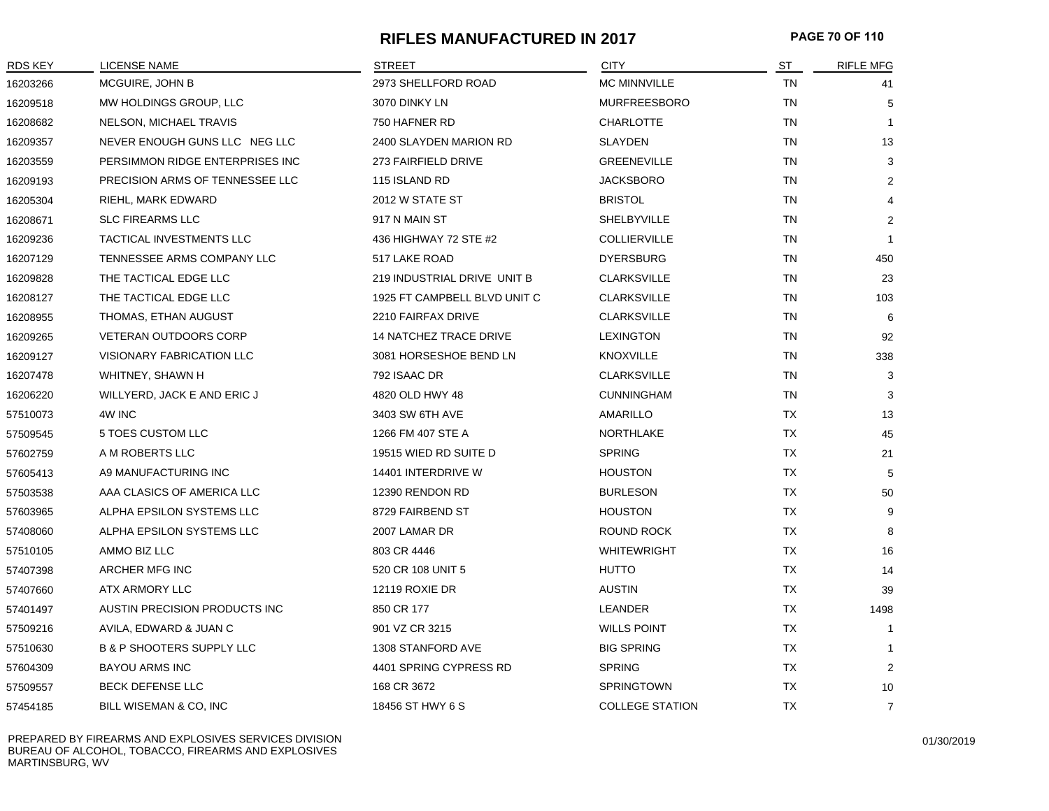# RIFLES MANUFACTURED IN 2017

| RDS KEY | LICENSE NAME | STREET | CITY | ST | RIFLE MFG |
|---|---|---|---|---|---|
| 16203266 | MCGUIRE, JOHN B | 2973 SHELLFORD ROAD | MC MINNVILLE | TN | 41 |
| 16209518 | MW HOLDINGS GROUP, LLC | 3070 DINKY LN | MURFREESBORO | TN | 5 |
| 16208682 | NELSON, MICHAEL TRAVIS | 750 HAFNER RD | CHARLOTTE | TN | 1 |
| 16209357 | NEVER ENOUGH GUNS LLC NEG LLC | 2400 SLAYDEN MARION RD | SLAYDEN | TN | 13 |
| 16203559 | PERSIMMON RIDGE ENTERPRISES INC | 273 FAIRFIELD DRIVE | GREENEVILLE | TN | 3 |
| 16209193 | PRECISION ARMS OF TENNESSEE LLC | 115 ISLAND RD | JACKSBORO | TN | 2 |
| 16205304 | RIEHL, MARK EDWARD | 2012 W STATE ST | BRISTOL | TN | 4 |
| 16208671 | SLC FIREARMS LLC | 917 N MAIN ST | SHELBYVILLE | TN | 2 |
| 16209236 | TACTICAL INVESTMENTS LLC | 436 HIGHWAY 72 STE #2 | COLLIERVILLE | TN | 1 |
| 16207129 | TENNESSEE ARMS COMPANY LLC | 517 LAKE ROAD | DYERSBURG | TN | 450 |
| 16209828 | THE TACTICAL EDGE LLC | 219 INDUSTRIAL DRIVE UNIT B | CLARKSVILLE | TN | 23 |
| 16208127 | THE TACTICAL EDGE LLC | 1925 FT CAMPBELL BLVD UNIT C | CLARKSVILLE | TN | 103 |
| 16208955 | THOMAS, ETHAN AUGUST | 2210 FAIRFAX DRIVE | CLARKSVILLE | TN | 6 |
| 16209265 | VETERAN OUTDOORS CORP | 14 NATCHEZ TRACE DRIVE | LEXINGTON | TN | 92 |
| 16209127 | VISIONARY FABRICATION LLC | 3081 HORSESHOE BEND LN | KNOXVILLE | TN | 338 |
| 16207478 | WHITNEY, SHAWN H | 792 ISAAC DR | CLARKSVILLE | TN | 3 |
| 16206220 | WILLYERD, JACK E AND ERIC J | 4820 OLD HWY 48 | CUNNINGHAM | TN | 3 |
| 57510073 | 4W INC | 3403 SW 6TH AVE | AMARILLO | TX | 13 |
| 57509545 | 5 TOES CUSTOM LLC | 1266 FM 407 STE A | NORTHLAKE | TX | 45 |
| 57602759 | A M ROBERTS LLC | 19515 WIED RD SUITE D | SPRING | TX | 21 |
| 57605413 | A9 MANUFACTURING INC | 14401 INTERDRIVE W | HOUSTON | TX | 5 |
| 57503538 | AAA CLASICS OF AMERICA LLC | 12390 RENDON RD | BURLESON | TX | 50 |
| 57603965 | ALPHA EPSILON SYSTEMS LLC | 8729 FAIRBEND ST | HOUSTON | TX | 9 |
| 57408060 | ALPHA EPSILON SYSTEMS LLC | 2007 LAMAR DR | ROUND ROCK | TX | 8 |
| 57510105 | AMMO BIZ LLC | 803 CR 4446 | WHITEWRIGHT | TX | 16 |
| 57407398 | ARCHER MFG INC | 520 CR 108 UNIT 5 | HUTTO | TX | 14 |
| 57407660 | ATX ARMORY LLC | 12119 ROXIE DR | AUSTIN | TX | 39 |
| 57401497 | AUSTIN PRECISION PRODUCTS INC | 850 CR 177 | LEANDER | TX | 1498 |
| 57509216 | AVILA, EDWARD & JUAN C | 901 VZ CR 3215 | WILLS POINT | TX | 1 |
| 57510630 | B & P SHOOTERS SUPPLY LLC | 1308 STANFORD AVE | BIG SPRING | TX | 1 |
| 57604309 | BAYOU ARMS INC | 4401 SPRING CYPRESS RD | SPRING | TX | 2 |
| 57509557 | BECK DEFENSE LLC | 168 CR 3672 | SPRINGTOWN | TX | 10 |
| 57454185 | BILL WISEMAN & CO, INC | 18456 ST HWY 6 S | COLLEGE STATION | TX | 7 |

PREPARED BY FIREARMS AND EXPLOSIVES SERVICES DIVISION
BUREAU OF ALCOHOL, TOBACCO, FIREARMS AND EXPLOSIVES
MARTINSBURG, WV

01/30/2019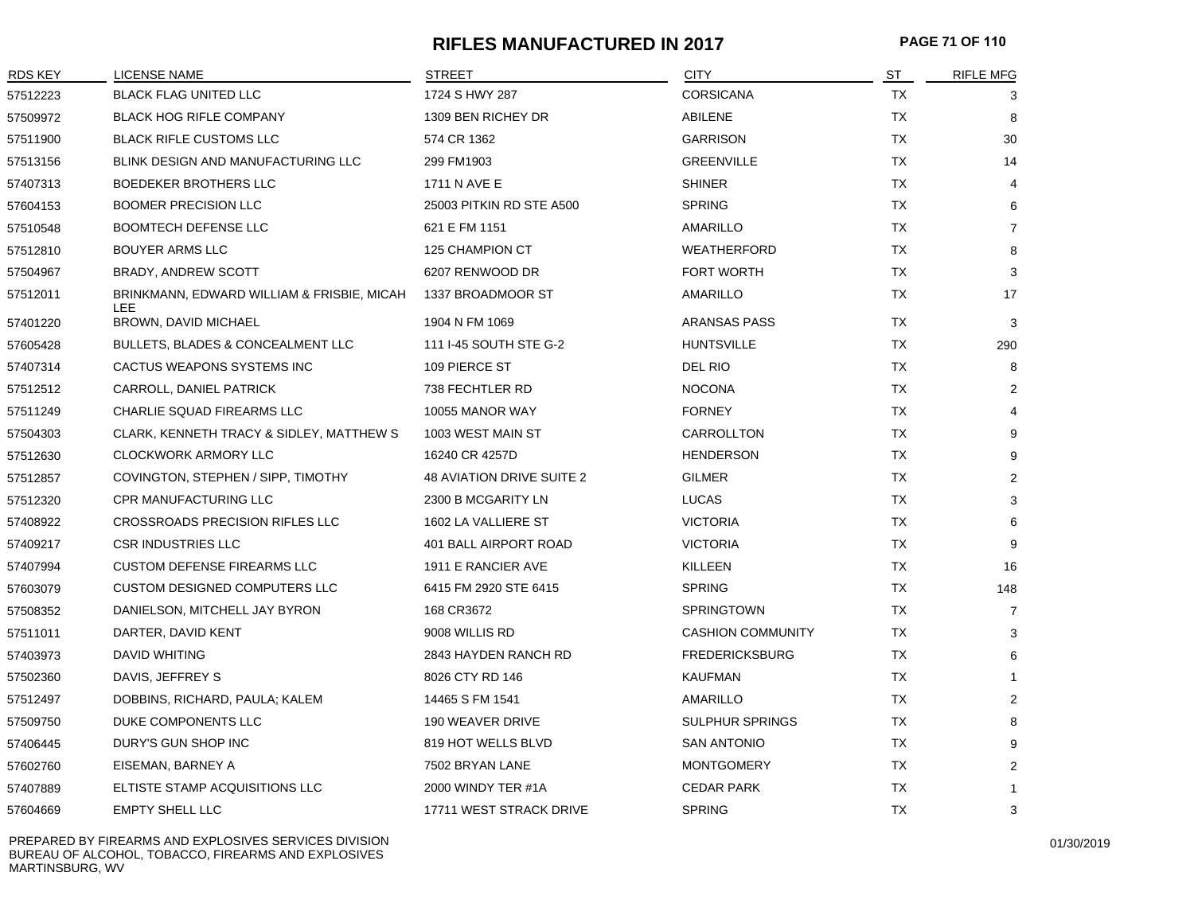# RIFLES MANUFACTURED IN 2017

| RDS KEY | LICENSE NAME | STREET | CITY | ST | RIFLE MFG |
|---|---|---|---|---|---|
| 57512223 | BLACK FLAG UNITED LLC | 1724 S HWY 287 | CORSICANA | TX | 3 |
| 57509972 | BLACK HOG RIFLE COMPANY | 1309 BEN RICHEY DR | ABILENE | TX | 8 |
| 57511900 | BLACK RIFLE CUSTOMS LLC | 574 CR 1362 | GARRISON | TX | 30 |
| 57513156 | BLINK DESIGN AND MANUFACTURING LLC | 299 FM1903 | GREENVILLE | TX | 14 |
| 57407313 | BOEDEKER BROTHERS LLC | 1711 N AVE E | SHINER | TX | 4 |
| 57604153 | BOOMER PRECISION LLC | 25003 PITKIN RD STE A500 | SPRING | TX | 6 |
| 57510548 | BOOMTECH DEFENSE LLC | 621 E FM 1151 | AMARILLO | TX | 7 |
| 57512810 | BOUYER ARMS LLC | 125 CHAMPION CT | WEATHERFORD | TX | 8 |
| 57504967 | BRADY, ANDREW SCOTT | 6207 RENWOOD DR | FORT WORTH | TX | 3 |
| 57512011 | BRINKMANN, EDWARD WILLIAM & FRISBIE, MICAH LEE | 1337 BROADMOOR ST | AMARILLO | TX | 17 |
| 57401220 | BROWN, DAVID MICHAEL | 1904 N FM 1069 | ARANSAS PASS | TX | 3 |
| 57605428 | BULLETS, BLADES & CONCEALMENT LLC | 111 I-45 SOUTH STE G-2 | HUNTSVILLE | TX | 290 |
| 57407314 | CACTUS WEAPONS SYSTEMS INC | 109 PIERCE ST | DEL RIO | TX | 8 |
| 57512512 | CARROLL, DANIEL PATRICK | 738 FECHTLER RD | NOCONA | TX | 2 |
| 57511249 | CHARLIE SQUAD FIREARMS LLC | 10055 MANOR WAY | FORNEY | TX | 4 |
| 57504303 | CLARK, KENNETH TRACY & SIDLEY, MATTHEW S | 1003 WEST MAIN ST | CARROLLTON | TX | 9 |
| 57512630 | CLOCKWORK ARMORY LLC | 16240 CR 4257D | HENDERSON | TX | 9 |
| 57512857 | COVINGTON, STEPHEN / SIPP, TIMOTHY | 48 AVIATION DRIVE SUITE 2 | GILMER | TX | 2 |
| 57512320 | CPR MANUFACTURING LLC | 2300 B MCGARITY LN | LUCAS | TX | 3 |
| 57408922 | CROSSROADS PRECISION RIFLES LLC | 1602 LA VALLIERE ST | VICTORIA | TX | 6 |
| 57409217 | CSR INDUSTRIES LLC | 401 BALL AIRPORT ROAD | VICTORIA | TX | 9 |
| 57407994 | CUSTOM DEFENSE FIREARMS LLC | 1911 E RANCIER AVE | KILLEEN | TX | 16 |
| 57603079 | CUSTOM DESIGNED COMPUTERS LLC | 6415 FM 2920 STE 6415 | SPRING | TX | 148 |
| 57508352 | DANIELSON, MITCHELL JAY BYRON | 168 CR3672 | SPRINGTOWN | TX | 7 |
| 57511011 | DARTER, DAVID KENT | 9008 WILLIS RD | CASHION COMMUNITY | TX | 3 |
| 57403973 | DAVID WHITING | 2843 HAYDEN RANCH RD | FREDERICKSBURG | TX | 6 |
| 57502360 | DAVIS, JEFFREY S | 8026 CTY RD 146 | KAUFMAN | TX | 1 |
| 57512497 | DOBBINS, RICHARD, PAULA; KALEM | 14465 S FM 1541 | AMARILLO | TX | 2 |
| 57509750 | DUKE COMPONENTS LLC | 190 WEAVER DRIVE | SULPHUR SPRINGS | TX | 8 |
| 57406445 | DURY'S GUN SHOP INC | 819 HOT WELLS BLVD | SAN ANTONIO | TX | 9 |
| 57602760 | EISEMAN, BARNEY A | 7502 BRYAN LANE | MONTGOMERY | TX | 2 |
| 57407889 | ELTISTE STAMP ACQUISITIONS LLC | 2000 WINDY TER #1A | CEDAR PARK | TX | 1 |
| 57604669 | EMPTY SHELL LLC | 17711 WEST STRACK DRIVE | SPRING | TX | 3 |

PREPARED BY FIREARMS AND EXPLOSIVES SERVICES DIVISION
BUREAU OF ALCOHOL, TOBACCO, FIREARMS AND EXPLOSIVES
MARTINSBURG, WV

01/30/2019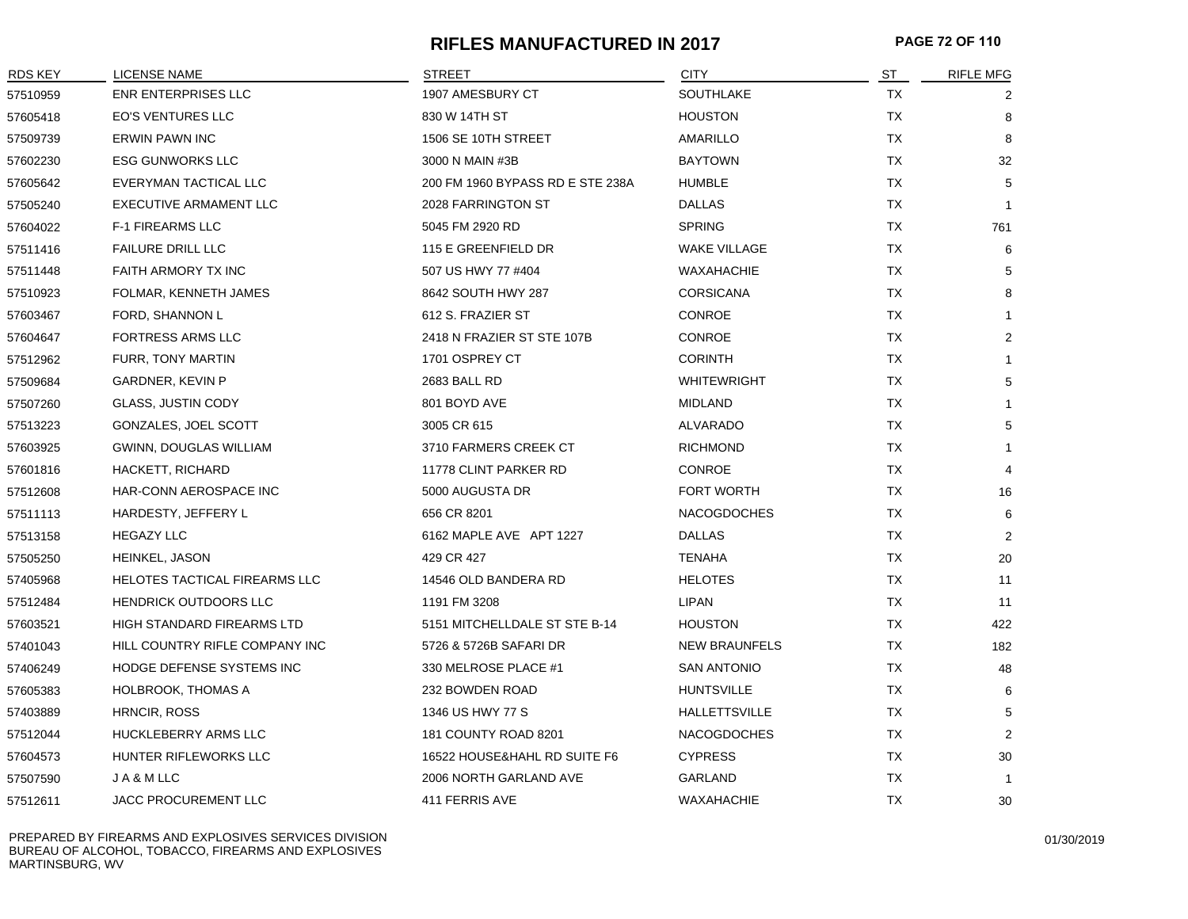# RIFLES MANUFACTURED IN 2017

| RDS KEY | LICENSE NAME | STREET | CITY | ST | RIFLE MFG |
|---|---|---|---|---|---|
| 57510959 | ENR ENTERPRISES LLC | 1907 AMESBURY CT | SOUTHLAKE | TX | 2 |
| 57605418 | EO'S VENTURES LLC | 830 W 14TH ST | HOUSTON | TX | 8 |
| 57509739 | ERWIN PAWN INC | 1506 SE 10TH STREET | AMARILLO | TX | 8 |
| 57602230 | ESG GUNWORKS LLC | 3000 N MAIN #3B | BAYTOWN | TX | 32 |
| 57605642 | EVERYMAN TACTICAL LLC | 200 FM 1960 BYPASS RD E STE 238A | HUMBLE | TX | 5 |
| 57505240 | EXECUTIVE ARMAMENT LLC | 2028 FARRINGTON ST | DALLAS | TX | 1 |
| 57604022 | F-1 FIREARMS LLC | 5045 FM 2920 RD | SPRING | TX | 761 |
| 57511416 | FAILURE DRILL LLC | 115 E GREENFIELD DR | WAKE VILLAGE | TX | 6 |
| 57511448 | FAITH ARMORY TX INC | 507 US HWY 77 #404 | WAXAHACHIE | TX | 5 |
| 57510923 | FOLMAR, KENNETH JAMES | 8642 SOUTH HWY 287 | CORSICANA | TX | 8 |
| 57603467 | FORD, SHANNON L | 612 S. FRAZIER ST | CONROE | TX | 1 |
| 57604647 | FORTRESS ARMS LLC | 2418 N FRAZIER ST STE 107B | CONROE | TX | 2 |
| 57512962 | FURR, TONY MARTIN | 1701 OSPREY CT | CORINTH | TX | 1 |
| 57509684 | GARDNER, KEVIN P | 2683 BALL RD | WHITEWRIGHT | TX | 5 |
| 57507260 | GLASS, JUSTIN CODY | 801 BOYD AVE | MIDLAND | TX | 1 |
| 57513223 | GONZALES, JOEL SCOTT | 3005 CR 615 | ALVARADO | TX | 5 |
| 57603925 | GWINN, DOUGLAS WILLIAM | 3710 FARMERS CREEK CT | RICHMOND | TX | 1 |
| 57601816 | HACKETT, RICHARD | 11778 CLINT PARKER RD | CONROE | TX | 4 |
| 57512608 | HAR-CONN AEROSPACE INC | 5000 AUGUSTA DR | FORT WORTH | TX | 16 |
| 57511113 | HARDESTY, JEFFERY L | 656 CR 8201 | NACOGDOCHES | TX | 6 |
| 57513158 | HEGAZY LLC | 6162 MAPLE AVE APT 1227 | DALLAS | TX | 2 |
| 57505250 | HEINKEL, JASON | 429 CR 427 | TENAHA | TX | 20 |
| 57405968 | HELOTES TACTICAL FIREARMS LLC | 14546 OLD BANDERA RD | HELOTES | TX | 11 |
| 57512484 | HENDRICK OUTDOORS LLC | 1191 FM 3208 | LIPAN | TX | 11 |
| 57603521 | HIGH STANDARD FIREARMS LTD | 5151 MITCHELLDALE ST STE B-14 | HOUSTON | TX | 422 |
| 57401043 | HILL COUNTRY RIFLE COMPANY INC | 5726 & 5726B SAFARI DR | NEW BRAUNFELS | TX | 182 |
| 57406249 | HODGE DEFENSE SYSTEMS INC | 330 MELROSE PLACE #1 | SAN ANTONIO | TX | 48 |
| 57605383 | HOLBROOK, THOMAS A | 232 BOWDEN ROAD | HUNTSVILLE | TX | 6 |
| 57403889 | HRNCIR, ROSS | 1346 US HWY 77 S | HALLETTSVILLE | TX | 5 |
| 57512044 | HUCKLEBERRY ARMS LLC | 181 COUNTY ROAD 8201 | NACOGDOCHES | TX | 2 |
| 57604573 | HUNTER RIFLEWORKS LLC | 16522 HOUSE&HAHL RD SUITE F6 | CYPRESS | TX | 30 |
| 57507590 | J A & M LLC | 2006 NORTH GARLAND AVE | GARLAND | TX | 1 |
| 57512611 | JACC PROCUREMENT LLC | 411 FERRIS AVE | WAXAHACHIE | TX | 30 |

PREPARED BY FIREARMS AND EXPLOSIVES SERVICES DIVISION
BUREAU OF ALCOHOL, TOBACCO, FIREARMS AND EXPLOSIVES
MARTINSBURG, WV

01/30/2019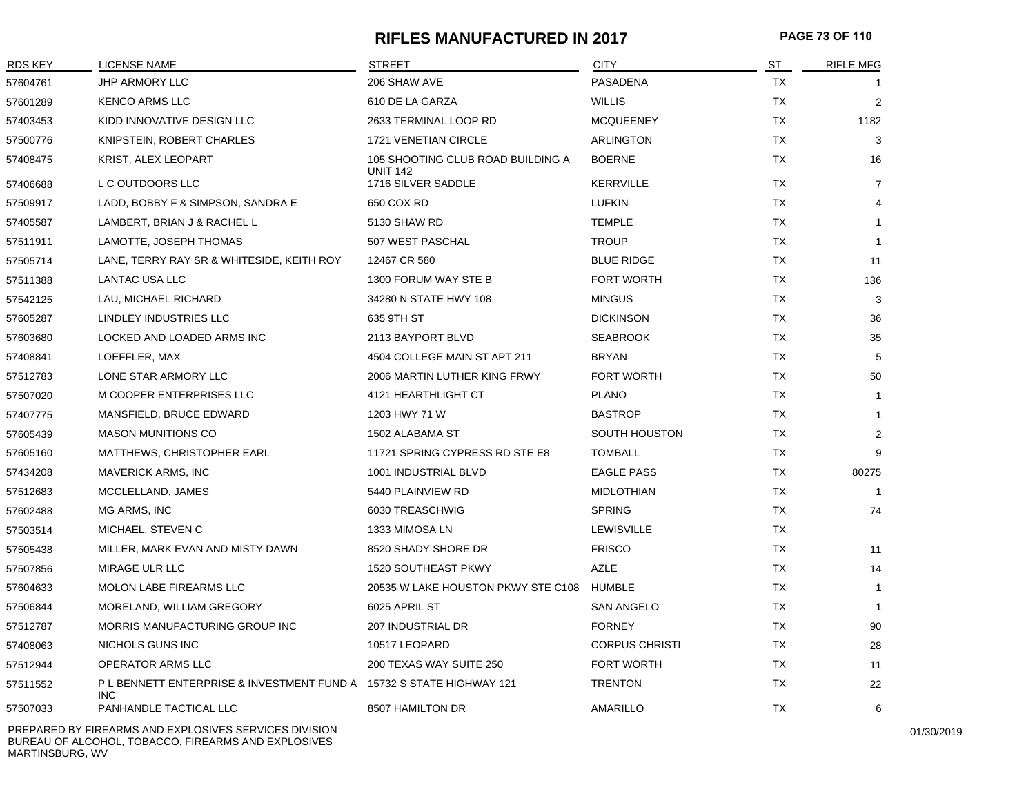# RIFLES MANUFACTURED IN 2017

| RDS KEY | LICENSE NAME | STREET | CITY | ST | RIFLE MFG |
|---|---|---|---|---|---|
| 57604761 | JHP ARMORY LLC | 206 SHAW AVE | PASADENA | TX | 1 |
| 57601289 | KENCO ARMS LLC | 610 DE LA GARZA | WILLIS | TX | 2 |
| 57403453 | KIDD INNOVATIVE DESIGN LLC | 2633 TERMINAL LOOP RD | MCQUEENEY | TX | 1182 |
| 57500776 | KNIPSTEIN, ROBERT CHARLES | 1721 VENETIAN CIRCLE | ARLINGTON | TX | 3 |
| 57408475 | KRIST, ALEX LEOPART | 105 SHOOTING CLUB ROAD BUILDING A UNIT 142 | BOERNE | TX | 16 |
| 57406688 | L C OUTDOORS LLC | 1716 SILVER SADDLE | KERRVILLE | TX | 7 |
| 57509917 | LADD, BOBBY F & SIMPSON, SANDRA E | 650 COX RD | LUFKIN | TX | 4 |
| 57405587 | LAMBERT, BRIAN J & RACHEL L | 5130 SHAW RD | TEMPLE | TX | 1 |
| 57511911 | LAMOTTE, JOSEPH THOMAS | 507 WEST PASCHAL | TROUP | TX | 1 |
| 57505714 | LANE, TERRY RAY SR & WHITESIDE, KEITH ROY | 12467 CR 580 | BLUE RIDGE | TX | 11 |
| 57511388 | LANTAC USA LLC | 1300 FORUM WAY STE B | FORT WORTH | TX | 136 |
| 57542125 | LAU, MICHAEL RICHARD | 34280 N STATE HWY 108 | MINGUS | TX | 3 |
| 57605287 | LINDLEY INDUSTRIES LLC | 635 9TH ST | DICKINSON | TX | 36 |
| 57603680 | LOCKED AND LOADED ARMS INC | 2113 BAYPORT BLVD | SEABROOK | TX | 35 |
| 57408841 | LOEFFLER, MAX | 4504 COLLEGE MAIN ST APT 211 | BRYAN | TX | 5 |
| 57512783 | LONE STAR ARMORY LLC | 2006 MARTIN LUTHER KING FRWY | FORT WORTH | TX | 50 |
| 57507020 | M COOPER ENTERPRISES LLC | 4121 HEARTHLIGHT CT | PLANO | TX | 1 |
| 57407775 | MANSFIELD, BRUCE EDWARD | 1203 HWY 71 W | BASTROP | TX | 1 |
| 57605439 | MASON MUNITIONS CO | 1502 ALABAMA ST | SOUTH HOUSTON | TX | 2 |
| 57605160 | MATTHEWS, CHRISTOPHER EARL | 11721 SPRING CYPRESS RD STE E8 | TOMBALL | TX | 9 |
| 57434208 | MAVERICK ARMS, INC | 1001 INDUSTRIAL BLVD | EAGLE PASS | TX | 80275 |
| 57512683 | MCCLELLAND, JAMES | 5440 PLAINVIEW RD | MIDLOTHIAN | TX | 1 |
| 57602488 | MG ARMS, INC | 6030 TREASCHWIG | SPRING | TX | 74 |
| 57503514 | MICHAEL, STEVEN C | 1333 MIMOSA LN | LEWISVILLE | TX | |
| 57505438 | MILLER, MARK EVAN AND MISTY DAWN | 8520 SHADY SHORE DR | FRISCO | TX | 11 |
| 57507856 | MIRAGE ULR LLC | 1520 SOUTHEAST PKWY | AZLE | TX | 14 |
| 57604633 | MOLON LABE FIREARMS LLC | 20535 W LAKE HOUSTON PKWY STE C108 | HUMBLE | TX | 1 |
| 57506844 | MORELAND, WILLIAM GREGORY | 6025 APRIL ST | SAN ANGELO | TX | 1 |
| 57512787 | MORRIS MANUFACTURING GROUP INC | 207 INDUSTRIAL DR | FORNEY | TX | 90 |
| 57408063 | NICHOLS GUNS INC | 10517 LEOPARD | CORPUS CHRISTI | TX | 28 |
| 57512944 | OPERATOR ARMS LLC | 200 TEXAS WAY SUITE 250 | FORT WORTH | TX | 11 |
| 57511552 | P L BENNETT ENTERPRISE & INVESTMENT FUND A INC | 15732 S STATE HIGHWAY 121 | TRENTON | TX | 22 |
| 57507033 | PANHANDLE TACTICAL LLC | 8507 HAMILTON DR | AMARILLO | TX | 6 |

PREPARED BY FIREARMS AND EXPLOSIVES SERVICES DIVISION
BUREAU OF ALCOHOL, TOBACCO, FIREARMS AND EXPLOSIVES
MARTINSBURG, WV

01/30/2019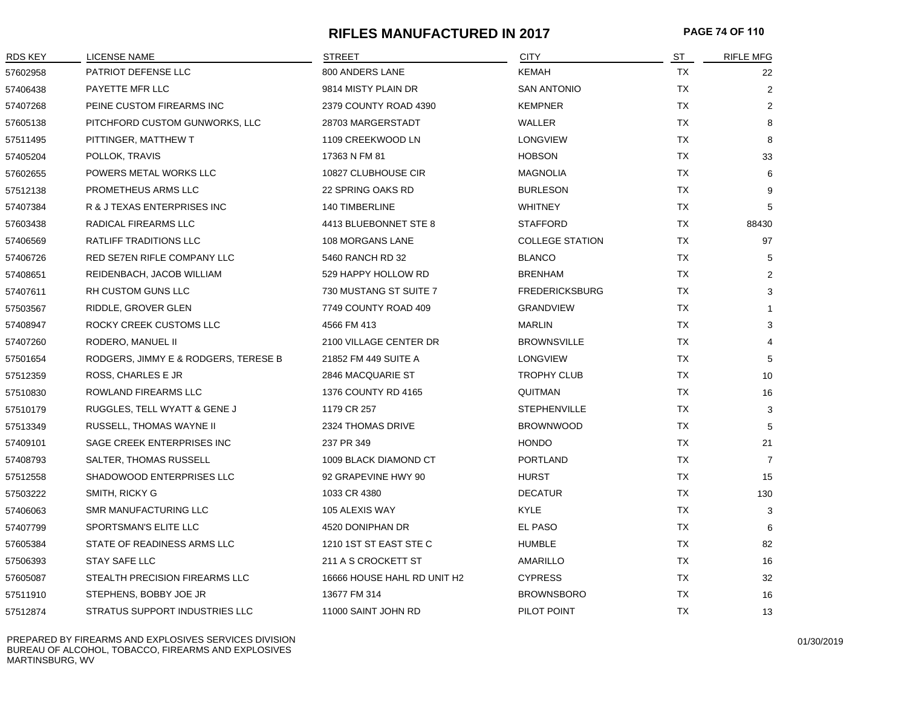# RIFLES MANUFACTURED IN 2017

| RDS KEY | LICENSE NAME | STREET | CITY | ST | RIFLE MFG |
|---|---|---|---|---|---|
| 57602958 | PATRIOT DEFENSE LLC | 800 ANDERS LANE | KEMAH | TX | 22 |
| 57406438 | PAYETTE MFR LLC | 9814 MISTY PLAIN DR | SAN ANTONIO | TX | 2 |
| 57407268 | PEINE CUSTOM FIREARMS INC | 2379 COUNTY ROAD 4390 | KEMPNER | TX | 2 |
| 57605138 | PITCHFORD CUSTOM GUNWORKS, LLC | 28703 MARGERSTADT | WALLER | TX | 8 |
| 57511495 | PITTINGER, MATTHEW T | 1109 CREEKWOOD LN | LONGVIEW | TX | 8 |
| 57405204 | POLLOK, TRAVIS | 17363 N FM 81 | HOBSON | TX | 33 |
| 57602655 | POWERS METAL WORKS LLC | 10827 CLUBHOUSE CIR | MAGNOLIA | TX | 6 |
| 57512138 | PROMETHEUS ARMS LLC | 22 SPRING OAKS RD | BURLESON | TX | 9 |
| 57407384 | R & J TEXAS ENTERPRISES INC | 140 TIMBERLINE | WHITNEY | TX | 5 |
| 57603438 | RADICAL FIREARMS LLC | 4413 BLUEBONNET STE 8 | STAFFORD | TX | 88430 |
| 57406569 | RATLIFF TRADITIONS LLC | 108 MORGANS LANE | COLLEGE STATION | TX | 97 |
| 57406726 | RED SE7EN RIFLE COMPANY LLC | 5460 RANCH RD 32 | BLANCO | TX | 5 |
| 57408651 | REIDENBACH, JACOB WILLIAM | 529 HAPPY HOLLOW RD | BRENHAM | TX | 2 |
| 57407611 | RH CUSTOM GUNS LLC | 730 MUSTANG ST SUITE 7 | FREDERICKSBURG | TX | 3 |
| 57503567 | RIDDLE, GROVER GLEN | 7749 COUNTY ROAD 409 | GRANDVIEW | TX | 1 |
| 57408947 | ROCKY CREEK CUSTOMS LLC | 4566 FM 413 | MARLIN | TX | 3 |
| 57407260 | RODERO, MANUEL II | 2100 VILLAGE CENTER DR | BROWNSVILLE | TX | 4 |
| 57501654 | RODGERS, JIMMY E & RODGERS, TERESE B | 21852 FM 449 SUITE A | LONGVIEW | TX | 5 |
| 57512359 | ROSS, CHARLES E JR | 2846 MACQUARIE ST | TROPHY CLUB | TX | 10 |
| 57510830 | ROWLAND FIREARMS LLC | 1376 COUNTY RD 4165 | QUITMAN | TX | 16 |
| 57510179 | RUGGLES, TELL WYATT & GENE J | 1179 CR 257 | STEPHENVILLE | TX | 3 |
| 57513349 | RUSSELL, THOMAS WAYNE II | 2324 THOMAS DRIVE | BROWNWOOD | TX | 5 |
| 57409101 | SAGE CREEK ENTERPRISES INC | 237 PR 349 | HONDO | TX | 21 |
| 57408793 | SALTER, THOMAS RUSSELL | 1009 BLACK DIAMOND CT | PORTLAND | TX | 7 |
| 57512558 | SHADOWOOD ENTERPRISES LLC | 92 GRAPEVINE HWY 90 | HURST | TX | 15 |
| 57503222 | SMITH, RICKY G | 1033 CR 4380 | DECATUR | TX | 130 |
| 57406063 | SMR MANUFACTURING LLC | 105 ALEXIS WAY | KYLE | TX | 3 |
| 57407799 | SPORTSMAN'S ELITE LLC | 4520 DONIPHAN DR | EL PASO | TX | 6 |
| 57605384 | STATE OF READINESS ARMS LLC | 1210 1ST ST EAST STE C | HUMBLE | TX | 82 |
| 57506393 | STAY SAFE LLC | 211 A S CROCKETT ST | AMARILLO | TX | 16 |
| 57605087 | STEALTH PRECISION FIREARMS LLC | 16666 HOUSE HAHL RD UNIT H2 | CYPRESS | TX | 32 |
| 57511910 | STEPHENS, BOBBY JOE JR | 13677 FM 314 | BROWNSBORO | TX | 16 |
| 57512874 | STRATUS SUPPORT INDUSTRIES LLC | 11000 SAINT JOHN RD | PILOT POINT | TX | 13 |

PREPARED BY FIREARMS AND EXPLOSIVES SERVICES DIVISION
BUREAU OF ALCOHOL, TOBACCO, FIREARMS AND EXPLOSIVES
MARTINSBURG, WV

01/30/2019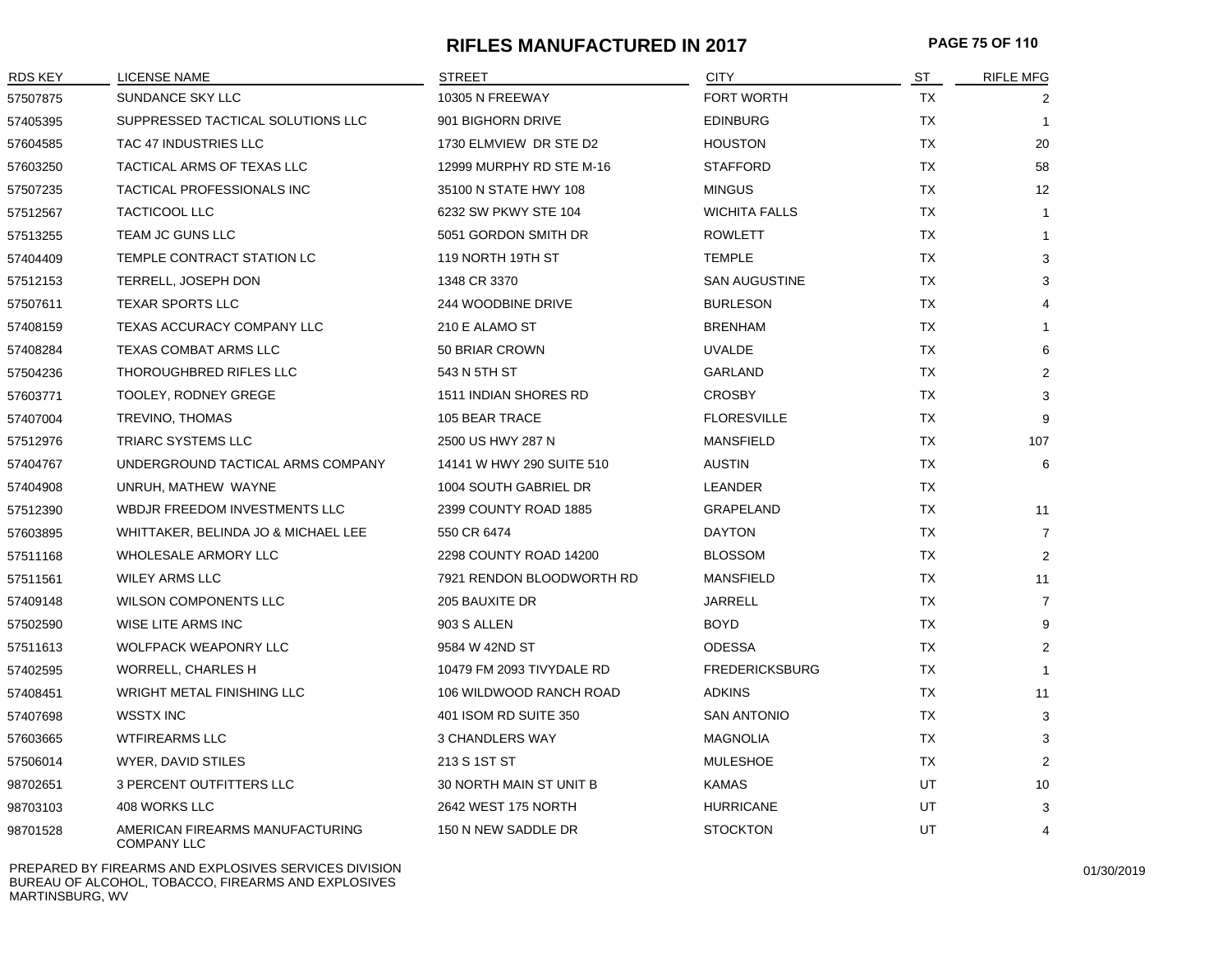# RIFLES MANUFACTURED IN 2017

| RDS KEY | LICENSE NAME | STREET | CITY | ST | RIFLE MFG |
|---|---|---|---|---|---|
| 57507875 | SUNDANCE SKY LLC | 10305 N FREEWAY | FORT WORTH | TX | 2 |
| 57405395 | SUPPRESSED TACTICAL SOLUTIONS LLC | 901 BIGHORN DRIVE | EDINBURG | TX | 1 |
| 57604585 | TAC 47 INDUSTRIES LLC | 1730 ELMVIEW DR STE D2 | HOUSTON | TX | 20 |
| 57603250 | TACTICAL ARMS OF TEXAS LLC | 12999 MURPHY RD STE M-16 | STAFFORD | TX | 58 |
| 57507235 | TACTICAL PROFESSIONALS INC | 35100 N STATE HWY 108 | MINGUS | TX | 12 |
| 57512567 | TACTICOOL LLC | 6232 SW PKWY STE 104 | WICHITA FALLS | TX | 1 |
| 57513255 | TEAM JC GUNS LLC | 5051 GORDON SMITH DR | ROWLETT | TX | 1 |
| 57404409 | TEMPLE CONTRACT STATION LC | 119 NORTH 19TH ST | TEMPLE | TX | 3 |
| 57512153 | TERRELL, JOSEPH DON | 1348 CR 3370 | SAN AUGUSTINE | TX | 3 |
| 57507611 | TEXAR SPORTS LLC | 244 WOODBINE DRIVE | BURLESON | TX | 4 |
| 57408159 | TEXAS ACCURACY COMPANY LLC | 210 E ALAMO ST | BRENHAM | TX | 1 |
| 57408284 | TEXAS COMBAT ARMS LLC | 50 BRIAR CROWN | UVALDE | TX | 6 |
| 57504236 | THOROUGHBRED RIFLES LLC | 543 N 5TH ST | GARLAND | TX | 2 |
| 57603771 | TOOLEY, RODNEY GREGE | 1511 INDIAN SHORES RD | CROSBY | TX | 3 |
| 57407004 | TREVINO, THOMAS | 105 BEAR TRACE | FLORESVILLE | TX | 9 |
| 57512976 | TRIARC SYSTEMS LLC | 2500 US HWY 287 N | MANSFIELD | TX | 107 |
| 57404767 | UNDERGROUND TACTICAL ARMS COMPANY | 14141 W HWY 290 SUITE 510 | AUSTIN | TX | 6 |
| 57404908 | UNRUH, MATHEW WAYNE | 1004 SOUTH GABRIEL DR | LEANDER | TX | |
| 57512390 | WBDJR FREEDOM INVESTMENTS LLC | 2399 COUNTY ROAD 1885 | GRAPELAND | TX | 11 |
| 57603895 | WHITTAKER, BELINDA JO & MICHAEL LEE | 550 CR 6474 | DAYTON | TX | 7 |
| 57511168 | WHOLESALE ARMORY LLC | 2298 COUNTY ROAD 14200 | BLOSSOM | TX | 2 |
| 57511561 | WILEY ARMS LLC | 7921 RENDON BLOODWORTH RD | MANSFIELD | TX | 11 |
| 57409148 | WILSON COMPONENTS LLC | 205 BAUXITE DR | JARRELL | TX | 7 |
| 57502590 | WISE LITE ARMS INC | 903 S ALLEN | BOYD | TX | 9 |
| 57511613 | WOLFPACK WEAPONRY LLC | 9584 W 42ND ST | ODESSA | TX | 2 |
| 57402595 | WORRELL, CHARLES H | 10479 FM 2093 TIVYDALE RD | FREDERICKSBURG | TX | 1 |
| 57408451 | WRIGHT METAL FINISHING LLC | 106 WILDWOOD RANCH ROAD | ADKINS | TX | 11 |
| 57407698 | WSSTX INC | 401 ISOM RD SUITE 350 | SAN ANTONIO | TX | 3 |
| 57603665 | WTFIREARMS LLC | 3 CHANDLERS WAY | MAGNOLIA | TX | 3 |
| 57506014 | WYER, DAVID STILES | 213 S 1ST ST | MULESHOE | TX | 2 |
| 98702651 | 3 PERCENT OUTFITTERS LLC | 30 NORTH MAIN ST UNIT B | KAMAS | UT | 10 |
| 98703103 | 408 WORKS LLC | 2642 WEST 175 NORTH | HURRICANE | UT | 3 |
| 98701528 | AMERICAN FIREARMS MANUFACTURING COMPANY LLC | 150 N NEW SADDLE DR | STOCKTON | UT | 4 |

PREPARED BY FIREARMS AND EXPLOSIVES SERVICES DIVISION
BUREAU OF ALCOHOL, TOBACCO, FIREARMS AND EXPLOSIVES
MARTINSBURG, WV

01/30/2019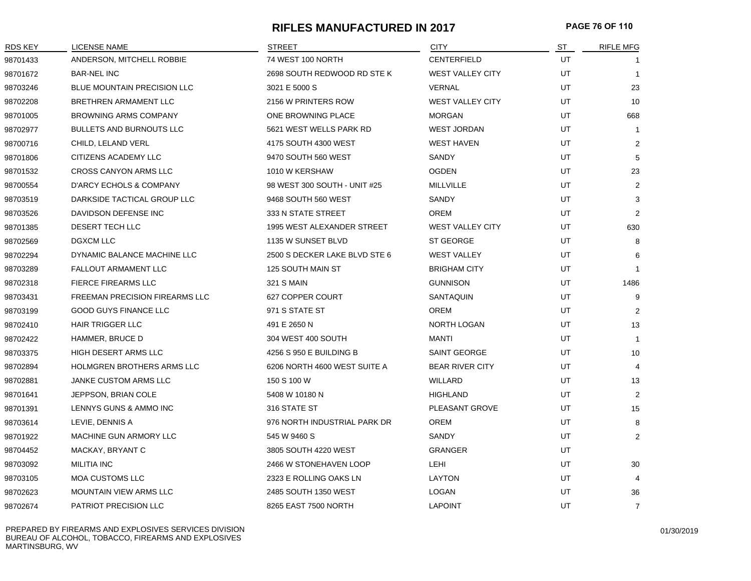# RIFLES MANUFACTURED IN 2017

| RDS KEY | LICENSE NAME | STREET | CITY | ST | RIFLE MFG |
|---|---|---|---|---|---|
| 98701433 | ANDERSON, MITCHELL ROBBIE | 74 WEST 100 NORTH | CENTERFIELD | UT | 1 |
| 98701672 | BAR-NEL INC | 2698 SOUTH REDWOOD RD STE K | WEST VALLEY CITY | UT | 1 |
| 98703246 | BLUE MOUNTAIN PRECISION LLC | 3021 E 5000 S | VERNAL | UT | 23 |
| 98702208 | BRETHREN ARMAMENT LLC | 2156 W PRINTERS ROW | WEST VALLEY CITY | UT | 10 |
| 98701005 | BROWNING ARMS COMPANY | ONE BROWNING PLACE | MORGAN | UT | 668 |
| 98702977 | BULLETS AND BURNOUTS LLC | 5621 WEST WELLS PARK RD | WEST JORDAN | UT | 1 |
| 98700716 | CHILD, LELAND VERL | 4175 SOUTH 4300 WEST | WEST HAVEN | UT | 2 |
| 98701806 | CITIZENS ACADEMY LLC | 9470 SOUTH 560 WEST | SANDY | UT | 5 |
| 98701532 | CROSS CANYON ARMS LLC | 1010 W KERSHAW | OGDEN | UT | 23 |
| 98700554 | D'ARCY ECHOLS & COMPANY | 98 WEST 300 SOUTH - UNIT #25 | MILLVILLE | UT | 2 |
| 98703519 | DARKSIDE TACTICAL GROUP LLC | 9468 SOUTH 560 WEST | SANDY | UT | 3 |
| 98703526 | DAVIDSON DEFENSE INC | 333 N STATE STREET | OREM | UT | 2 |
| 98701385 | DESERT TECH LLC | 1995 WEST ALEXANDER STREET | WEST VALLEY CITY | UT | 630 |
| 98702569 | DGXCM LLC | 1135 W SUNSET BLVD | ST GEORGE | UT | 8 |
| 98702294 | DYNAMIC BALANCE MACHINE LLC | 2500 S DECKER LAKE BLVD STE 6 | WEST VALLEY | UT | 6 |
| 98703289 | FALLOUT ARMAMENT LLC | 125 SOUTH MAIN ST | BRIGHAM CITY | UT | 1 |
| 98702318 | FIERCE FIREARMS LLC | 321 S MAIN | GUNNISON | UT | 1486 |
| 98703431 | FREEMAN PRECISION FIREARMS LLC | 627 COPPER COURT | SANTAQUIN | UT | 9 |
| 98703199 | GOOD GUYS FINANCE LLC | 971 S STATE ST | OREM | UT | 2 |
| 98702410 | HAIR TRIGGER LLC | 491 E 2650 N | NORTH LOGAN | UT | 13 |
| 98702422 | HAMMER, BRUCE D | 304 WEST 400 SOUTH | MANTI | UT | 1 |
| 98703375 | HIGH DESERT ARMS LLC | 4256 S 950 E BUILDING B | SAINT GEORGE | UT | 10 |
| 98702894 | HOLMGREN BROTHERS ARMS LLC | 6206 NORTH 4600 WEST SUITE A | BEAR RIVER CITY | UT | 4 |
| 98702881 | JANKE CUSTOM ARMS LLC | 150 S 100 W | WILLARD | UT | 13 |
| 98701641 | JEPPSON, BRIAN COLE | 5408 W 10180 N | HIGHLAND | UT | 2 |
| 98701391 | LENNYS GUNS & AMMO INC | 316 STATE ST | PLEASANT GROVE | UT | 15 |
| 98703614 | LEVIE, DENNIS A | 976 NORTH INDUSTRIAL PARK DR | OREM | UT | 8 |
| 98701922 | MACHINE GUN ARMORY LLC | 545 W 9460 S | SANDY | UT | 2 |
| 98704452 | MACKAY, BRYANT C | 3805 SOUTH 4220 WEST | GRANGER | UT | |
| 98703092 | MILITIA INC | 2466 W STONEHAVEN LOOP | LEHI | UT | 30 |
| 98703105 | MOA CUSTOMS LLC | 2323 E ROLLING OAKS LN | LAYTON | UT | 4 |
| 98702623 | MOUNTAIN VIEW ARMS LLC | 2485 SOUTH 1350 WEST | LOGAN | UT | 36 |
| 98702674 | PATRIOT PRECISION LLC | 8265 EAST 7500 NORTH | LAPOINT | UT | 7 |

PREPARED BY FIREARMS AND EXPLOSIVES SERVICES DIVISION
BUREAU OF ALCOHOL, TOBACCO, FIREARMS AND EXPLOSIVES
MARTINSBURG, WV

01/30/2019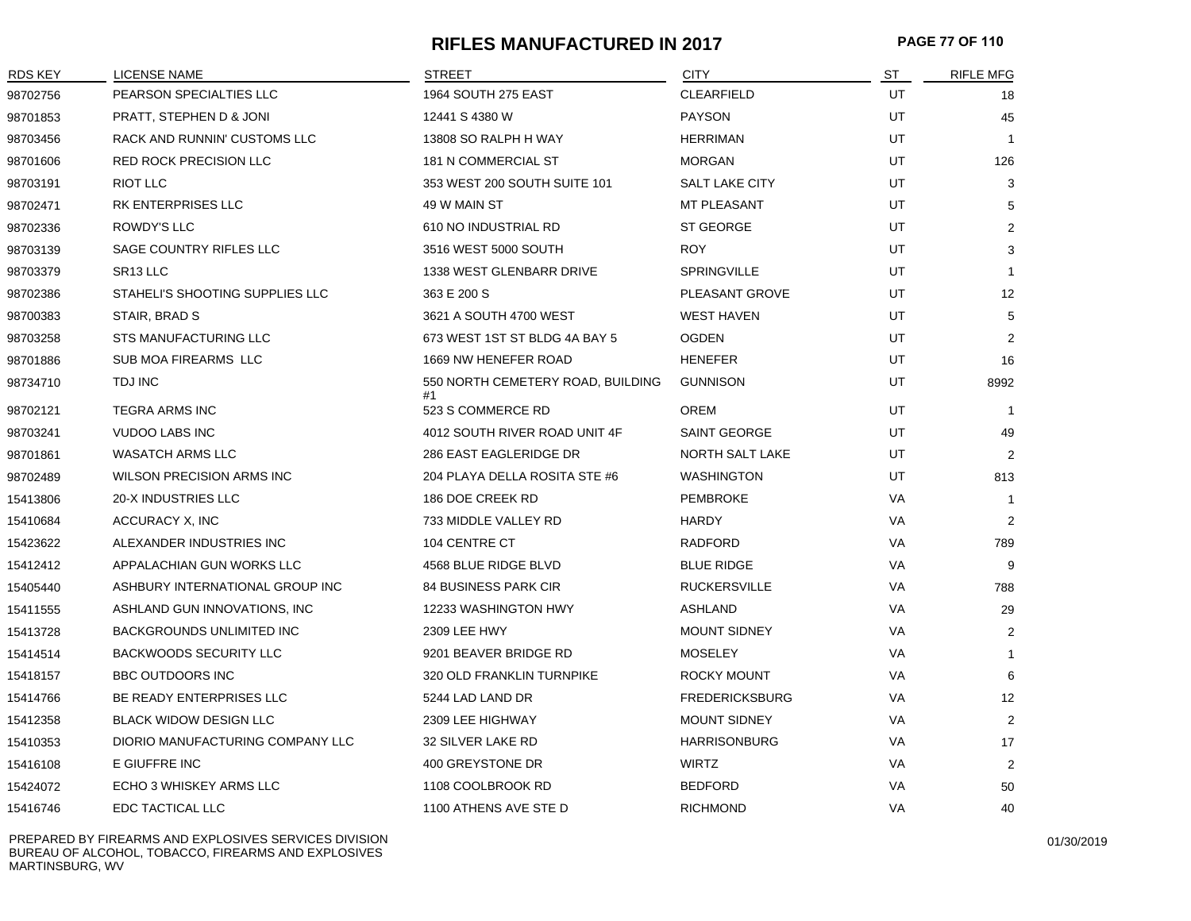# RIFLES MANUFACTURED IN 2017

| RDS KEY | LICENSE NAME | STREET | CITY | ST | RIFLE MFG |
|---|---|---|---|---|---|
| 98702756 | PEARSON SPECIALTIES LLC | 1964 SOUTH 275 EAST | CLEARFIELD | UT | 18 |
| 98701853 | PRATT, STEPHEN D & JONI | 12441 S 4380 W | PAYSON | UT | 45 |
| 98703456 | RACK AND RUNNIN' CUSTOMS LLC | 13808 SO RALPH H WAY | HERRIMAN | UT | 1 |
| 98701606 | RED ROCK PRECISION LLC | 181 N COMMERCIAL ST | MORGAN | UT | 126 |
| 98703191 | RIOT LLC | 353 WEST 200 SOUTH SUITE 101 | SALT LAKE CITY | UT | 3 |
| 98702471 | RK ENTERPRISES LLC | 49 W MAIN ST | MT PLEASANT | UT | 5 |
| 98702336 | ROWDY'S LLC | 610 NO INDUSTRIAL RD | ST GEORGE | UT | 2 |
| 98703139 | SAGE COUNTRY RIFLES LLC | 3516 WEST 5000 SOUTH | ROY | UT | 3 |
| 98703379 | SR13 LLC | 1338 WEST GLENBARR DRIVE | SPRINGVILLE | UT | 1 |
| 98702386 | STAHELI'S SHOOTING SUPPLIES LLC | 363 E 200 S | PLEASANT GROVE | UT | 12 |
| 98700383 | STAIR, BRAD S | 3621 A SOUTH 4700 WEST | WEST HAVEN | UT | 5 |
| 98703258 | STS MANUFACTURING LLC | 673 WEST 1ST ST BLDG 4A BAY 5 | OGDEN | UT | 2 |
| 98701886 | SUB MOA FIREARMS LLC | 1669 NW HENEFER ROAD | HENEFER | UT | 16 |
| 98734710 | TDJ INC | 550 NORTH CEMETERY ROAD, BUILDING #1 | GUNNISON | UT | 8992 |
| 98702121 | TEGRA ARMS INC | 523 S COMMERCE RD | OREM | UT | 1 |
| 98703241 | VUDOO LABS INC | 4012 SOUTH RIVER ROAD UNIT 4F | SAINT GEORGE | UT | 49 |
| 98701861 | WASATCH ARMS LLC | 286 EAST EAGLERIDGE DR | NORTH SALT LAKE | UT | 2 |
| 98702489 | WILSON PRECISION ARMS INC | 204 PLAYA DELLA ROSITA STE #6 | WASHINGTON | UT | 813 |
| 15413806 | 20-X INDUSTRIES LLC | 186 DOE CREEK RD | PEMBROKE | VA | 1 |
| 15410684 | ACCURACY X, INC | 733 MIDDLE VALLEY RD | HARDY | VA | 2 |
| 15423622 | ALEXANDER INDUSTRIES INC | 104 CENTRE CT | RADFORD | VA | 789 |
| 15412412 | APPALACHIAN GUN WORKS LLC | 4568 BLUE RIDGE BLVD | BLUE RIDGE | VA | 9 |
| 15405440 | ASHBURY INTERNATIONAL GROUP INC | 84 BUSINESS PARK CIR | RUCKERSVILLE | VA | 788 |
| 15411555 | ASHLAND GUN INNOVATIONS, INC | 12233 WASHINGTON HWY | ASHLAND | VA | 29 |
| 15413728 | BACKGROUNDS UNLIMITED INC | 2309 LEE HWY | MOUNT SIDNEY | VA | 2 |
| 15414514 | BACKWOODS SECURITY LLC | 9201 BEAVER BRIDGE RD | MOSELEY | VA | 1 |
| 15418157 | BBC OUTDOORS INC | 320 OLD FRANKLIN TURNPIKE | ROCKY MOUNT | VA | 6 |
| 15414766 | BE READY ENTERPRISES LLC | 5244 LAD LAND DR | FREDERICKSBURG | VA | 12 |
| 15412358 | BLACK WIDOW DESIGN LLC | 2309 LEE HIGHWAY | MOUNT SIDNEY | VA | 2 |
| 15410353 | DIORIO MANUFACTURING COMPANY LLC | 32 SILVER LAKE RD | HARRISONBURG | VA | 17 |
| 15416108 | E GIUFFRE INC | 400 GREYSTONE DR | WIRTZ | VA | 2 |
| 15424072 | ECHO 3 WHISKEY ARMS LLC | 1108 COOLBROOK RD | BEDFORD | VA | 50 |
| 15416746 | EDC TACTICAL LLC | 1100 ATHENS AVE STE D | RICHMOND | VA | 40 |

PREPARED BY FIREARMS AND EXPLOSIVES SERVICES DIVISION
BUREAU OF ALCOHOL, TOBACCO, FIREARMS AND EXPLOSIVES
MARTINSBURG, WV

01/30/2019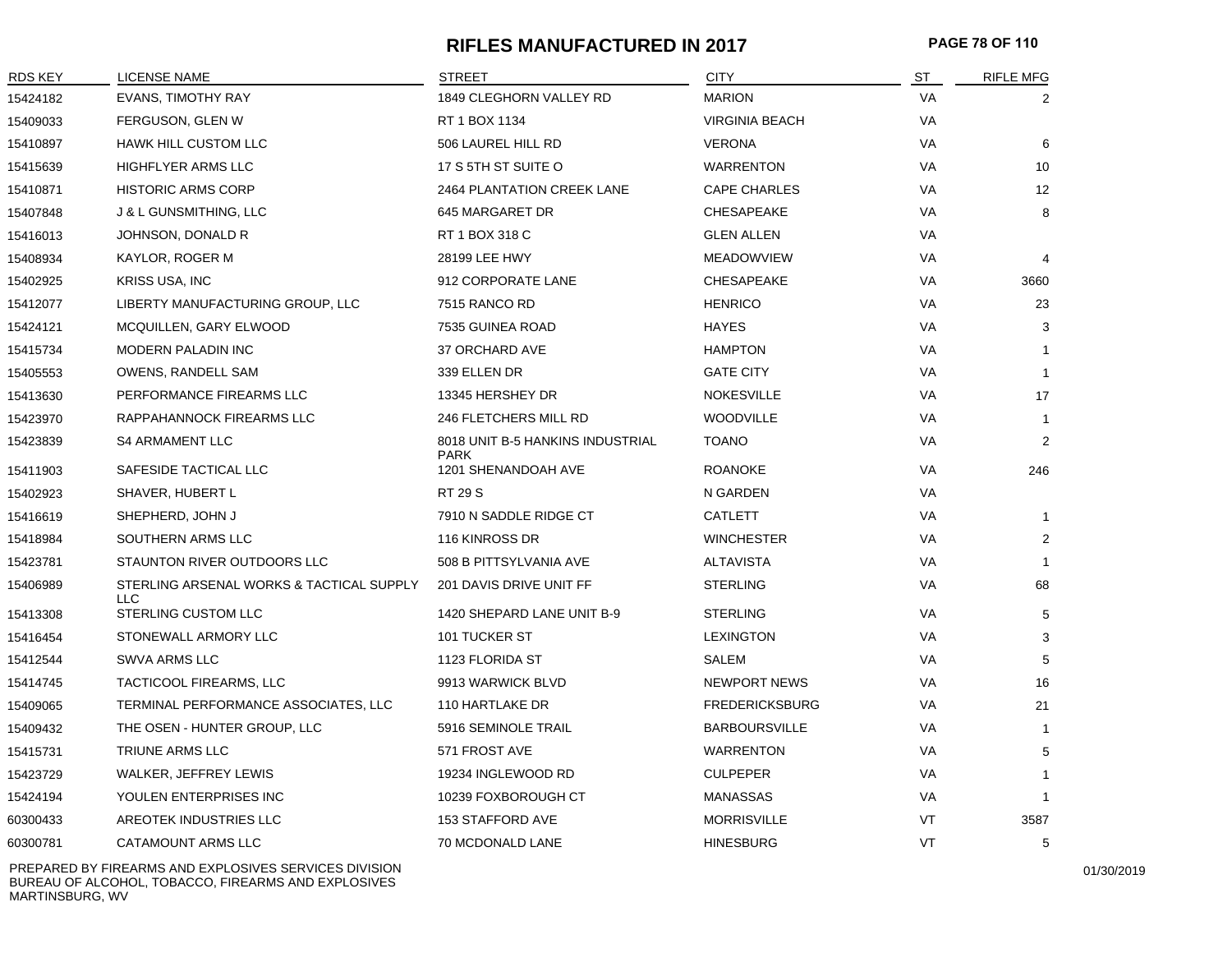# RIFLES MANUFACTURED IN 2017

| RDS KEY | LICENSE NAME | STREET | CITY | ST | RIFLE MFG |
|---|---|---|---|---|---|
| 15424182 | EVANS, TIMOTHY RAY | 1849 CLEGHORN VALLEY RD | MARION | VA | 2 |
| 15409033 | FERGUSON, GLEN W | RT 1 BOX 1134 | VIRGINIA BEACH | VA | |
| 15410897 | HAWK HILL CUSTOM LLC | 506 LAUREL HILL RD | VERONA | VA | 6 |
| 15415639 | HIGHFLYER ARMS LLC | 17 S 5TH ST SUITE O | WARRENTON | VA | 10 |
| 15410871 | HISTORIC ARMS CORP | 2464 PLANTATION CREEK LANE | CAPE CHARLES | VA | 12 |
| 15407848 | J & L GUNSMITHING, LLC | 645 MARGARET DR | CHESAPEAKE | VA | 8 |
| 15416013 | JOHNSON, DONALD R | RT 1 BOX 318 C | GLEN ALLEN | VA | |
| 15408934 | KAYLOR, ROGER M | 28199 LEE HWY | MEADOWVIEW | VA | 4 |
| 15402925 | KRISS USA, INC | 912 CORPORATE LANE | CHESAPEAKE | VA | 3660 |
| 15412077 | LIBERTY MANUFACTURING GROUP, LLC | 7515 RANCO RD | HENRICO | VA | 23 |
| 15424121 | MCQUILLEN, GARY ELWOOD | 7535 GUINEA ROAD | HAYES | VA | 3 |
| 15415734 | MODERN PALADIN INC | 37 ORCHARD AVE | HAMPTON | VA | 1 |
| 15405553 | OWENS, RANDELL SAM | 339 ELLEN DR | GATE CITY | VA | 1 |
| 15413630 | PERFORMANCE FIREARMS LLC | 13345 HERSHEY DR | NOKESVILLE | VA | 17 |
| 15423970 | RAPPAHANNOCK FIREARMS LLC | 246 FLETCHERS MILL RD | WOODVILLE | VA | 1 |
| 15423839 | S4 ARMAMENT LLC | 8018 UNIT B-5 HANKINS INDUSTRIAL PARK | TOANO | VA | 2 |
| 15411903 | SAFESIDE TACTICAL LLC | 1201 SHENANDOAH AVE | ROANOKE | VA | 246 |
| 15402923 | SHAVER, HUBERT L | RT 29 S | N GARDEN | VA | |
| 15416619 | SHEPHERD, JOHN J | 7910 N SADDLE RIDGE CT | CATLETT | VA | 1 |
| 15418984 | SOUTHERN ARMS LLC | 116 KINROSS DR | WINCHESTER | VA | 2 |
| 15423781 | STAUNTON RIVER OUTDOORS LLC | 508 B PITTSYLVANIA AVE | ALTAVISTA | VA | 1 |
| 15406989 | STERLING ARSENAL WORKS & TACTICAL SUPPLY LLC | 201 DAVIS DRIVE UNIT FF | STERLING | VA | 68 |
| 15413308 | STERLING CUSTOM LLC | 1420 SHEPARD LANE UNIT B-9 | STERLING | VA | 5 |
| 15416454 | STONEWALL ARMORY LLC | 101 TUCKER ST | LEXINGTON | VA | 3 |
| 15412544 | SWVA ARMS LLC | 1123 FLORIDA ST | SALEM | VA | 5 |
| 15414745 | TACTICOOL FIREARMS, LLC | 9913 WARWICK BLVD | NEWPORT NEWS | VA | 16 |
| 15409065 | TERMINAL PERFORMANCE ASSOCIATES, LLC | 110 HARTLAKE DR | FREDERICKSBURG | VA | 21 |
| 15409432 | THE OSEN - HUNTER GROUP, LLC | 5916 SEMINOLE TRAIL | BARBOURSVILLE | VA | 1 |
| 15415731 | TRIUNE ARMS LLC | 571 FROST AVE | WARRENTON | VA | 5 |
| 15423729 | WALKER, JEFFREY LEWIS | 19234 INGLEWOOD RD | CULPEPER | VA | 1 |
| 15424194 | YOULEN ENTERPRISES INC | 10239 FOXBOROUGH CT | MANASSAS | VA | 1 |
| 60300433 | AREOTEK INDUSTRIES LLC | 153 STAFFORD AVE | MORRISVILLE | VT | 3587 |
| 60300781 | CATAMOUNT ARMS LLC | 70 MCDONALD LANE | HINESBURG | VT | 5 |

PREPARED BY FIREARMS AND EXPLOSIVES SERVICES DIVISION
BUREAU OF ALCOHOL, TOBACCO, FIREARMS AND EXPLOSIVES
MARTINSBURG, WV

01/30/2019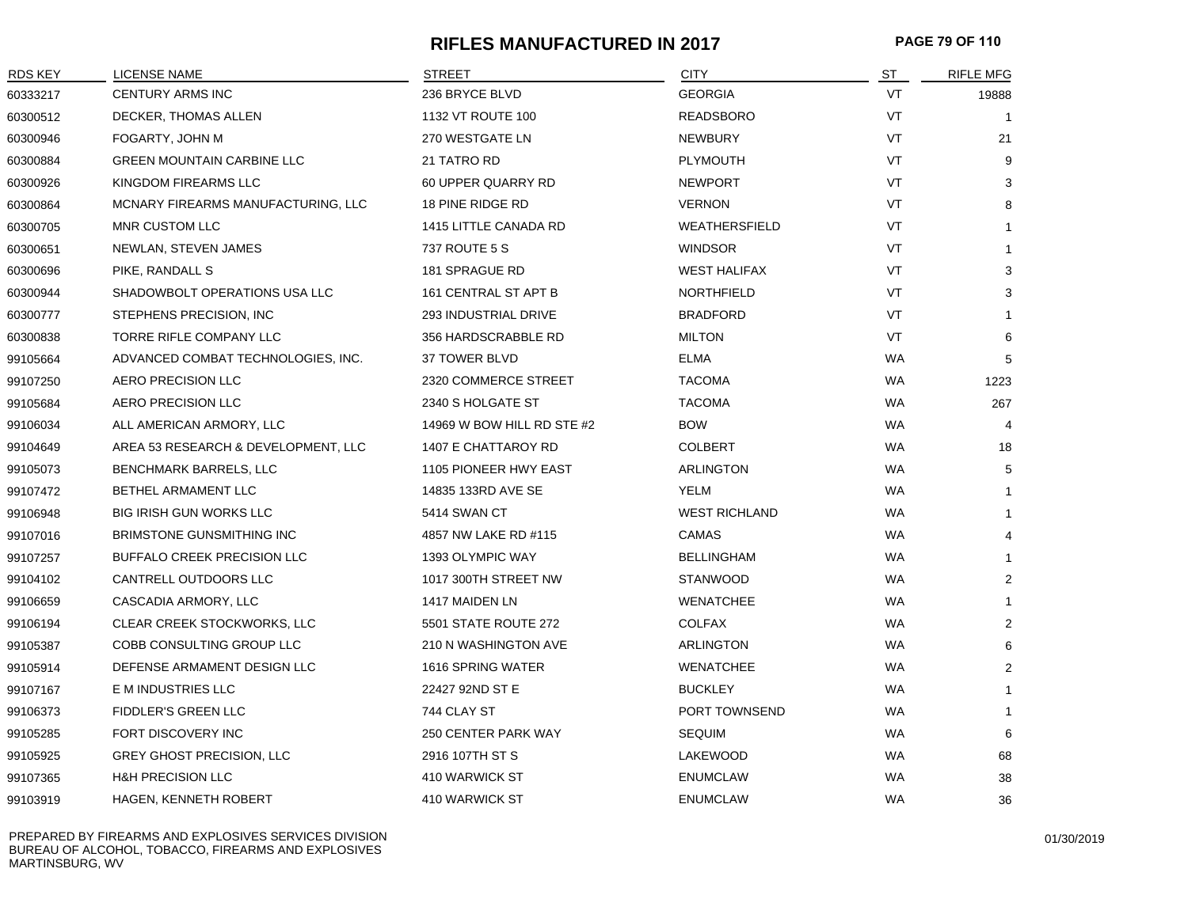# RIFLES MANUFACTURED IN 2017

| RDS KEY | LICENSE NAME | STREET | CITY | ST | RIFLE MFG |
|---|---|---|---|---|---|
| 60333217 | CENTURY ARMS INC | 236 BRYCE BLVD | GEORGIA | VT | 19888 |
| 60300512 | DECKER, THOMAS ALLEN | 1132 VT ROUTE 100 | READSBORO | VT | 1 |
| 60300946 | FOGARTY, JOHN M | 270 WESTGATE LN | NEWBURY | VT | 21 |
| 60300884 | GREEN MOUNTAIN CARBINE LLC | 21 TATRO RD | PLYMOUTH | VT | 9 |
| 60300926 | KINGDOM FIREARMS LLC | 60 UPPER QUARRY RD | NEWPORT | VT | 3 |
| 60300864 | MCNARY FIREARMS MANUFACTURING, LLC | 18 PINE RIDGE RD | VERNON | VT | 8 |
| 60300705 | MNR CUSTOM LLC | 1415 LITTLE CANADA RD | WEATHERSFIELD | VT | 1 |
| 60300651 | NEWLAN, STEVEN JAMES | 737 ROUTE 5 S | WINDSOR | VT | 1 |
| 60300696 | PIKE, RANDALL S | 181 SPRAGUE RD | WEST HALIFAX | VT | 3 |
| 60300944 | SHADOWBOLT OPERATIONS USA LLC | 161 CENTRAL ST APT B | NORTHFIELD | VT | 3 |
| 60300777 | STEPHENS PRECISION, INC | 293 INDUSTRIAL DRIVE | BRADFORD | VT | 1 |
| 60300838 | TORRE RIFLE COMPANY LLC | 356 HARDSCRABBLE RD | MILTON | VT | 6 |
| 99105664 | ADVANCED COMBAT TECHNOLOGIES, INC. | 37 TOWER BLVD | ELMA | WA | 5 |
| 99107250 | AERO PRECISION LLC | 2320 COMMERCE STREET | TACOMA | WA | 1223 |
| 99105684 | AERO PRECISION LLC | 2340 S HOLGATE ST | TACOMA | WA | 267 |
| 99106034 | ALL AMERICAN ARMORY, LLC | 14969 W BOW HILL RD STE #2 | BOW | WA | 4 |
| 99104649 | AREA 53 RESEARCH & DEVELOPMENT, LLC | 1407 E CHATTAROY RD | COLBERT | WA | 18 |
| 99105073 | BENCHMARK BARRELS, LLC | 1105 PIONEER HWY EAST | ARLINGTON | WA | 5 |
| 99107472 | BETHEL ARMAMENT LLC | 14835 133RD AVE SE | YELM | WA | 1 |
| 99106948 | BIG IRISH GUN WORKS LLC | 5414 SWAN CT | WEST RICHLAND | WA | 1 |
| 99107016 | BRIMSTONE GUNSMITHING INC | 4857 NW LAKE RD #115 | CAMAS | WA | 4 |
| 99107257 | BUFFALO CREEK PRECISION LLC | 1393 OLYMPIC WAY | BELLINGHAM | WA | 1 |
| 99104102 | CANTRELL OUTDOORS LLC | 1017 300TH STREET NW | STANWOOD | WA | 2 |
| 99106659 | CASCADIA ARMORY, LLC | 1417 MAIDEN LN | WENATCHEE | WA | 1 |
| 99106194 | CLEAR CREEK STOCKWORKS, LLC | 5501 STATE ROUTE 272 | COLFAX | WA | 2 |
| 99105387 | COBB CONSULTING GROUP LLC | 210 N WASHINGTON AVE | ARLINGTON | WA | 6 |
| 99105914 | DEFENSE ARMAMENT DESIGN LLC | 1616 SPRING WATER | WENATCHEE | WA | 2 |
| 99107167 | E M INDUSTRIES LLC | 22427 92ND ST E | BUCKLEY | WA | 1 |
| 99106373 | FIDDLER'S GREEN LLC | 744 CLAY ST | PORT TOWNSEND | WA | 1 |
| 99105285 | FORT DISCOVERY INC | 250 CENTER PARK WAY | SEQUIM | WA | 6 |
| 99105925 | GREY GHOST PRECISION, LLC | 2916 107TH ST S | LAKEWOOD | WA | 68 |
| 99107365 | H&H PRECISION LLC | 410 WARWICK ST | ENUMCLAW | WA | 38 |
| 99103919 | HAGEN, KENNETH ROBERT | 410 WARWICK ST | ENUMCLAW | WA | 36 |

PREPARED BY FIREARMS AND EXPLOSIVES SERVICES DIVISION
BUREAU OF ALCOHOL, TOBACCO, FIREARMS AND EXPLOSIVES
MARTINSBURG, WV

01/30/2019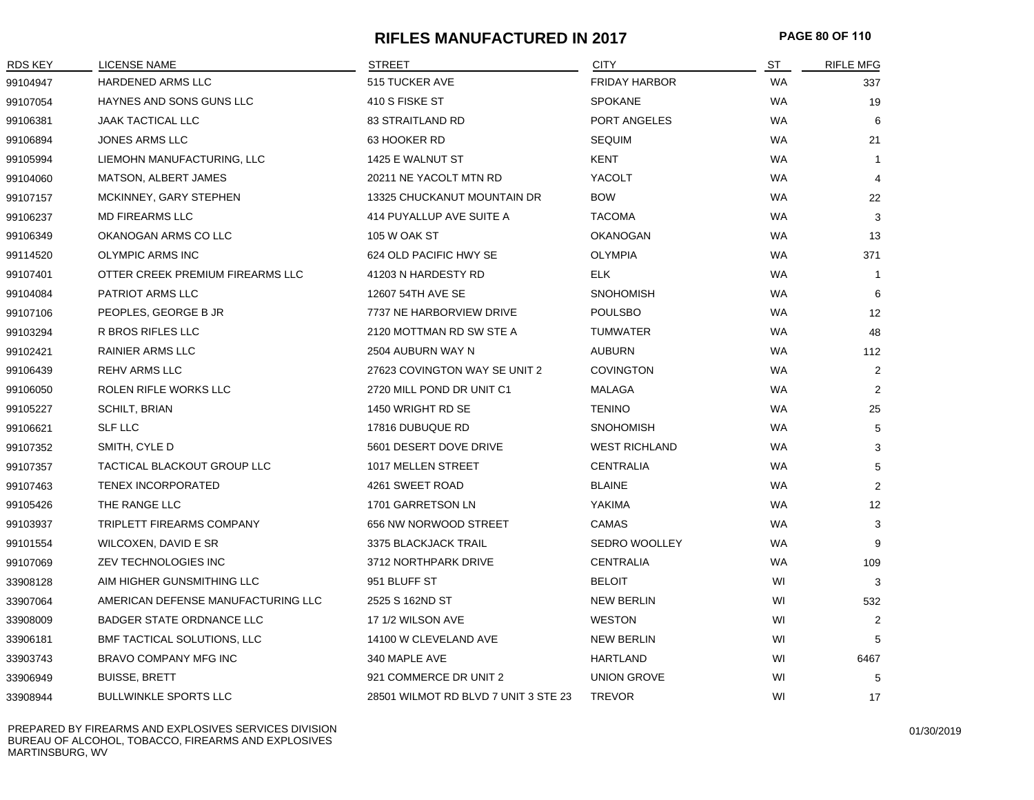# RIFLES MANUFACTURED IN 2017

| RDS KEY | LICENSE NAME | STREET | CITY | ST | RIFLE MFG |
|---|---|---|---|---|---|
| 99104947 | HARDENED ARMS LLC | 515 TUCKER AVE | FRIDAY HARBOR | WA | 337 |
| 99107054 | HAYNES AND SONS GUNS LLC | 410 S FISKE ST | SPOKANE | WA | 19 |
| 99106381 | JAAK TACTICAL LLC | 83 STRAITLAND RD | PORT ANGELES | WA | 6 |
| 99106894 | JONES ARMS LLC | 63 HOOKER RD | SEQUIM | WA | 21 |
| 99105994 | LIEMOHN MANUFACTURING, LLC | 1425 E WALNUT ST | KENT | WA | 1 |
| 99104060 | MATSON, ALBERT JAMES | 20211 NE YACOLT MTN RD | YACOLT | WA | 4 |
| 99107157 | MCKINNEY, GARY STEPHEN | 13325 CHUCKANUT MOUNTAIN DR | BOW | WA | 22 |
| 99106237 | MD FIREARMS LLC | 414 PUYALLUP AVE SUITE A | TACOMA | WA | 3 |
| 99106349 | OKANOGAN ARMS CO LLC | 105 W OAK ST | OKANOGAN | WA | 13 |
| 99114520 | OLYMPIC ARMS INC | 624 OLD PACIFIC HWY SE | OLYMPIA | WA | 371 |
| 99107401 | OTTER CREEK PREMIUM FIREARMS LLC | 41203 N HARDESTY RD | ELK | WA | 1 |
| 99104084 | PATRIOT ARMS LLC | 12607 54TH AVE SE | SNOHOMISH | WA | 6 |
| 99107106 | PEOPLES, GEORGE B JR | 7737 NE HARBORVIEW DRIVE | POULSBO | WA | 12 |
| 99103294 | R BROS RIFLES LLC | 2120 MOTTMAN RD SW STE A | TUMWATER | WA | 48 |
| 99102421 | RAINIER ARMS LLC | 2504 AUBURN WAY N | AUBURN | WA | 112 |
| 99106439 | REHV ARMS LLC | 27623 COVINGTON WAY SE UNIT 2 | COVINGTON | WA | 2 |
| 99106050 | ROLEN RIFLE WORKS LLC | 2720 MILL POND DR UNIT C1 | MALAGA | WA | 2 |
| 99105227 | SCHILT, BRIAN | 1450 WRIGHT RD SE | TENINO | WA | 25 |
| 99106621 | SLF LLC | 17816 DUBUQUE RD | SNOHOMISH | WA | 5 |
| 99107352 | SMITH, CYLE D | 5601 DESERT DOVE DRIVE | WEST RICHLAND | WA | 3 |
| 99107357 | TACTICAL BLACKOUT GROUP LLC | 1017 MELLEN STREET | CENTRALIA | WA | 5 |
| 99107463 | TENEX INCORPORATED | 4261 SWEET ROAD | BLAINE | WA | 2 |
| 99105426 | THE RANGE LLC | 1701 GARRETSON LN | YAKIMA | WA | 12 |
| 99103937 | TRIPLETT FIREARMS COMPANY | 656 NW NORWOOD STREET | CAMAS | WA | 3 |
| 99101554 | WILCOXEN, DAVID E SR | 3375 BLACKJACK TRAIL | SEDRO WOOLLEY | WA | 9 |
| 99107069 | ZEV TECHNOLOGIES INC | 3712 NORTHPARK DRIVE | CENTRALIA | WA | 109 |
| 33908128 | AIM HIGHER GUNSMITHING LLC | 951 BLUFF ST | BELOIT | WI | 3 |
| 33907064 | AMERICAN DEFENSE MANUFACTURING LLC | 2525 S 162ND ST | NEW BERLIN | WI | 532 |
| 33908009 | BADGER STATE ORDNANCE LLC | 17 1/2 WILSON AVE | WESTON | WI | 2 |
| 33906181 | BMF TACTICAL SOLUTIONS, LLC | 14100 W CLEVELAND AVE | NEW BERLIN | WI | 5 |
| 33903743 | BRAVO COMPANY MFG INC | 340 MAPLE AVE | HARTLAND | WI | 6467 |
| 33906949 | BUISSE, BRETT | 921 COMMERCE DR UNIT 2 | UNION GROVE | WI | 5 |
| 33908944 | BULLWINKLE SPORTS LLC | 28501 WILMOT RD BLVD 7 UNIT 3 STE 23 | TREVOR | WI | 17 |

PREPARED BY FIREARMS AND EXPLOSIVES SERVICES DIVISION
BUREAU OF ALCOHOL, TOBACCO, FIREARMS AND EXPLOSIVES
MARTINSBURG, WV

01/30/2019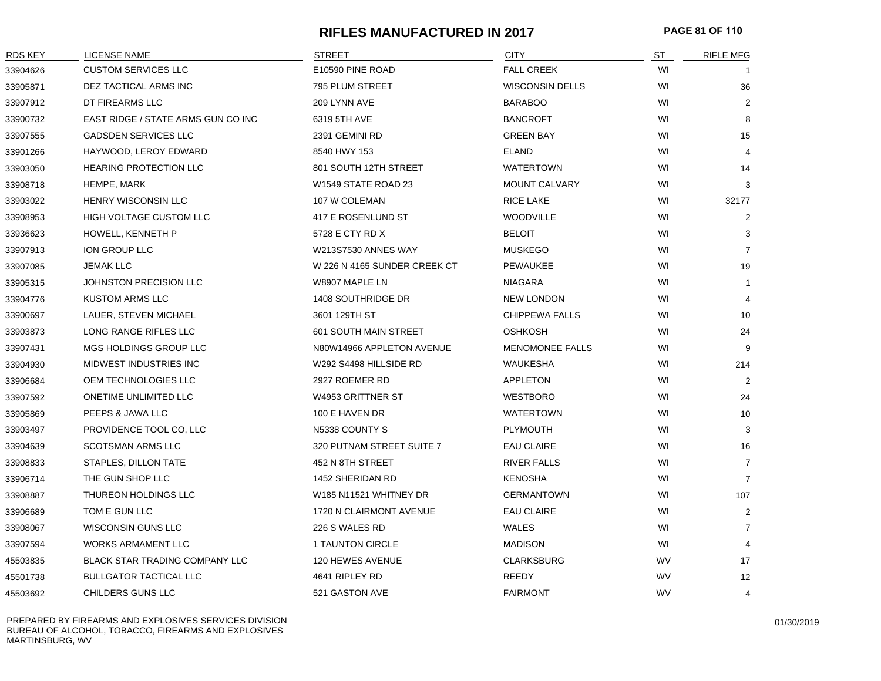# RIFLES MANUFACTURED IN 2017

| RDS KEY | LICENSE NAME | STREET | CITY | ST | RIFLE MFG |
|---|---|---|---|---|---|
| 33904626 | CUSTOM SERVICES LLC | E10590 PINE ROAD | FALL CREEK | WI | 1 |
| 33905871 | DEZ TACTICAL ARMS INC | 795 PLUM STREET | WISCONSIN DELLS | WI | 36 |
| 33907912 | DT FIREARMS LLC | 209 LYNN AVE | BARABOO | WI | 2 |
| 33900732 | EAST RIDGE / STATE ARMS GUN CO INC | 6319 5TH AVE | BANCROFT | WI | 8 |
| 33907555 | GADSDEN SERVICES LLC | 2391 GEMINI RD | GREEN BAY | WI | 15 |
| 33901266 | HAYWOOD, LEROY EDWARD | 8540 HWY 153 | ELAND | WI | 4 |
| 33903050 | HEARING PROTECTION LLC | 801 SOUTH 12TH STREET | WATERTOWN | WI | 14 |
| 33908718 | HEMPE, MARK | W1549 STATE ROAD 23 | MOUNT CALVARY | WI | 3 |
| 33903022 | HENRY WISCONSIN LLC | 107 W COLEMAN | RICE LAKE | WI | 32177 |
| 33908953 | HIGH VOLTAGE CUSTOM LLC | 417 E ROSENLUND ST | WOODVILLE | WI | 2 |
| 33936623 | HOWELL, KENNETH P | 5728 E CTY RD X | BELOIT | WI | 3 |
| 33907913 | ION GROUP LLC | W213S7530 ANNES WAY | MUSKEGO | WI | 7 |
| 33907085 | JEMAK LLC | W 226 N 4165 SUNDER CREEK CT | PEWAUKEE | WI | 19 |
| 33905315 | JOHNSTON PRECISION LLC | W8907 MAPLE LN | NIAGARA | WI | 1 |
| 33904776 | KUSTOM ARMS LLC | 1408 SOUTHRIDGE DR | NEW LONDON | WI | 4 |
| 33900697 | LAUER, STEVEN MICHAEL | 3601 129TH ST | CHIPPEWA FALLS | WI | 10 |
| 33903873 | LONG RANGE RIFLES LLC | 601 SOUTH MAIN STREET | OSHKOSH | WI | 24 |
| 33907431 | MGS HOLDINGS GROUP LLC | N80W14966 APPLETON AVENUE | MENOMONEE FALLS | WI | 9 |
| 33904930 | MIDWEST INDUSTRIES INC | W292 S4498 HILLSIDE RD | WAUKESHA | WI | 214 |
| 33906684 | OEM TECHNOLOGIES LLC | 2927 ROEMER RD | APPLETON | WI | 2 |
| 33907592 | ONETIME UNLIMITED LLC | W4953 GRITTNER ST | WESTBORO | WI | 24 |
| 33905869 | PEEPS & JAWA LLC | 100 E HAVEN DR | WATERTOWN | WI | 10 |
| 33903497 | PROVIDENCE TOOL CO, LLC | N5338 COUNTY S | PLYMOUTH | WI | 3 |
| 33904639 | SCOTSMAN ARMS LLC | 320 PUTNAM STREET SUITE 7 | EAU CLAIRE | WI | 16 |
| 33908833 | STAPLES, DILLON TATE | 452 N 8TH STREET | RIVER FALLS | WI | 7 |
| 33906714 | THE GUN SHOP LLC | 1452 SHERIDAN RD | KENOSHA | WI | 7 |
| 33908887 | THUREON HOLDINGS LLC | W185 N11521 WHITNEY DR | GERMANTOWN | WI | 107 |
| 33906689 | TOM E GUN LLC | 1720 N CLAIRMONT AVENUE | EAU CLAIRE | WI | 2 |
| 33908067 | WISCONSIN GUNS LLC | 226 S WALES RD | WALES | WI | 7 |
| 33907594 | WORKS ARMAMENT LLC | 1 TAUNTON CIRCLE | MADISON | WI | 4 |
| 45503835 | BLACK STAR TRADING COMPANY LLC | 120 HEWES AVENUE | CLARKSBURG | WV | 17 |
| 45501738 | BULLGATOR TACTICAL LLC | 4641 RIPLEY RD | REEDY | WV | 12 |
| 45503692 | CHILDERS GUNS LLC | 521 GASTON AVE | FAIRMONT | WV | 4 |

PREPARED BY FIREARMS AND EXPLOSIVES SERVICES DIVISION
BUREAU OF ALCOHOL, TOBACCO, FIREARMS AND EXPLOSIVES
MARTINSBURG, WV

01/30/2019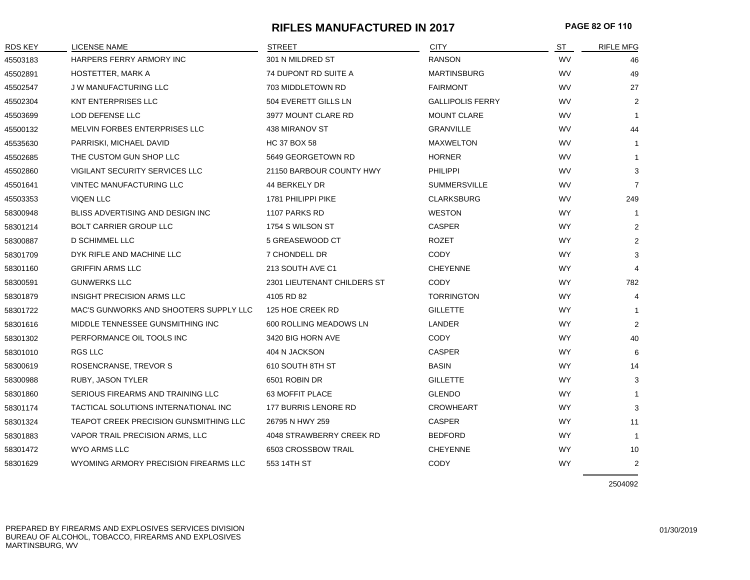# RIFLES MANUFACTURED IN 2017

| RDS KEY | LICENSE NAME | STREET | CITY | ST | RIFLE MFG |
|---|---|---|---|---|---|
| 45503183 | HARPERS FERRY ARMORY INC | 301 N MILDRED ST | RANSON | WV | 46 |
| 45502891 | HOSTETTER, MARK A | 74 DUPONT RD SUITE A | MARTINSBURG | WV | 49 |
| 45502547 | J W MANUFACTURING LLC | 703 MIDDLETOWN RD | FAIRMONT | WV | 27 |
| 45502304 | KNT ENTERPRISES LLC | 504 EVERETT GILLS LN | GALLIPOLIS FERRY | WV | 2 |
| 45503699 | LOD DEFENSE LLC | 3977 MOUNT CLARE RD | MOUNT CLARE | WV | 1 |
| 45500132 | MELVIN FORBES ENTERPRISES LLC | 438 MIRANOV ST | GRANVILLE | WV | 44 |
| 45535630 | PARRISKI, MICHAEL DAVID | HC 37 BOX 58 | MAXWELTON | WV | 1 |
| 45502685 | THE CUSTOM GUN SHOP LLC | 5649 GEORGETOWN RD | HORNER | WV | 1 |
| 45502860 | VIGILANT SECURITY SERVICES LLC | 21150 BARBOUR COUNTY HWY | PHILIPPI | WV | 3 |
| 45501641 | VINTEC MANUFACTURING LLC | 44 BERKELY DR | SUMMERSVILLE | WV | 7 |
| 45503353 | VIQEN LLC | 1781 PHILIPPI PIKE | CLARKSBURG | WV | 249 |
| 58300948 | BLISS ADVERTISING AND DESIGN INC | 1107 PARKS RD | WESTON | WY | 1 |
| 58301214 | BOLT CARRIER GROUP LLC | 1754 S WILSON ST | CASPER | WY | 2 |
| 58300887 | D SCHIMMEL LLC | 5 GREASEWOOD CT | ROZET | WY | 2 |
| 58301709 | DYK RIFLE AND MACHINE LLC | 7 CHONDELL DR | CODY | WY | 3 |
| 58301160 | GRIFFIN ARMS LLC | 213 SOUTH AVE C1 | CHEYENNE | WY | 4 |
| 58300591 | GUNWERKS LLC | 2301 LIEUTENANT CHILDERS ST | CODY | WY | 782 |
| 58301879 | INSIGHT PRECISION ARMS LLC | 4105 RD 82 | TORRINGTON | WY | 4 |
| 58301722 | MAC'S GUNWORKS AND SHOOTERS SUPPLY LLC | 125 HOE CREEK RD | GILLETTE | WY | 1 |
| 58301616 | MIDDLE TENNESSEE GUNSMITHING INC | 600 ROLLING MEADOWS LN | LANDER | WY | 2 |
| 58301302 | PERFORMANCE OIL TOOLS INC | 3420 BIG HORN AVE | CODY | WY | 40 |
| 58301010 | RGS LLC | 404 N JACKSON | CASPER | WY | 6 |
| 58300619 | ROSENCRANSE, TREVOR S | 610 SOUTH 8TH ST | BASIN | WY | 14 |
| 58300988 | RUBY, JASON TYLER | 6501 ROBIN DR | GILLETTE | WY | 3 |
| 58301860 | SERIOUS FIREARMS AND TRAINING LLC | 63 MOFFIT PLACE | GLENDO | WY | 1 |
| 58301174 | TACTICAL SOLUTIONS INTERNATIONAL INC | 177 BURRIS LENORE RD | CROWHEART | WY | 3 |
| 58301324 | TEAPOT CREEK PRECISION GUNSMITHING LLC | 26795 N HWY 259 | CASPER | WY | 11 |
| 58301883 | VAPOR TRAIL PRECISION ARMS, LLC | 4048 STRAWBERRY CREEK RD | BEDFORD | WY | 1 |
| 58301472 | WYO ARMS LLC | 6503 CROSSBOW TRAIL | CHEYENNE | WY | 10 |
| 58301629 | WYOMING ARMORY PRECISION FIREARMS LLC | 553 14TH ST | CODY | WY | 2 |
| | | | | | 2504092 |

PREPARED BY FIREARMS AND EXPLOSIVES SERVICES DIVISION
BUREAU OF ALCOHOL, TOBACCO, FIREARMS AND EXPLOSIVES
MARTINSBURG, WV

01/30/2019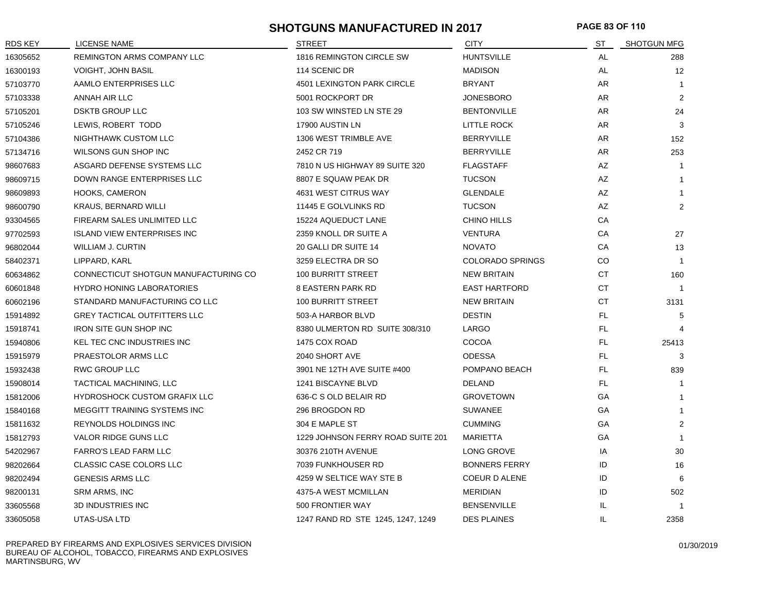# SHOTGUNS MANUFACTURED IN 2017

| RDS KEY | LICENSE NAME | STREET | CITY | ST | SHOTGUN MFG |
|---|---|---|---|---|---|
| 16305652 | REMINGTON ARMS COMPANY LLC | 1816 REMINGTON CIRCLE SW | HUNTSVILLE | AL | 288 |
| 16300193 | VOIGHT, JOHN BASIL | 114 SCENIC DR | MADISON | AL | 12 |
| 57103770 | AAMLO ENTERPRISES LLC | 4501 LEXINGTON PARK CIRCLE | BRYANT | AR | 1 |
| 57103338 | ANNAH AIR LLC | 5001 ROCKPORT DR | JONESBORO | AR | 2 |
| 57105201 | DSKTB GROUP LLC | 103 SW WINSTED LN STE 29 | BENTONVILLE | AR | 24 |
| 57105246 | LEWIS, ROBERT TODD | 17900 AUSTIN LN | LITTLE ROCK | AR | 3 |
| 57104386 | NIGHTHAWK CUSTOM LLC | 1306 WEST TRIMBLE AVE | BERRYVILLE | AR | 152 |
| 57134716 | WILSONS GUN SHOP INC | 2452 CR 719 | BERRYVILLE | AR | 253 |
| 98607683 | ASGARD DEFENSE SYSTEMS LLC | 7810 N US HIGHWAY 89 SUITE 320 | FLAGSTAFF | AZ | 1 |
| 98609715 | DOWN RANGE ENTERPRISES LLC | 8807 E SQUAW PEAK DR | TUCSON | AZ | 1 |
| 98609893 | HOOKS, CAMERON | 4631 WEST CITRUS WAY | GLENDALE | AZ | 1 |
| 98600790 | KRAUS, BERNARD WILLI | 11445 E GOLVLINKS RD | TUCSON | AZ | 2 |
| 93304565 | FIREARM SALES UNLIMITED LLC | 15224 AQUEDUCT LANE | CHINO HILLS | CA | |
| 97702593 | ISLAND VIEW ENTERPRISES INC | 2359 KNOLL DR SUITE A | VENTURA | CA | 27 |
| 96802044 | WILLIAM J. CURTIN | 20 GALLI DR SUITE 14 | NOVATO | CA | 13 |
| 58402371 | LIPPARD, KARL | 3259 ELECTRA DR SO | COLORADO SPRINGS | CO | 1 |
| 60634862 | CONNECTICUT SHOTGUN MANUFACTURING CO | 100 BURRITT STREET | NEW BRITAIN | CT | 160 |
| 60601848 | HYDRO HONING LABORATORIES | 8 EASTERN PARK RD | EAST HARTFORD | CT | 1 |
| 60602196 | STANDARD MANUFACTURING CO LLC | 100 BURRITT STREET | NEW BRITAIN | CT | 3131 |
| 15914892 | GREY TACTICAL OUTFITTERS LLC | 503-A HARBOR BLVD | DESTIN | FL | 5 |
| 15918741 | IRON SITE GUN SHOP INC | 8380 ULMERTON RD SUITE 308/310 | LARGO | FL | 4 |
| 15940806 | KEL TEC CNC INDUSTRIES INC | 1475 COX ROAD | COCOA | FL | 25413 |
| 15915979 | PRAESTOLOR ARMS LLC | 2040 SHORT AVE | ODESSA | FL | 3 |
| 15932438 | RWC GROUP LLC | 3901 NE 12TH AVE SUITE #400 | POMPANO BEACH | FL | 839 |
| 15908014 | TACTICAL MACHINING, LLC | 1241 BISCAYNE BLVD | DELAND | FL | 1 |
| 15812006 | HYDROSHOCK CUSTOM GRAFIX LLC | 636-C S OLD BELAIR RD | GROVETOWN | GA | 1 |
| 15840168 | MEGGITT TRAINING SYSTEMS INC | 296 BROGDON RD | SUWANEE | GA | 1 |
| 15811632 | REYNOLDS HOLDINGS INC | 304 E MAPLE ST | CUMMING | GA | 2 |
| 15812793 | VALOR RIDGE GUNS LLC | 1229 JOHNSON FERRY ROAD SUITE 201 | MARIETTA | GA | 1 |
| 54202967 | FARRO'S LEAD FARM LLC | 30376 210TH AVENUE | LONG GROVE | IA | 30 |
| 98202664 | CLASSIC CASE COLORS LLC | 7039 FUNKHOUSER RD | BONNERS FERRY | ID | 16 |
| 98202494 | GENESIS ARMS LLC | 4259 W SELTICE WAY STE B | COEUR D ALENE | ID | 6 |
| 98200131 | SRM ARMS, INC | 4375-A WEST MCMILLAN | MERIDIAN | ID | 502 |
| 33605568 | 3D INDUSTRIES INC | 500 FRONTIER WAY | BENSENVILLE | IL | 1 |
| 33605058 | UTAS-USA LTD | 1247 RAND RD STE 1245, 1247, 1249 | DES PLAINES | IL | 2358 |

PREPARED BY FIREARMS AND EXPLOSIVES SERVICES DIVISION
BUREAU OF ALCOHOL, TOBACCO, FIREARMS AND EXPLOSIVES
MARTINSBURG, WV

01/30/2019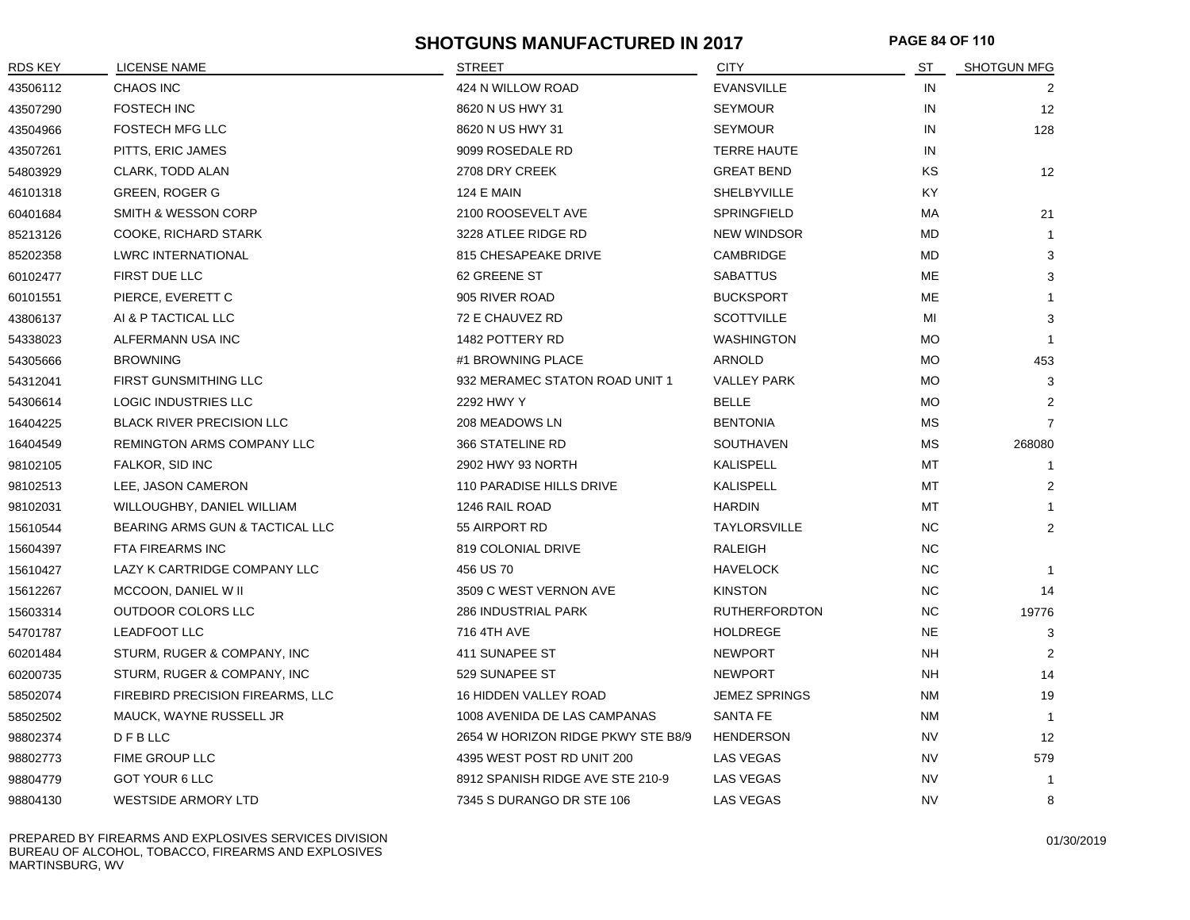# SHOTGUNS MANUFACTURED IN 2017

| RDS KEY | LICENSE NAME | STREET | CITY | ST | SHOTGUN MFG |
|---|---|---|---|---|---|
| 43506112 | CHAOS INC | 424 N WILLOW ROAD | EVANSVILLE | IN | 2 |
| 43507290 | FOSTECH INC | 8620 N US HWY 31 | SEYMOUR | IN | 12 |
| 43504966 | FOSTECH MFG LLC | 8620 N US HWY 31 | SEYMOUR | IN | 128 |
| 43507261 | PITTS, ERIC JAMES | 9099 ROSEDALE RD | TERRE HAUTE | IN | |
| 54803929 | CLARK, TODD ALAN | 2708 DRY CREEK | GREAT BEND | KS | 12 |
| 46101318 | GREEN, ROGER G | 124 E MAIN | SHELBYVILLE | KY | |
| 60401684 | SMITH & WESSON CORP | 2100 ROOSEVELT AVE | SPRINGFIELD | MA | 21 |
| 85213126 | COOKE, RICHARD STARK | 3228 ATLEE RIDGE RD | NEW WINDSOR | MD | 1 |
| 85202358 | LWRC INTERNATIONAL | 815 CHESAPEAKE DRIVE | CAMBRIDGE | MD | 3 |
| 60102477 | FIRST DUE LLC | 62 GREENE ST | SABATTUS | ME | 3 |
| 60101551 | PIERCE, EVERETT C | 905 RIVER ROAD | BUCKSPORT | ME | 1 |
| 43806137 | AI & P TACTICAL LLC | 72 E CHAUVEZ RD | SCOTTVILLE | MI | 3 |
| 54338023 | ALFERMANN USA INC | 1482 POTTERY RD | WASHINGTON | MO | 1 |
| 54305666 | BROWNING | #1 BROWNING PLACE | ARNOLD | MO | 453 |
| 54312041 | FIRST GUNSMITHING LLC | 932 MERAMEC STATON ROAD UNIT 1 | VALLEY PARK | MO | 3 |
| 54306614 | LOGIC INDUSTRIES LLC | 2292 HWY Y | BELLE | MO | 2 |
| 16404225 | BLACK RIVER PRECISION LLC | 208 MEADOWS LN | BENTONIA | MS | 7 |
| 16404549 | REMINGTON ARMS COMPANY LLC | 366 STATELINE RD | SOUTHAVEN | MS | 268080 |
| 98102105 | FALKOR, SID INC | 2902 HWY 93 NORTH | KALISPELL | MT | 1 |
| 98102513 | LEE, JASON CAMERON | 110 PARADISE HILLS DRIVE | KALISPELL | MT | 2 |
| 98102031 | WILLOUGHBY, DANIEL WILLIAM | 1246 RAIL ROAD | HARDIN | MT | 1 |
| 15610544 | BEARING ARMS GUN & TACTICAL LLC | 55 AIRPORT RD | TAYLORSVILLE | NC | 2 |
| 15604397 | FTA FIREARMS INC | 819 COLONIAL DRIVE | RALEIGH | NC | |
| 15610427 | LAZY K CARTRIDGE COMPANY LLC | 456 US 70 | HAVELOCK | NC | 1 |
| 15612267 | MCCOON, DANIEL W II | 3509 C WEST VERNON AVE | KINSTON | NC | 14 |
| 15603314 | OUTDOOR COLORS LLC | 286 INDUSTRIAL PARK | RUTHERFORDTON | NC | 19776 |
| 54701787 | LEADFOOT LLC | 716 4TH AVE | HOLDREGE | NE | 3 |
| 60201484 | STURM, RUGER & COMPANY, INC | 411 SUNAPEE ST | NEWPORT | NH | 2 |
| 60200735 | STURM, RUGER & COMPANY, INC | 529 SUNAPEE ST | NEWPORT | NH | 14 |
| 58502074 | FIREBIRD PRECISION FIREARMS, LLC | 16 HIDDEN VALLEY ROAD | JEMEZ SPRINGS | NM | 19 |
| 58502502 | MAUCK, WAYNE RUSSELL JR | 1008 AVENIDA DE LAS CAMPANAS | SANTA FE | NM | 1 |
| 98802374 | D F B LLC | 2654 W HORIZON RIDGE PKWY STE B8/9 | HENDERSON | NV | 12 |
| 98802773 | FIME GROUP LLC | 4395 WEST POST RD UNIT 200 | LAS VEGAS | NV | 579 |
| 98804779 | GOT YOUR 6 LLC | 8912 SPANISH RIDGE AVE STE 210-9 | LAS VEGAS | NV | 1 |
| 98804130 | WESTSIDE ARMORY LTD | 7345 S DURANGO DR STE 106 | LAS VEGAS | NV | 8 |

PREPARED BY FIREARMS AND EXPLOSIVES SERVICES DIVISION
BUREAU OF ALCOHOL, TOBACCO, FIREARMS AND EXPLOSIVES
MARTINSBURG, WV

01/30/2019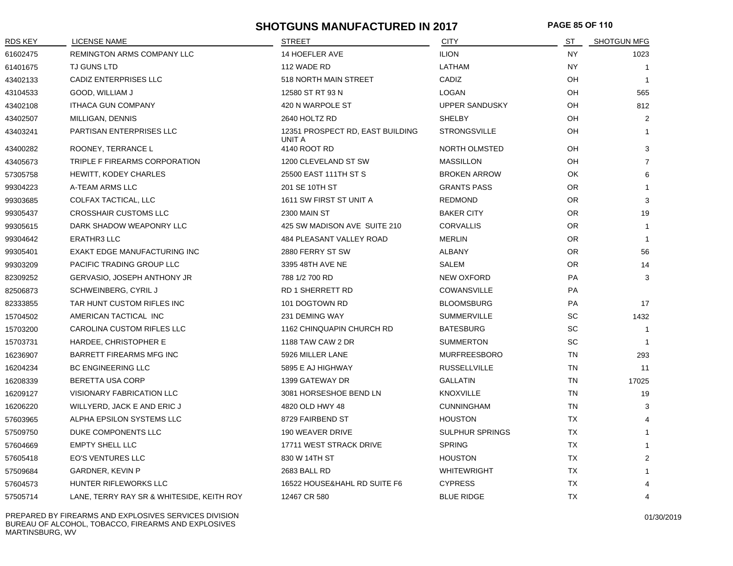# SHOTGUNS MANUFACTURED IN 2017

| RDS KEY | LICENSE NAME | STREET | CITY | ST | SHOTGUN MFG |
|---|---|---|---|---|---|
| 61602475 | REMINGTON ARMS COMPANY LLC | 14 HOEFLER AVE | ILION | NY | 1023 |
| 61401675 | TJ GUNS LTD | 112 WADE RD | LATHAM | NY | 1 |
| 43402133 | CADIZ ENTERPRISES LLC | 518 NORTH MAIN STREET | CADIZ | OH | 1 |
| 43104533 | GOOD, WILLIAM J | 12580 ST RT 93 N | LOGAN | OH | 565 |
| 43402108 | ITHACA GUN COMPANY | 420 N WARPOLE ST | UPPER SANDUSKY | OH | 812 |
| 43402507 | MILLIGAN, DENNIS | 2640 HOLTZ RD | SHELBY | OH | 2 |
| 43403241 | PARTISAN ENTERPRISES LLC | 12351 PROSPECT RD, EAST BUILDING UNIT A | STRONGSVILLE | OH | 1 |
| 43400282 | ROONEY, TERRANCE L | 4140 ROOT RD | NORTH OLMSTED | OH | 3 |
| 43405673 | TRIPLE F FIREARMS CORPORATION | 1200 CLEVELAND ST SW | MASSILLON | OH | 7 |
| 57305758 | HEWITT, KODEY CHARLES | 25500 EAST 111TH ST S | BROKEN ARROW | OK | 6 |
| 99304223 | A-TEAM ARMS LLC | 201 SE 10TH ST | GRANTS PASS | OR | 1 |
| 99303685 | COLFAX TACTICAL, LLC | 1611 SW FIRST ST UNIT A | REDMOND | OR | 3 |
| 99305437 | CROSSHAIR CUSTOMS LLC | 2300 MAIN ST | BAKER CITY | OR | 19 |
| 99305615 | DARK SHADOW WEAPONRY LLC | 425 SW MADISON AVE SUITE 210 | CORVALLIS | OR | 1 |
| 99304642 | ERATHR3 LLC | 484 PLEASANT VALLEY ROAD | MERLIN | OR | 1 |
| 99305401 | EXAKT EDGE MANUFACTURING INC | 2880 FERRY ST SW | ALBANY | OR | 56 |
| 99303209 | PACIFIC TRADING GROUP LLC | 3395 48TH AVE NE | SALEM | OR | 14 |
| 82309252 | GERVASIO, JOSEPH ANTHONY JR | 788 1/2 700 RD | NEW OXFORD | PA | 3 |
| 82506873 | SCHWEINBERG, CYRIL J | RD 1 SHERRETT RD | COWANSVILLE | PA | |
| 82333855 | TAR HUNT CUSTOM RIFLES INC | 101 DOGTOWN RD | BLOOMSBURG | PA | 17 |
| 15704502 | AMERICAN TACTICAL INC | 231 DEMING WAY | SUMMERVILLE | SC | 1432 |
| 15703200 | CAROLINA CUSTOM RIFLES LLC | 1162 CHINQUAPIN CHURCH RD | BATESBURG | SC | 1 |
| 15703731 | HARDEE, CHRISTOPHER E | 1188 TAW CAW 2 DR | SUMMERTON | SC | 1 |
| 16236907 | BARRETT FIREARMS MFG INC | 5926 MILLER LANE | MURFREESBORO | TN | 293 |
| 16204234 | BC ENGINEERING LLC | 5895 E AJ HIGHWAY | RUSSELLVILLE | TN | 11 |
| 16208339 | BERETTA USA CORP | 1399 GATEWAY DR | GALLATIN | TN | 17025 |
| 16209127 | VISIONARY FABRICATION LLC | 3081 HORSESHOE BEND LN | KNOXVILLE | TN | 19 |
| 16206220 | WILLYERD, JACK E AND ERIC J | 4820 OLD HWY 48 | CUNNINGHAM | TN | 3 |
| 57603965 | ALPHA EPSILON SYSTEMS LLC | 8729 FAIRBEND ST | HOUSTON | TX | 4 |
| 57509750 | DUKE COMPONENTS LLC | 190 WEAVER DRIVE | SULPHUR SPRINGS | TX | 1 |
| 57604669 | EMPTY SHELL LLC | 17711 WEST STRACK DRIVE | SPRING | TX | 1 |
| 57605418 | EO'S VENTURES LLC | 830 W 14TH ST | HOUSTON | TX | 2 |
| 57509684 | GARDNER, KEVIN P | 2683 BALL RD | WHITEWRIGHT | TX | 1 |
| 57604573 | HUNTER RIFLEWORKS LLC | 16522 HOUSE&HAHL RD SUITE F6 | CYPRESS | TX | 4 |
| 57505714 | LANE, TERRY RAY SR & WHITESIDE, KEITH ROY | 12467 CR 580 | BLUE RIDGE | TX | 4 |

PREPARED BY FIREARMS AND EXPLOSIVES SERVICES DIVISION
BUREAU OF ALCOHOL, TOBACCO, FIREARMS AND EXPLOSIVES
MARTINSBURG, WV

01/30/2019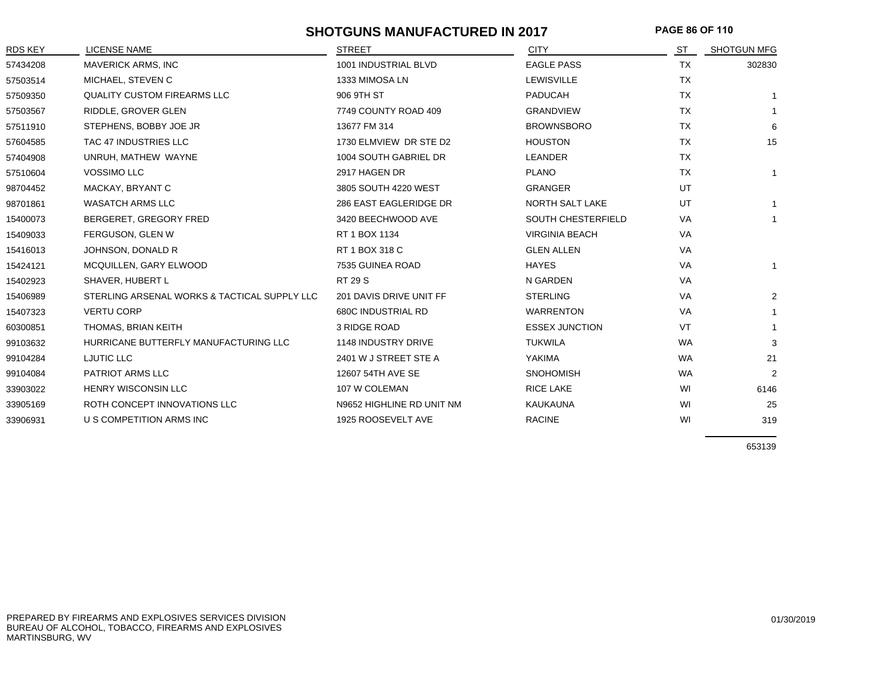# SHOTGUNS MANUFACTURED IN 2017

| RDS KEY | LICENSE NAME | STREET | CITY | ST | SHOTGUN MFG |
|---|---|---|---|---|---|
| 57434208 | MAVERICK ARMS, INC | 1001 INDUSTRIAL BLVD | EAGLE PASS | TX | 302830 |
| 57503514 | MICHAEL, STEVEN C | 1333 MIMOSA LN | LEWISVILLE | TX | |
| 57509350 | QUALITY CUSTOM FIREARMS LLC | 906 9TH ST | PADUCAH | TX | 1 |
| 57503567 | RIDDLE, GROVER GLEN | 7749 COUNTY ROAD 409 | GRANDVIEW | TX | 1 |
| 57511910 | STEPHENS, BOBBY JOE JR | 13677 FM 314 | BROWNSBORO | TX | 6 |
| 57604585 | TAC 47 INDUSTRIES LLC | 1730 ELMVIEW DR STE D2 | HOUSTON | TX | 15 |
| 57404908 | UNRUH, MATHEW WAYNE | 1004 SOUTH GABRIEL DR | LEANDER | TX | |
| 57510604 | VOSSIMO LLC | 2917 HAGEN DR | PLANO | TX | 1 |
| 98704452 | MACKAY, BRYANT C | 3805 SOUTH 4220 WEST | GRANGER | UT | |
| 98701861 | WASATCH ARMS LLC | 286 EAST EAGLERIDGE DR | NORTH SALT LAKE | UT | 1 |
| 15400073 | BERGERET, GREGORY FRED | 3420 BEECHWOOD AVE | SOUTH CHESTERFIELD | VA | 1 |
| 15409033 | FERGUSON, GLEN W | RT 1 BOX 1134 | VIRGINIA BEACH | VA | |
| 15416013 | JOHNSON, DONALD R | RT 1 BOX 318 C | GLEN ALLEN | VA | |
| 15424121 | MCQUILLEN, GARY ELWOOD | 7535 GUINEA ROAD | HAYES | VA | 1 |
| 15402923 | SHAVER, HUBERT L | RT 29 S | N GARDEN | VA | |
| 15406989 | STERLING ARSENAL WORKS & TACTICAL SUPPLY LLC | 201 DAVIS DRIVE UNIT FF | STERLING | VA | 2 |
| 15407323 | VERTU CORP | 680C INDUSTRIAL RD | WARRENTON | VA | 1 |
| 60300851 | THOMAS, BRIAN KEITH | 3 RIDGE ROAD | ESSEX JUNCTION | VT | 1 |
| 99103632 | HURRICANE BUTTERFLY MANUFACTURING LLC | 1148 INDUSTRY DRIVE | TUKWILA | WA | 3 |
| 99104284 | LJUTIC LLC | 2401 W J STREET STE A | YAKIMA | WA | 21 |
| 99104084 | PATRIOT ARMS LLC | 12607 54TH AVE SE | SNOHOMISH | WA | 2 |
| 33903022 | HENRY WISCONSIN LLC | 107 W COLEMAN | RICE LAKE | WI | 6146 |
| 33905169 | ROTH CONCEPT INNOVATIONS LLC | N9652 HIGHLINE RD UNIT NM | KAUKAUNA | WI | 25 |
| 33906931 | U S COMPETITION ARMS INC | 1925 ROOSEVELT AVE | RACINE | WI | 319 |
| | | | | | 653139 |

PREPARED BY FIREARMS AND EXPLOSIVES SERVICES DIVISION
BUREAU OF ALCOHOL, TOBACCO, FIREARMS AND EXPLOSIVES
MARTINSBURG, WV

01/30/2019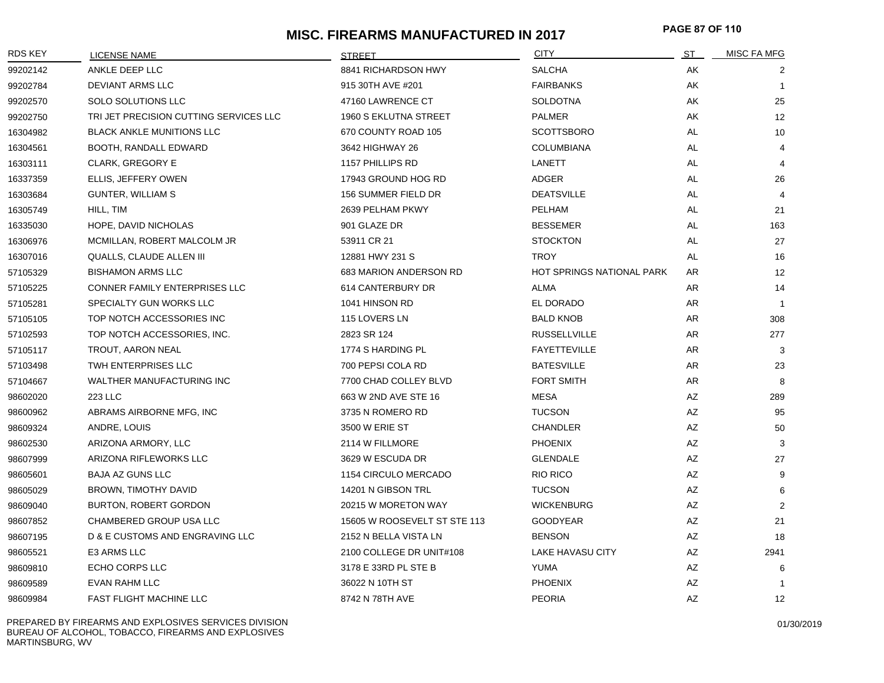# MISC. FIREARMS MANUFACTURED IN 2017

| RDS KEY | LICENSE NAME | STREET | CITY | ST | MISC FA MFG |
|---|---|---|---|---|---|
| 99202142 | ANKLE DEEP LLC | 8841 RICHARDSON HWY | SALCHA | AK | 2 |
| 99202784 | DEVIANT ARMS LLC | 915 30TH AVE #201 | FAIRBANKS | AK | 1 |
| 99202570 | SOLO SOLUTIONS LLC | 47160 LAWRENCE CT | SOLDOTNA | AK | 25 |
| 99202750 | TRI JET PRECISION CUTTING SERVICES LLC | 1960 S EKLUTNA STREET | PALMER | AK | 12 |
| 16304982 | BLACK ANKLE MUNITIONS LLC | 670 COUNTY ROAD 105 | SCOTTSBORO | AL | 10 |
| 16304561 | BOOTH, RANDALL EDWARD | 3642 HIGHWAY 26 | COLUMBIANA | AL | 4 |
| 16303111 | CLARK, GREGORY E | 1157 PHILLIPS RD | LANETT | AL | 4 |
| 16337359 | ELLIS, JEFFERY OWEN | 17943 GROUND HOG RD | ADGER | AL | 26 |
| 16303684 | GUNTER, WILLIAM S | 156 SUMMER FIELD DR | DEATSVILLE | AL | 4 |
| 16305749 | HILL, TIM | 2639 PELHAM PKWY | PELHAM | AL | 21 |
| 16335030 | HOPE, DAVID NICHOLAS | 901 GLAZE DR | BESSEMER | AL | 163 |
| 16306976 | MCMILLAN, ROBERT MALCOLM JR | 53911 CR 21 | STOCKTON | AL | 27 |
| 16307016 | QUALLS, CLAUDE ALLEN III | 12881 HWY 231 S | TROY | AL | 16 |
| 57105329 | BISHAMON ARMS LLC | 683 MARION ANDERSON RD | HOT SPRINGS NATIONAL PARK | AR | 12 |
| 57105225 | CONNER FAMILY ENTERPRISES LLC | 614 CANTERBURY DR | ALMA | AR | 14 |
| 57105281 | SPECIALTY GUN WORKS LLC | 1041 HINSON RD | EL DORADO | AR | 1 |
| 57105105 | TOP NOTCH ACCESSORIES INC | 115 LOVERS LN | BALD KNOB | AR | 308 |
| 57102593 | TOP NOTCH ACCESSORIES, INC. | 2823 SR 124 | RUSSELLVILLE | AR | 277 |
| 57105117 | TROUT, AARON NEAL | 1774 S HARDING PL | FAYETTEVILLE | AR | 3 |
| 57103498 | TWH ENTERPRISES LLC | 700 PEPSI COLA RD | BATESVILLE | AR | 23 |
| 57104667 | WALTHER MANUFACTURING INC | 7700 CHAD COLLEY BLVD | FORT SMITH | AR | 8 |
| 98602020 | 223 LLC | 663 W 2ND AVE STE 16 | MESA | AZ | 289 |
| 98600962 | ABRAMS AIRBORNE MFG, INC | 3735 N ROMERO RD | TUCSON | AZ | 95 |
| 98609324 | ANDRE, LOUIS | 3500 W ERIE ST | CHANDLER | AZ | 50 |
| 98602530 | ARIZONA ARMORY, LLC | 2114 W FILLMORE | PHOENIX | AZ | 3 |
| 98607999 | ARIZONA RIFLEWORKS LLC | 3629 W ESCUDA DR | GLENDALE | AZ | 27 |
| 98605601 | BAJA AZ GUNS LLC | 1154 CIRCULO MERCADO | RIO RICO | AZ | 9 |
| 98605029 | BROWN, TIMOTHY DAVID | 14201 N GIBSON TRL | TUCSON | AZ | 6 |
| 98609040 | BURTON, ROBERT GORDON | 20215 W MORETON WAY | WICKENBURG | AZ | 2 |
| 98607852 | CHAMBERED GROUP USA LLC | 15605 W ROOSEVELT ST STE 113 | GOODYEAR | AZ | 21 |
| 98607195 | D & E CUSTOMS AND ENGRAVING LLC | 2152 N BELLA VISTA LN | BENSON | AZ | 18 |
| 98605521 | E3 ARMS LLC | 2100 COLLEGE DR UNIT#108 | LAKE HAVASU CITY | AZ | 2941 |
| 98609810 | ECHO CORPS LLC | 3178 E 33RD PL STE B | YUMA | AZ | 6 |
| 98609589 | EVAN RAHM LLC | 36022 N 10TH ST | PHOENIX | AZ | 1 |
| 98609984 | FAST FLIGHT MACHINE LLC | 8742 N 78TH AVE | PEORIA | AZ | 12 |

PREPARED BY FIREARMS AND EXPLOSIVES SERVICES DIVISION
BUREAU OF ALCOHOL, TOBACCO, FIREARMS AND EXPLOSIVES
MARTINSBURG, WV

01/30/2019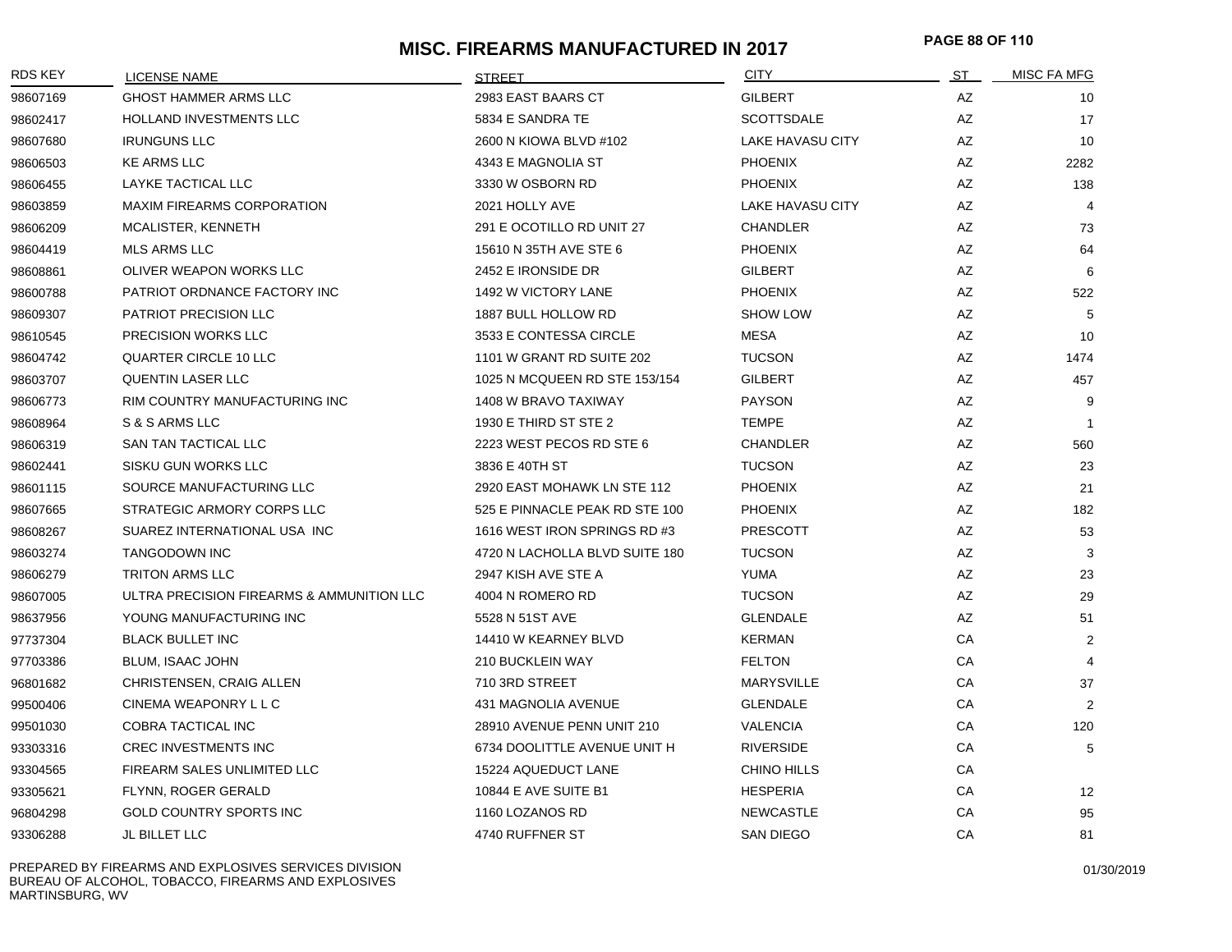# MISC. FIREARMS MANUFACTURED IN 2017

| RDS KEY | LICENSE NAME | STREET | CITY | ST | MISC FA MFG |
|---|---|---|---|---|---|
| 98607169 | GHOST HAMMER ARMS LLC | 2983 EAST BAARS CT | GILBERT | AZ | 10 |
| 98602417 | HOLLAND INVESTMENTS LLC | 5834 E SANDRA TE | SCOTTSDALE | AZ | 17 |
| 98607680 | IRUNGUNS LLC | 2600 N KIOWA BLVD #102 | LAKE HAVASU CITY | AZ | 10 |
| 98606503 | KE ARMS LLC | 4343 E MAGNOLIA ST | PHOENIX | AZ | 2282 |
| 98606455 | LAYKE TACTICAL LLC | 3330 W OSBORN RD | PHOENIX | AZ | 138 |
| 98603859 | MAXIM FIREARMS CORPORATION | 2021 HOLLY AVE | LAKE HAVASU CITY | AZ | 4 |
| 98606209 | MCALISTER, KENNETH | 291 E OCOTILLO RD UNIT 27 | CHANDLER | AZ | 73 |
| 98604419 | MLS ARMS LLC | 15610 N 35TH AVE STE 6 | PHOENIX | AZ | 64 |
| 98608861 | OLIVER WEAPON WORKS LLC | 2452 E IRONSIDE DR | GILBERT | AZ | 6 |
| 98600788 | PATRIOT ORDNANCE FACTORY INC | 1492 W VICTORY LANE | PHOENIX | AZ | 522 |
| 98609307 | PATRIOT PRECISION LLC | 1887 BULL HOLLOW RD | SHOW LOW | AZ | 5 |
| 98610545 | PRECISION WORKS LLC | 3533 E CONTESSA CIRCLE | MESA | AZ | 10 |
| 98604742 | QUARTER CIRCLE 10 LLC | 1101 W GRANT RD SUITE 202 | TUCSON | AZ | 1474 |
| 98603707 | QUENTIN LASER LLC | 1025 N MCQUEEN RD STE 153/154 | GILBERT | AZ | 457 |
| 98606773 | RIM COUNTRY MANUFACTURING INC | 1408 W BRAVO TAXIWAY | PAYSON | AZ | 9 |
| 98608964 | S & S ARMS LLC | 1930 E THIRD ST STE 2 | TEMPE | AZ | 1 |
| 98606319 | SAN TAN TACTICAL LLC | 2223 WEST PECOS RD STE 6 | CHANDLER | AZ | 560 |
| 98602441 | SISKU GUN WORKS LLC | 3836 E 40TH ST | TUCSON | AZ | 23 |
| 98601115 | SOURCE MANUFACTURING LLC | 2920 EAST MOHAWK LN STE 112 | PHOENIX | AZ | 21 |
| 98607665 | STRATEGIC ARMORY CORPS LLC | 525 E PINNACLE PEAK RD STE 100 | PHOENIX | AZ | 182 |
| 98608267 | SUAREZ INTERNATIONAL USA INC | 1616 WEST IRON SPRINGS RD #3 | PRESCOTT | AZ | 53 |
| 98603274 | TANGODOWN INC | 4720 N LACHOLLA BLVD SUITE 180 | TUCSON | AZ | 3 |
| 98606279 | TRITON ARMS LLC | 2947 KISH AVE STE A | YUMA | AZ | 23 |
| 98607005 | ULTRA PRECISION FIREARMS & AMMUNITION LLC | 4004 N ROMERO RD | TUCSON | AZ | 29 |
| 98637956 | YOUNG MANUFACTURING INC | 5528 N 51ST AVE | GLENDALE | AZ | 51 |
| 97737304 | BLACK BULLET INC | 14410 W KEARNEY BLVD | KERMAN | CA | 2 |
| 97703386 | BLUM, ISAAC JOHN | 210 BUCKLEIN WAY | FELTON | CA | 4 |
| 96801682 | CHRISTENSEN, CRAIG ALLEN | 710 3RD STREET | MARYSVILLE | CA | 37 |
| 99500406 | CINEMA WEAPONRY L L C | 431 MAGNOLIA AVENUE | GLENDALE | CA | 2 |
| 99501030 | COBRA TACTICAL INC | 28910 AVENUE PENN UNIT 210 | VALENCIA | CA | 120 |
| 93303316 | CREC INVESTMENTS INC | 6734 DOOLITTLE AVENUE UNIT H | RIVERSIDE | CA | 5 |
| 93304565 | FIREARM SALES UNLIMITED LLC | 15224 AQUEDUCT LANE | CHINO HILLS | CA | |
| 93305621 | FLYNN, ROGER GERALD | 10844 E AVE SUITE B1 | HESPERIA | CA | 12 |
| 96804298 | GOLD COUNTRY SPORTS INC | 1160 LOZANOS RD | NEWCASTLE | CA | 95 |
| 93306288 | JL BILLET LLC | 4740 RUFFNER ST | SAN DIEGO | CA | 81 |

PREPARED BY FIREARMS AND EXPLOSIVES SERVICES DIVISION
BUREAU OF ALCOHOL, TOBACCO, FIREARMS AND EXPLOSIVES
MARTINSBURG, WV

01/30/2019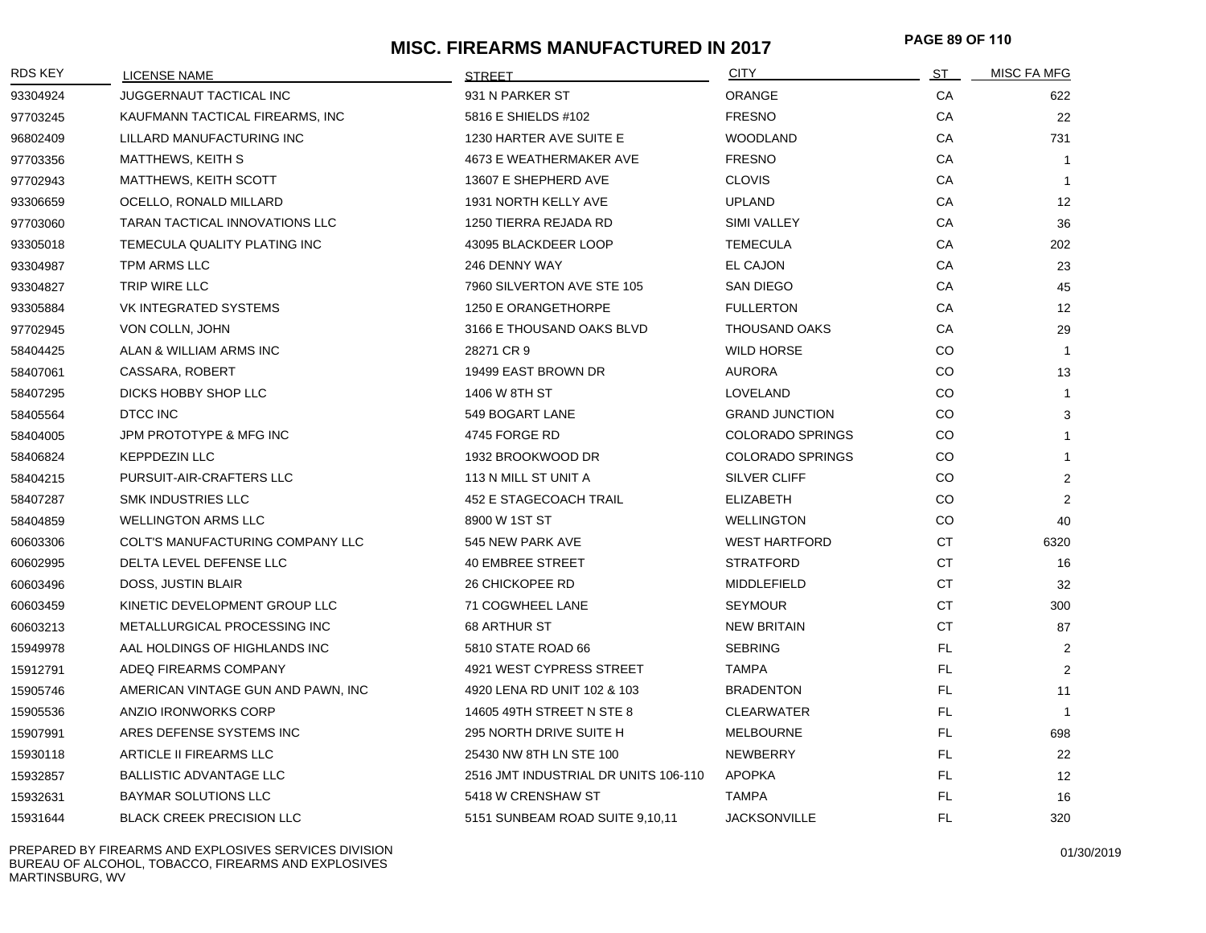# MISC. FIREARMS MANUFACTURED IN 2017

| RDS KEY | LICENSE NAME | STREET | CITY | ST | MISC FA MFG |
|---|---|---|---|---|---|
| 93304924 | JUGGERNAUT TACTICAL INC | 931 N PARKER ST | ORANGE | CA | 622 |
| 97703245 | KAUFMANN TACTICAL FIREARMS, INC | 5816 E SHIELDS #102 | FRESNO | CA | 22 |
| 96802409 | LILLARD MANUFACTURING INC | 1230 HARTER AVE SUITE E | WOODLAND | CA | 731 |
| 97703356 | MATTHEWS, KEITH S | 4673 E WEATHERMAKER AVE | FRESNO | CA | 1 |
| 97702943 | MATTHEWS, KEITH SCOTT | 13607 E SHEPHERD AVE | CLOVIS | CA | 1 |
| 93306659 | OCELLO, RONALD MILLARD | 1931 NORTH KELLY AVE | UPLAND | CA | 12 |
| 97703060 | TARAN TACTICAL INNOVATIONS LLC | 1250 TIERRA REJADA RD | SIMI VALLEY | CA | 36 |
| 93305018 | TEMECULA QUALITY PLATING INC | 43095 BLACKDEER LOOP | TEMECULA | CA | 202 |
| 93304987 | TPM ARMS LLC | 246 DENNY WAY | EL CAJON | CA | 23 |
| 93304827 | TRIP WIRE LLC | 7960 SILVERTON AVE STE 105 | SAN DIEGO | CA | 45 |
| 93305884 | VK INTEGRATED SYSTEMS | 1250 E ORANGETHORPE | FULLERTON | CA | 12 |
| 97702945 | VON COLLN, JOHN | 3166 E THOUSAND OAKS BLVD | THOUSAND OAKS | CA | 29 |
| 58404425 | ALAN & WILLIAM ARMS INC | 28271 CR 9 | WILD HORSE | CO | 1 |
| 58407061 | CASSARA, ROBERT | 19499 EAST BROWN DR | AURORA | CO | 13 |
| 58407295 | DICKS HOBBY SHOP LLC | 1406 W 8TH ST | LOVELAND | CO | 1 |
| 58405564 | DTCC INC | 549 BOGART LANE | GRAND JUNCTION | CO | 3 |
| 58404005 | JPM PROTOTYPE & MFG INC | 4745 FORGE RD | COLORADO SPRINGS | CO | 1 |
| 58406824 | KEPPDEZIN LLC | 1932 BROOKWOOD DR | COLORADO SPRINGS | CO | 1 |
| 58404215 | PURSUIT-AIR-CRAFTERS LLC | 113 N MILL ST UNIT A | SILVER CLIFF | CO | 2 |
| 58407287 | SMK INDUSTRIES LLC | 452 E STAGECOACH TRAIL | ELIZABETH | CO | 2 |
| 58404859 | WELLINGTON ARMS LLC | 8900 W 1ST ST | WELLINGTON | CO | 40 |
| 60603306 | COLT'S MANUFACTURING COMPANY LLC | 545 NEW PARK AVE | WEST HARTFORD | CT | 6320 |
| 60602995 | DELTA LEVEL DEFENSE LLC | 40 EMBREE STREET | STRATFORD | CT | 16 |
| 60603496 | DOSS, JUSTIN BLAIR | 26 CHICKOPEE RD | MIDDLEFIELD | CT | 32 |
| 60603459 | KINETIC DEVELOPMENT GROUP LLC | 71 COGWHEEL LANE | SEYMOUR | CT | 300 |
| 60603213 | METALLURGICAL PROCESSING INC | 68 ARTHUR ST | NEW BRITAIN | CT | 87 |
| 15949978 | AAL HOLDINGS OF HIGHLANDS INC | 5810 STATE ROAD 66 | SEBRING | FL | 2 |
| 15912791 | ADEQ FIREARMS COMPANY | 4921 WEST CYPRESS STREET | TAMPA | FL | 2 |
| 15905746 | AMERICAN VINTAGE GUN AND PAWN, INC | 4920 LENA RD UNIT 102 & 103 | BRADENTON | FL | 11 |
| 15905536 | ANZIO IRONWORKS CORP | 14605 49TH STREET N STE 8 | CLEARWATER | FL | 1 |
| 15907991 | ARES DEFENSE SYSTEMS INC | 295 NORTH DRIVE SUITE H | MELBOURNE | FL | 698 |
| 15930118 | ARTICLE II FIREARMS LLC | 25430 NW 8TH LN STE 100 | NEWBERRY | FL | 22 |
| 15932857 | BALLISTIC ADVANTAGE LLC | 2516 JMT INDUSTRIAL DR UNITS 106-110 | APOPKA | FL | 12 |
| 15932631 | BAYMAR SOLUTIONS LLC | 5418 W CRENSHAW ST | TAMPA | FL | 16 |
| 15931644 | BLACK CREEK PRECISION LLC | 5151 SUNBEAM ROAD SUITE 9,10,11 | JACKSONVILLE | FL | 320 |

PREPARED BY FIREARMS AND EXPLOSIVES SERVICES DIVISION
BUREAU OF ALCOHOL, TOBACCO, FIREARMS AND EXPLOSIVES
MARTINSBURG, WV

01/30/2019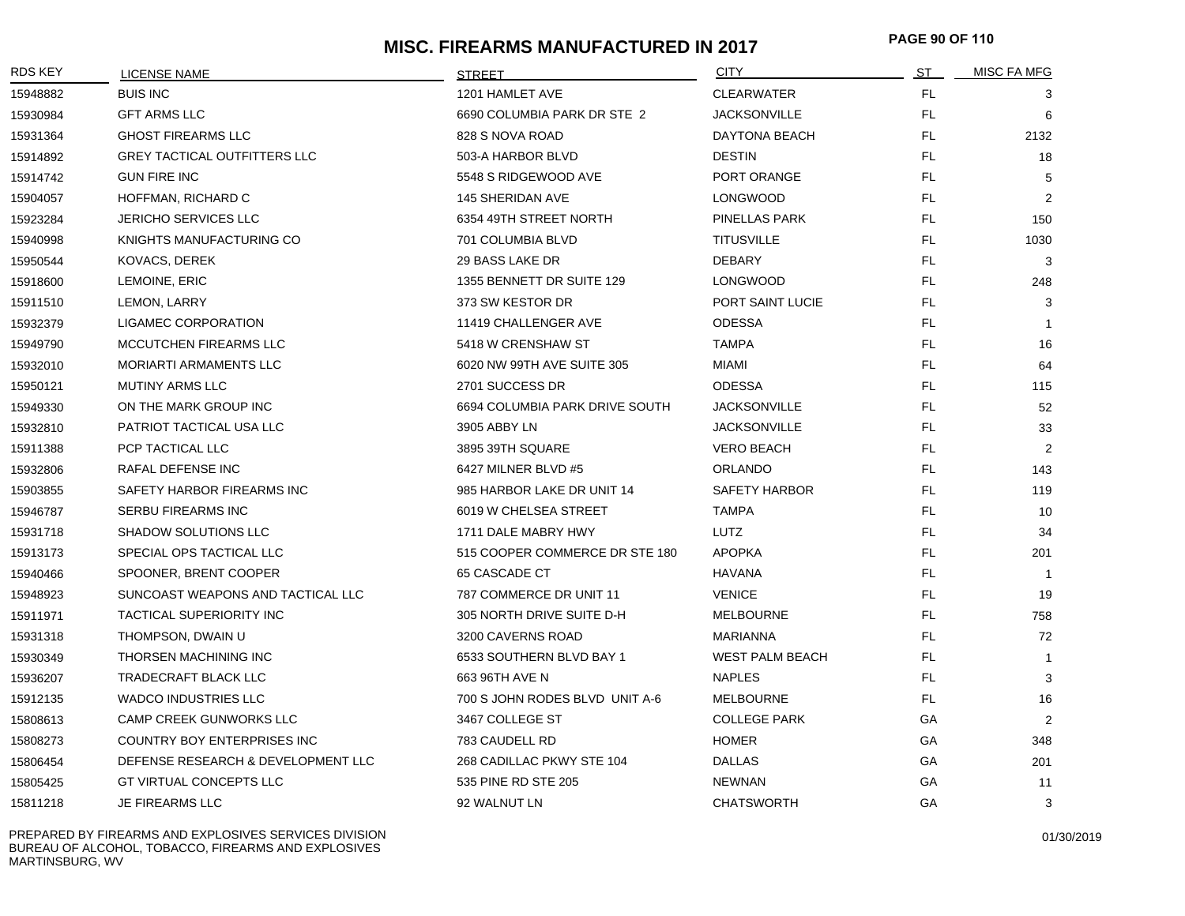# MISC. FIREARMS MANUFACTURED IN 2017

| RDS KEY | LICENSE NAME | STREET | CITY | ST | MISC FA MFG |
|---|---|---|---|---|---|
| 15948882 | BUIS INC | 1201 HAMLET AVE | CLEARWATER | FL | 3 |
| 15930984 | GFT ARMS LLC | 6690 COLUMBIA PARK DR STE 2 | JACKSONVILLE | FL | 6 |
| 15931364 | GHOST FIREARMS LLC | 828 S NOVA ROAD | DAYTONA BEACH | FL | 2132 |
| 15914892 | GREY TACTICAL OUTFITTERS LLC | 503-A HARBOR BLVD | DESTIN | FL | 18 |
| 15914742 | GUN FIRE INC | 5548 S RIDGEWOOD AVE | PORT ORANGE | FL | 5 |
| 15904057 | HOFFMAN, RICHARD C | 145 SHERIDAN AVE | LONGWOOD | FL | 2 |
| 15923284 | JERICHO SERVICES LLC | 6354 49TH STREET NORTH | PINELLAS PARK | FL | 150 |
| 15940998 | KNIGHTS MANUFACTURING CO | 701 COLUMBIA BLVD | TITUSVILLE | FL | 1030 |
| 15950544 | KOVACS, DEREK | 29 BASS LAKE DR | DEBARY | FL | 3 |
| 15918600 | LEMOINE, ERIC | 1355 BENNETT DR SUITE 129 | LONGWOOD | FL | 248 |
| 15911510 | LEMON, LARRY | 373 SW KESTOR DR | PORT SAINT LUCIE | FL | 3 |
| 15932379 | LIGAMEC CORPORATION | 11419 CHALLENGER AVE | ODESSA | FL | 1 |
| 15949790 | MCCUTCHEN FIREARMS LLC | 5418 W CRENSHAW ST | TAMPA | FL | 16 |
| 15932010 | MORIARTI ARMAMENTS LLC | 6020 NW 99TH AVE SUITE 305 | MIAMI | FL | 64 |
| 15950121 | MUTINY ARMS LLC | 2701 SUCCESS DR | ODESSA | FL | 115 |
| 15949330 | ON THE MARK GROUP INC | 6694 COLUMBIA PARK DRIVE SOUTH | JACKSONVILLE | FL | 52 |
| 15932810 | PATRIOT TACTICAL USA LLC | 3905 ABBY LN | JACKSONVILLE | FL | 33 |
| 15911388 | PCP TACTICAL LLC | 3895 39TH SQUARE | VERO BEACH | FL | 2 |
| 15932806 | RAFAL DEFENSE INC | 6427 MILNER BLVD #5 | ORLANDO | FL | 143 |
| 15903855 | SAFETY HARBOR FIREARMS INC | 985 HARBOR LAKE DR UNIT 14 | SAFETY HARBOR | FL | 119 |
| 15946787 | SERBU FIREARMS INC | 6019 W CHELSEA STREET | TAMPA | FL | 10 |
| 15931718 | SHADOW SOLUTIONS LLC | 1711 DALE MABRY HWY | LUTZ | FL | 34 |
| 15913173 | SPECIAL OPS TACTICAL LLC | 515 COOPER COMMERCE DR STE 180 | APOPKA | FL | 201 |
| 15940466 | SPOONER, BRENT COOPER | 65 CASCADE CT | HAVANA | FL | 1 |
| 15948923 | SUNCOAST WEAPONS AND TACTICAL LLC | 787 COMMERCE DR UNIT 11 | VENICE | FL | 19 |
| 15911971 | TACTICAL SUPERIORITY INC | 305 NORTH DRIVE SUITE D-H | MELBOURNE | FL | 758 |
| 15931318 | THOMPSON, DWAIN U | 3200 CAVERNS ROAD | MARIANNA | FL | 72 |
| 15930349 | THORSEN MACHINING INC | 6533 SOUTHERN BLVD BAY 1 | WEST PALM BEACH | FL | 1 |
| 15936207 | TRADECRAFT BLACK LLC | 663 96TH AVE N | NAPLES | FL | 3 |
| 15912135 | WADCO INDUSTRIES LLC | 700 S JOHN RODES BLVD UNIT A-6 | MELBOURNE | FL | 16 |
| 15808613 | CAMP CREEK GUNWORKS LLC | 3467 COLLEGE ST | COLLEGE PARK | GA | 2 |
| 15808273 | COUNTRY BOY ENTERPRISES INC | 783 CAUDELL RD | HOMER | GA | 348 |
| 15806454 | DEFENSE RESEARCH & DEVELOPMENT LLC | 268 CADILLAC PKWY STE 104 | DALLAS | GA | 201 |
| 15805425 | GT VIRTUAL CONCEPTS LLC | 535 PINE RD STE 205 | NEWNAN | GA | 11 |
| 15811218 | JE FIREARMS LLC | 92 WALNUT LN | CHATSWORTH | GA | 3 |

PREPARED BY FIREARMS AND EXPLOSIVES SERVICES DIVISION
BUREAU OF ALCOHOL, TOBACCO, FIREARMS AND EXPLOSIVES
MARTINSBURG, WV

01/30/2019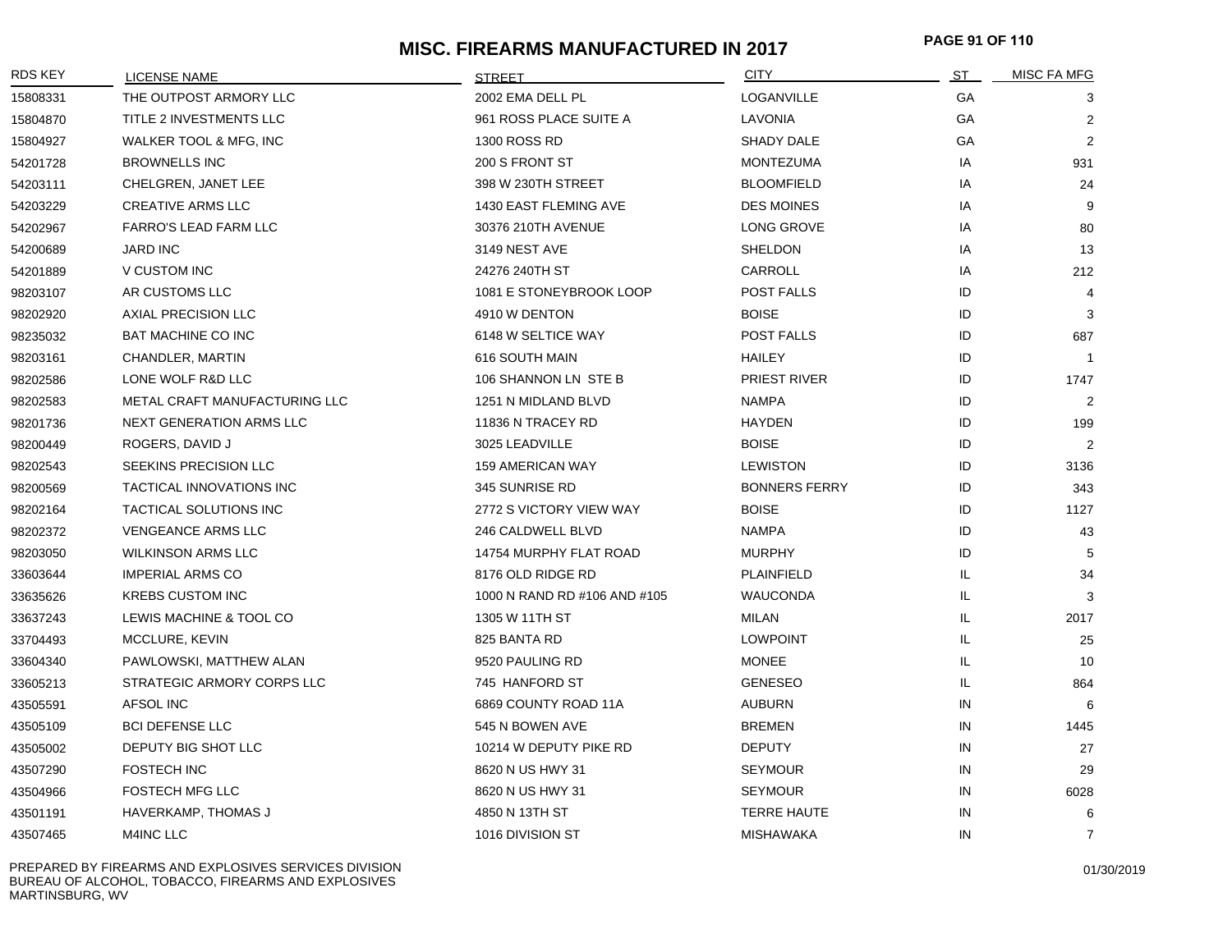# MISC. FIREARMS MANUFACTURED IN 2017

| RDS KEY | LICENSE NAME | STREET | CITY | ST | MISC FA MFG |
|---|---|---|---|---|---|
| 15808331 | THE OUTPOST ARMORY LLC | 2002 EMA DELL PL | LOGANVILLE | GA | 3 |
| 15804870 | TITLE 2 INVESTMENTS LLC | 961 ROSS PLACE SUITE A | LAVONIA | GA | 2 |
| 15804927 | WALKER TOOL & MFG, INC | 1300 ROSS RD | SHADY DALE | GA | 2 |
| 54201728 | BROWNELLS INC | 200 S FRONT ST | MONTEZUMA | IA | 931 |
| 54203111 | CHELGREN, JANET LEE | 398 W 230TH STREET | BLOOMFIELD | IA | 24 |
| 54203229 | CREATIVE ARMS LLC | 1430 EAST FLEMING AVE | DES MOINES | IA | 9 |
| 54202967 | FARRO'S LEAD FARM LLC | 30376 210TH AVENUE | LONG GROVE | IA | 80 |
| 54200689 | JARD INC | 3149 NEST AVE | SHELDON | IA | 13 |
| 54201889 | V CUSTOM INC | 24276 240TH ST | CARROLL | IA | 212 |
| 98203107 | AR CUSTOMS LLC | 1081 E STONEYBROOK LOOP | POST FALLS | ID | 4 |
| 98202920 | AXIAL PRECISION LLC | 4910 W DENTON | BOISE | ID | 3 |
| 98235032 | BAT MACHINE CO INC | 6148 W SELTICE WAY | POST FALLS | ID | 687 |
| 98203161 | CHANDLER, MARTIN | 616 SOUTH MAIN | HAILEY | ID | 1 |
| 98202586 | LONE WOLF R&D LLC | 106 SHANNON LN STE B | PRIEST RIVER | ID | 1747 |
| 98202583 | METAL CRAFT MANUFACTURING LLC | 1251 N MIDLAND BLVD | NAMPA | ID | 2 |
| 98201736 | NEXT GENERATION ARMS LLC | 11836 N TRACEY RD | HAYDEN | ID | 199 |
| 98200449 | ROGERS, DAVID J | 3025 LEADVILLE | BOISE | ID | 2 |
| 98202543 | SEEKINS PRECISION LLC | 159 AMERICAN WAY | LEWISTON | ID | 3136 |
| 98200569 | TACTICAL INNOVATIONS INC | 345 SUNRISE RD | BONNERS FERRY | ID | 343 |
| 98202164 | TACTICAL SOLUTIONS INC | 2772 S VICTORY VIEW WAY | BOISE | ID | 1127 |
| 98202372 | VENGEANCE ARMS LLC | 246 CALDWELL BLVD | NAMPA | ID | 43 |
| 98203050 | WILKINSON ARMS LLC | 14754 MURPHY FLAT ROAD | MURPHY | ID | 5 |
| 33603644 | IMPERIAL ARMS CO | 8176 OLD RIDGE RD | PLAINFIELD | IL | 34 |
| 33635626 | KREBS CUSTOM INC | 1000 N RAND RD #106 AND #105 | WAUCONDA | IL | 3 |
| 33637243 | LEWIS MACHINE & TOOL CO | 1305 W 11TH ST | MILAN | IL | 2017 |
| 33704493 | MCCLURE, KEVIN | 825 BANTA RD | LOWPOINT | IL | 25 |
| 33604340 | PAWLOWSKI, MATTHEW ALAN | 9520 PAULING RD | MONEE | IL | 10 |
| 33605213 | STRATEGIC ARMORY CORPS LLC | 745 HANFORD ST | GENESEO | IL | 864 |
| 43505591 | AFSOL INC | 6869 COUNTY ROAD 11A | AUBURN | IN | 6 |
| 43505109 | BCI DEFENSE LLC | 545 N BOWEN AVE | BREMEN | IN | 1445 |
| 43505002 | DEPUTY BIG SHOT LLC | 10214 W DEPUTY PIKE RD | DEPUTY | IN | 27 |
| 43507290 | FOSTECH INC | 8620 N US HWY 31 | SEYMOUR | IN | 29 |
| 43504966 | FOSTECH MFG LLC | 8620 N US HWY 31 | SEYMOUR | IN | 6028 |
| 43501191 | HAVERKAMP, THOMAS J | 4850 N 13TH ST | TERRE HAUTE | IN | 6 |
| 43507465 | M4INC LLC | 1016 DIVISION ST | MISHAWAKA | IN | 7 |

PREPARED BY FIREARMS AND EXPLOSIVES SERVICES DIVISION
BUREAU OF ALCOHOL, TOBACCO, FIREARMS AND EXPLOSIVES
MARTINSBURG, WV

01/30/2019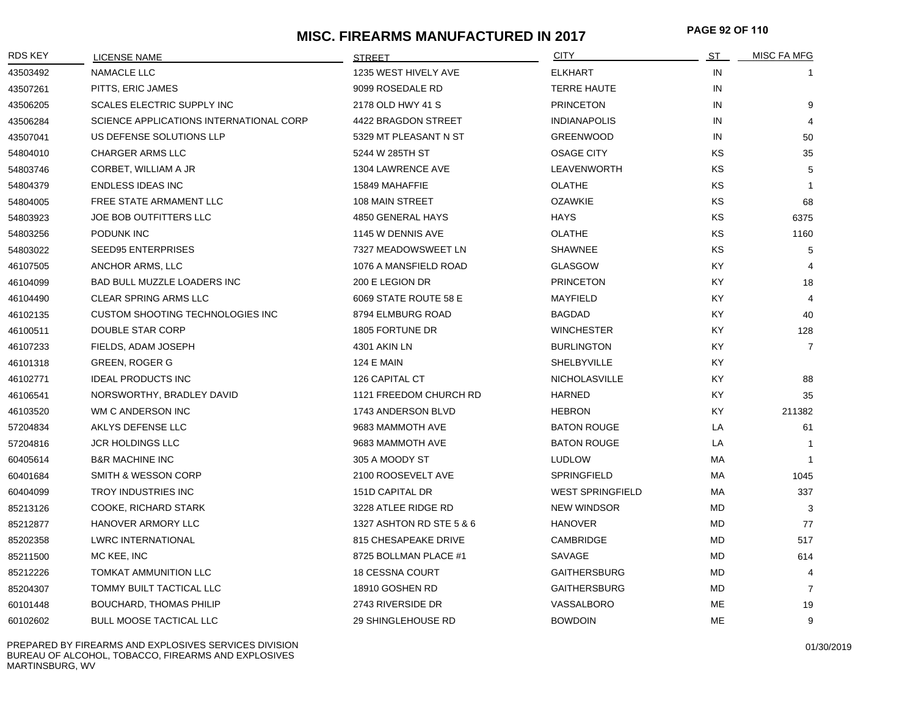# MISC. FIREARMS MANUFACTURED IN 2017

| RDS KEY | LICENSE NAME | STREET | CITY | ST | MISC FA MFG |
|---|---|---|---|---|---|
| 43503492 | NAMACLE LLC | 1235 WEST HIVELY AVE | ELKHART | IN | 1 |
| 43507261 | PITTS, ERIC JAMES | 9099 ROSEDALE RD | TERRE HAUTE | IN | |
| 43506205 | SCALES ELECTRIC SUPPLY INC | 2178 OLD HWY 41 S | PRINCETON | IN | 9 |
| 43506284 | SCIENCE APPLICATIONS INTERNATIONAL CORP | 4422 BRAGDON STREET | INDIANAPOLIS | IN | 4 |
| 43507041 | US DEFENSE SOLUTIONS LLP | 5329 MT PLEASANT N ST | GREENWOOD | IN | 50 |
| 54804010 | CHARGER ARMS LLC | 5244 W 285TH ST | OSAGE CITY | KS | 35 |
| 54803746 | CORBET, WILLIAM A JR | 1304 LAWRENCE AVE | LEAVENWORTH | KS | 5 |
| 54804379 | ENDLESS IDEAS INC | 15849 MAHAFFIE | OLATHE | KS | 1 |
| 54804005 | FREE STATE ARMAMENT LLC | 108 MAIN STREET | OZAWKIE | KS | 68 |
| 54803923 | JOE BOB OUTFITTERS LLC | 4850 GENERAL HAYS | HAYS | KS | 6375 |
| 54803256 | PODUNK INC | 1145 W DENNIS AVE | OLATHE | KS | 1160 |
| 54803022 | SEED95 ENTERPRISES | 7327 MEADOWSWEET LN | SHAWNEE | KS | 5 |
| 46107505 | ANCHOR ARMS, LLC | 1076 A MANSFIELD ROAD | GLASGOW | KY | 4 |
| 46104099 | BAD BULL MUZZLE LOADERS INC | 200 E LEGION DR | PRINCETON | KY | 18 |
| 46104490 | CLEAR SPRING ARMS LLC | 6069 STATE ROUTE 58 E | MAYFIELD | KY | 4 |
| 46102135 | CUSTOM SHOOTING TECHNOLOGIES INC | 8794 ELMBURG ROAD | BAGDAD | KY | 40 |
| 46100511 | DOUBLE STAR CORP | 1805 FORTUNE DR | WINCHESTER | KY | 128 |
| 46107233 | FIELDS, ADAM JOSEPH | 4301 AKIN LN | BURLINGTON | KY | 7 |
| 46101318 | GREEN, ROGER G | 124 E MAIN | SHELBYVILLE | KY | |
| 46102771 | IDEAL PRODUCTS INC | 126 CAPITAL CT | NICHOLASVILLE | KY | 88 |
| 46106541 | NORSWORTHY, BRADLEY DAVID | 1121 FREEDOM CHURCH RD | HARNED | KY | 35 |
| 46103520 | WM C ANDERSON INC | 1743 ANDERSON BLVD | HEBRON | KY | 211382 |
| 57204834 | AKLYS DEFENSE LLC | 9683 MAMMOTH AVE | BATON ROUGE | LA | 61 |
| 57204816 | JCR HOLDINGS LLC | 9683 MAMMOTH AVE | BATON ROUGE | LA | 1 |
| 60405614 | B&R MACHINE INC | 305 A MOODY ST | LUDLOW | MA | 1 |
| 60401684 | SMITH & WESSON CORP | 2100 ROOSEVELT AVE | SPRINGFIELD | MA | 1045 |
| 60404099 | TROY INDUSTRIES INC | 151D CAPITAL DR | WEST SPRINGFIELD | MA | 337 |
| 85213126 | COOKE, RICHARD STARK | 3228 ATLEE RIDGE RD | NEW WINDSOR | MD | 3 |
| 85212877 | HANOVER ARMORY LLC | 1327 ASHTON RD STE 5 & 6 | HANOVER | MD | 77 |
| 85202358 | LWRC INTERNATIONAL | 815 CHESAPEAKE DRIVE | CAMBRIDGE | MD | 517 |
| 85211500 | MC KEE, INC | 8725 BOLLMAN PLACE #1 | SAVAGE | MD | 614 |
| 85212226 | TOMKAT AMMUNITION LLC | 18 CESSNA COURT | GAITHERSBURG | MD | 4 |
| 85204307 | TOMMY BUILT TACTICAL LLC | 18910 GOSHEN RD | GAITHERSBURG | MD | 7 |
| 60101448 | BOUCHARD, THOMAS PHILIP | 2743 RIVERSIDE DR | VASSALBORO | ME | 19 |
| 60102602 | BULL MOOSE TACTICAL LLC | 29 SHINGLEHOUSE RD | BOWDOIN | ME | 9 |

PREPARED BY FIREARMS AND EXPLOSIVES SERVICES DIVISION
BUREAU OF ALCOHOL, TOBACCO, FIREARMS AND EXPLOSIVES
MARTINSBURG, WV

01/30/2019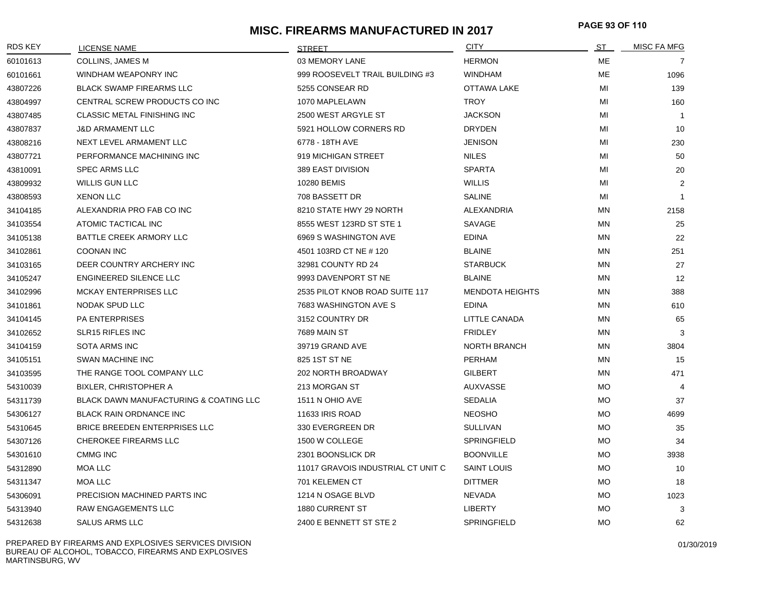# MISC. FIREARMS MANUFACTURED IN 2017

| RDS KEY | LICENSE NAME | STREET | CITY | ST | MISC FA MFG |
|---|---|---|---|---|---|
| 60101613 | COLLINS, JAMES M | 03 MEMORY LANE | HERMON | ME | 7 |
| 60101661 | WINDHAM WEAPONRY INC | 999 ROOSEVELT TRAIL BUILDING #3 | WINDHAM | ME | 1096 |
| 43807226 | BLACK SWAMP FIREARMS LLC | 5255 CONSEAR RD | OTTAWA LAKE | MI | 139 |
| 43804997 | CENTRAL SCREW PRODUCTS CO INC | 1070 MAPLELAWN | TROY | MI | 160 |
| 43807485 | CLASSIC METAL FINISHING INC | 2500 WEST ARGYLE ST | JACKSON | MI | 1 |
| 43807837 | J&D ARMAMENT LLC | 5921 HOLLOW CORNERS RD | DRYDEN | MI | 10 |
| 43808216 | NEXT LEVEL ARMAMENT LLC | 6778 - 18TH AVE | JENISON | MI | 230 |
| 43807721 | PERFORMANCE MACHINING INC | 919 MICHIGAN STREET | NILES | MI | 50 |
| 43810091 | SPEC ARMS LLC | 389 EAST DIVISION | SPARTA | MI | 20 |
| 43809932 | WILLIS GUN LLC | 10280 BEMIS | WILLIS | MI | 2 |
| 43808593 | XENON LLC | 708 BASSETT DR | SALINE | MI | 1 |
| 34104185 | ALEXANDRIA PRO FAB CO INC | 8210 STATE HWY 29 NORTH | ALEXANDRIA | MN | 2158 |
| 34103554 | ATOMIC TACTICAL INC | 8555 WEST 123RD ST STE 1 | SAVAGE | MN | 25 |
| 34105138 | BATTLE CREEK ARMORY LLC | 6969 S WASHINGTON AVE | EDINA | MN | 22 |
| 34102861 | COONAN INC | 4501 103RD CT NE # 120 | BLAINE | MN | 251 |
| 34103165 | DEER COUNTRY ARCHERY INC | 32981 COUNTY RD 24 | STARBUCK | MN | 27 |
| 34105247 | ENGINEERED SILENCE LLC | 9993 DAVENPORT ST NE | BLAINE | MN | 12 |
| 34102996 | MCKAY ENTERPRISES LLC | 2535 PILOT KNOB ROAD SUITE 117 | MENDOTA HEIGHTS | MN | 388 |
| 34101861 | NODAK SPUD LLC | 7683 WASHINGTON AVE S | EDINA | MN | 610 |
| 34104145 | PA ENTERPRISES | 3152 COUNTRY DR | LITTLE CANADA | MN | 65 |
| 34102652 | SLR15 RIFLES INC | 7689 MAIN ST | FRIDLEY | MN | 3 |
| 34104159 | SOTA ARMS INC | 39719 GRAND AVE | NORTH BRANCH | MN | 3804 |
| 34105151 | SWAN MACHINE INC | 825 1ST ST NE | PERHAM | MN | 15 |
| 34103595 | THE RANGE TOOL COMPANY LLC | 202 NORTH BROADWAY | GILBERT | MN | 471 |
| 54310039 | BIXLER, CHRISTOPHER A | 213 MORGAN ST | AUXVASSE | MO | 4 |
| 54311739 | BLACK DAWN MANUFACTURING & COATING LLC | 1511 N OHIO AVE | SEDALIA | MO | 37 |
| 54306127 | BLACK RAIN ORDNANCE INC | 11633 IRIS ROAD | NEOSHO | MO | 4699 |
| 54310645 | BRICE BREEDEN ENTERPRISES LLC | 330 EVERGREEN DR | SULLIVAN | MO | 35 |
| 54307126 | CHEROKEE FIREARMS LLC | 1500 W COLLEGE | SPRINGFIELD | MO | 34 |
| 54301610 | CMMG INC | 2301 BOONSLICK DR | BOONVILLE | MO | 3938 |
| 54312890 | MOA LLC | 11017 GRAVOIS INDUSTRIAL CT UNIT C | SAINT LOUIS | MO | 10 |
| 54311347 | MOA LLC | 701 KELEMEN CT | DITTMER | MO | 18 |
| 54306091 | PRECISION MACHINED PARTS INC | 1214 N OSAGE BLVD | NEVADA | MO | 1023 |
| 54313940 | RAW ENGAGEMENTS LLC | 1880 CURRENT ST | LIBERTY | MO | 3 |
| 54312638 | SALUS ARMS LLC | 2400 E BENNETT ST STE 2 | SPRINGFIELD | MO | 62 |

PREPARED BY FIREARMS AND EXPLOSIVES SERVICES DIVISION
BUREAU OF ALCOHOL, TOBACCO, FIREARMS AND EXPLOSIVES
MARTINSBURG, WV

01/30/2019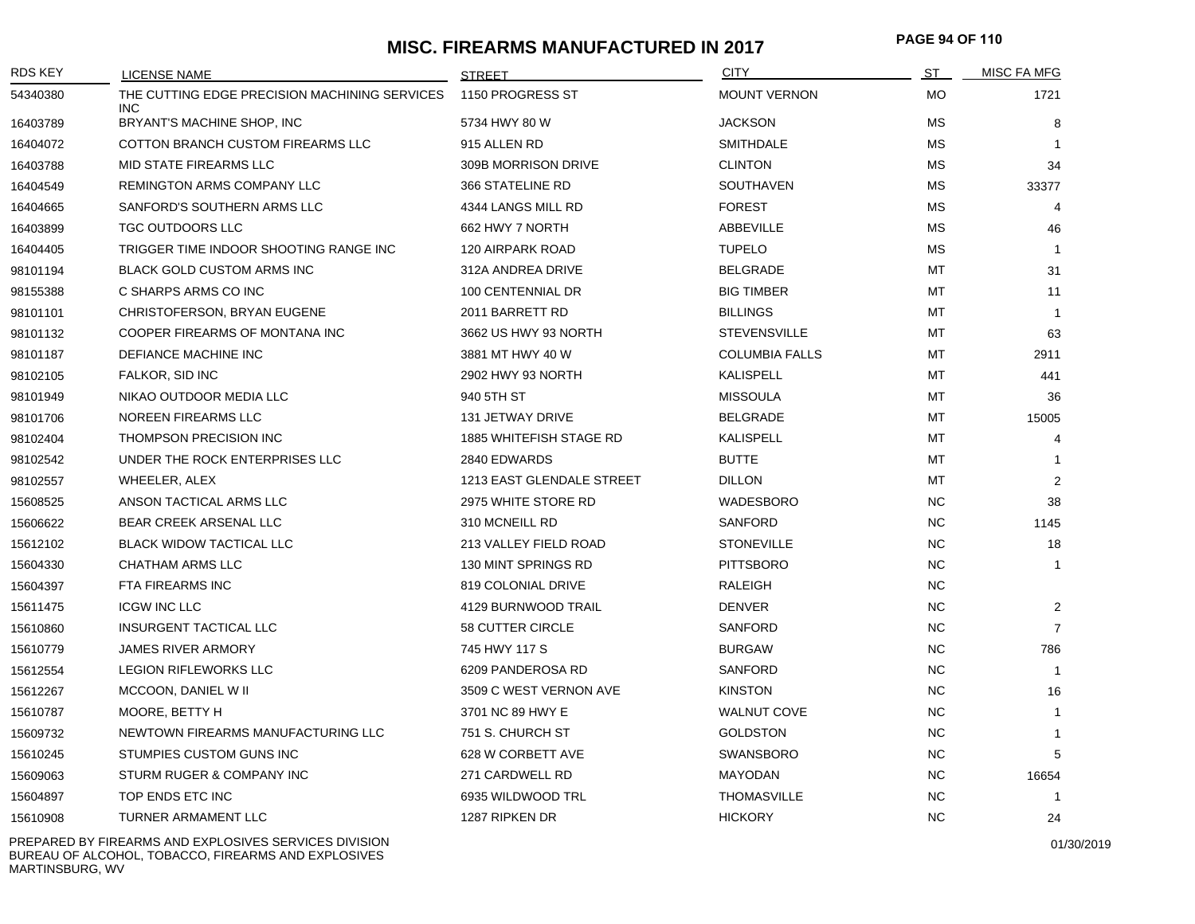# MISC. FIREARMS MANUFACTURED IN 2017

| RDS KEY | LICENSE NAME | STREET | CITY | ST | MISC FA MFG |
|---|---|---|---|---|---|
| 54340380 | THE CUTTING EDGE PRECISION MACHINING SERVICES INC | 1150 PROGRESS ST | MOUNT VERNON | MO | 1721 |
| 16403789 | BRYANT'S MACHINE SHOP, INC | 5734 HWY 80 W | JACKSON | MS | 8 |
| 16404072 | COTTON BRANCH CUSTOM FIREARMS LLC | 915 ALLEN RD | SMITHDALE | MS | 1 |
| 16403788 | MID STATE FIREARMS LLC | 309B MORRISON DRIVE | CLINTON | MS | 34 |
| 16404549 | REMINGTON ARMS COMPANY LLC | 366 STATELINE RD | SOUTHAVEN | MS | 33377 |
| 16404665 | SANFORD'S SOUTHERN ARMS LLC | 4344 LANGS MILL RD | FOREST | MS | 4 |
| 16403899 | TGC OUTDOORS LLC | 662 HWY 7 NORTH | ABBEVILLE | MS | 46 |
| 16404405 | TRIGGER TIME INDOOR SHOOTING RANGE INC | 120 AIRPARK ROAD | TUPELO | MS | 1 |
| 98101194 | BLACK GOLD CUSTOM ARMS INC | 312A ANDREA DRIVE | BELGRADE | MT | 31 |
| 98155388 | C SHARPS ARMS CO INC | 100 CENTENNIAL DR | BIG TIMBER | MT | 11 |
| 98101101 | CHRISTOFERSON, BRYAN EUGENE | 2011 BARRETT RD | BILLINGS | MT | 1 |
| 98101132 | COOPER FIREARMS OF MONTANA INC | 3662 US HWY 93 NORTH | STEVENSVILLE | MT | 63 |
| 98101187 | DEFIANCE MACHINE INC | 3881 MT HWY 40 W | COLUMBIA FALLS | MT | 2911 |
| 98102105 | FALKOR, SID INC | 2902 HWY 93 NORTH | KALISPELL | MT | 441 |
| 98101949 | NIKAO OUTDOOR MEDIA LLC | 940 5TH ST | MISSOULA | MT | 36 |
| 98101706 | NOREEN FIREARMS LLC | 131 JETWAY DRIVE | BELGRADE | MT | 15005 |
| 98102404 | THOMPSON PRECISION INC | 1885 WHITEFISH STAGE RD | KALISPELL | MT | 4 |
| 98102542 | UNDER THE ROCK ENTERPRISES LLC | 2840 EDWARDS | BUTTE | MT | 1 |
| 98102557 | WHEELER, ALEX | 1213 EAST GLENDALE STREET | DILLON | MT | 2 |
| 15608525 | ANSON TACTICAL ARMS LLC | 2975 WHITE STORE RD | WADESBORO | NC | 38 |
| 15606622 | BEAR CREEK ARSENAL LLC | 310 MCNEILL RD | SANFORD | NC | 1145 |
| 15612102 | BLACK WIDOW TACTICAL LLC | 213 VALLEY FIELD ROAD | STONEVILLE | NC | 18 |
| 15604330 | CHATHAM ARMS LLC | 130 MINT SPRINGS RD | PITTSBORO | NC | 1 |
| 15604397 | FTA FIREARMS INC | 819 COLONIAL DRIVE | RALEIGH | NC | |
| 15611475 | ICGW INC LLC | 4129 BURNWOOD TRAIL | DENVER | NC | 2 |
| 15610860 | INSURGENT TACTICAL LLC | 58 CUTTER CIRCLE | SANFORD | NC | 7 |
| 15610779 | JAMES RIVER ARMORY | 745 HWY 117 S | BURGAW | NC | 786 |
| 15612554 | LEGION RIFLEWORKS LLC | 6209 PANDEROSA RD | SANFORD | NC | 1 |
| 15612267 | MCCOON, DANIEL W II | 3509 C WEST VERNON AVE | KINSTON | NC | 16 |
| 15610787 | MOORE, BETTY H | 3701 NC 89 HWY E | WALNUT COVE | NC | 1 |
| 15609732 | NEWTOWN FIREARMS MANUFACTURING LLC | 751 S. CHURCH ST | GOLDSTON | NC | 1 |
| 15610245 | STUMPIES CUSTOM GUNS INC | 628 W CORBETT AVE | SWANSBORO | NC | 5 |
| 15609063 | STURM RUGER & COMPANY INC | 271 CARDWELL RD | MAYODAN | NC | 16654 |
| 15604897 | TOP ENDS ETC INC | 6935 WILDWOOD TRL | THOMASVILLE | NC | 1 |
| 15610908 | TURNER ARMAMENT LLC | 1287 RIPKEN DR | HICKORY | NC | 24 |

PREPARED BY FIREARMS AND EXPLOSIVES SERVICES DIVISION
BUREAU OF ALCOHOL, TOBACCO, FIREARMS AND EXPLOSIVES
MARTINSBURG, WV

01/30/2019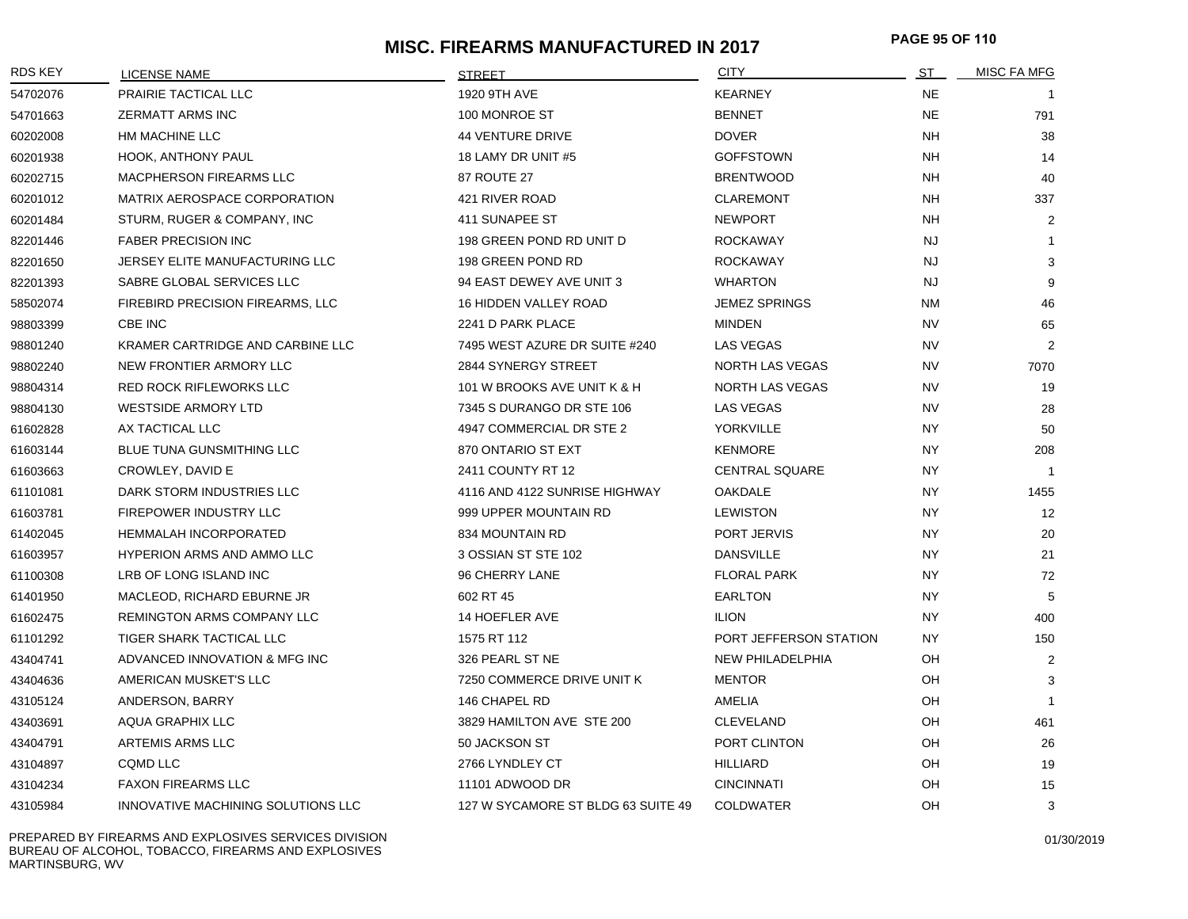# MISC. FIREARMS MANUFACTURED IN 2017

| RDS KEY | LICENSE NAME | STREET | CITY | ST | MISC FA MFG |
|---|---|---|---|---|---|
| 54702076 | PRAIRIE TACTICAL LLC | 1920 9TH AVE | KEARNEY | NE | 1 |
| 54701663 | ZERMATT ARMS INC | 100 MONROE ST | BENNET | NE | 791 |
| 60202008 | HM MACHINE LLC | 44 VENTURE DRIVE | DOVER | NH | 38 |
| 60201938 | HOOK, ANTHONY PAUL | 18 LAMY DR UNIT #5 | GOFFSTOWN | NH | 14 |
| 60202715 | MACPHERSON FIREARMS LLC | 87 ROUTE 27 | BRENTWOOD | NH | 40 |
| 60201012 | MATRIX AEROSPACE CORPORATION | 421 RIVER ROAD | CLAREMONT | NH | 337 |
| 60201484 | STURM, RUGER & COMPANY, INC | 411 SUNAPEE ST | NEWPORT | NH | 2 |
| 82201446 | FABER PRECISION INC | 198 GREEN POND RD UNIT D | ROCKAWAY | NJ | 1 |
| 82201650 | JERSEY ELITE MANUFACTURING LLC | 198 GREEN POND RD | ROCKAWAY | NJ | 3 |
| 82201393 | SABRE GLOBAL SERVICES LLC | 94 EAST DEWEY AVE UNIT 3 | WHARTON | NJ | 9 |
| 58502074 | FIREBIRD PRECISION FIREARMS, LLC | 16 HIDDEN VALLEY ROAD | JEMEZ SPRINGS | NM | 46 |
| 98803399 | CBE INC | 2241 D PARK PLACE | MINDEN | NV | 65 |
| 98801240 | KRAMER CARTRIDGE AND CARBINE LLC | 7495 WEST AZURE DR SUITE #240 | LAS VEGAS | NV | 2 |
| 98802240 | NEW FRONTIER ARMORY LLC | 2844 SYNERGY STREET | NORTH LAS VEGAS | NV | 7070 |
| 98804314 | RED ROCK RIFLEWORKS LLC | 101 W BROOKS AVE UNIT K & H | NORTH LAS VEGAS | NV | 19 |
| 98804130 | WESTSIDE ARMORY LTD | 7345 S DURANGO DR STE 106 | LAS VEGAS | NV | 28 |
| 61602828 | AX TACTICAL LLC | 4947 COMMERCIAL DR STE 2 | YORKVILLE | NY | 50 |
| 61603144 | BLUE TUNA GUNSMITHING LLC | 870 ONTARIO ST EXT | KENMORE | NY | 208 |
| 61603663 | CROWLEY, DAVID E | 2411 COUNTY RT 12 | CENTRAL SQUARE | NY | 1 |
| 61101081 | DARK STORM INDUSTRIES LLC | 4116 AND 4122 SUNRISE HIGHWAY | OAKDALE | NY | 1455 |
| 61603781 | FIREPOWER INDUSTRY LLC | 999 UPPER MOUNTAIN RD | LEWISTON | NY | 12 |
| 61402045 | HEMMALAH INCORPORATED | 834 MOUNTAIN RD | PORT JERVIS | NY | 20 |
| 61603957 | HYPERION ARMS AND AMMO LLC | 3 OSSIAN ST STE 102 | DANSVILLE | NY | 21 |
| 61100308 | LRB OF LONG ISLAND INC | 96 CHERRY LANE | FLORAL PARK | NY | 72 |
| 61401950 | MACLEOD, RICHARD EBURNE JR | 602 RT 45 | EARLTON | NY | 5 |
| 61602475 | REMINGTON ARMS COMPANY LLC | 14 HOEFLER AVE | ILION | NY | 400 |
| 61101292 | TIGER SHARK TACTICAL LLC | 1575 RT 112 | PORT JEFFERSON STATION | NY | 150 |
| 43404741 | ADVANCED INNOVATION & MFG INC | 326 PEARL ST NE | NEW PHILADELPHIA | OH | 2 |
| 43404636 | AMERICAN MUSKET'S LLC | 7250 COMMERCE DRIVE UNIT K | MENTOR | OH | 3 |
| 43105124 | ANDERSON, BARRY | 146 CHAPEL RD | AMELIA | OH | 1 |
| 43403691 | AQUA GRAPHIX LLC | 3829 HAMILTON AVE STE 200 | CLEVELAND | OH | 461 |
| 43404791 | ARTEMIS ARMS LLC | 50 JACKSON ST | PORT CLINTON | OH | 26 |
| 43104897 | CQMD LLC | 2766 LYNDLEY CT | HILLIARD | OH | 19 |
| 43104234 | FAXON FIREARMS LLC | 11101 ADWOOD DR | CINCINNATI | OH | 15 |
| 43105984 | INNOVATIVE MACHINING SOLUTIONS LLC | 127 W SYCAMORE ST BLDG 63 SUITE 49 | COLDWATER | OH | 3 |

PREPARED BY FIREARMS AND EXPLOSIVES SERVICES DIVISION
BUREAU OF ALCOHOL, TOBACCO, FIREARMS AND EXPLOSIVES
MARTINSBURG, WV

01/30/2019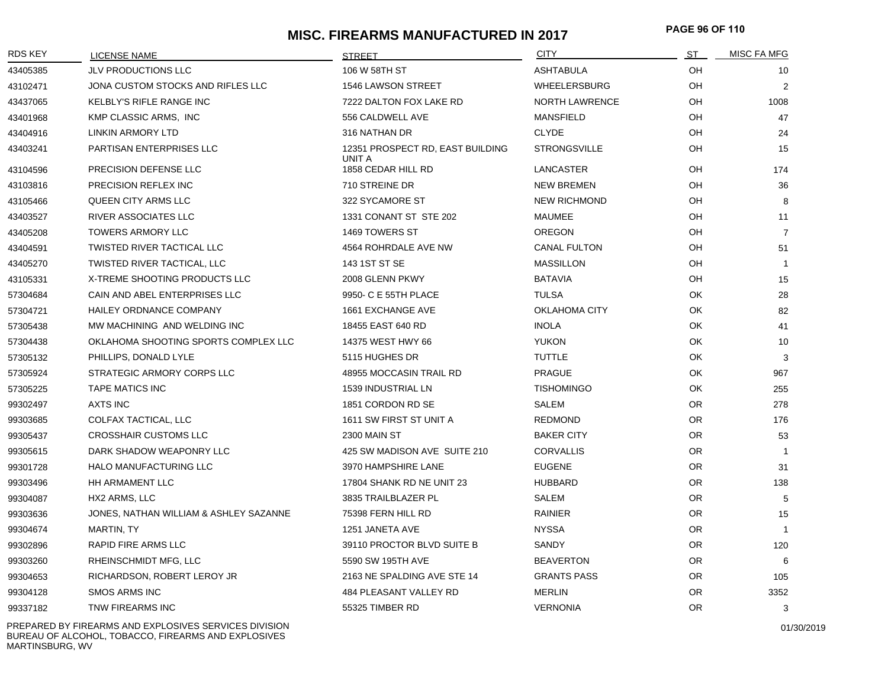# MISC. FIREARMS MANUFACTURED IN 2017

| RDS KEY | LICENSE NAME | STREET | CITY | ST | MISC FA MFG |
|---|---|---|---|---|---|
| 43405385 | JLV PRODUCTIONS LLC | 106 W 58TH ST | ASHTABULA | OH | 10 |
| 43102471 | JONA CUSTOM STOCKS AND RIFLES LLC | 1546 LAWSON STREET | WHEELERSBURG | OH | 2 |
| 43437065 | KELBLY'S RIFLE RANGE INC | 7222 DALTON FOX LAKE RD | NORTH LAWRENCE | OH | 1008 |
| 43401968 | KMP CLASSIC ARMS, INC | 556 CALDWELL AVE | MANSFIELD | OH | 47 |
| 43404916 | LINKIN ARMORY LTD | 316 NATHAN DR | CLYDE | OH | 24 |
| 43403241 | PARTISAN ENTERPRISES LLC | 12351 PROSPECT RD, EAST BUILDING UNIT A | STRONGSVILLE | OH | 15 |
| 43104596 | PRECISION DEFENSE LLC | 1858 CEDAR HILL RD | LANCASTER | OH | 174 |
| 43103816 | PRECISION REFLEX INC | 710 STREINE DR | NEW BREMEN | OH | 36 |
| 43105466 | QUEEN CITY ARMS LLC | 322 SYCAMORE ST | NEW RICHMOND | OH | 8 |
| 43403527 | RIVER ASSOCIATES LLC | 1331 CONANT ST STE 202 | MAUMEE | OH | 11 |
| 43405208 | TOWERS ARMORY LLC | 1469 TOWERS ST | OREGON | OH | 7 |
| 43404591 | TWISTED RIVER TACTICAL LLC | 4564 ROHRDALE AVE NW | CANAL FULTON | OH | 51 |
| 43405270 | TWISTED RIVER TACTICAL, LLC | 143 1ST ST SE | MASSILLON | OH | 1 |
| 43105331 | X-TREME SHOOTING PRODUCTS LLC | 2008 GLENN PKWY | BATAVIA | OH | 15 |
| 57304684 | CAIN AND ABEL ENTERPRISES LLC | 9950- C E 55TH PLACE | TULSA | OK | 28 |
| 57304721 | HAILEY ORDNANCE COMPANY | 1661 EXCHANGE AVE | OKLAHOMA CITY | OK | 82 |
| 57305438 | MW MACHINING AND WELDING INC | 18455 EAST 640 RD | INOLA | OK | 41 |
| 57304438 | OKLAHOMA SHOOTING SPORTS COMPLEX LLC | 14375 WEST HWY 66 | YUKON | OK | 10 |
| 57305132 | PHILLIPS, DONALD LYLE | 5115 HUGHES DR | TUTTLE | OK | 3 |
| 57305924 | STRATEGIC ARMORY CORPS LLC | 48955 MOCCASIN TRAIL RD | PRAGUE | OK | 967 |
| 57305225 | TAPE MATICS INC | 1539 INDUSTRIAL LN | TISHOMINGO | OK | 255 |
| 99302497 | AXTS INC | 1851 CORDON RD SE | SALEM | OR | 278 |
| 99303685 | COLFAX TACTICAL, LLC | 1611 SW FIRST ST UNIT A | REDMOND | OR | 176 |
| 99305437 | CROSSHAIR CUSTOMS LLC | 2300 MAIN ST | BAKER CITY | OR | 53 |
| 99305615 | DARK SHADOW WEAPONRY LLC | 425 SW MADISON AVE SUITE 210 | CORVALLIS | OR | 1 |
| 99301728 | HALO MANUFACTURING LLC | 3970 HAMPSHIRE LANE | EUGENE | OR | 31 |
| 99303496 | HH ARMAMENT LLC | 17804 SHANK RD NE UNIT 23 | HUBBARD | OR | 138 |
| 99304087 | HX2 ARMS, LLC | 3835 TRAILBLAZER PL | SALEM | OR | 5 |
| 99303636 | JONES, NATHAN WILLIAM & ASHLEY SAZANNE | 75398 FERN HILL RD | RAINIER | OR | 15 |
| 99304674 | MARTIN, TY | 1251 JANETA AVE | NYSSA | OR | 1 |
| 99302896 | RAPID FIRE ARMS LLC | 39110 PROCTOR BLVD SUITE B | SANDY | OR | 120 |
| 99303260 | RHEINSCHMIDT MFG, LLC | 5590 SW 195TH AVE | BEAVERTON | OR | 6 |
| 99304653 | RICHARDSON, ROBERT LEROY JR | 2163 NE SPALDING AVE STE 14 | GRANTS PASS | OR | 105 |
| 99304128 | SMOS ARMS INC | 484 PLEASANT VALLEY RD | MERLIN | OR | 3352 |
| 99337182 | TNW FIREARMS INC | 55325 TIMBER RD | VERNONIA | OR | 3 |

PREPARED BY FIREARMS AND EXPLOSIVES SERVICES DIVISION
BUREAU OF ALCOHOL, TOBACCO, FIREARMS AND EXPLOSIVES
MARTINSBURG, WV

01/30/2019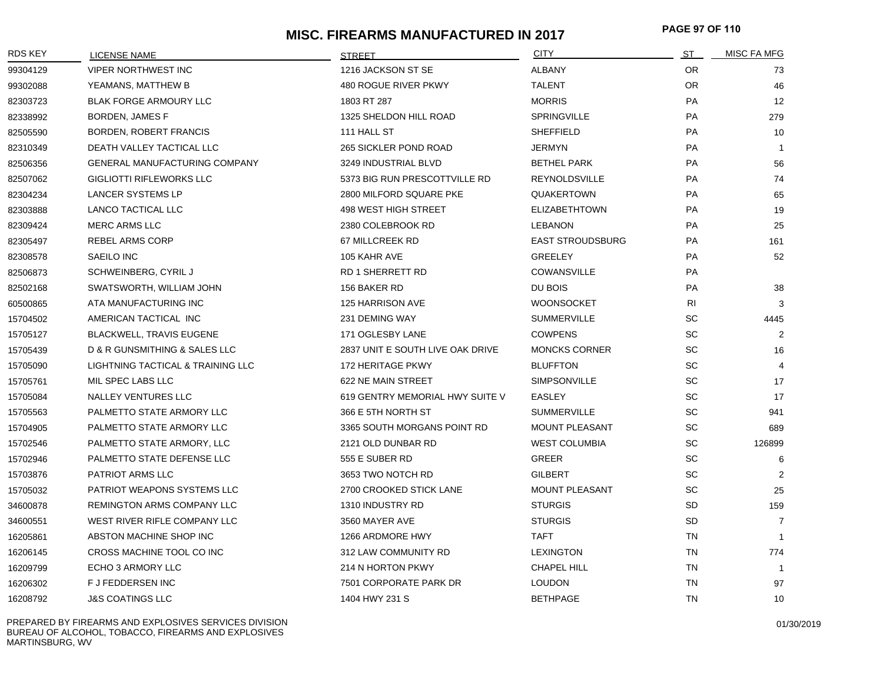# MISC. FIREARMS MANUFACTURED IN 2017

| RDS KEY | LICENSE NAME | STREET | CITY | ST | MISC FA MFG |
|---|---|---|---|---|---|
| 99304129 | VIPER NORTHWEST INC | 1216 JACKSON ST SE | ALBANY | OR | 73 |
| 99302088 | YEAMANS, MATTHEW B | 480 ROGUE RIVER PKWY | TALENT | OR | 46 |
| 82303723 | BLAK FORGE ARMOURY LLC | 1803 RT 287 | MORRIS | PA | 12 |
| 82338992 | BORDEN, JAMES F | 1325 SHELDON HILL ROAD | SPRINGVILLE | PA | 279 |
| 82505590 | BORDEN, ROBERT FRANCIS | 111 HALL ST | SHEFFIELD | PA | 10 |
| 82310349 | DEATH VALLEY TACTICAL LLC | 265 SICKLER POND ROAD | JERMYN | PA | 1 |
| 82506356 | GENERAL MANUFACTURING COMPANY | 3249 INDUSTRIAL BLVD | BETHEL PARK | PA | 56 |
| 82507062 | GIGLIOTTI RIFLEWORKS LLC | 5373 BIG RUN PRESCOTTVILLE RD | REYNOLDSVILLE | PA | 74 |
| 82304234 | LANCER SYSTEMS LP | 2800 MILFORD SQUARE PKE | QUAKERTOWN | PA | 65 |
| 82303888 | LANCO TACTICAL LLC | 498 WEST HIGH STREET | ELIZABETHTOWN | PA | 19 |
| 82309424 | MERC ARMS LLC | 2380 COLEBROOK RD | LEBANON | PA | 25 |
| 82305497 | REBEL ARMS CORP | 67 MILLCREEK RD | EAST STROUDSBURG | PA | 161 |
| 82308578 | SAEILO INC | 105 KAHR AVE | GREELEY | PA | 52 |
| 82506873 | SCHWEINBERG, CYRIL J | RD 1 SHERRETT RD | COWANSVILLE | PA | |
| 82502168 | SWATSWORTH, WILLIAM JOHN | 156 BAKER RD | DU BOIS | PA | 38 |
| 60500865 | ATA MANUFACTURING INC | 125 HARRISON AVE | WOONSOCKET | RI | 3 |
| 15704502 | AMERICAN TACTICAL INC | 231 DEMING WAY | SUMMERVILLE | SC | 4445 |
| 15705127 | BLACKWELL, TRAVIS EUGENE | 171 OGLESBY LANE | COWPENS | SC | 2 |
| 15705439 | D & R GUNSMITHING & SALES LLC | 2837 UNIT E SOUTH LIVE OAK DRIVE | MONCKS CORNER | SC | 16 |
| 15705090 | LIGHTNING TACTICAL & TRAINING LLC | 172 HERITAGE PKWY | BLUFFTON | SC | 4 |
| 15705761 | MIL SPEC LABS LLC | 622 NE MAIN STREET | SIMPSONVILLE | SC | 17 |
| 15705084 | NALLEY VENTURES LLC | 619 GENTRY MEMORIAL HWY SUITE V | EASLEY | SC | 17 |
| 15705563 | PALMETTO STATE ARMORY LLC | 366 E 5TH NORTH ST | SUMMERVILLE | SC | 941 |
| 15704905 | PALMETTO STATE ARMORY LLC | 3365 SOUTH MORGANS POINT RD | MOUNT PLEASANT | SC | 689 |
| 15702546 | PALMETTO STATE ARMORY, LLC | 2121 OLD DUNBAR RD | WEST COLUMBIA | SC | 126899 |
| 15702946 | PALMETTO STATE DEFENSE LLC | 555 E SUBER RD | GREER | SC | 6 |
| 15703876 | PATRIOT ARMS LLC | 3653 TWO NOTCH RD | GILBERT | SC | 2 |
| 15705032 | PATRIOT WEAPONS SYSTEMS LLC | 2700 CROOKED STICK LANE | MOUNT PLEASANT | SC | 25 |
| 34600878 | REMINGTON ARMS COMPANY LLC | 1310 INDUSTRY RD | STURGIS | SD | 159 |
| 34600551 | WEST RIVER RIFLE COMPANY LLC | 3560 MAYER AVE | STURGIS | SD | 7 |
| 16205861 | ABSTON MACHINE SHOP INC | 1266 ARDMORE HWY | TAFT | TN | 1 |
| 16206145 | CROSS MACHINE TOOL CO INC | 312 LAW COMMUNITY RD | LEXINGTON | TN | 774 |
| 16209799 | ECHO 3 ARMORY LLC | 214 N HORTON PKWY | CHAPEL HILL | TN | 1 |
| 16206302 | F J FEDDERSEN INC | 7501 CORPORATE PARK DR | LOUDON | TN | 97 |
| 16208792 | J&S COATINGS LLC | 1404 HWY 231 S | BETHPAGE | TN | 10 |

PREPARED BY FIREARMS AND EXPLOSIVES SERVICES DIVISION
BUREAU OF ALCOHOL, TOBACCO, FIREARMS AND EXPLOSIVES
MARTINSBURG, WV

01/30/2019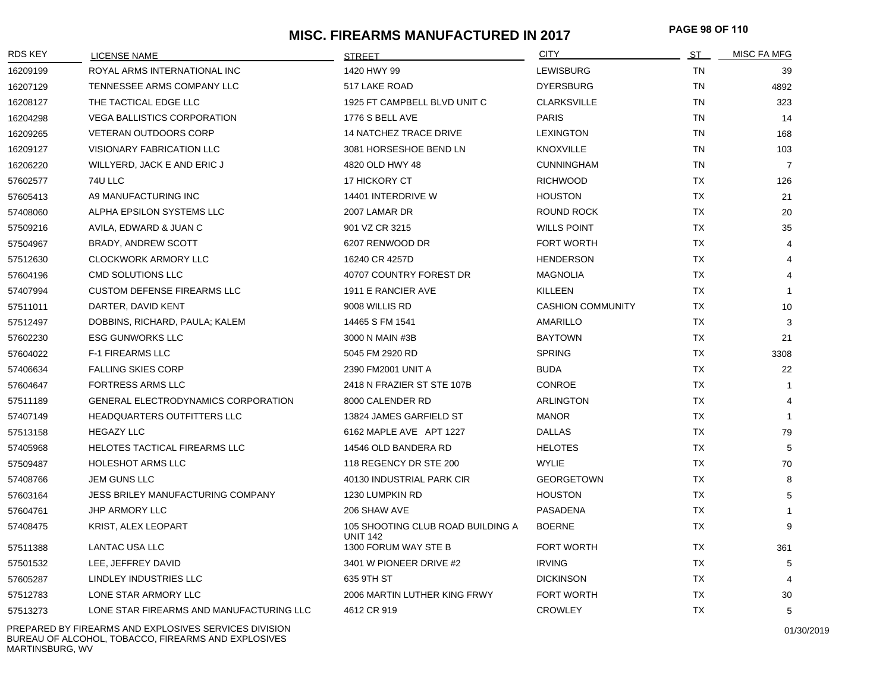# MISC. FIREARMS MANUFACTURED IN 2017

| RDS KEY | LICENSE NAME | STREET | CITY | ST | MISC FA MFG |
|---|---|---|---|---|---|
| 16209199 | ROYAL ARMS INTERNATIONAL INC | 1420 HWY 99 | LEWISBURG | TN | 39 |
| 16207129 | TENNESSEE ARMS COMPANY LLC | 517 LAKE ROAD | DYERSBURG | TN | 4892 |
| 16208127 | THE TACTICAL EDGE LLC | 1925 FT CAMPBELL BLVD UNIT C | CLARKSVILLE | TN | 323 |
| 16204298 | VEGA BALLISTICS CORPORATION | 1776 S BELL AVE | PARIS | TN | 14 |
| 16209265 | VETERAN OUTDOORS CORP | 14 NATCHEZ TRACE DRIVE | LEXINGTON | TN | 168 |
| 16209127 | VISIONARY FABRICATION LLC | 3081 HORSESHOE BEND LN | KNOXVILLE | TN | 103 |
| 16206220 | WILLYERD, JACK E AND ERIC J | 4820 OLD HWY 48 | CUNNINGHAM | TN | 7 |
| 57602577 | 74U LLC | 17 HICKORY CT | RICHWOOD | TX | 126 |
| 57605413 | A9 MANUFACTURING INC | 14401 INTERDRIVE W | HOUSTON | TX | 21 |
| 57408060 | ALPHA EPSILON SYSTEMS LLC | 2007 LAMAR DR | ROUND ROCK | TX | 20 |
| 57509216 | AVILA, EDWARD & JUAN C | 901 VZ CR 3215 | WILLS POINT | TX | 35 |
| 57504967 | BRADY, ANDREW SCOTT | 6207 RENWOOD DR | FORT WORTH | TX | 4 |
| 57512630 | CLOCKWORK ARMORY LLC | 16240 CR 4257D | HENDERSON | TX | 4 |
| 57604196 | CMD SOLUTIONS LLC | 40707 COUNTRY FOREST DR | MAGNOLIA | TX | 4 |
| 57407994 | CUSTOM DEFENSE FIREARMS LLC | 1911 E RANCIER AVE | KILLEEN | TX | 1 |
| 57511011 | DARTER, DAVID KENT | 9008 WILLIS RD | CASHION COMMUNITY | TX | 10 |
| 57512497 | DOBBINS, RICHARD, PAULA; KALEM | 14465 S FM 1541 | AMARILLO | TX | 3 |
| 57602230 | ESG GUNWORKS LLC | 3000 N MAIN #3B | BAYTOWN | TX | 21 |
| 57604022 | F-1 FIREARMS LLC | 5045 FM 2920 RD | SPRING | TX | 3308 |
| 57406634 | FALLING SKIES CORP | 2390 FM2001 UNIT A | BUDA | TX | 22 |
| 57604647 | FORTRESS ARMS LLC | 2418 N FRAZIER ST STE 107B | CONROE | TX | 1 |
| 57511189 | GENERAL ELECTRODYNAMICS CORPORATION | 8000 CALENDER RD | ARLINGTON | TX | 4 |
| 57407149 | HEADQUARTERS OUTFITTERS LLC | 13824 JAMES GARFIELD ST | MANOR | TX | 1 |
| 57513158 | HEGAZY LLC | 6162 MAPLE AVE APT 1227 | DALLAS | TX | 79 |
| 57405968 | HELOTES TACTICAL FIREARMS LLC | 14546 OLD BANDERA RD | HELOTES | TX | 5 |
| 57509487 | HOLESHOT ARMS LLC | 118 REGENCY DR STE 200 | WYLIE | TX | 70 |
| 57408766 | JEM GUNS LLC | 40130 INDUSTRIAL PARK CIR | GEORGETOWN | TX | 8 |
| 57603164 | JESS BRILEY MANUFACTURING COMPANY | 1230 LUMPKIN RD | HOUSTON | TX | 5 |
| 57604761 | JHP ARMORY LLC | 206 SHAW AVE | PASADENA | TX | 1 |
| 57408475 | KRIST, ALEX LEOPART | 105 SHOOTING CLUB ROAD BUILDING A UNIT 142 | BOERNE | TX | 9 |
| 57511388 | LANTAC USA LLC | 1300 FORUM WAY STE B | FORT WORTH | TX | 361 |
| 57501532 | LEE, JEFFREY DAVID | 3401 W PIONEER DRIVE #2 | IRVING | TX | 5 |
| 57605287 | LINDLEY INDUSTRIES LLC | 635 9TH ST | DICKINSON | TX | 4 |
| 57512783 | LONE STAR ARMORY LLC | 2006 MARTIN LUTHER KING FRWY | FORT WORTH | TX | 30 |
| 57513273 | LONE STAR FIREARMS AND MANUFACTURING LLC | 4612 CR 919 | CROWLEY | TX | 5 |

PREPARED BY FIREARMS AND EXPLOSIVES SERVICES DIVISION
BUREAU OF ALCOHOL, TOBACCO, FIREARMS AND EXPLOSIVES
MARTINSBURG, WV

01/30/2019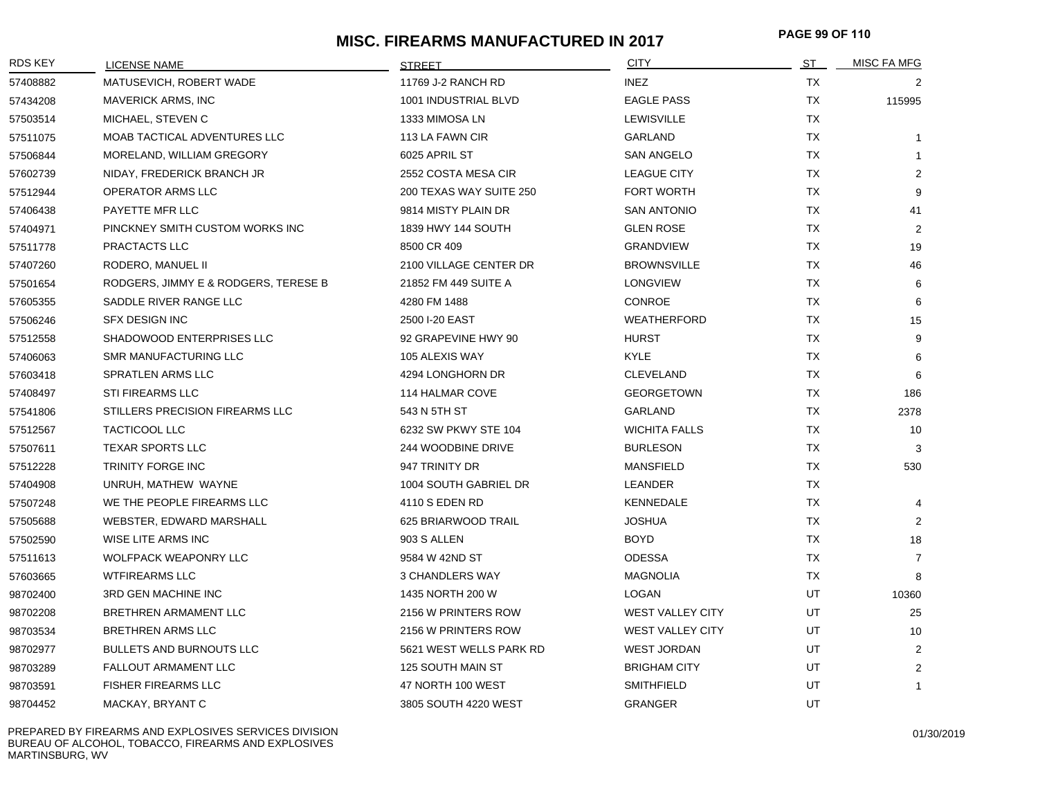# MISC. FIREARMS MANUFACTURED IN 2017

| RDS KEY | LICENSE NAME | STREET | CITY | ST | MISC FA MFG |
|---|---|---|---|---|---|
| 57408882 | MATUSEVICH, ROBERT WADE | 11769 J-2 RANCH RD | INEZ | TX | 2 |
| 57434208 | MAVERICK ARMS, INC | 1001 INDUSTRIAL BLVD | EAGLE PASS | TX | 115995 |
| 57503514 | MICHAEL, STEVEN C | 1333 MIMOSA LN | LEWISVILLE | TX | |
| 57511075 | MOAB TACTICAL ADVENTURES LLC | 113 LA FAWN CIR | GARLAND | TX | 1 |
| 57506844 | MORELAND, WILLIAM GREGORY | 6025 APRIL ST | SAN ANGELO | TX | 1 |
| 57602739 | NIDAY, FREDERICK BRANCH JR | 2552 COSTA MESA CIR | LEAGUE CITY | TX | 2 |
| 57512944 | OPERATOR ARMS LLC | 200 TEXAS WAY SUITE 250 | FORT WORTH | TX | 9 |
| 57406438 | PAYETTE MFR LLC | 9814 MISTY PLAIN DR | SAN ANTONIO | TX | 41 |
| 57404971 | PINCKNEY SMITH CUSTOM WORKS INC | 1839 HWY 144 SOUTH | GLEN ROSE | TX | 2 |
| 57511778 | PRACTACTS LLC | 8500 CR 409 | GRANDVIEW | TX | 19 |
| 57407260 | RODERO, MANUEL II | 2100 VILLAGE CENTER DR | BROWNSVILLE | TX | 46 |
| 57501654 | RODGERS, JIMMY E & RODGERS, TERESE B | 21852 FM 449 SUITE A | LONGVIEW | TX | 6 |
| 57605355 | SADDLE RIVER RANGE LLC | 4280 FM 1488 | CONROE | TX | 6 |
| 57506246 | SFX DESIGN INC | 2500 I-20 EAST | WEATHERFORD | TX | 15 |
| 57512558 | SHADOWOOD ENTERPRISES LLC | 92 GRAPEVINE HWY 90 | HURST | TX | 9 |
| 57406063 | SMR MANUFACTURING LLC | 105 ALEXIS WAY | KYLE | TX | 6 |
| 57603418 | SPRATLEN ARMS LLC | 4294 LONGHORN DR | CLEVELAND | TX | 6 |
| 57408497 | STI FIREARMS LLC | 114 HALMAR COVE | GEORGETOWN | TX | 186 |
| 57541806 | STILLERS PRECISION FIREARMS LLC | 543 N 5TH ST | GARLAND | TX | 2378 |
| 57512567 | TACTICOOL LLC | 6232 SW PKWY STE 104 | WICHITA FALLS | TX | 10 |
| 57507611 | TEXAR SPORTS LLC | 244 WOODBINE DRIVE | BURLESON | TX | 3 |
| 57512228 | TRINITY FORGE INC | 947 TRINITY DR | MANSFIELD | TX | 530 |
| 57404908 | UNRUH, MATHEW WAYNE | 1004 SOUTH GABRIEL DR | LEANDER | TX | |
| 57507248 | WE THE PEOPLE FIREARMS LLC | 4110 S EDEN RD | KENNEDALE | TX | 4 |
| 57505688 | WEBSTER, EDWARD MARSHALL | 625 BRIARWOOD TRAIL | JOSHUA | TX | 2 |
| 57502590 | WISE LITE ARMS INC | 903 S ALLEN | BOYD | TX | 18 |
| 57511613 | WOLFPACK WEAPONRY LLC | 9584 W 42ND ST | ODESSA | TX | 7 |
| 57603665 | WTFIREARMS LLC | 3 CHANDLERS WAY | MAGNOLIA | TX | 8 |
| 98702400 | 3RD GEN MACHINE INC | 1435 NORTH 200 W | LOGAN | UT | 10360 |
| 98702208 | BRETHREN ARMAMENT LLC | 2156 W PRINTERS ROW | WEST VALLEY CITY | UT | 25 |
| 98703534 | BRETHREN ARMS LLC | 2156 W PRINTERS ROW | WEST VALLEY CITY | UT | 10 |
| 98702977 | BULLETS AND BURNOUTS LLC | 5621 WEST WELLS PARK RD | WEST JORDAN | UT | 2 |
| 98703289 | FALLOUT ARMAMENT LLC | 125 SOUTH MAIN ST | BRIGHAM CITY | UT | 2 |
| 98703591 | FISHER FIREARMS LLC | 47 NORTH 100 WEST | SMITHFIELD | UT | 1 |
| 98704452 | MACKAY, BRYANT C | 3805 SOUTH 4220 WEST | GRANGER | UT | |

PREPARED BY FIREARMS AND EXPLOSIVES SERVICES DIVISION
BUREAU OF ALCOHOL, TOBACCO, FIREARMS AND EXPLOSIVES
MARTINSBURG, WV

01/30/2019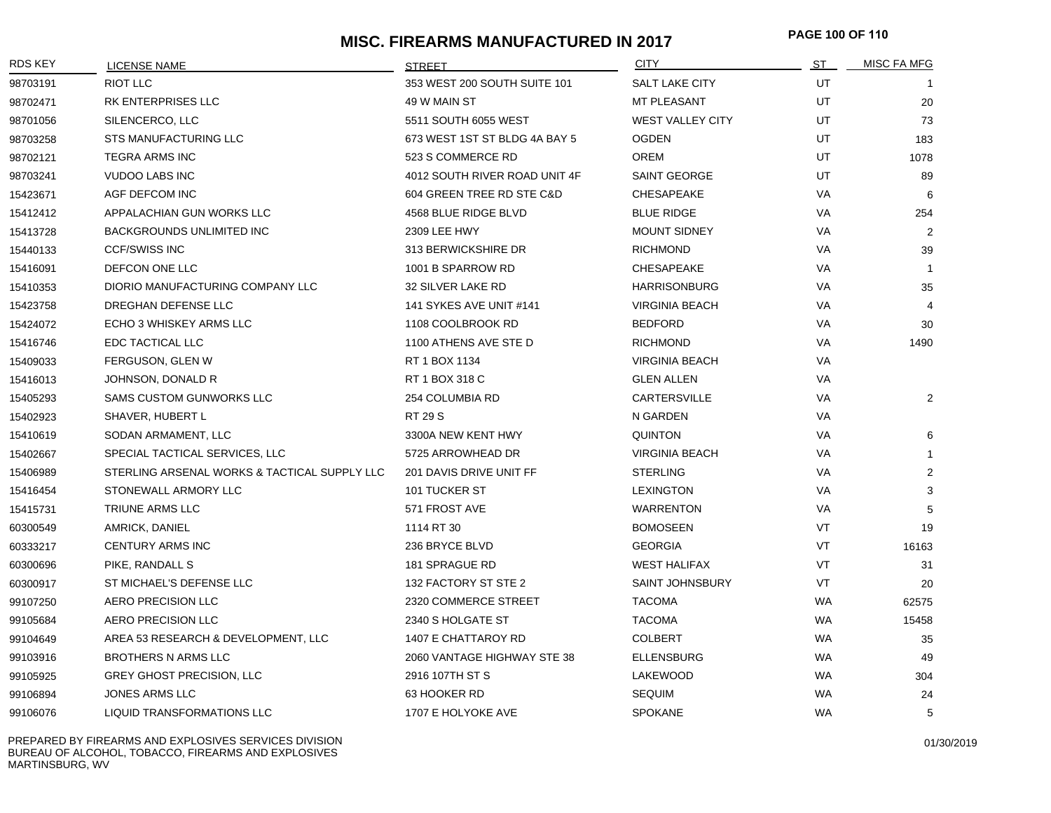# MISC. FIREARMS MANUFACTURED IN 2017

| RDS KEY | LICENSE NAME | STREET | CITY | ST | MISC FA MFG |
|---|---|---|---|---|---|
| 98703191 | RIOT LLC | 353 WEST 200 SOUTH SUITE 101 | SALT LAKE CITY | UT | 1 |
| 98702471 | RK ENTERPRISES LLC | 49 W MAIN ST | MT PLEASANT | UT | 20 |
| 98701056 | SILENCERCO, LLC | 5511 SOUTH 6055 WEST | WEST VALLEY CITY | UT | 73 |
| 98703258 | STS MANUFACTURING LLC | 673 WEST 1ST ST BLDG 4A BAY 5 | OGDEN | UT | 183 |
| 98702121 | TEGRA ARMS INC | 523 S COMMERCE RD | OREM | UT | 1078 |
| 98703241 | VUDOO LABS INC | 4012 SOUTH RIVER ROAD UNIT 4F | SAINT GEORGE | UT | 89 |
| 15423671 | AGF DEFCOM INC | 604 GREEN TREE RD STE C&D | CHESAPEAKE | VA | 6 |
| 15412412 | APPALACHIAN GUN WORKS LLC | 4568 BLUE RIDGE BLVD | BLUE RIDGE | VA | 254 |
| 15413728 | BACKGROUNDS UNLIMITED INC | 2309 LEE HWY | MOUNT SIDNEY | VA | 2 |
| 15440133 | CCF/SWISS INC | 313 BERWICKSHIRE DR | RICHMOND | VA | 39 |
| 15416091 | DEFCON ONE LLC | 1001 B SPARROW RD | CHESAPEAKE | VA | 1 |
| 15410353 | DIORIO MANUFACTURING COMPANY LLC | 32 SILVER LAKE RD | HARRISONBURG | VA | 35 |
| 15423758 | DREGHAN DEFENSE LLC | 141 SYKES AVE UNIT #141 | VIRGINIA BEACH | VA | 4 |
| 15424072 | ECHO 3 WHISKEY ARMS LLC | 1108 COOLBROOK RD | BEDFORD | VA | 30 |
| 15416746 | EDC TACTICAL LLC | 1100 ATHENS AVE STE D | RICHMOND | VA | 1490 |
| 15409033 | FERGUSON, GLEN W | RT 1 BOX 1134 | VIRGINIA BEACH | VA | |
| 15416013 | JOHNSON, DONALD R | RT 1 BOX 318 C | GLEN ALLEN | VA | |
| 15405293 | SAMS CUSTOM GUNWORKS LLC | 254 COLUMBIA RD | CARTERSVILLE | VA | 2 |
| 15402923 | SHAVER, HUBERT L | RT 29 S | N GARDEN | VA | |
| 15410619 | SODAN ARMAMENT, LLC | 3300A NEW KENT HWY | QUINTON | VA | 6 |
| 15402667 | SPECIAL TACTICAL SERVICES, LLC | 5725 ARROWHEAD DR | VIRGINIA BEACH | VA | 1 |
| 15406989 | STERLING ARSENAL WORKS & TACTICAL SUPPLY LLC | 201 DAVIS DRIVE UNIT FF | STERLING | VA | 2 |
| 15416454 | STONEWALL ARMORY LLC | 101 TUCKER ST | LEXINGTON | VA | 3 |
| 15415731 | TRIUNE ARMS LLC | 571 FROST AVE | WARRENTON | VA | 5 |
| 60300549 | AMRICK, DANIEL | 1114 RT 30 | BOMOSEEN | VT | 19 |
| 60333217 | CENTURY ARMS INC | 236 BRYCE BLVD | GEORGIA | VT | 16163 |
| 60300696 | PIKE, RANDALL S | 181 SPRAGUE RD | WEST HALIFAX | VT | 31 |
| 60300917 | ST MICHAEL'S DEFENSE LLC | 132 FACTORY ST STE 2 | SAINT JOHNSBURY | VT | 20 |
| 99107250 | AERO PRECISION LLC | 2320 COMMERCE STREET | TACOMA | WA | 62575 |
| 99105684 | AERO PRECISION LLC | 2340 S HOLGATE ST | TACOMA | WA | 15458 |
| 99104649 | AREA 53 RESEARCH & DEVELOPMENT, LLC | 1407 E CHATTAROY RD | COLBERT | WA | 35 |
| 99103916 | BROTHERS N ARMS LLC | 2060 VANTAGE HIGHWAY STE 38 | ELLENSBURG | WA | 49 |
| 99105925 | GREY GHOST PRECISION, LLC | 2916 107TH ST S | LAKEWOOD | WA | 304 |
| 99106894 | JONES ARMS LLC | 63 HOOKER RD | SEQUIM | WA | 24 |
| 99106076 | LIQUID TRANSFORMATIONS LLC | 1707 E HOLYOKE AVE | SPOKANE | WA | 5 |

PREPARED BY FIREARMS AND EXPLOSIVES SERVICES DIVISION
BUREAU OF ALCOHOL, TOBACCO, FIREARMS AND EXPLOSIVES
MARTINSBURG, WV

01/30/2019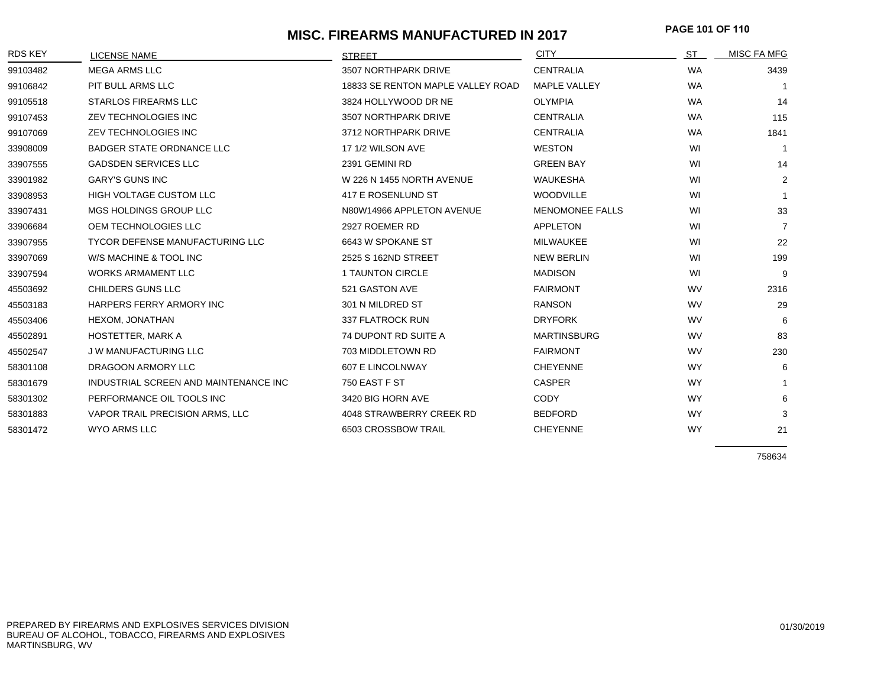# MISC. FIREARMS MANUFACTURED IN 2017

| RDS KEY | LICENSE NAME | STREET | CITY | ST | MISC FA MFG |
|---|---|---|---|---|---|
| 99103482 | MEGA ARMS LLC | 3507 NORTHPARK DRIVE | CENTRALIA | WA | 3439 |
| 99106842 | PIT BULL ARMS LLC | 18833 SE RENTON MAPLE VALLEY ROAD | MAPLE VALLEY | WA | 1 |
| 99105518 | STARLOS FIREARMS LLC | 3824 HOLLYWOOD DR NE | OLYMPIA | WA | 14 |
| 99107453 | ZEV TECHNOLOGIES INC | 3507 NORTHPARK DRIVE | CENTRALIA | WA | 115 |
| 99107069 | ZEV TECHNOLOGIES INC | 3712 NORTHPARK DRIVE | CENTRALIA | WA | 1841 |
| 33908009 | BADGER STATE ORDNANCE LLC | 17 1/2 WILSON AVE | WESTON | WI | 1 |
| 33907555 | GADSDEN SERVICES LLC | 2391 GEMINI RD | GREEN BAY | WI | 14 |
| 33901982 | GARY'S GUNS INC | W 226 N 1455 NORTH AVENUE | WAUKESHA | WI | 2 |
| 33908953 | HIGH VOLTAGE CUSTOM LLC | 417 E ROSENLUND ST | WOODVILLE | WI | 1 |
| 33907431 | MGS HOLDINGS GROUP LLC | N80W14966 APPLETON AVENUE | MENOMONEE FALLS | WI | 33 |
| 33906684 | OEM TECHNOLOGIES LLC | 2927 ROEMER RD | APPLETON | WI | 7 |
| 33907955 | TYCOR DEFENSE MANUFACTURING LLC | 6643 W SPOKANE ST | MILWAUKEE | WI | 22 |
| 33907069 | W/S MACHINE & TOOL INC | 2525 S 162ND STREET | NEW BERLIN | WI | 199 |
| 33907594 | WORKS ARMAMENT LLC | 1 TAUNTON CIRCLE | MADISON | WI | 9 |
| 45503692 | CHILDERS GUNS LLC | 521 GASTON AVE | FAIRMONT | WV | 2316 |
| 45503183 | HARPERS FERRY ARMORY INC | 301 N MILDRED ST | RANSON | WV | 29 |
| 45503406 | HEXOM, JONATHAN | 337 FLATROCK RUN | DRYFORK | WV | 6 |
| 45502891 | HOSTETTER, MARK A | 74 DUPONT RD SUITE A | MARTINSBURG | WV | 83 |
| 45502547 | J W MANUFACTURING LLC | 703 MIDDLETOWN RD | FAIRMONT | WV | 230 |
| 58301108 | DRAGOON ARMORY LLC | 607 E LINCOLNWAY | CHEYENNE | WY | 6 |
| 58301679 | INDUSTRIAL SCREEN AND MAINTENANCE INC | 750 EAST F ST | CASPER | WY | 1 |
| 58301302 | PERFORMANCE OIL TOOLS INC | 3420 BIG HORN AVE | CODY | WY | 6 |
| 58301883 | VAPOR TRAIL PRECISION ARMS, LLC | 4048 STRAWBERRY CREEK RD | BEDFORD | WY | 3 |
| 58301472 | WYO ARMS LLC | 6503 CROSSBOW TRAIL | CHEYENNE | WY | 21 |
| | | | | | 758634 |

PREPARED BY FIREARMS AND EXPLOSIVES SERVICES DIVISION
BUREAU OF ALCOHOL, TOBACCO, FIREARMS AND EXPLOSIVES
MARTINSBURG, WV

01/30/2019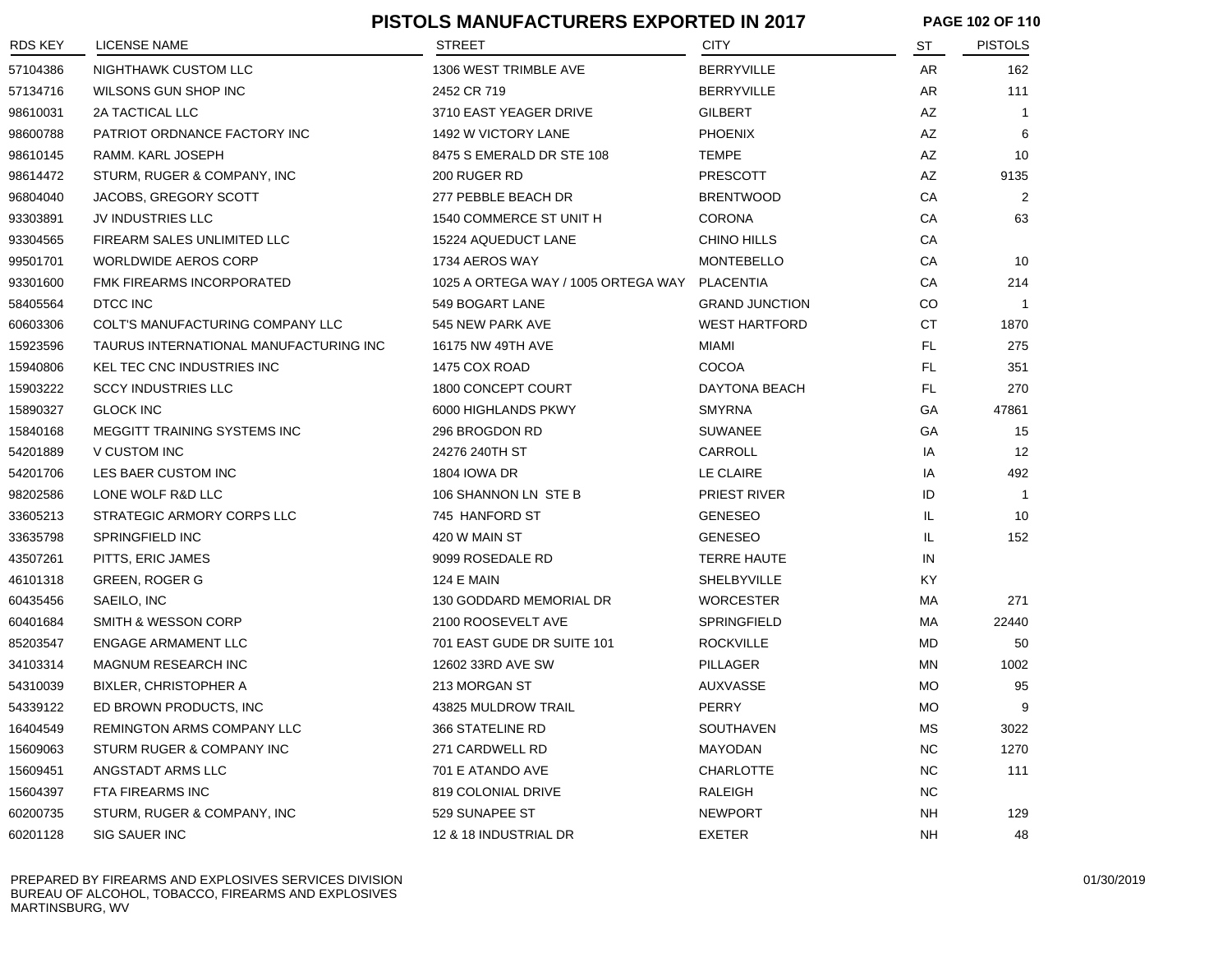# PISTOLS MANUFACTURERS EXPORTED IN 2017

| RDS KEY | LICENSE NAME | STREET | CITY | ST | PISTOLS |
|---|---|---|---|---|---|
| 57104386 | NIGHTHAWK CUSTOM LLC | 1306 WEST TRIMBLE AVE | BERRYVILLE | AR | 162 |
| 57134716 | WILSONS GUN SHOP INC | 2452 CR 719 | BERRYVILLE | AR | 111 |
| 98610031 | 2A TACTICAL LLC | 3710 EAST YEAGER DRIVE | GILBERT | AZ | 1 |
| 98600788 | PATRIOT ORDNANCE FACTORY INC | 1492 W VICTORY LANE | PHOENIX | AZ | 6 |
| 98610145 | RAMM. KARL JOSEPH | 8475 S EMERALD DR STE 108 | TEMPE | AZ | 10 |
| 98614472 | STURM, RUGER & COMPANY, INC | 200 RUGER RD | PRESCOTT | AZ | 9135 |
| 96804040 | JACOBS, GREGORY SCOTT | 277 PEBBLE BEACH DR | BRENTWOOD | CA | 2 |
| 93303891 | JV INDUSTRIES LLC | 1540 COMMERCE ST UNIT H | CORONA | CA | 63 |
| 93304565 | FIREARM SALES UNLIMITED LLC | 15224 AQUEDUCT LANE | CHINO HILLS | CA | |
| 99501701 | WORLDWIDE AEROS CORP | 1734 AEROS WAY | MONTEBELLO | CA | 10 |
| 93301600 | FMK FIREARMS INCORPORATED | 1025 A ORTEGA WAY / 1005 ORTEGA WAY | PLACENTIA | CA | 214 |
| 58405564 | DTCC INC | 549 BOGART LANE | GRAND JUNCTION | CO | 1 |
| 60603306 | COLT'S MANUFACTURING COMPANY LLC | 545 NEW PARK AVE | WEST HARTFORD | CT | 1870 |
| 15923596 | TAURUS INTERNATIONAL MANUFACTURING INC | 16175 NW 49TH AVE | MIAMI | FL | 275 |
| 15940806 | KEL TEC CNC INDUSTRIES INC | 1475 COX ROAD | COCOA | FL | 351 |
| 15903222 | SCCY INDUSTRIES LLC | 1800 CONCEPT COURT | DAYTONA BEACH | FL | 270 |
| 15890327 | GLOCK INC | 6000 HIGHLANDS PKWY | SMYRNA | GA | 47861 |
| 15840168 | MEGGITT TRAINING SYSTEMS INC | 296 BROGDON RD | SUWANEE | GA | 15 |
| 54201889 | V CUSTOM INC | 24276 240TH ST | CARROLL | IA | 12 |
| 54201706 | LES BAER CUSTOM INC | 1804 IOWA DR | LE CLAIRE | IA | 492 |
| 98202586 | LONE WOLF R&D LLC | 106 SHANNON LN STE B | PRIEST RIVER | ID | 1 |
| 33605213 | STRATEGIC ARMORY CORPS LLC | 745 HANFORD ST | GENESEO | IL | 10 |
| 33635798 | SPRINGFIELD INC | 420 W MAIN ST | GENESEO | IL | 152 |
| 43507261 | PITTS, ERIC JAMES | 9099 ROSEDALE RD | TERRE HAUTE | IN | |
| 46101318 | GREEN, ROGER G | 124 E MAIN | SHELBYVILLE | KY | |
| 60435456 | SAEILO, INC | 130 GODDARD MEMORIAL DR | WORCESTER | MA | 271 |
| 60401684 | SMITH & WESSON CORP | 2100 ROOSEVELT AVE | SPRINGFIELD | MA | 22440 |
| 85203547 | ENGAGE ARMAMENT LLC | 701 EAST GUDE DR SUITE 101 | ROCKVILLE | MD | 50 |
| 34103314 | MAGNUM RESEARCH INC | 12602 33RD AVE SW | PILLAGER | MN | 1002 |
| 54310039 | BIXLER, CHRISTOPHER A | 213 MORGAN ST | AUXVASSE | MO | 95 |
| 54339122 | ED BROWN PRODUCTS, INC | 43825 MULDROW TRAIL | PERRY | MO | 9 |
| 16404549 | REMINGTON ARMS COMPANY LLC | 366 STATELINE RD | SOUTHAVEN | MS | 3022 |
| 15609063 | STURM RUGER & COMPANY INC | 271 CARDWELL RD | MAYODAN | NC | 1270 |
| 15609451 | ANGSTADT ARMS LLC | 701 E ATANDO AVE | CHARLOTTE | NC | 111 |
| 15604397 | FTA FIREARMS INC | 819 COLONIAL DRIVE | RALEIGH | NC | |
| 60200735 | STURM, RUGER & COMPANY, INC | 529 SUNAPEE ST | NEWPORT | NH | 129 |
| 60201128 | SIG SAUER INC | 12 & 18 INDUSTRIAL DR | EXETER | NH | 48 |

PREPARED BY FIREARMS AND EXPLOSIVES SERVICES DIVISION
BUREAU OF ALCOHOL, TOBACCO, FIREARMS AND EXPLOSIVES
MARTINSBURG, WV

01/30/2019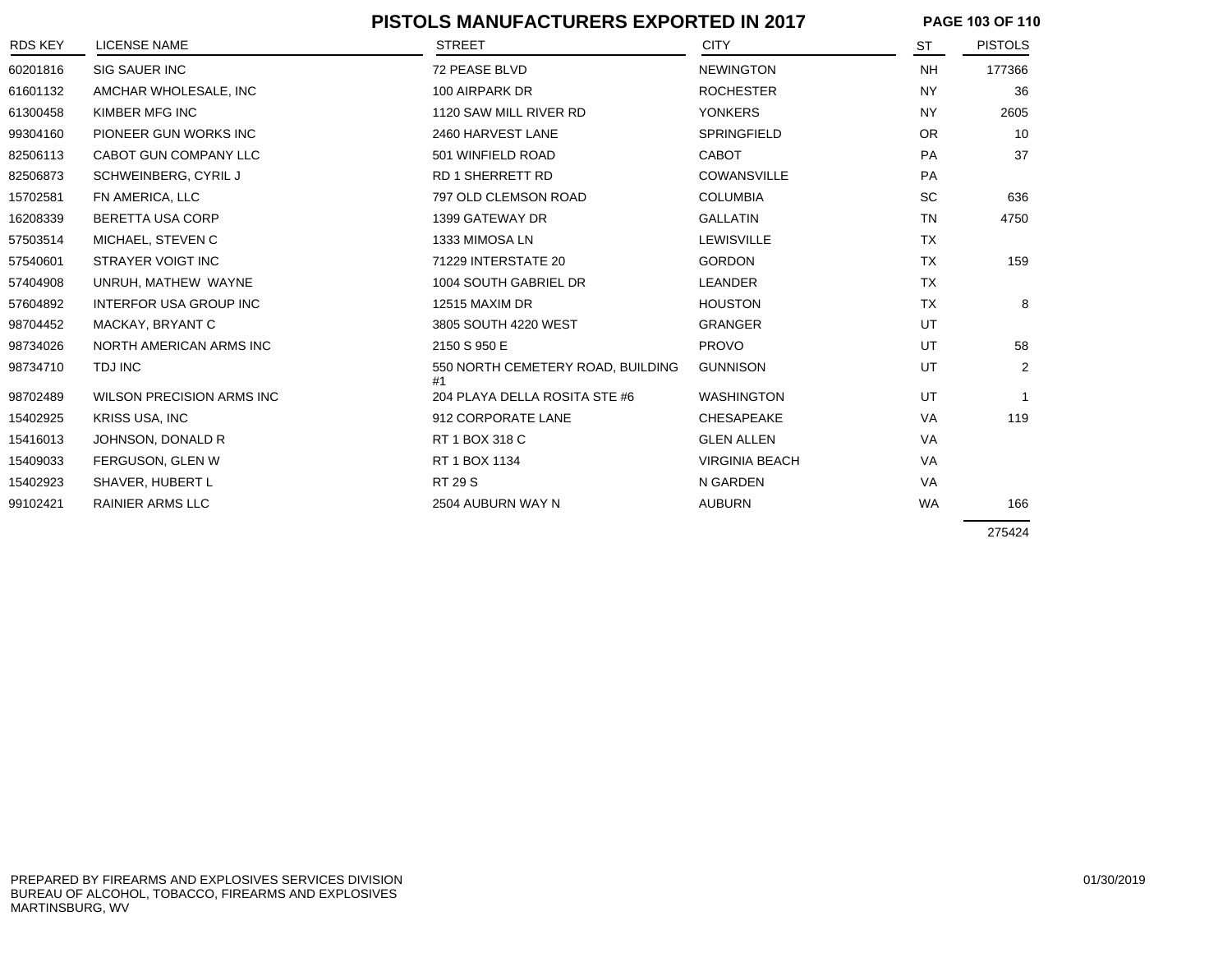# PISTOLS MANUFACTURERS EXPORTED IN 2017

| RDS KEY | LICENSE NAME | STREET | CITY | ST | PISTOLS |
|---|---|---|---|---|---|
| 60201816 | SIG SAUER INC | 72 PEASE BLVD | NEWINGTON | NH | 177366 |
| 61601132 | AMCHAR WHOLESALE, INC | 100 AIRPARK DR | ROCHESTER | NY | 36 |
| 61300458 | KIMBER MFG INC | 1120 SAW MILL RIVER RD | YONKERS | NY | 2605 |
| 99304160 | PIONEER GUN WORKS INC | 2460 HARVEST LANE | SPRINGFIELD | OR | 10 |
| 82506113 | CABOT GUN COMPANY LLC | 501 WINFIELD ROAD | CABOT | PA | 37 |
| 82506873 | SCHWEINBERG, CYRIL J | RD 1 SHERRETT RD | COWANSVILLE | PA | |
| 15702581 | FN AMERICA, LLC | 797 OLD CLEMSON ROAD | COLUMBIA | SC | 636 |
| 16208339 | BERETTA USA CORP | 1399 GATEWAY DR | GALLATIN | TN | 4750 |
| 57503514 | MICHAEL, STEVEN C | 1333 MIMOSA LN | LEWISVILLE | TX | |
| 57540601 | STRAYER VOIGT INC | 71229 INTERSTATE 20 | GORDON | TX | 159 |
| 57404908 | UNRUH, MATHEW WAYNE | 1004 SOUTH GABRIEL DR | LEANDER | TX | |
| 57604892 | INTERFOR USA GROUP INC | 12515 MAXIM DR | HOUSTON | TX | 8 |
| 98704452 | MACKAY, BRYANT C | 3805 SOUTH 4220 WEST | GRANGER | UT | |
| 98734026 | NORTH AMERICAN ARMS INC | 2150 S 950 E | PROVO | UT | 58 |
| 98734710 | TDJ INC | 550 NORTH CEMETERY ROAD, BUILDING #1 | GUNNISON | UT | 2 |
| 98702489 | WILSON PRECISION ARMS INC | 204 PLAYA DELLA ROSITA STE #6 | WASHINGTON | UT | 1 |
| 15402925 | KRISS USA, INC | 912 CORPORATE LANE | CHESAPEAKE | VA | 119 |
| 15416013 | JOHNSON, DONALD R | RT 1 BOX 318 C | GLEN ALLEN | VA | |
| 15409033 | FERGUSON, GLEN W | RT 1 BOX 1134 | VIRGINIA BEACH | VA | |
| 15402923 | SHAVER, HUBERT L | RT 29 S | N GARDEN | VA | |
| 99102421 | RAINIER ARMS LLC | 2504 AUBURN WAY N | AUBURN | WA | 166 |
| | | | | | 275424 |

PREPARED BY FIREARMS AND EXPLOSIVES SERVICES DIVISION
BUREAU OF ALCOHOL, TOBACCO, FIREARMS AND EXPLOSIVES
MARTINSBURG, WV

01/30/2019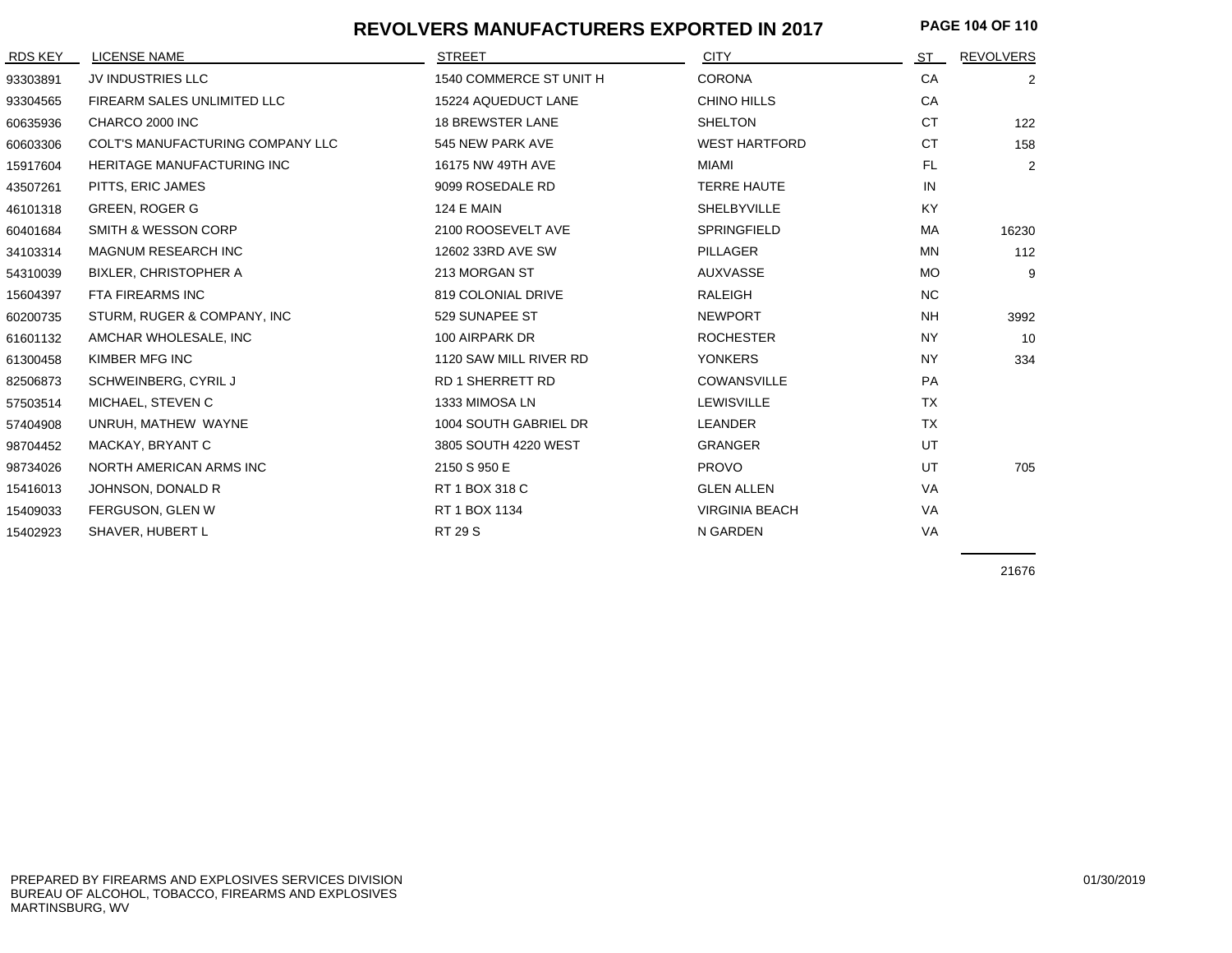# REVOLVERS MANUFACTURERS EXPORTED IN 2017

| RDS KEY | LICENSE NAME | STREET | CITY | ST | REVOLVERS |
|---|---|---|---|---|---|
| 93303891 | JV INDUSTRIES LLC | 1540 COMMERCE ST UNIT H | CORONA | CA | 2 |
| 93304565 | FIREARM SALES UNLIMITED LLC | 15224 AQUEDUCT LANE | CHINO HILLS | CA | |
| 60635936 | CHARCO 2000 INC | 18 BREWSTER LANE | SHELTON | CT | 122 |
| 60603306 | COLT'S MANUFACTURING COMPANY LLC | 545 NEW PARK AVE | WEST HARTFORD | CT | 158 |
| 15917604 | HERITAGE MANUFACTURING INC | 16175 NW 49TH AVE | MIAMI | FL | 2 |
| 43507261 | PITTS, ERIC JAMES | 9099 ROSEDALE RD | TERRE HAUTE | IN | |
| 46101318 | GREEN, ROGER G | 124 E MAIN | SHELBYVILLE | KY | |
| 60401684 | SMITH & WESSON CORP | 2100 ROOSEVELT AVE | SPRINGFIELD | MA | 16230 |
| 34103314 | MAGNUM RESEARCH INC | 12602 33RD AVE SW | PILLAGER | MN | 112 |
| 54310039 | BIXLER, CHRISTOPHER A | 213 MORGAN ST | AUXVASSE | MO | 9 |
| 15604397 | FTA FIREARMS INC | 819 COLONIAL DRIVE | RALEIGH | NC | |
| 60200735 | STURM, RUGER & COMPANY, INC | 529 SUNAPEE ST | NEWPORT | NH | 3992 |
| 61601132 | AMCHAR WHOLESALE, INC | 100 AIRPARK DR | ROCHESTER | NY | 10 |
| 61300458 | KIMBER MFG INC | 1120 SAW MILL RIVER RD | YONKERS | NY | 334 |
| 82506873 | SCHWEINBERG, CYRIL J | RD 1 SHERRETT RD | COWANSVILLE | PA | |
| 57503514 | MICHAEL, STEVEN C | 1333 MIMOSA LN | LEWISVILLE | TX | |
| 57404908 | UNRUH, MATHEW WAYNE | 1004 SOUTH GABRIEL DR | LEANDER | TX | |
| 98704452 | MACKAY, BRYANT C | 3805 SOUTH 4220 WEST | GRANGER | UT | |
| 98734026 | NORTH AMERICAN ARMS INC | 2150 S 950 E | PROVO | UT | 705 |
| 15416013 | JOHNSON, DONALD R | RT 1 BOX 318 C | GLEN ALLEN | VA | |
| 15409033 | FERGUSON, GLEN W | RT 1 BOX 1134 | VIRGINIA BEACH | VA | |
| 15402923 | SHAVER, HUBERT L | RT 29 S | N GARDEN | VA | |
| | | | | | 21676 |

PREPARED BY FIREARMS AND EXPLOSIVES SERVICES DIVISION
BUREAU OF ALCOHOL, TOBACCO, FIREARMS AND EXPLOSIVES
MARTINSBURG, WV

01/30/2019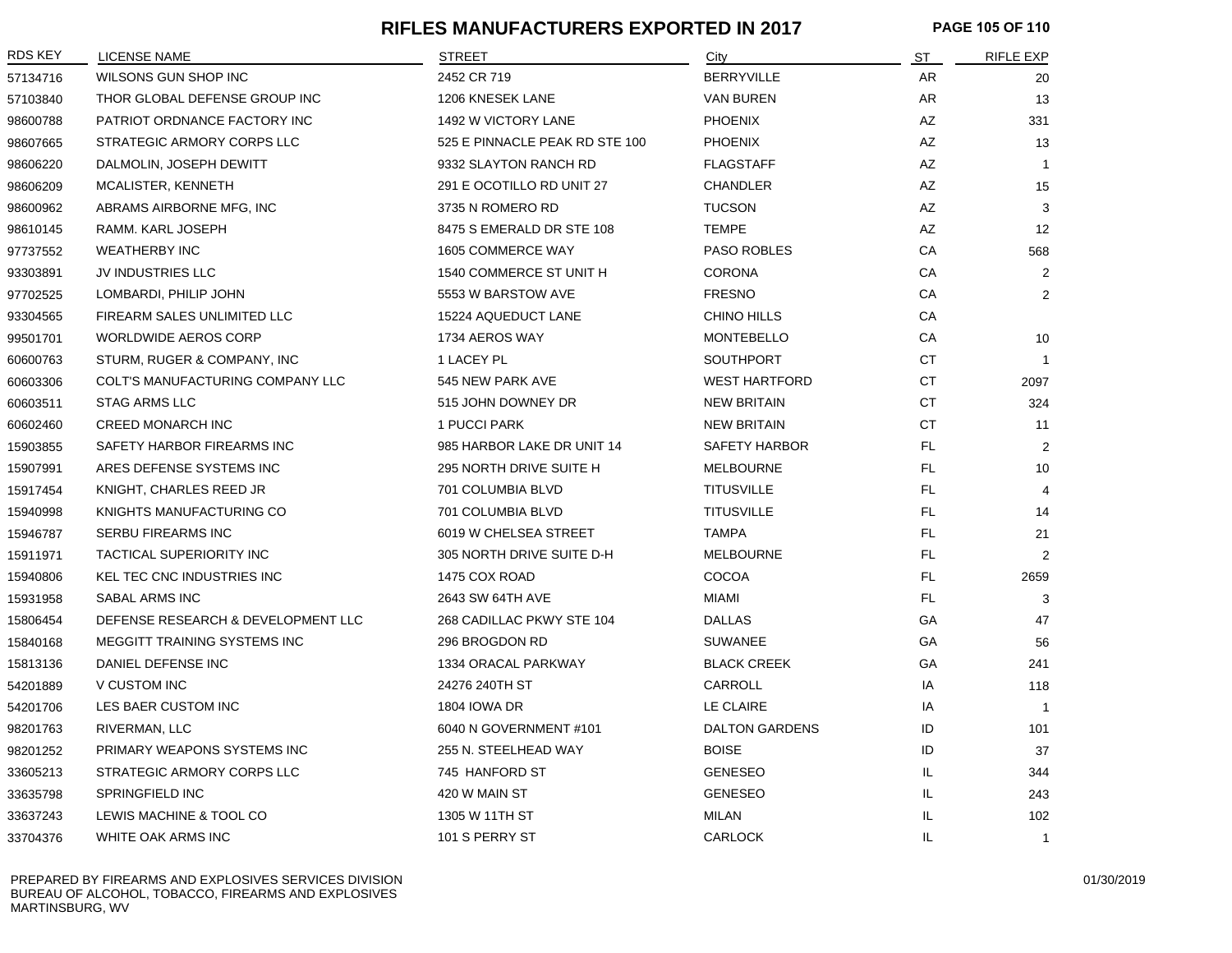# RIFLES MANUFACTURERS EXPORTED IN 2017

| RDS KEY | LICENSE NAME | STREET | City | ST | RIFLE EXP |
|---|---|---|---|---|---|
| 57134716 | WILSONS GUN SHOP INC | 2452 CR 719 | BERRYVILLE | AR | 20 |
| 57103840 | THOR GLOBAL DEFENSE GROUP INC | 1206 KNESEK LANE | VAN BUREN | AR | 13 |
| 98600788 | PATRIOT ORDNANCE FACTORY INC | 1492 W VICTORY LANE | PHOENIX | AZ | 331 |
| 98607665 | STRATEGIC ARMORY CORPS LLC | 525 E PINNACLE PEAK RD STE 100 | PHOENIX | AZ | 13 |
| 98606220 | DALMOLIN, JOSEPH DEWITT | 9332 SLAYTON RANCH RD | FLAGSTAFF | AZ | 1 |
| 98606209 | MCALISTER, KENNETH | 291 E OCOTILLO RD UNIT 27 | CHANDLER | AZ | 15 |
| 98600962 | ABRAMS AIRBORNE MFG, INC | 3735 N ROMERO RD | TUCSON | AZ | 3 |
| 98610145 | RAMM. KARL JOSEPH | 8475 S EMERALD DR STE 108 | TEMPE | AZ | 12 |
| 97737552 | WEATHERBY INC | 1605 COMMERCE WAY | PASO ROBLES | CA | 568 |
| 93303891 | JV INDUSTRIES LLC | 1540 COMMERCE ST UNIT H | CORONA | CA | 2 |
| 97702525 | LOMBARDI, PHILIP JOHN | 5553 W BARSTOW AVE | FRESNO | CA | 2 |
| 93304565 | FIREARM SALES UNLIMITED LLC | 15224 AQUEDUCT LANE | CHINO HILLS | CA | |
| 99501701 | WORLDWIDE AEROS CORP | 1734 AEROS WAY | MONTEBELLO | CA | 10 |
| 60600763 | STURM, RUGER & COMPANY, INC | 1 LACEY PL | SOUTHPORT | CT | 1 |
| 60603306 | COLT'S MANUFACTURING COMPANY LLC | 545 NEW PARK AVE | WEST HARTFORD | CT | 2097 |
| 60603511 | STAG ARMS LLC | 515 JOHN DOWNEY DR | NEW BRITAIN | CT | 324 |
| 60602460 | CREED MONARCH INC | 1 PUCCI PARK | NEW BRITAIN | CT | 11 |
| 15903855 | SAFETY HARBOR FIREARMS INC | 985 HARBOR LAKE DR UNIT 14 | SAFETY HARBOR | FL | 2 |
| 15907991 | ARES DEFENSE SYSTEMS INC | 295 NORTH DRIVE SUITE H | MELBOURNE | FL | 10 |
| 15917454 | KNIGHT, CHARLES REED JR | 701 COLUMBIA BLVD | TITUSVILLE | FL | 4 |
| 15940998 | KNIGHTS MANUFACTURING CO | 701 COLUMBIA BLVD | TITUSVILLE | FL | 14 |
| 15946787 | SERBU FIREARMS INC | 6019 W CHELSEA STREET | TAMPA | FL | 21 |
| 15911971 | TACTICAL SUPERIORITY INC | 305 NORTH DRIVE SUITE D-H | MELBOURNE | FL | 2 |
| 15940806 | KEL TEC CNC INDUSTRIES INC | 1475 COX ROAD | COCOA | FL | 2659 |
| 15931958 | SABAL ARMS INC | 2643 SW 64TH AVE | MIAMI | FL | 3 |
| 15806454 | DEFENSE RESEARCH & DEVELOPMENT LLC | 268 CADILLAC PKWY STE 104 | DALLAS | GA | 47 |
| 15840168 | MEGGITT TRAINING SYSTEMS INC | 296 BROGDON RD | SUWANEE | GA | 56 |
| 15813136 | DANIEL DEFENSE INC | 1334 ORACAL PARKWAY | BLACK CREEK | GA | 241 |
| 54201889 | V CUSTOM INC | 24276 240TH ST | CARROLL | IA | 118 |
| 54201706 | LES BAER CUSTOM INC | 1804 IOWA DR | LE CLAIRE | IA | 1 |
| 98201763 | RIVERMAN, LLC | 6040 N GOVERNMENT #101 | DALTON GARDENS | ID | 101 |
| 98201252 | PRIMARY WEAPONS SYSTEMS INC | 255 N. STEELHEAD WAY | BOISE | ID | 37 |
| 33605213 | STRATEGIC ARMORY CORPS LLC | 745 HANFORD ST | GENESEO | IL | 344 |
| 33635798 | SPRINGFIELD INC | 420 W MAIN ST | GENESEO | IL | 243 |
| 33637243 | LEWIS MACHINE & TOOL CO | 1305 W 11TH ST | MILAN | IL | 102 |
| 33704376 | WHITE OAK ARMS INC | 101 S PERRY ST | CARLOCK | IL | 1 |

PREPARED BY FIREARMS AND EXPLOSIVES SERVICES DIVISION
BUREAU OF ALCOHOL, TOBACCO, FIREARMS AND EXPLOSIVES
MARTINSBURG, WV

01/30/2019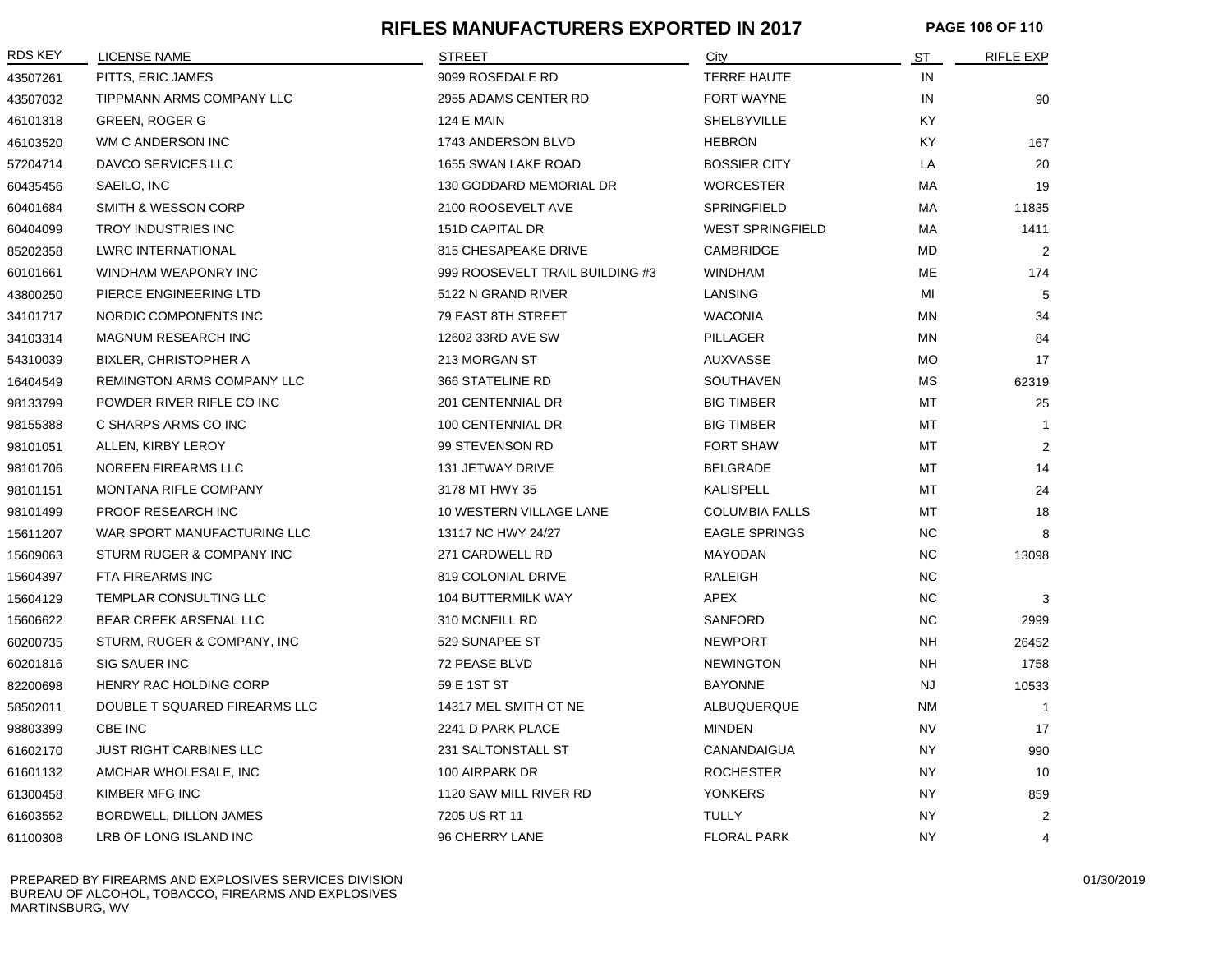# RIFLES MANUFACTURERS EXPORTED IN 2017

| RDS KEY | LICENSE NAME | STREET | City | ST | RIFLE EXP |
|---|---|---|---|---|---|
| 43507261 | PITTS, ERIC JAMES | 9099 ROSEDALE RD | TERRE HAUTE | IN | |
| 43507032 | TIPPMANN ARMS COMPANY LLC | 2955 ADAMS CENTER RD | FORT WAYNE | IN | 90 |
| 46101318 | GREEN, ROGER G | 124 E MAIN | SHELBYVILLE | KY | |
| 46103520 | WM C ANDERSON INC | 1743 ANDERSON BLVD | HEBRON | KY | 167 |
| 57204714 | DAVCO SERVICES LLC | 1655 SWAN LAKE ROAD | BOSSIER CITY | LA | 20 |
| 60435456 | SAEILO, INC | 130 GODDARD MEMORIAL DR | WORCESTER | MA | 19 |
| 60401684 | SMITH & WESSON CORP | 2100 ROOSEVELT AVE | SPRINGFIELD | MA | 11835 |
| 60404099 | TROY INDUSTRIES INC | 151D CAPITAL DR | WEST SPRINGFIELD | MA | 1411 |
| 85202358 | LWRC INTERNATIONAL | 815 CHESAPEAKE DRIVE | CAMBRIDGE | MD | 2 |
| 60101661 | WINDHAM WEAPONRY INC | 999 ROOSEVELT TRAIL BUILDING #3 | WINDHAM | ME | 174 |
| 43800250 | PIERCE ENGINEERING LTD | 5122 N GRAND RIVER | LANSING | MI | 5 |
| 34101717 | NORDIC COMPONENTS INC | 79 EAST 8TH STREET | WACONIA | MN | 34 |
| 34103314 | MAGNUM RESEARCH INC | 12602 33RD AVE SW | PILLAGER | MN | 84 |
| 54310039 | BIXLER, CHRISTOPHER A | 213 MORGAN ST | AUXVASSE | MO | 17 |
| 16404549 | REMINGTON ARMS COMPANY LLC | 366 STATELINE RD | SOUTHAVEN | MS | 62319 |
| 98133799 | POWDER RIVER RIFLE CO INC | 201 CENTENNIAL DR | BIG TIMBER | MT | 25 |
| 98155388 | C SHARPS ARMS CO INC | 100 CENTENNIAL DR | BIG TIMBER | MT | 1 |
| 98101051 | ALLEN, KIRBY LEROY | 99 STEVENSON RD | FORT SHAW | MT | 2 |
| 98101706 | NOREEN FIREARMS LLC | 131 JETWAY DRIVE | BELGRADE | MT | 14 |
| 98101151 | MONTANA RIFLE COMPANY | 3178 MT HWY 35 | KALISPELL | MT | 24 |
| 98101499 | PROOF RESEARCH INC | 10 WESTERN VILLAGE LANE | COLUMBIA FALLS | MT | 18 |
| 15611207 | WAR SPORT MANUFACTURING LLC | 13117 NC HWY 24/27 | EAGLE SPRINGS | NC | 8 |
| 15609063 | STURM RUGER & COMPANY INC | 271 CARDWELL RD | MAYODAN | NC | 13098 |
| 15604397 | FTA FIREARMS INC | 819 COLONIAL DRIVE | RALEIGH | NC | |
| 15604129 | TEMPLAR CONSULTING LLC | 104 BUTTERMILK WAY | APEX | NC | 3 |
| 15606622 | BEAR CREEK ARSENAL LLC | 310 MCNEILL RD | SANFORD | NC | 2999 |
| 60200735 | STURM, RUGER & COMPANY, INC | 529 SUNAPEE ST | NEWPORT | NH | 26452 |
| 60201816 | SIG SAUER INC | 72 PEASE BLVD | NEWINGTON | NH | 1758 |
| 82200698 | HENRY RAC HOLDING CORP | 59 E 1ST ST | BAYONNE | NJ | 10533 |
| 58502011 | DOUBLE T SQUARED FIREARMS LLC | 14317 MEL SMITH CT NE | ALBUQUERQUE | NM | 1 |
| 98803399 | CBE INC | 2241 D PARK PLACE | MINDEN | NV | 17 |
| 61602170 | JUST RIGHT CARBINES LLC | 231 SALTONSTALL ST | CANANDAIGUA | NY | 990 |
| 61601132 | AMCHAR WHOLESALE, INC | 100 AIRPARK DR | ROCHESTER | NY | 10 |
| 61300458 | KIMBER MFG INC | 1120 SAW MILL RIVER RD | YONKERS | NY | 859 |
| 61603552 | BORDWELL, DILLON JAMES | 7205 US RT 11 | TULLY | NY | 2 |
| 61100308 | LRB OF LONG ISLAND INC | 96 CHERRY LANE | FLORAL PARK | NY | 4 |

PREPARED BY FIREARMS AND EXPLOSIVES SERVICES DIVISION
BUREAU OF ALCOHOL, TOBACCO, FIREARMS AND EXPLOSIVES
MARTINSBURG, WV

01/30/2019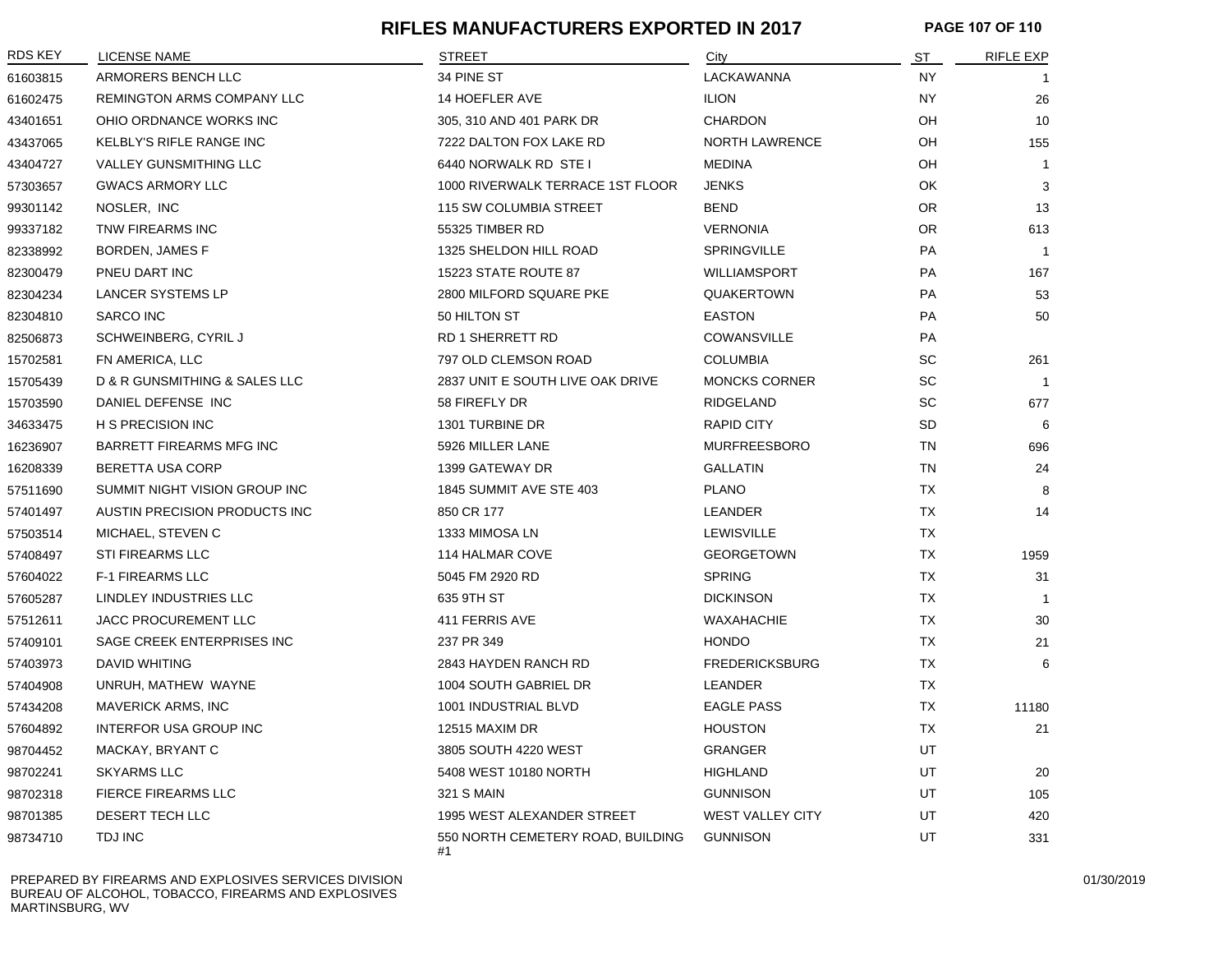# RIFLES MANUFACTURERS EXPORTED IN 2017

| RDS KEY | LICENSE NAME | STREET | City | ST | RIFLE EXP |
|---|---|---|---|---|---|
| 61603815 | ARMORERS BENCH LLC | 34 PINE ST | LACKAWANNA | NY | 1 |
| 61602475 | REMINGTON ARMS COMPANY LLC | 14 HOEFLER AVE | ILION | NY | 26 |
| 43401651 | OHIO ORDNANCE WORKS INC | 305, 310 AND 401 PARK DR | CHARDON | OH | 10 |
| 43437065 | KELBLY'S RIFLE RANGE INC | 7222 DALTON FOX LAKE RD | NORTH LAWRENCE | OH | 155 |
| 43404727 | VALLEY GUNSMITHING LLC | 6440 NORWALK RD STE I | MEDINA | OH | 1 |
| 57303657 | GWACS ARMORY LLC | 1000 RIVERWALK TERRACE 1ST FLOOR | JENKS | OK | 3 |
| 99301142 | NOSLER, INC | 115 SW COLUMBIA STREET | BEND | OR | 13 |
| 99337182 | TNW FIREARMS INC | 55325 TIMBER RD | VERNONIA | OR | 613 |
| 82338992 | BORDEN, JAMES F | 1325 SHELDON HILL ROAD | SPRINGVILLE | PA | 1 |
| 82300479 | PNEU DART INC | 15223 STATE ROUTE 87 | WILLIAMSPORT | PA | 167 |
| 82304234 | LANCER SYSTEMS LP | 2800 MILFORD SQUARE PKE | QUAKERTOWN | PA | 53 |
| 82304810 | SARCO INC | 50 HILTON ST | EASTON | PA | 50 |
| 82506873 | SCHWEINBERG, CYRIL J | RD 1 SHERRETT RD | COWANSVILLE | PA | |
| 15702581 | FN AMERICA, LLC | 797 OLD CLEMSON ROAD | COLUMBIA | SC | 261 |
| 15705439 | D & R GUNSMITHING & SALES LLC | 2837 UNIT E SOUTH LIVE OAK DRIVE | MONCKS CORNER | SC | 1 |
| 15703590 | DANIEL DEFENSE INC | 58 FIREFLY DR | RIDGELAND | SC | 677 |
| 34633475 | H S PRECISION INC | 1301 TURBINE DR | RAPID CITY | SD | 6 |
| 16236907 | BARRETT FIREARMS MFG INC | 5926 MILLER LANE | MURFREESBORO | TN | 696 |
| 16208339 | BERETTA USA CORP | 1399 GATEWAY DR | GALLATIN | TN | 24 |
| 57511690 | SUMMIT NIGHT VISION GROUP INC | 1845 SUMMIT AVE STE 403 | PLANO | TX | 8 |
| 57401497 | AUSTIN PRECISION PRODUCTS INC | 850 CR 177 | LEANDER | TX | 14 |
| 57503514 | MICHAEL, STEVEN C | 1333 MIMOSA LN | LEWISVILLE | TX | |
| 57408497 | STI FIREARMS LLC | 114 HALMAR COVE | GEORGETOWN | TX | 1959 |
| 57604022 | F-1 FIREARMS LLC | 5045 FM 2920 RD | SPRING | TX | 31 |
| 57605287 | LINDLEY INDUSTRIES LLC | 635 9TH ST | DICKINSON | TX | 1 |
| 57512611 | JACC PROCUREMENT LLC | 411 FERRIS AVE | WAXAHACHIE | TX | 30 |
| 57409101 | SAGE CREEK ENTERPRISES INC | 237 PR 349 | HONDO | TX | 21 |
| 57403973 | DAVID WHITING | 2843 HAYDEN RANCH RD | FREDERICKSBURG | TX | 6 |
| 57404908 | UNRUH, MATHEW WAYNE | 1004 SOUTH GABRIEL DR | LEANDER | TX | |
| 57434208 | MAVERICK ARMS, INC | 1001 INDUSTRIAL BLVD | EAGLE PASS | TX | 11180 |
| 57604892 | INTERFOR USA GROUP INC | 12515 MAXIM DR | HOUSTON | TX | 21 |
| 98704452 | MACKAY, BRYANT C | 3805 SOUTH 4220 WEST | GRANGER | UT | |
| 98702241 | SKYARMS LLC | 5408 WEST 10180 NORTH | HIGHLAND | UT | 20 |
| 98702318 | FIERCE FIREARMS LLC | 321 S MAIN | GUNNISON | UT | 105 |
| 98701385 | DESERT TECH LLC | 1995 WEST ALEXANDER STREET | WEST VALLEY CITY | UT | 420 |
| 98734710 | TDJ INC | 550 NORTH CEMETERY ROAD, BUILDING #1 | GUNNISON | UT | 331 |

PREPARED BY FIREARMS AND EXPLOSIVES SERVICES DIVISION
BUREAU OF ALCOHOL, TOBACCO, FIREARMS AND EXPLOSIVES
MARTINSBURG, WV

01/30/2019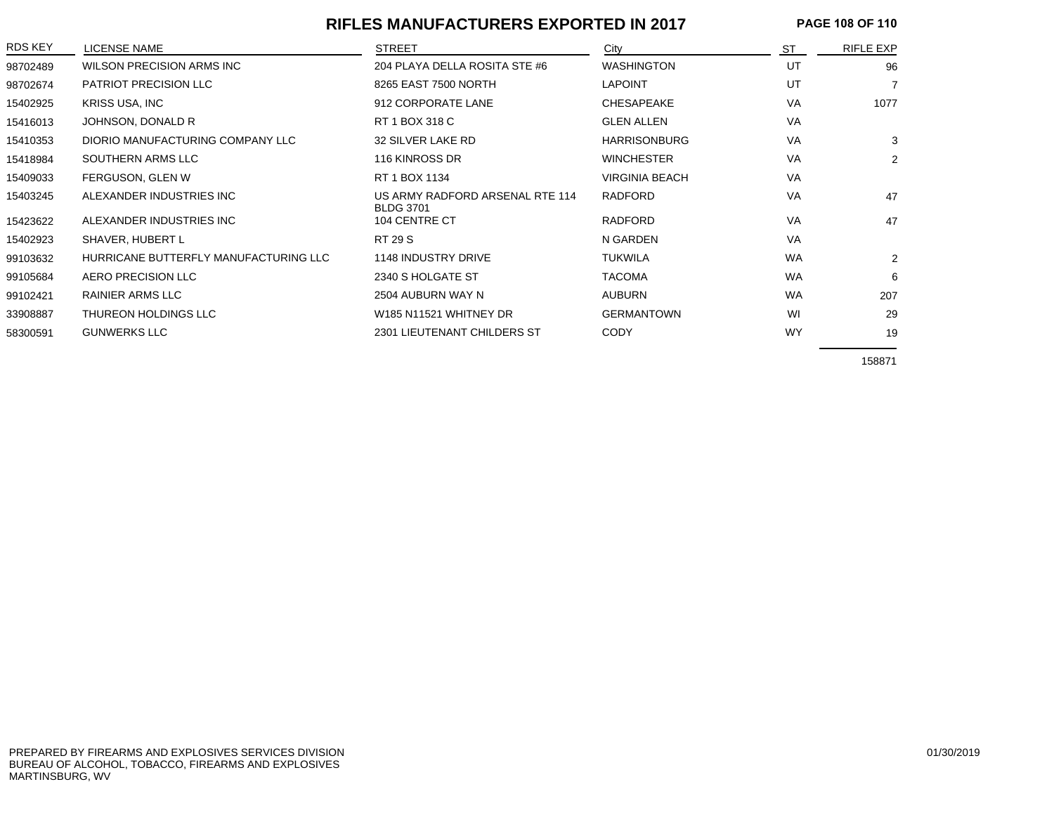# RIFLES MANUFACTURERS EXPORTED IN 2017

| RDS KEY | LICENSE NAME | STREET | City | ST | RIFLE EXP |
|---|---|---|---|---|---|
| 98702489 | WILSON PRECISION ARMS INC | 204 PLAYA DELLA ROSITA STE #6 | WASHINGTON | UT | 96 |
| 98702674 | PATRIOT PRECISION LLC | 8265 EAST 7500 NORTH | LAPOINT | UT | 7 |
| 15402925 | KRISS USA, INC | 912 CORPORATE LANE | CHESAPEAKE | VA | 1077 |
| 15416013 | JOHNSON, DONALD R | RT 1 BOX 318 C | GLEN ALLEN | VA | |
| 15410353 | DIORIO MANUFACTURING COMPANY LLC | 32 SILVER LAKE RD | HARRISONBURG | VA | 3 |
| 15418984 | SOUTHERN ARMS LLC | 116 KINROSS DR | WINCHESTER | VA | 2 |
| 15409033 | FERGUSON, GLEN W | RT 1 BOX 1134 | VIRGINIA BEACH | VA | |
| 15403245 | ALEXANDER INDUSTRIES INC | US ARMY RADFORD ARSENAL RTE 114 BLDG 3701 | RADFORD | VA | 47 |
| 15423622 | ALEXANDER INDUSTRIES INC | 104 CENTRE CT | RADFORD | VA | 47 |
| 15402923 | SHAVER, HUBERT L | RT 29 S | N GARDEN | VA | |
| 99103632 | HURRICANE BUTTERFLY MANUFACTURING LLC | 1148 INDUSTRY DRIVE | TUKWILA | WA | 2 |
| 99105684 | AERO PRECISION LLC | 2340 S HOLGATE ST | TACOMA | WA | 6 |
| 99102421 | RAINIER ARMS LLC | 2504 AUBURN WAY N | AUBURN | WA | 207 |
| 33908887 | THUREON HOLDINGS LLC | W185 N11521 WHITNEY DR | GERMANTOWN | WI | 29 |
| 58300591 | GUNWERKS LLC | 2301 LIEUTENANT CHILDERS ST | CODY | WY | 19 |
| | | | | | 158871 |

PREPARED BY FIREARMS AND EXPLOSIVES SERVICES DIVISION
BUREAU OF ALCOHOL, TOBACCO, FIREARMS AND EXPLOSIVES
MARTINSBURG, WV

01/30/2019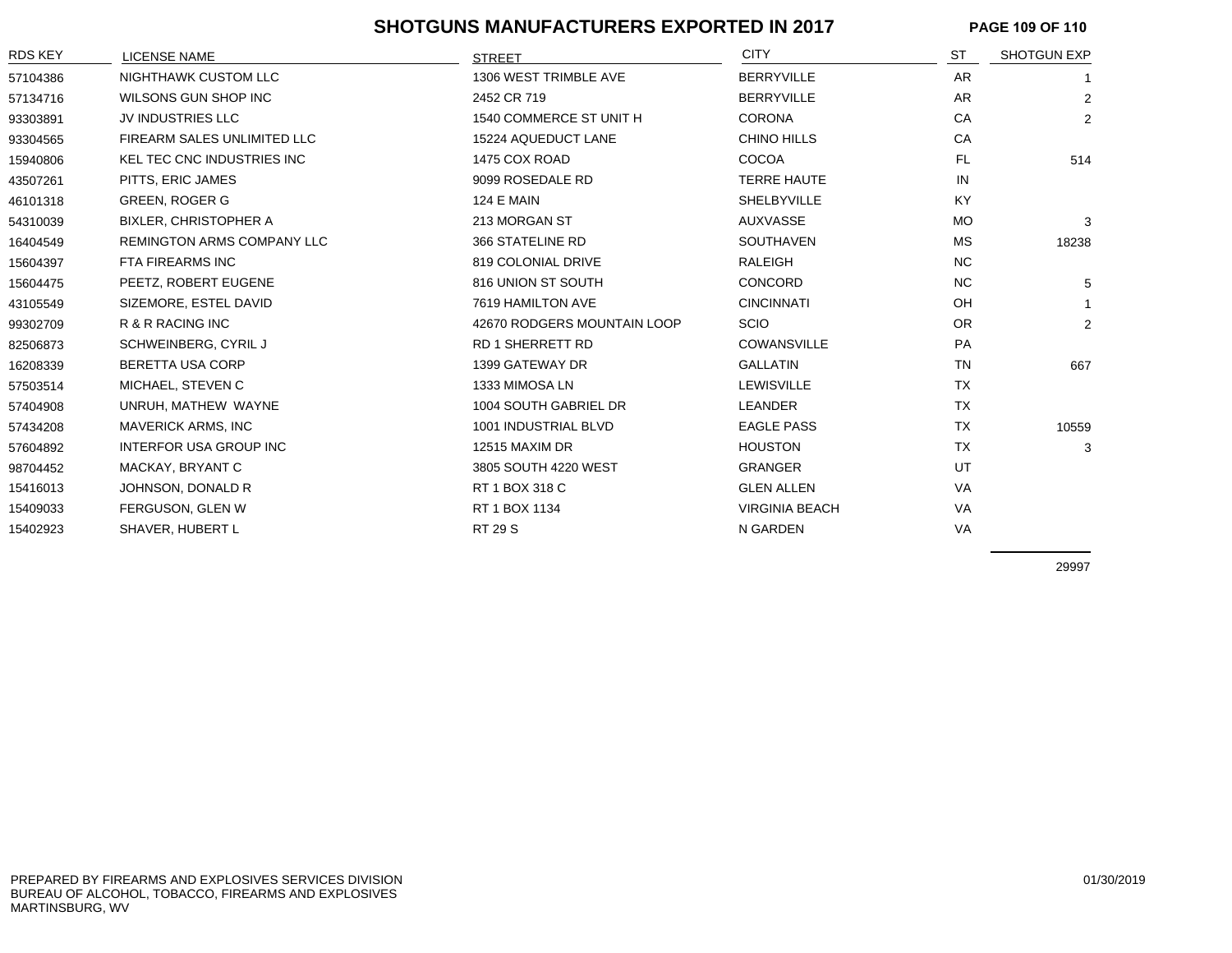# SHOTGUNS MANUFACTURERS EXPORTED IN 2017

| RDS KEY | LICENSE NAME | STREET | CITY | ST | SHOTGUN EXP |
|---|---|---|---|---|---|
| 57104386 | NIGHTHAWK CUSTOM LLC | 1306 WEST TRIMBLE AVE | BERRYVILLE | AR | 1 |
| 57134716 | WILSONS GUN SHOP INC | 2452 CR 719 | BERRYVILLE | AR | 2 |
| 93303891 | JV INDUSTRIES LLC | 1540 COMMERCE ST UNIT H | CORONA | CA | 2 |
| 93304565 | FIREARM SALES UNLIMITED LLC | 15224 AQUEDUCT LANE | CHINO HILLS | CA | |
| 15940806 | KEL TEC CNC INDUSTRIES INC | 1475 COX ROAD | COCOA | FL | 514 |
| 43507261 | PITTS, ERIC JAMES | 9099 ROSEDALE RD | TERRE HAUTE | IN | |
| 46101318 | GREEN, ROGER G | 124 E MAIN | SHELBYVILLE | KY | |
| 54310039 | BIXLER, CHRISTOPHER A | 213 MORGAN ST | AUXVASSE | MO | 3 |
| 16404549 | REMINGTON ARMS COMPANY LLC | 366 STATELINE RD | SOUTHAVEN | MS | 18238 |
| 15604397 | FTA FIREARMS INC | 819 COLONIAL DRIVE | RALEIGH | NC | |
| 15604475 | PEETZ, ROBERT EUGENE | 816 UNION ST SOUTH | CONCORD | NC | 5 |
| 43105549 | SIZEMORE, ESTEL DAVID | 7619 HAMILTON AVE | CINCINNATI | OH | 1 |
| 99302709 | R & R RACING INC | 42670 RODGERS MOUNTAIN LOOP | SCIO | OR | 2 |
| 82506873 | SCHWEINBERG, CYRIL J | RD 1 SHERRETT RD | COWANSVILLE | PA | |
| 16208339 | BERETTA USA CORP | 1399 GATEWAY DR | GALLATIN | TN | 667 |
| 57503514 | MICHAEL, STEVEN C | 1333 MIMOSA LN | LEWISVILLE | TX | |
| 57404908 | UNRUH, MATHEW WAYNE | 1004 SOUTH GABRIEL DR | LEANDER | TX | |
| 57434208 | MAVERICK ARMS, INC | 1001 INDUSTRIAL BLVD | EAGLE PASS | TX | 10559 |
| 57604892 | INTERFOR USA GROUP INC | 12515 MAXIM DR | HOUSTON | TX | 3 |
| 98704452 | MACKAY, BRYANT C | 3805 SOUTH 4220 WEST | GRANGER | UT | |
| 15416013 | JOHNSON, DONALD R | RT 1 BOX 318 C | GLEN ALLEN | VA | |
| 15409033 | FERGUSON, GLEN W | RT 1 BOX 1134 | VIRGINIA BEACH | VA | |
| 15402923 | SHAVER, HUBERT L | RT 29 S | N GARDEN | VA | |
| | | | | | 29997 |

PREPARED BY FIREARMS AND EXPLOSIVES SERVICES DIVISION
BUREAU OF ALCOHOL, TOBACCO, FIREARMS AND EXPLOSIVES
MARTINSBURG, WV

01/30/2019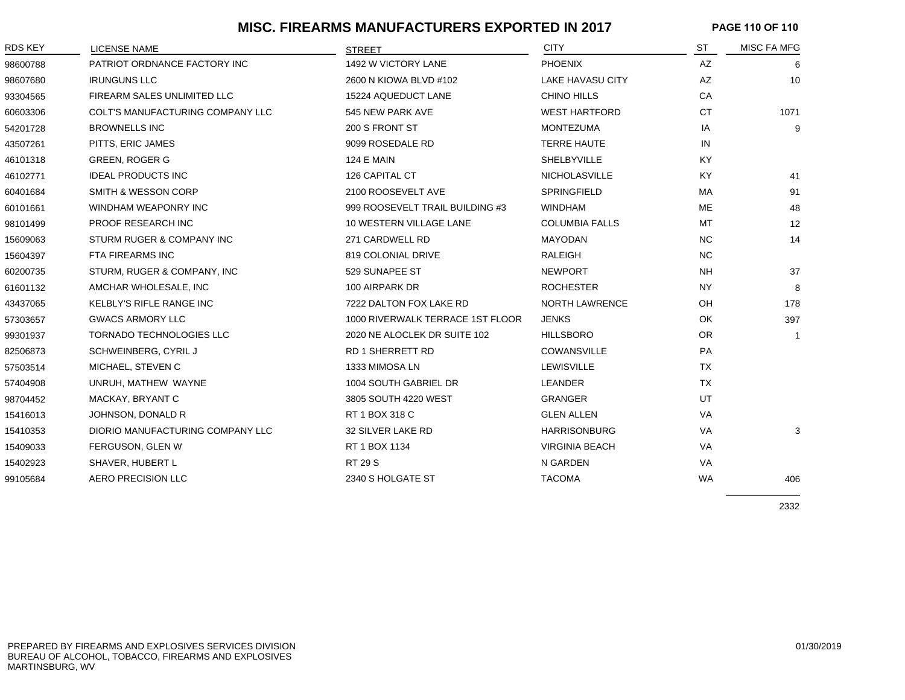# MISC. FIREARMS MANUFACTURERS EXPORTED IN 2017

| RDS KEY | LICENSE NAME | STREET | CITY | ST | MISC FA MFG |
|---|---|---|---|---|---|
| 98600788 | PATRIOT ORDNANCE FACTORY INC | 1492 W VICTORY LANE | PHOENIX | AZ | 6 |
| 98607680 | IRUNGUNS LLC | 2600 N KIOWA BLVD #102 | LAKE HAVASU CITY | AZ | 10 |
| 93304565 | FIREARM SALES UNLIMITED LLC | 15224 AQUEDUCT LANE | CHINO HILLS | CA | |
| 60603306 | COLT'S MANUFACTURING COMPANY LLC | 545 NEW PARK AVE | WEST HARTFORD | CT | 1071 |
| 54201728 | BROWNELLS INC | 200 S FRONT ST | MONTEZUMA | IA | 9 |
| 43507261 | PITTS, ERIC JAMES | 9099 ROSEDALE RD | TERRE HAUTE | IN | |
| 46101318 | GREEN, ROGER G | 124 E MAIN | SHELBYVILLE | KY | |
| 46102771 | IDEAL PRODUCTS INC | 126 CAPITAL CT | NICHOLASVILLE | KY | 41 |
| 60401684 | SMITH & WESSON CORP | 2100 ROOSEVELT AVE | SPRINGFIELD | MA | 91 |
| 60101661 | WINDHAM WEAPONRY INC | 999 ROOSEVELT TRAIL BUILDING #3 | WINDHAM | ME | 48 |
| 98101499 | PROOF RESEARCH INC | 10 WESTERN VILLAGE LANE | COLUMBIA FALLS | MT | 12 |
| 15609063 | STURM RUGER & COMPANY INC | 271 CARDWELL RD | MAYODAN | NC | 14 |
| 15604397 | FTA FIREARMS INC | 819 COLONIAL DRIVE | RALEIGH | NC | |
| 60200735 | STURM, RUGER & COMPANY, INC | 529 SUNAPEE ST | NEWPORT | NH | 37 |
| 61601132 | AMCHAR WHOLESALE, INC | 100 AIRPARK DR | ROCHESTER | NY | 8 |
| 43437065 | KELBLY'S RIFLE RANGE INC | 7222 DALTON FOX LAKE RD | NORTH LAWRENCE | OH | 178 |
| 57303657 | GWACS ARMORY LLC | 1000 RIVERWALK TERRACE 1ST FLOOR | JENKS | OK | 397 |
| 99301937 | TORNADO TECHNOLOGIES LLC | 2020 NE ALOCLEK DR SUITE 102 | HILLSBORO | OR | 1 |
| 82506873 | SCHWEINBERG, CYRIL J | RD 1 SHERRETT RD | COWANSVILLE | PA | |
| 57503514 | MICHAEL, STEVEN C | 1333 MIMOSA LN | LEWISVILLE | TX | |
| 57404908 | UNRUH, MATHEW WAYNE | 1004 SOUTH GABRIEL DR | LEANDER | TX | |
| 98704452 | MACKAY, BRYANT C | 3805 SOUTH 4220 WEST | GRANGER | UT | |
| 15416013 | JOHNSON, DONALD R | RT 1 BOX 318 C | GLEN ALLEN | VA | |
| 15410353 | DIORIO MANUFACTURING COMPANY LLC | 32 SILVER LAKE RD | HARRISONBURG | VA | 3 |
| 15409033 | FERGUSON, GLEN W | RT 1 BOX 1134 | VIRGINIA BEACH | VA | |
| 15402923 | SHAVER, HUBERT L | RT 29 S | N GARDEN | VA | |
| 99105684 | AERO PRECISION LLC | 2340 S HOLGATE ST | TACOMA | WA | 406 |
| | | | | | 2332 |

PREPARED BY FIREARMS AND EXPLOSIVES SERVICES DIVISION
BUREAU OF ALCOHOL, TOBACCO, FIREARMS AND EXPLOSIVES
MARTINSBURG, WV

01/30/2019